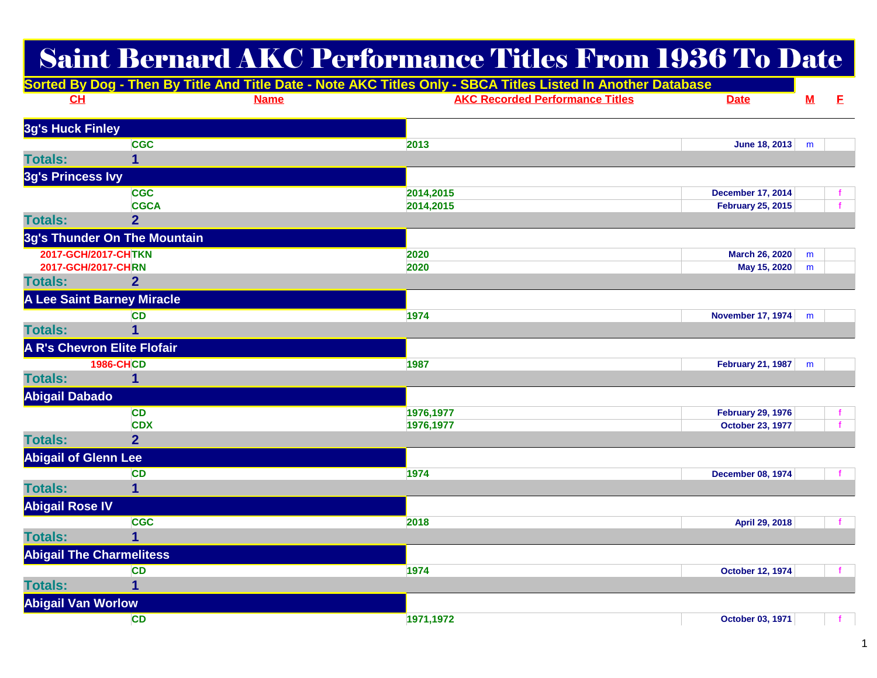# Saint Bernard AKC Performance Titles From 1936 To Date

**Sorted By Dog - Then By Title And Title Date - Note AKC Titles Only - SBCA Titles Listed In Another Database**

| CH | Name | AKC Recorded Performance Titles | Date | M | F |
|---|---|---|---|---|---|
| **3g's Huck Finley** | | | | | |
| | CGC | 2013 | June 18, 2013 | m | |
| **Totals:** | **1** | | | | |
| **3g's Princess Ivy** | | | | | |
| | CGC | 2014,2015 | December 17, 2014 | | f |
| | CGCA | 2014,2015 | February 25, 2015 | | f |
| **Totals:** | **2** | | | | |
| **3g's Thunder On The Mountain** | | | | | |
| 2017-GCH/2017-CH | TKN | 2020 | March 26, 2020 | m | |
| 2017-GCH/2017-CH | RN | 2020 | May 15, 2020 | m | |
| **Totals:** | **2** | | | | |
| **A Lee Saint Barney Miracle** | | | | | |
| | CD | 1974 | November 17, 1974 | m | |
| **Totals:** | **1** | | | | |
| **A R's Chevron Elite Flofair** | | | | | |
| 1986-CH | CD | 1987 | February 21, 1987 | m | |
| **Totals:** | **1** | | | | |
| **Abigail Dabado** | | | | | |
| | CD | 1976,1977 | February 29, 1976 | | f |
| | CDX | 1976,1977 | October 23, 1977 | | f |
| **Totals:** | **2** | | | | |
| **Abigail of Glenn Lee** | | | | | |
| | CD | 1974 | December 08, 1974 | | f |
| **Totals:** | **1** | | | | |
| **Abigail Rose IV** | | | | | |
| | CGC | 2018 | April 29, 2018 | | f |
| **Totals:** | **1** | | | | |
| **Abigail The Charmelitess** | | | | | |
| | CD | 1974 | October 12, 1974 | | f |
| **Totals:** | **1** | | | | |
| **Abigail Van Worlow** | | | | | |
| | CD | 1971,1972 | October 03, 1971 | | f |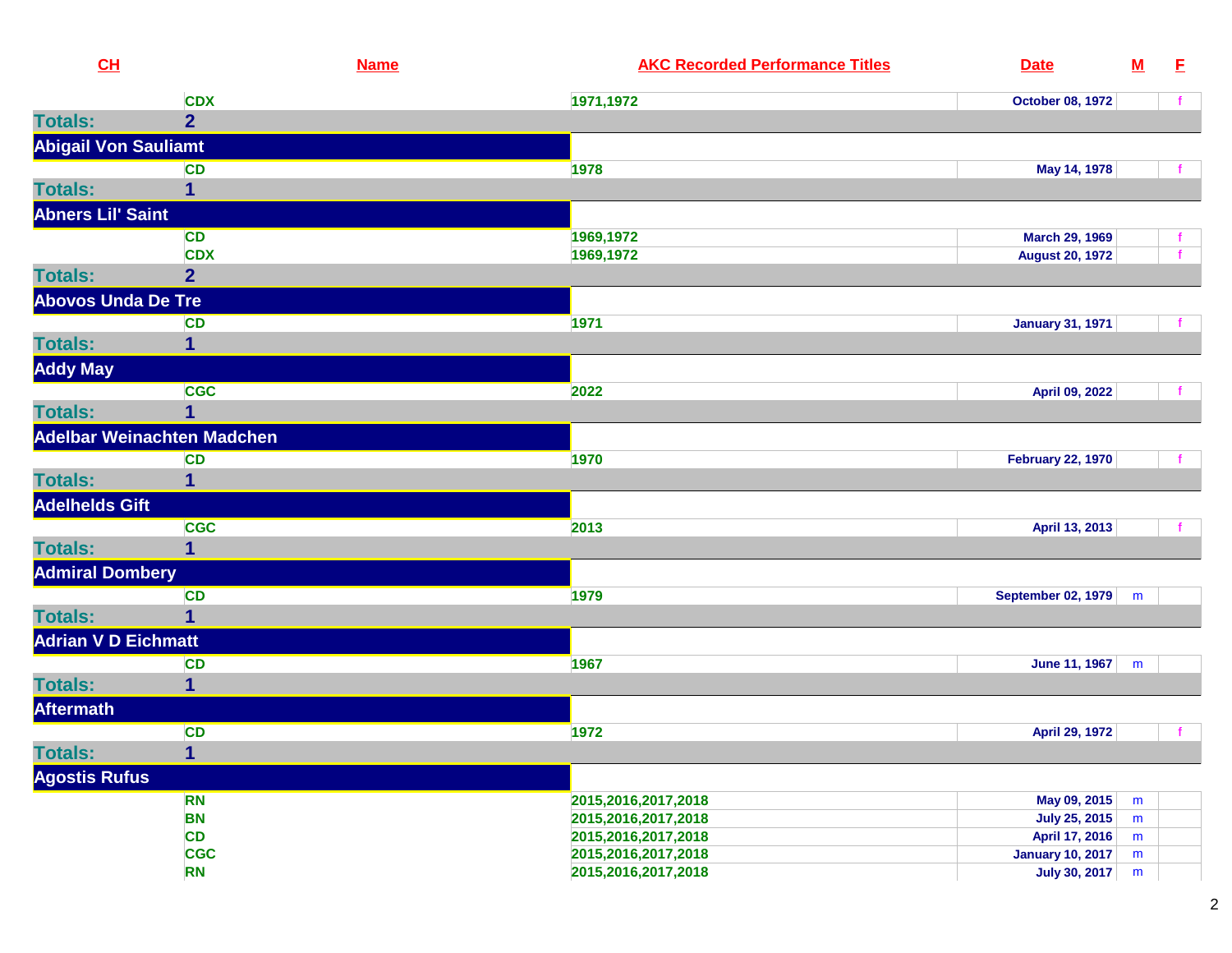| CH | Name | AKC Recorded Performance Titles | Date | M | F |
|---|---|---|---|---|---|
| | CDX | 1971,1972 | October 08, 1972 | | f |
| Totals: | 2 | | | | |
| Abigail Von Sauliamt | | | | | |
| | CD | 1978 | May 14, 1978 | | f |
| Totals: | 1 | | | | |
| Abners Lil' Saint | | | | | |
| | CD | 1969,1972 | March 29, 1969 | | f |
| | CDX | 1969,1972 | August 20, 1972 | | f |
| Totals: | 2 | | | | |
| Abovos Unda De Tre | | | | | |
| | CD | 1971 | January 31, 1971 | | f |
| Totals: | 1 | | | | |
| Addy May | | | | | |
| | CGC | 2022 | April 09, 2022 | | f |
| Totals: | 1 | | | | |
| Adelbar Weinachten Madchen | | | | | |
| | CD | 1970 | February 22, 1970 | | f |
| Totals: | 1 | | | | |
| Adelhelds Gift | | | | | |
| | CGC | 2013 | April 13, 2013 | | f |
| Totals: | 1 | | | | |
| Admiral Dombery | | | | | |
| | CD | 1979 | September 02, 1979 | m | |
| Totals: | 1 | | | | |
| Adrian V D Eichmatt | | | | | |
| | CD | 1967 | June 11, 1967 | m | |
| Totals: | 1 | | | | |
| Aftermath | | | | | |
| | CD | 1972 | April 29, 1972 | | f |
| Totals: | 1 | | | | |
| Agostis Rufus | | | | | |
| | RN | 2015,2016,2017,2018 | May 09, 2015 | m | |
| | BN | 2015,2016,2017,2018 | July 25, 2015 | m | |
| | CD | 2015,2016,2017,2018 | April 17, 2016 | m | |
| | CGC | 2015,2016,2017,2018 | January 10, 2017 | m | |
| | RN | 2015,2016,2017,2018 | July 30, 2017 | m | |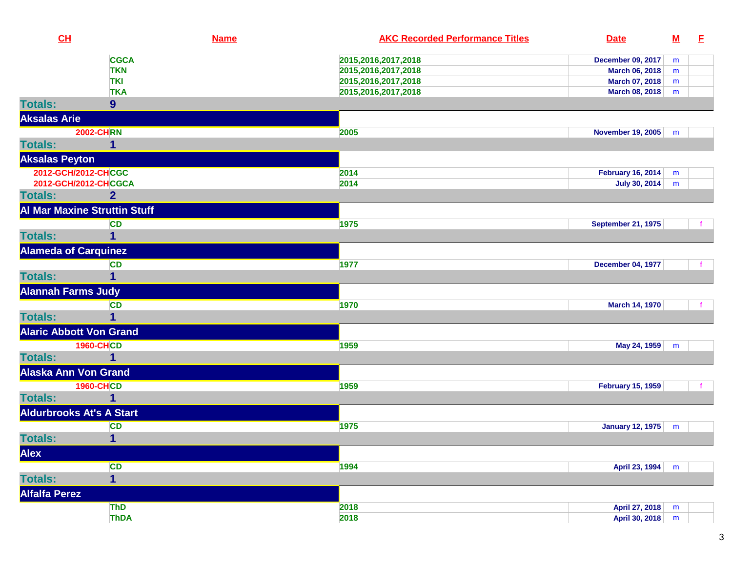| CH | Name | AKC Recorded Performance Titles | Date | M | F |
|---|---|---|---|---|---|
| | CGCA | 2015,2016,2017,2018 | December 09, 2017 | m | |
| | TKN | 2015,2016,2017,2018 | March 06, 2018 | m | |
| | TKI | 2015,2016,2017,2018 | March 07, 2018 | m | |
| | TKA | 2015,2016,2017,2018 | March 08, 2018 | m | |
| Totals: | 9 | | | | |
| **Aksalas Arie** | | | | | |
| 2002-CH | RN | 2005 | November 19, 2005 | m | |
| Totals: | 1 | | | | |
| **Aksalas Peyton** | | | | | |
| 2012-GCH/2012-CH | CGC | 2014 | February 16, 2014 | m | |
| 2012-GCH/2012-CH | CGCA | 2014 | July 30, 2014 | m | |
| Totals: | 2 | | | | |
| **Al Mar Maxine Struttin Stuff** | | | | | |
| | CD | 1975 | September 21, 1975 | | f |
| Totals: | 1 | | | | |
| **Alameda of Carquinez** | | | | | |
| | CD | 1977 | December 04, 1977 | | f |
| Totals: | 1 | | | | |
| **Alannah Farms Judy** | | | | | |
| | CD | 1970 | March 14, 1970 | | f |
| Totals: | 1 | | | | |
| **Alaric Abbott Von Grand** | | | | | |
| 1960-CH | CD | 1959 | May 24, 1959 | m | |
| Totals: | 1 | | | | |
| **Alaska Ann Von Grand** | | | | | |
| 1960-CH | CD | 1959 | February 15, 1959 | | f |
| Totals: | 1 | | | | |
| **Aldurbrooks At's A Start** | | | | | |
| | CD | 1975 | January 12, 1975 | m | |
| Totals: | 1 | | | | |
| **Alex** | | | | | |
| | CD | 1994 | April 23, 1994 | m | |
| Totals: | 1 | | | | |
| **Alfalfa Perez** | | | | | |
| | ThD | 2018 | April 27, 2018 | m | |
| | ThDA | 2018 | April 30, 2018 | m | |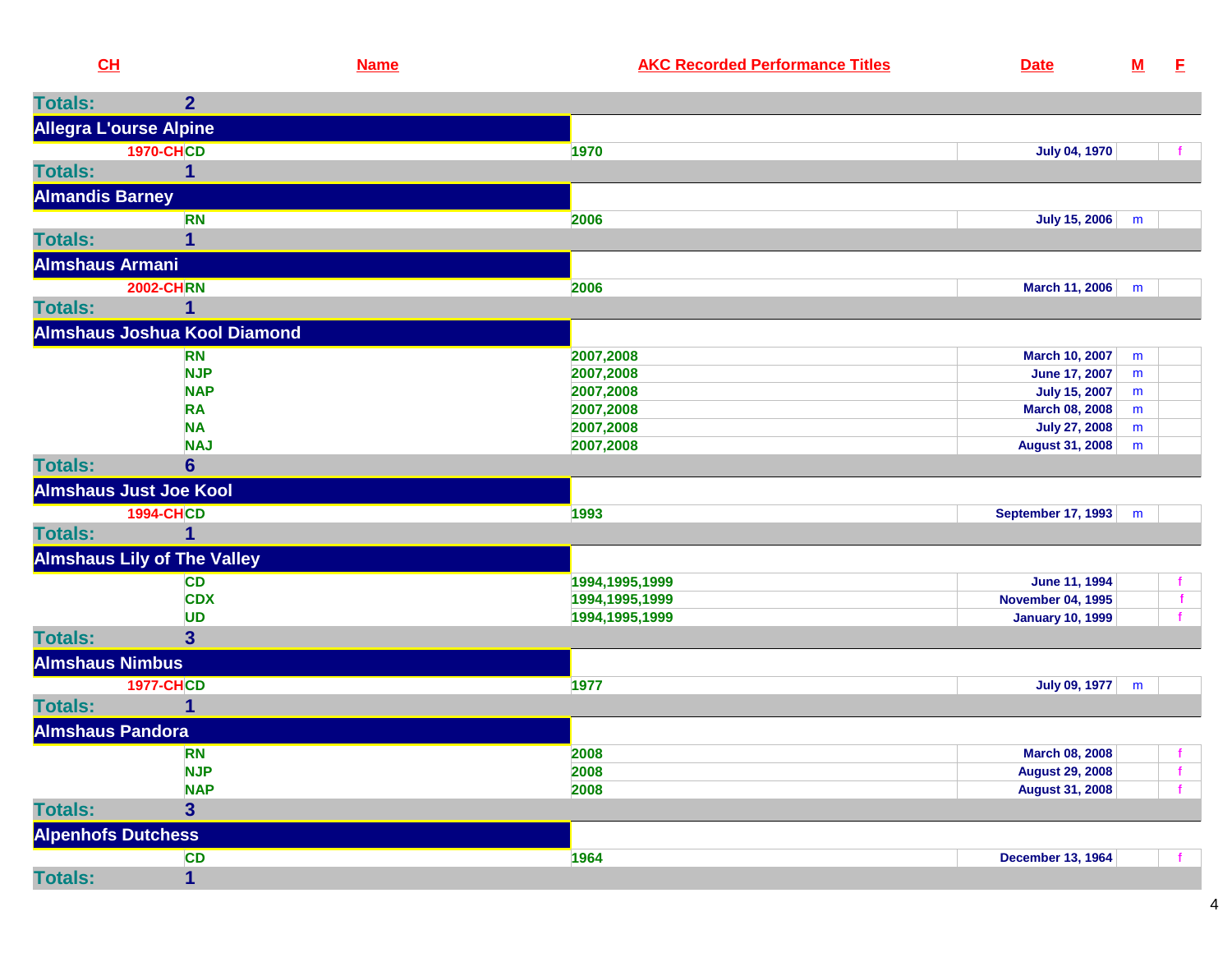| CH | Name | AKC Recorded Performance Titles | Date | M | F |
|---|---|---|---|---|---|
| **Totals:** | **2** | | | | |
| **Allegra L'ourse Alpine** | | | | | |
| 1970-CH | CD | 1970 | July 04, 1970 | | f |
| **Totals:** | **1** | | | | |
| **Almandis Barney** | | | | | |
| | RN | 2006 | July 15, 2006 | m | |
| **Totals:** | **1** | | | | |
| **Almshaus Armani** | | | | | |
| 2002-CH | RN | 2006 | March 11, 2006 | m | |
| **Totals:** | **1** | | | | |
| **Almshaus Joshua Kool Diamond** | | | | | |
| | RN | 2007,2008 | March 10, 2007 | m | |
| | NJP | 2007,2008 | June 17, 2007 | m | |
| | NAP | 2007,2008 | July 15, 2007 | m | |
| | RA | 2007,2008 | March 08, 2008 | m | |
| | NA | 2007,2008 | July 27, 2008 | m | |
| | NAJ | 2007,2008 | August 31, 2008 | m | |
| **Totals:** | **6** | | | | |
| **Almshaus Just Joe Kool** | | | | | |
| 1994-CH | CD | 1993 | September 17, 1993 | m | |
| **Totals:** | **1** | | | | |
| **Almshaus Lily of The Valley** | | | | | |
| | CD | 1994,1995,1999 | June 11, 1994 | | f |
| | CDX | 1994,1995,1999 | November 04, 1995 | | f |
| | UD | 1994,1995,1999 | January 10, 1999 | | f |
| **Totals:** | **3** | | | | |
| **Almshaus Nimbus** | | | | | |
| 1977-CH | CD | 1977 | July 09, 1977 | m | |
| **Totals:** | **1** | | | | |
| **Almshaus Pandora** | | | | | |
| | RN | 2008 | March 08, 2008 | | f |
| | NJP | 2008 | August 29, 2008 | | f |
| | NAP | 2008 | August 31, 2008 | | f |
| **Totals:** | **3** | | | | |
| **Alpenhofs Dutchess** | | | | | |
| | CD | 1964 | December 13, 1964 | | f |
| **Totals:** | **1** | | | | |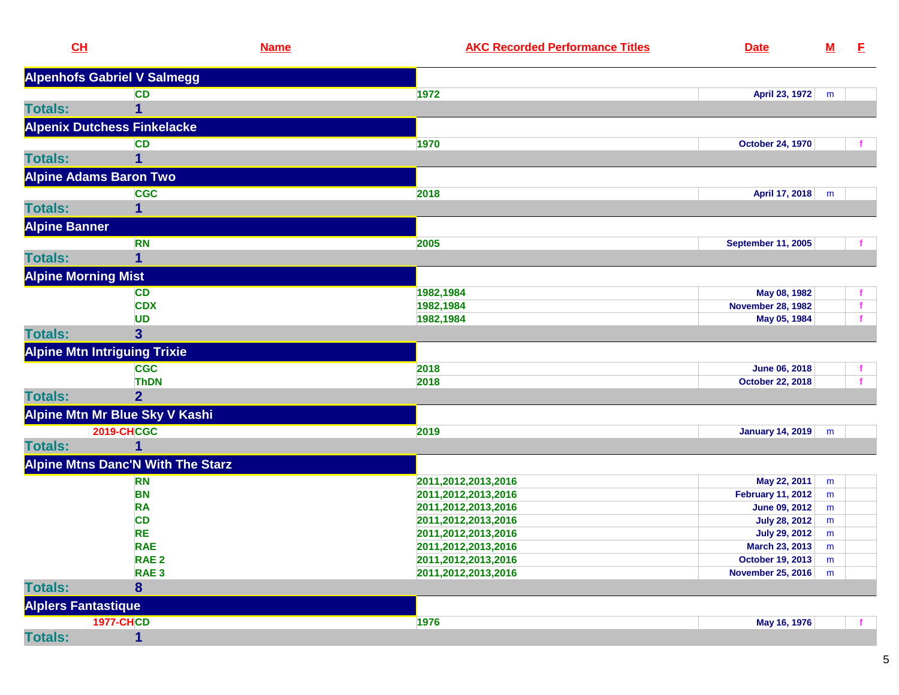| CH | Name | AKC Recorded Performance Titles | Date | M | F |
|---|---|---|---|---|---|
| **Alpenhofs Gabriel V Salmegg** | | | | | |
| | CD | 1972 | April 23, 1972 | m | |
| Totals: | 1 | | | | |
| **Alpenix Dutchess Finkelacke** | | | | | |
| | CD | 1970 | October 24, 1970 | | f |
| Totals: | 1 | | | | |
| **Alpine Adams Baron Two** | | | | | |
| | CGC | 2018 | April 17, 2018 | m | |
| Totals: | 1 | | | | |
| **Alpine Banner** | | | | | |
| | RN | 2005 | September 11, 2005 | | f |
| Totals: | 1 | | | | |
| **Alpine Morning Mist** | | | | | |
| | CD | 1982,1984 | May 08, 1982 | | f |
| | CDX | 1982,1984 | November 28, 1982 | | f |
| | UD | 1982,1984 | May 05, 1984 | | f |
| Totals: | 3 | | | | |
| **Alpine Mtn Intriguing Trixie** | | | | | |
| | CGC | 2018 | June 06, 2018 | | f |
| | ThDN | 2018 | October 22, 2018 | | f |
| Totals: | 2 | | | | |
| **Alpine Mtn Mr Blue Sky V Kashi** | | | | | |
| 2019-CH | CGC | 2019 | January 14, 2019 | m | |
| Totals: | 1 | | | | |
| **Alpine Mtns Danc'N With The Starz** | | | | | |
| | RN | 2011,2012,2013,2016 | May 22, 2011 | m | |
| | BN | 2011,2012,2013,2016 | February 11, 2012 | m | |
| | RA | 2011,2012,2013,2016 | June 09, 2012 | m | |
| | CD | 2011,2012,2013,2016 | July 28, 2012 | m | |
| | RE | 2011,2012,2013,2016 | July 29, 2012 | m | |
| | RAE | 2011,2012,2013,2016 | March 23, 2013 | m | |
| | RAE 2 | 2011,2012,2013,2016 | October 19, 2013 | m | |
| | RAE 3 | 2011,2012,2013,2016 | November 25, 2016 | m | |
| Totals: | 8 | | | | |
| **Alplers Fantastique** | | | | | |
| 1977-CH | CD | 1976 | May 16, 1976 | | f |
| Totals: | 1 | | | | |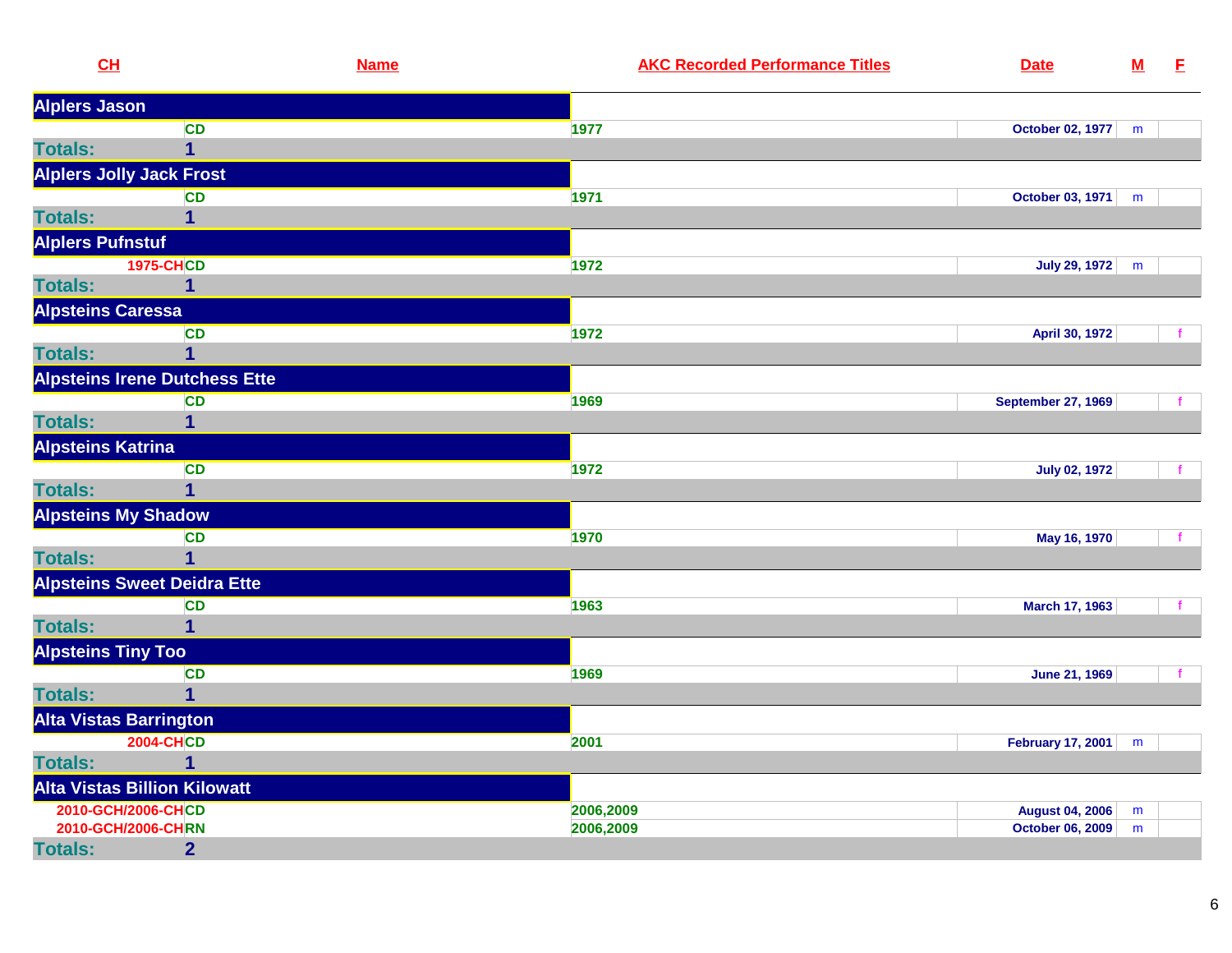| CH | Name | AKC Recorded Performance Titles | Date | M | F |
|---|---|---|---|---|---|
| **Alplers Jason** | | | | | |
| | CD | 1977 | October 02, 1977 | m | |
| **Totals:** | 1 | | | | |
| **Alplers Jolly Jack Frost** | | | | | |
| | CD | 1971 | October 03, 1971 | m | |
| **Totals:** | 1 | | | | |
| **Alplers Pufnstuf** | | | | | |
| 1975-CH | CD | 1972 | July 29, 1972 | m | |
| **Totals:** | 1 | | | | |
| **Alpsteins Caressa** | | | | | |
| | CD | 1972 | April 30, 1972 | | f |
| **Totals:** | 1 | | | | |
| **Alpsteins Irene Dutchess Ette** | | | | | |
| | CD | 1969 | September 27, 1969 | | f |
| **Totals:** | 1 | | | | |
| **Alpsteins Katrina** | | | | | |
| | CD | 1972 | July 02, 1972 | | f |
| **Totals:** | 1 | | | | |
| **Alpsteins My Shadow** | | | | | |
| | CD | 1970 | May 16, 1970 | | f |
| **Totals:** | 1 | | | | |
| **Alpsteins Sweet Deidra Ette** | | | | | |
| | CD | 1963 | March 17, 1963 | | f |
| **Totals:** | 1 | | | | |
| **Alpsteins Tiny Too** | | | | | |
| | CD | 1969 | June 21, 1969 | | f |
| **Totals:** | 1 | | | | |
| **Alta Vistas Barrington** | | | | | |
| 2004-CH | CD | 2001 | February 17, 2001 | m | |
| **Totals:** | 1 | | | | |
| **Alta Vistas Billion Kilowatt** | | | | | |
| 2010-GCH/2006-CH | CD | 2006,2009 | August 04, 2006 | m | |
| 2010-GCH/2006-CH | RN | 2006,2009 | October 06, 2009 | m | |
| **Totals:** | 2 | | | | |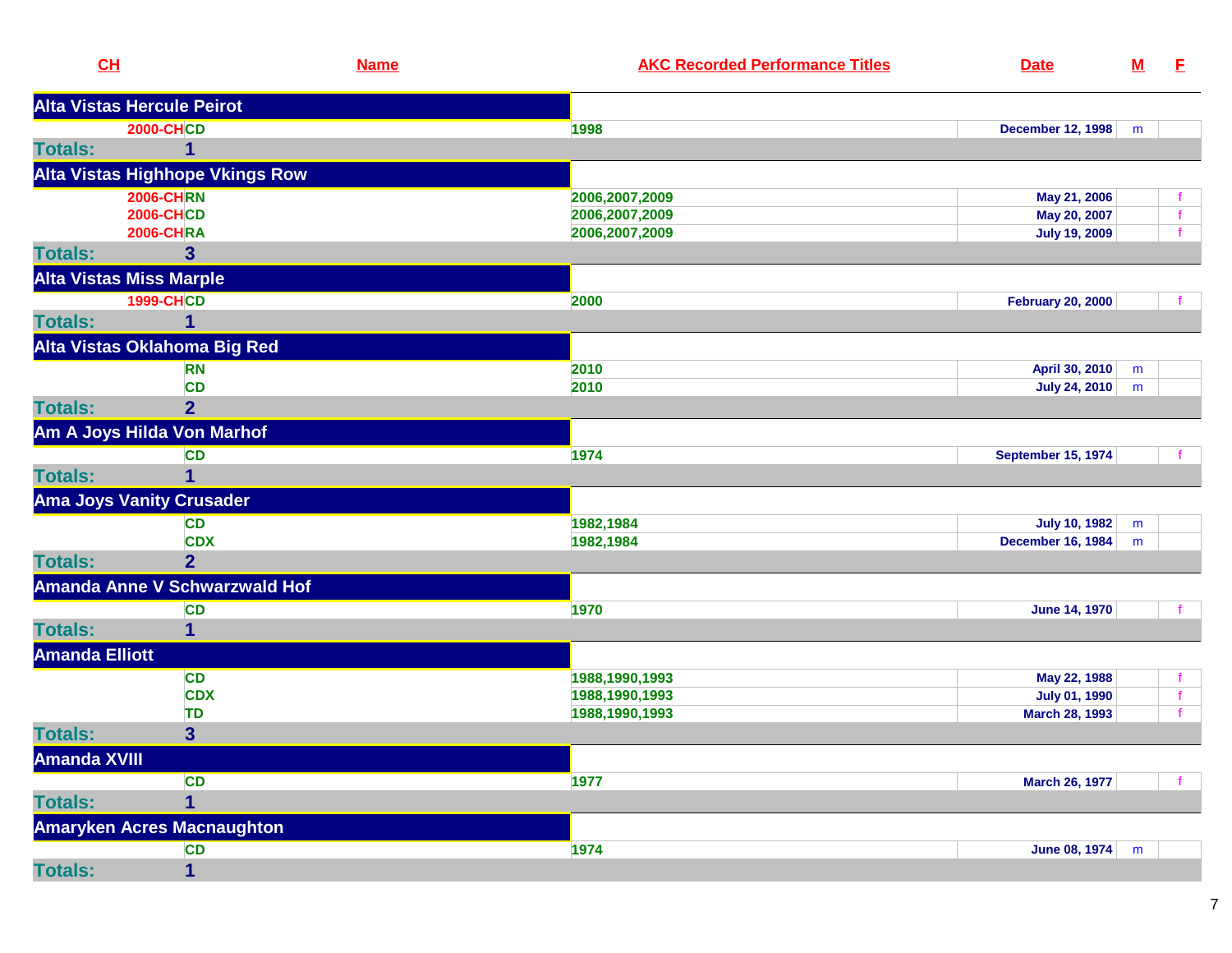| CH | Name | AKC Recorded Performance Titles | Date | M | F |
|---|---|---|---|---|---|
| **Alta Vistas Hercule Peirot** | | | | | |
| 2000-CH | CD | 1998 | December 12, 1998 | m | |
| **Totals:** | 1 | | | | |
| **Alta Vistas Highhope Vkings Row** | | | | | |
| 2006-CH | RN | 2006,2007,2009 | May 21, 2006 | | f |
| 2006-CH | CD | 2006,2007,2009 | May 20, 2007 | | f |
| 2006-CH | RA | 2006,2007,2009 | July 19, 2009 | | f |
| **Totals:** | 3 | | | | |
| **Alta Vistas Miss Marple** | | | | | |
| 1999-CH | CD | 2000 | February 20, 2000 | | f |
| **Totals:** | 1 | | | | |
| **Alta Vistas Oklahoma Big Red** | | | | | |
| | RN | 2010 | April 30, 2010 | m | |
| | CD | 2010 | July 24, 2010 | m | |
| **Totals:** | 2 | | | | |
| **Am A Joys Hilda Von Marhof** | | | | | |
| | CD | 1974 | September 15, 1974 | | f |
| **Totals:** | 1 | | | | |
| **Ama Joys Vanity Crusader** | | | | | |
| | CD | 1982,1984 | July 10, 1982 | m | |
| | CDX | 1982,1984 | December 16, 1984 | m | |
| **Totals:** | 2 | | | | |
| **Amanda Anne V Schwarzwald Hof** | | | | | |
| | CD | 1970 | June 14, 1970 | | f |
| **Totals:** | 1 | | | | |
| **Amanda Elliott** | | | | | |
| | CD | 1988,1990,1993 | May 22, 1988 | | f |
| | CDX | 1988,1990,1993 | July 01, 1990 | | f |
| | TD | 1988,1990,1993 | March 28, 1993 | | f |
| **Totals:** | 3 | | | | |
| **Amanda XVIII** | | | | | |
| | CD | 1977 | March 26, 1977 | | f |
| **Totals:** | 1 | | | | |
| **Amaryken Acres Macnaughton** | | | | | |
| | CD | 1974 | June 08, 1974 | m | |
| **Totals:** | 1 | | | | |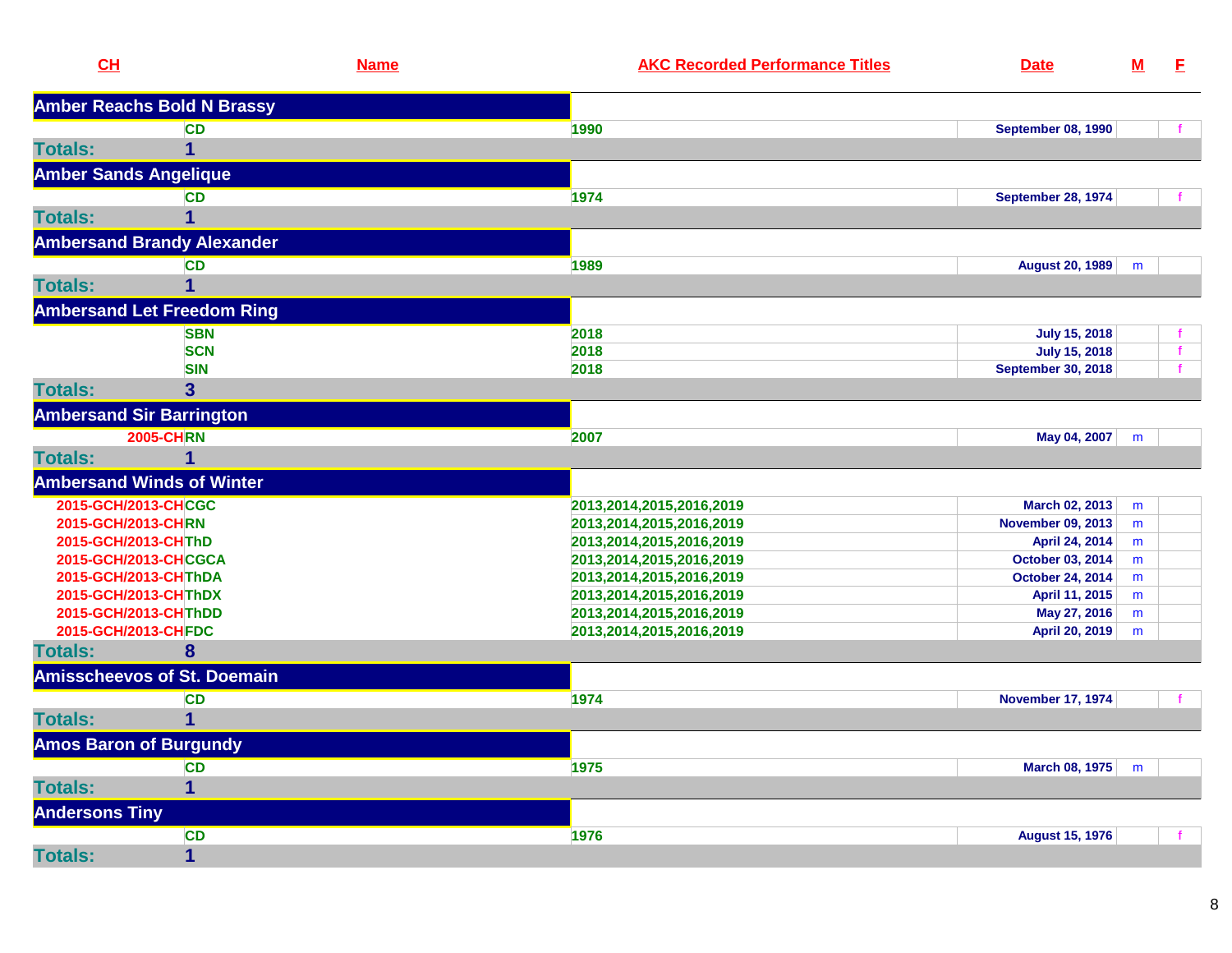| CH | Name | AKC Recorded Performance Titles | Date | M | F |
|---|---|---|---|---|---|
| **Amber Reachs Bold N Brassy** | | | | | |
| | CD | 1990 | September 08, 1990 | | f |
| **Totals:** | 1 | | | | |
| **Amber Sands Angelique** | | | | | |
| | CD | 1974 | September 28, 1974 | | f |
| **Totals:** | 1 | | | | |
| **Ambersand Brandy Alexander** | | | | | |
| | CD | 1989 | August 20, 1989 | m | |
| **Totals:** | 1 | | | | |
| **Ambersand Let Freedom Ring** | | | | | |
| | SBN | 2018 | July 15, 2018 | | f |
| | SCN | 2018 | July 15, 2018 | | f |
| | SIN | 2018 | September 30, 2018 | | f |
| **Totals:** | 3 | | | | |
| **Ambersand Sir Barrington** | | | | | |
| 2005-CH | RN | 2007 | May 04, 2007 | m | |
| **Totals:** | 1 | | | | |
| **Ambersand Winds of Winter** | | | | | |
| 2015-GCH/2013-CH | CGC | 2013,2014,2015,2016,2019 | March 02, 2013 | m | |
| 2015-GCH/2013-CH | RN | 2013,2014,2015,2016,2019 | November 09, 2013 | m | |
| 2015-GCH/2013-CH | ThD | 2013,2014,2015,2016,2019 | April 24, 2014 | m | |
| 2015-GCH/2013-CH | CGCA | 2013,2014,2015,2016,2019 | October 03, 2014 | m | |
| 2015-GCH/2013-CH | ThDA | 2013,2014,2015,2016,2019 | October 24, 2014 | m | |
| 2015-GCH/2013-CH | ThDX | 2013,2014,2015,2016,2019 | April 11, 2015 | m | |
| 2015-GCH/2013-CH | ThDD | 2013,2014,2015,2016,2019 | May 27, 2016 | m | |
| 2015-GCH/2013-CH | FDC | 2013,2014,2015,2016,2019 | April 20, 2019 | m | |
| **Totals:** | 8 | | | | |
| **Amisscheevos of St. Doemain** | | | | | |
| | CD | 1974 | November 17, 1974 | | f |
| **Totals:** | 1 | | | | |
| **Amos Baron of Burgundy** | | | | | |
| | CD | 1975 | March 08, 1975 | m | |
| **Totals:** | 1 | | | | |
| **Andersons Tiny** | | | | | |
| | CD | 1976 | August 15, 1976 | | f |
| **Totals:** | 1 | | | | |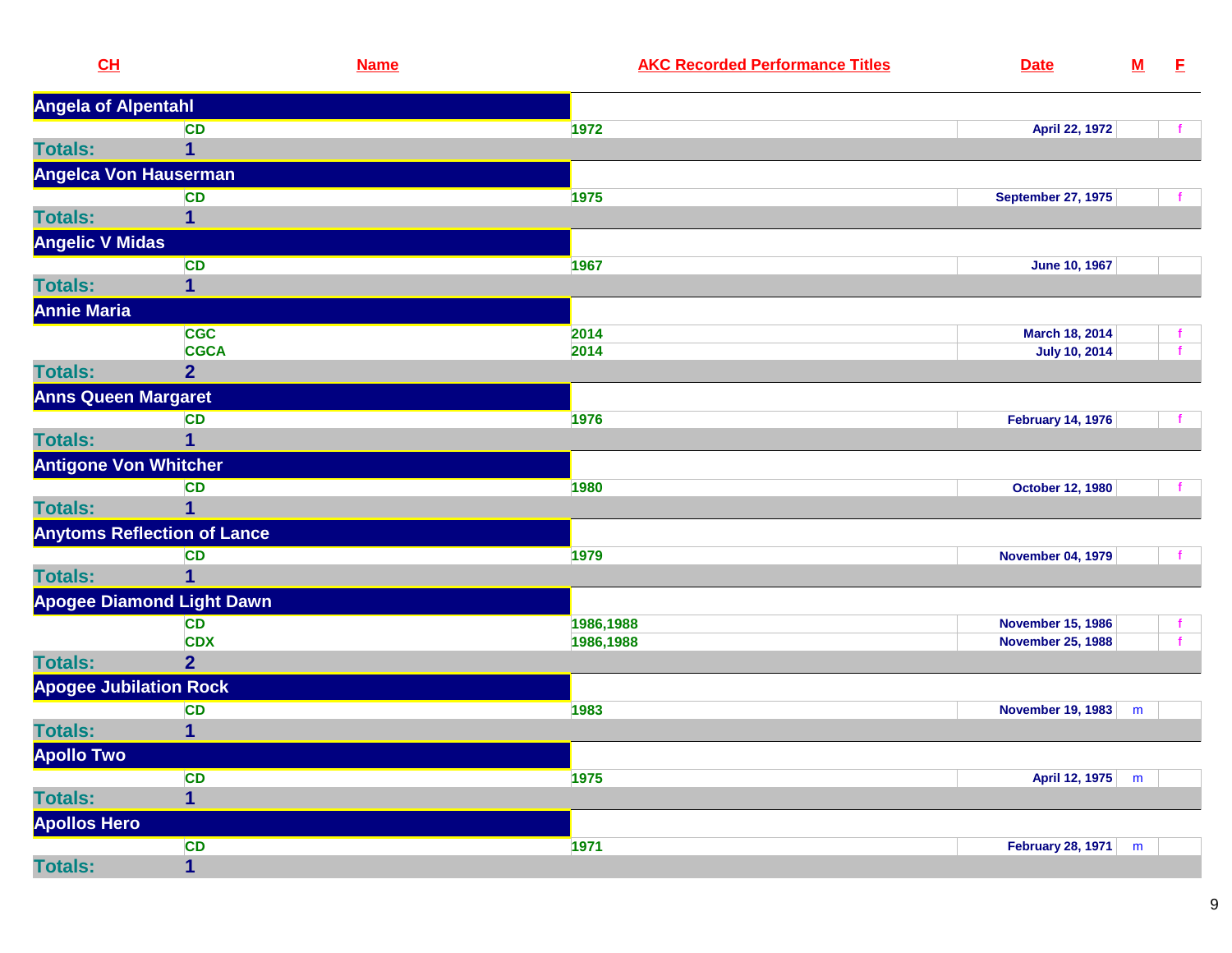| CH | Name | AKC Recorded Performance Titles | Date | M | F |
|---|---|---|---|---|---|
| **Angela of Alpentahl** | | | | | |
| | CD | 1972 | April 22, 1972 | | f |
| **Totals:** | 1 | | | | |
| **Angelca Von Hauserman** | | | | | |
| | CD | 1975 | September 27, 1975 | | f |
| **Totals:** | 1 | | | | |
| **Angelic V Midas** | | | | | |
| | CD | 1967 | June 10, 1967 | | |
| **Totals:** | 1 | | | | |
| **Annie Maria** | | | | | |
| | CGC | 2014 | March 18, 2014 | | f |
| | CGCA | 2014 | July 10, 2014 | | f |
| **Totals:** | 2 | | | | |
| **Anns Queen Margaret** | | | | | |
| | CD | 1976 | February 14, 1976 | | f |
| **Totals:** | 1 | | | | |
| **Antigone Von Whitcher** | | | | | |
| | CD | 1980 | October 12, 1980 | | f |
| **Totals:** | 1 | | | | |
| **Anytoms Reflection of Lance** | | | | | |
| | CD | 1979 | November 04, 1979 | | f |
| **Totals:** | 1 | | | | |
| **Apogee Diamond Light Dawn** | | | | | |
| | CD | 1986,1988 | November 15, 1986 | | f |
| | CDX | 1986,1988 | November 25, 1988 | | f |
| **Totals:** | 2 | | | | |
| **Apogee Jubilation Rock** | | | | | |
| | CD | 1983 | November 19, 1983 | m | |
| **Totals:** | 1 | | | | |
| **Apollo Two** | | | | | |
| | CD | 1975 | April 12, 1975 | m | |
| **Totals:** | 1 | | | | |
| **Apollos Hero** | | | | | |
| | CD | 1971 | February 28, 1971 | m | |
| **Totals:** | 1 | | | | |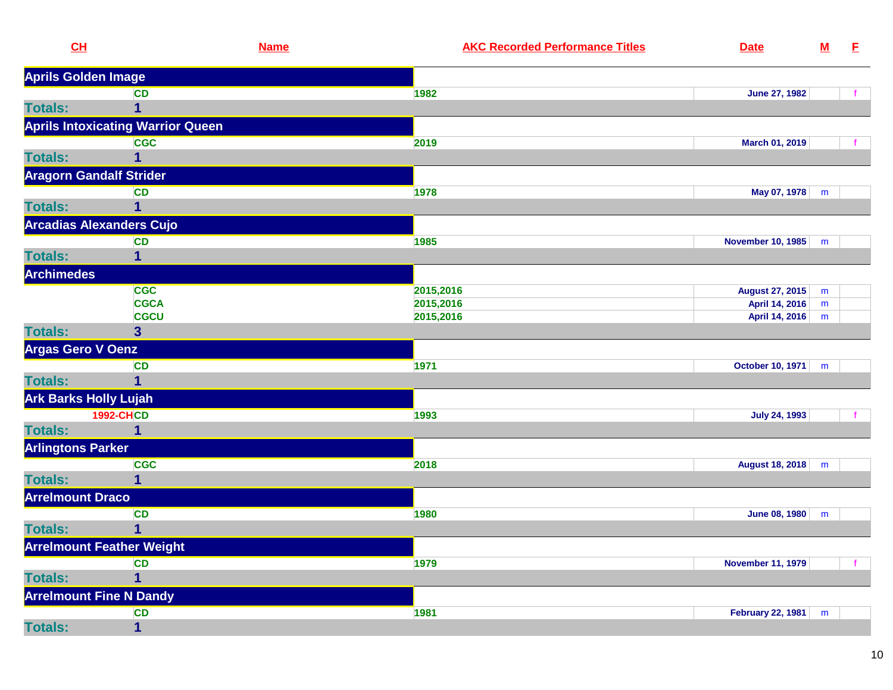| CH | Name | AKC Recorded Performance Titles | Date | M | F |
|---|---|---|---|---|---|
| **Aprils Golden Image** | | | | | |
| | CD | 1982 | June 27, 1982 | | f |
| **Totals:** | **1** | | | | |
| **Aprils Intoxicating Warrior Queen** | | | | | |
| | CGC | 2019 | March 01, 2019 | | f |
| **Totals:** | **1** | | | | |
| **Aragorn Gandalf Strider** | | | | | |
| | CD | 1978 | May 07, 1978 | m | |
| **Totals:** | **1** | | | | |
| **Arcadias Alexanders Cujo** | | | | | |
| | CD | 1985 | November 10, 1985 | m | |
| **Totals:** | **1** | | | | |
| **Archimedes** | | | | | |
| | CGC | 2015,2016 | August 27, 2015 | m | |
| | CGCA | 2015,2016 | April 14, 2016 | m | |
| | CGCU | 2015,2016 | April 14, 2016 | m | |
| **Totals:** | **3** | | | | |
| **Argas Gero V Oenz** | | | | | |
| | CD | 1971 | October 10, 1971 | m | |
| **Totals:** | **1** | | | | |
| **Ark Barks Holly Lujah** | | | | | |
| 1992-CH | CD | 1993 | July 24, 1993 | | f |
| **Totals:** | **1** | | | | |
| **Arlingtons Parker** | | | | | |
| | CGC | 2018 | August 18, 2018 | m | |
| **Totals:** | **1** | | | | |
| **Arrelmount Draco** | | | | | |
| | CD | 1980 | June 08, 1980 | m | |
| **Totals:** | **1** | | | | |
| **Arrelmount Feather Weight** | | | | | |
| | CD | 1979 | November 11, 1979 | | f |
| **Totals:** | **1** | | | | |
| **Arrelmount Fine N Dandy** | | | | | |
| | CD | 1981 | February 22, 1981 | m | |
| **Totals:** | **1** | | | | |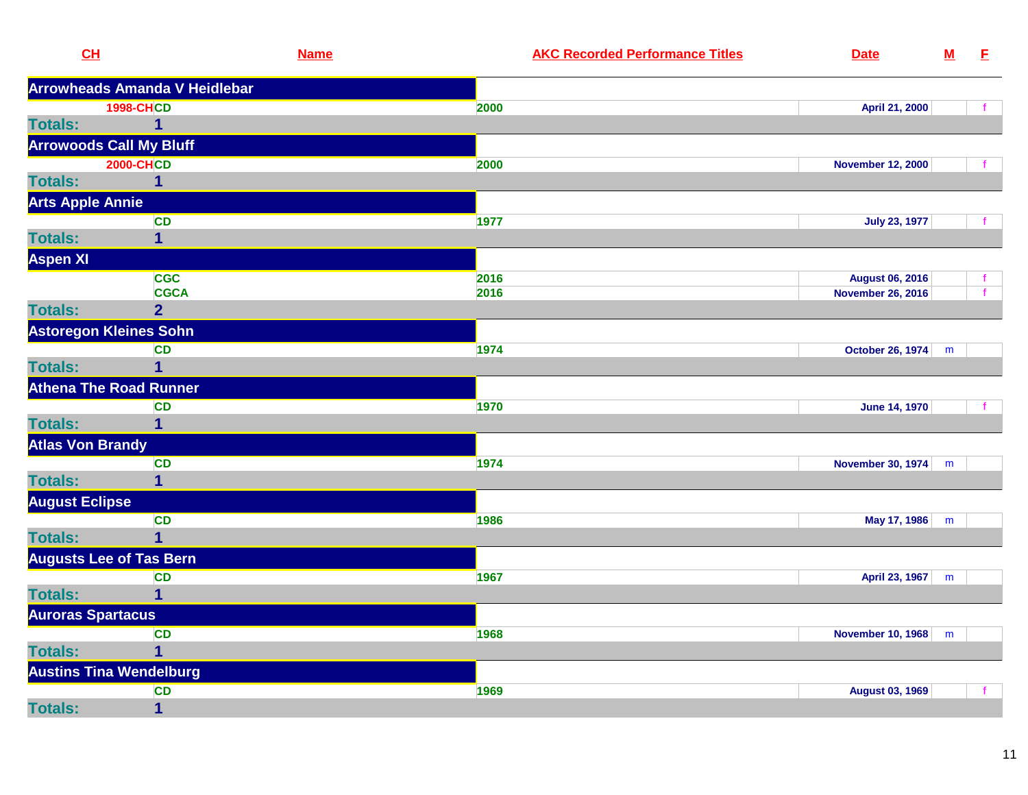| CH | Name | AKC Recorded Performance Titles | Date | M | F |
|---|---|---|---|---|---|
| **Arrowheads Amanda V Heidlebar** | | | | | |
| 1998-CH | CD | 2000 | April 21, 2000 | | f |
| **Totals:** | **1** | | | | |
| **Arrowoods Call My Bluff** | | | | | |
| 2000-CH | CD | 2000 | November 12, 2000 | | f |
| **Totals:** | **1** | | | | |
| **Arts Apple Annie** | | | | | |
| | CD | 1977 | July 23, 1977 | | f |
| **Totals:** | **1** | | | | |
| **Aspen XI** | | | | | |
| | CGC | 2016 | August 06, 2016 | | f |
| | CGCA | 2016 | November 26, 2016 | | f |
| **Totals:** | **2** | | | | |
| **Astoregon Kleines Sohn** | | | | | |
| | CD | 1974 | October 26, 1974 | m | |
| **Totals:** | **1** | | | | |
| **Athena The Road Runner** | | | | | |
| | CD | 1970 | June 14, 1970 | | f |
| **Totals:** | **1** | | | | |
| **Atlas Von Brandy** | | | | | |
| | CD | 1974 | November 30, 1974 | m | |
| **Totals:** | **1** | | | | |
| **August Eclipse** | | | | | |
| | CD | 1986 | May 17, 1986 | m | |
| **Totals:** | **1** | | | | |
| **Augusts Lee of Tas Bern** | | | | | |
| | CD | 1967 | April 23, 1967 | m | |
| **Totals:** | **1** | | | | |
| **Auroras Spartacus** | | | | | |
| | CD | 1968 | November 10, 1968 | m | |
| **Totals:** | **1** | | | | |
| **Austins Tina Wendelburg** | | | | | |
| | CD | 1969 | August 03, 1969 | | f |
| **Totals:** | **1** | | | | |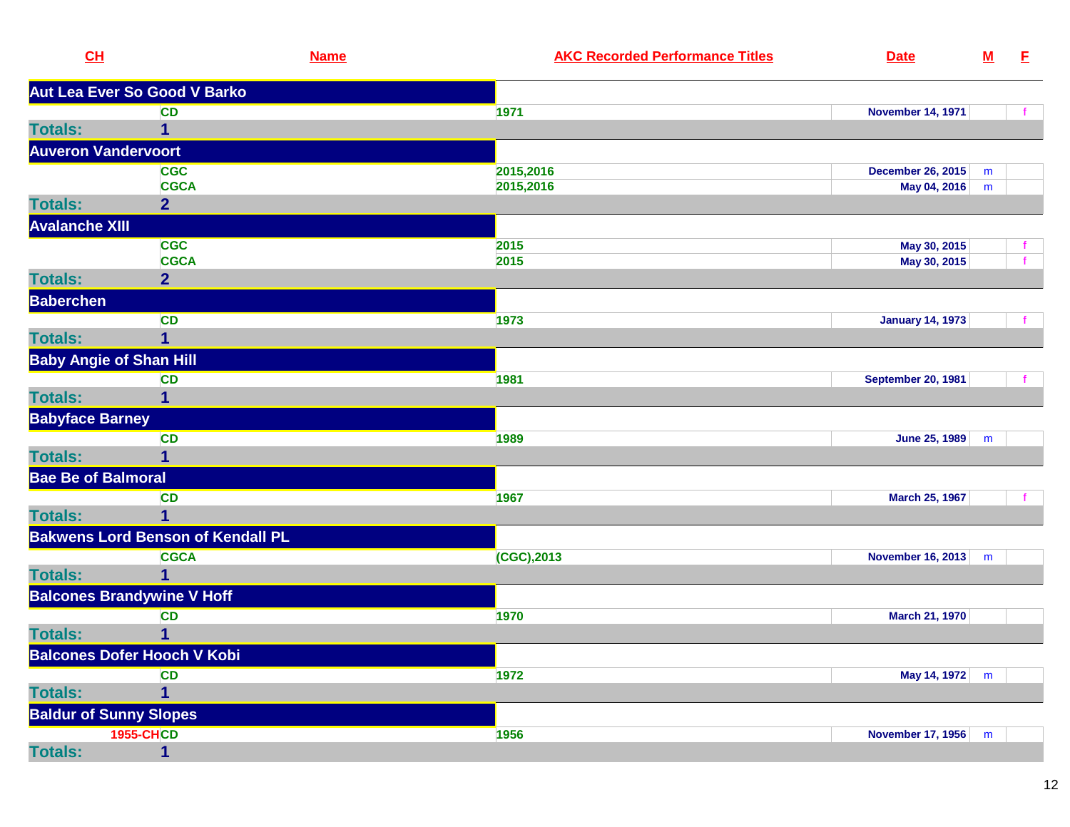| CH | Name | AKC Recorded Performance Titles | Date | M | F |
|---|---|---|---|---|---|
| **Aut Lea Ever So Good V Barko** | | | | | |
| | CD | 1971 | November 14, 1971 | | f |
| **Totals:** | 1 | | | | |
| **Auveron Vandervoort** | | | | | |
| | CGC | 2015,2016 | December 26, 2015 | m | |
| | CGCA | 2015,2016 | May 04, 2016 | m | |
| **Totals:** | 2 | | | | |
| **Avalanche XIII** | | | | | |
| | CGC | 2015 | May 30, 2015 | | f |
| | CGCA | 2015 | May 30, 2015 | | f |
| **Totals:** | 2 | | | | |
| **Baberchen** | | | | | |
| | CD | 1973 | January 14, 1973 | | f |
| **Totals:** | 1 | | | | |
| **Baby Angie of Shan Hill** | | | | | |
| | CD | 1981 | September 20, 1981 | | f |
| **Totals:** | 1 | | | | |
| **Babyface Barney** | | | | | |
| | CD | 1989 | June 25, 1989 | m | |
| **Totals:** | 1 | | | | |
| **Bae Be of Balmoral** | | | | | |
| | CD | 1967 | March 25, 1967 | | f |
| **Totals:** | 1 | | | | |
| **Bakwens Lord Benson of Kendall PL** | | | | | |
| | CGCA | (CGC),2013 | November 16, 2013 | m | |
| **Totals:** | 1 | | | | |
| **Balcones Brandywine V Hoff** | | | | | |
| | CD | 1970 | March 21, 1970 | | |
| **Totals:** | 1 | | | | |
| **Balcones Dofer Hooch V Kobi** | | | | | |
| | CD | 1972 | May 14, 1972 | m | |
| **Totals:** | 1 | | | | |
| **Baldur of Sunny Slopes** | | | | | |
| 1955-CH | CD | 1956 | November 17, 1956 | m | |
| **Totals:** | 1 | | | | |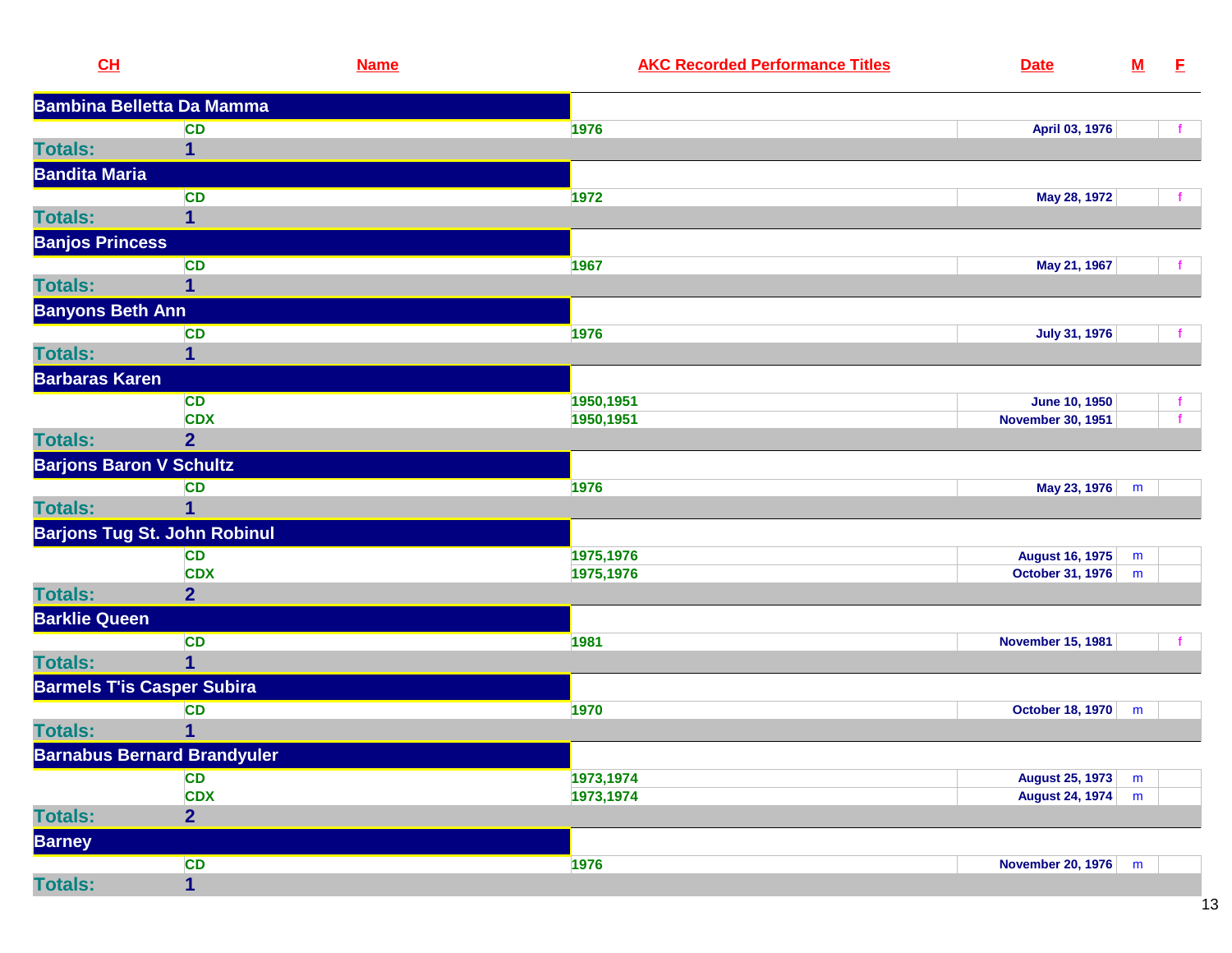| CH | Name | AKC Recorded Performance Titles | Date | M | F |
|---|---|---|---|---|---|
| **Bambina Belletta Da Mamma** | | | | | |
| | CD | 1976 | April 03, 1976 | | f |
| **Totals:** | 1 | | | | |
| **Bandita Maria** | | | | | |
| | CD | 1972 | May 28, 1972 | | f |
| **Totals:** | 1 | | | | |
| **Banjos Princess** | | | | | |
| | CD | 1967 | May 21, 1967 | | f |
| **Totals:** | 1 | | | | |
| **Banyons Beth Ann** | | | | | |
| | CD | 1976 | July 31, 1976 | | f |
| **Totals:** | 1 | | | | |
| **Barbaras Karen** | | | | | |
| | CD | 1950,1951 | June 10, 1950 | | f |
| | CDX | 1950,1951 | November 30, 1951 | | f |
| **Totals:** | 2 | | | | |
| **Barjons Baron V Schultz** | | | | | |
| | CD | 1976 | May 23, 1976 | m | |
| **Totals:** | 1 | | | | |
| **Barjons Tug St. John Robinul** | | | | | |
| | CD | 1975,1976 | August 16, 1975 | m | |
| | CDX | 1975,1976 | October 31, 1976 | m | |
| **Totals:** | 2 | | | | |
| **Barklie Queen** | | | | | |
| | CD | 1981 | November 15, 1981 | | f |
| **Totals:** | 1 | | | | |
| **Barmels T'is Casper Subira** | | | | | |
| | CD | 1970 | October 18, 1970 | m | |
| **Totals:** | 1 | | | | |
| **Barnabus Bernard Brandyuler** | | | | | |
| | CD | 1973,1974 | August 25, 1973 | m | |
| | CDX | 1973,1974 | August 24, 1974 | m | |
| **Totals:** | 2 | | | | |
| **Barney** | | | | | |
| | CD | 1976 | November 20, 1976 | m | |
| **Totals:** | 1 | | | | |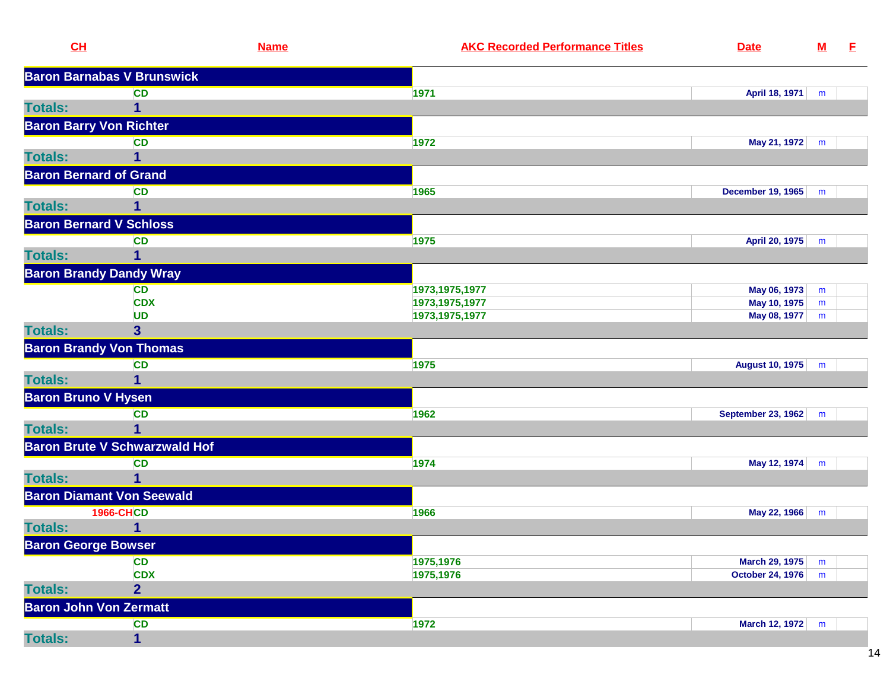| CH | Name | AKC Recorded Performance Titles | Date | M | F |
|---|---|---|---|---|---|
| **Baron Barnabas V Brunswick** | | | | | |
| | CD | 1971 | April 18, 1971 | m | |
| **Totals:** | 1 | | | | |
| **Baron Barry Von Richter** | | | | | |
| | CD | 1972 | May 21, 1972 | m | |
| **Totals:** | 1 | | | | |
| **Baron Bernard of Grand** | | | | | |
| | CD | 1965 | December 19, 1965 | m | |
| **Totals:** | 1 | | | | |
| **Baron Bernard V Schloss** | | | | | |
| | CD | 1975 | April 20, 1975 | m | |
| **Totals:** | 1 | | | | |
| **Baron Brandy Dandy Wray** | | | | | |
| | CD | 1973,1975,1977 | May 06, 1973 | m | |
| | CDX | 1973,1975,1977 | May 10, 1975 | m | |
| | UD | 1973,1975,1977 | May 08, 1977 | m | |
| **Totals:** | 3 | | | | |
| **Baron Brandy Von Thomas** | | | | | |
| | CD | 1975 | August 10, 1975 | m | |
| **Totals:** | 1 | | | | |
| **Baron Bruno V Hysen** | | | | | |
| | CD | 1962 | September 23, 1962 | m | |
| **Totals:** | 1 | | | | |
| **Baron Brute V Schwarzwald Hof** | | | | | |
| | CD | 1974 | May 12, 1974 | m | |
| **Totals:** | 1 | | | | |
| **Baron Diamant Von Seewald** | | | | | |
| 1966-CH | CD | 1966 | May 22, 1966 | m | |
| **Totals:** | 1 | | | | |
| **Baron George Bowser** | | | | | |
| | CD | 1975,1976 | March 29, 1975 | m | |
| | CDX | 1975,1976 | October 24, 1976 | m | |
| **Totals:** | 2 | | | | |
| **Baron John Von Zermatt** | | | | | |
| | CD | 1972 | March 12, 1972 | m | |
| **Totals:** | 1 | | | | |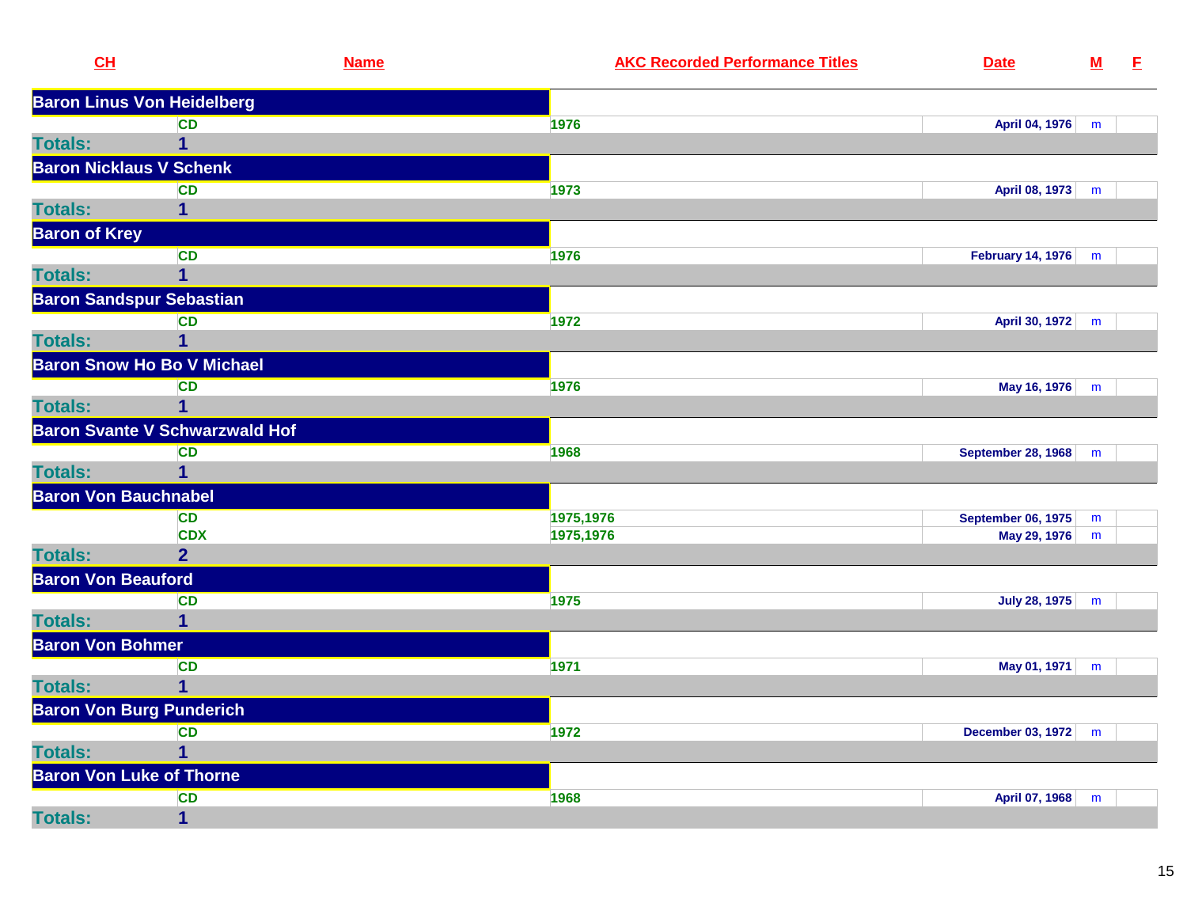| CH | Name | AKC Recorded Performance Titles | Date | M | F |
|---|---|---|---|---|---|
| **Baron Linus Von Heidelberg** | | | | | |
| | CD | 1976 | April 04, 1976 | m | |
| **Totals:** | 1 | | | | |
| **Baron Nicklaus V Schenk** | | | | | |
| | CD | 1973 | April 08, 1973 | m | |
| **Totals:** | 1 | | | | |
| **Baron of Krey** | | | | | |
| | CD | 1976 | February 14, 1976 | m | |
| **Totals:** | 1 | | | | |
| **Baron Sandspur Sebastian** | | | | | |
| | CD | 1972 | April 30, 1972 | m | |
| **Totals:** | 1 | | | | |
| **Baron Snow Ho Bo V Michael** | | | | | |
| | CD | 1976 | May 16, 1976 | m | |
| **Totals:** | 1 | | | | |
| **Baron Svante V Schwarzwald Hof** | | | | | |
| | CD | 1968 | September 28, 1968 | m | |
| **Totals:** | 1 | | | | |
| **Baron Von Bauchnabel** | | | | | |
| | CD | 1975,1976 | September 06, 1975 | m | |
| | CDX | 1975,1976 | May 29, 1976 | m | |
| **Totals:** | 2 | | | | |
| **Baron Von Beauford** | | | | | |
| | CD | 1975 | July 28, 1975 | m | |
| **Totals:** | 1 | | | | |
| **Baron Von Bohmer** | | | | | |
| | CD | 1971 | May 01, 1971 | m | |
| **Totals:** | 1 | | | | |
| **Baron Von Burg Punderich** | | | | | |
| | CD | 1972 | December 03, 1972 | m | |
| **Totals:** | 1 | | | | |
| **Baron Von Luke of Thorne** | | | | | |
| | CD | 1968 | April 07, 1968 | m | |
| **Totals:** | 1 | | | | |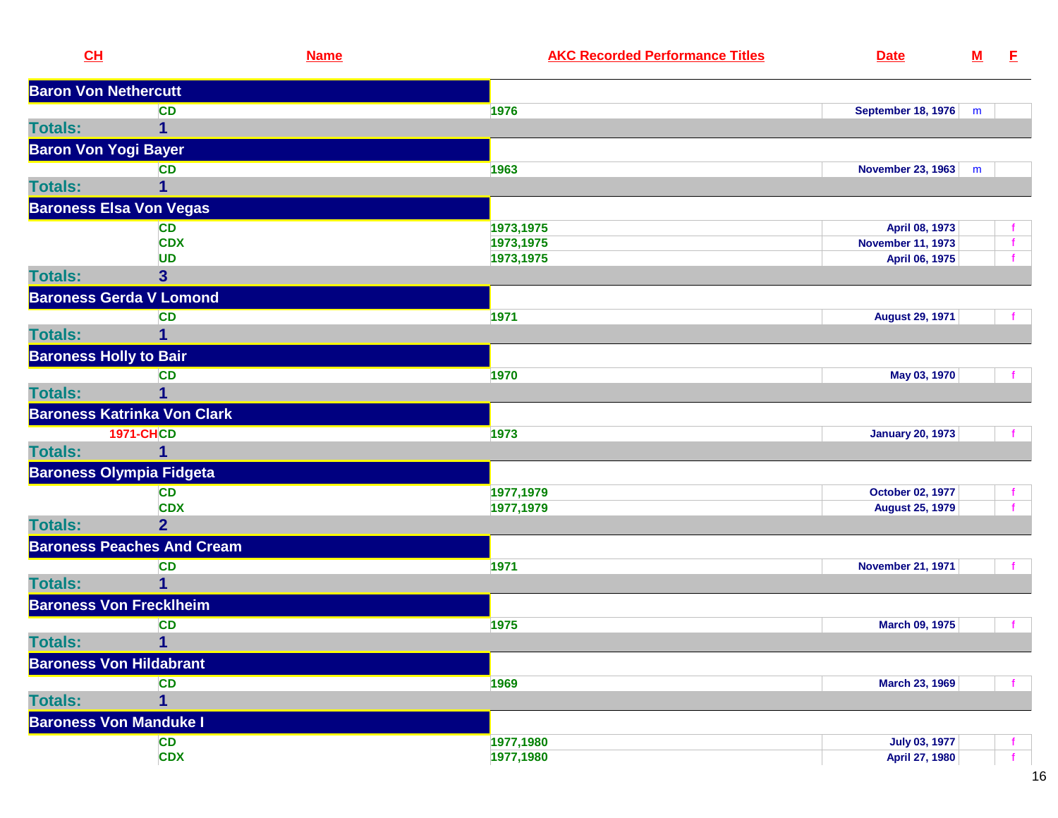| CH | Name | AKC Recorded Performance Titles | Date | M | F |
|---|---|---|---|---|---|
| **Baron Von Nethercutt** | | | | | |
| | CD | 1976 | September 18, 1976 | m | |
| Totals: | 1 | | | | |
| **Baron Von Yogi Bayer** | | | | | |
| | CD | 1963 | November 23, 1963 | m | |
| Totals: | 1 | | | | |
| **Baroness Elsa Von Vegas** | | | | | |
| | CD | 1973,1975 | April 08, 1973 | | f |
| | CDX | 1973,1975 | November 11, 1973 | | f |
| | UD | 1973,1975 | April 06, 1975 | | f |
| Totals: | 3 | | | | |
| **Baroness Gerda V Lomond** | | | | | |
| | CD | 1971 | August 29, 1971 | | f |
| Totals: | 1 | | | | |
| **Baroness Holly to Bair** | | | | | |
| | CD | 1970 | May 03, 1970 | | f |
| Totals: | 1 | | | | |
| **Baroness Katrinka Von Clark** | | | | | |
| 1971-CH | CD | 1973 | January 20, 1973 | | f |
| Totals: | 1 | | | | |
| **Baroness Olympia Fidgeta** | | | | | |
| | CD | 1977,1979 | October 02, 1977 | | f |
| | CDX | 1977,1979 | August 25, 1979 | | f |
| Totals: | 2 | | | | |
| **Baroness Peaches And Cream** | | | | | |
| | CD | 1971 | November 21, 1971 | | f |
| Totals: | 1 | | | | |
| **Baroness Von Frecklheim** | | | | | |
| | CD | 1975 | March 09, 1975 | | f |
| Totals: | 1 | | | | |
| **Baroness Von Hildabrant** | | | | | |
| | CD | 1969 | March 23, 1969 | | f |
| Totals: | 1 | | | | |
| **Baroness Von Manduke I** | | | | | |
| | CD | 1977,1980 | July 03, 1977 | | f |
| | CDX | 1977,1980 | April 27, 1980 | | f |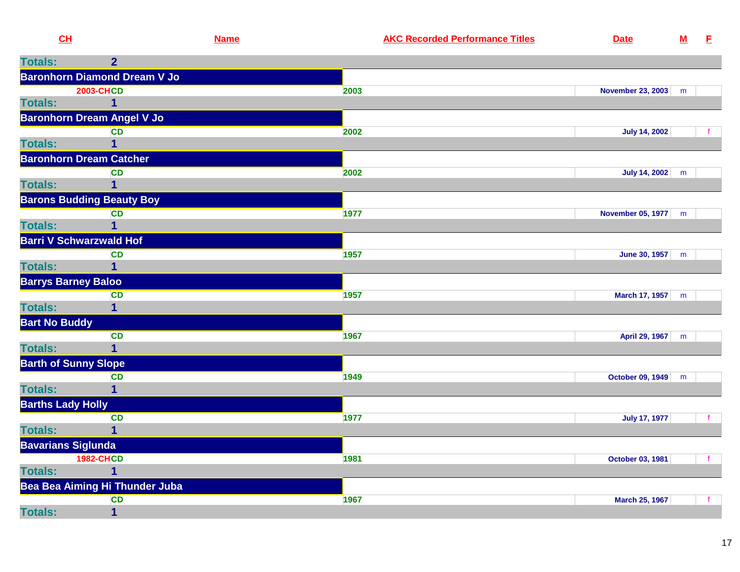| CH | Name | AKC Recorded Performance Titles | Date | M | F |
|---|---|---|---|---|---|
| **Totals:** | **2** | | | | |
| **Baronhorn Diamond Dream V Jo** | | | | | |
| 2003-CH | CD | 2003 | November 23, 2003 | m | |
| **Totals:** | **1** | | | | |
| **Baronhorn Dream Angel V Jo** | | | | | |
| | CD | 2002 | July 14, 2002 | | f |
| **Totals:** | **1** | | | | |
| **Baronhorn Dream Catcher** | | | | | |
| | CD | 2002 | July 14, 2002 | m | |
| **Totals:** | **1** | | | | |
| **Barons Budding Beauty Boy** | | | | | |
| | CD | 1977 | November 05, 1977 | m | |
| **Totals:** | **1** | | | | |
| **Barri V Schwarzwald Hof** | | | | | |
| | CD | 1957 | June 30, 1957 | m | |
| **Totals:** | **1** | | | | |
| **Barrys Barney Baloo** | | | | | |
| | CD | 1957 | March 17, 1957 | m | |
| **Totals:** | **1** | | | | |
| **Bart No Buddy** | | | | | |
| | CD | 1967 | April 29, 1967 | m | |
| **Totals:** | **1** | | | | |
| **Barth of Sunny Slope** | | | | | |
| | CD | 1949 | October 09, 1949 | m | |
| **Totals:** | **1** | | | | |
| **Barths Lady Holly** | | | | | |
| | CD | 1977 | July 17, 1977 | | f |
| **Totals:** | **1** | | | | |
| **Bavarians Siglunda** | | | | | |
| 1982-CH | CD | 1981 | October 03, 1981 | | f |
| **Totals:** | **1** | | | | |
| **Bea Bea Aiming Hi Thunder Juba** | | | | | |
| | CD | 1967 | March 25, 1967 | | f |
| **Totals:** | **1** | | | | |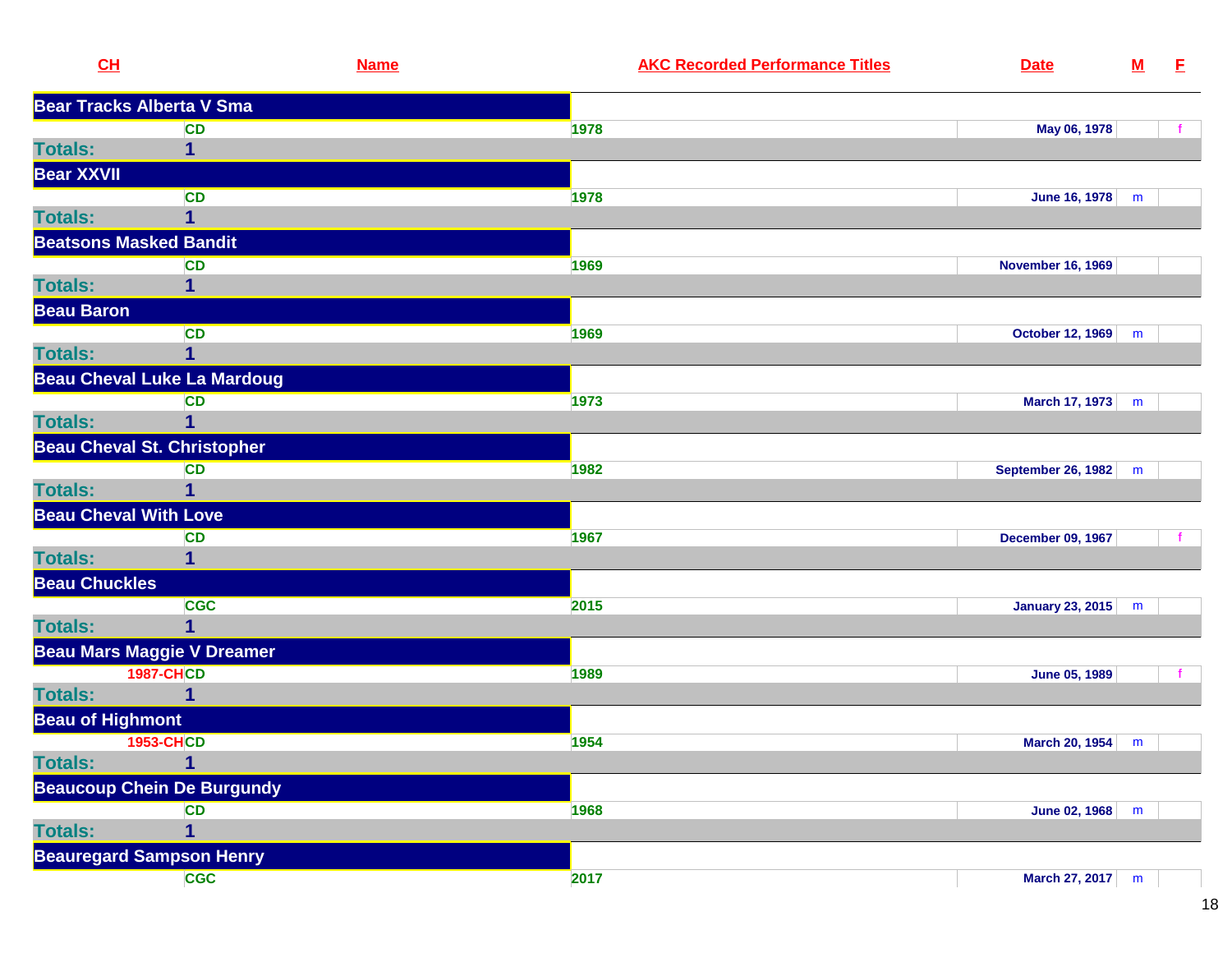| CH | Name | AKC Recorded Performance Titles | Date | M | F |
|---|---|---|---|---|---|
| **Bear Tracks Alberta V Sma** | | | | | |
| | CD | 1978 | May 06, 1978 | | f |
| Totals: | 1 | | | | |
| **Bear XXVII** | | | | | |
| | CD | 1978 | June 16, 1978 | m | |
| Totals: | 1 | | | | |
| **Beatsons Masked Bandit** | | | | | |
| | CD | 1969 | November 16, 1969 | | |
| Totals: | 1 | | | | |
| **Beau Baron** | | | | | |
| | CD | 1969 | October 12, 1969 | m | |
| Totals: | 1 | | | | |
| **Beau Cheval Luke La Mardoug** | | | | | |
| | CD | 1973 | March 17, 1973 | m | |
| Totals: | 1 | | | | |
| **Beau Cheval St. Christopher** | | | | | |
| | CD | 1982 | September 26, 1982 | m | |
| Totals: | 1 | | | | |
| **Beau Cheval With Love** | | | | | |
| | CD | 1967 | December 09, 1967 | | f |
| Totals: | 1 | | | | |
| **Beau Chuckles** | | | | | |
| | CGC | 2015 | January 23, 2015 | m | |
| Totals: | 1 | | | | |
| **Beau Mars Maggie V Dreamer** | | | | | |
| 1987-CH | CD | 1989 | June 05, 1989 | | f |
| Totals: | 1 | | | | |
| **Beau of Highmont** | | | | | |
| 1953-CH | CD | 1954 | March 20, 1954 | m | |
| Totals: | 1 | | | | |
| **Beaucoup Chein De Burgundy** | | | | | |
| | CD | 1968 | June 02, 1968 | m | |
| Totals: | 1 | | | | |
| **Beauregard Sampson Henry** | | | | | |
| | CGC | 2017 | March 27, 2017 | m | |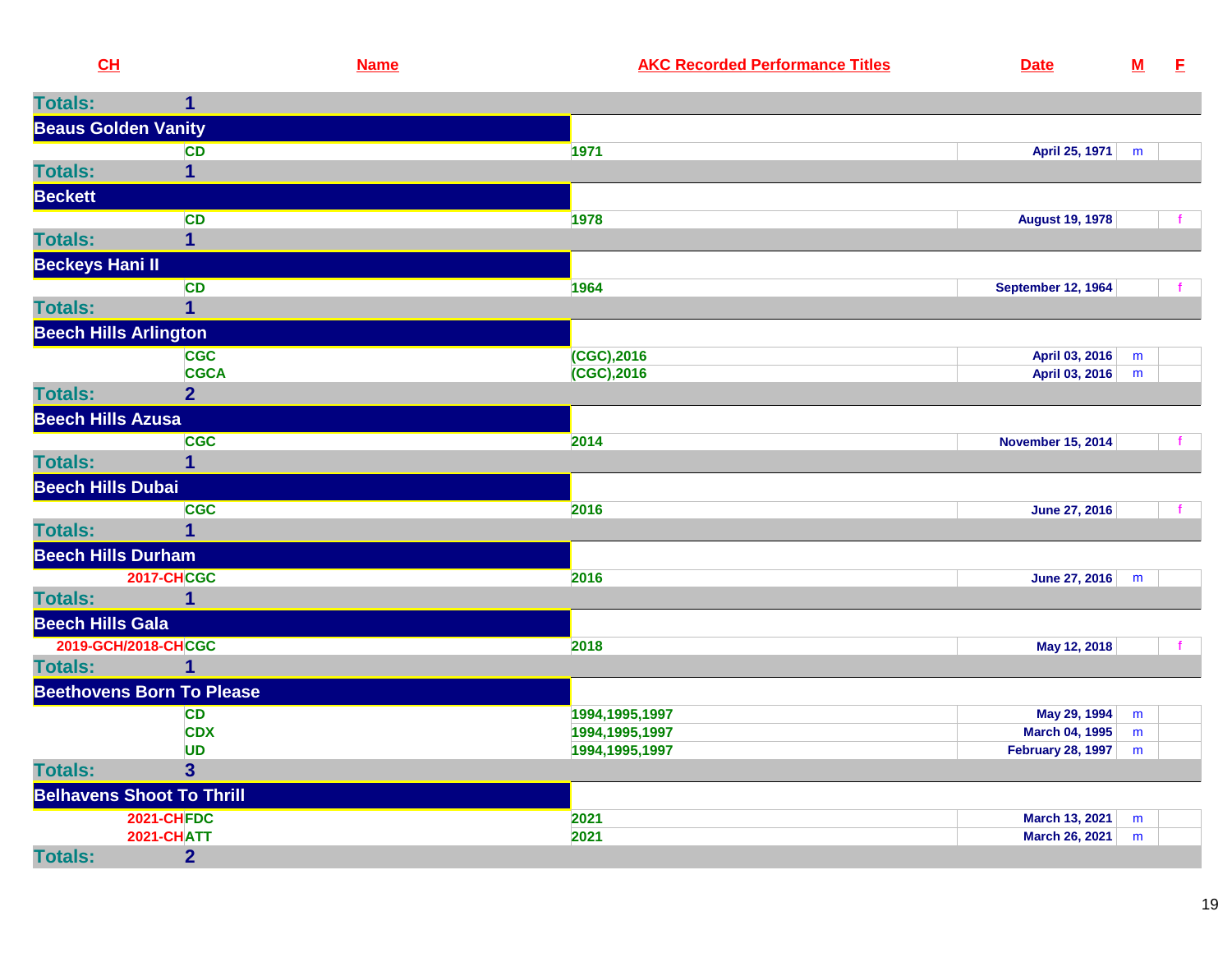| CH | Name | AKC Recorded Performance Titles | Date | M | F |
|---|---|---|---|---|---|
| **Totals:** | **1** | | | | |
| **Beaus Golden Vanity** | | | | | |
| | CD | 1971 | April 25, 1971 | m | |
| **Totals:** | **1** | | | | |
| **Beckett** | | | | | |
| | CD | 1978 | August 19, 1978 | | f |
| **Totals:** | **1** | | | | |
| **Beckeys Hani II** | | | | | |
| | CD | 1964 | September 12, 1964 | | f |
| **Totals:** | **1** | | | | |
| **Beech Hills Arlington** | | | | | |
| | CGC | (CGC),2016 | April 03, 2016 | m | |
| | CGCA | (CGC),2016 | April 03, 2016 | m | |
| **Totals:** | **2** | | | | |
| **Beech Hills Azusa** | | | | | |
| | CGC | 2014 | November 15, 2014 | | f |
| **Totals:** | **1** | | | | |
| **Beech Hills Dubai** | | | | | |
| | CGC | 2016 | June 27, 2016 | | f |
| **Totals:** | **1** | | | | |
| **Beech Hills Durham** | | | | | |
| 2017-CH | CGC | 2016 | June 27, 2016 | m | |
| **Totals:** | **1** | | | | |
| **Beech Hills Gala** | | | | | |
| 2019-GCH/2018-CH | CGC | 2018 | May 12, 2018 | | f |
| **Totals:** | **1** | | | | |
| **Beethovens Born To Please** | | | | | |
| | CD | 1994,1995,1997 | May 29, 1994 | m | |
| | CDX | 1994,1995,1997 | March 04, 1995 | m | |
| | UD | 1994,1995,1997 | February 28, 1997 | m | |
| **Totals:** | **3** | | | | |
| **Belhavens Shoot To Thrill** | | | | | |
| 2021-CH | FDC | 2021 | March 13, 2021 | m | |
| 2021-CH | ATT | 2021 | March 26, 2021 | m | |
| **Totals:** | **2** | | | | |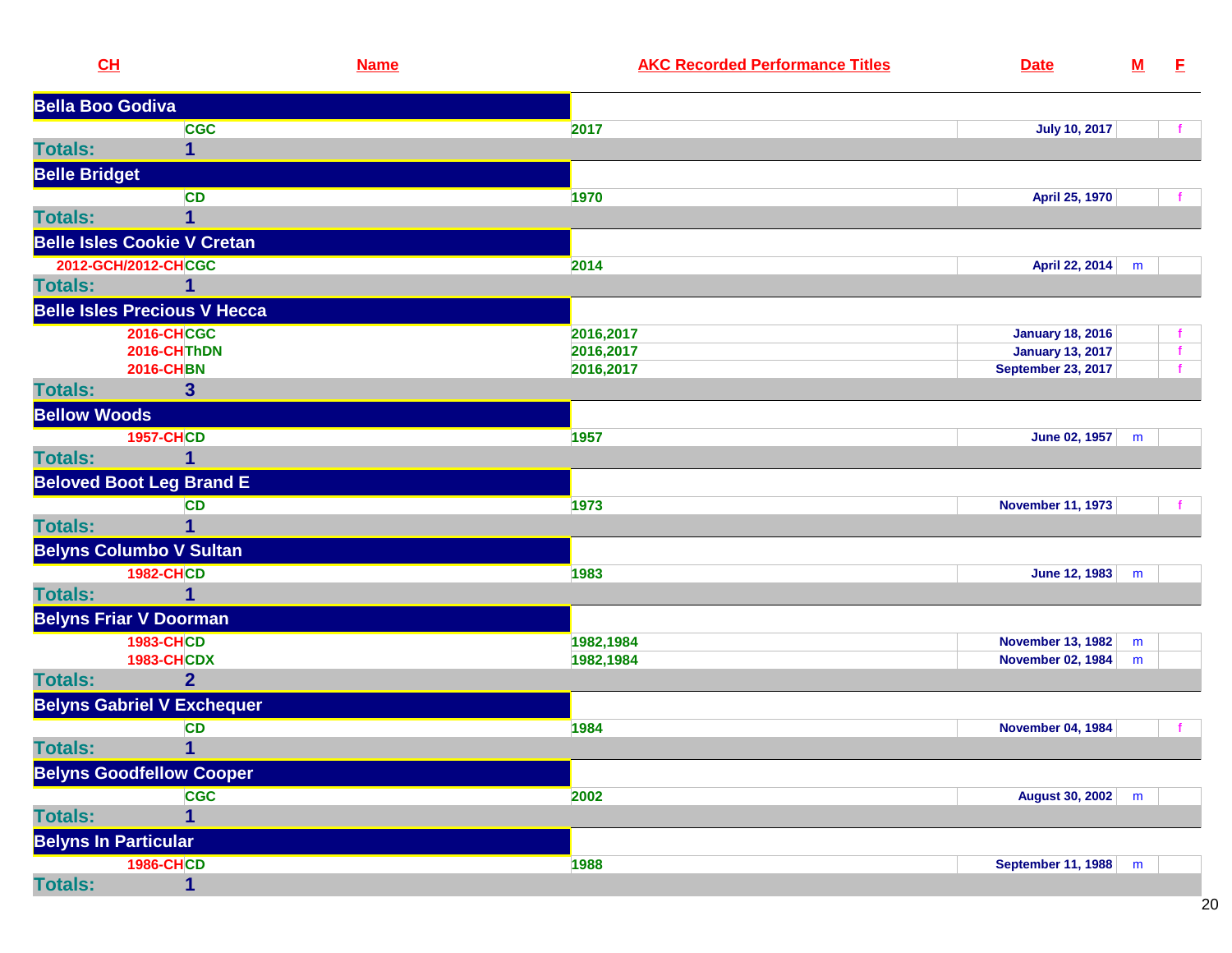| CH | Name | AKC Recorded Performance Titles | Date | M | F |
|---|---|---|---|---|---|
| **Bella Boo Godiva** | | | | | |
| | CGC | 2017 | July 10, 2017 | | f |
| **Totals:** | 1 | | | | |
| **Belle Bridget** | | | | | |
| | CD | 1970 | April 25, 1970 | | f |
| **Totals:** | 1 | | | | |
| **Belle Isles Cookie V Cretan** | | | | | |
| 2012-GCH/2012-CH | CGC | 2014 | April 22, 2014 | m | |
| **Totals:** | 1 | | | | |
| **Belle Isles Precious V Hecca** | | | | | |
| 2016-CH | CGC | 2016,2017 | January 18, 2016 | | f |
| 2016-CH | ThDN | 2016,2017 | January 13, 2017 | | f |
| 2016-CH | BN | 2016,2017 | September 23, 2017 | | f |
| **Totals:** | 3 | | | | |
| **Bellow Woods** | | | | | |
| 1957-CH | CD | 1957 | June 02, 1957 | m | |
| **Totals:** | 1 | | | | |
| **Beloved Boot Leg Brand E** | | | | | |
| | CD | 1973 | November 11, 1973 | | f |
| **Totals:** | 1 | | | | |
| **Belyns Columbo V Sultan** | | | | | |
| 1982-CH | CD | 1983 | June 12, 1983 | m | |
| **Totals:** | 1 | | | | |
| **Belyns Friar V Doorman** | | | | | |
| 1983-CH | CD | 1982,1984 | November 13, 1982 | m | |
| 1983-CH | CDX | 1982,1984 | November 02, 1984 | m | |
| **Totals:** | 2 | | | | |
| **Belyns Gabriel V Exchequer** | | | | | |
| | CD | 1984 | November 04, 1984 | | f |
| **Totals:** | 1 | | | | |
| **Belyns Goodfellow Cooper** | | | | | |
| | CGC | 2002 | August 30, 2002 | m | |
| **Totals:** | 1 | | | | |
| **Belyns In Particular** | | | | | |
| 1986-CH | CD | 1988 | September 11, 1988 | m | |
| **Totals:** | 1 | | | | |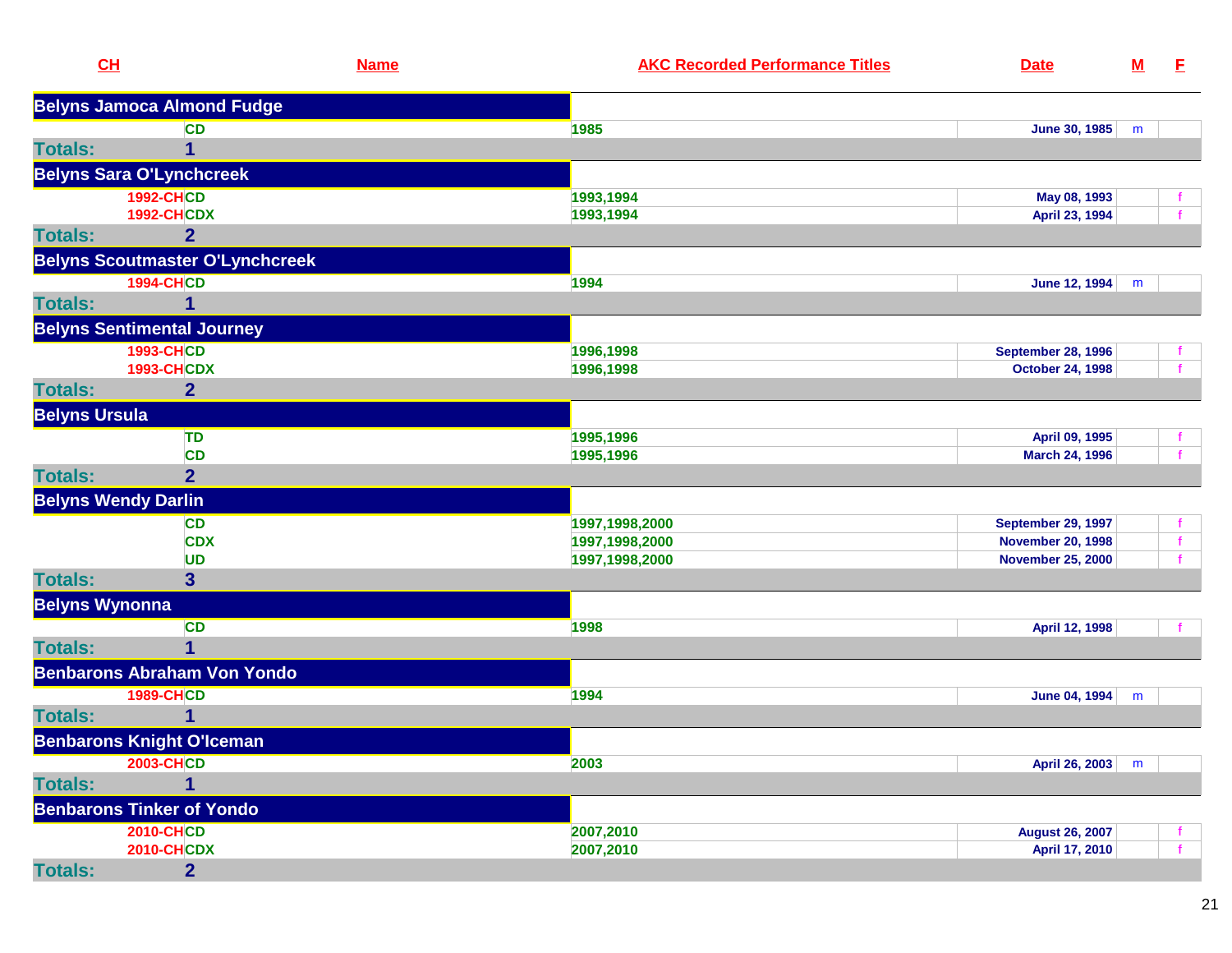| CH | Name | AKC Recorded Performance Titles | Date | M | F |
|---|---|---|---|---|---|
| **Belyns Jamoca Almond Fudge** | | | | | |
| | CD | 1985 | June 30, 1985 | m | |
| **Totals:** | 1 | | | | |
| **Belyns Sara O'Lynchcreek** | | | | | |
| 1992-CH | CD | 1993,1994 | May 08, 1993 | | f |
| 1992-CH | CDX | 1993,1994 | April 23, 1994 | | f |
| **Totals:** | 2 | | | | |
| **Belyns Scoutmaster O'Lynchcreek** | | | | | |
| 1994-CH | CD | 1994 | June 12, 1994 | m | |
| **Totals:** | 1 | | | | |
| **Belyns Sentimental Journey** | | | | | |
| 1993-CH | CD | 1996,1998 | September 28, 1996 | | f |
| 1993-CH | CDX | 1996,1998 | October 24, 1998 | | f |
| **Totals:** | 2 | | | | |
| **Belyns Ursula** | | | | | |
| | TD | 1995,1996 | April 09, 1995 | | f |
| | CD | 1995,1996 | March 24, 1996 | | f |
| **Totals:** | 2 | | | | |
| **Belyns Wendy Darlin** | | | | | |
| | CD | 1997,1998,2000 | September 29, 1997 | | f |
| | CDX | 1997,1998,2000 | November 20, 1998 | | f |
| | UD | 1997,1998,2000 | November 25, 2000 | | f |
| **Totals:** | 3 | | | | |
| **Belyns Wynonna** | | | | | |
| | CD | 1998 | April 12, 1998 | | f |
| **Totals:** | 1 | | | | |
| **Benbarons Abraham Von Yondo** | | | | | |
| 1989-CH | CD | 1994 | June 04, 1994 | m | |
| **Totals:** | 1 | | | | |
| **Benbarons Knight O'Iceman** | | | | | |
| 2003-CH | CD | 2003 | April 26, 2003 | m | |
| **Totals:** | 1 | | | | |
| **Benbarons Tinker of Yondo** | | | | | |
| 2010-CH | CD | 2007,2010 | August 26, 2007 | | f |
| 2010-CH | CDX | 2007,2010 | April 17, 2010 | | f |
| **Totals:** | 2 | | | | |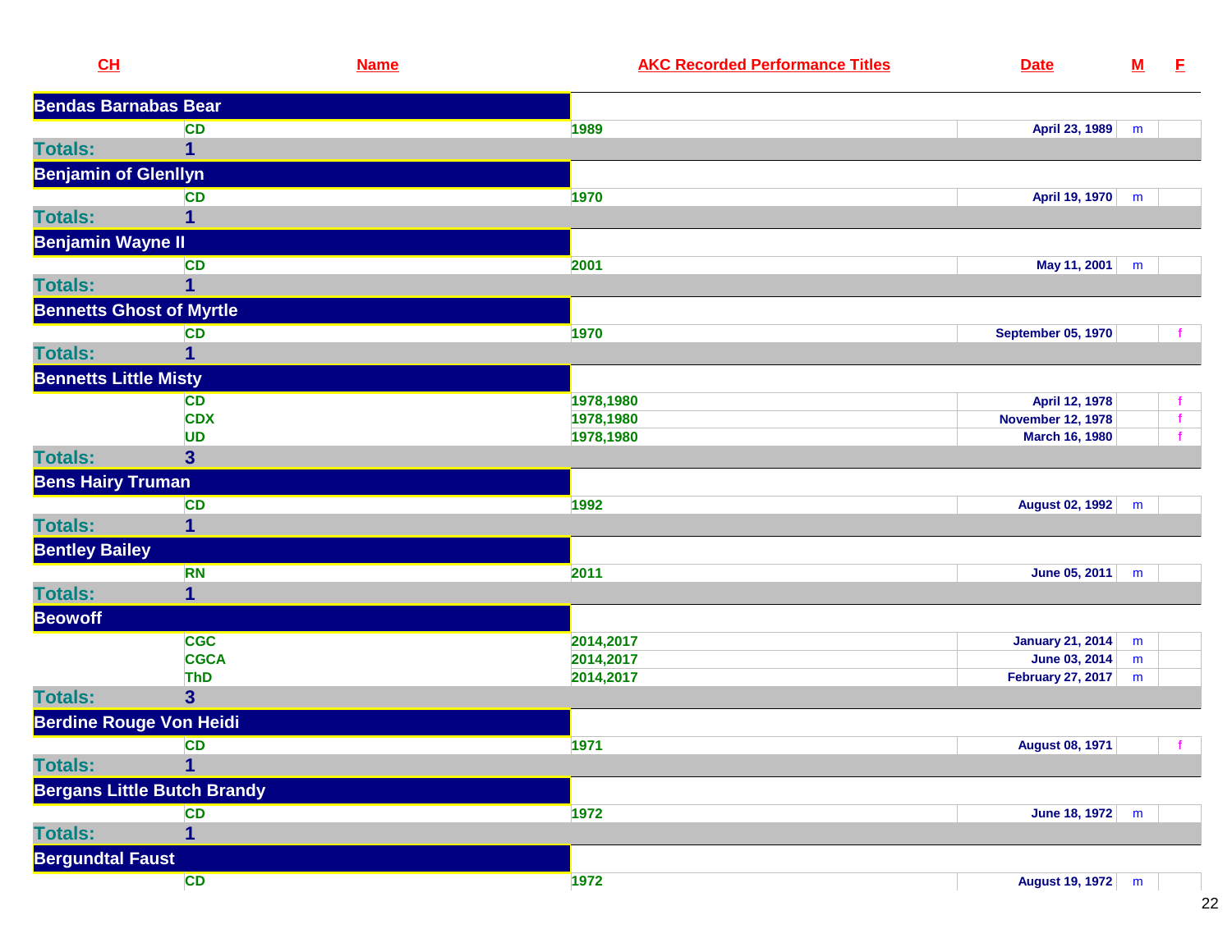| CH | Name | AKC Recorded Performance Titles | Date | M | F |
|---|---|---|---|---|---|
| **Bendas Barnabas Bear** | | | | | |
| | CD | 1989 | April 23, 1989 | m | |
| **Totals:** | 1 | | | | |
| **Benjamin of Glenllyn** | | | | | |
| | CD | 1970 | April 19, 1970 | m | |
| **Totals:** | 1 | | | | |
| **Benjamin Wayne II** | | | | | |
| | CD | 2001 | May 11, 2001 | m | |
| **Totals:** | 1 | | | | |
| **Bennetts Ghost of Myrtle** | | | | | |
| | CD | 1970 | September 05, 1970 | | f |
| **Totals:** | 1 | | | | |
| **Bennetts Little Misty** | | | | | |
| | CD | 1978,1980 | April 12, 1978 | | f |
| | CDX | 1978,1980 | November 12, 1978 | | f |
| | UD | 1978,1980 | March 16, 1980 | | f |
| **Totals:** | 3 | | | | |
| **Bens Hairy Truman** | | | | | |
| | CD | 1992 | August 02, 1992 | m | |
| **Totals:** | 1 | | | | |
| **Bentley Bailey** | | | | | |
| | RN | 2011 | June 05, 2011 | m | |
| **Totals:** | 1 | | | | |
| **Beowoff** | | | | | |
| | CGC | 2014,2017 | January 21, 2014 | m | |
| | CGCA | 2014,2017 | June 03, 2014 | m | |
| | ThD | 2014,2017 | February 27, 2017 | m | |
| **Totals:** | 3 | | | | |
| **Berdine Rouge Von Heidi** | | | | | |
| | CD | 1971 | August 08, 1971 | | f |
| **Totals:** | 1 | | | | |
| **Bergans Little Butch Brandy** | | | | | |
| | CD | 1972 | June 18, 1972 | m | |
| **Totals:** | 1 | | | | |
| **Bergundtal Faust** | | | | | |
| | CD | 1972 | August 19, 1972 | m | |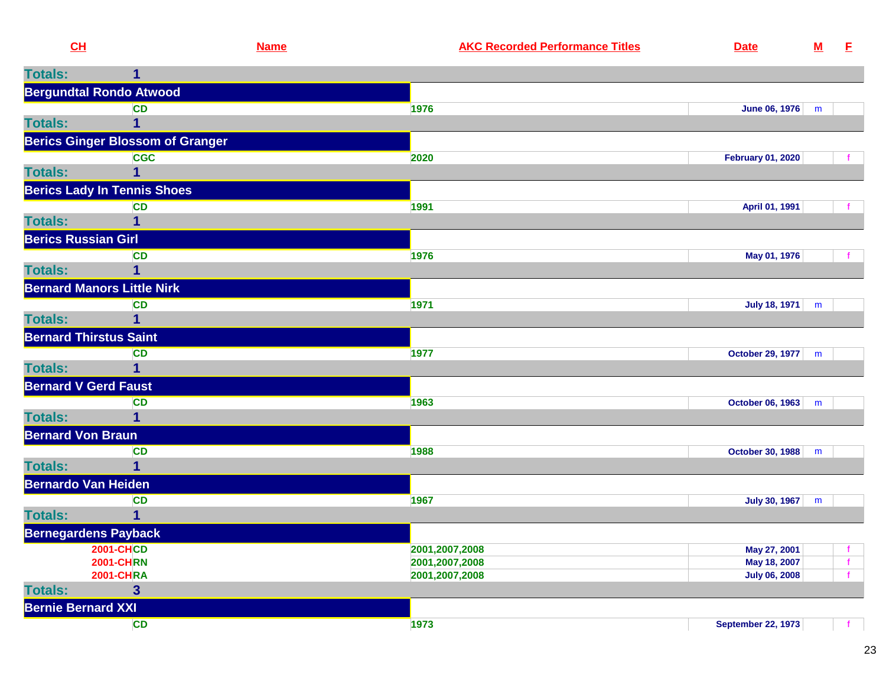| CH | Name | AKC Recorded Performance Titles | Date | M | F |
|---|---|---|---|---|---|
| **Totals:** | **1** | | | | |
| **Bergundtal Rondo Atwood** | | | | | |
| | CD | 1976 | June 06, 1976 | m | |
| **Totals:** | **1** | | | | |
| **Berics Ginger Blossom of Granger** | | | | | |
| | CGC | 2020 | February 01, 2020 | | f |
| **Totals:** | **1** | | | | |
| **Berics Lady In Tennis Shoes** | | | | | |
| | CD | 1991 | April 01, 1991 | | f |
| **Totals:** | **1** | | | | |
| **Berics Russian Girl** | | | | | |
| | CD | 1976 | May 01, 1976 | | f |
| **Totals:** | **1** | | | | |
| **Bernard Manors Little Nirk** | | | | | |
| | CD | 1971 | July 18, 1971 | m | |
| **Totals:** | **1** | | | | |
| **Bernard Thirstus Saint** | | | | | |
| | CD | 1977 | October 29, 1977 | m | |
| **Totals:** | **1** | | | | |
| **Bernard V Gerd Faust** | | | | | |
| | CD | 1963 | October 06, 1963 | m | |
| **Totals:** | **1** | | | | |
| **Bernard Von Braun** | | | | | |
| | CD | 1988 | October 30, 1988 | m | |
| **Totals:** | **1** | | | | |
| **Bernardo Van Heiden** | | | | | |
| | CD | 1967 | July 30, 1967 | m | |
| **Totals:** | **1** | | | | |
| **Bernegardens Payback** | | | | | |
| 2001-CH | CD | 2001,2007,2008 | May 27, 2001 | | f |
| 2001-CH | RN | 2001,2007,2008 | May 18, 2007 | | f |
| 2001-CH | RA | 2001,2007,2008 | July 06, 2008 | | f |
| **Totals:** | **3** | | | | |
| **Bernie Bernard XXI** | | | | | |
| | CD | 1973 | September 22, 1973 | | f |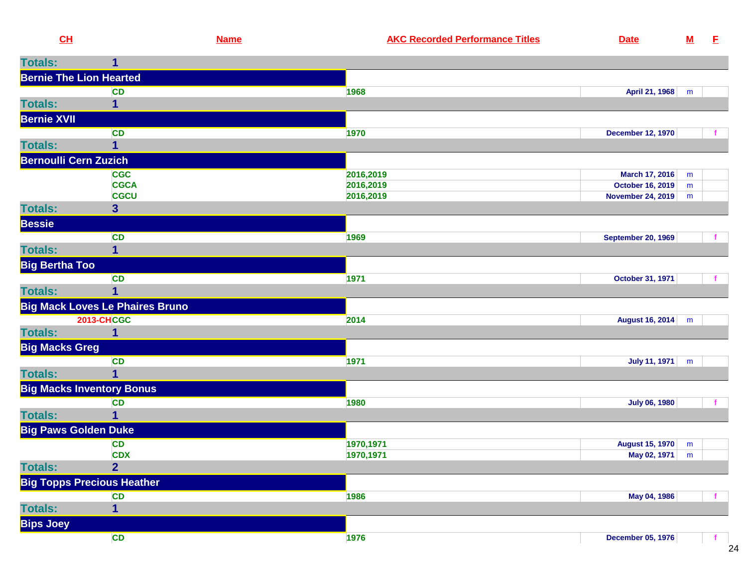| CH | Name | AKC Recorded Performance Titles | Date | M | F |
|---|---|---|---|---|---|
| **Totals:** | **1** | | | | |
| **Bernie The Lion Hearted** | | | | | |
| | CD | 1968 | April 21, 1968 | m | |
| **Totals:** | **1** | | | | |
| **Bernie XVII** | | | | | |
| | CD | 1970 | December 12, 1970 | | f |
| **Totals:** | **1** | | | | |
| **Bernoulli Cern Zuzich** | | | | | |
| | CGC | 2016,2019 | March 17, 2016 | m | |
| | CGCA | 2016,2019 | October 16, 2019 | m | |
| | CGCU | 2016,2019 | November 24, 2019 | m | |
| **Totals:** | **3** | | | | |
| **Bessie** | | | | | |
| | CD | 1969 | September 20, 1969 | | f |
| **Totals:** | **1** | | | | |
| **Big Bertha Too** | | | | | |
| | CD | 1971 | October 31, 1971 | | f |
| **Totals:** | **1** | | | | |
| **Big Mack Loves Le Phaires Bruno** | | | | | |
| 2013-CH | CGC | 2014 | August 16, 2014 | m | |
| **Totals:** | **1** | | | | |
| **Big Macks Greg** | | | | | |
| | CD | 1971 | July 11, 1971 | m | |
| **Totals:** | **1** | | | | |
| **Big Macks Inventory Bonus** | | | | | |
| | CD | 1980 | July 06, 1980 | | f |
| **Totals:** | **1** | | | | |
| **Big Paws Golden Duke** | | | | | |
| | CD | 1970,1971 | August 15, 1970 | m | |
| | CDX | 1970,1971 | May 02, 1971 | m | |
| **Totals:** | **2** | | | | |
| **Big Topps Precious Heather** | | | | | |
| | CD | 1986 | May 04, 1986 | | f |
| **Totals:** | **1** | | | | |
| **Bips Joey** | | | | | |
| | CD | 1976 | December 05, 1976 | | f |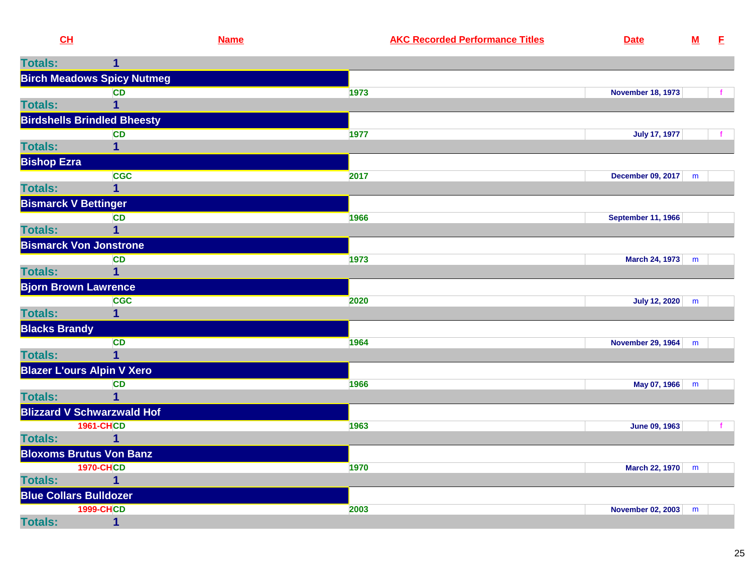| CH | Name | AKC Recorded Performance Titles | Date | M | F |
|---|---|---|---|---|---|
| **Totals:** | **1** | | | | |
| **Birch Meadows Spicy Nutmeg** | | | | | |
| | CD | 1973 | November 18, 1973 | | f |
| **Totals:** | **1** | | | | |
| **Birdshells Brindled Bheesty** | | | | | |
| | CD | 1977 | July 17, 1977 | | f |
| **Totals:** | **1** | | | | |
| **Bishop Ezra** | | | | | |
| | CGC | 2017 | December 09, 2017 | m | |
| **Totals:** | **1** | | | | |
| **Bismarck V Bettinger** | | | | | |
| | CD | 1966 | September 11, 1966 | | |
| **Totals:** | **1** | | | | |
| **Bismarck Von Jonstrone** | | | | | |
| | CD | 1973 | March 24, 1973 | m | |
| **Totals:** | **1** | | | | |
| **Bjorn Brown Lawrence** | | | | | |
| | CGC | 2020 | July 12, 2020 | m | |
| **Totals:** | **1** | | | | |
| **Blacks Brandy** | | | | | |
| | CD | 1964 | November 29, 1964 | m | |
| **Totals:** | **1** | | | | |
| **Blazer L'ours Alpin V Xero** | | | | | |
| | CD | 1966 | May 07, 1966 | m | |
| **Totals:** | **1** | | | | |
| **Blizzard V Schwarzwald Hof** | | | | | |
| 1961-CH | CD | 1963 | June 09, 1963 | | f |
| **Totals:** | **1** | | | | |
| **Bloxoms Brutus Von Banz** | | | | | |
| 1970-CH | CD | 1970 | March 22, 1970 | m | |
| **Totals:** | **1** | | | | |
| **Blue Collars Bulldozer** | | | | | |
| 1999-CH | CD | 2003 | November 02, 2003 | m | |
| **Totals:** | **1** | | | | |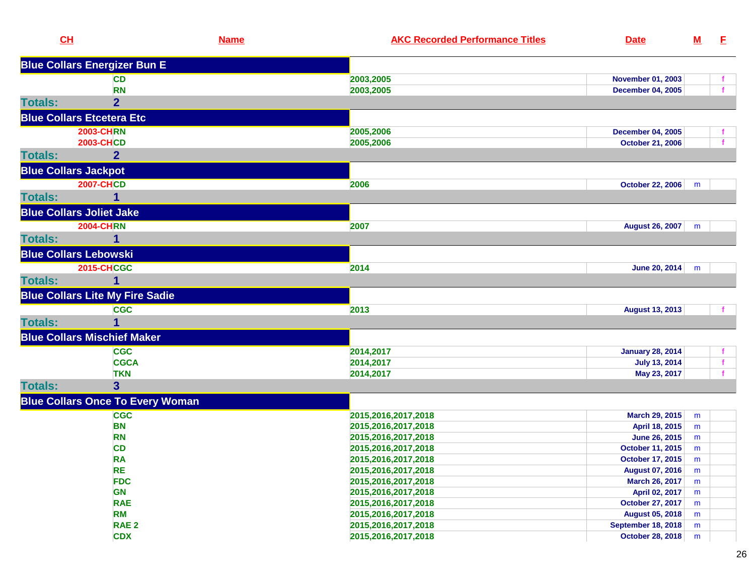| CH | Name | AKC Recorded Performance Titles | Date | M | F |
|---|---|---|---|---|---|
| **Blue Collars Energizer Bun E** | | | | | |
| | CD | 2003,2005 | November 01, 2003 | | f |
| | RN | 2003,2005 | December 04, 2005 | | f |
| **Totals:** | **2** | | | | |
| **Blue Collars Etcetera Etc** | | | | | |
| 2003-CH | RN | 2005,2006 | December 04, 2005 | | f |
| 2003-CH | CD | 2005,2006 | October 21, 2006 | | f |
| **Totals:** | **2** | | | | |
| **Blue Collars Jackpot** | | | | | |
| 2007-CH | CD | 2006 | October 22, 2006 | m | |
| **Totals:** | **1** | | | | |
| **Blue Collars Joliet Jake** | | | | | |
| 2004-CH | RN | 2007 | August 26, 2007 | m | |
| **Totals:** | **1** | | | | |
| **Blue Collars Lebowski** | | | | | |
| 2015-CH | CGC | 2014 | June 20, 2014 | m | |
| **Totals:** | **1** | | | | |
| **Blue Collars Lite My Fire Sadie** | | | | | |
| | CGC | 2013 | August 13, 2013 | | f |
| **Totals:** | **1** | | | | |
| **Blue Collars Mischief Maker** | | | | | |
| | CGC | 2014,2017 | January 28, 2014 | | f |
| | CGCA | 2014,2017 | July 13, 2014 | | f |
| | TKN | 2014,2017 | May 23, 2017 | | f |
| **Totals:** | **3** | | | | |
| **Blue Collars Once To Every Woman** | | | | | |
| | CGC | 2015,2016,2017,2018 | March 29, 2015 | m | |
| | BN | 2015,2016,2017,2018 | April 18, 2015 | m | |
| | RN | 2015,2016,2017,2018 | June 26, 2015 | m | |
| | CD | 2015,2016,2017,2018 | October 11, 2015 | m | |
| | RA | 2015,2016,2017,2018 | October 17, 2015 | m | |
| | RE | 2015,2016,2017,2018 | August 07, 2016 | m | |
| | FDC | 2015,2016,2017,2018 | March 26, 2017 | m | |
| | GN | 2015,2016,2017,2018 | April 02, 2017 | m | |
| | RAE | 2015,2016,2017,2018 | October 27, 2017 | m | |
| | RM | 2015,2016,2017,2018 | August 05, 2018 | m | |
| | RAE 2 | 2015,2016,2017,2018 | September 18, 2018 | m | |
| | CDX | 2015,2016,2017,2018 | October 28, 2018 | m | |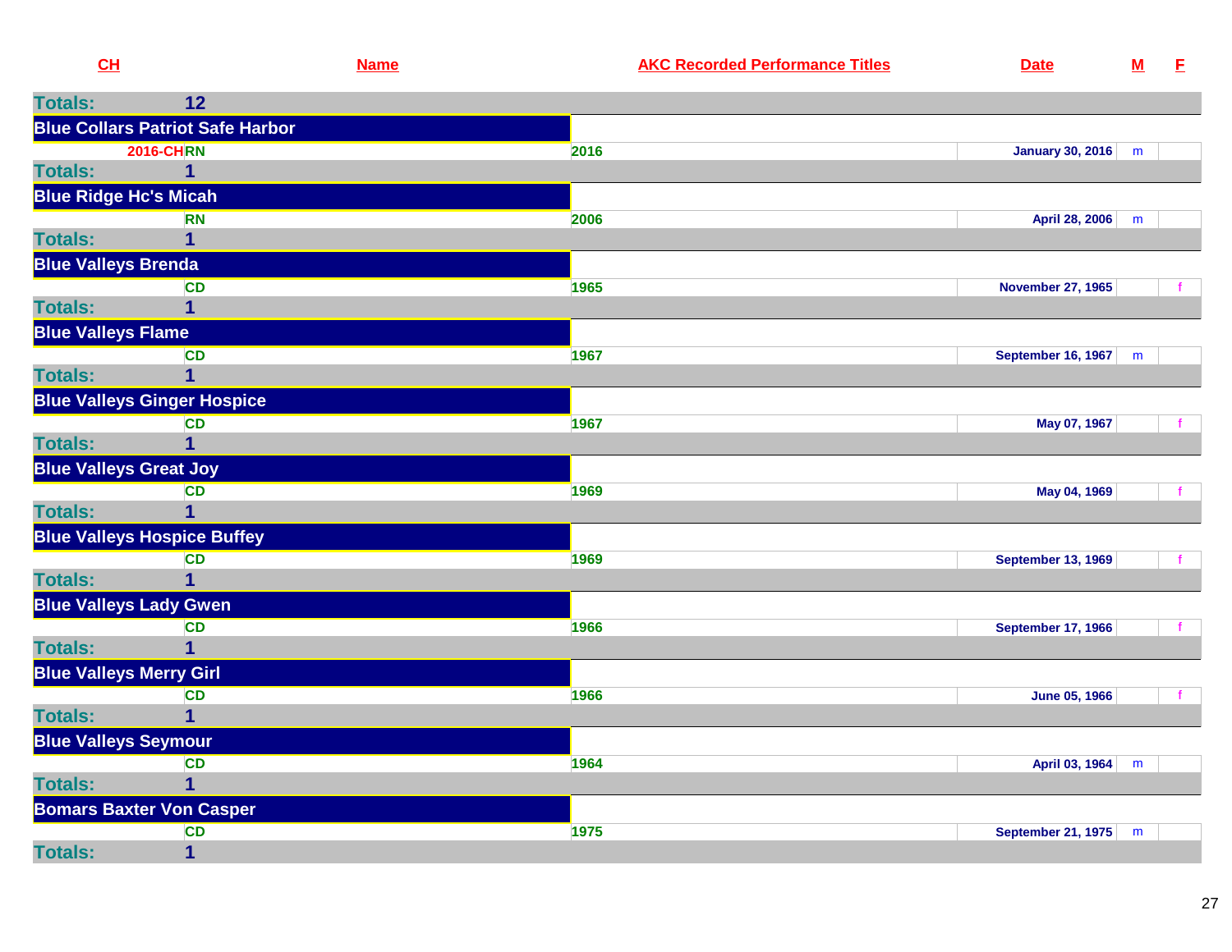| CH | Name | AKC Recorded Performance Titles | Date | M | F |
|---|---|---|---|---|---|
| **Totals:** | **12** | | | | |
| **Blue Collars Patriot Safe Harbor** | | | | | |
| 2016-CH | RN | 2016 | January 30, 2016 | m | |
| **Totals:** | **1** | | | | |
| **Blue Ridge Hc's Micah** | | | | | |
| | RN | 2006 | April 28, 2006 | m | |
| **Totals:** | **1** | | | | |
| **Blue Valleys Brenda** | | | | | |
| | CD | 1965 | November 27, 1965 | | f |
| **Totals:** | **1** | | | | |
| **Blue Valleys Flame** | | | | | |
| | CD | 1967 | September 16, 1967 | m | |
| **Totals:** | **1** | | | | |
| **Blue Valleys Ginger Hospice** | | | | | |
| | CD | 1967 | May 07, 1967 | | f |
| **Totals:** | **1** | | | | |
| **Blue Valleys Great Joy** | | | | | |
| | CD | 1969 | May 04, 1969 | | f |
| **Totals:** | **1** | | | | |
| **Blue Valleys Hospice Buffey** | | | | | |
| | CD | 1969 | September 13, 1969 | | f |
| **Totals:** | **1** | | | | |
| **Blue Valleys Lady Gwen** | | | | | |
| | CD | 1966 | September 17, 1966 | | f |
| **Totals:** | **1** | | | | |
| **Blue Valleys Merry Girl** | | | | | |
| | CD | 1966 | June 05, 1966 | | f |
| **Totals:** | **1** | | | | |
| **Blue Valleys Seymour** | | | | | |
| | CD | 1964 | April 03, 1964 | m | |
| **Totals:** | **1** | | | | |
| **Bomars Baxter Von Casper** | | | | | |
| | CD | 1975 | September 21, 1975 | m | |
| **Totals:** | **1** | | | | |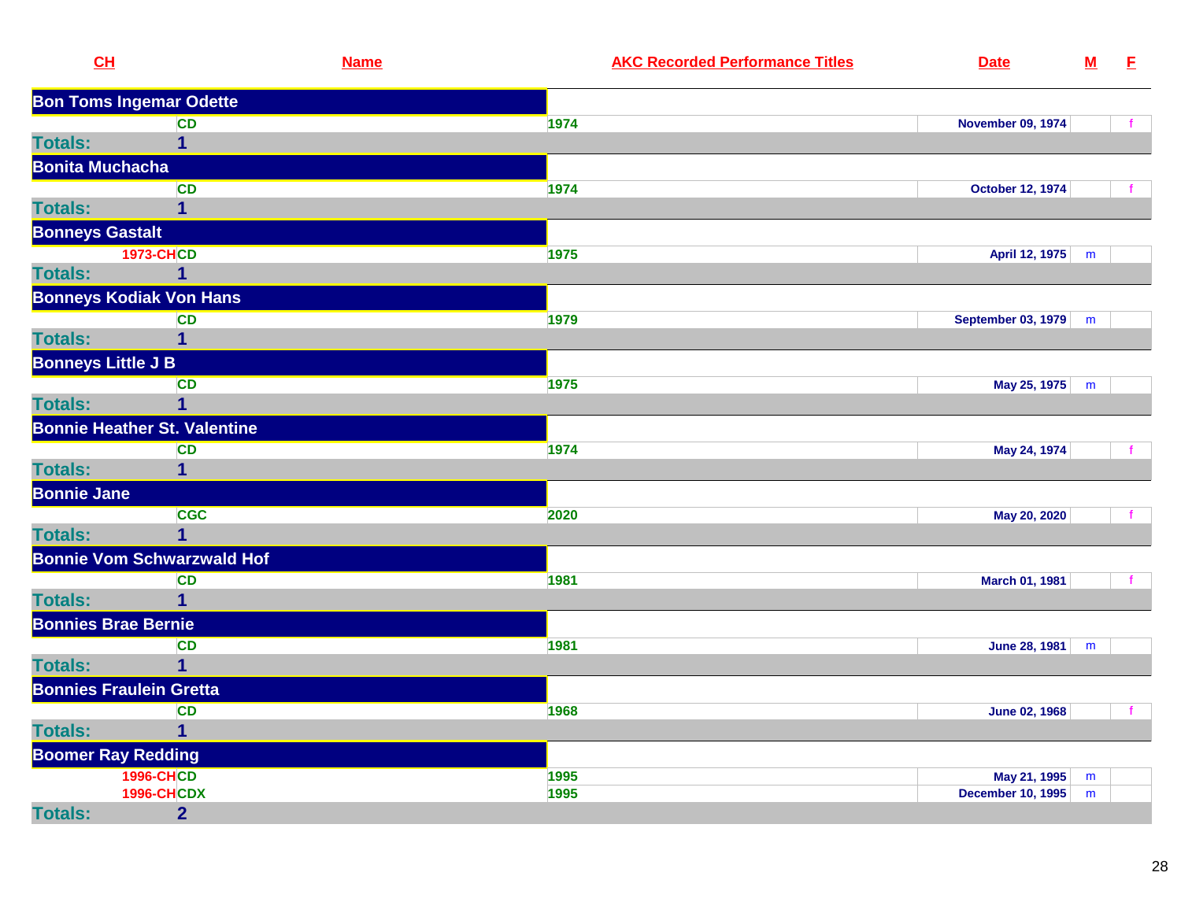| CH | Name | AKC Recorded Performance Titles | Date | M | F |
|---|---|---|---|---|---|
| **Bon Toms Ingemar Odette** | | | | | |
| | CD | 1974 | November 09, 1974 | | f |
| **Totals:** | **1** | | | | |
| **Bonita Muchacha** | | | | | |
| | CD | 1974 | October 12, 1974 | | f |
| **Totals:** | **1** | | | | |
| **Bonneys Gastalt** | | | | | |
| 1973-CH | CD | 1975 | April 12, 1975 | m | |
| **Totals:** | **1** | | | | |
| **Bonneys Kodiak Von Hans** | | | | | |
| | CD | 1979 | September 03, 1979 | m | |
| **Totals:** | **1** | | | | |
| **Bonneys Little J B** | | | | | |
| | CD | 1975 | May 25, 1975 | m | |
| **Totals:** | **1** | | | | |
| **Bonnie Heather St. Valentine** | | | | | |
| | CD | 1974 | May 24, 1974 | | f |
| **Totals:** | **1** | | | | |
| **Bonnie Jane** | | | | | |
| | CGC | 2020 | May 20, 2020 | | f |
| **Totals:** | **1** | | | | |
| **Bonnie Vom Schwarzwald Hof** | | | | | |
| | CD | 1981 | March 01, 1981 | | f |
| **Totals:** | **1** | | | | |
| **Bonnies Brae Bernie** | | | | | |
| | CD | 1981 | June 28, 1981 | m | |
| **Totals:** | **1** | | | | |
| **Bonnies Fraulein Gretta** | | | | | |
| | CD | 1968 | June 02, 1968 | | f |
| **Totals:** | **1** | | | | |
| **Boomer Ray Redding** | | | | | |
| 1996-CH | CD | 1995 | May 21, 1995 | m | |
| 1996-CH | CDX | 1995 | December 10, 1995 | m | |
| **Totals:** | **2** | | | | |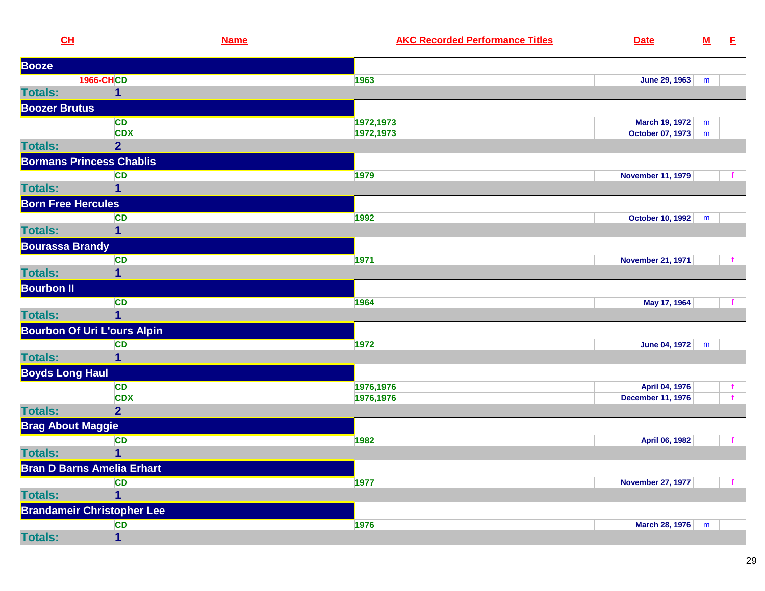| CH | Name | AKC Recorded Performance Titles | Date | M | F |
|---|---|---|---|---|---|
| **Booze** | | | | | |
| 1966-CH | CD | 1963 | June 29, 1963 | m | |
| **Totals:** | 1 | | | | |
| **Boozer Brutus** | | | | | |
| | CD | 1972,1973 | March 19, 1972 | m | |
| | CDX | 1972,1973 | October 07, 1973 | m | |
| **Totals:** | 2 | | | | |
| **Bormans Princess Chablis** | | | | | |
| | CD | 1979 | November 11, 1979 | | f |
| **Totals:** | 1 | | | | |
| **Born Free Hercules** | | | | | |
| | CD | 1992 | October 10, 1992 | m | |
| **Totals:** | 1 | | | | |
| **Bourassa Brandy** | | | | | |
| | CD | 1971 | November 21, 1971 | | f |
| **Totals:** | 1 | | | | |
| **Bourbon II** | | | | | |
| | CD | 1964 | May 17, 1964 | | f |
| **Totals:** | 1 | | | | |
| **Bourbon Of Uri L'ours Alpin** | | | | | |
| | CD | 1972 | June 04, 1972 | m | |
| **Totals:** | 1 | | | | |
| **Boyds Long Haul** | | | | | |
| | CD | 1976,1976 | April 04, 1976 | | f |
| | CDX | 1976,1976 | December 11, 1976 | | f |
| **Totals:** | 2 | | | | |
| **Brag About Maggie** | | | | | |
| | CD | 1982 | April 06, 1982 | | f |
| **Totals:** | 1 | | | | |
| **Bran D Barns Amelia Erhart** | | | | | |
| | CD | 1977 | November 27, 1977 | | f |
| **Totals:** | 1 | | | | |
| **Brandameir Christopher Lee** | | | | | |
| | CD | 1976 | March 28, 1976 | m | |
| **Totals:** | 1 | | | | |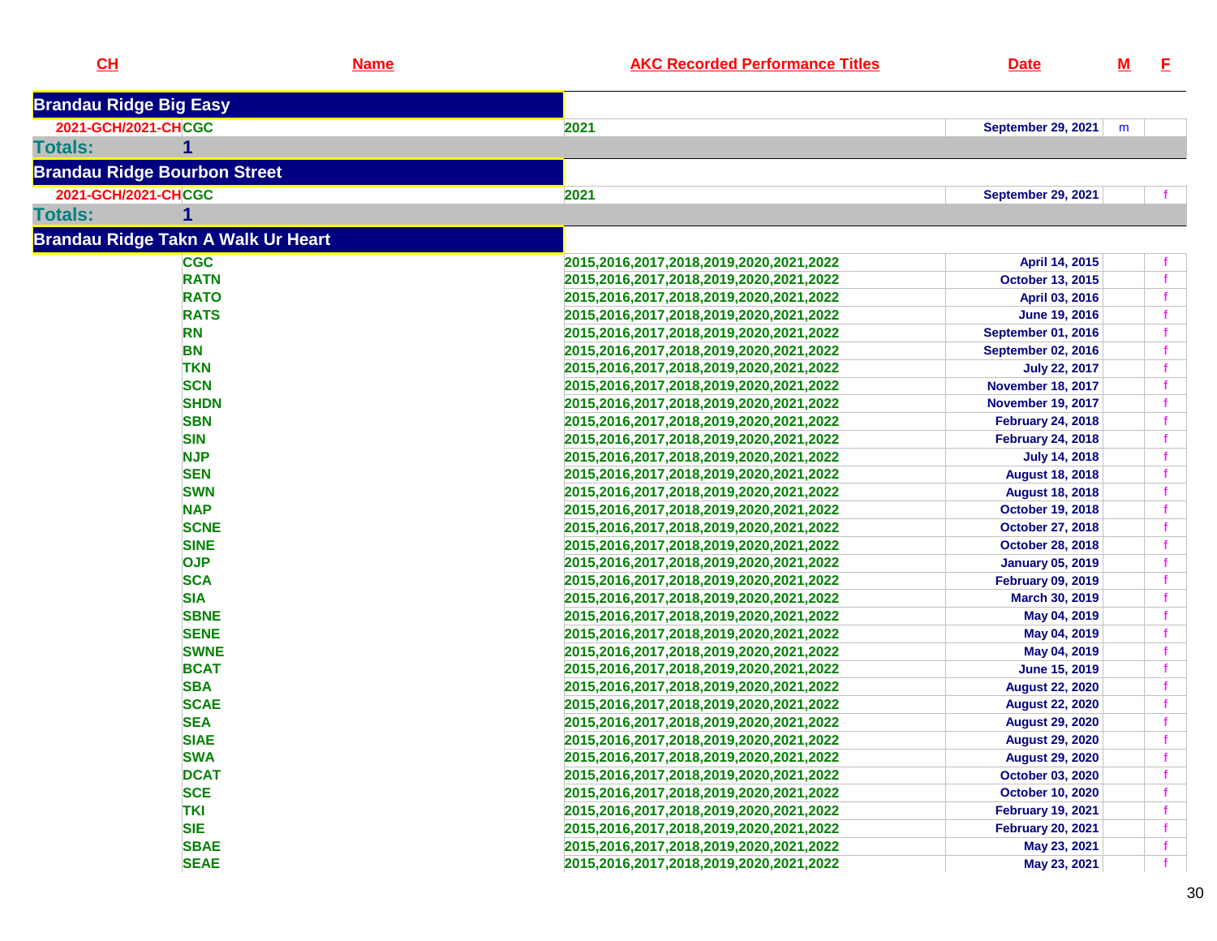| CH | Name | AKC Recorded Performance Titles | Date | M | F |
|---|---|---|---|---|---|
| **Brandau Ridge Big Easy** | | | | | |
| 2021-GCH/2021-CH | CGC | 2021 | September 29, 2021 | m | |
| **Totals:** | 1 | | | | |
| **Brandau Ridge Bourbon Street** | | | | | |
| 2021-GCH/2021-CH | CGC | 2021 | September 29, 2021 | | f |
| **Totals:** | 1 | | | | |
| **Brandau Ridge Takn A Walk Ur Heart** | | | | | |
| | CGC | 2015,2016,2017,2018,2019,2020,2021,2022 | April 14, 2015 | | f |
| | RATN | 2015,2016,2017,2018,2019,2020,2021,2022 | October 13, 2015 | | f |
| | RATO | 2015,2016,2017,2018,2019,2020,2021,2022 | April 03, 2016 | | f |
| | RATS | 2015,2016,2017,2018,2019,2020,2021,2022 | June 19, 2016 | | f |
| | RN | 2015,2016,2017,2018,2019,2020,2021,2022 | September 01, 2016 | | f |
| | BN | 2015,2016,2017,2018,2019,2020,2021,2022 | September 02, 2016 | | f |
| | TKN | 2015,2016,2017,2018,2019,2020,2021,2022 | July 22, 2017 | | f |
| | SCN | 2015,2016,2017,2018,2019,2020,2021,2022 | November 18, 2017 | | f |
| | SHDN | 2015,2016,2017,2018,2019,2020,2021,2022 | November 19, 2017 | | f |
| | SBN | 2015,2016,2017,2018,2019,2020,2021,2022 | February 24, 2018 | | f |
| | SIN | 2015,2016,2017,2018,2019,2020,2021,2022 | February 24, 2018 | | f |
| | NJP | 2015,2016,2017,2018,2019,2020,2021,2022 | July 14, 2018 | | f |
| | SEN | 2015,2016,2017,2018,2019,2020,2021,2022 | August 18, 2018 | | f |
| | SWN | 2015,2016,2017,2018,2019,2020,2021,2022 | August 18, 2018 | | f |
| | NAP | 2015,2016,2017,2018,2019,2020,2021,2022 | October 19, 2018 | | f |
| | SCNE | 2015,2016,2017,2018,2019,2020,2021,2022 | October 27, 2018 | | f |
| | SINE | 2015,2016,2017,2018,2019,2020,2021,2022 | October 28, 2018 | | f |
| | OJP | 2015,2016,2017,2018,2019,2020,2021,2022 | January 05, 2019 | | f |
| | SCA | 2015,2016,2017,2018,2019,2020,2021,2022 | February 09, 2019 | | f |
| | SIA | 2015,2016,2017,2018,2019,2020,2021,2022 | March 30, 2019 | | f |
| | SBNE | 2015,2016,2017,2018,2019,2020,2021,2022 | May 04, 2019 | | f |
| | SENE | 2015,2016,2017,2018,2019,2020,2021,2022 | May 04, 2019 | | f |
| | SWNE | 2015,2016,2017,2018,2019,2020,2021,2022 | May 04, 2019 | | f |
| | BCAT | 2015,2016,2017,2018,2019,2020,2021,2022 | June 15, 2019 | | f |
| | SBA | 2015,2016,2017,2018,2019,2020,2021,2022 | August 22, 2020 | | f |
| | SCAE | 2015,2016,2017,2018,2019,2020,2021,2022 | August 22, 2020 | | f |
| | SEA | 2015,2016,2017,2018,2019,2020,2021,2022 | August 29, 2020 | | f |
| | SIAE | 2015,2016,2017,2018,2019,2020,2021,2022 | August 29, 2020 | | f |
| | SWA | 2015,2016,2017,2018,2019,2020,2021,2022 | August 29, 2020 | | f |
| | DCAT | 2015,2016,2017,2018,2019,2020,2021,2022 | October 03, 2020 | | f |
| | SCE | 2015,2016,2017,2018,2019,2020,2021,2022 | October 10, 2020 | | f |
| | TKI | 2015,2016,2017,2018,2019,2020,2021,2022 | February 19, 2021 | | f |
| | SIE | 2015,2016,2017,2018,2019,2020,2021,2022 | February 20, 2021 | | f |
| | SBAE | 2015,2016,2017,2018,2019,2020,2021,2022 | May 23, 2021 | | f |
| | SEAE | 2015,2016,2017,2018,2019,2020,2021,2022 | May 23, 2021 | | f |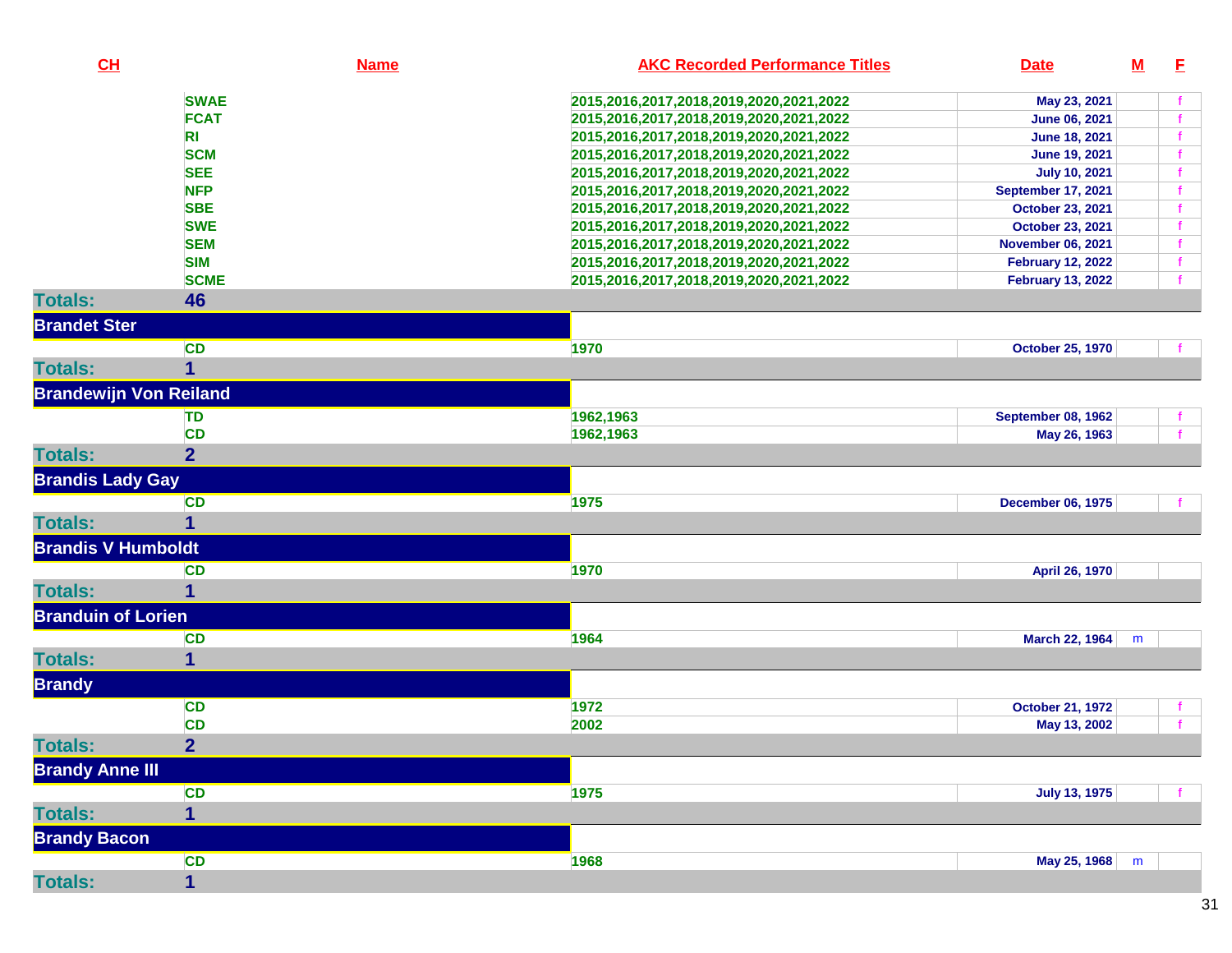| CH | Name | AKC Recorded Performance Titles | Date | M | F |
|---|---|---|---|---|---|
| | SWAE | 2015,2016,2017,2018,2019,2020,2021,2022 | May 23, 2021 | | f |
| | FCAT | 2015,2016,2017,2018,2019,2020,2021,2022 | June 06, 2021 | | f |
| | RI | 2015,2016,2017,2018,2019,2020,2021,2022 | June 18, 2021 | | f |
| | SCM | 2015,2016,2017,2018,2019,2020,2021,2022 | June 19, 2021 | | f |
| | SEE | 2015,2016,2017,2018,2019,2020,2021,2022 | July 10, 2021 | | f |
| | NFP | 2015,2016,2017,2018,2019,2020,2021,2022 | September 17, 2021 | | f |
| | SBE | 2015,2016,2017,2018,2019,2020,2021,2022 | October 23, 2021 | | f |
| | SWE | 2015,2016,2017,2018,2019,2020,2021,2022 | October 23, 2021 | | f |
| | SEM | 2015,2016,2017,2018,2019,2020,2021,2022 | November 06, 2021 | | f |
| | SIM | 2015,2016,2017,2018,2019,2020,2021,2022 | February 12, 2022 | | f |
| | SCME | 2015,2016,2017,2018,2019,2020,2021,2022 | February 13, 2022 | | f |
| **Totals:** | **46** | | | | |
| **Brandet Ster** | | | | | |
| | CD | 1970 | October 25, 1970 | | f |
| **Totals:** | **1** | | | | |
| **Brandewijn Von Reiland** | | | | | |
| | TD | 1962,1963 | September 08, 1962 | | f |
| | CD | 1962,1963 | May 26, 1963 | | f |
| **Totals:** | **2** | | | | |
| **Brandis Lady Gay** | | | | | |
| | CD | 1975 | December 06, 1975 | | f |
| **Totals:** | **1** | | | | |
| **Brandis V Humboldt** | | | | | |
| | CD | 1970 | April 26, 1970 | | |
| **Totals:** | **1** | | | | |
| **Branduin of Lorien** | | | | | |
| | CD | 1964 | March 22, 1964 | m | |
| **Totals:** | **1** | | | | |
| **Brandy** | | | | | |
| | CD | 1972 | October 21, 1972 | | f |
| | CD | 2002 | May 13, 2002 | | f |
| **Totals:** | **2** | | | | |
| **Brandy Anne III** | | | | | |
| | CD | 1975 | July 13, 1975 | | f |
| **Totals:** | **1** | | | | |
| **Brandy Bacon** | | | | | |
| | CD | 1968 | May 25, 1968 | m | |
| **Totals:** | **1** | | | | |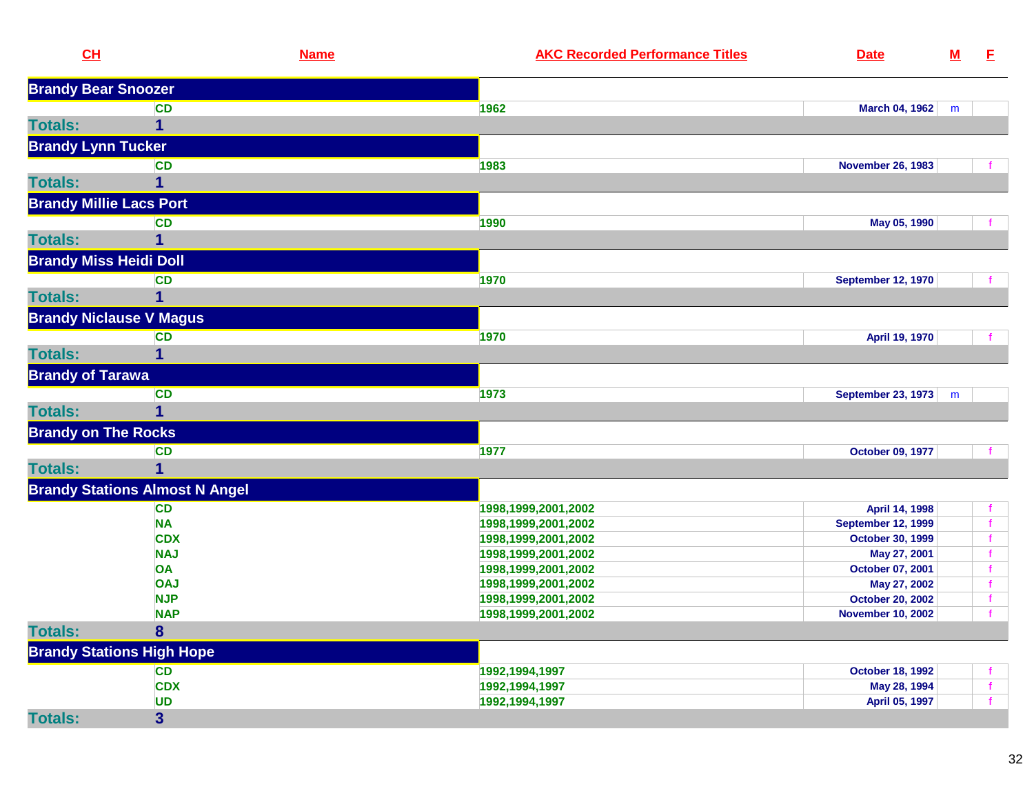| CH | Name | AKC Recorded Performance Titles | Date | M | F |
|---|---|---|---|---|---|
| **Brandy Bear Snoozer** | | | | | |
| | CD | 1962 | March 04, 1962 | m | |
| **Totals:** | **1** | | | | |
| **Brandy Lynn Tucker** | | | | | |
| | CD | 1983 | November 26, 1983 | | f |
| **Totals:** | **1** | | | | |
| **Brandy Millie Lacs Port** | | | | | |
| | CD | 1990 | May 05, 1990 | | f |
| **Totals:** | **1** | | | | |
| **Brandy Miss Heidi Doll** | | | | | |
| | CD | 1970 | September 12, 1970 | | f |
| **Totals:** | **1** | | | | |
| **Brandy Niclause V Magus** | | | | | |
| | CD | 1970 | April 19, 1970 | | f |
| **Totals:** | **1** | | | | |
| **Brandy of Tarawa** | | | | | |
| | CD | 1973 | September 23, 1973 | m | |
| **Totals:** | **1** | | | | |
| **Brandy on The Rocks** | | | | | |
| | CD | 1977 | October 09, 1977 | | f |
| **Totals:** | **1** | | | | |
| **Brandy Stations Almost N Angel** | | | | | |
| | CD | 1998,1999,2001,2002 | April 14, 1998 | | f |
| | NA | 1998,1999,2001,2002 | September 12, 1999 | | f |
| | CDX | 1998,1999,2001,2002 | October 30, 1999 | | f |
| | NAJ | 1998,1999,2001,2002 | May 27, 2001 | | f |
| | OA | 1998,1999,2001,2002 | October 07, 2001 | | f |
| | OAJ | 1998,1999,2001,2002 | May 27, 2002 | | f |
| | NJP | 1998,1999,2001,2002 | October 20, 2002 | | f |
| | NAP | 1998,1999,2001,2002 | November 10, 2002 | | f |
| **Totals:** | **8** | | | | |
| **Brandy Stations High Hope** | | | | | |
| | CD | 1992,1994,1997 | October 18, 1992 | | f |
| | CDX | 1992,1994,1997 | May 28, 1994 | | f |
| | UD | 1992,1994,1997 | April 05, 1997 | | f |
| **Totals:** | **3** | | | | |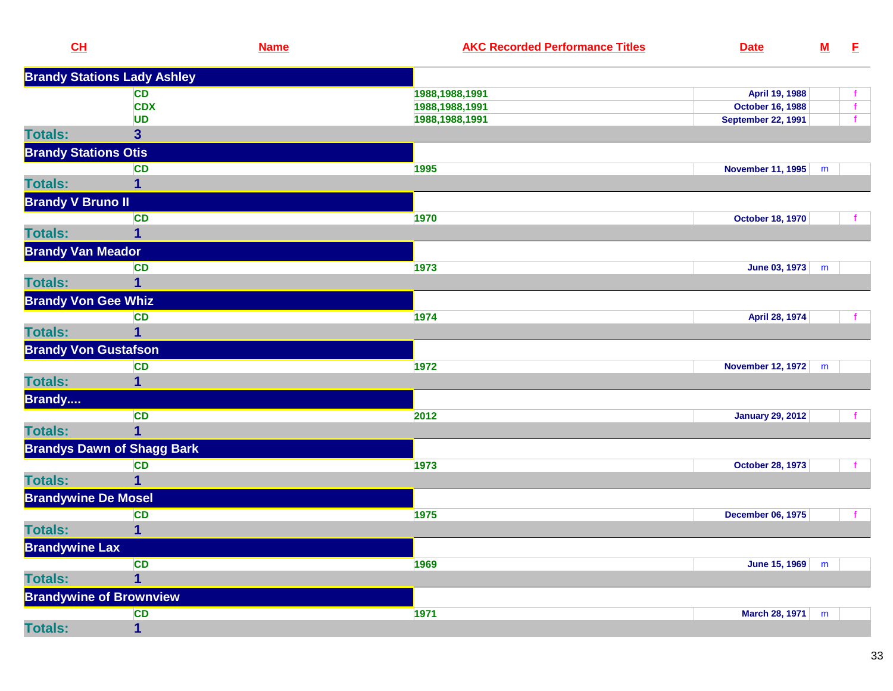| CH | Name | AKC Recorded Performance Titles | Date | M | F |
|---|---|---|---|---|---|
| **Brandy Stations Lady Ashley** | | | | | |
| | CD | 1988,1988,1991 | April 19, 1988 | | f |
| | CDX | 1988,1988,1991 | October 16, 1988 | | f |
| | UD | 1988,1988,1991 | September 22, 1991 | | f |
| **Totals:** | **3** | | | | |
| **Brandy Stations Otis** | | | | | |
| | CD | 1995 | November 11, 1995 | m | |
| **Totals:** | **1** | | | | |
| **Brandy V Bruno II** | | | | | |
| | CD | 1970 | October 18, 1970 | | f |
| **Totals:** | **1** | | | | |
| **Brandy Van Meador** | | | | | |
| | CD | 1973 | June 03, 1973 | m | |
| **Totals:** | **1** | | | | |
| **Brandy Von Gee Whiz** | | | | | |
| | CD | 1974 | April 28, 1974 | | f |
| **Totals:** | **1** | | | | |
| **Brandy Von Gustafson** | | | | | |
| | CD | 1972 | November 12, 1972 | m | |
| **Totals:** | **1** | | | | |
| **Brandy....** | | | | | |
| | CD | 2012 | January 29, 2012 | | f |
| **Totals:** | **1** | | | | |
| **Brandys Dawn of Shagg Bark** | | | | | |
| | CD | 1973 | October 28, 1973 | | f |
| **Totals:** | **1** | | | | |
| **Brandywine De Mosel** | | | | | |
| | CD | 1975 | December 06, 1975 | | f |
| **Totals:** | **1** | | | | |
| **Brandywine Lax** | | | | | |
| | CD | 1969 | June 15, 1969 | m | |
| **Totals:** | **1** | | | | |
| **Brandywine of Brownview** | | | | | |
| | CD | 1971 | March 28, 1971 | m | |
| **Totals:** | **1** | | | | |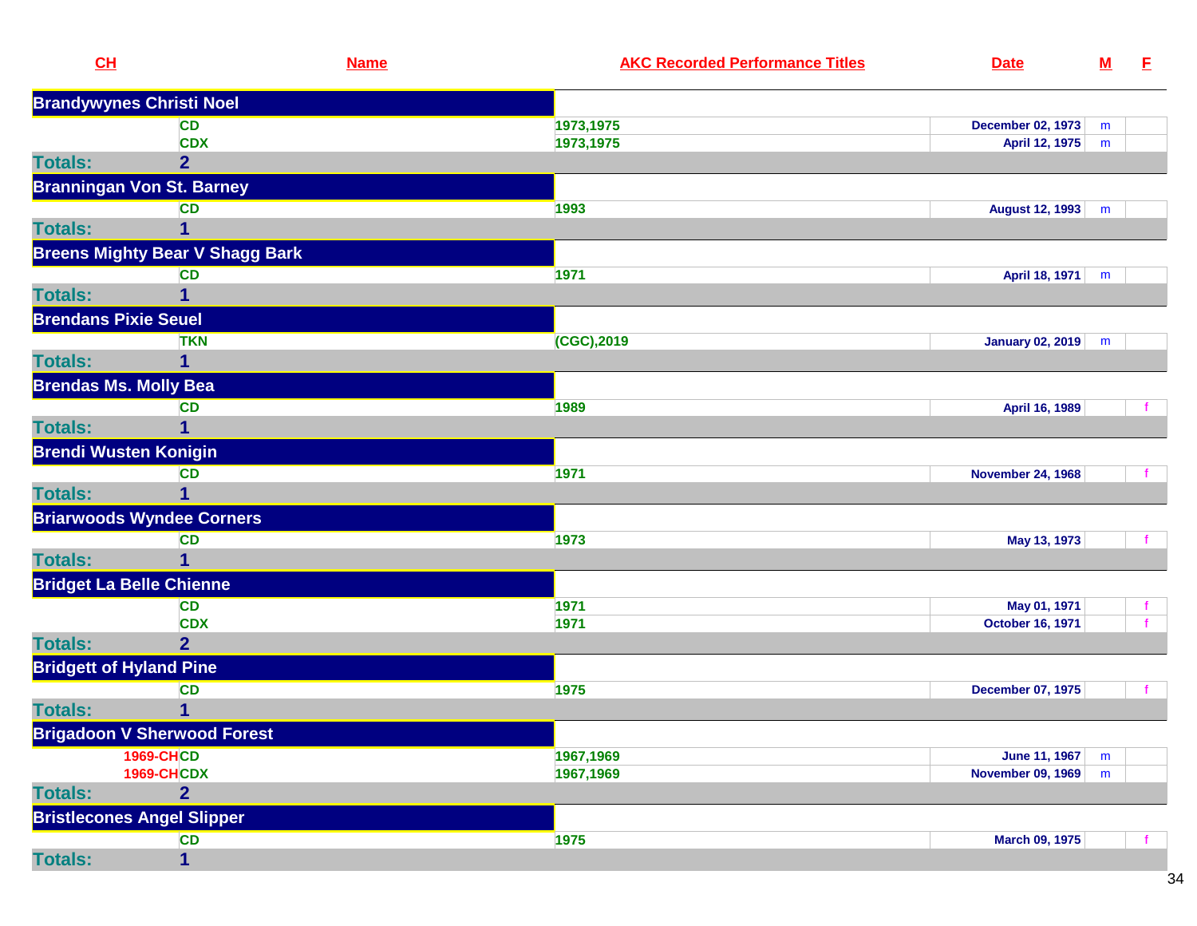| CH | Name | AKC Recorded Performance Titles | Date | M | F |
|---|---|---|---|---|---|
| **Brandywynes Christi Noel** | | | | | |
| | CD | 1973,1975 | December 02, 1973 | m | |
| | CDX | 1973,1975 | April 12, 1975 | m | |
| **Totals:** | **2** | | | | |
| **Branningan Von St. Barney** | | | | | |
| | CD | 1993 | August 12, 1993 | m | |
| **Totals:** | **1** | | | | |
| **Breens Mighty Bear V Shagg Bark** | | | | | |
| | CD | 1971 | April 18, 1971 | m | |
| **Totals:** | **1** | | | | |
| **Brendans Pixie Seuel** | | | | | |
| | TKN | (CGC),2019 | January 02, 2019 | m | |
| **Totals:** | **1** | | | | |
| **Brendas Ms. Molly Bea** | | | | | |
| | CD | 1989 | April 16, 1989 | | f |
| **Totals:** | **1** | | | | |
| **Brendi Wusten Konigin** | | | | | |
| | CD | 1971 | November 24, 1968 | | f |
| **Totals:** | **1** | | | | |
| **Briarwoods Wyndee Corners** | | | | | |
| | CD | 1973 | May 13, 1973 | | f |
| **Totals:** | **1** | | | | |
| **Bridget La Belle Chienne** | | | | | |
| | CD | 1971 | May 01, 1971 | | f |
| | CDX | 1971 | October 16, 1971 | | f |
| **Totals:** | **2** | | | | |
| **Bridgett of Hyland Pine** | | | | | |
| | CD | 1975 | December 07, 1975 | | f |
| **Totals:** | **1** | | | | |
| **Brigadoon V Sherwood Forest** | | | | | |
| 1969-CH | CD | 1967,1969 | June 11, 1967 | m | |
| 1969-CH | CDX | 1967,1969 | November 09, 1969 | m | |
| **Totals:** | **2** | | | | |
| **Bristlecones Angel Slipper** | | | | | |
| | CD | 1975 | March 09, 1975 | | f |
| **Totals:** | **1** | | | | |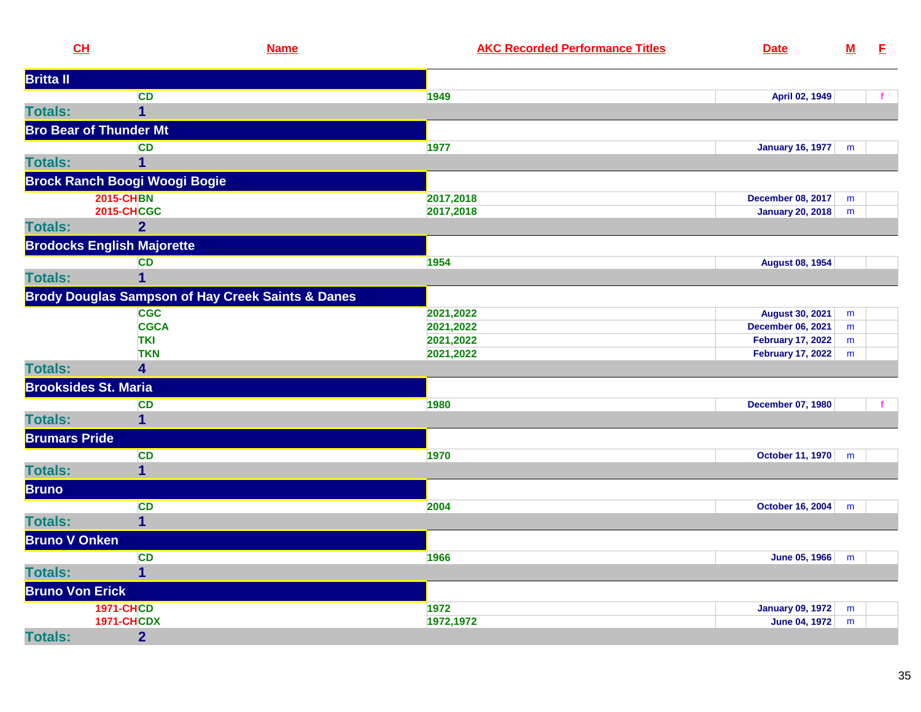| CH | Name | AKC Recorded Performance Titles | Date | M | F |
|---|---|---|---|---|---|
| **Britta II** | | | | | |
| | CD | 1949 | April 02, 1949 | | f |
| **Totals:** | 1 | | | | |
| **Bro Bear of Thunder Mt** | | | | | |
| | CD | 1977 | January 16, 1977 | m | |
| **Totals:** | 1 | | | | |
| **Brock Ranch Boogi Woogi Bogie** | | | | | |
| 2015-CH | BN | 2017,2018 | December 08, 2017 | m | |
| 2015-CH | CGC | 2017,2018 | January 20, 2018 | m | |
| **Totals:** | 2 | | | | |
| **Brodocks English Majorette** | | | | | |
| | CD | 1954 | August 08, 1954 | | |
| **Totals:** | 1 | | | | |
| **Brody Douglas Sampson of Hay Creek Saints & Danes** | | | | | |
| | CGC | 2021,2022 | August 30, 2021 | m | |
| | CGCA | 2021,2022 | December 06, 2021 | m | |
| | TKI | 2021,2022 | February 17, 2022 | m | |
| | TKN | 2021,2022 | February 17, 2022 | m | |
| **Totals:** | 4 | | | | |
| **Brooksides St. Maria** | | | | | |
| | CD | 1980 | December 07, 1980 | | f |
| **Totals:** | 1 | | | | |
| **Brumars Pride** | | | | | |
| | CD | 1970 | October 11, 1970 | m | |
| **Totals:** | 1 | | | | |
| **Bruno** | | | | | |
| | CD | 2004 | October 16, 2004 | m | |
| **Totals:** | 1 | | | | |
| **Bruno V Onken** | | | | | |
| | CD | 1966 | June 05, 1966 | m | |
| **Totals:** | 1 | | | | |
| **Bruno Von Erick** | | | | | |
| 1971-CH | CD | 1972 | January 09, 1972 | m | |
| 1971-CH | CDX | 1972,1972 | June 04, 1972 | m | |
| **Totals:** | 2 | | | | |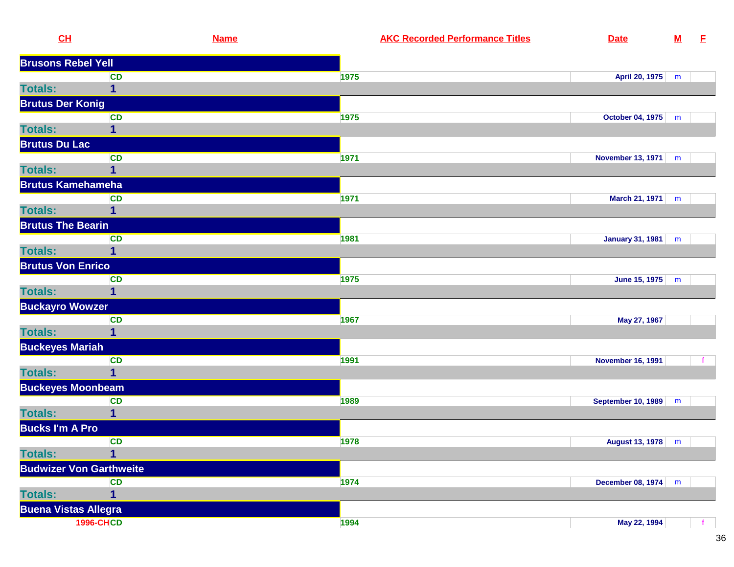| CH | Name | AKC Recorded Performance Titles | Date | M | F |
|---|---|---|---|---|---|
| **Brusons Rebel Yell** | | | | | |
| | CD | 1975 | April 20, 1975 | m | |
| **Totals:** | 1 | | | | |
| **Brutus Der Konig** | | | | | |
| | CD | 1975 | October 04, 1975 | m | |
| **Totals:** | 1 | | | | |
| **Brutus Du Lac** | | | | | |
| | CD | 1971 | November 13, 1971 | m | |
| **Totals:** | 1 | | | | |
| **Brutus Kamehameha** | | | | | |
| | CD | 1971 | March 21, 1971 | m | |
| **Totals:** | 1 | | | | |
| **Brutus The Bearin** | | | | | |
| | CD | 1981 | January 31, 1981 | m | |
| **Totals:** | 1 | | | | |
| **Brutus Von Enrico** | | | | | |
| | CD | 1975 | June 15, 1975 | m | |
| **Totals:** | 1 | | | | |
| **Buckayro Wowzer** | | | | | |
| | CD | 1967 | May 27, 1967 | | |
| **Totals:** | 1 | | | | |
| **Buckeyes Mariah** | | | | | |
| | CD | 1991 | November 16, 1991 | | f |
| **Totals:** | 1 | | | | |
| **Buckeyes Moonbeam** | | | | | |
| | CD | 1989 | September 10, 1989 | m | |
| **Totals:** | 1 | | | | |
| **Bucks I'm A Pro** | | | | | |
| | CD | 1978 | August 13, 1978 | m | |
| **Totals:** | 1 | | | | |
| **Budwizer Von Garthweite** | | | | | |
| | CD | 1974 | December 08, 1974 | m | |
| **Totals:** | 1 | | | | |
| **Buena Vistas Allegra** | | | | | |
| 1996-CH | CD | 1994 | May 22, 1994 | | f |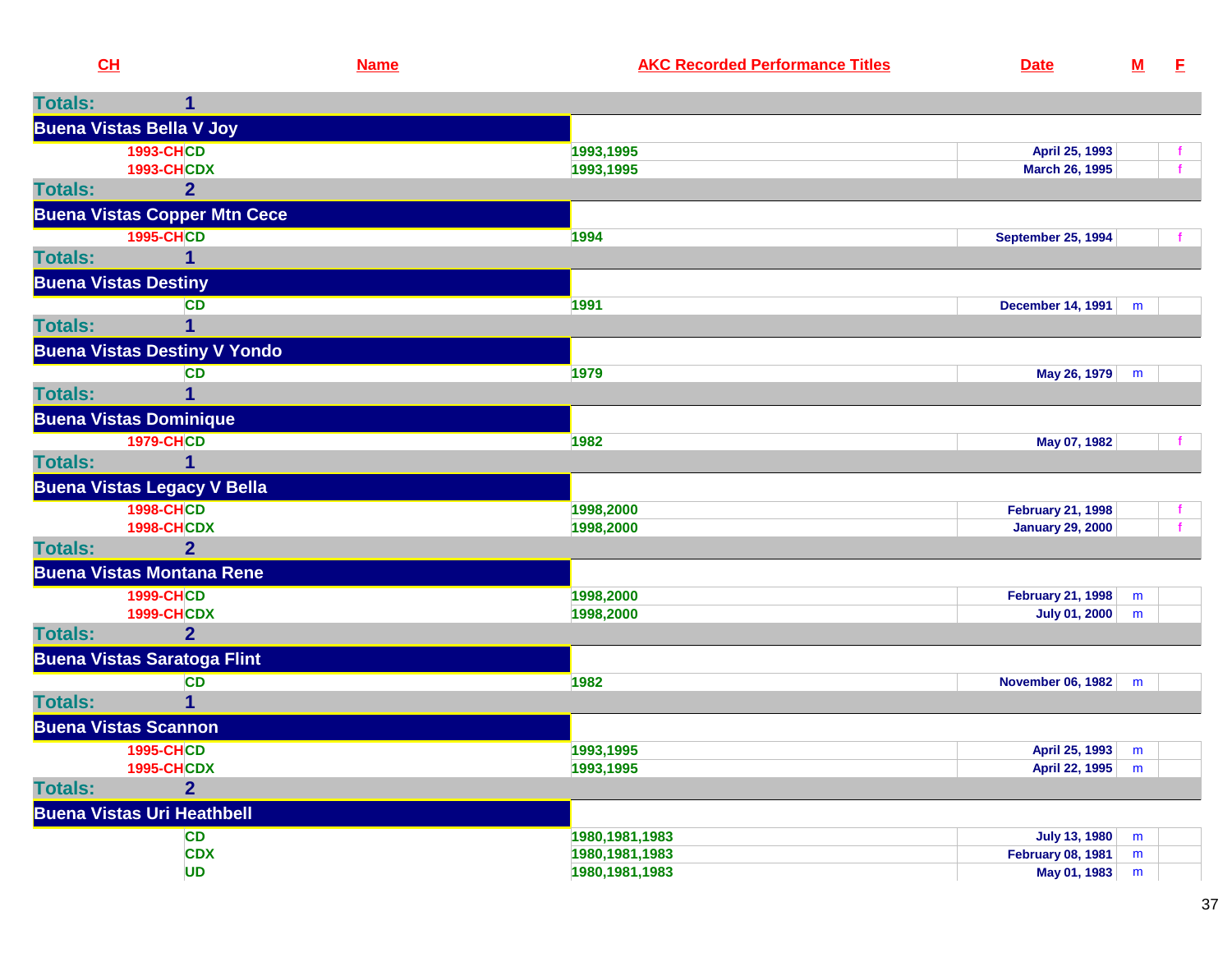| CH | Name | AKC Recorded Performance Titles | Date | M | F |
|---|---|---|---|---|---|
| **Totals:** | **1** | | | | |
| **Buena Vistas Bella V Joy** | | | | | |
| 1993-CH | CD | 1993,1995 | April 25, 1993 | | f |
| 1993-CH | CDX | 1993,1995 | March 26, 1995 | | f |
| **Totals:** | **2** | | | | |
| **Buena Vistas Copper Mtn Cece** | | | | | |
| 1995-CH | CD | 1994 | September 25, 1994 | | f |
| **Totals:** | **1** | | | | |
| **Buena Vistas Destiny** | | | | | |
| | CD | 1991 | December 14, 1991 | m | |
| **Totals:** | **1** | | | | |
| **Buena Vistas Destiny V Yondo** | | | | | |
| | CD | 1979 | May 26, 1979 | m | |
| **Totals:** | **1** | | | | |
| **Buena Vistas Dominique** | | | | | |
| 1979-CH | CD | 1982 | May 07, 1982 | | f |
| **Totals:** | **1** | | | | |
| **Buena Vistas Legacy V Bella** | | | | | |
| 1998-CH | CD | 1998,2000 | February 21, 1998 | | f |
| 1998-CH | CDX | 1998,2000 | January 29, 2000 | | f |
| **Totals:** | **2** | | | | |
| **Buena Vistas Montana Rene** | | | | | |
| 1999-CH | CD | 1998,2000 | February 21, 1998 | m | |
| 1999-CH | CDX | 1998,2000 | July 01, 2000 | m | |
| **Totals:** | **2** | | | | |
| **Buena Vistas Saratoga Flint** | | | | | |
| | CD | 1982 | November 06, 1982 | m | |
| **Totals:** | **1** | | | | |
| **Buena Vistas Scannon** | | | | | |
| 1995-CH | CD | 1993,1995 | April 25, 1993 | m | |
| 1995-CH | CDX | 1993,1995 | April 22, 1995 | m | |
| **Totals:** | **2** | | | | |
| **Buena Vistas Uri Heathbell** | | | | | |
| | CD | 1980,1981,1983 | July 13, 1980 | m | |
| | CDX | 1980,1981,1983 | February 08, 1981 | m | |
| | UD | 1980,1981,1983 | May 01, 1983 | m | |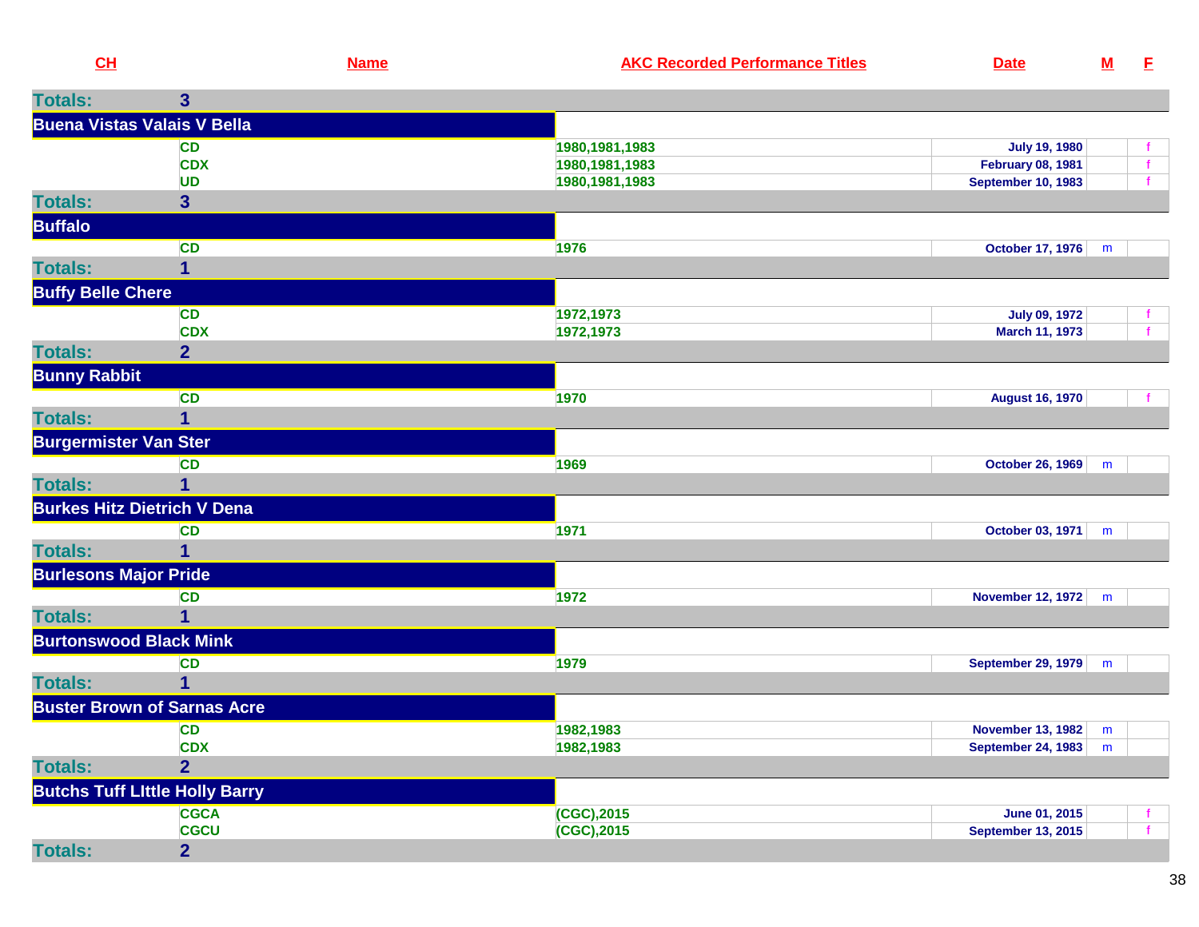| CH | Name | AKC Recorded Performance Titles | Date | M | F |
|---|---|---|---|---|---|
| **Totals:** | **3** | | | | |
| **Buena Vistas Valais V Bella** | | | | | |
| | CD | 1980,1981,1983 | July 19, 1980 | | f |
| | CDX | 1980,1981,1983 | February 08, 1981 | | f |
| | UD | 1980,1981,1983 | September 10, 1983 | | f |
| **Totals:** | **3** | | | | |
| **Buffalo** | | | | | |
| | CD | 1976 | October 17, 1976 | m | |
| **Totals:** | **1** | | | | |
| **Buffy Belle Chere** | | | | | |
| | CD | 1972,1973 | July 09, 1972 | | f |
| | CDX | 1972,1973 | March 11, 1973 | | f |
| **Totals:** | **2** | | | | |
| **Bunny Rabbit** | | | | | |
| | CD | 1970 | August 16, 1970 | | f |
| **Totals:** | **1** | | | | |
| **Burgermister Van Ster** | | | | | |
| | CD | 1969 | October 26, 1969 | m | |
| **Totals:** | **1** | | | | |
| **Burkes Hitz Dietrich V Dena** | | | | | |
| | CD | 1971 | October 03, 1971 | m | |
| **Totals:** | **1** | | | | |
| **Burlesons Major Pride** | | | | | |
| | CD | 1972 | November 12, 1972 | m | |
| **Totals:** | **1** | | | | |
| **Burtonswood Black Mink** | | | | | |
| | CD | 1979 | September 29, 1979 | m | |
| **Totals:** | **1** | | | | |
| **Buster Brown of Sarnas Acre** | | | | | |
| | CD | 1982,1983 | November 13, 1982 | m | |
| | CDX | 1982,1983 | September 24, 1983 | m | |
| **Totals:** | **2** | | | | |
| **Butchs Tuff LIttle Holly Barry** | | | | | |
| | CGCA | (CGC),2015 | June 01, 2015 | | f |
| | CGCU | (CGC),2015 | September 13, 2015 | | f |
| **Totals:** | **2** | | | | |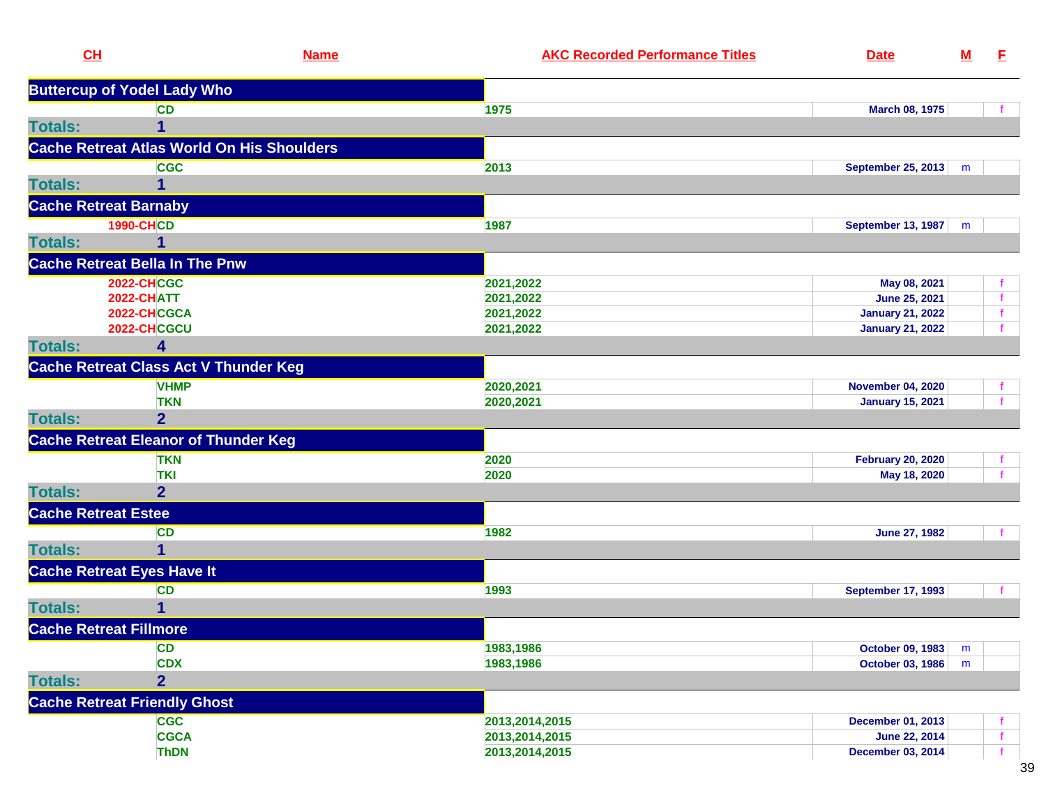| CH | Name | AKC Recorded Performance Titles | Date | M | F |
|---|---|---|---|---|---|
| **Buttercup of Yodel Lady Who** | | | | | |
| | CD | 1975 | March 08, 1975 | | f |
| **Totals:** | **1** | | | | |
| **Cache Retreat Atlas World On His Shoulders** | | | | | |
| | CGC | 2013 | September 25, 2013 | m | |
| **Totals:** | **1** | | | | |
| **Cache Retreat Barnaby** | | | | | |
| 1990-CH | CD | 1987 | September 13, 1987 | m | |
| **Totals:** | **1** | | | | |
| **Cache Retreat Bella In The Pnw** | | | | | |
| 2022-CH | CGC | 2021,2022 | May 08, 2021 | | f |
| 2022-CH | ATT | 2021,2022 | June 25, 2021 | | f |
| 2022-CH | CGCA | 2021,2022 | January 21, 2022 | | f |
| 2022-CH | CGCU | 2021,2022 | January 21, 2022 | | f |
| **Totals:** | **4** | | | | |
| **Cache Retreat Class Act V Thunder Keg** | | | | | |
| | VHMP | 2020,2021 | November 04, 2020 | | f |
| | TKN | 2020,2021 | January 15, 2021 | | f |
| **Totals:** | **2** | | | | |
| **Cache Retreat Eleanor of Thunder Keg** | | | | | |
| | TKN | 2020 | February 20, 2020 | | f |
| | TKI | 2020 | May 18, 2020 | | f |
| **Totals:** | **2** | | | | |
| **Cache Retreat Estee** | | | | | |
| | CD | 1982 | June 27, 1982 | | f |
| **Totals:** | **1** | | | | |
| **Cache Retreat Eyes Have It** | | | | | |
| | CD | 1993 | September 17, 1993 | | f |
| **Totals:** | **1** | | | | |
| **Cache Retreat Fillmore** | | | | | |
| | CD | 1983,1986 | October 09, 1983 | m | |
| | CDX | 1983,1986 | October 03, 1986 | m | |
| **Totals:** | **2** | | | | |
| **Cache Retreat Friendly Ghost** | | | | | |
| | CGC | 2013,2014,2015 | December 01, 2013 | | f |
| | CGCA | 2013,2014,2015 | June 22, 2014 | | f |
| | ThDN | 2013,2014,2015 | December 03, 2014 | | f |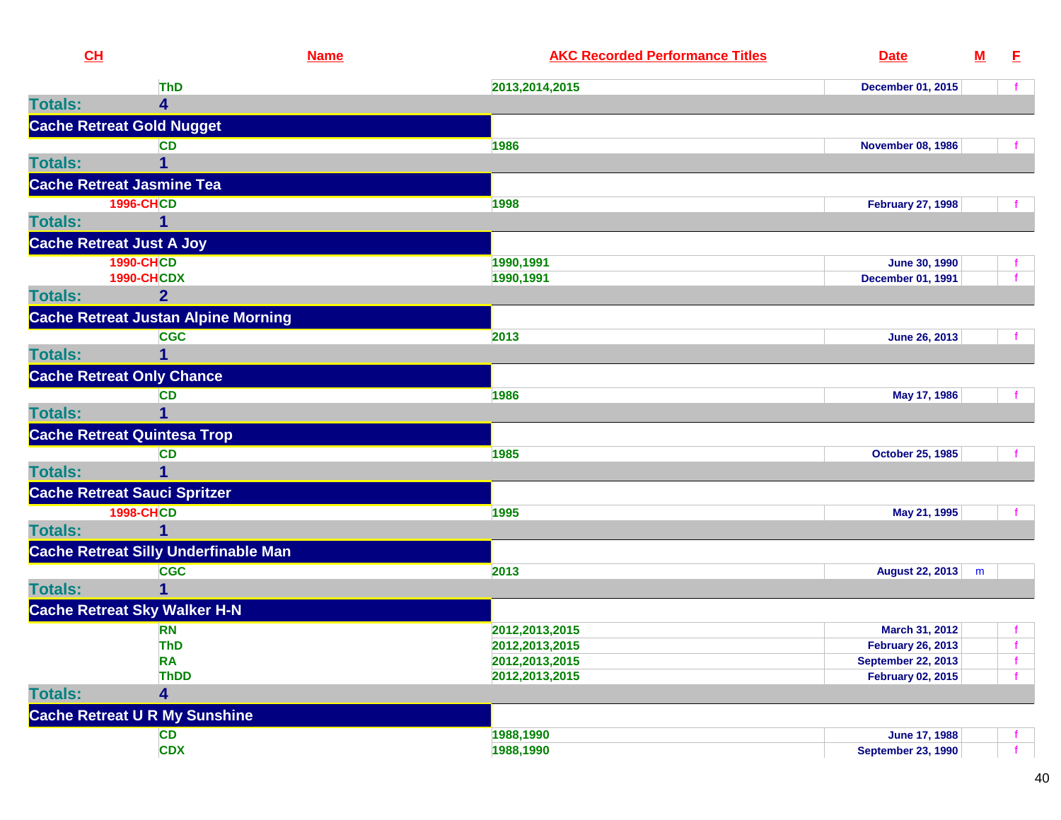| CH | Name | AKC Recorded Performance Titles | Date | M | F |
|---|---|---|---|---|---|
| | ThD | 2013,2014,2015 | December 01, 2015 | | f |
| Totals: | 4 | | | | |
| Cache Retreat Gold Nugget | | | | | |
| | CD | 1986 | November 08, 1986 | | f |
| Totals: | 1 | | | | |
| Cache Retreat Jasmine Tea | | | | | |
| 1996-CH | CD | 1998 | February 27, 1998 | | f |
| Totals: | 1 | | | | |
| Cache Retreat Just A Joy | | | | | |
| 1990-CH | CD | 1990,1991 | June 30, 1990 | | f |
| 1990-CH | CDX | 1990,1991 | December 01, 1991 | | f |
| Totals: | 2 | | | | |
| Cache Retreat Justan Alpine Morning | | | | | |
| | CGC | 2013 | June 26, 2013 | | f |
| Totals: | 1 | | | | |
| Cache Retreat Only Chance | | | | | |
| | CD | 1986 | May 17, 1986 | | f |
| Totals: | 1 | | | | |
| Cache Retreat Quintesa Trop | | | | | |
| | CD | 1985 | October 25, 1985 | | f |
| Totals: | 1 | | | | |
| Cache Retreat Sauci Spritzer | | | | | |
| 1998-CH | CD | 1995 | May 21, 1995 | | f |
| Totals: | 1 | | | | |
| Cache Retreat Silly Underfinable Man | | | | | |
| | CGC | 2013 | August 22, 2013 | m | |
| Totals: | 1 | | | | |
| Cache Retreat Sky Walker H-N | | | | | |
| | RN | 2012,2013,2015 | March 31, 2012 | | f |
| | ThD | 2012,2013,2015 | February 26, 2013 | | f |
| | RA | 2012,2013,2015 | September 22, 2013 | | f |
| | ThDD | 2012,2013,2015 | February 02, 2015 | | f |
| Totals: | 4 | | | | |
| Cache Retreat U R My Sunshine | | | | | |
| | CD | 1988,1990 | June 17, 1988 | | f |
| | CDX | 1988,1990 | September 23, 1990 | | f |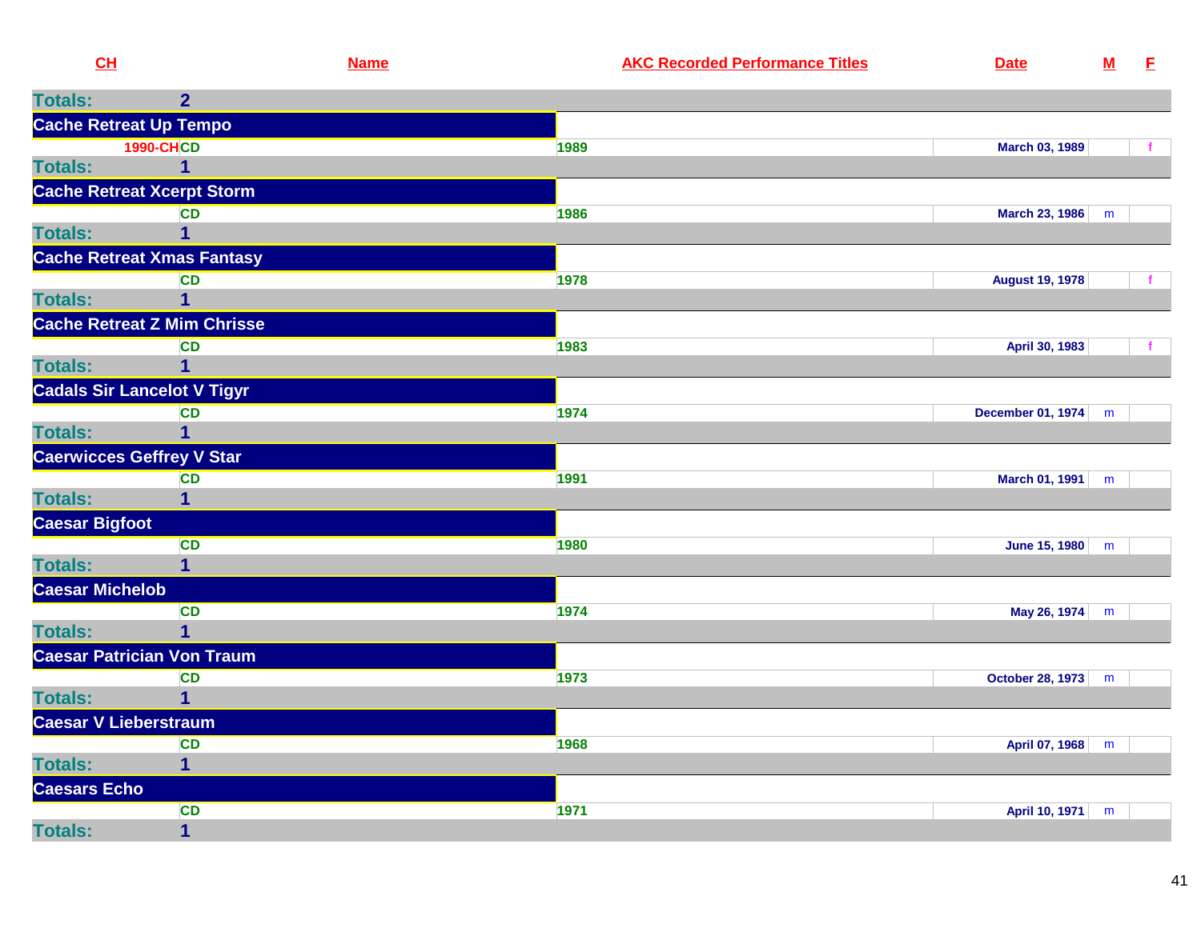| CH | Name | AKC Recorded Performance Titles | Date | M | F |
|---|---|---|---|---|---|
| **Totals:** | **2** | | | | |
| **Cache Retreat Up Tempo** | | | | | |
| 1990-CH | CD | 1989 | March 03, 1989 | | f |
| **Totals:** | **1** | | | | |
| **Cache Retreat Xcerpt Storm** | | | | | |
| | CD | 1986 | March 23, 1986 | m | |
| **Totals:** | **1** | | | | |
| **Cache Retreat Xmas Fantasy** | | | | | |
| | CD | 1978 | August 19, 1978 | | f |
| **Totals:** | **1** | | | | |
| **Cache Retreat Z Mim Chrisse** | | | | | |
| | CD | 1983 | April 30, 1983 | | f |
| **Totals:** | **1** | | | | |
| **Cadals Sir Lancelot V Tigyr** | | | | | |
| | CD | 1974 | December 01, 1974 | m | |
| **Totals:** | **1** | | | | |
| **Caerwicces Geffrey V Star** | | | | | |
| | CD | 1991 | March 01, 1991 | m | |
| **Totals:** | **1** | | | | |
| **Caesar Bigfoot** | | | | | |
| | CD | 1980 | June 15, 1980 | m | |
| **Totals:** | **1** | | | | |
| **Caesar Michelob** | | | | | |
| | CD | 1974 | May 26, 1974 | m | |
| **Totals:** | **1** | | | | |
| **Caesar Patrician Von Traum** | | | | | |
| | CD | 1973 | October 28, 1973 | m | |
| **Totals:** | **1** | | | | |
| **Caesar V Lieberstraum** | | | | | |
| | CD | 1968 | April 07, 1968 | m | |
| **Totals:** | **1** | | | | |
| **Caesars Echo** | | | | | |
| | CD | 1971 | April 10, 1971 | m | |
| **Totals:** | **1** | | | | |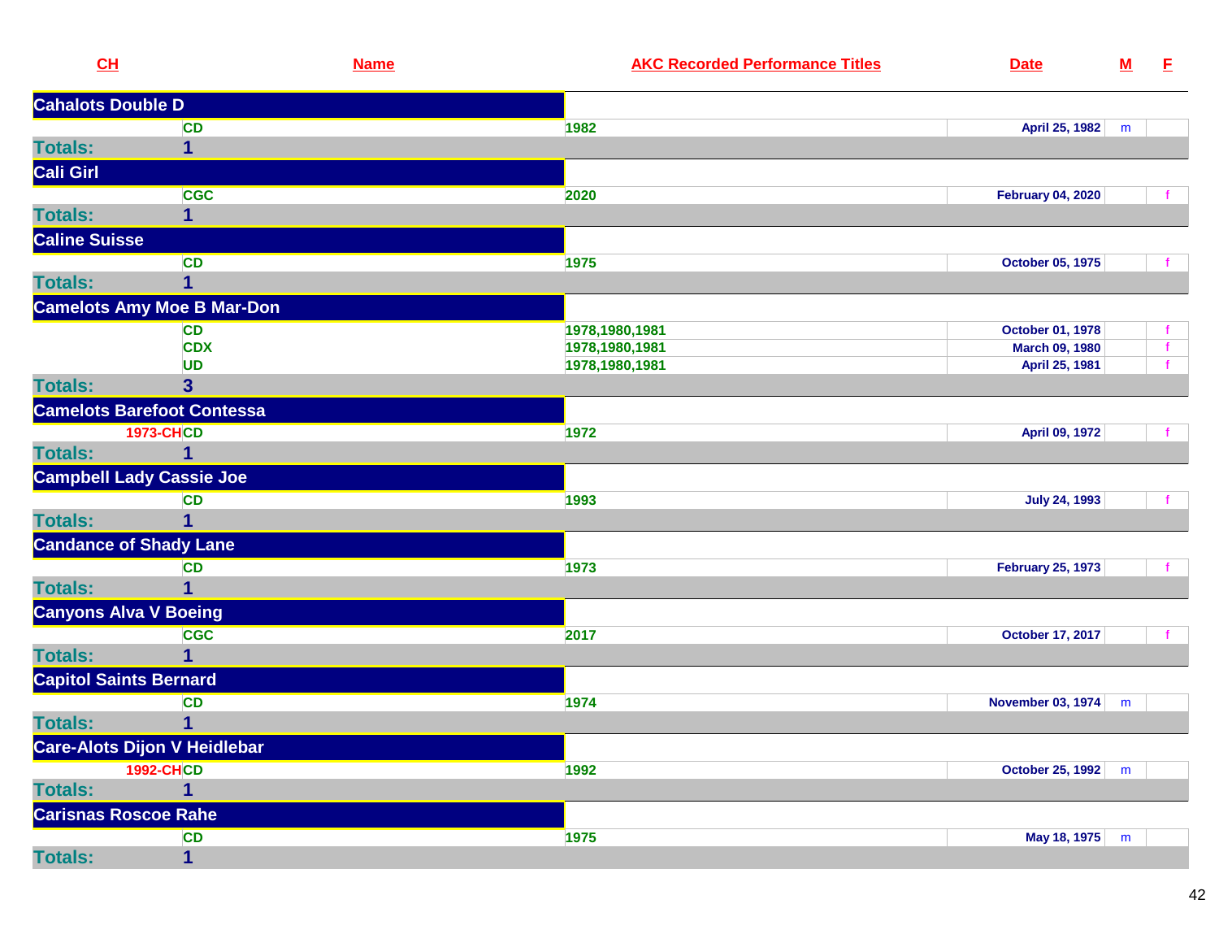| CH | Name | AKC Recorded Performance Titles | Date | M | F |
|---|---|---|---|---|---|
| **Cahalots Double D** | | | | | |
| | CD | 1982 | April 25, 1982 | m | |
| **Totals:** | **1** | | | | |
| **Cali Girl** | | | | | |
| | CGC | 2020 | February 04, 2020 | | f |
| **Totals:** | **1** | | | | |
| **Caline Suisse** | | | | | |
| | CD | 1975 | October 05, 1975 | | f |
| **Totals:** | **1** | | | | |
| **Camelots Amy Moe B Mar-Don** | | | | | |
| | CD | 1978,1980,1981 | October 01, 1978 | | f |
| | CDX | 1978,1980,1981 | March 09, 1980 | | f |
| | UD | 1978,1980,1981 | April 25, 1981 | | f |
| **Totals:** | **3** | | | | |
| **Camelots Barefoot Contessa** | | | | | |
| 1973-CH | CD | 1972 | April 09, 1972 | | f |
| **Totals:** | **1** | | | | |
| **Campbell Lady Cassie Joe** | | | | | |
| | CD | 1993 | July 24, 1993 | | f |
| **Totals:** | **1** | | | | |
| **Candance of Shady Lane** | | | | | |
| | CD | 1973 | February 25, 1973 | | f |
| **Totals:** | **1** | | | | |
| **Canyons Alva V Boeing** | | | | | |
| | CGC | 2017 | October 17, 2017 | | f |
| **Totals:** | **1** | | | | |
| **Capitol Saints Bernard** | | | | | |
| | CD | 1974 | November 03, 1974 | m | |
| **Totals:** | **1** | | | | |
| **Care-Alots Dijon V Heidlebar** | | | | | |
| 1992-CH | CD | 1992 | October 25, 1992 | m | |
| **Totals:** | **1** | | | | |
| **Carisnas Roscoe Rahe** | | | | | |
| | CD | 1975 | May 18, 1975 | m | |
| **Totals:** | **1** | | | | |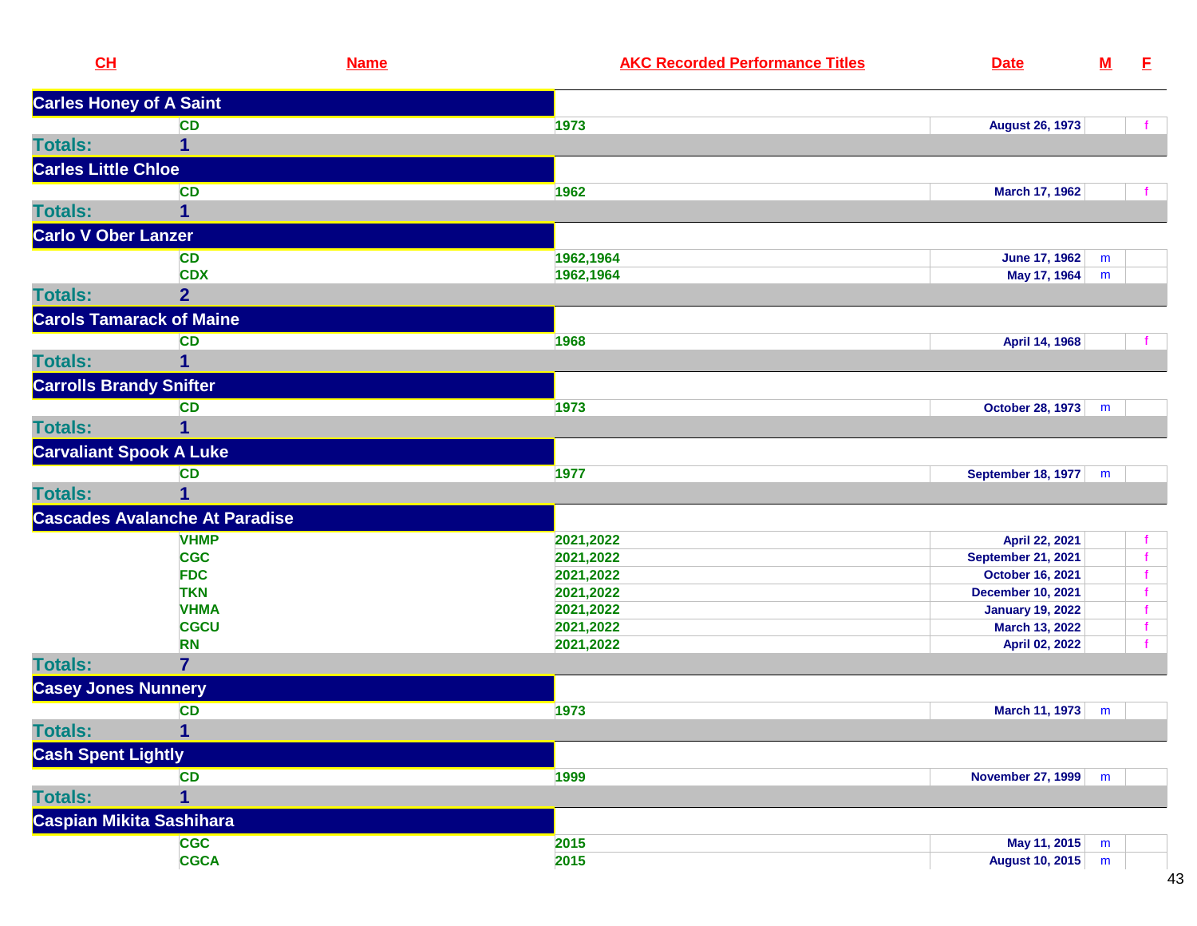| CH | Name | AKC Recorded Performance Titles | Date | M | F |
|---|---|---|---|---|---|
| **Carles Honey of A Saint** | | | | | |
| | CD | 1973 | August 26, 1973 | | f |
| **Totals:** | 1 | | | | |
| **Carles Little Chloe** | | | | | |
| | CD | 1962 | March 17, 1962 | | f |
| **Totals:** | 1 | | | | |
| **Carlo V Ober Lanzer** | | | | | |
| | CD | 1962,1964 | June 17, 1962 | m | |
| | CDX | 1962,1964 | May 17, 1964 | m | |
| **Totals:** | 2 | | | | |
| **Carols Tamarack of Maine** | | | | | |
| | CD | 1968 | April 14, 1968 | | f |
| **Totals:** | 1 | | | | |
| **Carrolls Brandy Snifter** | | | | | |
| | CD | 1973 | October 28, 1973 | m | |
| **Totals:** | 1 | | | | |
| **Carvaliant Spook A Luke** | | | | | |
| | CD | 1977 | September 18, 1977 | m | |
| **Totals:** | 1 | | | | |
| **Cascades Avalanche At Paradise** | | | | | |
| | VHMP | 2021,2022 | April 22, 2021 | | f |
| | CGC | 2021,2022 | September 21, 2021 | | f |
| | FDC | 2021,2022 | October 16, 2021 | | f |
| | TKN | 2021,2022 | December 10, 2021 | | f |
| | VHMA | 2021,2022 | January 19, 2022 | | f |
| | CGCU | 2021,2022 | March 13, 2022 | | f |
| | RN | 2021,2022 | April 02, 2022 | | f |
| **Totals:** | 7 | | | | |
| **Casey Jones Nunnery** | | | | | |
| | CD | 1973 | March 11, 1973 | m | |
| **Totals:** | 1 | | | | |
| **Cash Spent Lightly** | | | | | |
| | CD | 1999 | November 27, 1999 | m | |
| **Totals:** | 1 | | | | |
| **Caspian Mikita Sashihara** | | | | | |
| | CGC | 2015 | May 11, 2015 | m | |
| | CGCA | 2015 | August 10, 2015 | m | |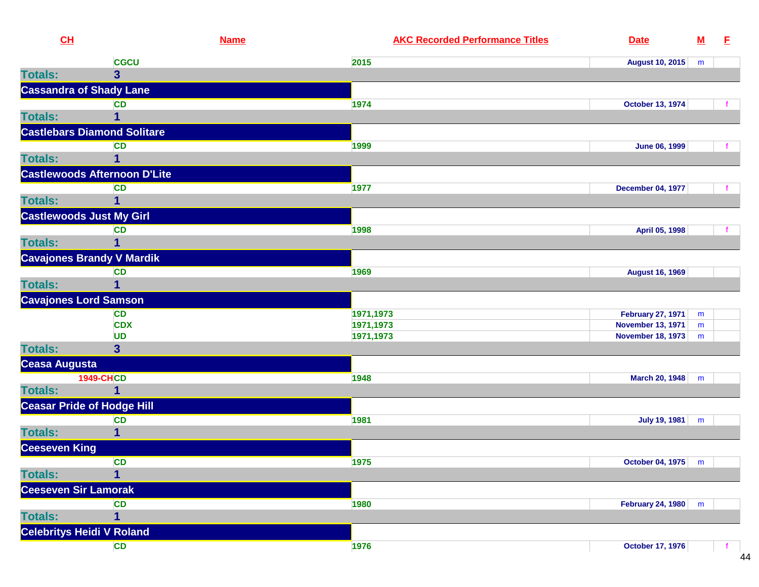| CH | Name | AKC Recorded Performance Titles | Date | M | F |
|---|---|---|---|---|---|
| | CGCU | 2015 | August 10, 2015 | m | |
| **Totals:** | **3** | | | | |
| **Cassandra of Shady Lane** | | | | | |
| | CD | 1974 | October 13, 1974 | | f |
| **Totals:** | **1** | | | | |
| **Castlebars Diamond Solitare** | | | | | |
| | CD | 1999 | June 06, 1999 | | f |
| **Totals:** | **1** | | | | |
| **Castlewoods Afternoon D'Lite** | | | | | |
| | CD | 1977 | December 04, 1977 | | f |
| **Totals:** | **1** | | | | |
| **Castlewoods Just My Girl** | | | | | |
| | CD | 1998 | April 05, 1998 | | f |
| **Totals:** | **1** | | | | |
| **Cavajones Brandy V Mardik** | | | | | |
| | CD | 1969 | August 16, 1969 | | |
| **Totals:** | **1** | | | | |
| **Cavajones Lord Samson** | | | | | |
| | CD | 1971,1973 | February 27, 1971 | m | |
| | CDX | 1971,1973 | November 13, 1971 | m | |
| | UD | 1971,1973 | November 18, 1973 | m | |
| **Totals:** | **3** | | | | |
| **Ceasa Augusta** | | | | | |
| 1949-CH | CD | 1948 | March 20, 1948 | m | |
| **Totals:** | **1** | | | | |
| **Ceasar Pride of Hodge Hill** | | | | | |
| | CD | 1981 | July 19, 1981 | m | |
| **Totals:** | **1** | | | | |
| **Ceeseven King** | | | | | |
| | CD | 1975 | October 04, 1975 | m | |
| **Totals:** | **1** | | | | |
| **Ceeseven Sir Lamorak** | | | | | |
| | CD | 1980 | February 24, 1980 | m | |
| **Totals:** | **1** | | | | |
| **Celebritys Heidi V Roland** | | | | | |
| | CD | 1976 | October 17, 1976 | | f |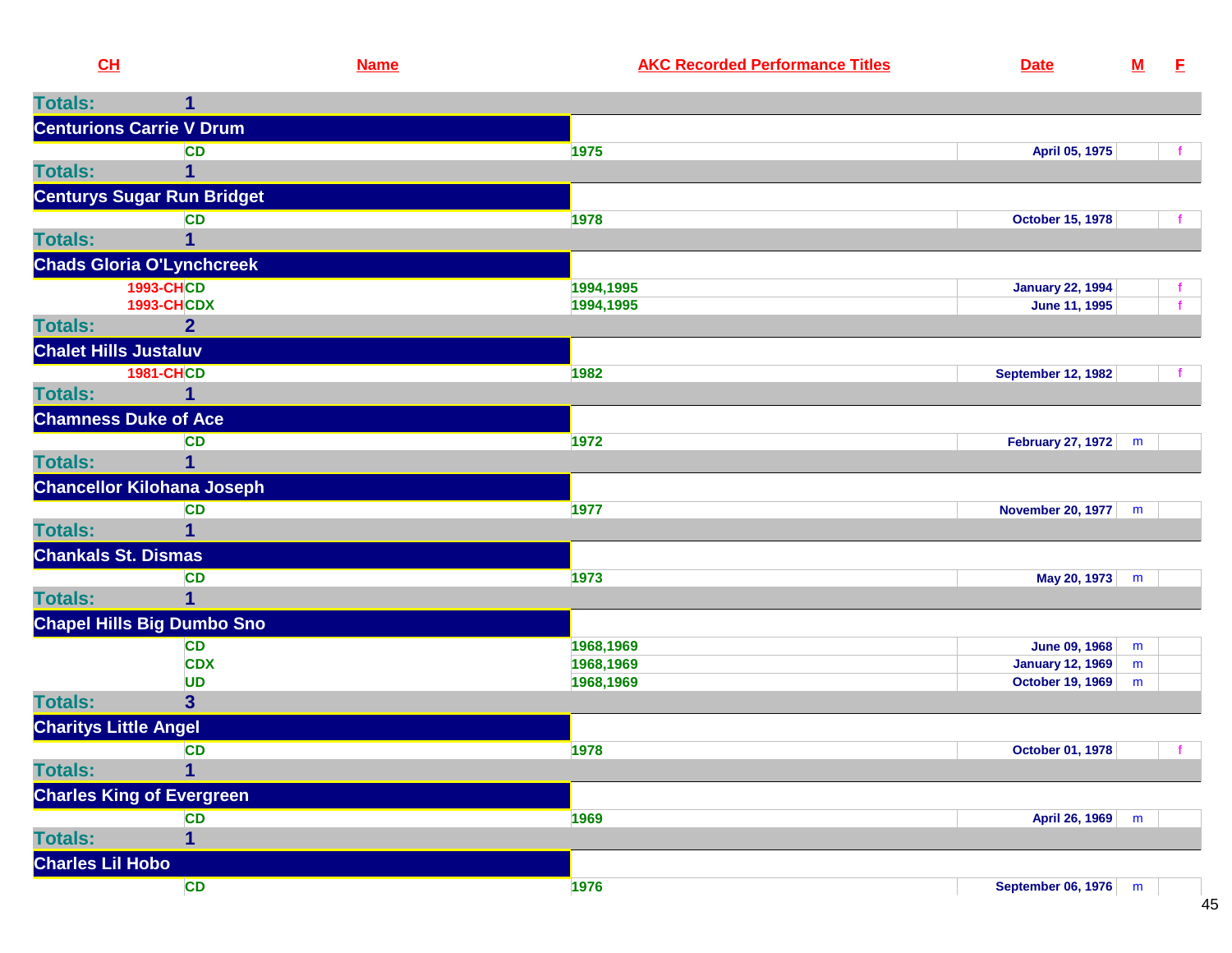| CH | Name | AKC Recorded Performance Titles | Date | M | F |
|---|---|---|---|---|---|
| **Totals:** | **1** | | | | |
| **Centurions Carrie V Drum** | | | | | |
| | CD | 1975 | April 05, 1975 | | f |
| **Totals:** | **1** | | | | |
| **Centurys Sugar Run Bridget** | | | | | |
| | CD | 1978 | October 15, 1978 | | f |
| **Totals:** | **1** | | | | |
| **Chads Gloria O'Lynchcreek** | | | | | |
| 1993-CH | CD | 1994,1995 | January 22, 1994 | | f |
| 1993-CH | CDX | 1994,1995 | June 11, 1995 | | f |
| **Totals:** | **2** | | | | |
| **Chalet Hills Justaluv** | | | | | |
| 1981-CH | CD | 1982 | September 12, 1982 | | f |
| **Totals:** | **1** | | | | |
| **Chamness Duke of Ace** | | | | | |
| | CD | 1972 | February 27, 1972 | m | |
| **Totals:** | **1** | | | | |
| **Chancellor Kilohana Joseph** | | | | | |
| | CD | 1977 | November 20, 1977 | m | |
| **Totals:** | **1** | | | | |
| **Chankals St. Dismas** | | | | | |
| | CD | 1973 | May 20, 1973 | m | |
| **Totals:** | **1** | | | | |
| **Chapel Hills Big Dumbo Sno** | | | | | |
| | CD | 1968,1969 | June 09, 1968 | m | |
| | CDX | 1968,1969 | January 12, 1969 | m | |
| | UD | 1968,1969 | October 19, 1969 | m | |
| **Totals:** | **3** | | | | |
| **Charitys Little Angel** | | | | | |
| | CD | 1978 | October 01, 1978 | | f |
| **Totals:** | **1** | | | | |
| **Charles King of Evergreen** | | | | | |
| | CD | 1969 | April 26, 1969 | m | |
| **Totals:** | **1** | | | | |
| **Charles Lil Hobo** | | | | | |
| | CD | 1976 | September 06, 1976 | m | |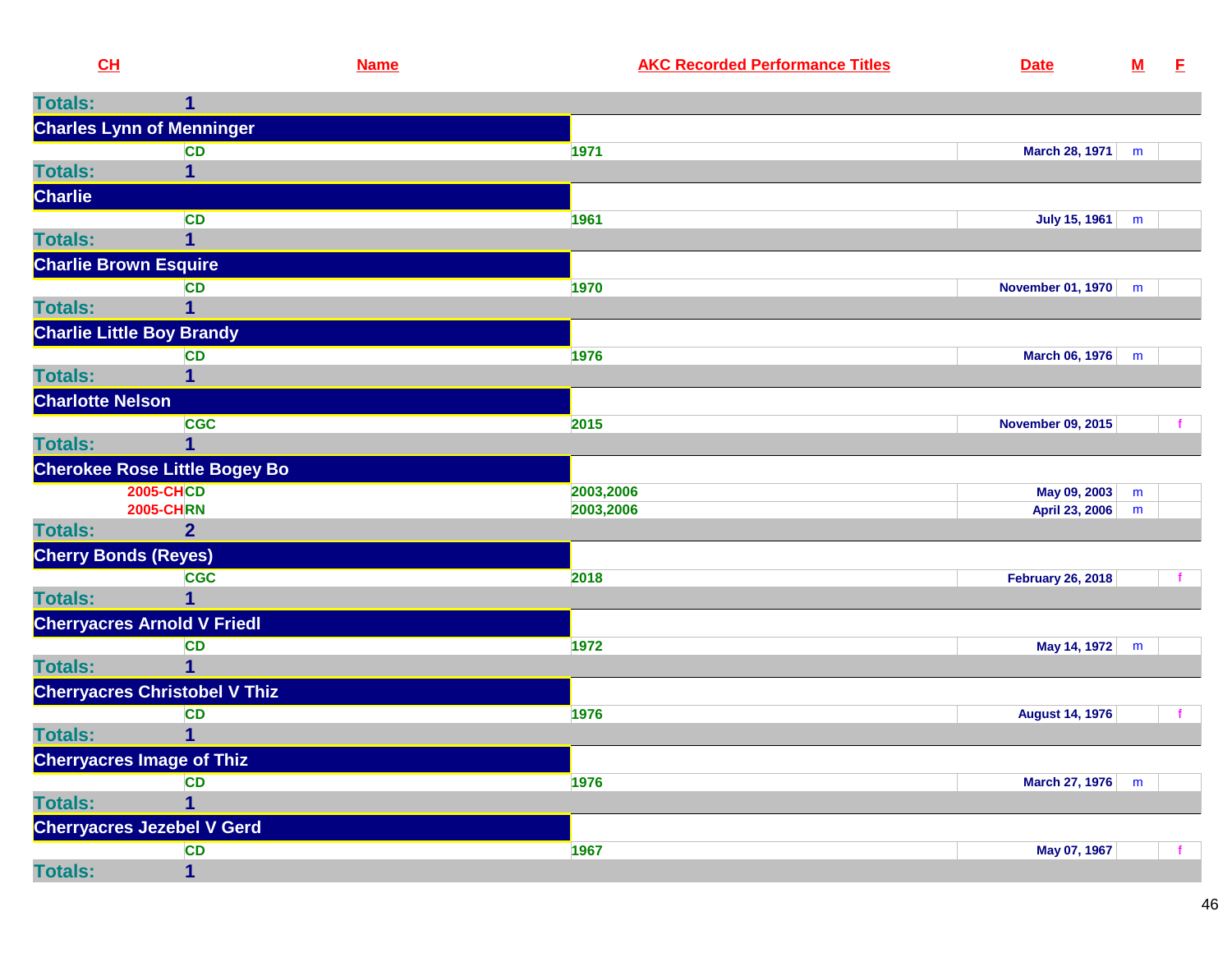| CH | Name | AKC Recorded Performance Titles | Date | M | F |
|---|---|---|---|---|---|
| **Totals:** | **1** | | | | |
| **Charles Lynn of Menninger** | | | | | |
| | CD | 1971 | March 28, 1971 | m | |
| **Totals:** | **1** | | | | |
| **Charlie** | | | | | |
| | CD | 1961 | July 15, 1961 | m | |
| **Totals:** | **1** | | | | |
| **Charlie Brown Esquire** | | | | | |
| | CD | 1970 | November 01, 1970 | m | |
| **Totals:** | **1** | | | | |
| **Charlie Little Boy Brandy** | | | | | |
| | CD | 1976 | March 06, 1976 | m | |
| **Totals:** | **1** | | | | |
| **Charlotte Nelson** | | | | | |
| | CGC | 2015 | November 09, 2015 | | f |
| **Totals:** | **1** | | | | |
| **Cherokee Rose Little Bogey Bo** | | | | | |
| 2005-CH | CD | 2003,2006 | May 09, 2003 | m | |
| 2005-CH | RN | 2003,2006 | April 23, 2006 | m | |
| **Totals:** | **2** | | | | |
| **Cherry Bonds (Reyes)** | | | | | |
| | CGC | 2018 | February 26, 2018 | | f |
| **Totals:** | **1** | | | | |
| **Cherryacres Arnold V Friedl** | | | | | |
| | CD | 1972 | May 14, 1972 | m | |
| **Totals:** | **1** | | | | |
| **Cherryacres Christobel V Thiz** | | | | | |
| | CD | 1976 | August 14, 1976 | | f |
| **Totals:** | **1** | | | | |
| **Cherryacres Image of Thiz** | | | | | |
| | CD | 1976 | March 27, 1976 | m | |
| **Totals:** | **1** | | | | |
| **Cherryacres Jezebel V Gerd** | | | | | |
| | CD | 1967 | May 07, 1967 | | f |
| **Totals:** | **1** | | | | |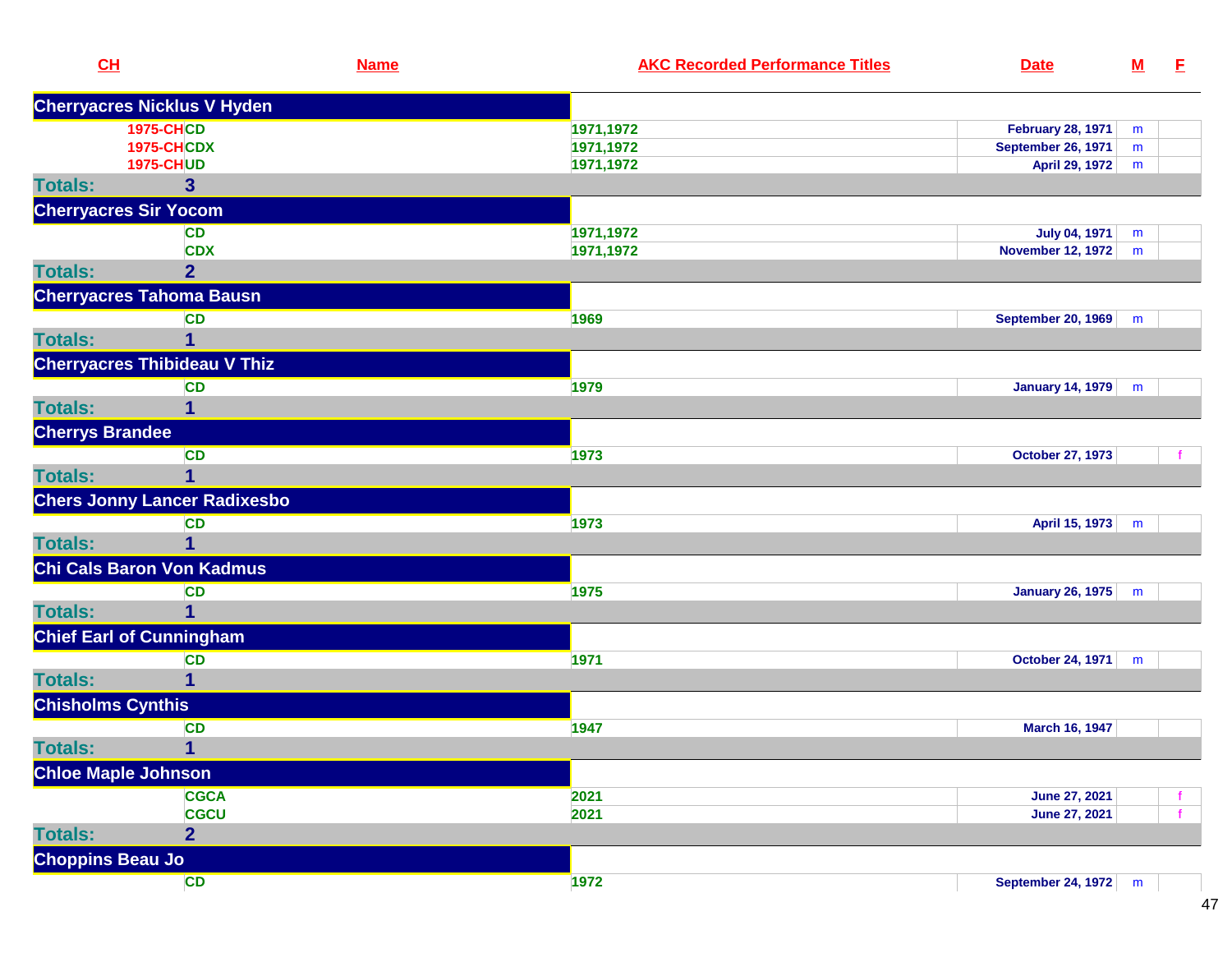| CH | Name | AKC Recorded Performance Titles | Date | M | F |
|---|---|---|---|---|---|
| **Cherryacres Nicklus V Hyden** | | | | | |
| 1975-CH | CD | 1971,1972 | February 28, 1971 | m | |
| 1975-CH | CDX | 1971,1972 | September 26, 1971 | m | |
| 1975-CH | UD | 1971,1972 | April 29, 1972 | m | |
| **Totals:** | **3** | | | | |
| **Cherryacres Sir Yocom** | | | | | |
| | CD | 1971,1972 | July 04, 1971 | m | |
| | CDX | 1971,1972 | November 12, 1972 | m | |
| **Totals:** | **2** | | | | |
| **Cherryacres Tahoma Bausn** | | | | | |
| | CD | 1969 | September 20, 1969 | m | |
| **Totals:** | **1** | | | | |
| **Cherryacres Thibideau V Thiz** | | | | | |
| | CD | 1979 | January 14, 1979 | m | |
| **Totals:** | **1** | | | | |
| **Cherrys Brandee** | | | | | |
| | CD | 1973 | October 27, 1973 | | f |
| **Totals:** | **1** | | | | |
| **Chers Jonny Lancer Radixesbo** | | | | | |
| | CD | 1973 | April 15, 1973 | m | |
| **Totals:** | **1** | | | | |
| **Chi Cals Baron Von Kadmus** | | | | | |
| | CD | 1975 | January 26, 1975 | m | |
| **Totals:** | **1** | | | | |
| **Chief Earl of Cunningham** | | | | | |
| | CD | 1971 | October 24, 1971 | m | |
| **Totals:** | **1** | | | | |
| **Chisholms Cynthis** | | | | | |
| | CD | 1947 | March 16, 1947 | | |
| **Totals:** | **1** | | | | |
| **Chloe Maple Johnson** | | | | | |
| | CGCA | 2021 | June 27, 2021 | | f |
| | CGCU | 2021 | June 27, 2021 | | f |
| **Totals:** | **2** | | | | |
| **Choppins Beau Jo** | | | | | |
| | CD | 1972 | September 24, 1972 | m | |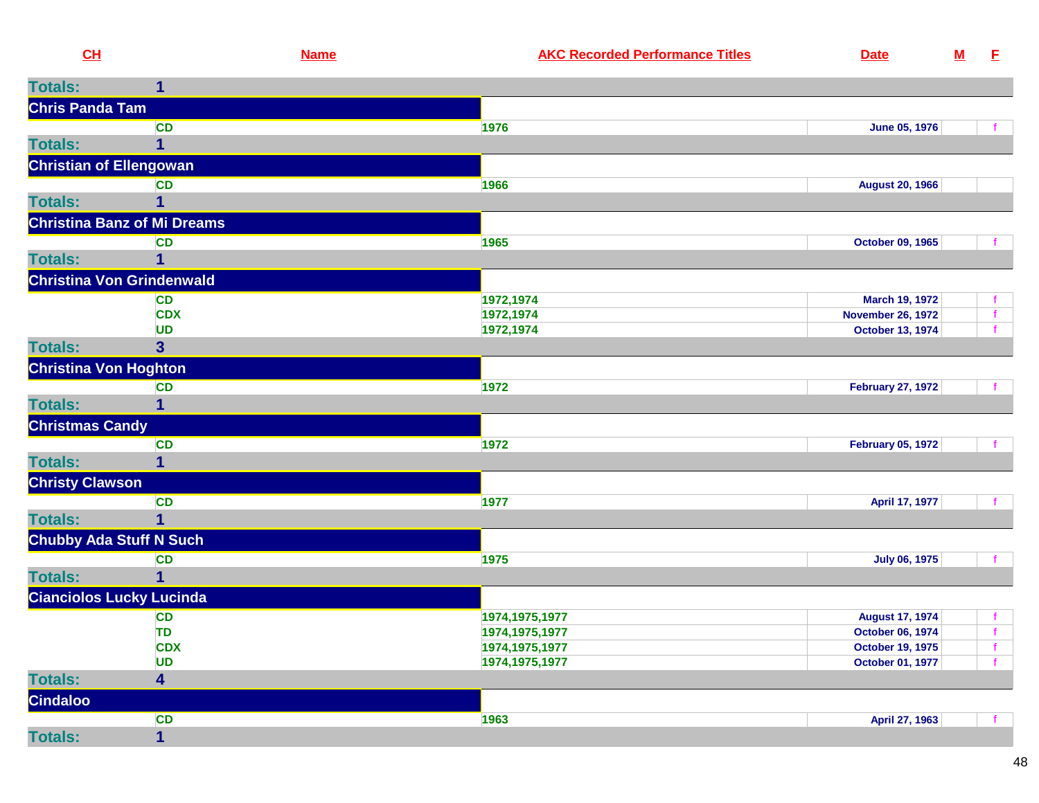| CH | Name | AKC Recorded Performance Titles | Date | M | F |
|---|---|---|---|---|---|
| Totals: | 1 | | | | |
| **Chris Panda Tam** | | | | | |
| | CD | 1976 | June 05, 1976 | | f |
| Totals: | 1 | | | | |
| **Christian of Ellengowan** | | | | | |
| | CD | 1966 | August 20, 1966 | | |
| Totals: | 1 | | | | |
| **Christina Banz of Mi Dreams** | | | | | |
| | CD | 1965 | October 09, 1965 | | f |
| Totals: | 1 | | | | |
| **Christina Von Grindenwald** | | | | | |
| | CD | 1972,1974 | March 19, 1972 | | f |
| | CDX | 1972,1974 | November 26, 1972 | | f |
| | UD | 1972,1974 | October 13, 1974 | | f |
| Totals: | 3 | | | | |
| **Christina Von Hoghton** | | | | | |
| | CD | 1972 | February 27, 1972 | | f |
| Totals: | 1 | | | | |
| **Christmas Candy** | | | | | |
| | CD | 1972 | February 05, 1972 | | f |
| Totals: | 1 | | | | |
| **Christy Clawson** | | | | | |
| | CD | 1977 | April 17, 1977 | | f |
| Totals: | 1 | | | | |
| **Chubby Ada Stuff N Such** | | | | | |
| | CD | 1975 | July 06, 1975 | | f |
| Totals: | 1 | | | | |
| **Cianciolos Lucky Lucinda** | | | | | |
| | CD | 1974,1975,1977 | August 17, 1974 | | f |
| | TD | 1974,1975,1977 | October 06, 1974 | | f |
| | CDX | 1974,1975,1977 | October 19, 1975 | | f |
| | UD | 1974,1975,1977 | October 01, 1977 | | f |
| Totals: | 4 | | | | |
| **Cindaloo** | | | | | |
| | CD | 1963 | April 27, 1963 | | f |
| Totals: | 1 | | | | |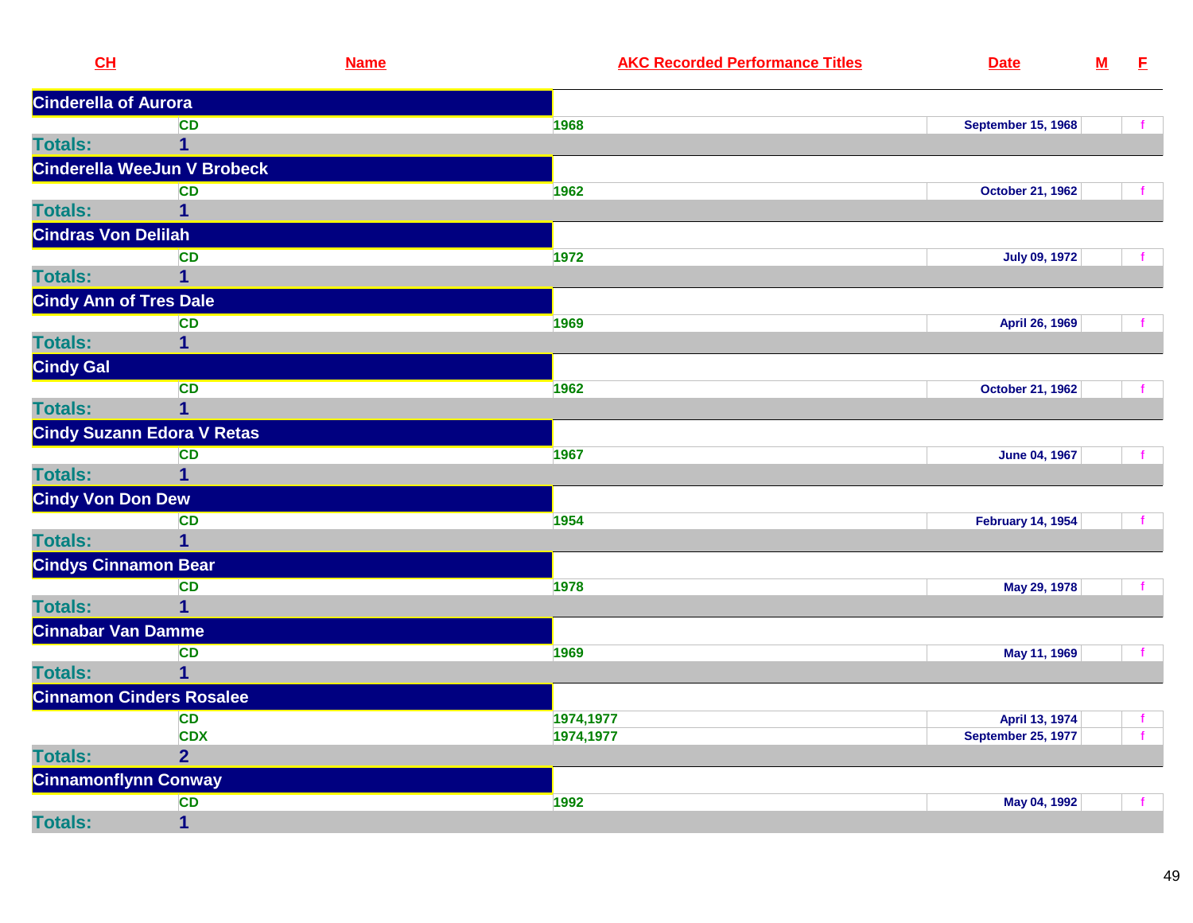| CH | Name | AKC Recorded Performance Titles | Date | M | F |
|---|---|---|---|---|---|
| **Cinderella of Aurora** | | | | | |
| | CD | 1968 | September 15, 1968 | | f |
| **Totals:** | **1** | | | | |
| **Cinderella WeeJun V Brobeck** | | | | | |
| | CD | 1962 | October 21, 1962 | | f |
| **Totals:** | **1** | | | | |
| **Cindras Von Delilah** | | | | | |
| | CD | 1972 | July 09, 1972 | | f |
| **Totals:** | **1** | | | | |
| **Cindy Ann of Tres Dale** | | | | | |
| | CD | 1969 | April 26, 1969 | | f |
| **Totals:** | **1** | | | | |
| **Cindy Gal** | | | | | |
| | CD | 1962 | October 21, 1962 | | f |
| **Totals:** | **1** | | | | |
| **Cindy Suzann Edora V Retas** | | | | | |
| | CD | 1967 | June 04, 1967 | | f |
| **Totals:** | **1** | | | | |
| **Cindy Von Don Dew** | | | | | |
| | CD | 1954 | February 14, 1954 | | f |
| **Totals:** | **1** | | | | |
| **Cindys Cinnamon Bear** | | | | | |
| | CD | 1978 | May 29, 1978 | | f |
| **Totals:** | **1** | | | | |
| **Cinnabar Van Damme** | | | | | |
| | CD | 1969 | May 11, 1969 | | f |
| **Totals:** | **1** | | | | |
| **Cinnamon Cinders Rosalee** | | | | | |
| | CD | 1974,1977 | April 13, 1974 | | f |
| | CDX | 1974,1977 | September 25, 1977 | | f |
| **Totals:** | **2** | | | | |
| **Cinnamonflynn Conway** | | | | | |
| | CD | 1992 | May 04, 1992 | | f |
| **Totals:** | **1** | | | | |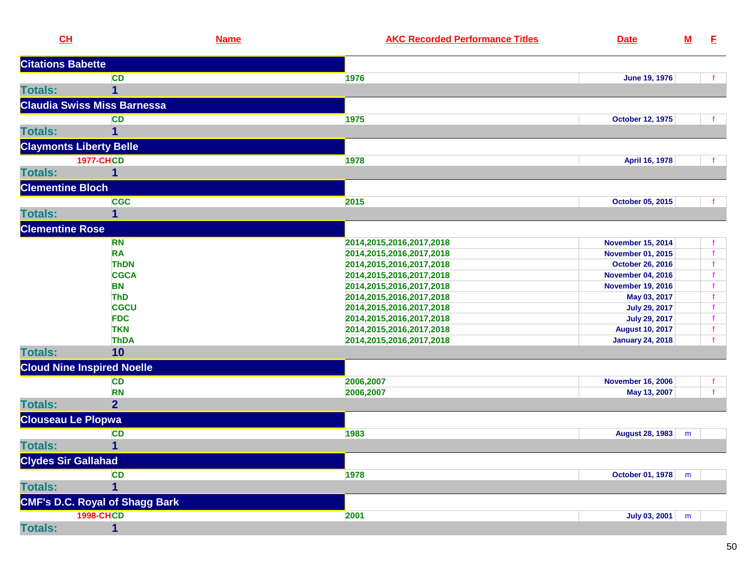| CH | Name | AKC Recorded Performance Titles | Date | M | F |
|---|---|---|---|---|---|
| **Citations Babette** | | | | | |
| | CD | 1976 | June 19, 1976 | | f |
| **Totals:** | **1** | | | | |
| **Claudia Swiss Miss Barnessa** | | | | | |
| | CD | 1975 | October 12, 1975 | | f |
| **Totals:** | **1** | | | | |
| **Claymonts Liberty Belle** | | | | | |
| 1977-CH | CD | 1978 | April 16, 1978 | | f |
| **Totals:** | **1** | | | | |
| **Clementine Bloch** | | | | | |
| | CGC | 2015 | October 05, 2015 | | f |
| **Totals:** | **1** | | | | |
| **Clementine Rose** | | | | | |
| | RN | 2014,2015,2016,2017,2018 | November 15, 2014 | | f |
| | RA | 2014,2015,2016,2017,2018 | November 01, 2015 | | f |
| | ThDN | 2014,2015,2016,2017,2018 | October 26, 2016 | | f |
| | CGCA | 2014,2015,2016,2017,2018 | November 04, 2016 | | f |
| | BN | 2014,2015,2016,2017,2018 | November 19, 2016 | | f |
| | ThD | 2014,2015,2016,2017,2018 | May 03, 2017 | | f |
| | CGCU | 2014,2015,2016,2017,2018 | July 29, 2017 | | f |
| | FDC | 2014,2015,2016,2017,2018 | July 29, 2017 | | f |
| | TKN | 2014,2015,2016,2017,2018 | August 10, 2017 | | f |
| | ThDA | 2014,2015,2016,2017,2018 | January 24, 2018 | | f |
| **Totals:** | **10** | | | | |
| **Cloud Nine Inspired Noelle** | | | | | |
| | CD | 2006,2007 | November 16, 2006 | | f |
| | RN | 2006,2007 | May 13, 2007 | | f |
| **Totals:** | **2** | | | | |
| **Clouseau Le Plopwa** | | | | | |
| | CD | 1983 | August 28, 1983 | m | |
| **Totals:** | **1** | | | | |
| **Clydes Sir Gallahad** | | | | | |
| | CD | 1978 | October 01, 1978 | m | |
| **Totals:** | **1** | | | | |
| **CMF's D.C. Royal of Shagg Bark** | | | | | |
| 1998-CH | CD | 2001 | July 03, 2001 | m | |
| **Totals:** | **1** | | | | |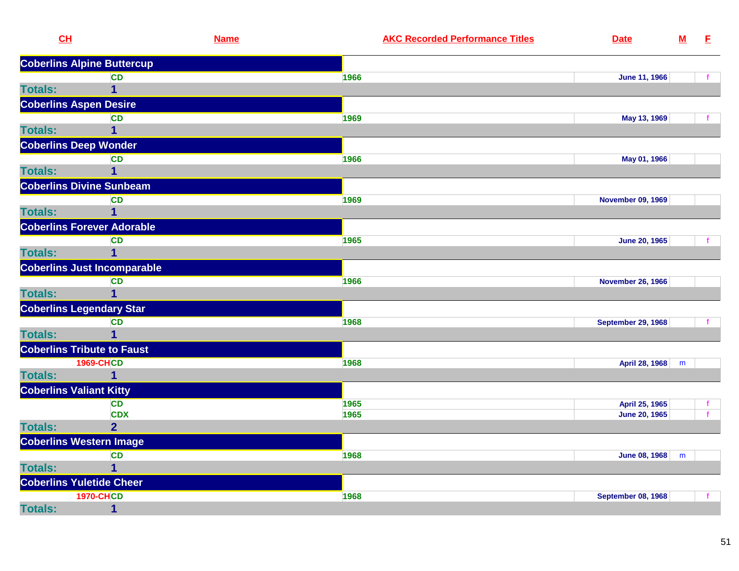| CH | Name | AKC Recorded Performance Titles | Date | M | F |
|---|---|---|---|---|---|
| **Coberlins Alpine Buttercup** | | | | | |
| | CD | 1966 | June 11, 1966 | | f |
| **Totals:** | **1** | | | | |
| **Coberlins Aspen Desire** | | | | | |
| | CD | 1969 | May 13, 1969 | | f |
| **Totals:** | **1** | | | | |
| **Coberlins Deep Wonder** | | | | | |
| | CD | 1966 | May 01, 1966 | | |
| **Totals:** | **1** | | | | |
| **Coberlins Divine Sunbeam** | | | | | |
| | CD | 1969 | November 09, 1969 | | |
| **Totals:** | **1** | | | | |
| **Coberlins Forever Adorable** | | | | | |
| | CD | 1965 | June 20, 1965 | | f |
| **Totals:** | **1** | | | | |
| **Coberlins Just Incomparable** | | | | | |
| | CD | 1966 | November 26, 1966 | | |
| **Totals:** | **1** | | | | |
| **Coberlins Legendary Star** | | | | | |
| | CD | 1968 | September 29, 1968 | | f |
| **Totals:** | **1** | | | | |
| **Coberlins Tribute to Faust** | | | | | |
| 1969-CH | CD | 1968 | April 28, 1968 | m | |
| **Totals:** | **1** | | | | |
| **Coberlins Valiant Kitty** | | | | | |
| | CD | 1965 | April 25, 1965 | | f |
| | CDX | 1965 | June 20, 1965 | | f |
| **Totals:** | **2** | | | | |
| **Coberlins Western Image** | | | | | |
| | CD | 1968 | June 08, 1968 | m | |
| **Totals:** | **1** | | | | |
| **Coberlins Yuletide Cheer** | | | | | |
| 1970-CH | CD | 1968 | September 08, 1968 | | f |
| **Totals:** | **1** | | | | |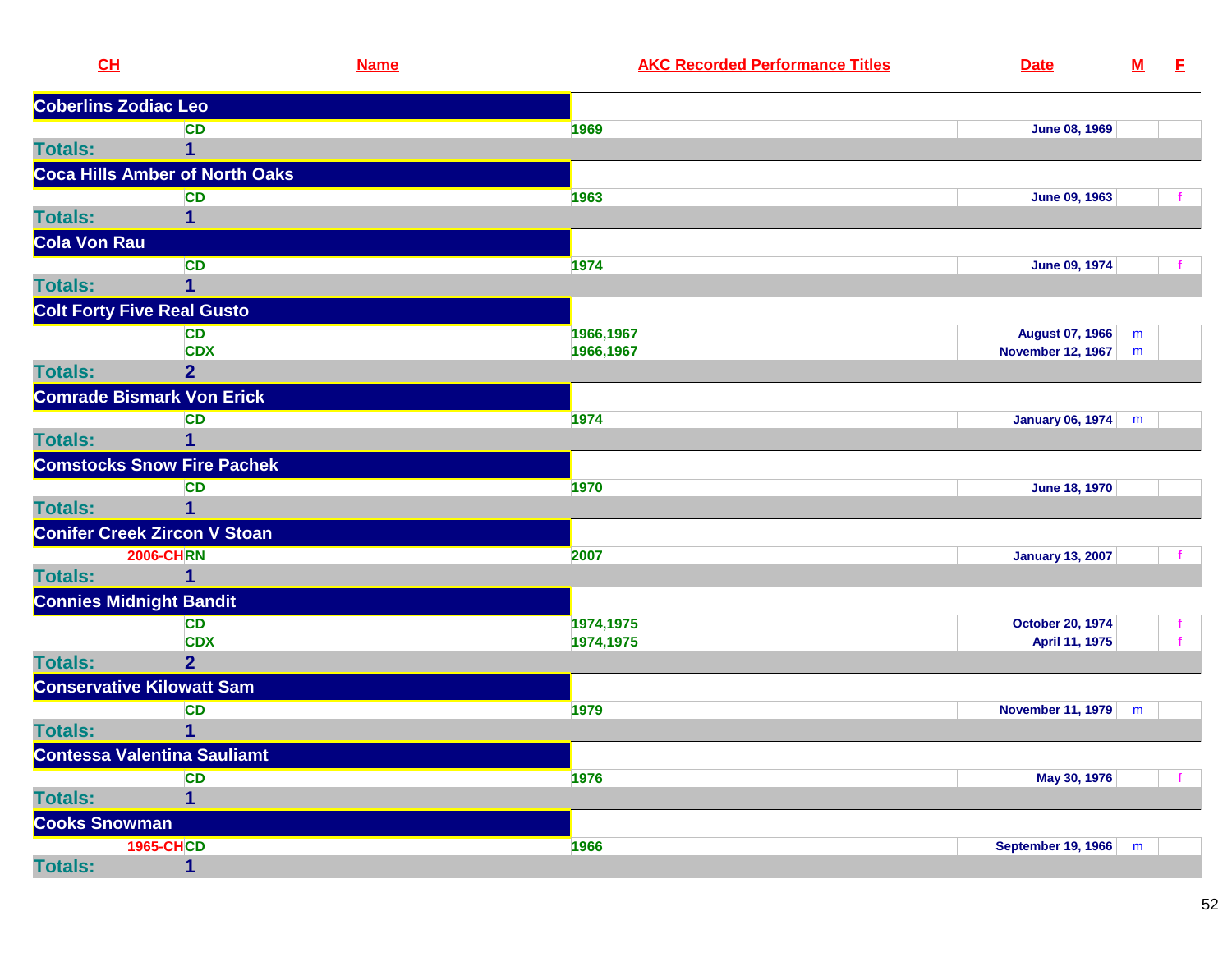| CH | Name | AKC Recorded Performance Titles | Date | M | F |
|---|---|---|---|---|---|
| **Coberlins Zodiac Leo** | | | | | |
| | CD | 1969 | June 08, 1969 | | |
| **Totals:** | 1 | | | | |
| **Coca Hills Amber of North Oaks** | | | | | |
| | CD | 1963 | June 09, 1963 | | f |
| **Totals:** | 1 | | | | |
| **Cola Von Rau** | | | | | |
| | CD | 1974 | June 09, 1974 | | f |
| **Totals:** | 1 | | | | |
| **Colt Forty Five Real Gusto** | | | | | |
| | CD | 1966,1967 | August 07, 1966 | m | |
| | CDX | 1966,1967 | November 12, 1967 | m | |
| **Totals:** | 2 | | | | |
| **Comrade Bismark Von Erick** | | | | | |
| | CD | 1974 | January 06, 1974 | m | |
| **Totals:** | 1 | | | | |
| **Comstocks Snow Fire Pachek** | | | | | |
| | CD | 1970 | June 18, 1970 | | |
| **Totals:** | 1 | | | | |
| **Conifer Creek Zircon V Stoan** | | | | | |
| 2006-CH | RN | 2007 | January 13, 2007 | | f |
| **Totals:** | 1 | | | | |
| **Connies Midnight Bandit** | | | | | |
| | CD | 1974,1975 | October 20, 1974 | | f |
| | CDX | 1974,1975 | April 11, 1975 | | f |
| **Totals:** | 2 | | | | |
| **Conservative Kilowatt Sam** | | | | | |
| | CD | 1979 | November 11, 1979 | m | |
| **Totals:** | 1 | | | | |
| **Contessa Valentina Sauliamt** | | | | | |
| | CD | 1976 | May 30, 1976 | | f |
| **Totals:** | 1 | | | | |
| **Cooks Snowman** | | | | | |
| 1965-CH | CD | 1966 | September 19, 1966 | m | |
| **Totals:** | 1 | | | | |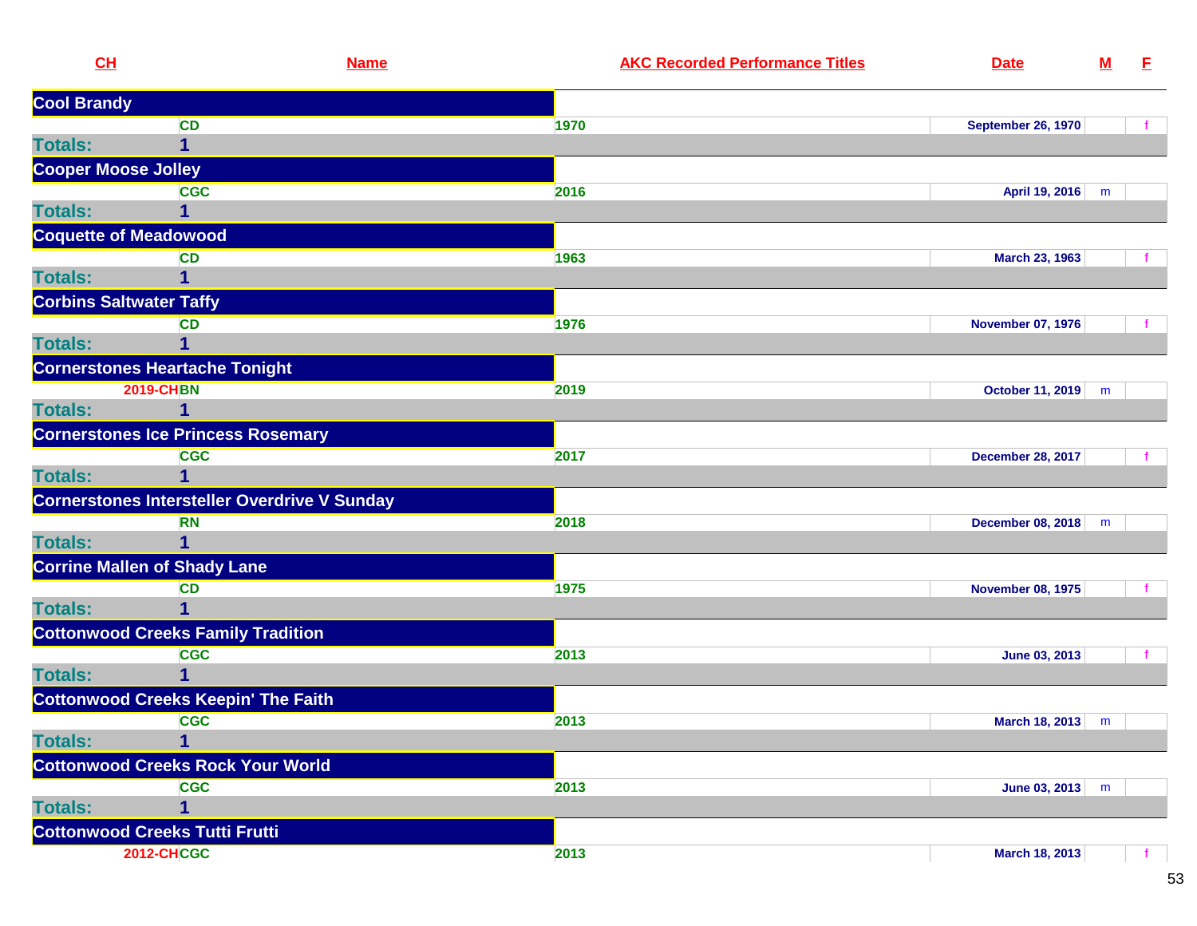| CH | Name | AKC Recorded Performance Titles | Date | M | F |
|---|---|---|---|---|---|
| **Cool Brandy** | | | | | |
| | CD | 1970 | September 26, 1970 | | f |
| **Totals:** | 1 | | | | |
| **Cooper Moose Jolley** | | | | | |
| | CGC | 2016 | April 19, 2016 | m | |
| **Totals:** | 1 | | | | |
| **Coquette of Meadowood** | | | | | |
| | CD | 1963 | March 23, 1963 | | f |
| **Totals:** | 1 | | | | |
| **Corbins Saltwater Taffy** | | | | | |
| | CD | 1976 | November 07, 1976 | | f |
| **Totals:** | 1 | | | | |
| **Cornerstones Heartache Tonight** | | | | | |
| 2019-CH | BN | 2019 | October 11, 2019 | m | |
| **Totals:** | 1 | | | | |
| **Cornerstones Ice Princess Rosemary** | | | | | |
| | CGC | 2017 | December 28, 2017 | | f |
| **Totals:** | 1 | | | | |
| **Cornerstones Intersteller Overdrive V Sunday** | | | | | |
| | RN | 2018 | December 08, 2018 | m | |
| **Totals:** | 1 | | | | |
| **Corrine Mallen of Shady Lane** | | | | | |
| | CD | 1975 | November 08, 1975 | | f |
| **Totals:** | 1 | | | | |
| **Cottonwood Creeks Family Tradition** | | | | | |
| | CGC | 2013 | June 03, 2013 | | f |
| **Totals:** | 1 | | | | |
| **Cottonwood Creeks Keepin' The Faith** | | | | | |
| | CGC | 2013 | March 18, 2013 | m | |
| **Totals:** | 1 | | | | |
| **Cottonwood Creeks Rock Your World** | | | | | |
| | CGC | 2013 | June 03, 2013 | m | |
| **Totals:** | 1 | | | | |
| **Cottonwood Creeks Tutti Frutti** | | | | | |
| 2012-CH | CGC | 2013 | March 18, 2013 | | f |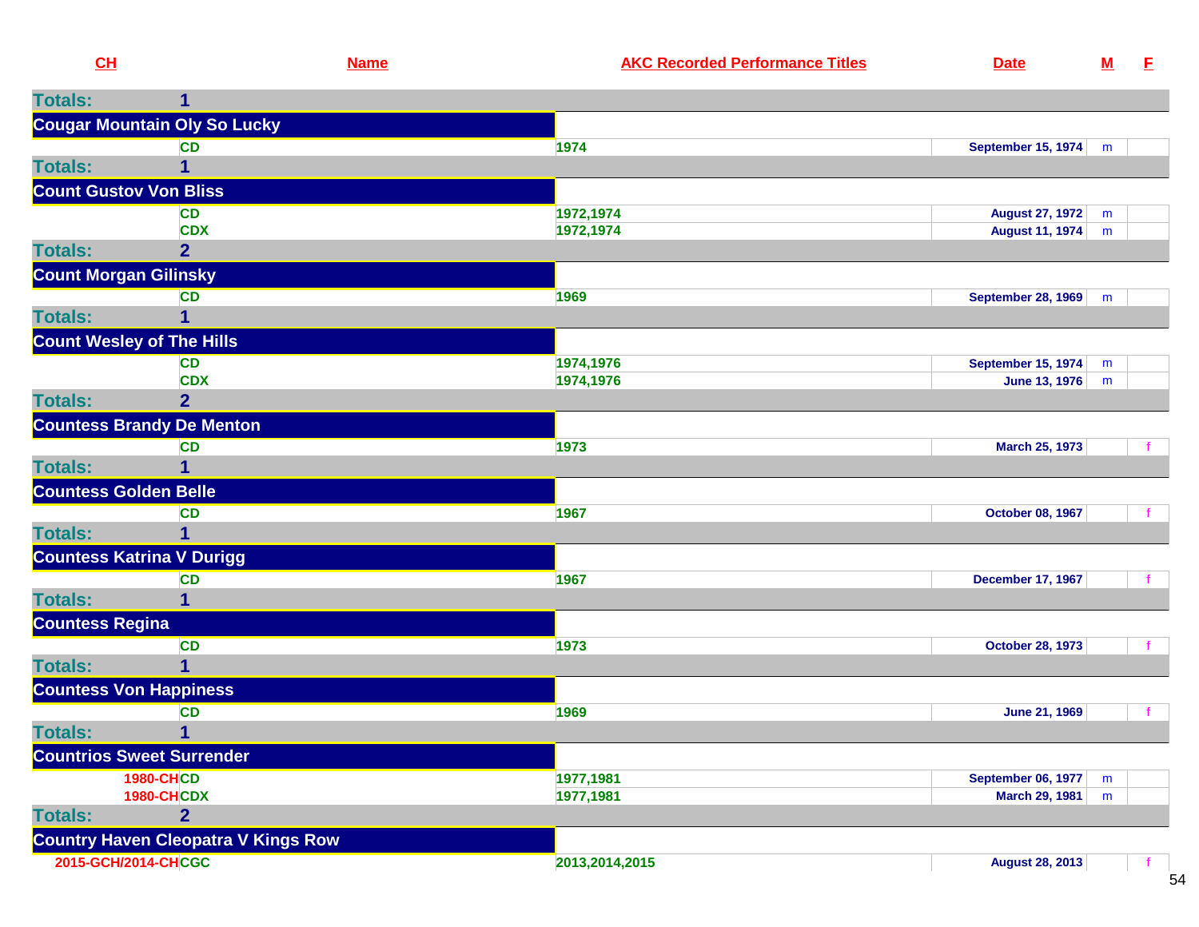| CH | Name | AKC Recorded Performance Titles | Date | M | F |
|---|---|---|---|---|---|
| **Totals:** | **1** | | | | |
| **Cougar Mountain Oly So Lucky** | | | | | |
| | CD | 1974 | September 15, 1974 | m | |
| **Totals:** | **1** | | | | |
| **Count Gustov Von Bliss** | | | | | |
| | CD | 1972,1974 | August 27, 1972 | m | |
| | CDX | 1972,1974 | August 11, 1974 | m | |
| **Totals:** | **2** | | | | |
| **Count Morgan Gilinsky** | | | | | |
| | CD | 1969 | September 28, 1969 | m | |
| **Totals:** | **1** | | | | |
| **Count Wesley of The Hills** | | | | | |
| | CD | 1974,1976 | September 15, 1974 | m | |
| | CDX | 1974,1976 | June 13, 1976 | m | |
| **Totals:** | **2** | | | | |
| **Countess Brandy De Menton** | | | | | |
| | CD | 1973 | March 25, 1973 | | f |
| **Totals:** | **1** | | | | |
| **Countess Golden Belle** | | | | | |
| | CD | 1967 | October 08, 1967 | | f |
| **Totals:** | **1** | | | | |
| **Countess Katrina V Durigg** | | | | | |
| | CD | 1967 | December 17, 1967 | | f |
| **Totals:** | **1** | | | | |
| **Countess Regina** | | | | | |
| | CD | 1973 | October 28, 1973 | | f |
| **Totals:** | **1** | | | | |
| **Countess Von Happiness** | | | | | |
| | CD | 1969 | June 21, 1969 | | f |
| **Totals:** | **1** | | | | |
| **Countrios Sweet Surrender** | | | | | |
| 1980-CH | CD | 1977,1981 | September 06, 1977 | m | |
| 1980-CH | CDX | 1977,1981 | March 29, 1981 | m | |
| **Totals:** | **2** | | | | |
| **Country Haven Cleopatra V Kings Row** | | | | | |
| 2015-GCH/2014-CH | CGC | 2013,2014,2015 | August 28, 2013 | | f |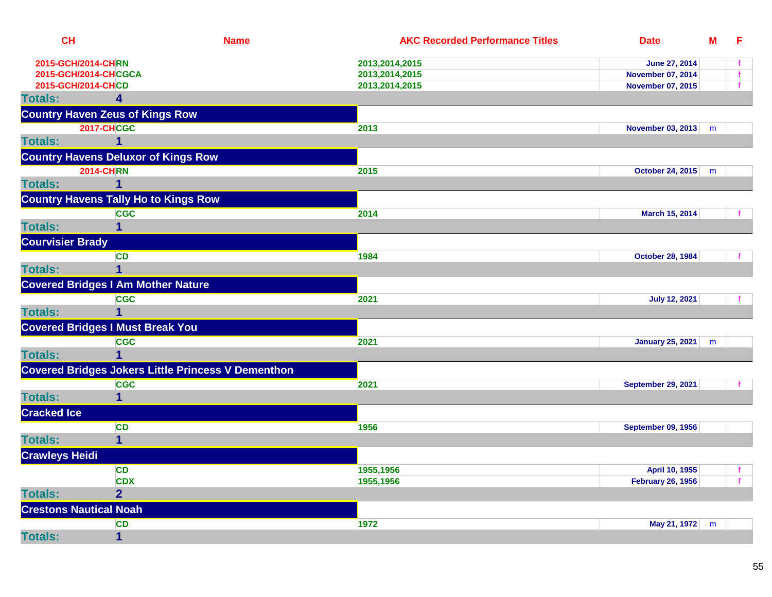| CH | Name | AKC Recorded Performance Titles | Date | M | F |
|---|---|---|---|---|---|
| 2015-GCH/2014-CH | RN | 2013,2014,2015 | June 27, 2014 | | f |
| 2015-GCH/2014-CH | CGCA | 2013,2014,2015 | November 07, 2014 | | f |
| 2015-GCH/2014-CH | CD | 2013,2014,2015 | November 07, 2015 | | f |
| **Totals:** | **4** | | | | |
| **Country Haven Zeus of Kings Row** | | | | | |
| 2017-CH | CGC | 2013 | November 03, 2013 | m | |
| **Totals:** | **1** | | | | |
| **Country Havens Deluxor of Kings Row** | | | | | |
| 2014-CH | RN | 2015 | October 24, 2015 | m | |
| **Totals:** | **1** | | | | |
| **Country Havens Tally Ho to Kings Row** | | | | | |
| | CGC | 2014 | March 15, 2014 | | f |
| **Totals:** | **1** | | | | |
| **Courvisier Brady** | | | | | |
| | CD | 1984 | October 28, 1984 | | f |
| **Totals:** | **1** | | | | |
| **Covered Bridges I Am Mother Nature** | | | | | |
| | CGC | 2021 | July 12, 2021 | | f |
| **Totals:** | **1** | | | | |
| **Covered Bridges I Must Break You** | | | | | |
| | CGC | 2021 | January 25, 2021 | m | |
| **Totals:** | **1** | | | | |
| **Covered Bridges Jokers Little Princess V Dementhon** | | | | | |
| | CGC | 2021 | September 29, 2021 | | f |
| **Totals:** | **1** | | | | |
| **Cracked Ice** | | | | | |
| | CD | 1956 | September 09, 1956 | | |
| **Totals:** | **1** | | | | |
| **Crawleys Heidi** | | | | | |
| | CD | 1955,1956 | April 10, 1955 | | f |
| | CDX | 1955,1956 | February 26, 1956 | | f |
| **Totals:** | **2** | | | | |
| **Crestons Nautical Noah** | | | | | |
| | CD | 1972 | May 21, 1972 | m | |
| **Totals:** | **1** | | | | |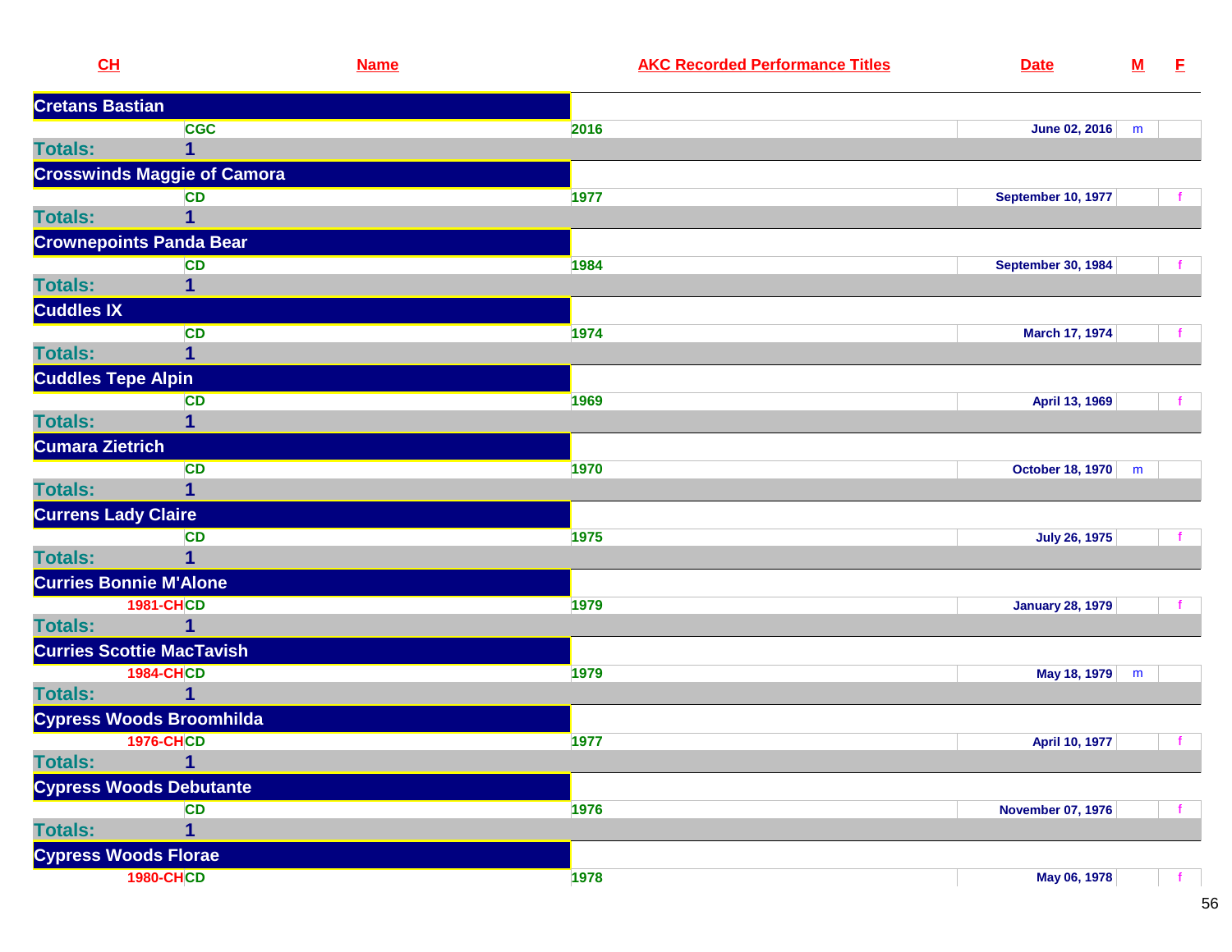| CH | Name | AKC Recorded Performance Titles | Date | M | F |
|---|---|---|---|---|---|
| **Cretans Bastian** | | | | | |
| | CGC | 2016 | June 02, 2016 | m | |
| **Totals:** | 1 | | | | |
| **Crosswinds Maggie of Camora** | | | | | |
| | CD | 1977 | September 10, 1977 | | f |
| **Totals:** | 1 | | | | |
| **Crownepoints Panda Bear** | | | | | |
| | CD | 1984 | September 30, 1984 | | f |
| **Totals:** | 1 | | | | |
| **Cuddles IX** | | | | | |
| | CD | 1974 | March 17, 1974 | | f |
| **Totals:** | 1 | | | | |
| **Cuddles Tepe Alpin** | | | | | |
| | CD | 1969 | April 13, 1969 | | f |
| **Totals:** | 1 | | | | |
| **Cumara Zietrich** | | | | | |
| | CD | 1970 | October 18, 1970 | m | |
| **Totals:** | 1 | | | | |
| **Currens Lady Claire** | | | | | |
| | CD | 1975 | July 26, 1975 | | f |
| **Totals:** | 1 | | | | |
| **Curries Bonnie M'Alone** | | | | | |
| 1981-CH | CD | 1979 | January 28, 1979 | | f |
| **Totals:** | 1 | | | | |
| **Curries Scottie MacTavish** | | | | | |
| 1984-CH | CD | 1979 | May 18, 1979 | m | |
| **Totals:** | 1 | | | | |
| **Cypress Woods Broomhilda** | | | | | |
| 1976-CH | CD | 1977 | April 10, 1977 | | f |
| **Totals:** | 1 | | | | |
| **Cypress Woods Debutante** | | | | | |
| | CD | 1976 | November 07, 1976 | | f |
| **Totals:** | 1 | | | | |
| **Cypress Woods Florae** | | | | | |
| 1980-CH | CD | 1978 | May 06, 1978 | | f |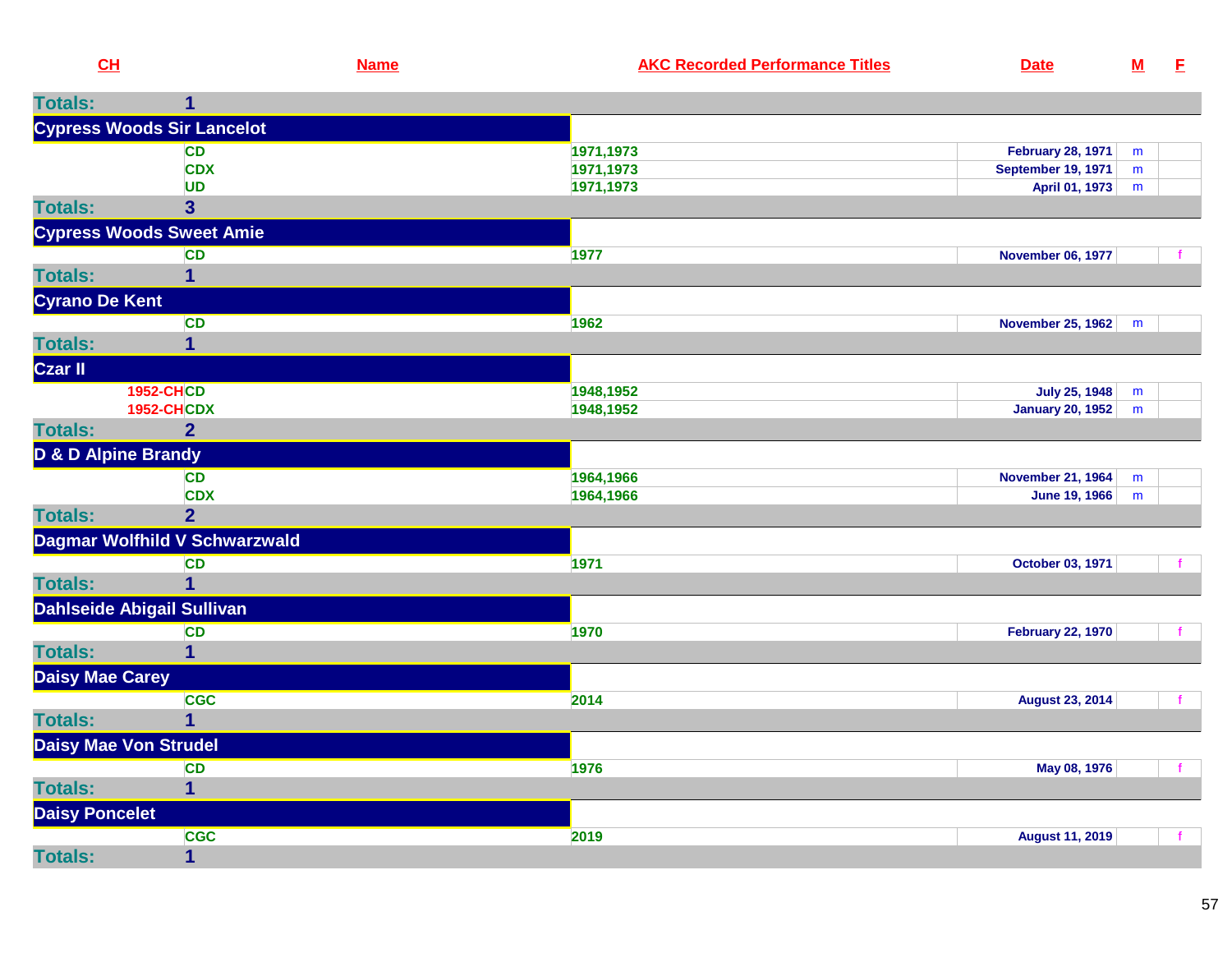| CH | Name | AKC Recorded Performance Titles | Date | M | F |
|---|---|---|---|---|---|
| **Totals:** | **1** | | | | |
| **Cypress Woods Sir Lancelot** | | | | | |
| | CD | 1971,1973 | February 28, 1971 | m | |
| | CDX | 1971,1973 | September 19, 1971 | m | |
| | UD | 1971,1973 | April 01, 1973 | m | |
| **Totals:** | **3** | | | | |
| **Cypress Woods Sweet Amie** | | | | | |
| | CD | 1977 | November 06, 1977 | | f |
| **Totals:** | **1** | | | | |
| **Cyrano De Kent** | | | | | |
| | CD | 1962 | November 25, 1962 | m | |
| **Totals:** | **1** | | | | |
| **Czar II** | | | | | |
| 1952-CH | CD | 1948,1952 | July 25, 1948 | m | |
| 1952-CH | CDX | 1948,1952 | January 20, 1952 | m | |
| **Totals:** | **2** | | | | |
| **D & D Alpine Brandy** | | | | | |
| | CD | 1964,1966 | November 21, 1964 | m | |
| | CDX | 1964,1966 | June 19, 1966 | m | |
| **Totals:** | **2** | | | | |
| **Dagmar Wolfhild V Schwarzwald** | | | | | |
| | CD | 1971 | October 03, 1971 | | f |
| **Totals:** | **1** | | | | |
| **Dahlseide Abigail Sullivan** | | | | | |
| | CD | 1970 | February 22, 1970 | | f |
| **Totals:** | **1** | | | | |
| **Daisy Mae Carey** | | | | | |
| | CGC | 2014 | August 23, 2014 | | f |
| **Totals:** | **1** | | | | |
| **Daisy Mae Von Strudel** | | | | | |
| | CD | 1976 | May 08, 1976 | | f |
| **Totals:** | **1** | | | | |
| **Daisy Poncelet** | | | | | |
| | CGC | 2019 | August 11, 2019 | | f |
| **Totals:** | **1** | | | | |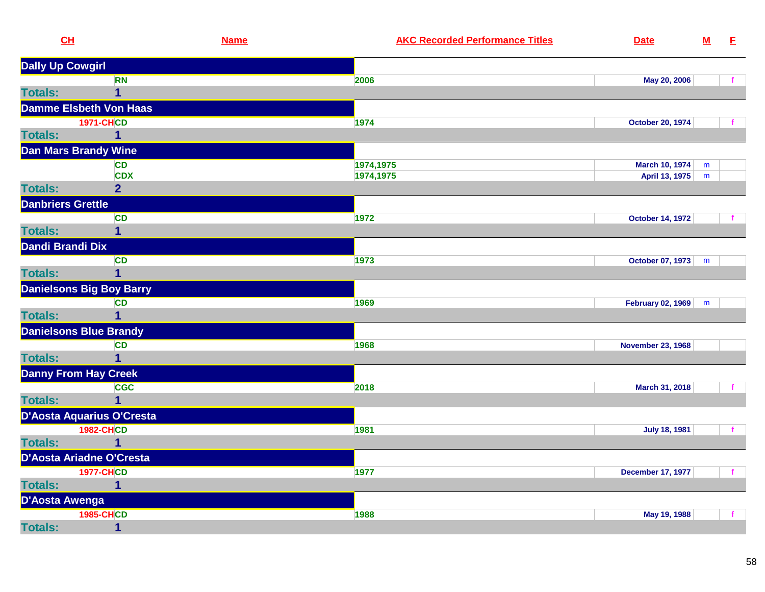| CH | Name | AKC Recorded Performance Titles | Date | M | F |
|---|---|---|---|---|---|
| **Dally Up Cowgirl** | | | | | |
| | RN | 2006 | May 20, 2006 | | f |
| **Totals:** | 1 | | | | |
| **Damme Elsbeth Von Haas** | | | | | |
| 1971-CH | CD | 1974 | October 20, 1974 | | f |
| **Totals:** | 1 | | | | |
| **Dan Mars Brandy Wine** | | | | | |
| | CD | 1974,1975 | March 10, 1974 | m | |
| | CDX | 1974,1975 | April 13, 1975 | m | |
| **Totals:** | 2 | | | | |
| **Danbriers Grettle** | | | | | |
| | CD | 1972 | October 14, 1972 | | f |
| **Totals:** | 1 | | | | |
| **Dandi Brandi Dix** | | | | | |
| | CD | 1973 | October 07, 1973 | m | |
| **Totals:** | 1 | | | | |
| **Danielsons Big Boy Barry** | | | | | |
| | CD | 1969 | February 02, 1969 | m | |
| **Totals:** | 1 | | | | |
| **Danielsons Blue Brandy** | | | | | |
| | CD | 1968 | November 23, 1968 | | |
| **Totals:** | 1 | | | | |
| **Danny From Hay Creek** | | | | | |
| | CGC | 2018 | March 31, 2018 | | f |
| **Totals:** | 1 | | | | |
| **D'Aosta Aquarius O'Cresta** | | | | | |
| 1982-CH | CD | 1981 | July 18, 1981 | | f |
| **Totals:** | 1 | | | | |
| **D'Aosta Ariadne O'Cresta** | | | | | |
| 1977-CH | CD | 1977 | December 17, 1977 | | f |
| **Totals:** | 1 | | | | |
| **D'Aosta Awenga** | | | | | |
| 1985-CH | CD | 1988 | May 19, 1988 | | f |
| **Totals:** | 1 | | | | |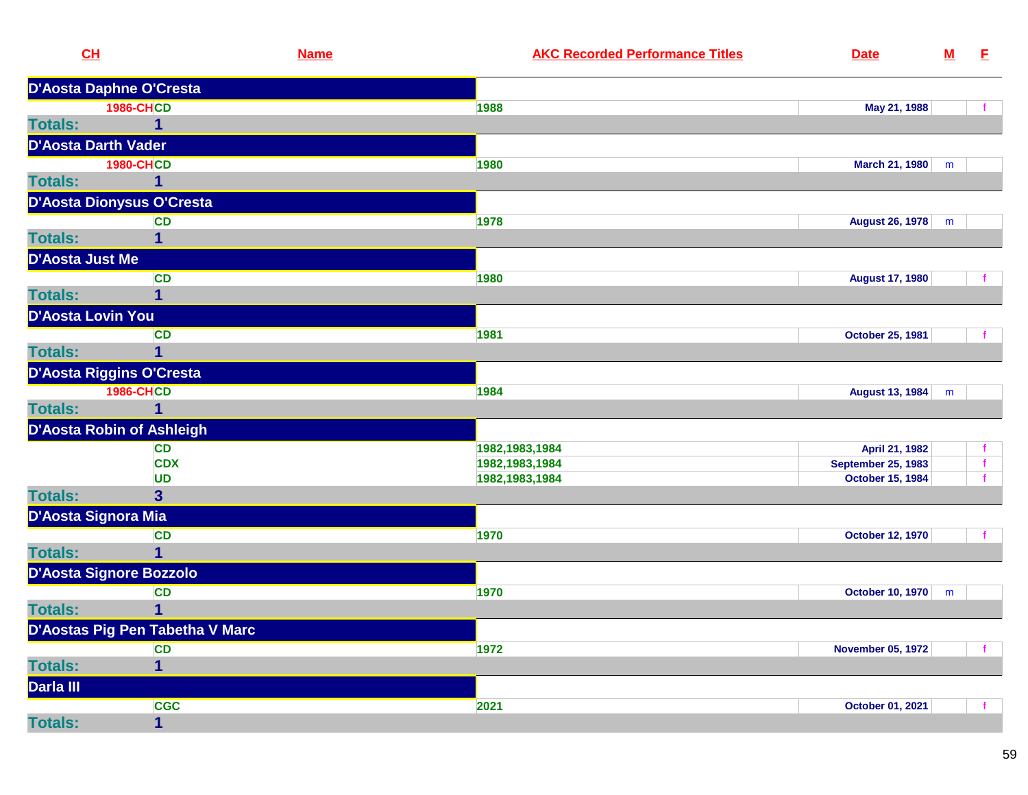| CH | Name | AKC Recorded Performance Titles | Date | M | F |
|---|---|---|---|---|---|
| **D'Aosta Daphne O'Cresta** | | | | | |
| 1986-CH | CD | 1988 | May 21, 1988 | | f |
| **Totals:** | 1 | | | | |
| **D'Aosta Darth Vader** | | | | | |
| 1980-CH | CD | 1980 | March 21, 1980 | m | |
| **Totals:** | 1 | | | | |
| **D'Aosta Dionysus O'Cresta** | | | | | |
| | CD | 1978 | August 26, 1978 | m | |
| **Totals:** | 1 | | | | |
| **D'Aosta Just Me** | | | | | |
| | CD | 1980 | August 17, 1980 | | f |
| **Totals:** | 1 | | | | |
| **D'Aosta Lovin You** | | | | | |
| | CD | 1981 | October 25, 1981 | | f |
| **Totals:** | 1 | | | | |
| **D'Aosta Riggins O'Cresta** | | | | | |
| 1986-CH | CD | 1984 | August 13, 1984 | m | |
| **Totals:** | 1 | | | | |
| **D'Aosta Robin of Ashleigh** | | | | | |
| | CD | 1982,1983,1984 | April 21, 1982 | | f |
| | CDX | 1982,1983,1984 | September 25, 1983 | | f |
| | UD | 1982,1983,1984 | October 15, 1984 | | f |
| **Totals:** | 3 | | | | |
| **D'Aosta Signora Mia** | | | | | |
| | CD | 1970 | October 12, 1970 | | f |
| **Totals:** | 1 | | | | |
| **D'Aosta Signore Bozzolo** | | | | | |
| | CD | 1970 | October 10, 1970 | m | |
| **Totals:** | 1 | | | | |
| **D'Aostas Pig Pen Tabetha V Marc** | | | | | |
| | CD | 1972 | November 05, 1972 | | f |
| **Totals:** | 1 | | | | |
| **Darla III** | | | | | |
| | CGC | 2021 | October 01, 2021 | | f |
| **Totals:** | 1 | | | | |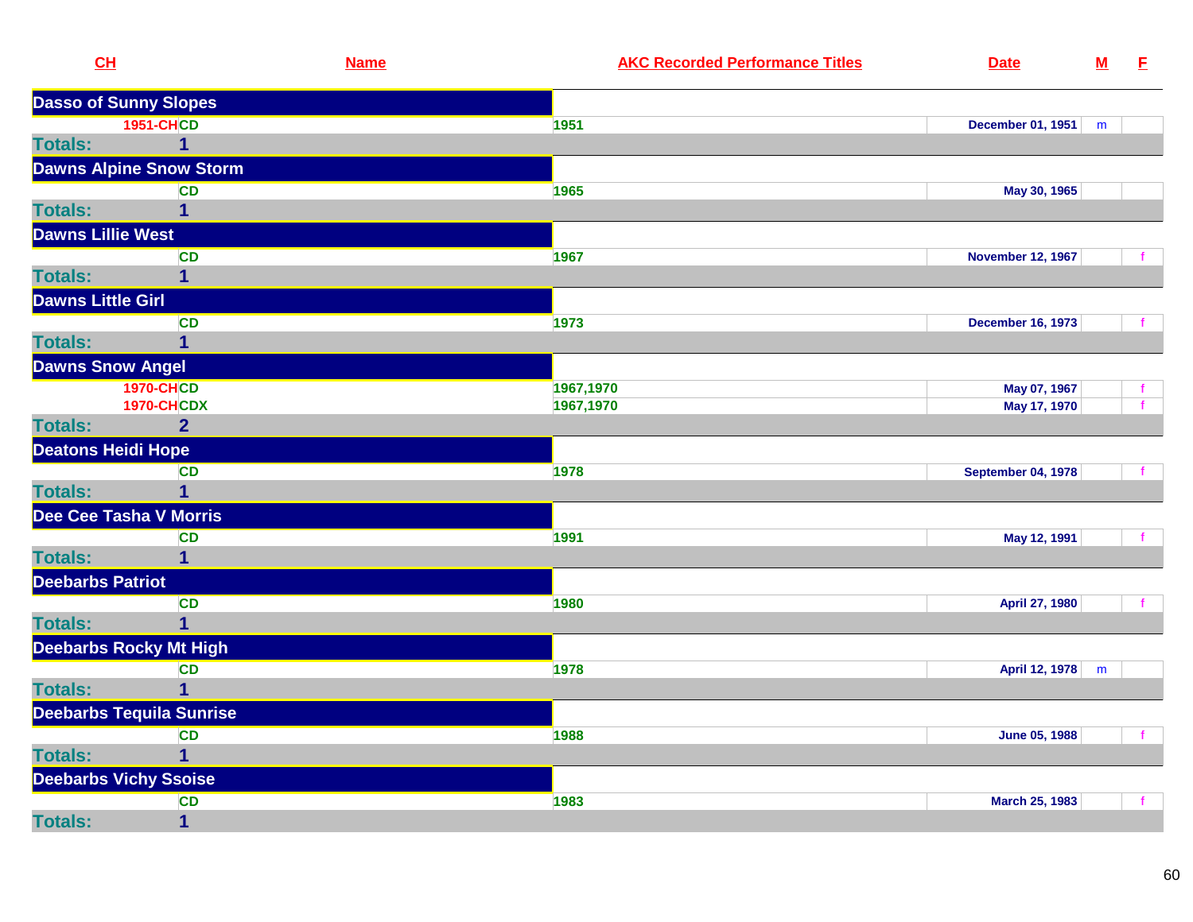| CH | Name | AKC Recorded Performance Titles | Date | M | F |
|---|---|---|---|---|---|
| **Dasso of Sunny Slopes** | | | | | |
| 1951-CH | CD | 1951 | December 01, 1951 | m | |
| Totals: | 1 | | | | |
| **Dawns Alpine Snow Storm** | | | | | |
| | CD | 1965 | May 30, 1965 | | |
| Totals: | 1 | | | | |
| **Dawns Lillie West** | | | | | |
| | CD | 1967 | November 12, 1967 | | f |
| Totals: | 1 | | | | |
| **Dawns Little Girl** | | | | | |
| | CD | 1973 | December 16, 1973 | | f |
| Totals: | 1 | | | | |
| **Dawns Snow Angel** | | | | | |
| 1970-CH | CD | 1967,1970 | May 07, 1967 | | f |
| 1970-CH | CDX | 1967,1970 | May 17, 1970 | | f |
| Totals: | 2 | | | | |
| **Deatons Heidi Hope** | | | | | |
| | CD | 1978 | September 04, 1978 | | f |
| Totals: | 1 | | | | |
| **Dee Cee Tasha V Morris** | | | | | |
| | CD | 1991 | May 12, 1991 | | f |
| Totals: | 1 | | | | |
| **Deebarbs Patriot** | | | | | |
| | CD | 1980 | April 27, 1980 | | f |
| Totals: | 1 | | | | |
| **Deebarbs Rocky Mt High** | | | | | |
| | CD | 1978 | April 12, 1978 | m | |
| Totals: | 1 | | | | |
| **Deebarbs Tequila Sunrise** | | | | | |
| | CD | 1988 | June 05, 1988 | | f |
| Totals: | 1 | | | | |
| **Deebarbs Vichy Ssoise** | | | | | |
| | CD | 1983 | March 25, 1983 | | f |
| Totals: | 1 | | | | |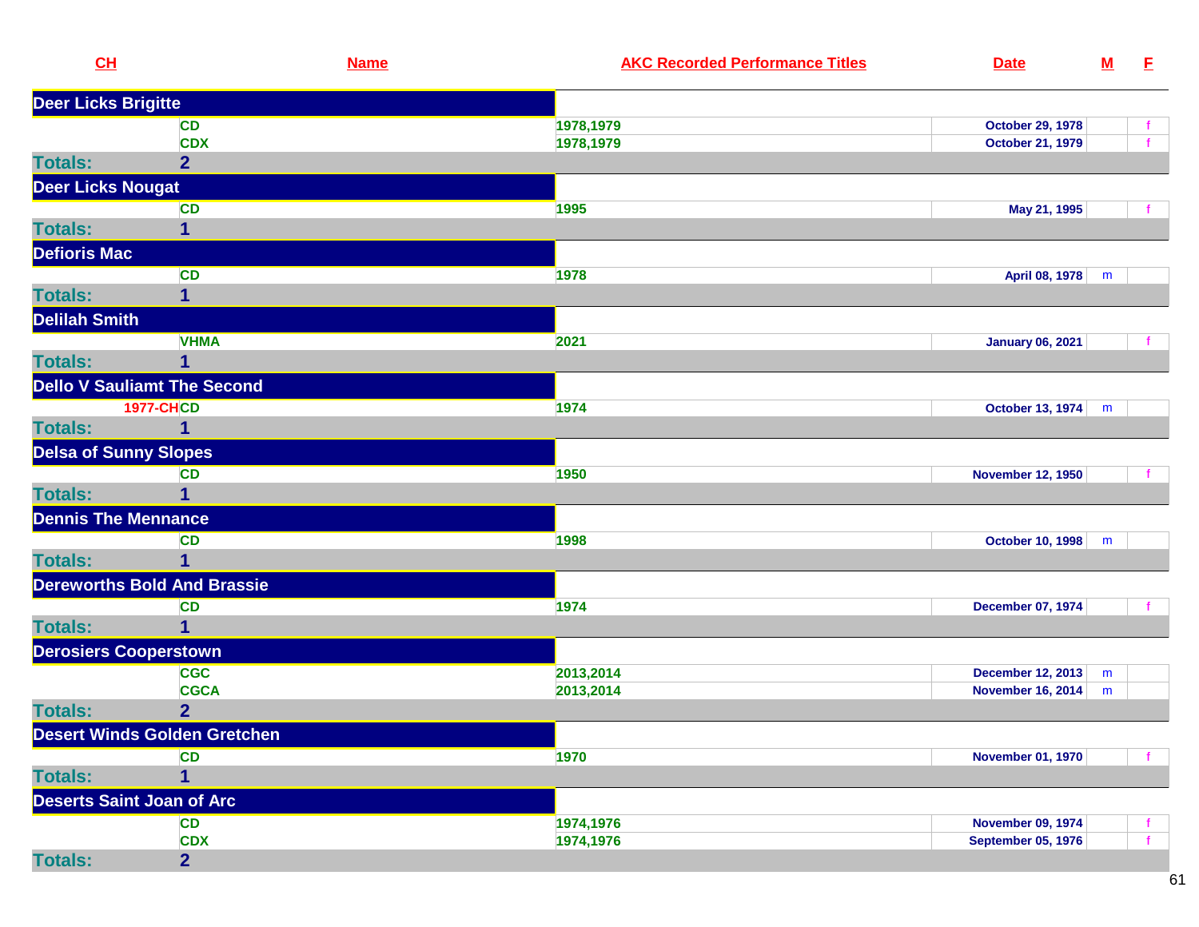| CH | Name | AKC Recorded Performance Titles | Date | M | F |
|---|---|---|---|---|---|
| **Deer Licks Brigitte** | | | | | |
| | CD | 1978,1979 | October 29, 1978 | | f |
| | CDX | 1978,1979 | October 21, 1979 | | f |
| **Totals:** | **2** | | | | |
| **Deer Licks Nougat** | | | | | |
| | CD | 1995 | May 21, 1995 | | f |
| **Totals:** | **1** | | | | |
| **Defioris Mac** | | | | | |
| | CD | 1978 | April 08, 1978 | m | |
| **Totals:** | **1** | | | | |
| **Delilah Smith** | | | | | |
| | VHMA | 2021 | January 06, 2021 | | f |
| **Totals:** | **1** | | | | |
| **Dello V Sauliamt The Second** | | | | | |
| 1977-CH | CD | 1974 | October 13, 1974 | m | |
| **Totals:** | **1** | | | | |
| **Delsa of Sunny Slopes** | | | | | |
| | CD | 1950 | November 12, 1950 | | f |
| **Totals:** | **1** | | | | |
| **Dennis The Mennance** | | | | | |
| | CD | 1998 | October 10, 1998 | m | |
| **Totals:** | **1** | | | | |
| **Dereworths Bold And Brassie** | | | | | |
| | CD | 1974 | December 07, 1974 | | f |
| **Totals:** | **1** | | | | |
| **Derosiers Cooperstown** | | | | | |
| | CGC | 2013,2014 | December 12, 2013 | m | |
| | CGCA | 2013,2014 | November 16, 2014 | m | |
| **Totals:** | **2** | | | | |
| **Desert Winds Golden Gretchen** | | | | | |
| | CD | 1970 | November 01, 1970 | | f |
| **Totals:** | **1** | | | | |
| **Deserts Saint Joan of Arc** | | | | | |
| | CD | 1974,1976 | November 09, 1974 | | f |
| | CDX | 1974,1976 | September 05, 1976 | | f |
| **Totals:** | **2** | | | | |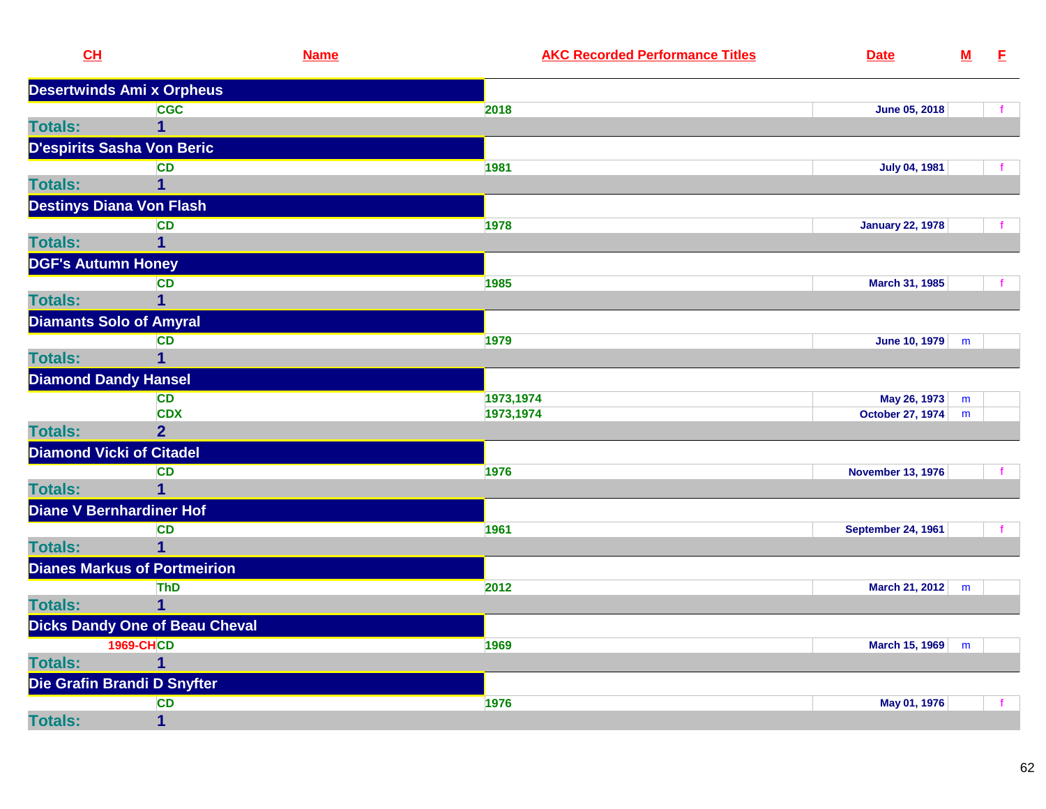| CH | Name | AKC Recorded Performance Titles | Date | M | F |
|---|---|---|---|---|---|
| **Desertwinds Ami x Orpheus** | | | | | |
| | CGC | 2018 | June 05, 2018 | | f |
| **Totals:** | 1 | | | | |
| **D'espirits Sasha Von Beric** | | | | | |
| | CD | 1981 | July 04, 1981 | | f |
| **Totals:** | 1 | | | | |
| **Destinys Diana Von Flash** | | | | | |
| | CD | 1978 | January 22, 1978 | | f |
| **Totals:** | 1 | | | | |
| **DGF's Autumn Honey** | | | | | |
| | CD | 1985 | March 31, 1985 | | f |
| **Totals:** | 1 | | | | |
| **Diamants Solo of Amyral** | | | | | |
| | CD | 1979 | June 10, 1979 | m | |
| **Totals:** | 1 | | | | |
| **Diamond Dandy Hansel** | | | | | |
| | CD | 1973,1974 | May 26, 1973 | m | |
| | CDX | 1973,1974 | October 27, 1974 | m | |
| **Totals:** | 2 | | | | |
| **Diamond Vicki of Citadel** | | | | | |
| | CD | 1976 | November 13, 1976 | | f |
| **Totals:** | 1 | | | | |
| **Diane V Bernhardiner Hof** | | | | | |
| | CD | 1961 | September 24, 1961 | | f |
| **Totals:** | 1 | | | | |
| **Dianes Markus of Portmeirion** | | | | | |
| | ThD | 2012 | March 21, 2012 | m | |
| **Totals:** | 1 | | | | |
| **Dicks Dandy One of Beau Cheval** | | | | | |
| 1969-CH | CD | 1969 | March 15, 1969 | m | |
| **Totals:** | 1 | | | | |
| **Die Grafin Brandi D Snyfter** | | | | | |
| | CD | 1976 | May 01, 1976 | | f |
| **Totals:** | 1 | | | | |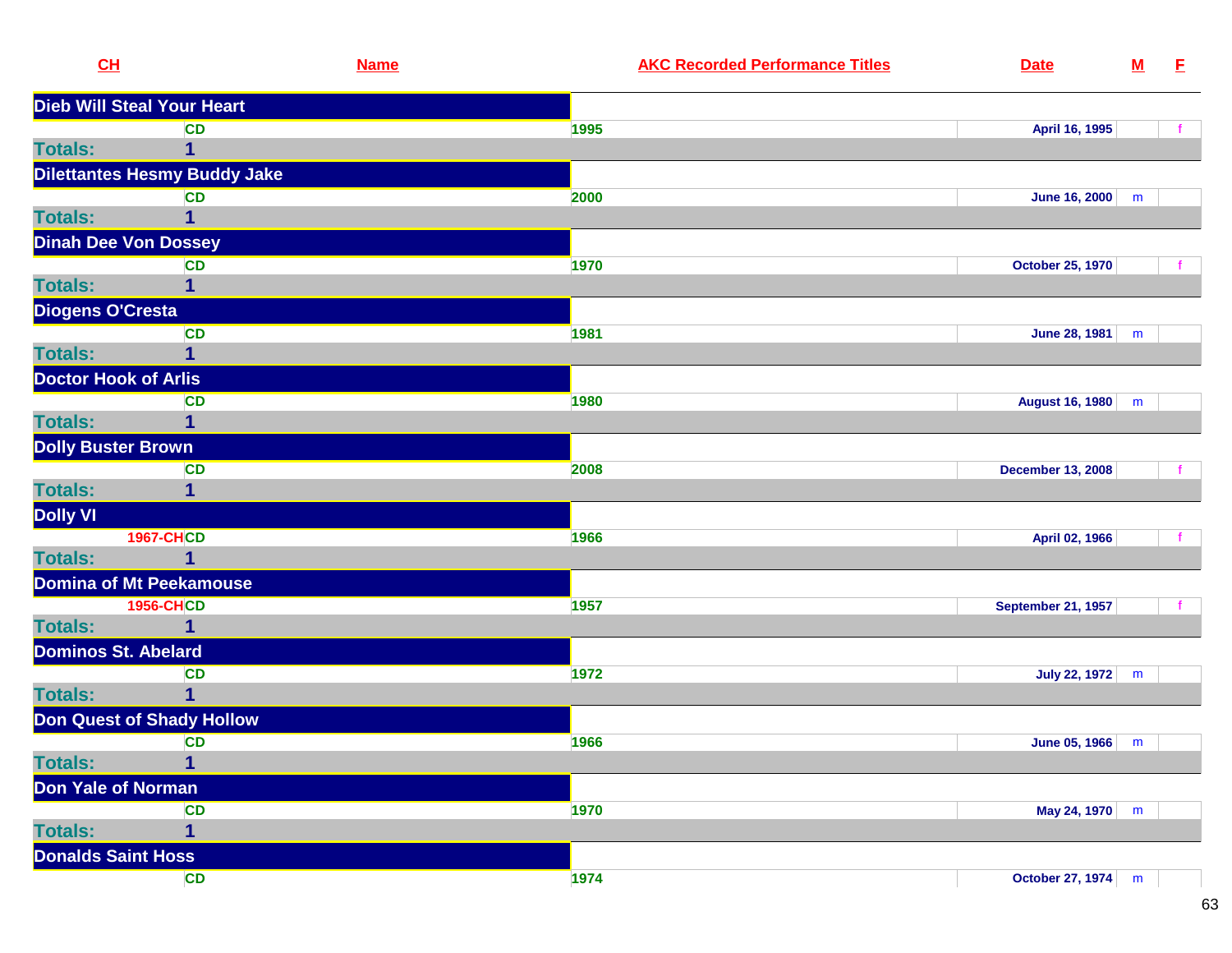| CH | Name | AKC Recorded Performance Titles | Date | M | F |
|---|---|---|---|---|---|
| **Dieb Will Steal Your Heart** | | | | | |
| | CD | 1995 | April 16, 1995 | | f |
| **Totals:** | 1 | | | | |
| **Dilettantes Hesmy Buddy Jake** | | | | | |
| | CD | 2000 | June 16, 2000 | m | |
| **Totals:** | 1 | | | | |
| **Dinah Dee Von Dossey** | | | | | |
| | CD | 1970 | October 25, 1970 | | f |
| **Totals:** | 1 | | | | |
| **Diogens O'Cresta** | | | | | |
| | CD | 1981 | June 28, 1981 | m | |
| **Totals:** | 1 | | | | |
| **Doctor Hook of Arlis** | | | | | |
| | CD | 1980 | August 16, 1980 | m | |
| **Totals:** | 1 | | | | |
| **Dolly Buster Brown** | | | | | |
| | CD | 2008 | December 13, 2008 | | f |
| **Totals:** | 1 | | | | |
| **Dolly VI** | | | | | |
| 1967-CH | CD | 1966 | April 02, 1966 | | f |
| **Totals:** | 1 | | | | |
| **Domina of Mt Peekamouse** | | | | | |
| 1956-CH | CD | 1957 | September 21, 1957 | | f |
| **Totals:** | 1 | | | | |
| **Dominos St. Abelard** | | | | | |
| | CD | 1972 | July 22, 1972 | m | |
| **Totals:** | 1 | | | | |
| **Don Quest of Shady Hollow** | | | | | |
| | CD | 1966 | June 05, 1966 | m | |
| **Totals:** | 1 | | | | |
| **Don Yale of Norman** | | | | | |
| | CD | 1970 | May 24, 1970 | m | |
| **Totals:** | 1 | | | | |
| **Donalds Saint Hoss** | | | | | |
| | CD | 1974 | October 27, 1974 | m | |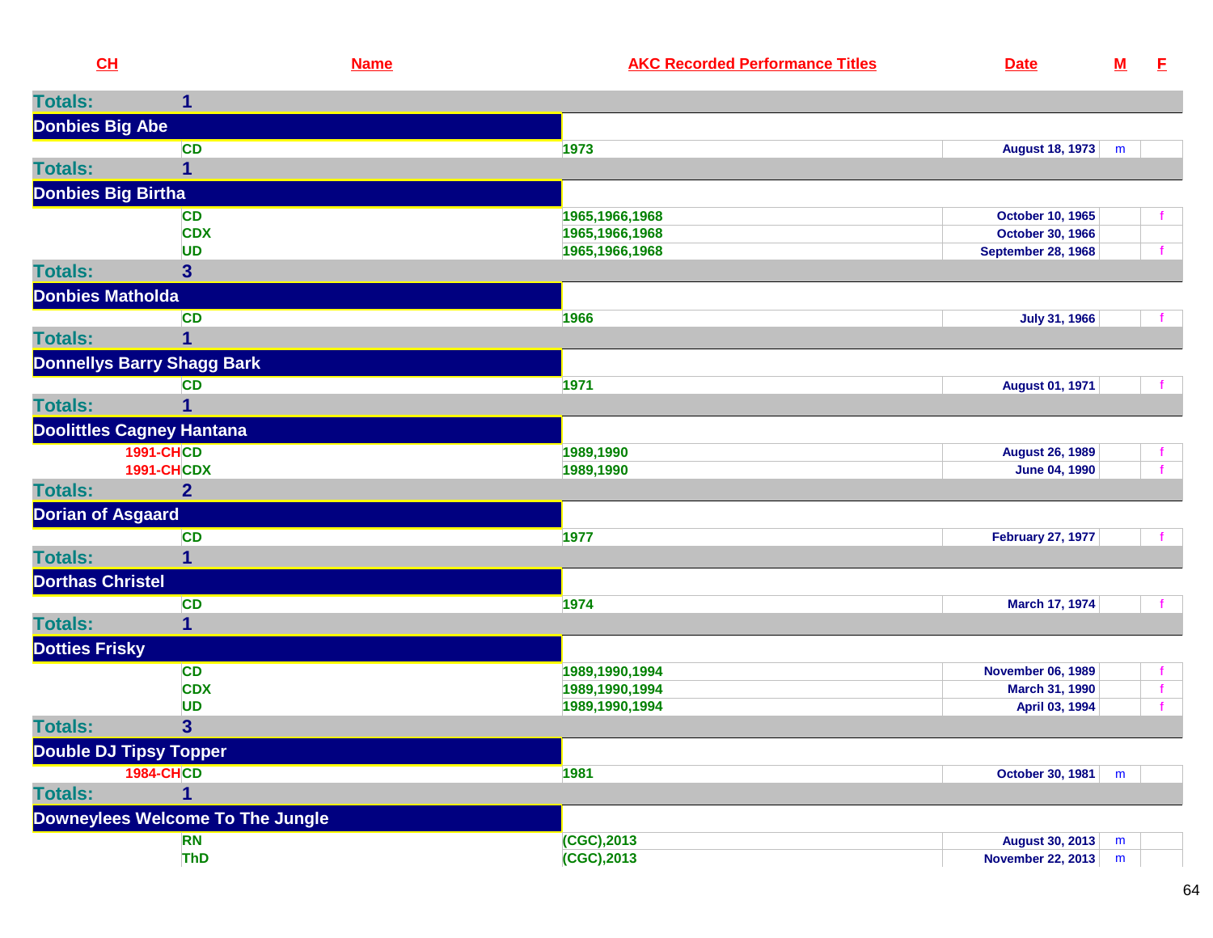| CH | Name | AKC Recorded Performance Titles | Date | M | F |
|---|---|---|---|---|---|
| **Totals:** | **1** | | | | |
| **Donbies Big Abe** | | | | | |
| | CD | 1973 | August 18, 1973 | m | |
| **Totals:** | **1** | | | | |
| **Donbies Big Birtha** | | | | | |
| | CD | 1965,1966,1968 | October 10, 1965 | | f |
| | CDX | 1965,1966,1968 | October 30, 1966 | | |
| | UD | 1965,1966,1968 | September 28, 1968 | | f |
| **Totals:** | **3** | | | | |
| **Donbies Matholda** | | | | | |
| | CD | 1966 | July 31, 1966 | | f |
| **Totals:** | **1** | | | | |
| **Donnellys Barry Shagg Bark** | | | | | |
| | CD | 1971 | August 01, 1971 | | f |
| **Totals:** | **1** | | | | |
| **Doolittles Cagney Hantana** | | | | | |
| 1991-CH | CD | 1989,1990 | August 26, 1989 | | f |
| 1991-CH | CDX | 1989,1990 | June 04, 1990 | | f |
| **Totals:** | **2** | | | | |
| **Dorian of Asgaard** | | | | | |
| | CD | 1977 | February 27, 1977 | | f |
| **Totals:** | **1** | | | | |
| **Dorthas Christel** | | | | | |
| | CD | 1974 | March 17, 1974 | | f |
| **Totals:** | **1** | | | | |
| **Dotties Frisky** | | | | | |
| | CD | 1989,1990,1994 | November 06, 1989 | | f |
| | CDX | 1989,1990,1994 | March 31, 1990 | | f |
| | UD | 1989,1990,1994 | April 03, 1994 | | f |
| **Totals:** | **3** | | | | |
| **Double DJ Tipsy Topper** | | | | | |
| 1984-CH | CD | 1981 | October 30, 1981 | m | |
| **Totals:** | **1** | | | | |
| **Downeylees Welcome To The Jungle** | | | | | |
| | RN | (CGC),2013 | August 30, 2013 | m | |
| | ThD | (CGC),2013 | November 22, 2013 | m | |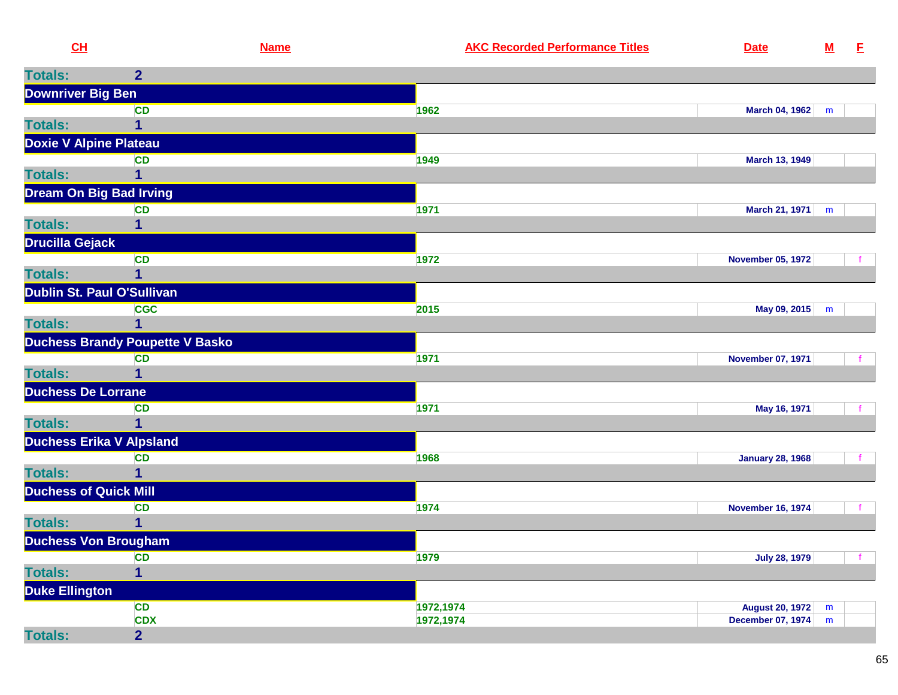| CH | Name | AKC Recorded Performance Titles | Date | M | F |
|---|---|---|---|---|---|
| Totals: | 2 | | | | |
| Downriver Big Ben | | | | | |
| | CD | 1962 | March 04, 1962 | m | |
| Totals: | 1 | | | | |
| Doxie V Alpine Plateau | | | | | |
| | CD | 1949 | March 13, 1949 | | |
| Totals: | 1 | | | | |
| Dream On Big Bad Irving | | | | | |
| | CD | 1971 | March 21, 1971 | m | |
| Totals: | 1 | | | | |
| Drucilla Gejack | | | | | |
| | CD | 1972 | November 05, 1972 | | f |
| Totals: | 1 | | | | |
| Dublin St. Paul O'Sullivan | | | | | |
| | CGC | 2015 | May 09, 2015 | m | |
| Totals: | 1 | | | | |
| Duchess Brandy Poupette V Basko | | | | | |
| | CD | 1971 | November 07, 1971 | | f |
| Totals: | 1 | | | | |
| Duchess De Lorrane | | | | | |
| | CD | 1971 | May 16, 1971 | | f |
| Totals: | 1 | | | | |
| Duchess Erika V Alpsland | | | | | |
| | CD | 1968 | January 28, 1968 | | f |
| Totals: | 1 | | | | |
| Duchess of Quick Mill | | | | | |
| | CD | 1974 | November 16, 1974 | | f |
| Totals: | 1 | | | | |
| Duchess Von Brougham | | | | | |
| | CD | 1979 | July 28, 1979 | | f |
| Totals: | 1 | | | | |
| Duke Ellington | | | | | |
| | CD | 1972,1974 | August 20, 1972 | m | |
| | CDX | 1972,1974 | December 07, 1974 | m | |
| Totals: | 2 | | | | |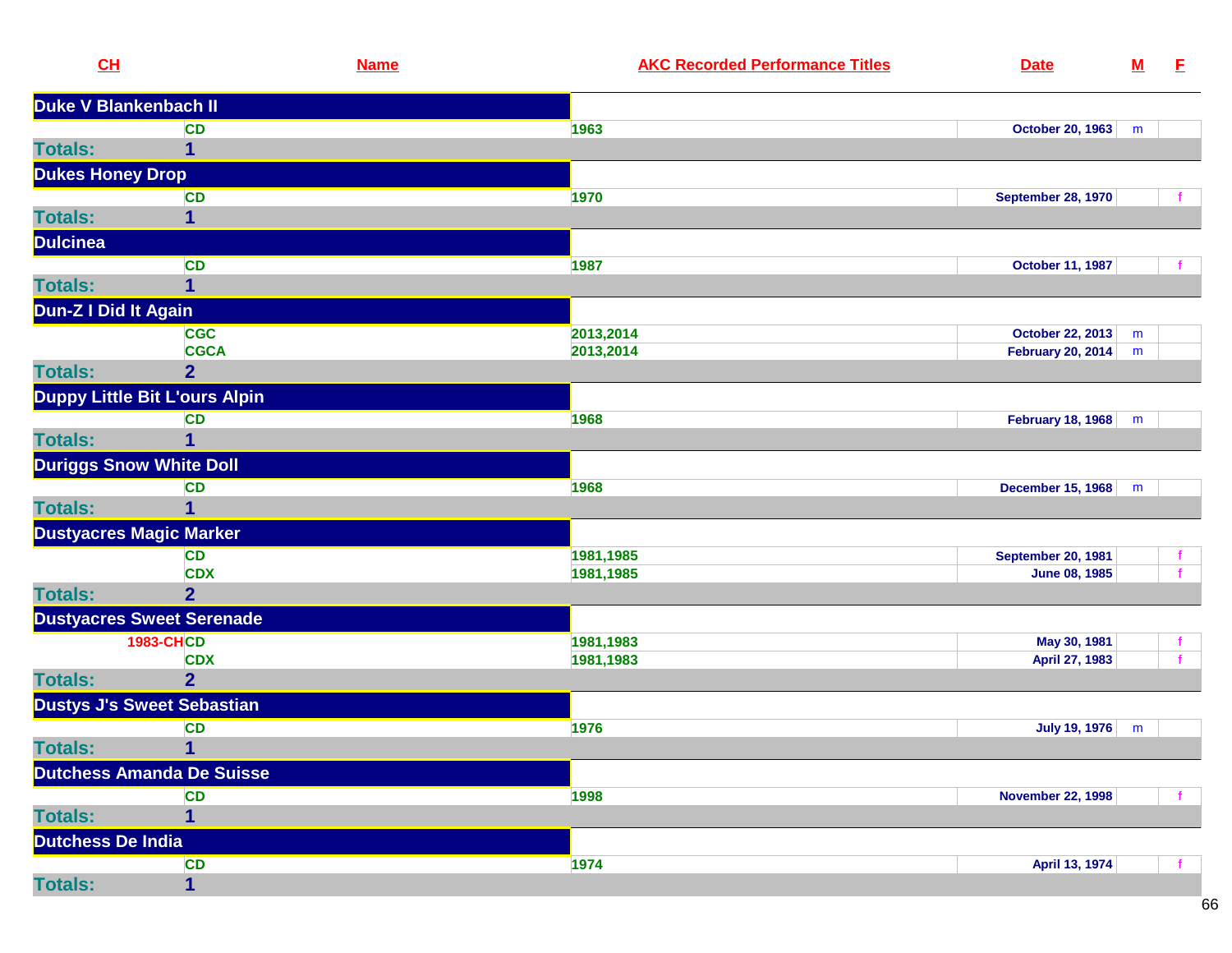| CH | Name | AKC Recorded Performance Titles | Date | M | F |
|---|---|---|---|---|---|
| **Duke V Blankenbach II** | | | | | |
| | CD | 1963 | October 20, 1963 | m | |
| **Totals:** | **1** | | | | |
| **Dukes Honey Drop** | | | | | |
| | CD | 1970 | September 28, 1970 | | f |
| **Totals:** | **1** | | | | |
| **Dulcinea** | | | | | |
| | CD | 1987 | October 11, 1987 | | f |
| **Totals:** | **1** | | | | |
| **Dun-Z I Did It Again** | | | | | |
| | CGC | 2013,2014 | October 22, 2013 | m | |
| | CGCA | 2013,2014 | February 20, 2014 | m | |
| **Totals:** | **2** | | | | |
| **Duppy Little Bit L'ours Alpin** | | | | | |
| | CD | 1968 | February 18, 1968 | m | |
| **Totals:** | **1** | | | | |
| **Duriggs Snow White Doll** | | | | | |
| | CD | 1968 | December 15, 1968 | m | |
| **Totals:** | **1** | | | | |
| **Dustyacres Magic Marker** | | | | | |
| | CD | 1981,1985 | September 20, 1981 | | f |
| | CDX | 1981,1985 | June 08, 1985 | | f |
| **Totals:** | **2** | | | | |
| **Dustyacres Sweet Serenade** | | | | | |
| 1983-CH | CD | 1981,1983 | May 30, 1981 | | f |
| | CDX | 1981,1983 | April 27, 1983 | | f |
| **Totals:** | **2** | | | | |
| **Dustys J's Sweet Sebastian** | | | | | |
| | CD | 1976 | July 19, 1976 | m | |
| **Totals:** | **1** | | | | |
| **Dutchess Amanda De Suisse** | | | | | |
| | CD | 1998 | November 22, 1998 | | f |
| **Totals:** | **1** | | | | |
| **Dutchess De India** | | | | | |
| | CD | 1974 | April 13, 1974 | | f |
| **Totals:** | **1** | | | | |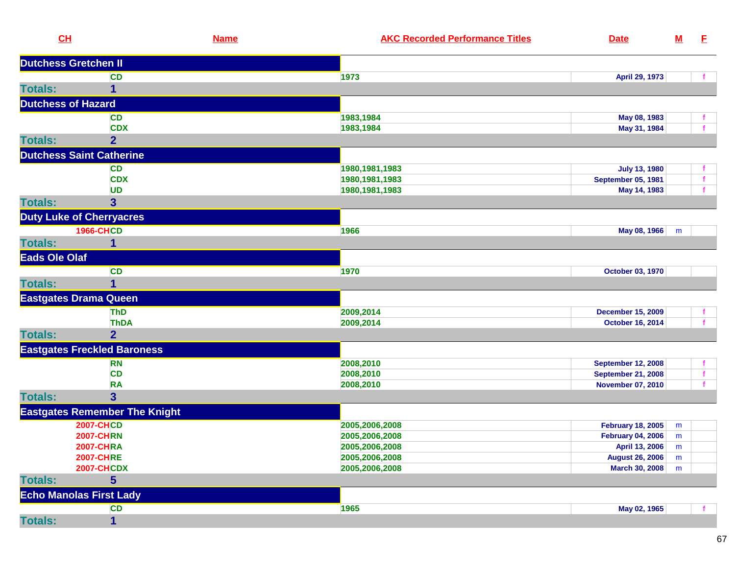| CH | Name | AKC Recorded Performance Titles | Date | M | F |
|---|---|---|---|---|---|
| **Dutchess Gretchen II** | | | | | |
| | CD | 1973 | April 29, 1973 | | f |
| **Totals:** | 1 | | | | |
| **Dutchess of Hazard** | | | | | |
| | CD | 1983,1984 | May 08, 1983 | | f |
| | CDX | 1983,1984 | May 31, 1984 | | f |
| **Totals:** | 2 | | | | |
| **Dutchess Saint Catherine** | | | | | |
| | CD | 1980,1981,1983 | July 13, 1980 | | f |
| | CDX | 1980,1981,1983 | September 05, 1981 | | f |
| | UD | 1980,1981,1983 | May 14, 1983 | | f |
| **Totals:** | 3 | | | | |
| **Duty Luke of Cherryacres** | | | | | |
| 1966-CH | CD | 1966 | May 08, 1966 | m | |
| **Totals:** | 1 | | | | |
| **Eads Ole Olaf** | | | | | |
| | CD | 1970 | October 03, 1970 | | |
| **Totals:** | 1 | | | | |
| **Eastgates Drama Queen** | | | | | |
| | ThD | 2009,2014 | December 15, 2009 | | f |
| | ThDA | 2009,2014 | October 16, 2014 | | f |
| **Totals:** | 2 | | | | |
| **Eastgates Freckled Baroness** | | | | | |
| | RN | 2008,2010 | September 12, 2008 | | f |
| | CD | 2008,2010 | September 21, 2008 | | f |
| | RA | 2008,2010 | November 07, 2010 | | f |
| **Totals:** | 3 | | | | |
| **Eastgates Remember The Knight** | | | | | |
| 2007-CH | CD | 2005,2006,2008 | February 18, 2005 | m | |
| 2007-CH | RN | 2005,2006,2008 | February 04, 2006 | m | |
| 2007-CH | RA | 2005,2006,2008 | April 13, 2006 | m | |
| 2007-CH | RE | 2005,2006,2008 | August 26, 2006 | m | |
| 2007-CH | CDX | 2005,2006,2008 | March 30, 2008 | m | |
| **Totals:** | 5 | | | | |
| **Echo Manolas First Lady** | | | | | |
| | CD | 1965 | May 02, 1965 | | f |
| **Totals:** | 1 | | | | |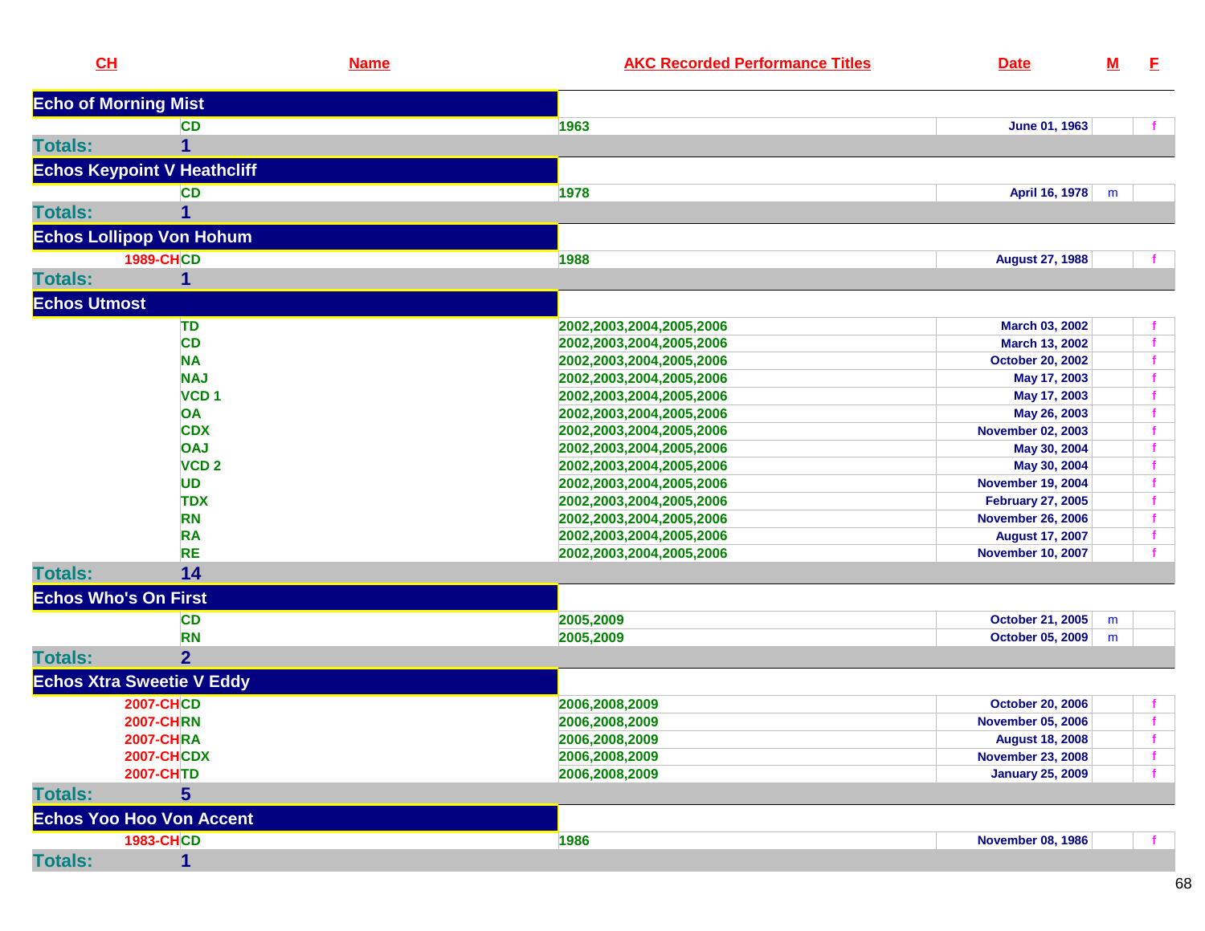| CH | Name | AKC Recorded Performance Titles | Date | M | F |
|---|---|---|---|---|---|
| **Echo of Morning Mist** | | | | | |
| | CD | 1963 | June 01, 1963 | | f |
| **Totals:** | **1** | | | | |
| **Echos Keypoint V Heathcliff** | | | | | |
| | CD | 1978 | April 16, 1978 | m | |
| **Totals:** | **1** | | | | |
| **Echos Lollipop Von Hohum** | | | | | |
| 1989-CH | CD | 1988 | August 27, 1988 | | f |
| **Totals:** | **1** | | | | |
| **Echos Utmost** | | | | | |
| | TD | 2002,2003,2004,2005,2006 | March 03, 2002 | | f |
| | CD | 2002,2003,2004,2005,2006 | March 13, 2002 | | f |
| | NA | 2002,2003,2004,2005,2006 | October 20, 2002 | | f |
| | NAJ | 2002,2003,2004,2005,2006 | May 17, 2003 | | f |
| | VCD 1 | 2002,2003,2004,2005,2006 | May 17, 2003 | | f |
| | OA | 2002,2003,2004,2005,2006 | May 26, 2003 | | f |
| | CDX | 2002,2003,2004,2005,2006 | November 02, 2003 | | f |
| | OAJ | 2002,2003,2004,2005,2006 | May 30, 2004 | | f |
| | VCD 2 | 2002,2003,2004,2005,2006 | May 30, 2004 | | f |
| | UD | 2002,2003,2004,2005,2006 | November 19, 2004 | | f |
| | TDX | 2002,2003,2004,2005,2006 | February 27, 2005 | | f |
| | RN | 2002,2003,2004,2005,2006 | November 26, 2006 | | f |
| | RA | 2002,2003,2004,2005,2006 | August 17, 2007 | | f |
| | RE | 2002,2003,2004,2005,2006 | November 10, 2007 | | f |
| **Totals:** | **14** | | | | |
| **Echos Who's On First** | | | | | |
| | CD | 2005,2009 | October 21, 2005 | m | |
| | RN | 2005,2009 | October 05, 2009 | m | |
| **Totals:** | **2** | | | | |
| **Echos Xtra Sweetie V Eddy** | | | | | |
| 2007-CH | CD | 2006,2008,2009 | October 20, 2006 | | f |
| 2007-CH | RN | 2006,2008,2009 | November 05, 2006 | | f |
| 2007-CH | RA | 2006,2008,2009 | August 18, 2008 | | f |
| 2007-CH | CDX | 2006,2008,2009 | November 23, 2008 | | f |
| 2007-CH | TD | 2006,2008,2009 | January 25, 2009 | | f |
| **Totals:** | **5** | | | | |
| **Echos Yoo Hoo Von Accent** | | | | | |
| 1983-CH | CD | 1986 | November 08, 1986 | | f |
| **Totals:** | **1** | | | | |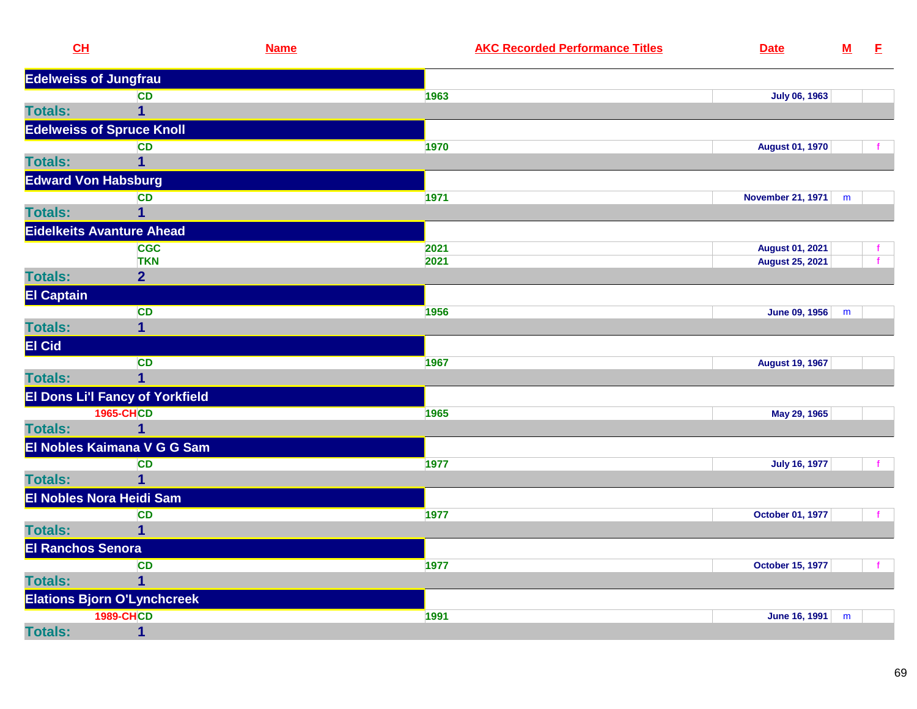| CH | Name | AKC Recorded Performance Titles | Date | M | F |
|---|---|---|---|---|---|
| **Edelweiss of Jungfrau** | | | | | |
| | CD | 1963 | July 06, 1963 | | |
| **Totals:** | 1 | | | | |
| **Edelweiss of Spruce Knoll** | | | | | |
| | CD | 1970 | August 01, 1970 | | f |
| **Totals:** | 1 | | | | |
| **Edward Von Habsburg** | | | | | |
| | CD | 1971 | November 21, 1971 | m | |
| **Totals:** | 1 | | | | |
| **Eidelkeits Avanture Ahead** | | | | | |
| | CGC | 2021 | August 01, 2021 | | f |
| | TKN | 2021 | August 25, 2021 | | f |
| **Totals:** | 2 | | | | |
| **El Captain** | | | | | |
| | CD | 1956 | June 09, 1956 | m | |
| **Totals:** | 1 | | | | |
| **El Cid** | | | | | |
| | CD | 1967 | August 19, 1967 | | |
| **Totals:** | 1 | | | | |
| **El Dons Li'l Fancy of Yorkfield** | | | | | |
| 1965-CH | CD | 1965 | May 29, 1965 | | |
| **Totals:** | 1 | | | | |
| **El Nobles Kaimana V G G Sam** | | | | | |
| | CD | 1977 | July 16, 1977 | | f |
| **Totals:** | 1 | | | | |
| **El Nobles Nora Heidi Sam** | | | | | |
| | CD | 1977 | October 01, 1977 | | f |
| **Totals:** | 1 | | | | |
| **El Ranchos Senora** | | | | | |
| | CD | 1977 | October 15, 1977 | | f |
| **Totals:** | 1 | | | | |
| **Elations Bjorn O'Lynchcreek** | | | | | |
| 1989-CH | CD | 1991 | June 16, 1991 | m | |
| **Totals:** | 1 | | | | |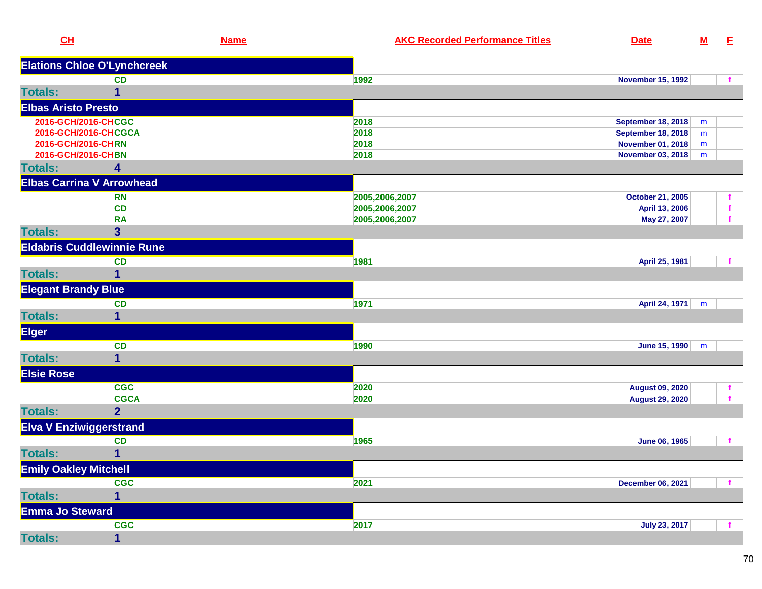| CH | Name | AKC Recorded Performance Titles | Date | M | F |
|---|---|---|---|---|---|
| **Elations Chloe O'Lynchcreek** | | | | | |
| | CD | 1992 | November 15, 1992 | | f |
| **Totals:** | **1** | | | | |
| **Elbas Aristo Presto** | | | | | |
| 2016-GCH/2016-CH | CGC | 2018 | September 18, 2018 | m | |
| 2016-GCH/2016-CH | CGCA | 2018 | September 18, 2018 | m | |
| 2016-GCH/2016-CH | RN | 2018 | November 01, 2018 | m | |
| 2016-GCH/2016-CH | BN | 2018 | November 03, 2018 | m | |
| **Totals:** | **4** | | | | |
| **Elbas Carrina V Arrowhead** | | | | | |
| | RN | 2005,2006,2007 | October 21, 2005 | | f |
| | CD | 2005,2006,2007 | April 13, 2006 | | f |
| | RA | 2005,2006,2007 | May 27, 2007 | | f |
| **Totals:** | **3** | | | | |
| **Eldabris Cuddlewinnie Rune** | | | | | |
| | CD | 1981 | April 25, 1981 | | f |
| **Totals:** | **1** | | | | |
| **Elegant Brandy Blue** | | | | | |
| | CD | 1971 | April 24, 1971 | m | |
| **Totals:** | **1** | | | | |
| **Elger** | | | | | |
| | CD | 1990 | June 15, 1990 | m | |
| **Totals:** | **1** | | | | |
| **Elsie Rose** | | | | | |
| | CGC | 2020 | August 09, 2020 | | f |
| | CGCA | 2020 | August 29, 2020 | | f |
| **Totals:** | **2** | | | | |
| **Elva V Enziwiggerstrand** | | | | | |
| | CD | 1965 | June 06, 1965 | | f |
| **Totals:** | **1** | | | | |
| **Emily Oakley Mitchell** | | | | | |
| | CGC | 2021 | December 06, 2021 | | f |
| **Totals:** | **1** | | | | |
| **Emma Jo Steward** | | | | | |
| | CGC | 2017 | July 23, 2017 | | f |
| **Totals:** | **1** | | | | |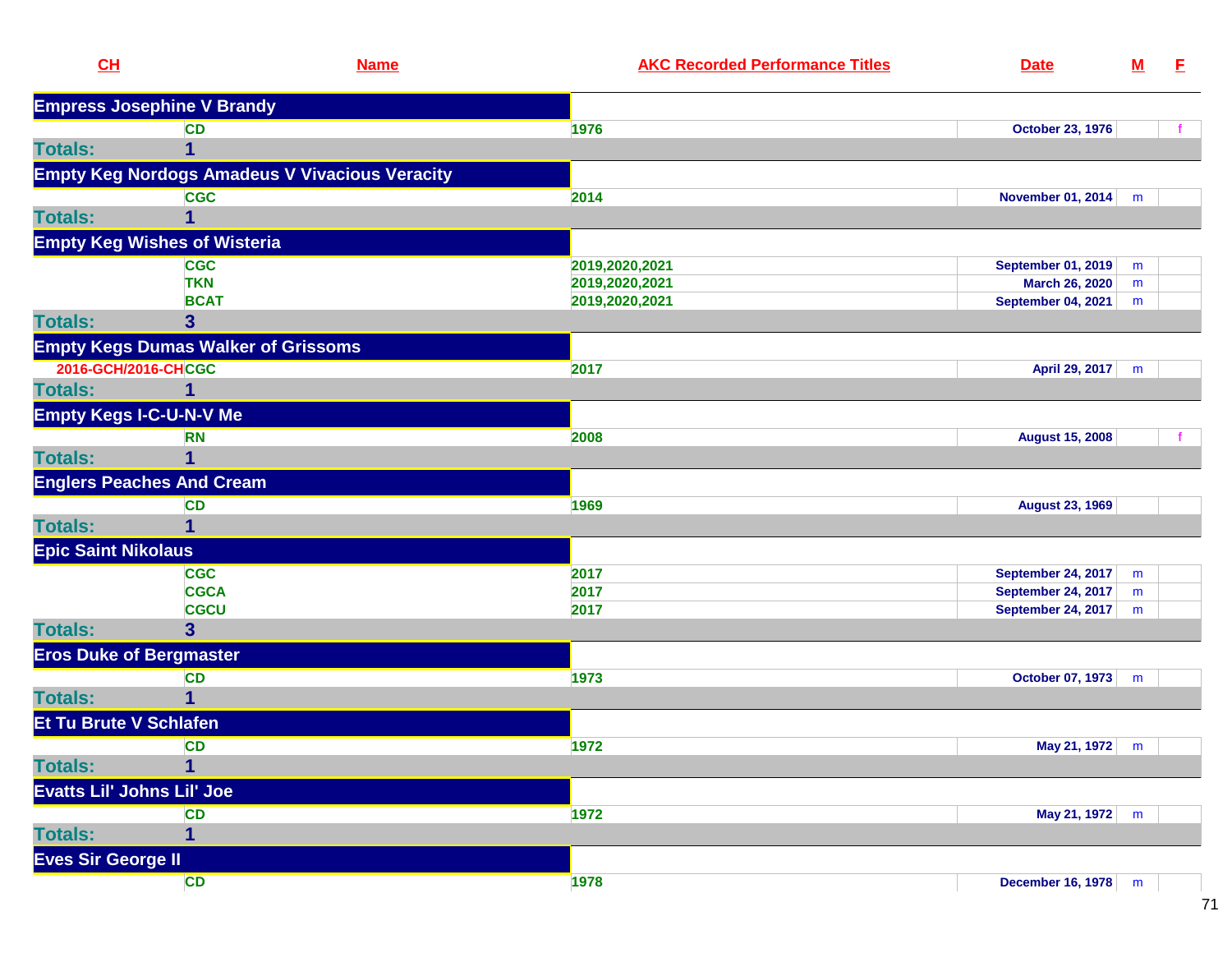| CH | Name | AKC Recorded Performance Titles | Date | M | F |
|---|---|---|---|---|---|
| **Empress Josephine V Brandy** | | | | | |
| | CD | 1976 | October 23, 1976 | | f |
| **Totals:** | 1 | | | | |
| **Empty Keg Nordogs Amadeus V Vivacious Veracity** | | | | | |
| | CGC | 2014 | November 01, 2014 | m | |
| **Totals:** | 1 | | | | |
| **Empty Keg Wishes of Wisteria** | | | | | |
| | CGC | 2019,2020,2021 | September 01, 2019 | m | |
| | TKN | 2019,2020,2021 | March 26, 2020 | m | |
| | BCAT | 2019,2020,2021 | September 04, 2021 | m | |
| **Totals:** | 3 | | | | |
| **Empty Kegs Dumas Walker of Grissoms** | | | | | |
| 2016-GCH/2016-CH | CGC | 2017 | April 29, 2017 | m | |
| **Totals:** | 1 | | | | |
| **Empty Kegs I-C-U-N-V Me** | | | | | |
| | RN | 2008 | August 15, 2008 | | f |
| **Totals:** | 1 | | | | |
| **Englers Peaches And Cream** | | | | | |
| | CD | 1969 | August 23, 1969 | | |
| **Totals:** | 1 | | | | |
| **Epic Saint Nikolaus** | | | | | |
| | CGC | 2017 | September 24, 2017 | m | |
| | CGCA | 2017 | September 24, 2017 | m | |
| | CGCU | 2017 | September 24, 2017 | m | |
| **Totals:** | 3 | | | | |
| **Eros Duke of Bergmaster** | | | | | |
| | CD | 1973 | October 07, 1973 | m | |
| **Totals:** | 1 | | | | |
| **Et Tu Brute V Schlafen** | | | | | |
| | CD | 1972 | May 21, 1972 | m | |
| **Totals:** | 1 | | | | |
| **Evatts Lil' Johns Lil' Joe** | | | | | |
| | CD | 1972 | May 21, 1972 | m | |
| **Totals:** | 1 | | | | |
| **Eves Sir George II** | | | | | |
| | CD | 1978 | December 16, 1978 | m | |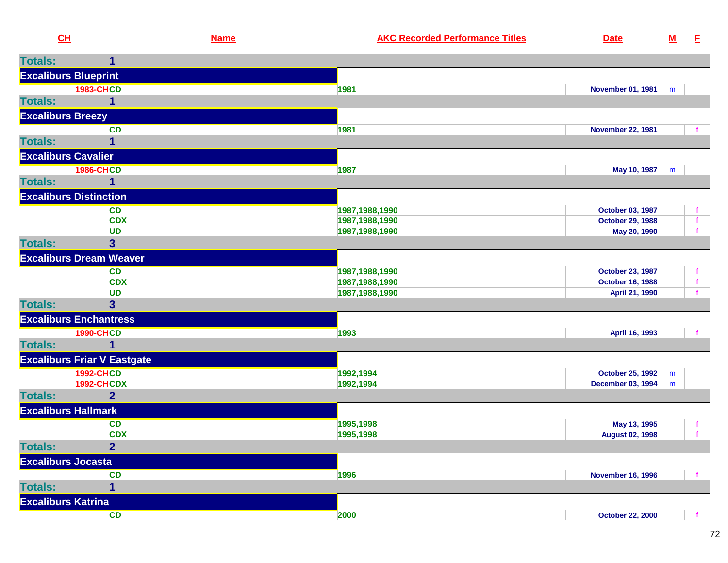| CH | Name | AKC Recorded Performance Titles | Date | M | F |
|---|---|---|---|---|---|
| **Totals:** | **1** | | | | |
| **Excaliburs Blueprint** | | | | | |
| 1983-CH | CD | 1981 | November 01, 1981 | m | |
| **Totals:** | **1** | | | | |
| **Excaliburs Breezy** | | | | | |
| | CD | 1981 | November 22, 1981 | | f |
| **Totals:** | **1** | | | | |
| **Excaliburs Cavalier** | | | | | |
| 1986-CH | CD | 1987 | May 10, 1987 | m | |
| **Totals:** | **1** | | | | |
| **Excaliburs Distinction** | | | | | |
| | CD | 1987,1988,1990 | October 03, 1987 | | f |
| | CDX | 1987,1988,1990 | October 29, 1988 | | f |
| | UD | 1987,1988,1990 | May 20, 1990 | | f |
| **Totals:** | **3** | | | | |
| **Excaliburs Dream Weaver** | | | | | |
| | CD | 1987,1988,1990 | October 23, 1987 | | f |
| | CDX | 1987,1988,1990 | October 16, 1988 | | f |
| | UD | 1987,1988,1990 | April 21, 1990 | | f |
| **Totals:** | **3** | | | | |
| **Excaliburs Enchantress** | | | | | |
| 1990-CH | CD | 1993 | April 16, 1993 | | f |
| **Totals:** | **1** | | | | |
| **Excaliburs Friar V Eastgate** | | | | | |
| 1992-CH | CD | 1992,1994 | October 25, 1992 | m | |
| 1992-CH | CDX | 1992,1994 | December 03, 1994 | m | |
| **Totals:** | **2** | | | | |
| **Excaliburs Hallmark** | | | | | |
| | CD | 1995,1998 | May 13, 1995 | | f |
| | CDX | 1995,1998 | August 02, 1998 | | f |
| **Totals:** | **2** | | | | |
| **Excaliburs Jocasta** | | | | | |
| | CD | 1996 | November 16, 1996 | | f |
| **Totals:** | **1** | | | | |
| **Excaliburs Katrina** | | | | | |
| | CD | 2000 | October 22, 2000 | | f |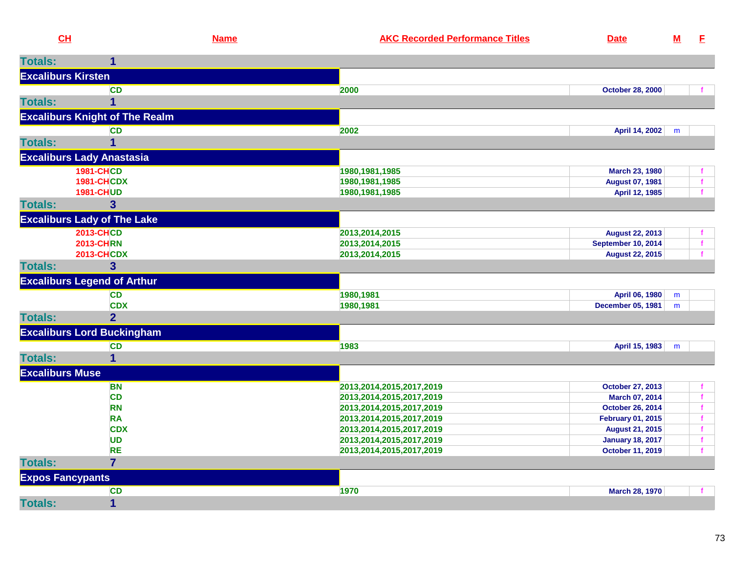| CH | Name | AKC Recorded Performance Titles | Date | M | F |
|---|---|---|---|---|---|
| **Totals:** | **1** | | | | |
| **Excaliburs Kirsten** | | | | | |
| | CD | 2000 | October 28, 2000 | | f |
| **Totals:** | **1** | | | | |
| **Excaliburs Knight of The Realm** | | | | | |
| | CD | 2002 | April 14, 2002 | m | |
| **Totals:** | **1** | | | | |
| **Excaliburs Lady Anastasia** | | | | | |
| 1981-CH | CD | 1980,1981,1985 | March 23, 1980 | | f |
| 1981-CH | CDX | 1980,1981,1985 | August 07, 1981 | | f |
| 1981-CH | UD | 1980,1981,1985 | April 12, 1985 | | f |
| **Totals:** | **3** | | | | |
| **Excaliburs Lady of The Lake** | | | | | |
| 2013-CH | CD | 2013,2014,2015 | August 22, 2013 | | f |
| 2013-CH | RN | 2013,2014,2015 | September 10, 2014 | | f |
| 2013-CH | CDX | 2013,2014,2015 | August 22, 2015 | | f |
| **Totals:** | **3** | | | | |
| **Excaliburs Legend of Arthur** | | | | | |
| | CD | 1980,1981 | April 06, 1980 | m | |
| | CDX | 1980,1981 | December 05, 1981 | m | |
| **Totals:** | **2** | | | | |
| **Excaliburs Lord Buckingham** | | | | | |
| | CD | 1983 | April 15, 1983 | m | |
| **Totals:** | **1** | | | | |
| **Excaliburs Muse** | | | | | |
| | BN | 2013,2014,2015,2017,2019 | October 27, 2013 | | f |
| | CD | 2013,2014,2015,2017,2019 | March 07, 2014 | | f |
| | RN | 2013,2014,2015,2017,2019 | October 26, 2014 | | f |
| | RA | 2013,2014,2015,2017,2019 | February 01, 2015 | | f |
| | CDX | 2013,2014,2015,2017,2019 | August 21, 2015 | | f |
| | UD | 2013,2014,2015,2017,2019 | January 18, 2017 | | f |
| | RE | 2013,2014,2015,2017,2019 | October 11, 2019 | | f |
| **Totals:** | **7** | | | | |
| **Expos Fancypants** | | | | | |
| | CD | 1970 | March 28, 1970 | | f |
| **Totals:** | **1** | | | | |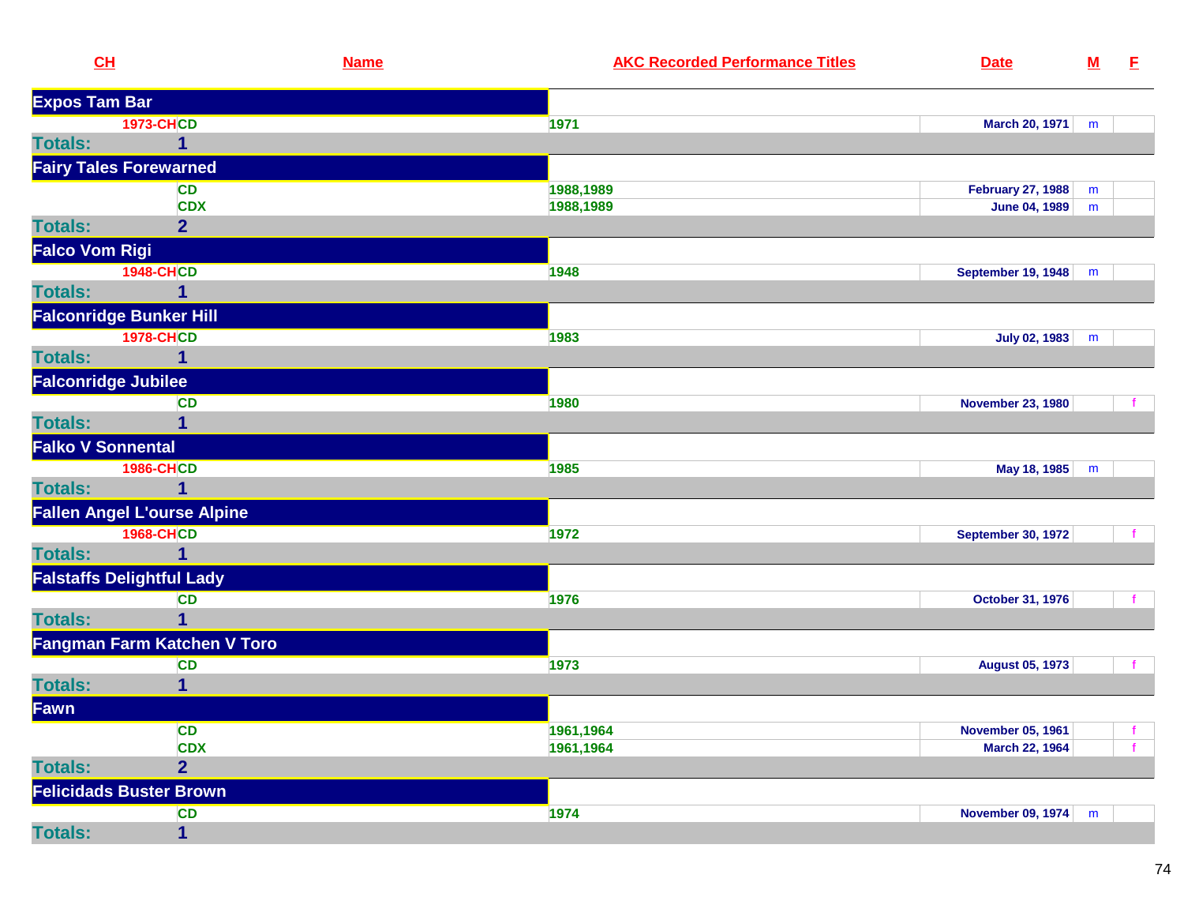| CH | Name | AKC Recorded Performance Titles | Date | M | F |
|---|---|---|---|---|---|
| **Expos Tam Bar** | | | | | |
| 1973-CH | CD | 1971 | March 20, 1971 | m | |
| Totals: | 1 | | | | |
| **Fairy Tales Forewarned** | | | | | |
| | CD | 1988,1989 | February 27, 1988 | m | |
| | CDX | 1988,1989 | June 04, 1989 | m | |
| Totals: | 2 | | | | |
| **Falco Vom Rigi** | | | | | |
| 1948-CH | CD | 1948 | September 19, 1948 | m | |
| Totals: | 1 | | | | |
| **Falconridge Bunker Hill** | | | | | |
| 1978-CH | CD | 1983 | July 02, 1983 | m | |
| Totals: | 1 | | | | |
| **Falconridge Jubilee** | | | | | |
| | CD | 1980 | November 23, 1980 | | f |
| Totals: | 1 | | | | |
| **Falko V Sonnental** | | | | | |
| 1986-CH | CD | 1985 | May 18, 1985 | m | |
| Totals: | 1 | | | | |
| **Fallen Angel L'ourse Alpine** | | | | | |
| 1968-CH | CD | 1972 | September 30, 1972 | | f |
| Totals: | 1 | | | | |
| **Falstaffs Delightful Lady** | | | | | |
| | CD | 1976 | October 31, 1976 | | f |
| Totals: | 1 | | | | |
| **Fangman Farm Katchen V Toro** | | | | | |
| | CD | 1973 | August 05, 1973 | | f |
| Totals: | 1 | | | | |
| **Fawn** | | | | | |
| | CD | 1961,1964 | November 05, 1961 | | f |
| | CDX | 1961,1964 | March 22, 1964 | | f |
| Totals: | 2 | | | | |
| **Felicidads Buster Brown** | | | | | |
| | CD | 1974 | November 09, 1974 | m | |
| Totals: | 1 | | | | |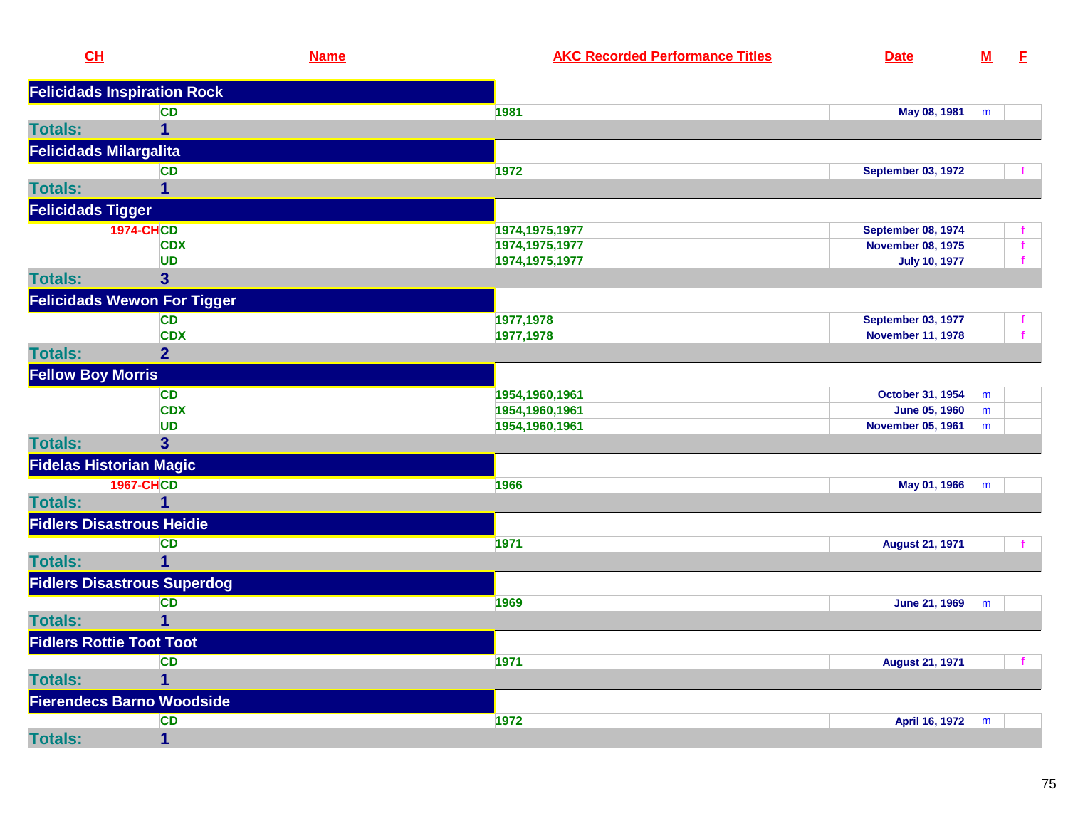| CH | Name | AKC Recorded Performance Titles | Date | M | F |
|---|---|---|---|---|---|
| **Felicidads Inspiration Rock** | | | | | |
| | CD | 1981 | May 08, 1981 | m | |
| **Totals:** | **1** | | | | |
| **Felicidads Milargalita** | | | | | |
| | CD | 1972 | September 03, 1972 | | f |
| **Totals:** | **1** | | | | |
| **Felicidads Tigger** | | | | | |
| 1974-CH | CD | 1974,1975,1977 | September 08, 1974 | | f |
| | CDX | 1974,1975,1977 | November 08, 1975 | | f |
| | UD | 1974,1975,1977 | July 10, 1977 | | f |
| **Totals:** | **3** | | | | |
| **Felicidads Wewon For Tigger** | | | | | |
| | CD | 1977,1978 | September 03, 1977 | | f |
| | CDX | 1977,1978 | November 11, 1978 | | f |
| **Totals:** | **2** | | | | |
| **Fellow Boy Morris** | | | | | |
| | CD | 1954,1960,1961 | October 31, 1954 | m | |
| | CDX | 1954,1960,1961 | June 05, 1960 | m | |
| | UD | 1954,1960,1961 | November 05, 1961 | m | |
| **Totals:** | **3** | | | | |
| **Fidelas Historian Magic** | | | | | |
| 1967-CH | CD | 1966 | May 01, 1966 | m | |
| **Totals:** | **1** | | | | |
| **Fidlers Disastrous Heidie** | | | | | |
| | CD | 1971 | August 21, 1971 | | f |
| **Totals:** | **1** | | | | |
| **Fidlers Disastrous Superdog** | | | | | |
| | CD | 1969 | June 21, 1969 | m | |
| **Totals:** | **1** | | | | |
| **Fidlers Rottie Toot Toot** | | | | | |
| | CD | 1971 | August 21, 1971 | | f |
| **Totals:** | **1** | | | | |
| **Fierendecs Barno Woodside** | | | | | |
| | CD | 1972 | April 16, 1972 | m | |
| **Totals:** | **1** | | | | |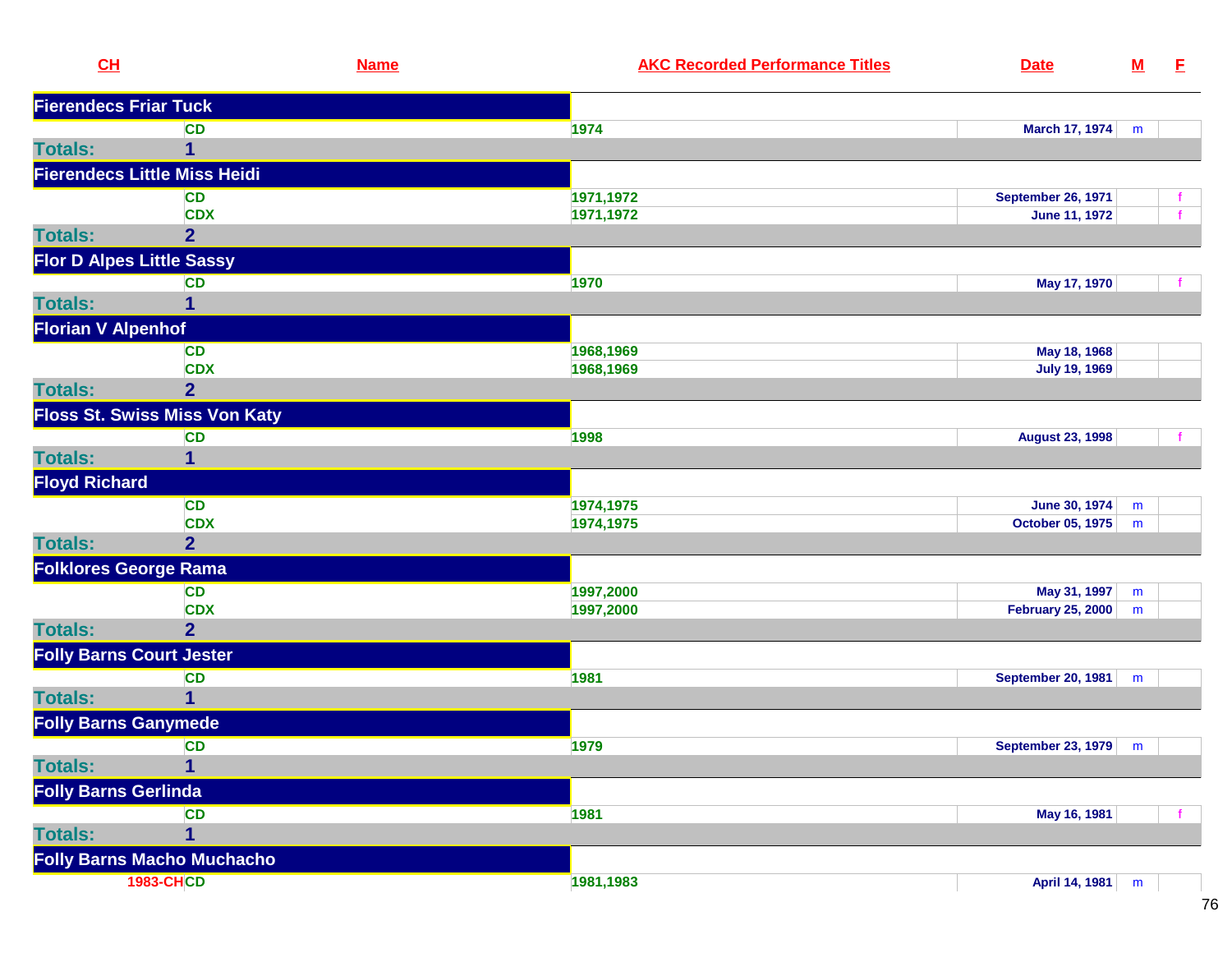| CH | Name | AKC Recorded Performance Titles | Date | M | F |
|---|---|---|---|---|---|
| **Fierendecs Friar Tuck** | | | | | |
| | CD | 1974 | March 17, 1974 | m | |
| **Totals:** | 1 | | | | |
| **Fierendecs Little Miss Heidi** | | | | | |
| | CD | 1971,1972 | September 26, 1971 | | f |
| | CDX | 1971,1972 | June 11, 1972 | | f |
| **Totals:** | 2 | | | | |
| **Flor D Alpes Little Sassy** | | | | | |
| | CD | 1970 | May 17, 1970 | | f |
| **Totals:** | 1 | | | | |
| **Florian V Alpenhof** | | | | | |
| | CD | 1968,1969 | May 18, 1968 | | |
| | CDX | 1968,1969 | July 19, 1969 | | |
| **Totals:** | 2 | | | | |
| **Floss St. Swiss Miss Von Katy** | | | | | |
| | CD | 1998 | August 23, 1998 | | f |
| **Totals:** | 1 | | | | |
| **Floyd Richard** | | | | | |
| | CD | 1974,1975 | June 30, 1974 | m | |
| | CDX | 1974,1975 | October 05, 1975 | m | |
| **Totals:** | 2 | | | | |
| **Folklores George Rama** | | | | | |
| | CD | 1997,2000 | May 31, 1997 | m | |
| | CDX | 1997,2000 | February 25, 2000 | m | |
| **Totals:** | 2 | | | | |
| **Folly Barns Court Jester** | | | | | |
| | CD | 1981 | September 20, 1981 | m | |
| **Totals:** | 1 | | | | |
| **Folly Barns Ganymede** | | | | | |
| | CD | 1979 | September 23, 1979 | m | |
| **Totals:** | 1 | | | | |
| **Folly Barns Gerlinda** | | | | | |
| | CD | 1981 | May 16, 1981 | | f |
| **Totals:** | 1 | | | | |
| **Folly Barns Macho Muchacho** | | | | | |
| 1983-CH | CD | 1981,1983 | April 14, 1981 | m | |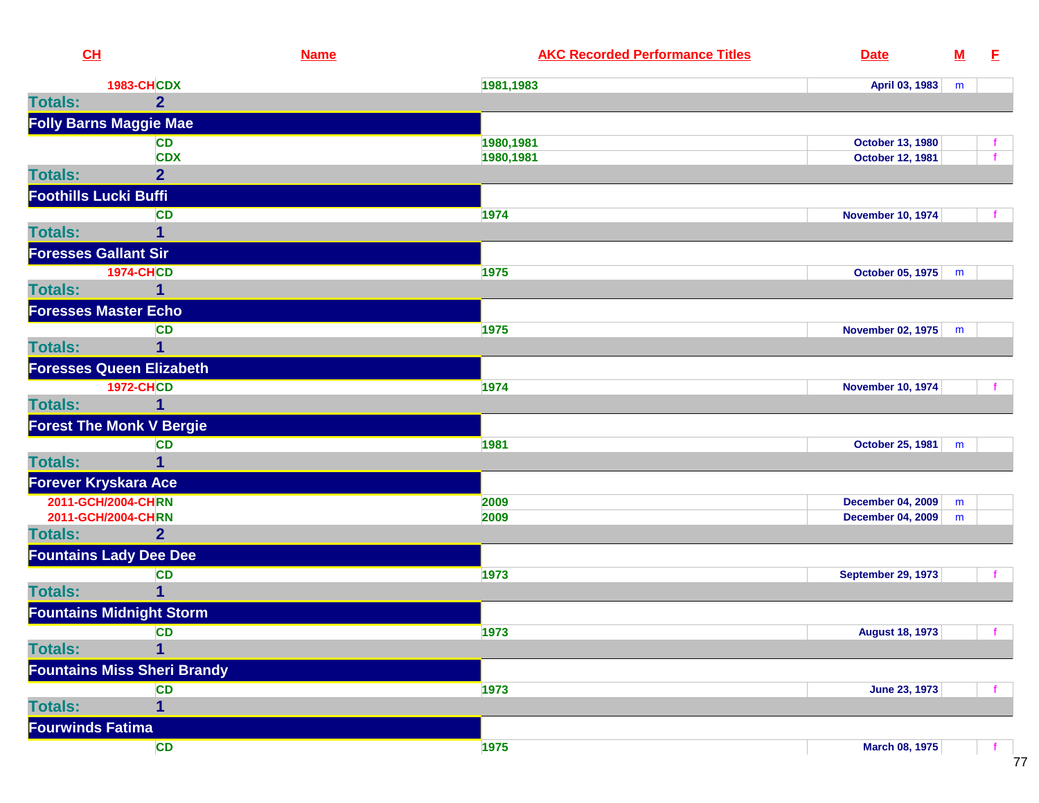| CH | Name | AKC Recorded Performance Titles | Date | M | F |
|---|---|---|---|---|---|
| 1983-CH | CDX | 1981,1983 | April 03, 1983 | m | |
| **Totals:** | **2** | | | | |
| **Folly Barns Maggie Mae** | | | | | |
| | CD | 1980,1981 | October 13, 1980 | | f |
| | CDX | 1980,1981 | October 12, 1981 | | f |
| **Totals:** | **2** | | | | |
| **Foothills Lucki Buffi** | | | | | |
| | CD | 1974 | November 10, 1974 | | f |
| **Totals:** | **1** | | | | |
| **Foresses Gallant Sir** | | | | | |
| 1974-CH | CD | 1975 | October 05, 1975 | m | |
| **Totals:** | **1** | | | | |
| **Foresses Master Echo** | | | | | |
| | CD | 1975 | November 02, 1975 | m | |
| **Totals:** | **1** | | | | |
| **Foresses Queen Elizabeth** | | | | | |
| 1972-CH | CD | 1974 | November 10, 1974 | | f |
| **Totals:** | **1** | | | | |
| **Forest The Monk V Bergie** | | | | | |
| | CD | 1981 | October 25, 1981 | m | |
| **Totals:** | **1** | | | | |
| **Forever Kryskara Ace** | | | | | |
| 2011-GCH/2004-CH | RN | 2009 | December 04, 2009 | m | |
| 2011-GCH/2004-CH | RN | 2009 | December 04, 2009 | m | |
| **Totals:** | **2** | | | | |
| **Fountains Lady Dee Dee** | | | | | |
| | CD | 1973 | September 29, 1973 | | f |
| **Totals:** | **1** | | | | |
| **Fountains Midnight Storm** | | | | | |
| | CD | 1973 | August 18, 1973 | | f |
| **Totals:** | **1** | | | | |
| **Fountains Miss Sheri Brandy** | | | | | |
| | CD | 1973 | June 23, 1973 | | f |
| **Totals:** | **1** | | | | |
| **Fourwinds Fatima** | | | | | |
| | CD | 1975 | March 08, 1975 | | f |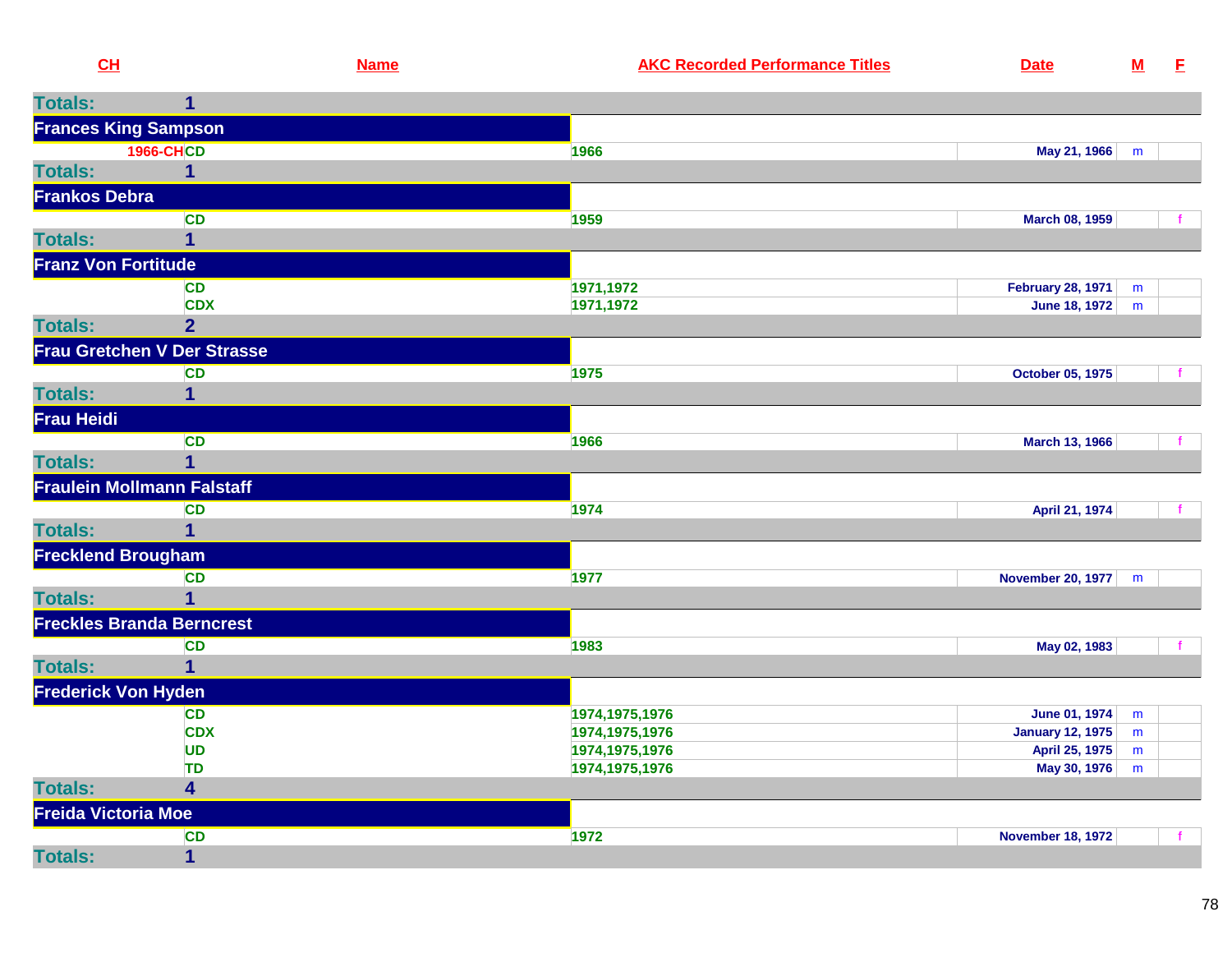| CH | Name | AKC Recorded Performance Titles | Date | M | F |
|---|---|---|---|---|---|
| **Totals:** | **1** | | | | |
| **Frances King Sampson** | | | | | |
| 1966-CH | CD | 1966 | May 21, 1966 | m | |
| **Totals:** | **1** | | | | |
| **Frankos Debra** | | | | | |
| | CD | 1959 | March 08, 1959 | | f |
| **Totals:** | **1** | | | | |
| **Franz Von Fortitude** | | | | | |
| | CD | 1971,1972 | February 28, 1971 | m | |
| | CDX | 1971,1972 | June 18, 1972 | m | |
| **Totals:** | **2** | | | | |
| **Frau Gretchen V Der Strasse** | | | | | |
| | CD | 1975 | October 05, 1975 | | f |
| **Totals:** | **1** | | | | |
| **Frau Heidi** | | | | | |
| | CD | 1966 | March 13, 1966 | | f |
| **Totals:** | **1** | | | | |
| **Fraulein Mollmann Falstaff** | | | | | |
| | CD | 1974 | April 21, 1974 | | f |
| **Totals:** | **1** | | | | |
| **Frecklend Brougham** | | | | | |
| | CD | 1977 | November 20, 1977 | m | |
| **Totals:** | **1** | | | | |
| **Freckles Branda Berncrest** | | | | | |
| | CD | 1983 | May 02, 1983 | | f |
| **Totals:** | **1** | | | | |
| **Frederick Von Hyden** | | | | | |
| | CD | 1974,1975,1976 | June 01, 1974 | m | |
| | CDX | 1974,1975,1976 | January 12, 1975 | m | |
| | UD | 1974,1975,1976 | April 25, 1975 | m | |
| | TD | 1974,1975,1976 | May 30, 1976 | m | |
| **Totals:** | **4** | | | | |
| **Freida Victoria Moe** | | | | | |
| | CD | 1972 | November 18, 1972 | | f |
| **Totals:** | **1** | | | | |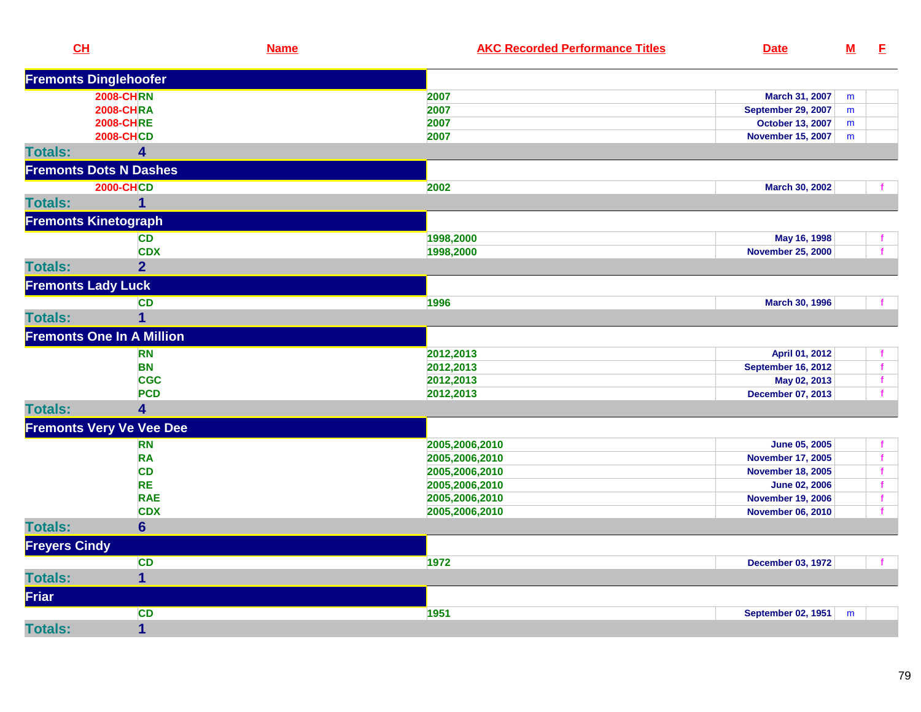| CH | Name | AKC Recorded Performance Titles | Date | M | F |
|---|---|---|---|---|---|
| **Fremonts Dinglehoofer** | | | | | |
| 2008-CH | RN | 2007 | March 31, 2007 | m | |
| 2008-CH | RA | 2007 | September 29, 2007 | m | |
| 2008-CH | RE | 2007 | October 13, 2007 | m | |
| 2008-CH | CD | 2007 | November 15, 2007 | m | |
| **Totals:** | **4** | | | | |
| **Fremonts Dots N Dashes** | | | | | |
| 2000-CH | CD | 2002 | March 30, 2002 | | f |
| **Totals:** | **1** | | | | |
| **Fremonts Kinetograph** | | | | | |
| | CD | 1998,2000 | May 16, 1998 | | f |
| | CDX | 1998,2000 | November 25, 2000 | | f |
| **Totals:** | **2** | | | | |
| **Fremonts Lady Luck** | | | | | |
| | CD | 1996 | March 30, 1996 | | f |
| **Totals:** | **1** | | | | |
| **Fremonts One In A Million** | | | | | |
| | RN | 2012,2013 | April 01, 2012 | | f |
| | BN | 2012,2013 | September 16, 2012 | | f |
| | CGC | 2012,2013 | May 02, 2013 | | f |
| | PCD | 2012,2013 | December 07, 2013 | | f |
| **Totals:** | **4** | | | | |
| **Fremonts Very Ve Vee Dee** | | | | | |
| | RN | 2005,2006,2010 | June 05, 2005 | | f |
| | RA | 2005,2006,2010 | November 17, 2005 | | f |
| | CD | 2005,2006,2010 | November 18, 2005 | | f |
| | RE | 2005,2006,2010 | June 02, 2006 | | f |
| | RAE | 2005,2006,2010 | November 19, 2006 | | f |
| | CDX | 2005,2006,2010 | November 06, 2010 | | f |
| **Totals:** | **6** | | | | |
| **Freyers Cindy** | | | | | |
| | CD | 1972 | December 03, 1972 | | f |
| **Totals:** | **1** | | | | |
| **Friar** | | | | | |
| | CD | 1951 | September 02, 1951 | m | |
| **Totals:** | **1** | | | | |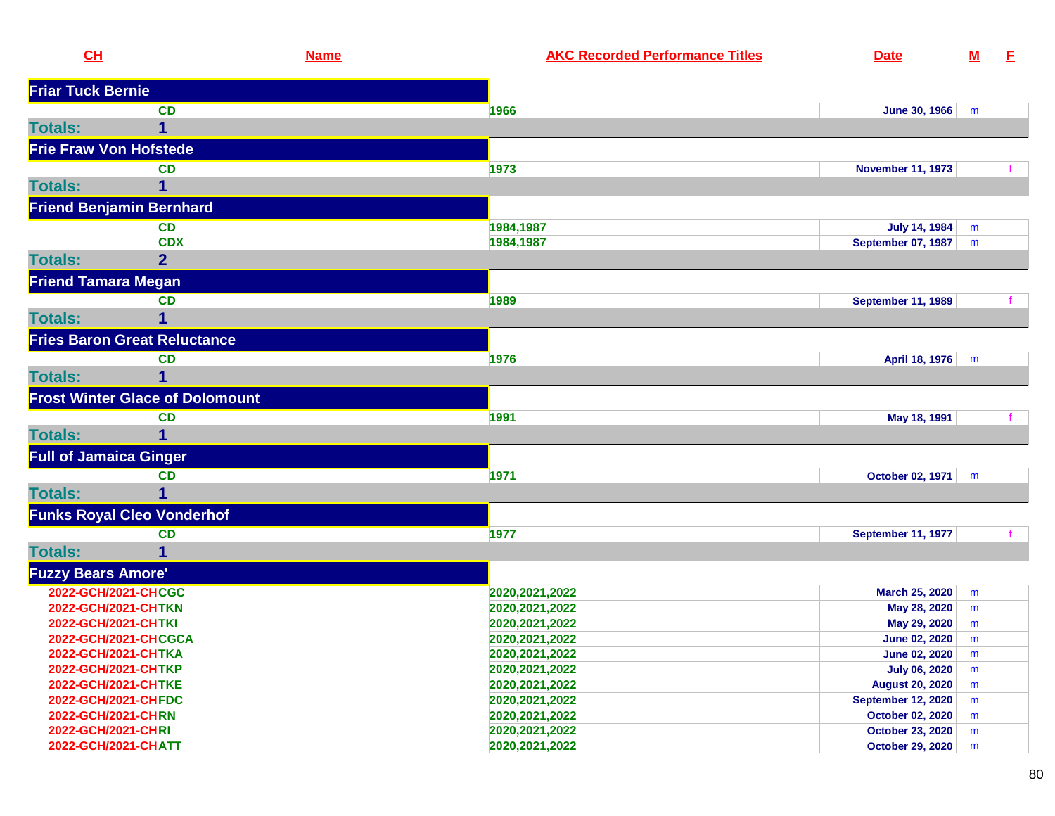| CH | Name | AKC Recorded Performance Titles | Date | M | F |
|---|---|---|---|---|---|
| **Friar Tuck Bernie** | | | | | |
| | CD | 1966 | June 30, 1966 | m | |
| **Totals:** | 1 | | | | |
| **Frie Fraw Von Hofstede** | | | | | |
| | CD | 1973 | November 11, 1973 | | f |
| **Totals:** | 1 | | | | |
| **Friend Benjamin Bernhard** | | | | | |
| | CD | 1984,1987 | July 14, 1984 | m | |
| | CDX | 1984,1987 | September 07, 1987 | m | |
| **Totals:** | 2 | | | | |
| **Friend Tamara Megan** | | | | | |
| | CD | 1989 | September 11, 1989 | | f |
| **Totals:** | 1 | | | | |
| **Fries Baron Great Reluctance** | | | | | |
| | CD | 1976 | April 18, 1976 | m | |
| **Totals:** | 1 | | | | |
| **Frost Winter Glace of Dolomount** | | | | | |
| | CD | 1991 | May 18, 1991 | | f |
| **Totals:** | 1 | | | | |
| **Full of Jamaica Ginger** | | | | | |
| | CD | 1971 | October 02, 1971 | m | |
| **Totals:** | 1 | | | | |
| **Funks Royal Cleo Vonderhof** | | | | | |
| | CD | 1977 | September 11, 1977 | | f |
| **Totals:** | 1 | | | | |
| **Fuzzy Bears Amore'** | | | | | |
| 2022-GCH/2021-CH | CGC | 2020,2021,2022 | March 25, 2020 | m | |
| 2022-GCH/2021-CH | TKN | 2020,2021,2022 | May 28, 2020 | m | |
| 2022-GCH/2021-CH | TKI | 2020,2021,2022 | May 29, 2020 | m | |
| 2022-GCH/2021-CH | CGCA | 2020,2021,2022 | June 02, 2020 | m | |
| 2022-GCH/2021-CH | TKA | 2020,2021,2022 | June 02, 2020 | m | |
| 2022-GCH/2021-CH | TKP | 2020,2021,2022 | July 06, 2020 | m | |
| 2022-GCH/2021-CH | TKE | 2020,2021,2022 | August 20, 2020 | m | |
| 2022-GCH/2021-CH | FDC | 2020,2021,2022 | September 12, 2020 | m | |
| 2022-GCH/2021-CH | RN | 2020,2021,2022 | October 02, 2020 | m | |
| 2022-GCH/2021-CH | RI | 2020,2021,2022 | October 23, 2020 | m | |
| 2022-GCH/2021-CH | ATT | 2020,2021,2022 | October 29, 2020 | m | |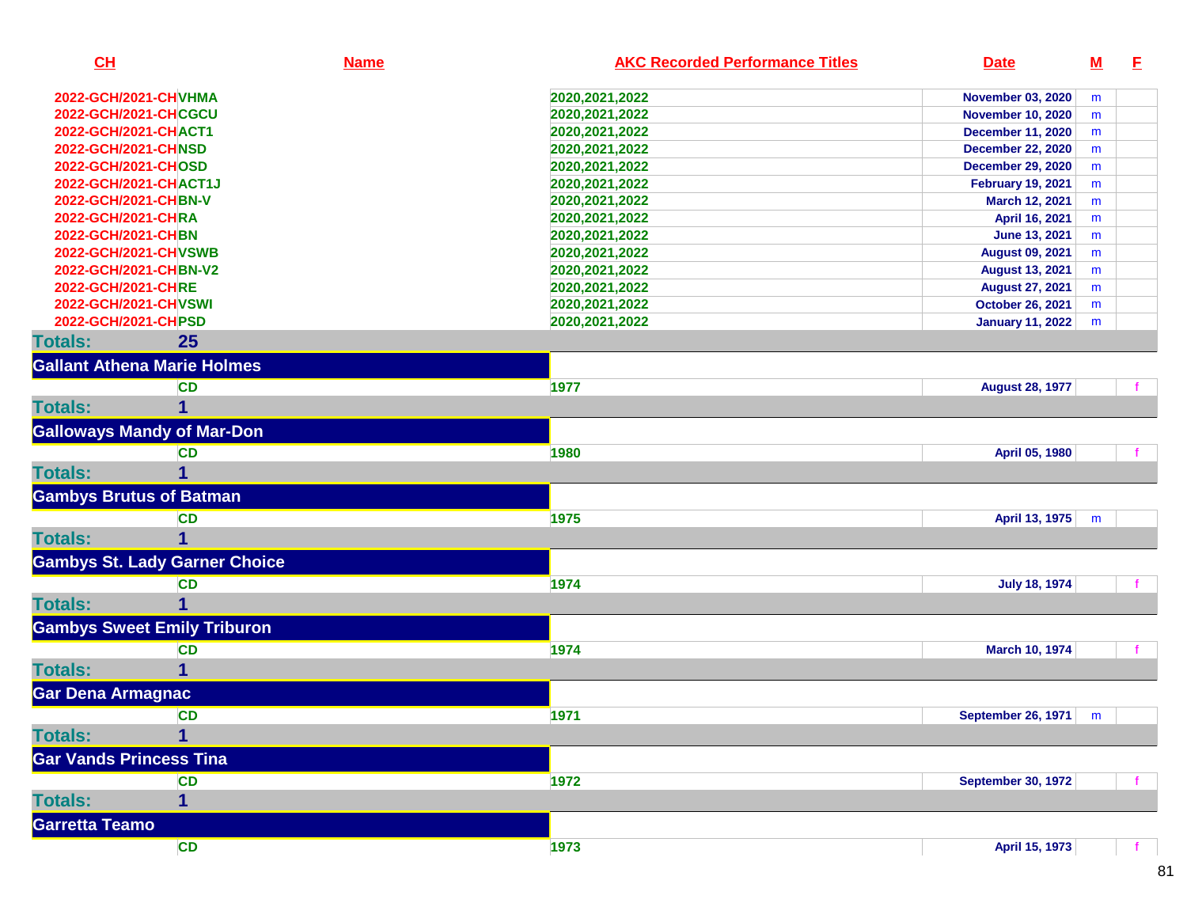| CH | Name | AKC Recorded Performance Titles | Date | M | F |
|---|---|---|---|---|---|
| 2022-GCH/2021-CH | VHMA | 2020,2021,2022 | November 03, 2020 | m | |
| 2022-GCH/2021-CH | CGCU | 2020,2021,2022 | November 10, 2020 | m | |
| 2022-GCH/2021-CH | ACT1 | 2020,2021,2022 | December 11, 2020 | m | |
| 2022-GCH/2021-CH | NSD | 2020,2021,2022 | December 22, 2020 | m | |
| 2022-GCH/2021-CH | OSD | 2020,2021,2022 | December 29, 2020 | m | |
| 2022-GCH/2021-CH | ACT1J | 2020,2021,2022 | February 19, 2021 | m | |
| 2022-GCH/2021-CH | BN-V | 2020,2021,2022 | March 12, 2021 | m | |
| 2022-GCH/2021-CH | RA | 2020,2021,2022 | April 16, 2021 | m | |
| 2022-GCH/2021-CH | BN | 2020,2021,2022 | June 13, 2021 | m | |
| 2022-GCH/2021-CH | VSWB | 2020,2021,2022 | August 09, 2021 | m | |
| 2022-GCH/2021-CH | BN-V2 | 2020,2021,2022 | August 13, 2021 | m | |
| 2022-GCH/2021-CH | RE | 2020,2021,2022 | August 27, 2021 | m | |
| 2022-GCH/2021-CH | VSWI | 2020,2021,2022 | October 26, 2021 | m | |
| 2022-GCH/2021-CH | PSD | 2020,2021,2022 | January 11, 2022 | m | |
| **Totals:** | **25** | | | | |
| **Gallant Athena Marie Holmes** | | | | | |
| | CD | 1977 | August 28, 1977 | | f |
| **Totals:** | **1** | | | | |
| **Galloways Mandy of Mar-Don** | | | | | |
| | CD | 1980 | April 05, 1980 | | f |
| **Totals:** | **1** | | | | |
| **Gambys Brutus of Batman** | | | | | |
| | CD | 1975 | April 13, 1975 | m | |
| **Totals:** | **1** | | | | |
| **Gambys St. Lady Garner Choice** | | | | | |
| | CD | 1974 | July 18, 1974 | | f |
| **Totals:** | **1** | | | | |
| **Gambys Sweet Emily Triburon** | | | | | |
| | CD | 1974 | March 10, 1974 | | f |
| **Totals:** | **1** | | | | |
| **Gar Dena Armagnac** | | | | | |
| | CD | 1971 | September 26, 1971 | m | |
| **Totals:** | **1** | | | | |
| **Gar Vands Princess Tina** | | | | | |
| | CD | 1972 | September 30, 1972 | | f |
| **Totals:** | **1** | | | | |
| **Garretta Teamo** | | | | | |
| | CD | 1973 | April 15, 1973 | | f |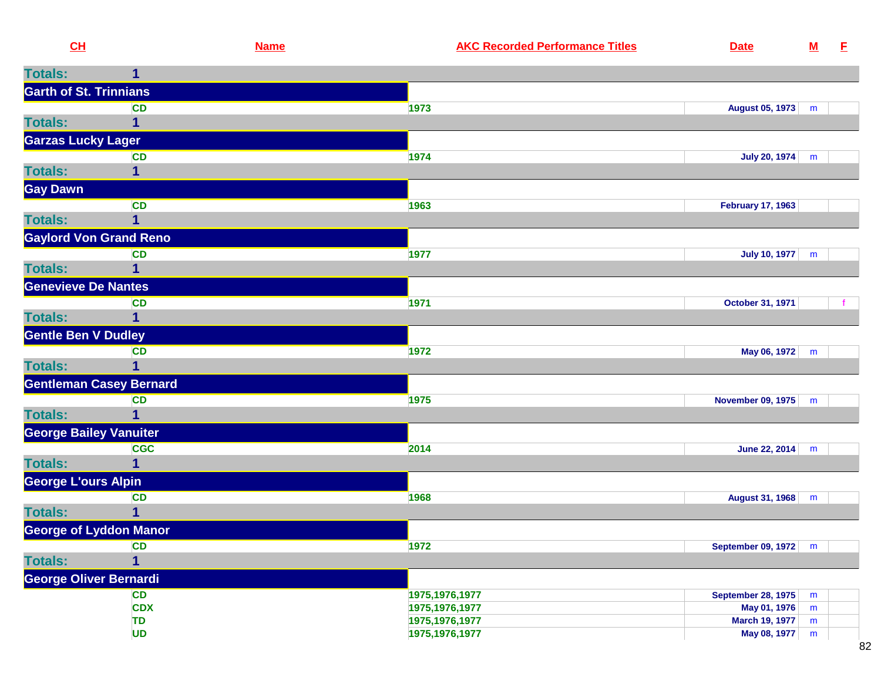| CH | Name | AKC Recorded Performance Titles | Date | M | F |
|---|---|---|---|---|---|
| **Totals:** | **1** | | | | |
| **Garth of St. Trinnians** | | | | | |
| | CD | 1973 | August 05, 1973 | m | |
| **Totals:** | **1** | | | | |
| **Garzas Lucky Lager** | | | | | |
| | CD | 1974 | July 20, 1974 | m | |
| **Totals:** | **1** | | | | |
| **Gay Dawn** | | | | | |
| | CD | 1963 | February 17, 1963 | | |
| **Totals:** | **1** | | | | |
| **Gaylord Von Grand Reno** | | | | | |
| | CD | 1977 | July 10, 1977 | m | |
| **Totals:** | **1** | | | | |
| **Genevieve De Nantes** | | | | | |
| | CD | 1971 | October 31, 1971 | | f |
| **Totals:** | **1** | | | | |
| **Gentle Ben V Dudley** | | | | | |
| | CD | 1972 | May 06, 1972 | m | |
| **Totals:** | **1** | | | | |
| **Gentleman Casey Bernard** | | | | | |
| | CD | 1975 | November 09, 1975 | m | |
| **Totals:** | **1** | | | | |
| **George Bailey Vanuiter** | | | | | |
| | CGC | 2014 | June 22, 2014 | m | |
| **Totals:** | **1** | | | | |
| **George L'ours Alpin** | | | | | |
| | CD | 1968 | August 31, 1968 | m | |
| **Totals:** | **1** | | | | |
| **George of Lyddon Manor** | | | | | |
| | CD | 1972 | September 09, 1972 | m | |
| **Totals:** | **1** | | | | |
| **George Oliver Bernardi** | | | | | |
| | CD | 1975,1976,1977 | September 28, 1975 | m | |
| | CDX | 1975,1976,1977 | May 01, 1976 | m | |
| | TD | 1975,1976,1977 | March 19, 1977 | m | |
| | UD | 1975,1976,1977 | May 08, 1977 | m | |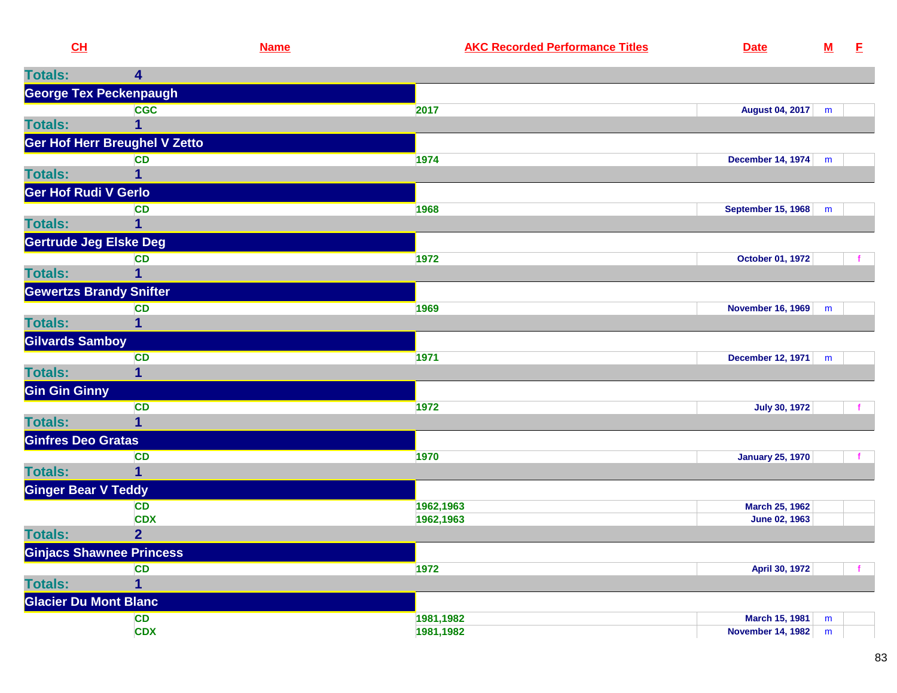| CH | Name | AKC Recorded Performance Titles | Date | M | F |
|---|---|---|---|---|---|
| **Totals:** | **4** | | | | |
| **George Tex Peckenpaugh** | | | | | |
| | CGC | 2017 | August 04, 2017 | m | |
| **Totals:** | **1** | | | | |
| **Ger Hof Herr Breughel V Zetto** | | | | | |
| | CD | 1974 | December 14, 1974 | m | |
| **Totals:** | **1** | | | | |
| **Ger Hof Rudi V Gerlo** | | | | | |
| | CD | 1968 | September 15, 1968 | m | |
| **Totals:** | **1** | | | | |
| **Gertrude Jeg Elske Deg** | | | | | |
| | CD | 1972 | October 01, 1972 | | f |
| **Totals:** | **1** | | | | |
| **Gewertzs Brandy Snifter** | | | | | |
| | CD | 1969 | November 16, 1969 | m | |
| **Totals:** | **1** | | | | |
| **Gilvards Samboy** | | | | | |
| | CD | 1971 | December 12, 1971 | m | |
| **Totals:** | **1** | | | | |
| **Gin Gin Ginny** | | | | | |
| | CD | 1972 | July 30, 1972 | | f |
| **Totals:** | **1** | | | | |
| **Ginfres Deo Gratas** | | | | | |
| | CD | 1970 | January 25, 1970 | | f |
| **Totals:** | **1** | | | | |
| **Ginger Bear V Teddy** | | | | | |
| | CD | 1962,1963 | March 25, 1962 | | |
| | CDX | 1962,1963 | June 02, 1963 | | |
| **Totals:** | **2** | | | | |
| **Ginjacs Shawnee Princess** | | | | | |
| | CD | 1972 | April 30, 1972 | | f |
| **Totals:** | **1** | | | | |
| **Glacier Du Mont Blanc** | | | | | |
| | CD | 1981,1982 | March 15, 1981 | m | |
| | CDX | 1981,1982 | November 14, 1982 | m | |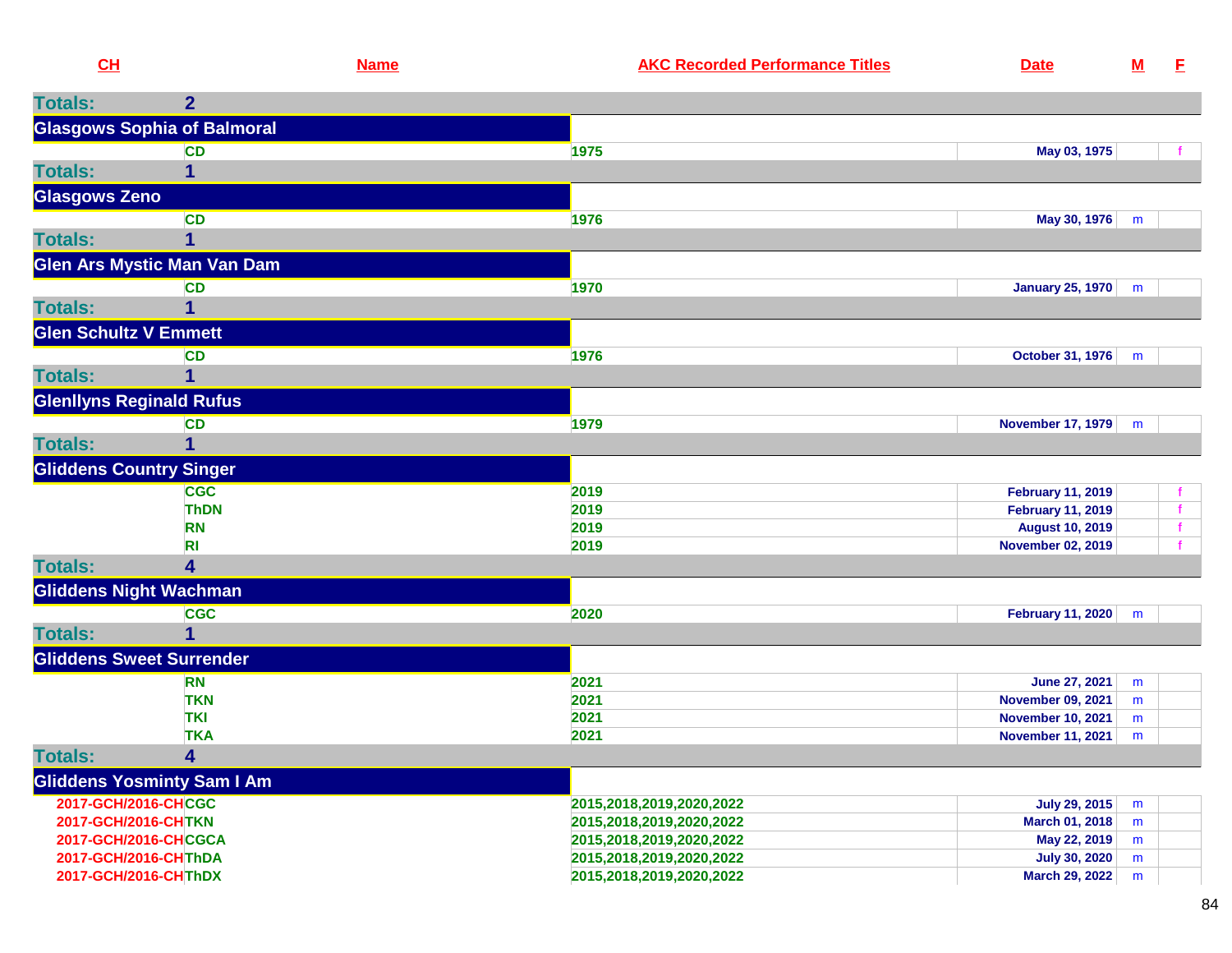| CH | Name | AKC Recorded Performance Titles | Date | M | F |
|---|---|---|---|---|---|
| **Totals:** | **2** | | | | |
| **Glasgows Sophia of Balmoral** | | | | | |
| | CD | 1975 | May 03, 1975 | | f |
| **Totals:** | **1** | | | | |
| **Glasgows Zeno** | | | | | |
| | CD | 1976 | May 30, 1976 | m | |
| **Totals:** | **1** | | | | |
| **Glen Ars Mystic Man Van Dam** | | | | | |
| | CD | 1970 | January 25, 1970 | m | |
| **Totals:** | **1** | | | | |
| **Glen Schultz V Emmett** | | | | | |
| | CD | 1976 | October 31, 1976 | m | |
| **Totals:** | **1** | | | | |
| **Glenllyns Reginald Rufus** | | | | | |
| | CD | 1979 | November 17, 1979 | m | |
| **Totals:** | **1** | | | | |
| **Gliddens Country Singer** | | | | | |
| | CGC | 2019 | February 11, 2019 | | f |
| | ThDN | 2019 | February 11, 2019 | | f |
| | RN | 2019 | August 10, 2019 | | f |
| | RI | 2019 | November 02, 2019 | | f |
| **Totals:** | **4** | | | | |
| **Gliddens Night Wachman** | | | | | |
| | CGC | 2020 | February 11, 2020 | m | |
| **Totals:** | **1** | | | | |
| **Gliddens Sweet Surrender** | | | | | |
| | RN | 2021 | June 27, 2021 | m | |
| | TKN | 2021 | November 09, 2021 | m | |
| | TKI | 2021 | November 10, 2021 | m | |
| | TKA | 2021 | November 11, 2021 | m | |
| **Totals:** | **4** | | | | |
| **Gliddens Yosminty Sam I Am** | | | | | |
| 2017-GCH/2016-CH | CGC | 2015,2018,2019,2020,2022 | July 29, 2015 | m | |
| 2017-GCH/2016-CH | TKN | 2015,2018,2019,2020,2022 | March 01, 2018 | m | |
| 2017-GCH/2016-CH | CGCA | 2015,2018,2019,2020,2022 | May 22, 2019 | m | |
| 2017-GCH/2016-CH | ThDA | 2015,2018,2019,2020,2022 | July 30, 2020 | m | |
| 2017-GCH/2016-CH | ThDX | 2015,2018,2019,2020,2022 | March 29, 2022 | m | |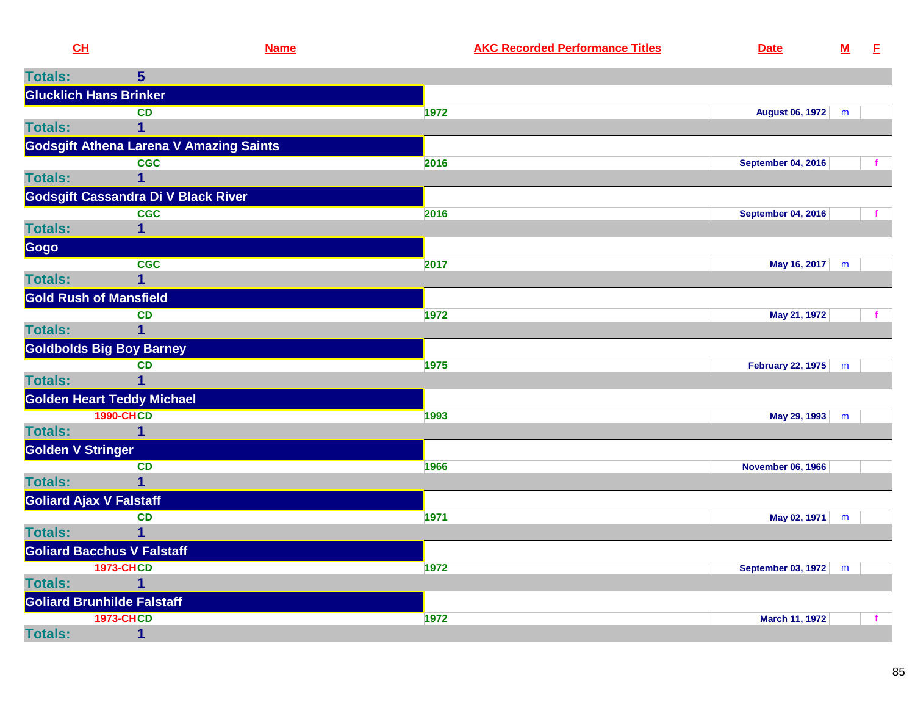| CH | Name | AKC Recorded Performance Titles | Date | M | F |
|---|---|---|---|---|---|
| **Totals:** | **5** | | | | |
| **Glucklich Hans Brinker** | | | | | |
| | CD | 1972 | August 06, 1972 | m | |
| **Totals:** | **1** | | | | |
| **Godsgift Athena Larena V Amazing Saints** | | | | | |
| | CGC | 2016 | September 04, 2016 | | f |
| **Totals:** | **1** | | | | |
| **Godsgift Cassandra Di V Black River** | | | | | |
| | CGC | 2016 | September 04, 2016 | | f |
| **Totals:** | **1** | | | | |
| **Gogo** | | | | | |
| | CGC | 2017 | May 16, 2017 | m | |
| **Totals:** | **1** | | | | |
| **Gold Rush of Mansfield** | | | | | |
| | CD | 1972 | May 21, 1972 | | f |
| **Totals:** | **1** | | | | |
| **Goldbolds Big Boy Barney** | | | | | |
| | CD | 1975 | February 22, 1975 | m | |
| **Totals:** | **1** | | | | |
| **Golden Heart Teddy Michael** | | | | | |
| 1990-CH | CD | 1993 | May 29, 1993 | m | |
| **Totals:** | **1** | | | | |
| **Golden V Stringer** | | | | | |
| | CD | 1966 | November 06, 1966 | | |
| **Totals:** | **1** | | | | |
| **Goliard Ajax V Falstaff** | | | | | |
| | CD | 1971 | May 02, 1971 | m | |
| **Totals:** | **1** | | | | |
| **Goliard Bacchus V Falstaff** | | | | | |
| 1973-CH | CD | 1972 | September 03, 1972 | m | |
| **Totals:** | **1** | | | | |
| **Goliard Brunhilde Falstaff** | | | | | |
| 1973-CH | CD | 1972 | March 11, 1972 | | f |
| **Totals:** | **1** | | | | |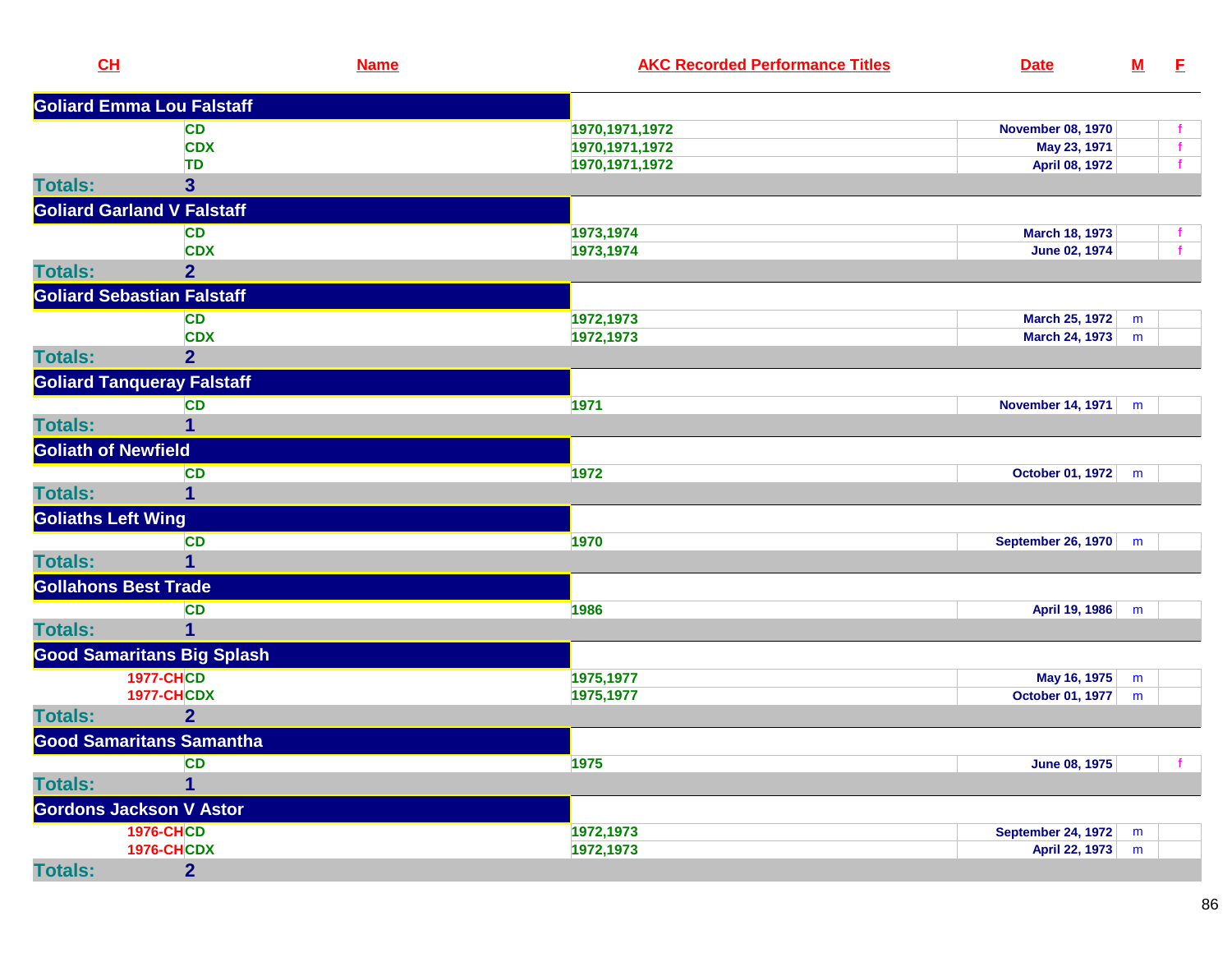| CH | Name | AKC Recorded Performance Titles | Date | M | F |
|---|---|---|---|---|---|
| **Goliard Emma Lou Falstaff** | | | | | |
| | CD | 1970,1971,1972 | November 08, 1970 | | f |
| | CDX | 1970,1971,1972 | May 23, 1971 | | f |
| | TD | 1970,1971,1972 | April 08, 1972 | | f |
| **Totals:** | **3** | | | | |
| **Goliard Garland V Falstaff** | | | | | |
| | CD | 1973,1974 | March 18, 1973 | | f |
| | CDX | 1973,1974 | June 02, 1974 | | f |
| **Totals:** | **2** | | | | |
| **Goliard Sebastian Falstaff** | | | | | |
| | CD | 1972,1973 | March 25, 1972 | m | |
| | CDX | 1972,1973 | March 24, 1973 | m | |
| **Totals:** | **2** | | | | |
| **Goliard Tanqueray Falstaff** | | | | | |
| | CD | 1971 | November 14, 1971 | m | |
| **Totals:** | **1** | | | | |
| **Goliath of Newfield** | | | | | |
| | CD | 1972 | October 01, 1972 | m | |
| **Totals:** | **1** | | | | |
| **Goliaths Left Wing** | | | | | |
| | CD | 1970 | September 26, 1970 | m | |
| **Totals:** | **1** | | | | |
| **Gollahons Best Trade** | | | | | |
| | CD | 1986 | April 19, 1986 | m | |
| **Totals:** | **1** | | | | |
| **Good Samaritans Big Splash** | | | | | |
| 1977-CH | CD | 1975,1977 | May 16, 1975 | m | |
| 1977-CH | CDX | 1975,1977 | October 01, 1977 | m | |
| **Totals:** | **2** | | | | |
| **Good Samaritans Samantha** | | | | | |
| | CD | 1975 | June 08, 1975 | | f |
| **Totals:** | **1** | | | | |
| **Gordons Jackson V Astor** | | | | | |
| 1976-CH | CD | 1972,1973 | September 24, 1972 | m | |
| 1976-CH | CDX | 1972,1973 | April 22, 1973 | m | |
| **Totals:** | **2** | | | | |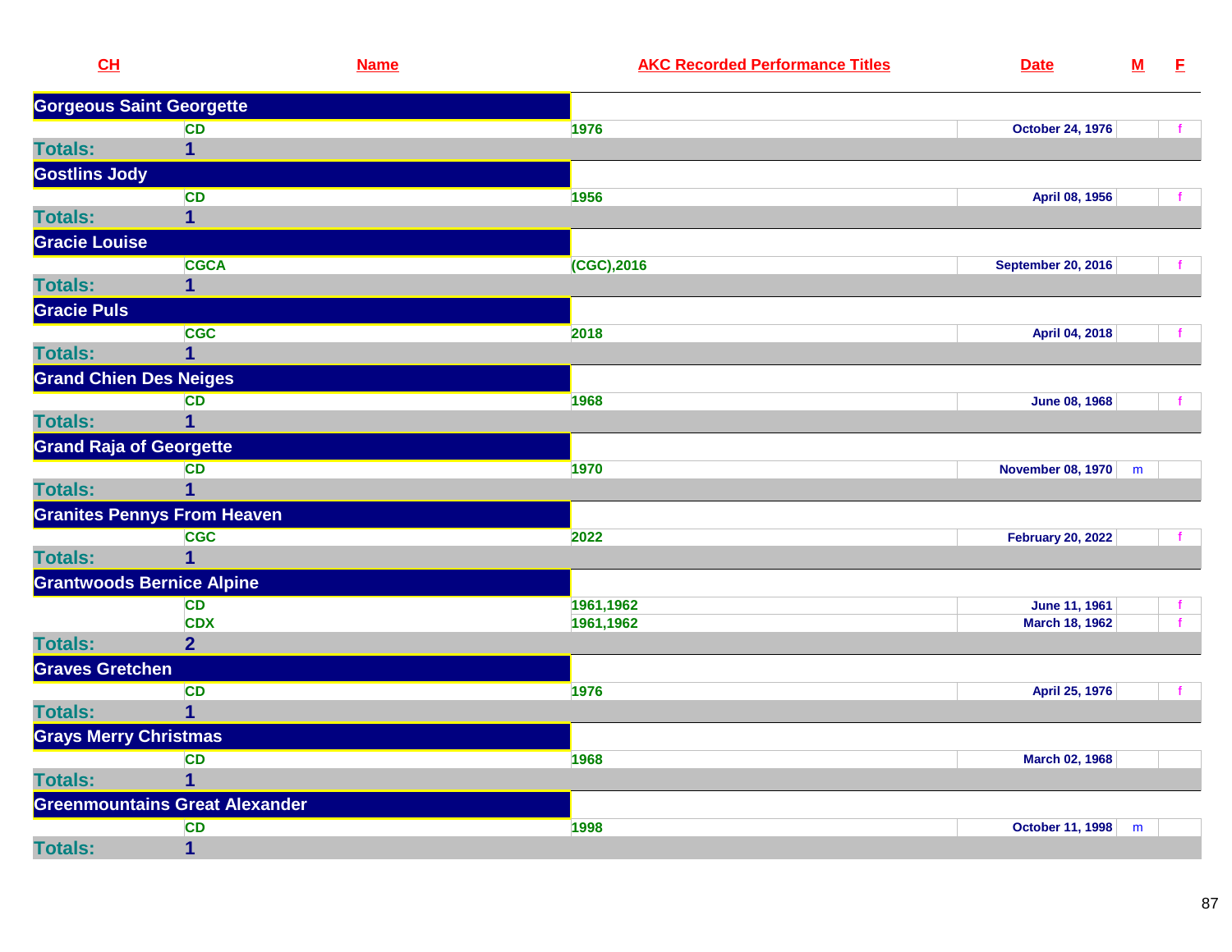| CH | Name | AKC Recorded Performance Titles | Date | M | F |
|---|---|---|---|---|---|
| **Gorgeous Saint Georgette** | | | | | |
| | CD | 1976 | October 24, 1976 | | f |
| **Totals:** | 1 | | | | |
| **Gostlins Jody** | | | | | |
| | CD | 1956 | April 08, 1956 | | f |
| **Totals:** | 1 | | | | |
| **Gracie Louise** | | | | | |
| | CGCA | (CGC),2016 | September 20, 2016 | | f |
| **Totals:** | 1 | | | | |
| **Gracie Puls** | | | | | |
| | CGC | 2018 | April 04, 2018 | | f |
| **Totals:** | 1 | | | | |
| **Grand Chien Des Neiges** | | | | | |
| | CD | 1968 | June 08, 1968 | | f |
| **Totals:** | 1 | | | | |
| **Grand Raja of Georgette** | | | | | |
| | CD | 1970 | November 08, 1970 | m | |
| **Totals:** | 1 | | | | |
| **Granites Pennys From Heaven** | | | | | |
| | CGC | 2022 | February 20, 2022 | | f |
| **Totals:** | 1 | | | | |
| **Grantwoods Bernice Alpine** | | | | | |
| | CD | 1961,1962 | June 11, 1961 | | f |
| | CDX | 1961,1962 | March 18, 1962 | | f |
| **Totals:** | 2 | | | | |
| **Graves Gretchen** | | | | | |
| | CD | 1976 | April 25, 1976 | | f |
| **Totals:** | 1 | | | | |
| **Grays Merry Christmas** | | | | | |
| | CD | 1968 | March 02, 1968 | | |
| **Totals:** | 1 | | | | |
| **Greenmountains Great Alexander** | | | | | |
| | CD | 1998 | October 11, 1998 | m | |
| **Totals:** | 1 | | | | |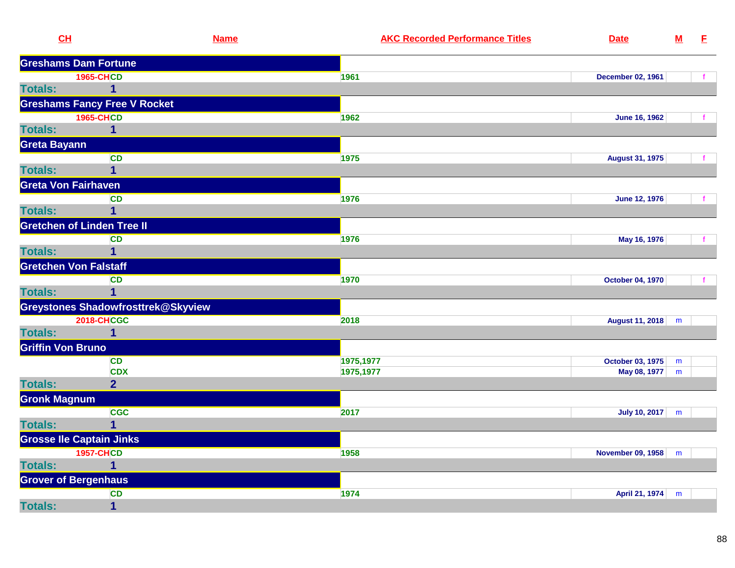| CH | Name | AKC Recorded Performance Titles | Date | M | F |
|---|---|---|---|---|---|
| **Greshams Dam Fortune** | | | | | |
| 1965-CH | CD | 1961 | December 02, 1961 | | f |
| Totals: | 1 | | | | |
| **Greshams Fancy Free V Rocket** | | | | | |
| 1965-CH | CD | 1962 | June 16, 1962 | | f |
| Totals: | 1 | | | | |
| **Greta Bayann** | | | | | |
| | CD | 1975 | August 31, 1975 | | f |
| Totals: | 1 | | | | |
| **Greta Von Fairhaven** | | | | | |
| | CD | 1976 | June 12, 1976 | | f |
| Totals: | 1 | | | | |
| **Gretchen of Linden Tree II** | | | | | |
| | CD | 1976 | May 16, 1976 | | f |
| Totals: | 1 | | | | |
| **Gretchen Von Falstaff** | | | | | |
| | CD | 1970 | October 04, 1970 | | f |
| Totals: | 1 | | | | |
| **Greystones Shadowfrosttrek@Skyview** | | | | | |
| 2018-CH | CGC | 2018 | August 11, 2018 | m | |
| Totals: | 1 | | | | |
| **Griffin Von Bruno** | | | | | |
| | CD | 1975,1977 | October 03, 1975 | m | |
| | CDX | 1975,1977 | May 08, 1977 | m | |
| Totals: | 2 | | | | |
| **Gronk Magnum** | | | | | |
| | CGC | 2017 | July 10, 2017 | m | |
| Totals: | 1 | | | | |
| **Grosse Ile Captain Jinks** | | | | | |
| 1957-CH | CD | 1958 | November 09, 1958 | m | |
| Totals: | 1 | | | | |
| **Grover of Bergenhaus** | | | | | |
| | CD | 1974 | April 21, 1974 | m | |
| Totals: | 1 | | | | |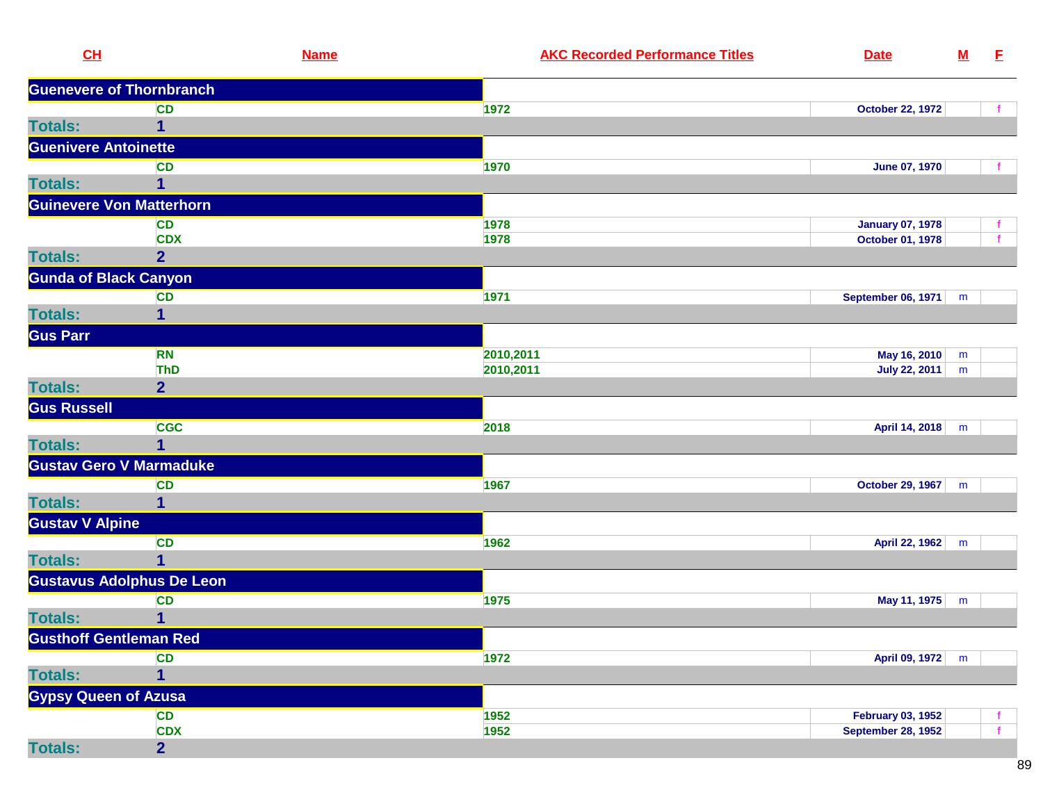| CH | Name | AKC Recorded Performance Titles | Date | M | F |
|---|---|---|---|---|---|
| **Guenevere of Thornbranch** | | | | | |
| | CD | 1972 | October 22, 1972 | | f |
| **Totals:** | 1 | | | | |
| **Guenivere Antoinette** | | | | | |
| | CD | 1970 | June 07, 1970 | | f |
| **Totals:** | 1 | | | | |
| **Guinevere Von Matterhorn** | | | | | |
| | CD | 1978 | January 07, 1978 | | f |
| | CDX | 1978 | October 01, 1978 | | f |
| **Totals:** | 2 | | | | |
| **Gunda of Black Canyon** | | | | | |
| | CD | 1971 | September 06, 1971 | m | |
| **Totals:** | 1 | | | | |
| **Gus Parr** | | | | | |
| | RN | 2010,2011 | May 16, 2010 | m | |
| | ThD | 2010,2011 | July 22, 2011 | m | |
| **Totals:** | 2 | | | | |
| **Gus Russell** | | | | | |
| | CGC | 2018 | April 14, 2018 | m | |
| **Totals:** | 1 | | | | |
| **Gustav Gero V Marmaduke** | | | | | |
| | CD | 1967 | October 29, 1967 | m | |
| **Totals:** | 1 | | | | |
| **Gustav V Alpine** | | | | | |
| | CD | 1962 | April 22, 1962 | m | |
| **Totals:** | 1 | | | | |
| **Gustavus Adolphus De Leon** | | | | | |
| | CD | 1975 | May 11, 1975 | m | |
| **Totals:** | 1 | | | | |
| **Gusthoff Gentleman Red** | | | | | |
| | CD | 1972 | April 09, 1972 | m | |
| **Totals:** | 1 | | | | |
| **Gypsy Queen of Azusa** | | | | | |
| | CD | 1952 | February 03, 1952 | | f |
| | CDX | 1952 | September 28, 1952 | | f |
| **Totals:** | 2 | | | | |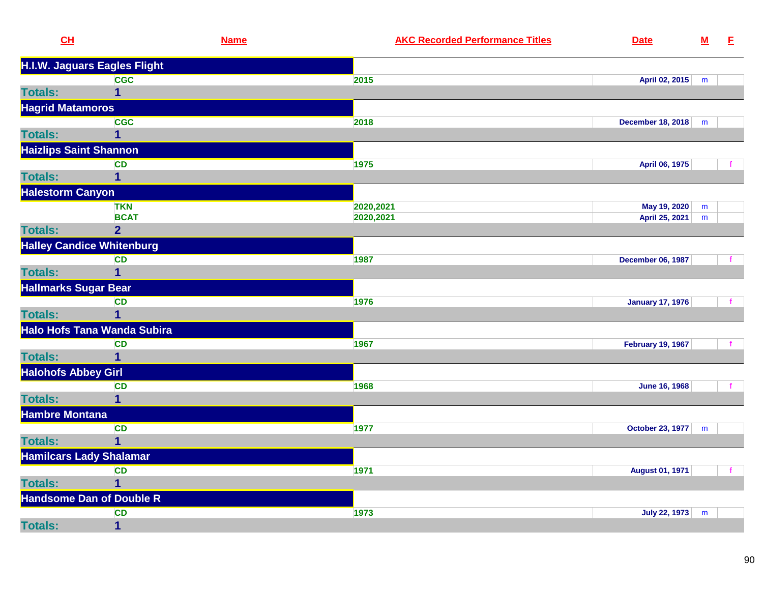| CH | Name | AKC Recorded Performance Titles | Date | M | F |
|---|---|---|---|---|---|
| **H.I.W. Jaguars Eagles Flight** | | | | | |
| | CGC | 2015 | April 02, 2015 | m | |
| **Totals:** | 1 | | | | |
| **Hagrid Matamoros** | | | | | |
| | CGC | 2018 | December 18, 2018 | m | |
| **Totals:** | 1 | | | | |
| **Haizlips Saint Shannon** | | | | | |
| | CD | 1975 | April 06, 1975 | | f |
| **Totals:** | 1 | | | | |
| **Halestorm Canyon** | | | | | |
| | TKN | 2020,2021 | May 19, 2020 | m | |
| | BCAT | 2020,2021 | April 25, 2021 | m | |
| **Totals:** | 2 | | | | |
| **Halley Candice Whitenburg** | | | | | |
| | CD | 1987 | December 06, 1987 | | f |
| **Totals:** | 1 | | | | |
| **Hallmarks Sugar Bear** | | | | | |
| | CD | 1976 | January 17, 1976 | | f |
| **Totals:** | 1 | | | | |
| **Halo Hofs Tana Wanda Subira** | | | | | |
| | CD | 1967 | February 19, 1967 | | f |
| **Totals:** | 1 | | | | |
| **Halohofs Abbey Girl** | | | | | |
| | CD | 1968 | June 16, 1968 | | f |
| **Totals:** | 1 | | | | |
| **Hambre Montana** | | | | | |
| | CD | 1977 | October 23, 1977 | m | |
| **Totals:** | 1 | | | | |
| **Hamilcars Lady Shalamar** | | | | | |
| | CD | 1971 | August 01, 1971 | | f |
| **Totals:** | 1 | | | | |
| **Handsome Dan of Double R** | | | | | |
| | CD | 1973 | July 22, 1973 | m | |
| **Totals:** | 1 | | | | |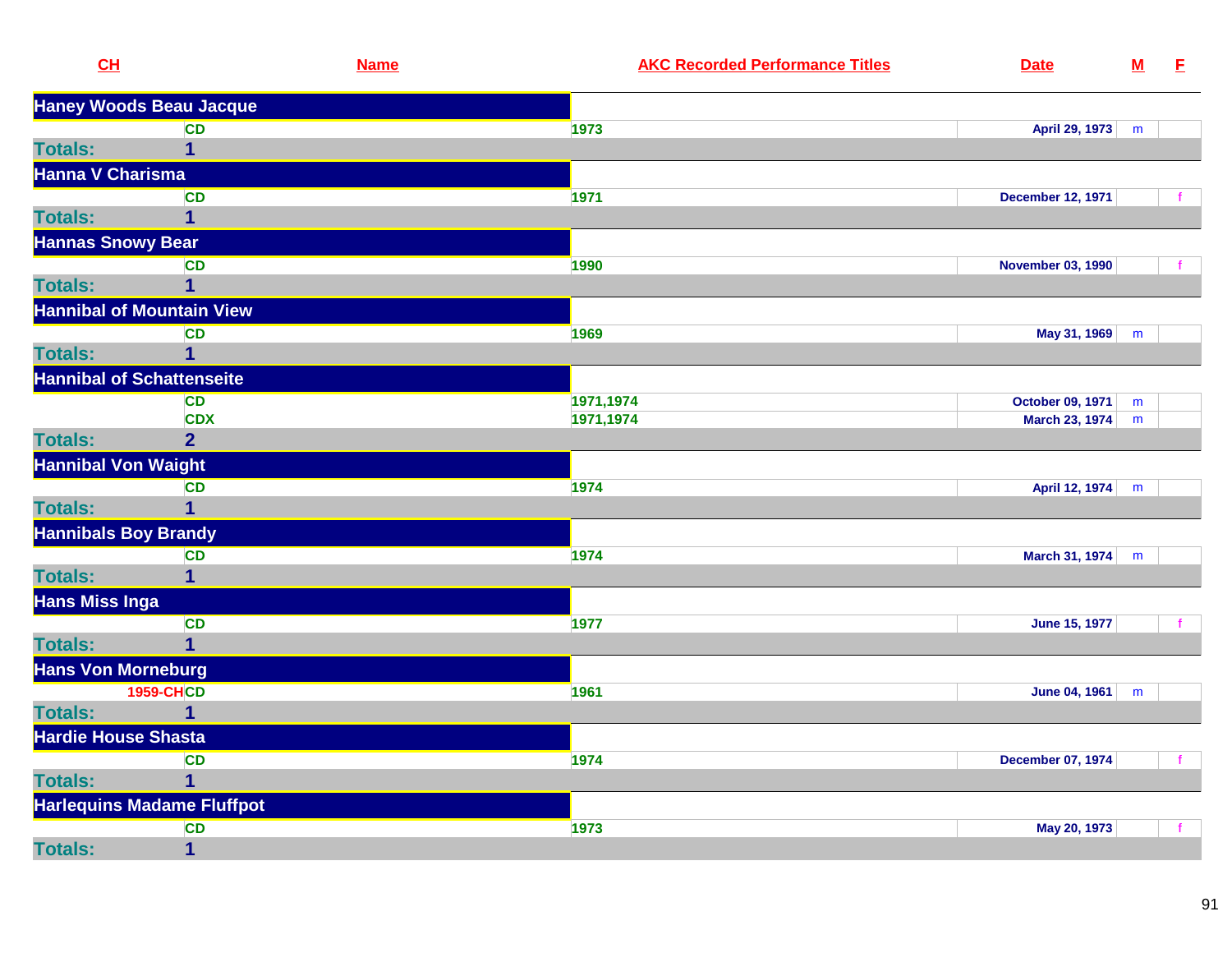| CH | Name | AKC Recorded Performance Titles | Date | M | F |
|---|---|---|---|---|---|
| **Haney Woods Beau Jacque** | | | | | |
| | CD | 1973 | April 29, 1973 | m | |
| **Totals:** | 1 | | | | |
| **Hanna V Charisma** | | | | | |
| | CD | 1971 | December 12, 1971 | | f |
| **Totals:** | 1 | | | | |
| **Hannas Snowy Bear** | | | | | |
| | CD | 1990 | November 03, 1990 | | f |
| **Totals:** | 1 | | | | |
| **Hannibal of Mountain View** | | | | | |
| | CD | 1969 | May 31, 1969 | m | |
| **Totals:** | 1 | | | | |
| **Hannibal of Schattenseite** | | | | | |
| | CD | 1971,1974 | October 09, 1971 | m | |
| | CDX | 1971,1974 | March 23, 1974 | m | |
| **Totals:** | 2 | | | | |
| **Hannibal Von Waight** | | | | | |
| | CD | 1974 | April 12, 1974 | m | |
| **Totals:** | 1 | | | | |
| **Hannibals Boy Brandy** | | | | | |
| | CD | 1974 | March 31, 1974 | m | |
| **Totals:** | 1 | | | | |
| **Hans Miss Inga** | | | | | |
| | CD | 1977 | June 15, 1977 | | f |
| **Totals:** | 1 | | | | |
| **Hans Von Morneburg** | | | | | |
| 1959-CH | CD | 1961 | June 04, 1961 | m | |
| **Totals:** | 1 | | | | |
| **Hardie House Shasta** | | | | | |
| | CD | 1974 | December 07, 1974 | | f |
| **Totals:** | 1 | | | | |
| **Harlequins Madame Fluffpot** | | | | | |
| | CD | 1973 | May 20, 1973 | | f |
| **Totals:** | 1 | | | | |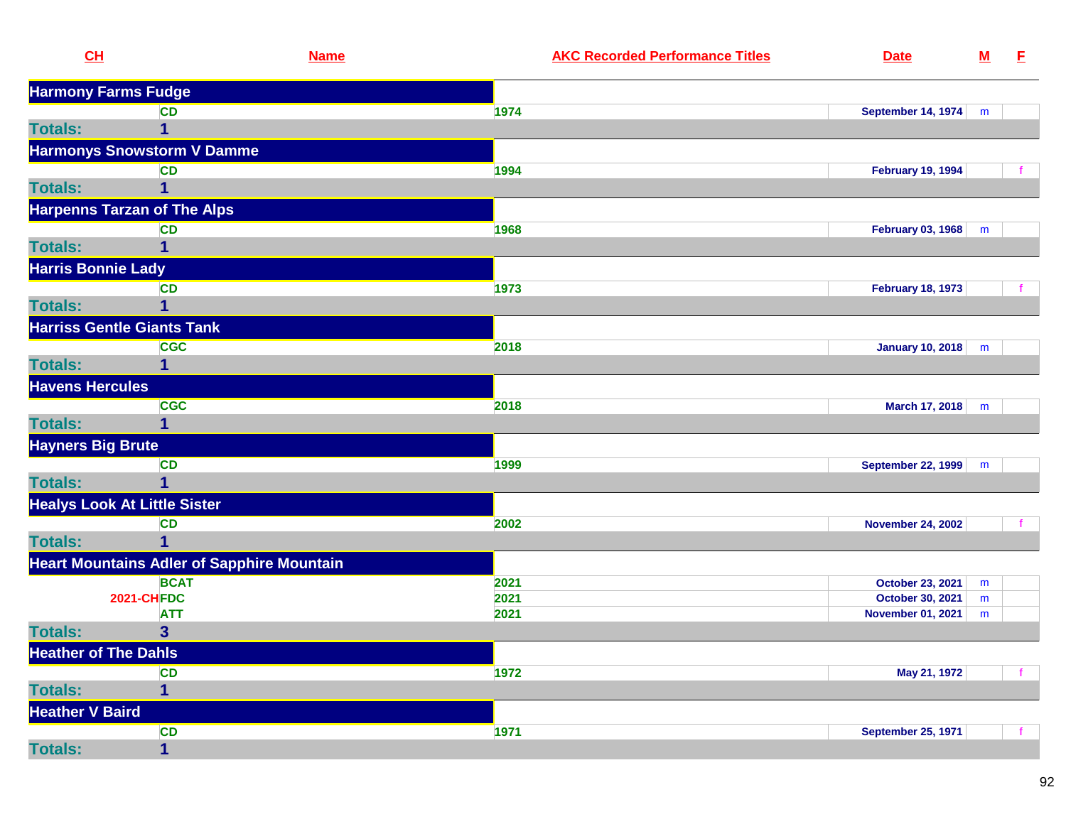| CH | Name | AKC Recorded Performance Titles | Date | M | F |
|---|---|---|---|---|---|
| **Harmony Farms Fudge** | | | | | |
| | CD | 1974 | September 14, 1974 | m | |
| Totals: | 1 | | | | |
| **Harmonys Snowstorm V Damme** | | | | | |
| | CD | 1994 | February 19, 1994 | | f |
| Totals: | 1 | | | | |
| **Harpenns Tarzan of The Alps** | | | | | |
| | CD | 1968 | February 03, 1968 | m | |
| Totals: | 1 | | | | |
| **Harris Bonnie Lady** | | | | | |
| | CD | 1973 | February 18, 1973 | | f |
| Totals: | 1 | | | | |
| **Harriss Gentle Giants Tank** | | | | | |
| | CGC | 2018 | January 10, 2018 | m | |
| Totals: | 1 | | | | |
| **Havens Hercules** | | | | | |
| | CGC | 2018 | March 17, 2018 | m | |
| Totals: | 1 | | | | |
| **Hayners Big Brute** | | | | | |
| | CD | 1999 | September 22, 1999 | m | |
| Totals: | 1 | | | | |
| **Healys Look At Little Sister** | | | | | |
| | CD | 2002 | November 24, 2002 | | f |
| Totals: | 1 | | | | |
| **Heart Mountains Adler of Sapphire Mountain** | | | | | |
| | BCAT | 2021 | October 23, 2021 | m | |
| 2021-CH | FDC | 2021 | October 30, 2021 | m | |
| | ATT | 2021 | November 01, 2021 | m | |
| Totals: | 3 | | | | |
| **Heather of The Dahls** | | | | | |
| | CD | 1972 | May 21, 1972 | | f |
| Totals: | 1 | | | | |
| **Heather V Baird** | | | | | |
| | CD | 1971 | September 25, 1971 | | f |
| Totals: | 1 | | | | |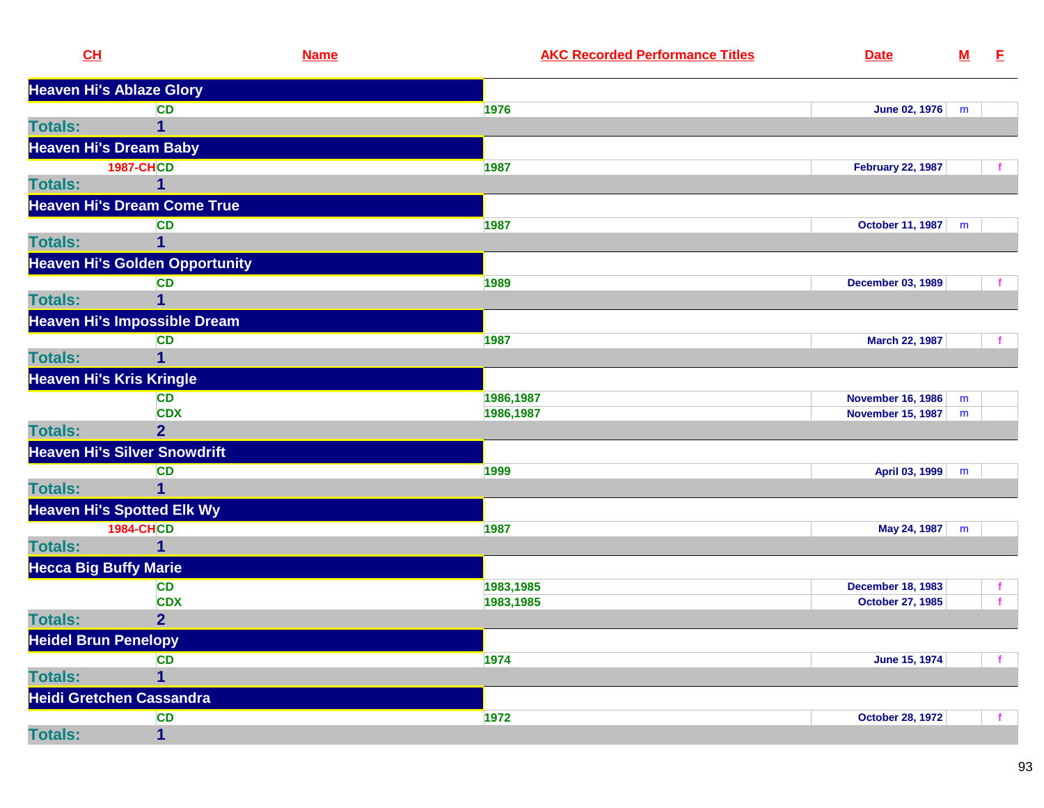| CH | Name | AKC Recorded Performance Titles | Date | M | F |
|---|---|---|---|---|---|
| **Heaven Hi's Ablaze Glory** | | | | | |
| | CD | 1976 | June 02, 1976 | m | |
| **Totals:** | **1** | | | | |
| **Heaven Hi's Dream Baby** | | | | | |
| 1987-CH | CD | 1987 | February 22, 1987 | | f |
| **Totals:** | **1** | | | | |
| **Heaven Hi's Dream Come True** | | | | | |
| | CD | 1987 | October 11, 1987 | m | |
| **Totals:** | **1** | | | | |
| **Heaven Hi's Golden Opportunity** | | | | | |
| | CD | 1989 | December 03, 1989 | | f |
| **Totals:** | **1** | | | | |
| **Heaven Hi's Impossible Dream** | | | | | |
| | CD | 1987 | March 22, 1987 | | f |
| **Totals:** | **1** | | | | |
| **Heaven Hi's Kris Kringle** | | | | | |
| | CD | 1986,1987 | November 16, 1986 | m | |
| | CDX | 1986,1987 | November 15, 1987 | m | |
| **Totals:** | **2** | | | | |
| **Heaven Hi's Silver Snowdrift** | | | | | |
| | CD | 1999 | April 03, 1999 | m | |
| **Totals:** | **1** | | | | |
| **Heaven Hi's Spotted Elk Wy** | | | | | |
| 1984-CH | CD | 1987 | May 24, 1987 | m | |
| **Totals:** | **1** | | | | |
| **Hecca Big Buffy Marie** | | | | | |
| | CD | 1983,1985 | December 18, 1983 | | f |
| | CDX | 1983,1985 | October 27, 1985 | | f |
| **Totals:** | **2** | | | | |
| **Heidel Brun Penelopy** | | | | | |
| | CD | 1974 | June 15, 1974 | | f |
| **Totals:** | **1** | | | | |
| **Heidi Gretchen Cassandra** | | | | | |
| | CD | 1972 | October 28, 1972 | | f |
| **Totals:** | **1** | | | | |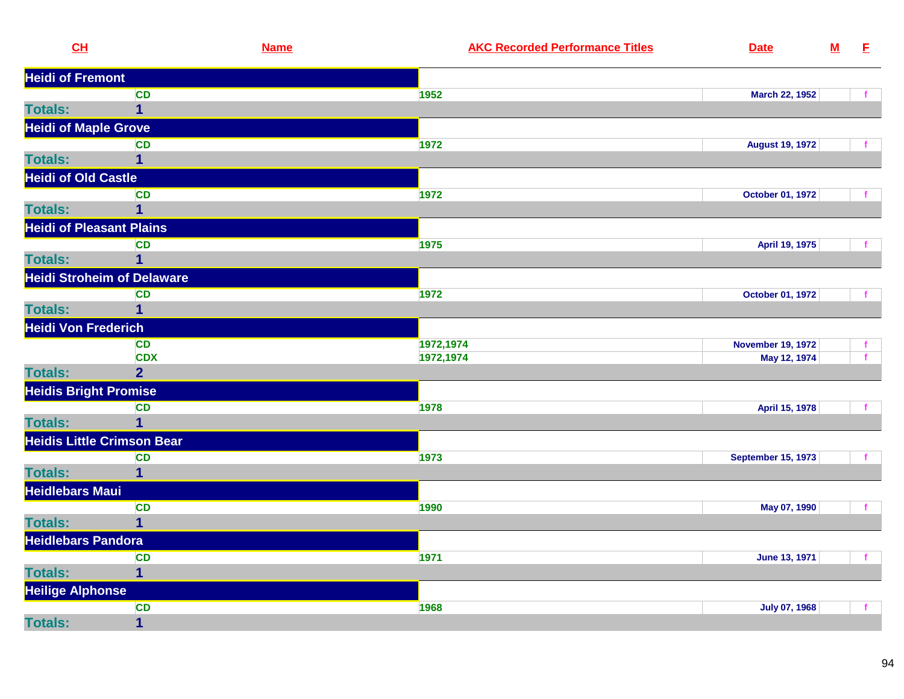| CH | Name | AKC Recorded Performance Titles | Date | M | F |
|---|---|---|---|---|---|
| **Heidi of Fremont** | | | | | |
| | CD | 1952 | March 22, 1952 | | f |
| **Totals:** | **1** | | | | |
| **Heidi of Maple Grove** | | | | | |
| | CD | 1972 | August 19, 1972 | | f |
| **Totals:** | **1** | | | | |
| **Heidi of Old Castle** | | | | | |
| | CD | 1972 | October 01, 1972 | | f |
| **Totals:** | **1** | | | | |
| **Heidi of Pleasant Plains** | | | | | |
| | CD | 1975 | April 19, 1975 | | f |
| **Totals:** | **1** | | | | |
| **Heidi Stroheim of Delaware** | | | | | |
| | CD | 1972 | October 01, 1972 | | f |
| **Totals:** | **1** | | | | |
| **Heidi Von Frederich** | | | | | |
| | CD | 1972,1974 | November 19, 1972 | | f |
| | CDX | 1972,1974 | May 12, 1974 | | f |
| **Totals:** | **2** | | | | |
| **Heidis Bright Promise** | | | | | |
| | CD | 1978 | April 15, 1978 | | f |
| **Totals:** | **1** | | | | |
| **Heidis Little Crimson Bear** | | | | | |
| | CD | 1973 | September 15, 1973 | | f |
| **Totals:** | **1** | | | | |
| **Heidlebars Maui** | | | | | |
| | CD | 1990 | May 07, 1990 | | f |
| **Totals:** | **1** | | | | |
| **Heidlebars Pandora** | | | | | |
| | CD | 1971 | June 13, 1971 | | f |
| **Totals:** | **1** | | | | |
| **Heilige Alphonse** | | | | | |
| | CD | 1968 | July 07, 1968 | | f |
| **Totals:** | **1** | | | | |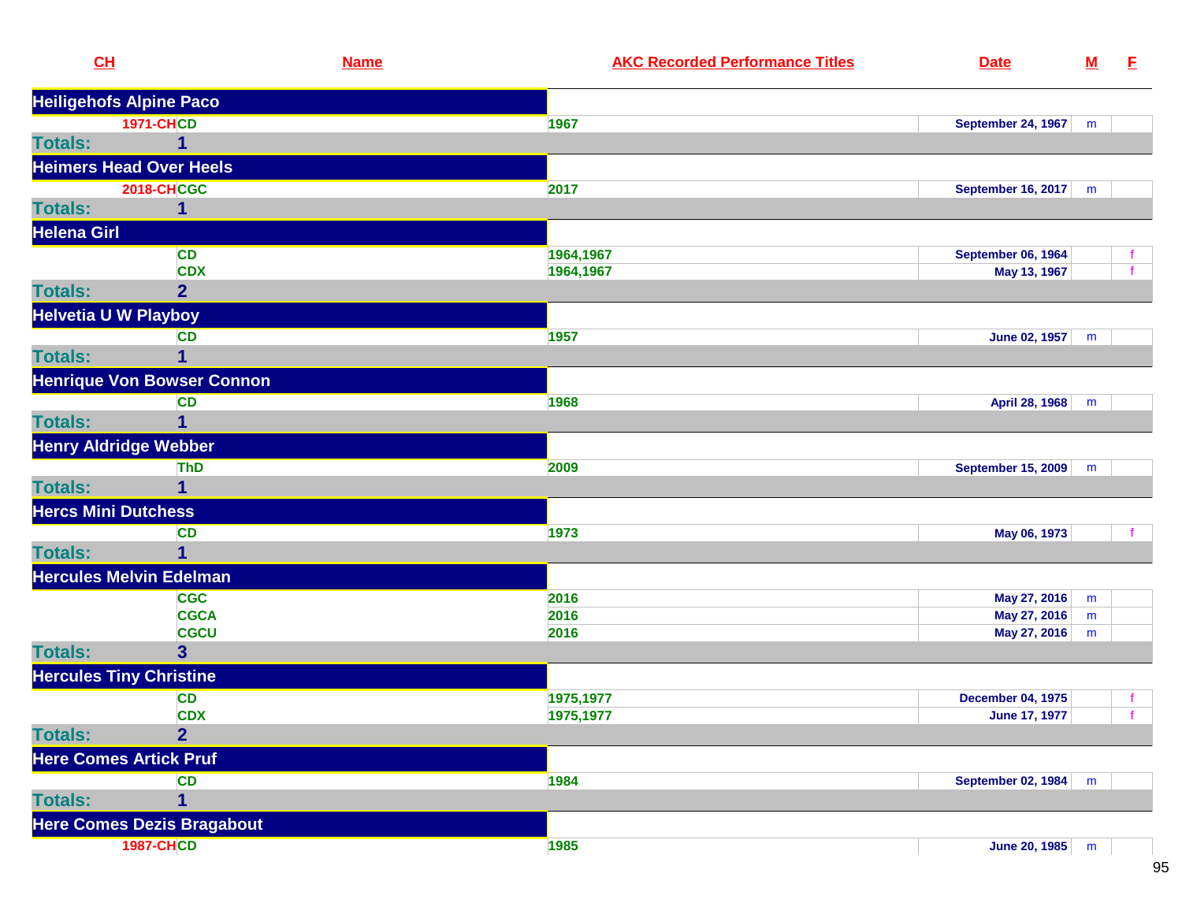| CH | Name | AKC Recorded Performance Titles | Date | M | F |
|---|---|---|---|---|---|
| **Heiligehofs Alpine Paco** | | | | | |
| 1971-CH | CD | 1967 | September 24, 1967 | m | |
| Totals: | 1 | | | | |
| **Heimers Head Over Heels** | | | | | |
| 2018-CH | CGC | 2017 | September 16, 2017 | m | |
| Totals: | 1 | | | | |
| **Helena Girl** | | | | | |
| | CD | 1964,1967 | September 06, 1964 | | f |
| | CDX | 1964,1967 | May 13, 1967 | | f |
| Totals: | 2 | | | | |
| **Helvetia U W Playboy** | | | | | |
| | CD | 1957 | June 02, 1957 | m | |
| Totals: | 1 | | | | |
| **Henrique Von Bowser Connon** | | | | | |
| | CD | 1968 | April 28, 1968 | m | |
| Totals: | 1 | | | | |
| **Henry Aldridge Webber** | | | | | |
| | ThD | 2009 | September 15, 2009 | m | |
| Totals: | 1 | | | | |
| **Hercs Mini Dutchess** | | | | | |
| | CD | 1973 | May 06, 1973 | | f |
| Totals: | 1 | | | | |
| **Hercules Melvin Edelman** | | | | | |
| | CGC | 2016 | May 27, 2016 | m | |
| | CGCA | 2016 | May 27, 2016 | m | |
| | CGCU | 2016 | May 27, 2016 | m | |
| Totals: | 3 | | | | |
| **Hercules Tiny Christine** | | | | | |
| | CD | 1975,1977 | December 04, 1975 | | f |
| | CDX | 1975,1977 | June 17, 1977 | | f |
| Totals: | 2 | | | | |
| **Here Comes Artick Pruf** | | | | | |
| | CD | 1984 | September 02, 1984 | m | |
| Totals: | 1 | | | | |
| **Here Comes Dezis Bragabout** | | | | | |
| 1987-CH | CD | 1985 | June 20, 1985 | m | |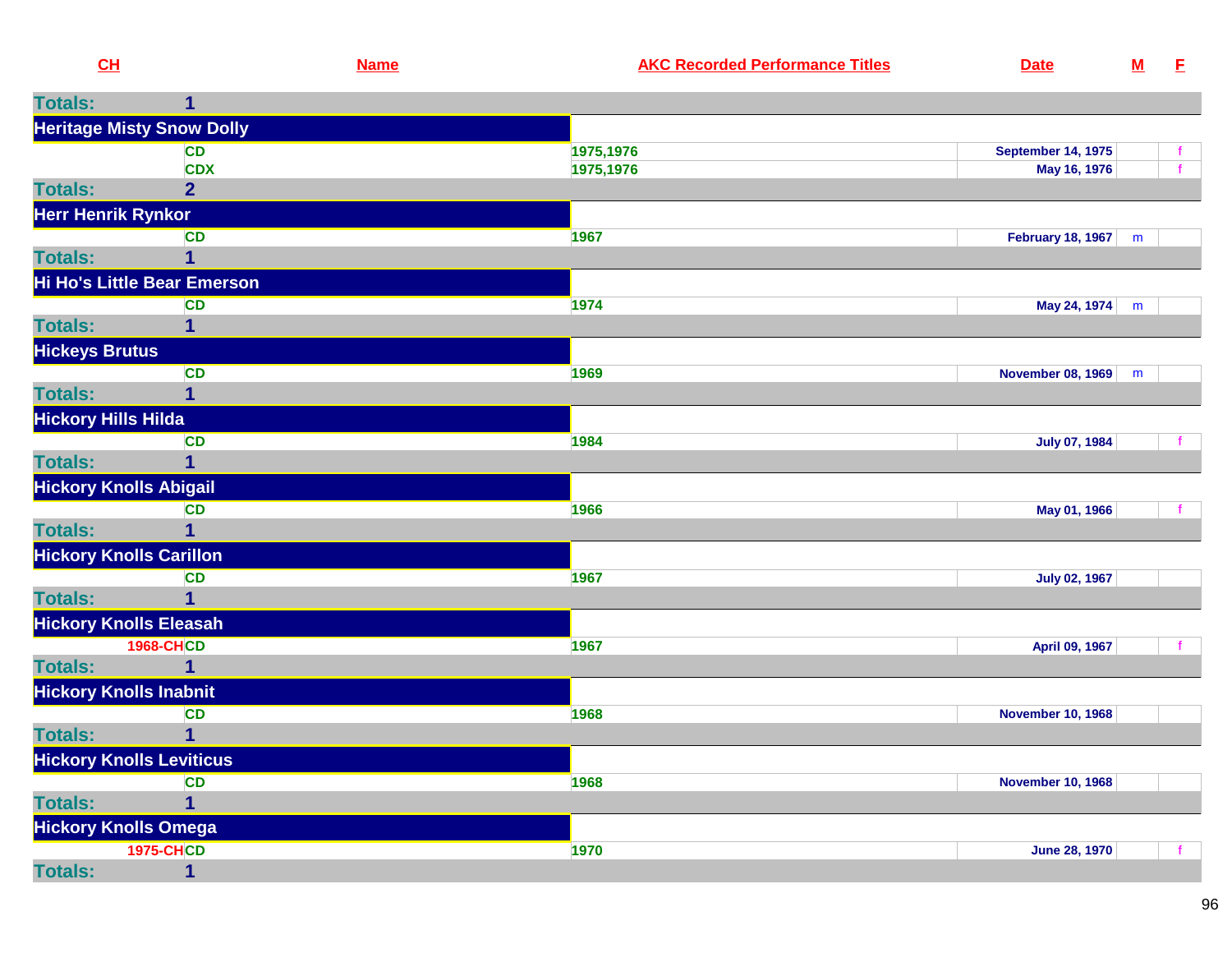| CH | Name | AKC Recorded Performance Titles | Date | M | F |
|---|---|---|---|---|---|
| Totals: | 1 | | | | |
| Heritage Misty Snow Dolly | | | | | |
| | CD | 1975,1976 | September 14, 1975 | | f |
| | CDX | 1975,1976 | May 16, 1976 | | f |
| Totals: | 2 | | | | |
| Herr Henrik Rynkor | | | | | |
| | CD | 1967 | February 18, 1967 | m | |
| Totals: | 1 | | | | |
| Hi Ho's Little Bear Emerson | | | | | |
| | CD | 1974 | May 24, 1974 | m | |
| Totals: | 1 | | | | |
| Hickeys Brutus | | | | | |
| | CD | 1969 | November 08, 1969 | m | |
| Totals: | 1 | | | | |
| Hickory Hills Hilda | | | | | |
| | CD | 1984 | July 07, 1984 | | f |
| Totals: | 1 | | | | |
| Hickory Knolls Abigail | | | | | |
| | CD | 1966 | May 01, 1966 | | f |
| Totals: | 1 | | | | |
| Hickory Knolls Carillon | | | | | |
| | CD | 1967 | July 02, 1967 | | |
| Totals: | 1 | | | | |
| Hickory Knolls Eleasah | | | | | |
| 1968-CH | CD | 1967 | April 09, 1967 | | f |
| Totals: | 1 | | | | |
| Hickory Knolls Inabnit | | | | | |
| | CD | 1968 | November 10, 1968 | | |
| Totals: | 1 | | | | |
| Hickory Knolls Leviticus | | | | | |
| | CD | 1968 | November 10, 1968 | | |
| Totals: | 1 | | | | |
| Hickory Knolls Omega | | | | | |
| 1975-CH | CD | 1970 | June 28, 1970 | | f |
| Totals: | 1 | | | | |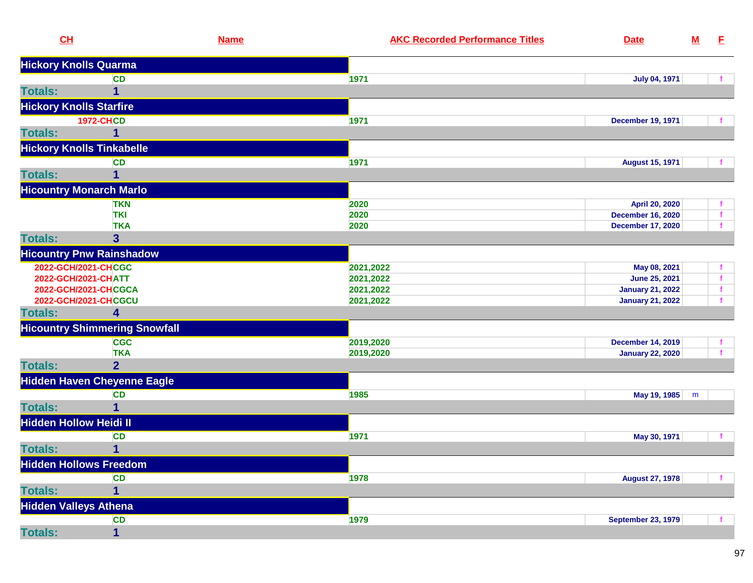| CH | Name | AKC Recorded Performance Titles | Date | M | F |
|---|---|---|---|---|---|
| **Hickory Knolls Quarma** | | | | | |
| | CD | 1971 | July 04, 1971 | | f |
| **Totals:** | 1 | | | | |
| **Hickory Knolls Starfire** | | | | | |
| 1972-CH | CD | 1971 | December 19, 1971 | | f |
| **Totals:** | 1 | | | | |
| **Hickory Knolls Tinkabelle** | | | | | |
| | CD | 1971 | August 15, 1971 | | f |
| **Totals:** | 1 | | | | |
| **Hicountry Monarch Marlo** | | | | | |
| | TKN | 2020 | April 20, 2020 | | f |
| | TKI | 2020 | December 16, 2020 | | f |
| | TKA | 2020 | December 17, 2020 | | f |
| **Totals:** | 3 | | | | |
| **Hicountry Pnw Rainshadow** | | | | | |
| 2022-GCH/2021-CH | CGC | 2021,2022 | May 08, 2021 | | f |
| 2022-GCH/2021-CH | ATT | 2021,2022 | June 25, 2021 | | f |
| 2022-GCH/2021-CH | CGCA | 2021,2022 | January 21, 2022 | | f |
| 2022-GCH/2021-CH | CGCU | 2021,2022 | January 21, 2022 | | f |
| **Totals:** | 4 | | | | |
| **Hicountry Shimmering Snowfall** | | | | | |
| | CGC | 2019,2020 | December 14, 2019 | | f |
| | TKA | 2019,2020 | January 22, 2020 | | f |
| **Totals:** | 2 | | | | |
| **Hidden Haven Cheyenne Eagle** | | | | | |
| | CD | 1985 | May 19, 1985 | m | |
| **Totals:** | 1 | | | | |
| **Hidden Hollow Heidi II** | | | | | |
| | CD | 1971 | May 30, 1971 | | f |
| **Totals:** | 1 | | | | |
| **Hidden Hollows Freedom** | | | | | |
| | CD | 1978 | August 27, 1978 | | f |
| **Totals:** | 1 | | | | |
| **Hidden Valleys Athena** | | | | | |
| | CD | 1979 | September 23, 1979 | | f |
| **Totals:** | 1 | | | | |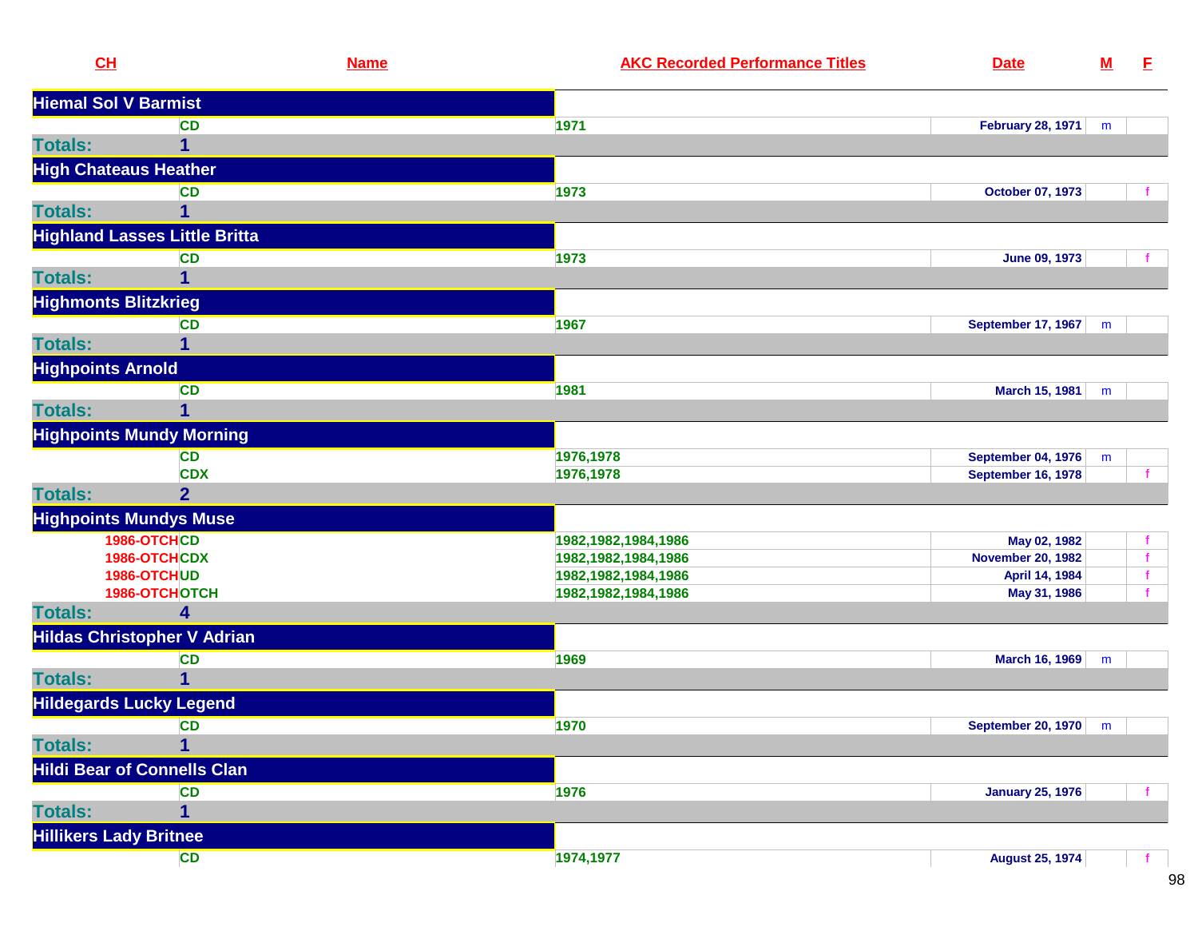| CH | Name | AKC Recorded Performance Titles | Date | M | F |
|---|---|---|---|---|---|
| **Hiemal Sol V Barmist** | | | | | |
| | CD | 1971 | February 28, 1971 | m | |
| **Totals:** | 1 | | | | |
| **High Chateaus Heather** | | | | | |
| | CD | 1973 | October 07, 1973 | | f |
| **Totals:** | 1 | | | | |
| **Highland Lasses Little Britta** | | | | | |
| | CD | 1973 | June 09, 1973 | | f |
| **Totals:** | 1 | | | | |
| **Highmonts Blitzkrieg** | | | | | |
| | CD | 1967 | September 17, 1967 | m | |
| **Totals:** | 1 | | | | |
| **Highpoints Arnold** | | | | | |
| | CD | 1981 | March 15, 1981 | m | |
| **Totals:** | 1 | | | | |
| **Highpoints Mundy Morning** | | | | | |
| | CD | 1976,1978 | September 04, 1976 | m | |
| | CDX | 1976,1978 | September 16, 1978 | | f |
| **Totals:** | 2 | | | | |
| **Highpoints Mundys Muse** | | | | | |
| 1986-OTCH | CD | 1982,1982,1984,1986 | May 02, 1982 | | f |
| 1986-OTCH | CDX | 1982,1982,1984,1986 | November 20, 1982 | | f |
| 1986-OTCH | UD | 1982,1982,1984,1986 | April 14, 1984 | | f |
| 1986-OTCH | OTCH | 1982,1982,1984,1986 | May 31, 1986 | | f |
| **Totals:** | 4 | | | | |
| **Hildas Christopher V Adrian** | | | | | |
| | CD | 1969 | March 16, 1969 | m | |
| **Totals:** | 1 | | | | |
| **Hildegards Lucky Legend** | | | | | |
| | CD | 1970 | September 20, 1970 | m | |
| **Totals:** | 1 | | | | |
| **Hildi Bear of Connells Clan** | | | | | |
| | CD | 1976 | January 25, 1976 | | f |
| **Totals:** | 1 | | | | |
| **Hillikers Lady Britnee** | | | | | |
| | CD | 1974,1977 | August 25, 1974 | | f |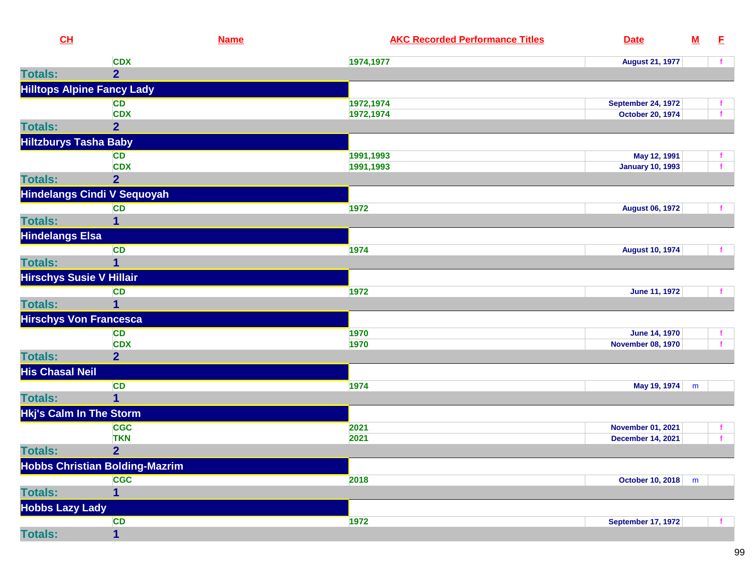| CH | Name | AKC Recorded Performance Titles | Date | M | F |
|---|---|---|---|---|---|
| | CDX | 1974,1977 | August 21, 1977 | | f |
| **Totals:** | **2** | | | | |
| **Hilltops Alpine Fancy Lady** | | | | | |
| | CD | 1972,1974 | September 24, 1972 | | f |
| | CDX | 1972,1974 | October 20, 1974 | | f |
| **Totals:** | **2** | | | | |
| **Hiltzburys Tasha Baby** | | | | | |
| | CD | 1991,1993 | May 12, 1991 | | f |
| | CDX | 1991,1993 | January 10, 1993 | | f |
| **Totals:** | **2** | | | | |
| **Hindelangs Cindi V Sequoyah** | | | | | |
| | CD | 1972 | August 06, 1972 | | f |
| **Totals:** | **1** | | | | |
| **Hindelangs Elsa** | | | | | |
| | CD | 1974 | August 10, 1974 | | f |
| **Totals:** | **1** | | | | |
| **Hirschys Susie V Hillair** | | | | | |
| | CD | 1972 | June 11, 1972 | | f |
| **Totals:** | **1** | | | | |
| **Hirschys Von Francesca** | | | | | |
| | CD | 1970 | June 14, 1970 | | f |
| | CDX | 1970 | November 08, 1970 | | f |
| **Totals:** | **2** | | | | |
| **His Chasal Neil** | | | | | |
| | CD | 1974 | May 19, 1974 | m | |
| **Totals:** | **1** | | | | |
| **Hkj's Calm In The Storm** | | | | | |
| | CGC | 2021 | November 01, 2021 | | f |
| | TKN | 2021 | December 14, 2021 | | f |
| **Totals:** | **2** | | | | |
| **Hobbs Christian Bolding-Mazrim** | | | | | |
| | CGC | 2018 | October 10, 2018 | m | |
| **Totals:** | **1** | | | | |
| **Hobbs Lazy Lady** | | | | | |
| | CD | 1972 | September 17, 1972 | | f |
| **Totals:** | **1** | | | | |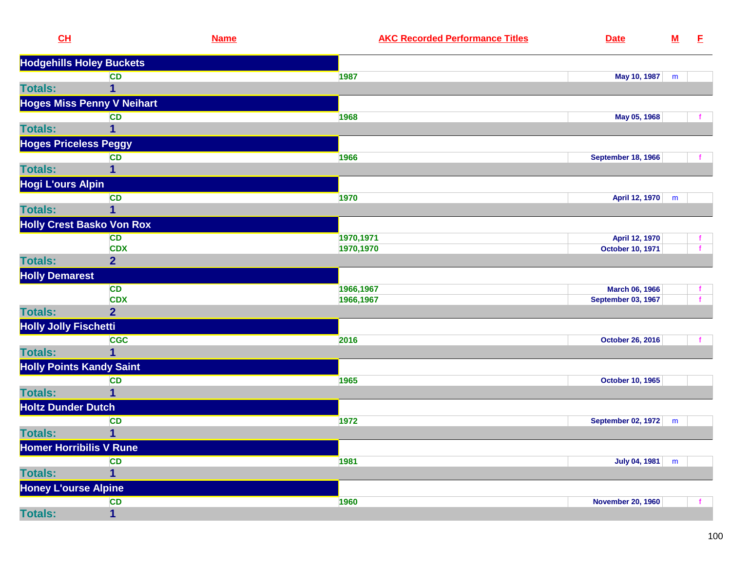| CH | Name | AKC Recorded Performance Titles | Date | M | F |
|---|---|---|---|---|---|
| **Hodgehills Holey Buckets** | | | | | |
| | CD | 1987 | May 10, 1987 | m | |
| **Totals:** | 1 | | | | |
| **Hoges Miss Penny V Neihart** | | | | | |
| | CD | 1968 | May 05, 1968 | | f |
| **Totals:** | 1 | | | | |
| **Hoges Priceless Peggy** | | | | | |
| | CD | 1966 | September 18, 1966 | | f |
| **Totals:** | 1 | | | | |
| **Hogi L'ours Alpin** | | | | | |
| | CD | 1970 | April 12, 1970 | m | |
| **Totals:** | 1 | | | | |
| **Holly Crest Basko Von Rox** | | | | | |
| | CD | 1970,1971 | April 12, 1970 | | f |
| | CDX | 1970,1970 | October 10, 1971 | | f |
| **Totals:** | 2 | | | | |
| **Holly Demarest** | | | | | |
| | CD | 1966,1967 | March 06, 1966 | | f |
| | CDX | 1966,1967 | September 03, 1967 | | f |
| **Totals:** | 2 | | | | |
| **Holly Jolly Fischetti** | | | | | |
| | CGC | 2016 | October 26, 2016 | | f |
| **Totals:** | 1 | | | | |
| **Holly Points Kandy Saint** | | | | | |
| | CD | 1965 | October 10, 1965 | | |
| **Totals:** | 1 | | | | |
| **Holtz Dunder Dutch** | | | | | |
| | CD | 1972 | September 02, 1972 | m | |
| **Totals:** | 1 | | | | |
| **Homer Horribilis V Rune** | | | | | |
| | CD | 1981 | July 04, 1981 | m | |
| **Totals:** | 1 | | | | |
| **Honey L'ourse Alpine** | | | | | |
| | CD | 1960 | November 20, 1960 | | f |
| **Totals:** | 1 | | | | |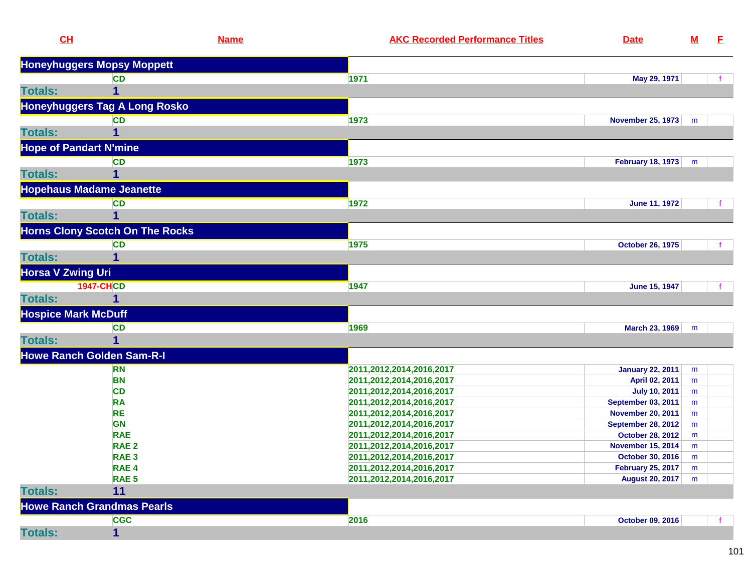| CH | Name | AKC Recorded Performance Titles | Date | M | F |
|---|---|---|---|---|---|
| **Honeyhuggers Mopsy Moppett** | | | | | |
| | CD | 1971 | May 29, 1971 | | f |
| **Totals:** | 1 | | | | |
| **Honeyhuggers Tag A Long Rosko** | | | | | |
| | CD | 1973 | November 25, 1973 | m | |
| **Totals:** | 1 | | | | |
| **Hope of Pandart N'mine** | | | | | |
| | CD | 1973 | February 18, 1973 | m | |
| **Totals:** | 1 | | | | |
| **Hopehaus Madame Jeanette** | | | | | |
| | CD | 1972 | June 11, 1972 | | f |
| **Totals:** | 1 | | | | |
| **Horns Clony Scotch On The Rocks** | | | | | |
| | CD | 1975 | October 26, 1975 | | f |
| **Totals:** | 1 | | | | |
| **Horsa V Zwing Uri** | | | | | |
| 1947-CH | CD | 1947 | June 15, 1947 | | f |
| **Totals:** | 1 | | | | |
| **Hospice Mark McDuff** | | | | | |
| | CD | 1969 | March 23, 1969 | m | |
| **Totals:** | 1 | | | | |
| **Howe Ranch Golden Sam-R-I** | | | | | |
| | RN | 2011,2012,2014,2016,2017 | January 22, 2011 | m | |
| | BN | 2011,2012,2014,2016,2017 | April 02, 2011 | m | |
| | CD | 2011,2012,2014,2016,2017 | July 10, 2011 | m | |
| | RA | 2011,2012,2014,2016,2017 | September 03, 2011 | m | |
| | RE | 2011,2012,2014,2016,2017 | November 20, 2011 | m | |
| | GN | 2011,2012,2014,2016,2017 | September 28, 2012 | m | |
| | RAE | 2011,2012,2014,2016,2017 | October 28, 2012 | m | |
| | RAE 2 | 2011,2012,2014,2016,2017 | November 15, 2014 | m | |
| | RAE 3 | 2011,2012,2014,2016,2017 | October 30, 2016 | m | |
| | RAE 4 | 2011,2012,2014,2016,2017 | February 25, 2017 | m | |
| | RAE 5 | 2011,2012,2014,2016,2017 | August 20, 2017 | m | |
| **Totals:** | 11 | | | | |
| **Howe Ranch Grandmas Pearls** | | | | | |
| | CGC | 2016 | October 09, 2016 | | f |
| **Totals:** | 1 | | | | |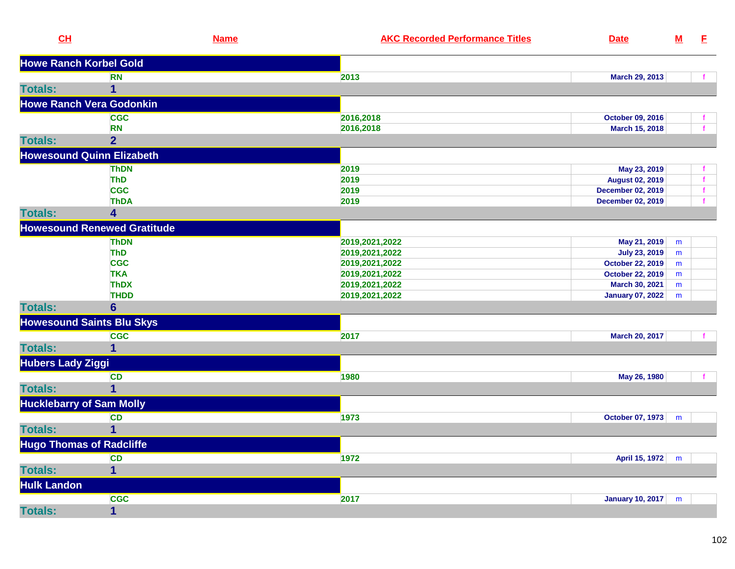| CH | Name | AKC Recorded Performance Titles | Date | M | F |
|---|---|---|---|---|---|
| **Howe Ranch Korbel Gold** | | | | | |
| | RN | 2013 | March 29, 2013 | | f |
| **Totals:** | **1** | | | | |
| **Howe Ranch Vera Godonkin** | | | | | |
| | CGC | 2016,2018 | October 09, 2016 | | f |
| | RN | 2016,2018 | March 15, 2018 | | f |
| **Totals:** | **2** | | | | |
| **Howesound Quinn Elizabeth** | | | | | |
| | ThDN | 2019 | May 23, 2019 | | f |
| | ThD | 2019 | August 02, 2019 | | f |
| | CGC | 2019 | December 02, 2019 | | f |
| | ThDA | 2019 | December 02, 2019 | | f |
| **Totals:** | **4** | | | | |
| **Howesound Renewed Gratitude** | | | | | |
| | ThDN | 2019,2021,2022 | May 21, 2019 | m | |
| | ThD | 2019,2021,2022 | July 23, 2019 | m | |
| | CGC | 2019,2021,2022 | October 22, 2019 | m | |
| | TKA | 2019,2021,2022 | October 22, 2019 | m | |
| | ThDX | 2019,2021,2022 | March 30, 2021 | m | |
| | THDD | 2019,2021,2022 | January 07, 2022 | m | |
| **Totals:** | **6** | | | | |
| **Howesound Saints Blu Skys** | | | | | |
| | CGC | 2017 | March 20, 2017 | | f |
| **Totals:** | **1** | | | | |
| **Hubers Lady Ziggi** | | | | | |
| | CD | 1980 | May 26, 1980 | | f |
| **Totals:** | **1** | | | | |
| **Hucklebarry of Sam Molly** | | | | | |
| | CD | 1973 | October 07, 1973 | m | |
| **Totals:** | **1** | | | | |
| **Hugo Thomas of Radcliffe** | | | | | |
| | CD | 1972 | April 15, 1972 | m | |
| **Totals:** | **1** | | | | |
| **Hulk Landon** | | | | | |
| | CGC | 2017 | January 10, 2017 | m | |
| **Totals:** | **1** | | | | |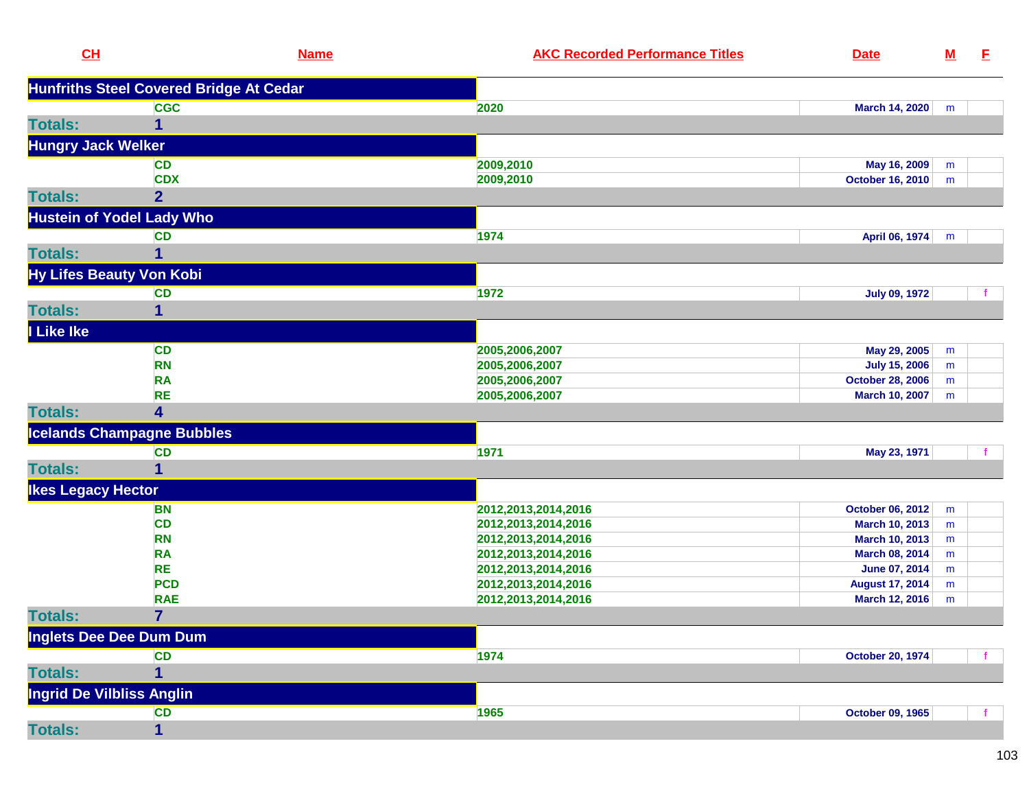| CH | Name | AKC Recorded Performance Titles | Date | M | F |
|---|---|---|---|---|---|
| **Hunfriths Steel Covered Bridge At Cedar** | | | | | |
| | CGC | 2020 | March 14, 2020 | m | |
| **Totals:** | 1 | | | | |
| **Hungry Jack Welker** | | | | | |
| | CD | 2009,2010 | May 16, 2009 | m | |
| | CDX | 2009,2010 | October 16, 2010 | m | |
| **Totals:** | 2 | | | | |
| **Hustein of Yodel Lady Who** | | | | | |
| | CD | 1974 | April 06, 1974 | m | |
| **Totals:** | 1 | | | | |
| **Hy Lifes Beauty Von Kobi** | | | | | |
| | CD | 1972 | July 09, 1972 | | f |
| **Totals:** | 1 | | | | |
| **I Like Ike** | | | | | |
| | CD | 2005,2006,2007 | May 29, 2005 | m | |
| | RN | 2005,2006,2007 | July 15, 2006 | m | |
| | RA | 2005,2006,2007 | October 28, 2006 | m | |
| | RE | 2005,2006,2007 | March 10, 2007 | m | |
| **Totals:** | 4 | | | | |
| **Icelands Champagne Bubbles** | | | | | |
| | CD | 1971 | May 23, 1971 | | f |
| **Totals:** | 1 | | | | |
| **Ikes Legacy Hector** | | | | | |
| | BN | 2012,2013,2014,2016 | October 06, 2012 | m | |
| | CD | 2012,2013,2014,2016 | March 10, 2013 | m | |
| | RN | 2012,2013,2014,2016 | March 10, 2013 | m | |
| | RA | 2012,2013,2014,2016 | March 08, 2014 | m | |
| | RE | 2012,2013,2014,2016 | June 07, 2014 | m | |
| | PCD | 2012,2013,2014,2016 | August 17, 2014 | m | |
| | RAE | 2012,2013,2014,2016 | March 12, 2016 | m | |
| **Totals:** | 7 | | | | |
| **Inglets Dee Dee Dum Dum** | | | | | |
| | CD | 1974 | October 20, 1974 | | f |
| **Totals:** | 1 | | | | |
| **Ingrid De Vilbliss Anglin** | | | | | |
| | CD | 1965 | October 09, 1965 | | f |
| **Totals:** | 1 | | | | |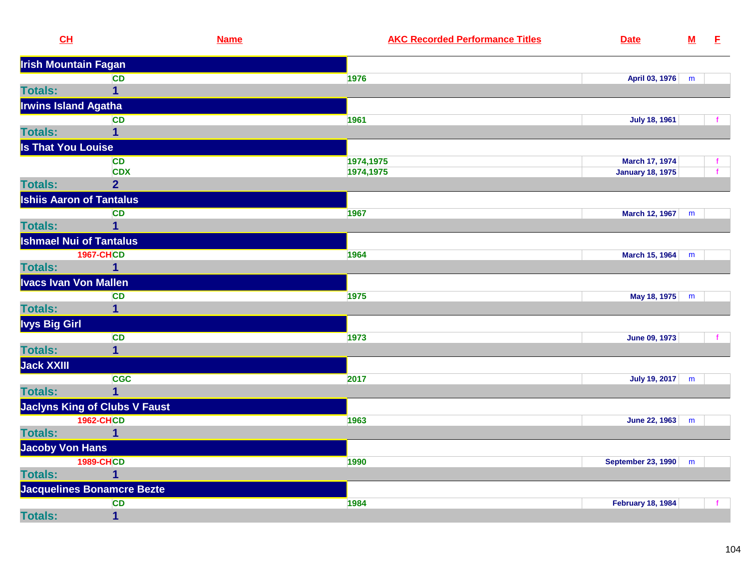| CH | Name | AKC Recorded Performance Titles | Date | M | F |
|---|---|---|---|---|---|
| **Irish Mountain Fagan** | | | | | |
| | CD | 1976 | April 03, 1976 | m | |
| **Totals:** | 1 | | | | |
| **Irwins Island Agatha** | | | | | |
| | CD | 1961 | July 18, 1961 | | f |
| **Totals:** | 1 | | | | |
| **Is That You Louise** | | | | | |
| | CD | 1974,1975 | March 17, 1974 | | f |
| | CDX | 1974,1975 | January 18, 1975 | | f |
| **Totals:** | 2 | | | | |
| **Ishiis Aaron of Tantalus** | | | | | |
| | CD | 1967 | March 12, 1967 | m | |
| **Totals:** | 1 | | | | |
| **Ishmael Nui of Tantalus** | | | | | |
| 1967-CH | CD | 1964 | March 15, 1964 | m | |
| **Totals:** | 1 | | | | |
| **Ivacs Ivan Von Mallen** | | | | | |
| | CD | 1975 | May 18, 1975 | m | |
| **Totals:** | 1 | | | | |
| **Ivys Big Girl** | | | | | |
| | CD | 1973 | June 09, 1973 | | f |
| **Totals:** | 1 | | | | |
| **Jack XXIII** | | | | | |
| | CGC | 2017 | July 19, 2017 | m | |
| **Totals:** | 1 | | | | |
| **Jaclyns King of Clubs V Faust** | | | | | |
| 1962-CH | CD | 1963 | June 22, 1963 | m | |
| **Totals:** | 1 | | | | |
| **Jacoby Von Hans** | | | | | |
| 1989-CH | CD | 1990 | September 23, 1990 | m | |
| **Totals:** | 1 | | | | |
| **Jacquelines Bonamcre Bezte** | | | | | |
| | CD | 1984 | February 18, 1984 | | f |
| **Totals:** | 1 | | | | |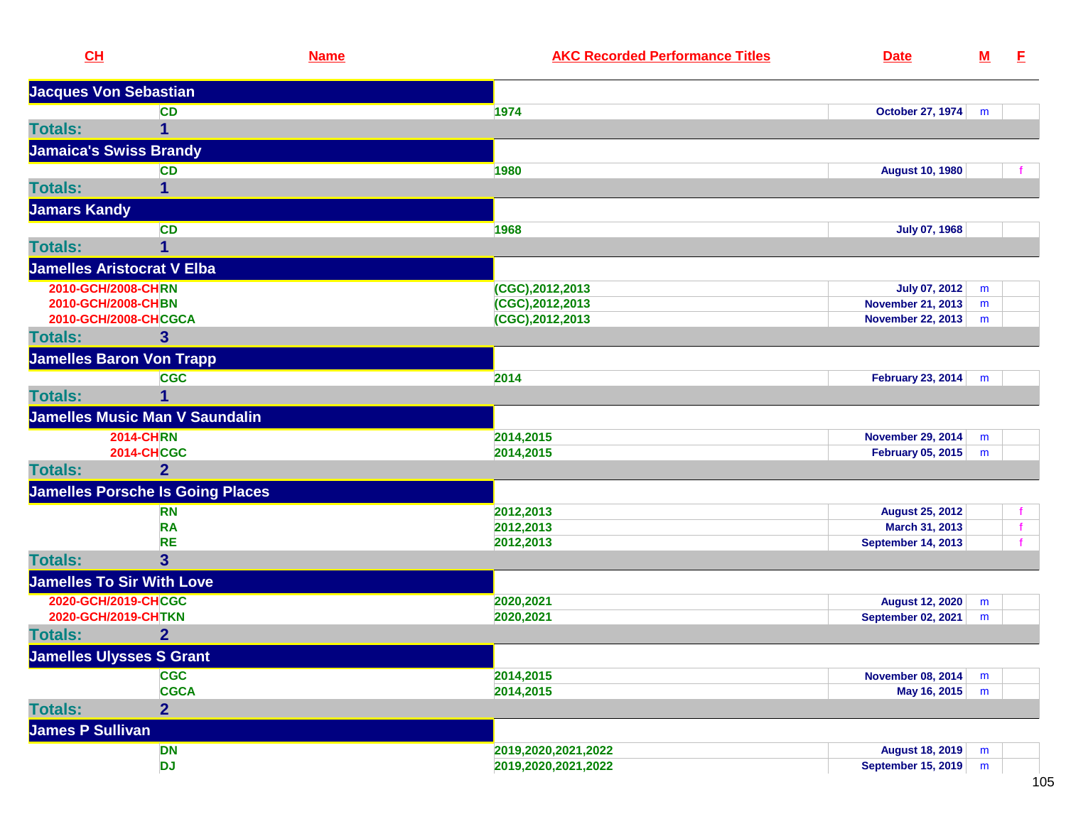| CH | Name | AKC Recorded Performance Titles | Date | M | F |
|---|---|---|---|---|---|
| **Jacques Von Sebastian** | | | | | |
| | CD | 1974 | October 27, 1974 | m | |
| Totals: | 1 | | | | |
| **Jamaica's Swiss Brandy** | | | | | |
| | CD | 1980 | August 10, 1980 | | f |
| Totals: | 1 | | | | |
| **Jamars Kandy** | | | | | |
| | CD | 1968 | July 07, 1968 | | |
| Totals: | 1 | | | | |
| **Jamelles Aristocrat V Elba** | | | | | |
| 2010-GCH/2008-CH | RN | (CGC),2012,2013 | July 07, 2012 | m | |
| 2010-GCH/2008-CH | BN | (CGC),2012,2013 | November 21, 2013 | m | |
| 2010-GCH/2008-CH | CGCA | (CGC),2012,2013 | November 22, 2013 | m | |
| Totals: | 3 | | | | |
| **Jamelles Baron Von Trapp** | | | | | |
| | CGC | 2014 | February 23, 2014 | m | |
| Totals: | 1 | | | | |
| **Jamelles Music Man V Saundalin** | | | | | |
| 2014-CH | RN | 2014,2015 | November 29, 2014 | m | |
| 2014-CH | CGC | 2014,2015 | February 05, 2015 | m | |
| Totals: | 2 | | | | |
| **Jamelles Porsche Is Going Places** | | | | | |
| | RN | 2012,2013 | August 25, 2012 | | f |
| | RA | 2012,2013 | March 31, 2013 | | f |
| | RE | 2012,2013 | September 14, 2013 | | f |
| Totals: | 3 | | | | |
| **Jamelles To Sir With Love** | | | | | |
| 2020-GCH/2019-CH | CGC | 2020,2021 | August 12, 2020 | m | |
| 2020-GCH/2019-CH | TKN | 2020,2021 | September 02, 2021 | m | |
| Totals: | 2 | | | | |
| **Jamelles Ulysses S Grant** | | | | | |
| | CGC | 2014,2015 | November 08, 2014 | m | |
| | CGCA | 2014,2015 | May 16, 2015 | m | |
| Totals: | 2 | | | | |
| **James P Sullivan** | | | | | |
| | DN | 2019,2020,2021,2022 | August 18, 2019 | m | |
| | DJ | 2019,2020,2021,2022 | September 15, 2019 | m | |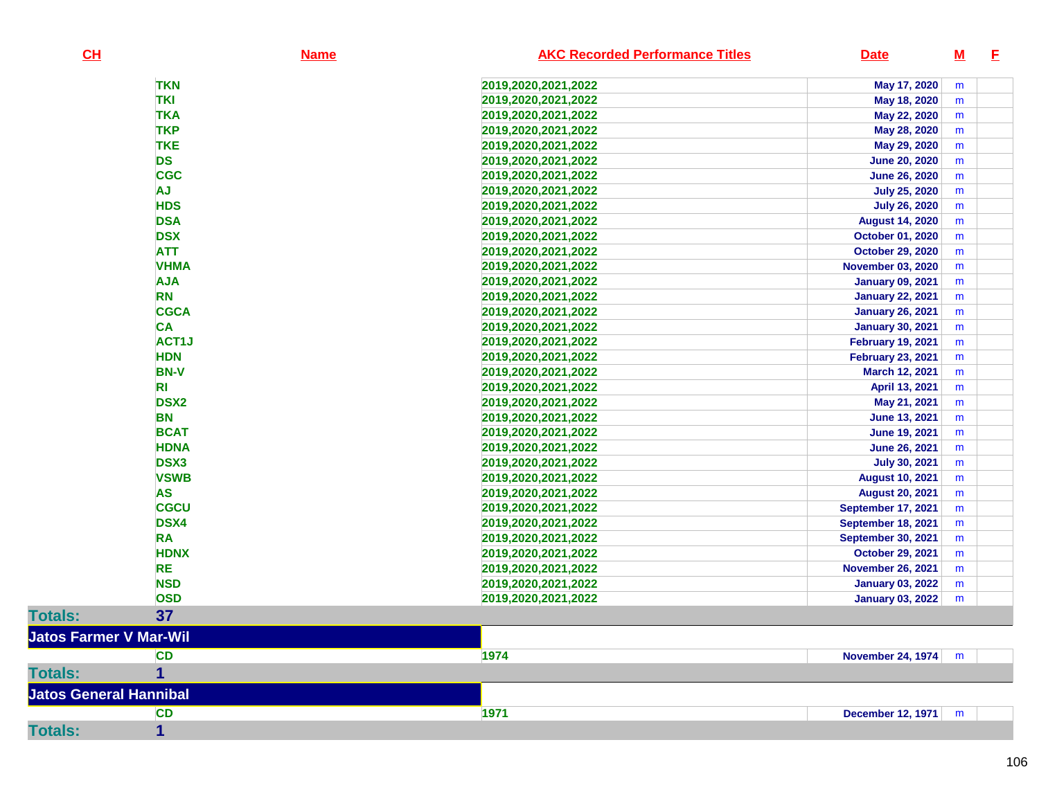| CH | Name | AKC Recorded Performance Titles | Date | M | F |
|---|---|---|---|---|---|
| | TKN | 2019,2020,2021,2022 | May 17, 2020 | m | |
| | TKI | 2019,2020,2021,2022 | May 18, 2020 | m | |
| | TKA | 2019,2020,2021,2022 | May 22, 2020 | m | |
| | TKP | 2019,2020,2021,2022 | May 28, 2020 | m | |
| | TKE | 2019,2020,2021,2022 | May 29, 2020 | m | |
| | DS | 2019,2020,2021,2022 | June 20, 2020 | m | |
| | CGC | 2019,2020,2021,2022 | June 26, 2020 | m | |
| | AJ | 2019,2020,2021,2022 | July 25, 2020 | m | |
| | HDS | 2019,2020,2021,2022 | July 26, 2020 | m | |
| | DSA | 2019,2020,2021,2022 | August 14, 2020 | m | |
| | DSX | 2019,2020,2021,2022 | October 01, 2020 | m | |
| | ATT | 2019,2020,2021,2022 | October 29, 2020 | m | |
| | VHMA | 2019,2020,2021,2022 | November 03, 2020 | m | |
| | AJA | 2019,2020,2021,2022 | January 09, 2021 | m | |
| | RN | 2019,2020,2021,2022 | January 22, 2021 | m | |
| | CGCA | 2019,2020,2021,2022 | January 26, 2021 | m | |
| | CA | 2019,2020,2021,2022 | January 30, 2021 | m | |
| | ACT1J | 2019,2020,2021,2022 | February 19, 2021 | m | |
| | HDN | 2019,2020,2021,2022 | February 23, 2021 | m | |
| | BN-V | 2019,2020,2021,2022 | March 12, 2021 | m | |
| | RI | 2019,2020,2021,2022 | April 13, 2021 | m | |
| | DSX2 | 2019,2020,2021,2022 | May 21, 2021 | m | |
| | BN | 2019,2020,2021,2022 | June 13, 2021 | m | |
| | BCAT | 2019,2020,2021,2022 | June 19, 2021 | m | |
| | HDNA | 2019,2020,2021,2022 | June 26, 2021 | m | |
| | DSX3 | 2019,2020,2021,2022 | July 30, 2021 | m | |
| | VSWB | 2019,2020,2021,2022 | August 10, 2021 | m | |
| | AS | 2019,2020,2021,2022 | August 20, 2021 | m | |
| | CGCU | 2019,2020,2021,2022 | September 17, 2021 | m | |
| | DSX4 | 2019,2020,2021,2022 | September 18, 2021 | m | |
| | RA | 2019,2020,2021,2022 | September 30, 2021 | m | |
| | HDNX | 2019,2020,2021,2022 | October 29, 2021 | m | |
| | RE | 2019,2020,2021,2022 | November 26, 2021 | m | |
| | NSD | 2019,2020,2021,2022 | January 03, 2022 | m | |
| | OSD | 2019,2020,2021,2022 | January 03, 2022 | m | |
| **Totals:** | **37** | | | | |
| **Jatos Farmer V Mar-Wil** | | | | | |
| | CD | 1974 | November 24, 1974 | m | |
| **Totals:** | **1** | | | | |
| **Jatos General Hannibal** | | | | | |
| | CD | 1971 | December 12, 1971 | m | |
| **Totals:** | **1** | | | | |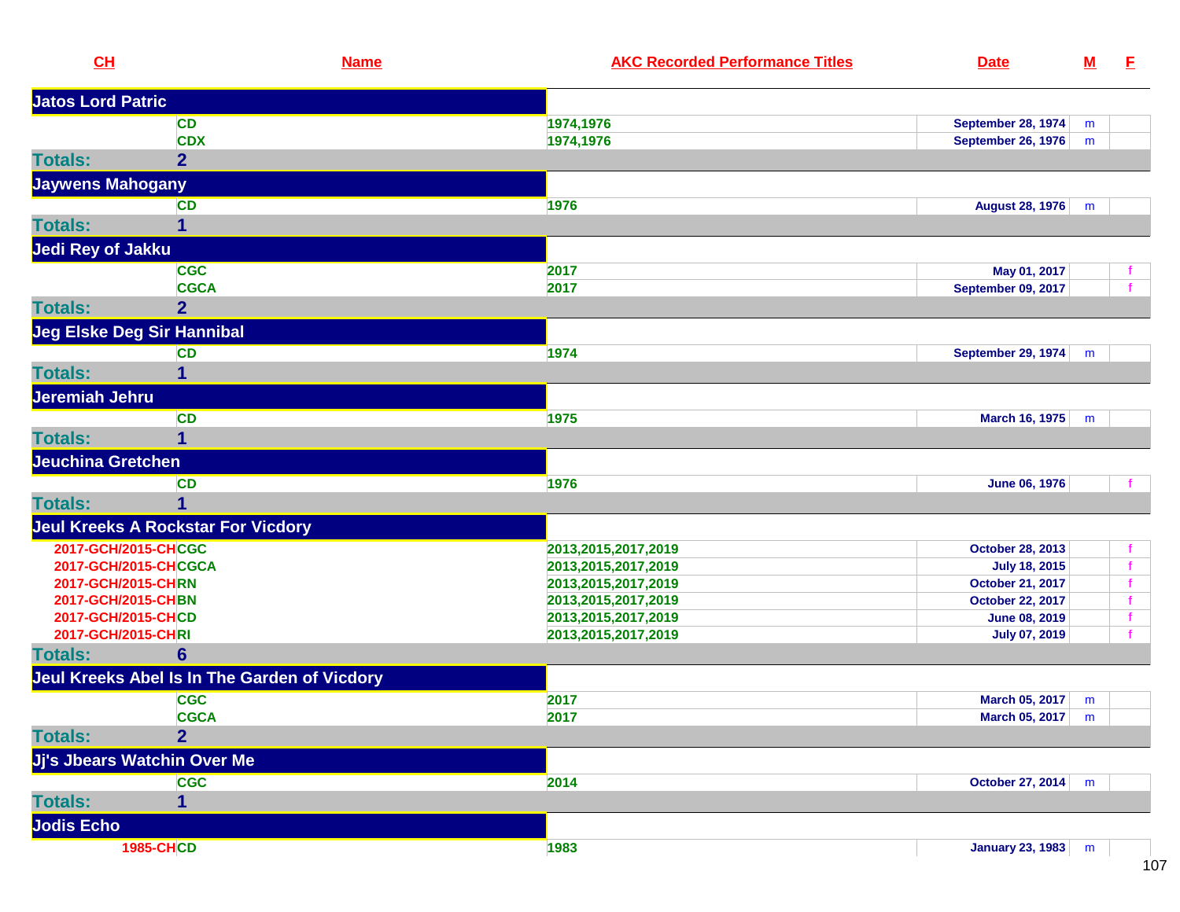| CH | Name | AKC Recorded Performance Titles | Date | M | F |
|---|---|---|---|---|---|
| **Jatos Lord Patric** | | | | | |
| | CD | 1974,1976 | September 28, 1974 | m | |
| | CDX | 1974,1976 | September 26, 1976 | m | |
| **Totals:** | **2** | | | | |
| **Jaywens Mahogany** | | | | | |
| | CD | 1976 | August 28, 1976 | m | |
| **Totals:** | **1** | | | | |
| **Jedi Rey of Jakku** | | | | | |
| | CGC | 2017 | May 01, 2017 | | f |
| | CGCA | 2017 | September 09, 2017 | | f |
| **Totals:** | **2** | | | | |
| **Jeg Elske Deg Sir Hannibal** | | | | | |
| | CD | 1974 | September 29, 1974 | m | |
| **Totals:** | **1** | | | | |
| **Jeremiah Jehru** | | | | | |
| | CD | 1975 | March 16, 1975 | m | |
| **Totals:** | **1** | | | | |
| **Jeuchina Gretchen** | | | | | |
| | CD | 1976 | June 06, 1976 | | f |
| **Totals:** | **1** | | | | |
| **Jeul Kreeks A Rockstar For Vicdory** | | | | | |
| 2017-GCH/2015-CH | CGC | 2013,2015,2017,2019 | October 28, 2013 | | f |
| 2017-GCH/2015-CH | CGCA | 2013,2015,2017,2019 | July 18, 2015 | | f |
| 2017-GCH/2015-CH | RN | 2013,2015,2017,2019 | October 21, 2017 | | f |
| 2017-GCH/2015-CH | BN | 2013,2015,2017,2019 | October 22, 2017 | | f |
| 2017-GCH/2015-CH | CD | 2013,2015,2017,2019 | June 08, 2019 | | f |
| 2017-GCH/2015-CH | RI | 2013,2015,2017,2019 | July 07, 2019 | | f |
| **Totals:** | **6** | | | | |
| **Jeul Kreeks Abel Is In The Garden of Vicdory** | | | | | |
| | CGC | 2017 | March 05, 2017 | m | |
| | CGCA | 2017 | March 05, 2017 | m | |
| **Totals:** | **2** | | | | |
| **Jj's Jbears Watchin Over Me** | | | | | |
| | CGC | 2014 | October 27, 2014 | m | |
| **Totals:** | **1** | | | | |
| **Jodis Echo** | | | | | |
| 1985-CH | CD | 1983 | January 23, 1983 | m | |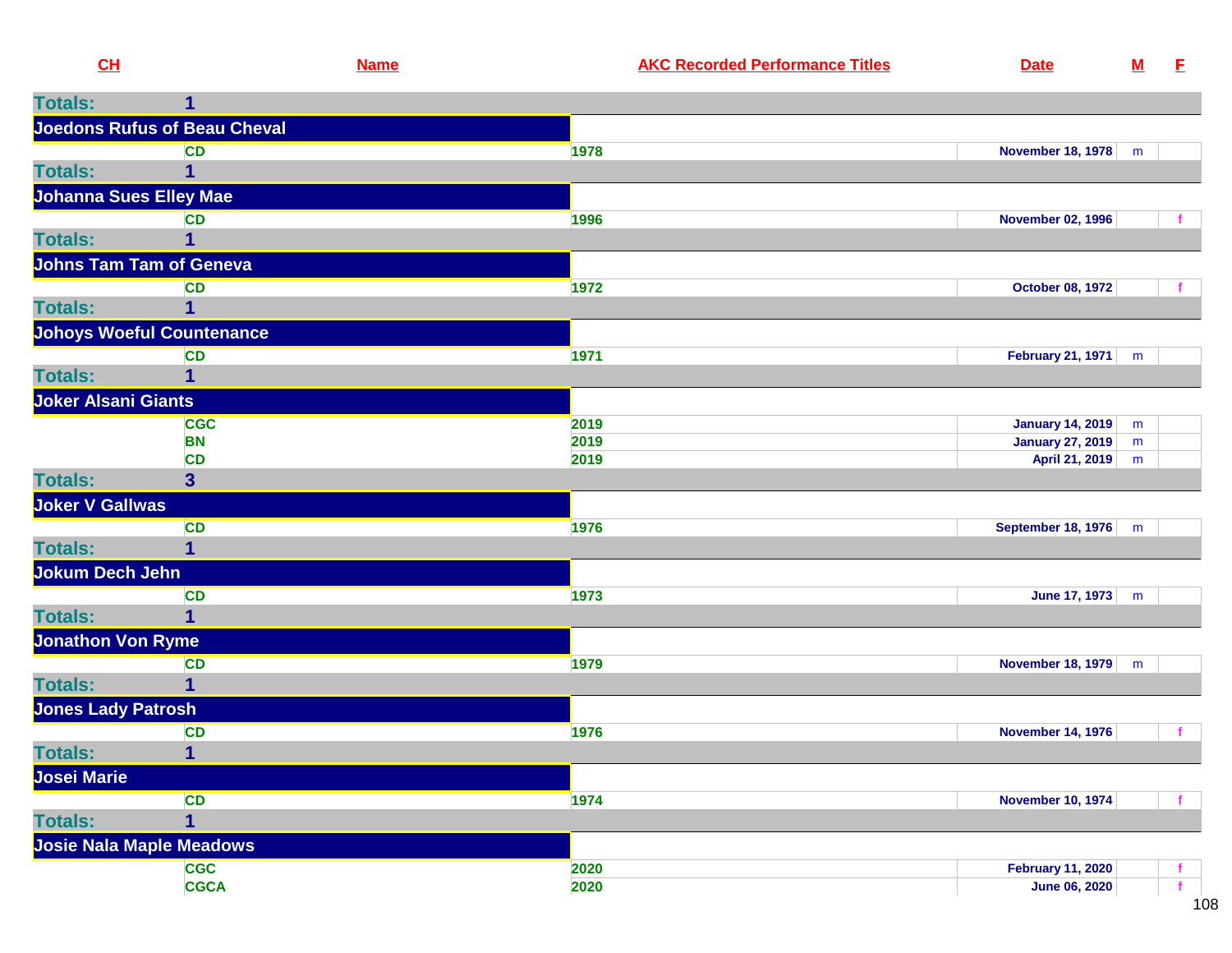| CH | Name | AKC Recorded Performance Titles | Date | M | F |
|---|---|---|---|---|---|
| **Totals:** | **1** | | | | |
| **Joedons Rufus of Beau Cheval** | | | | | |
| | CD | 1978 | November 18, 1978 | m | |
| **Totals:** | **1** | | | | |
| **Johanna Sues Elley Mae** | | | | | |
| | CD | 1996 | November 02, 1996 | | f |
| **Totals:** | **1** | | | | |
| **Johns Tam Tam of Geneva** | | | | | |
| | CD | 1972 | October 08, 1972 | | f |
| **Totals:** | **1** | | | | |
| **Johoys Woeful Countenance** | | | | | |
| | CD | 1971 | February 21, 1971 | m | |
| **Totals:** | **1** | | | | |
| **Joker Alsani Giants** | | | | | |
| | CGC | 2019 | January 14, 2019 | m | |
| | BN | 2019 | January 27, 2019 | m | |
| | CD | 2019 | April 21, 2019 | m | |
| **Totals:** | **3** | | | | |
| **Joker V Gallwas** | | | | | |
| | CD | 1976 | September 18, 1976 | m | |
| **Totals:** | **1** | | | | |
| **Jokum Dech Jehn** | | | | | |
| | CD | 1973 | June 17, 1973 | m | |
| **Totals:** | **1** | | | | |
| **Jonathon Von Ryme** | | | | | |
| | CD | 1979 | November 18, 1979 | m | |
| **Totals:** | **1** | | | | |
| **Jones Lady Patrosh** | | | | | |
| | CD | 1976 | November 14, 1976 | | f |
| **Totals:** | **1** | | | | |
| **Josei Marie** | | | | | |
| | CD | 1974 | November 10, 1974 | | f |
| **Totals:** | **1** | | | | |
| **Josie Nala Maple Meadows** | | | | | |
| | CGC | 2020 | February 11, 2020 | | f |
| | CGCA | 2020 | June 06, 2020 | | f |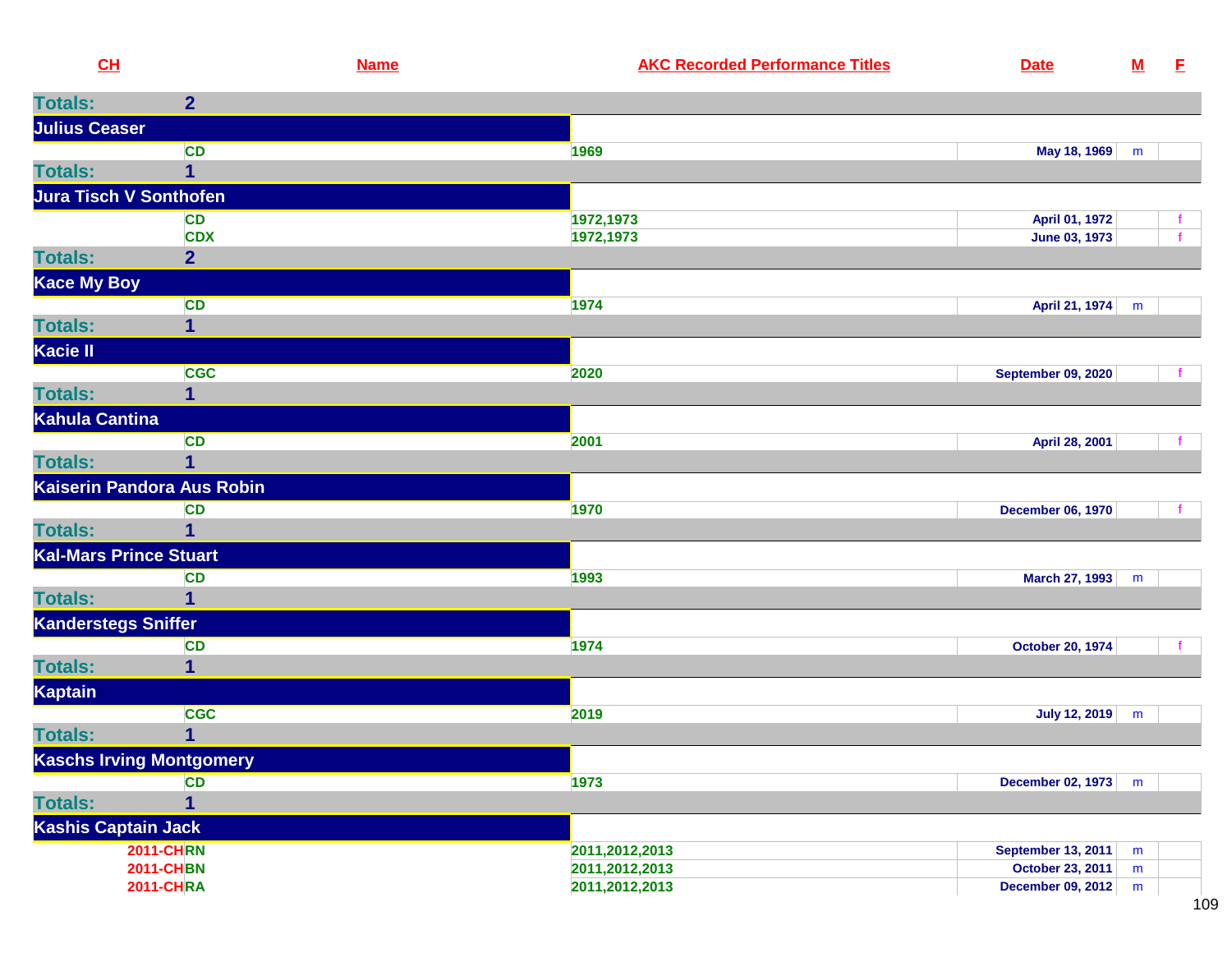| CH | Name | AKC Recorded Performance Titles | Date | M | F |
|---|---|---|---|---|---|
| **Totals:** | **2** | | | | |
| **Julius Ceaser** | | | | | |
| | CD | 1969 | May 18, 1969 | m | |
| **Totals:** | **1** | | | | |
| **Jura Tisch V Sonthofen** | | | | | |
| | CD | 1972,1973 | April 01, 1972 | | f |
| | CDX | 1972,1973 | June 03, 1973 | | f |
| **Totals:** | **2** | | | | |
| **Kace My Boy** | | | | | |
| | CD | 1974 | April 21, 1974 | m | |
| **Totals:** | **1** | | | | |
| **Kacie II** | | | | | |
| | CGC | 2020 | September 09, 2020 | | f |
| **Totals:** | **1** | | | | |
| **Kahula Cantina** | | | | | |
| | CD | 2001 | April 28, 2001 | | f |
| **Totals:** | **1** | | | | |
| **Kaiserin Pandora Aus Robin** | | | | | |
| | CD | 1970 | December 06, 1970 | | f |
| **Totals:** | **1** | | | | |
| **Kal-Mars Prince Stuart** | | | | | |
| | CD | 1993 | March 27, 1993 | m | |
| **Totals:** | **1** | | | | |
| **Kanderstegs Sniffer** | | | | | |
| | CD | 1974 | October 20, 1974 | | f |
| **Totals:** | **1** | | | | |
| **Kaptain** | | | | | |
| | CGC | 2019 | July 12, 2019 | m | |
| **Totals:** | **1** | | | | |
| **Kaschs Irving Montgomery** | | | | | |
| | CD | 1973 | December 02, 1973 | m | |
| **Totals:** | **1** | | | | |
| **Kashis Captain Jack** | | | | | |
| 2011-CH | RN | 2011,2012,2013 | September 13, 2011 | m | |
| 2011-CH | BN | 2011,2012,2013 | October 23, 2011 | m | |
| 2011-CH | RA | 2011,2012,2013 | December 09, 2012 | m | |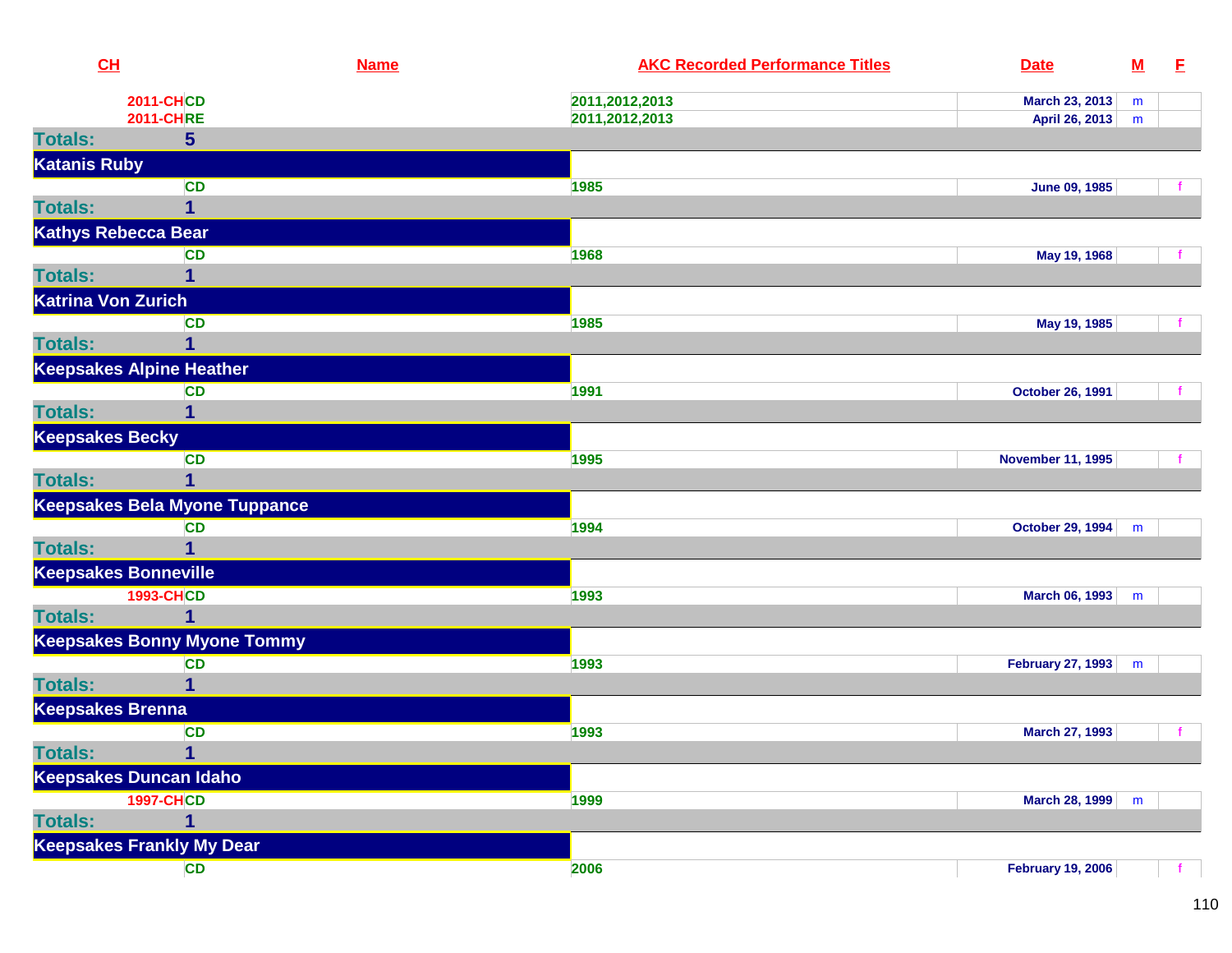| CH | Name | AKC Recorded Performance Titles | Date | M | F |
|---|---|---|---|---|---|
| 2011-CH | CD | 2011,2012,2013 | March 23, 2013 | m | |
| 2011-CH | RE | 2011,2012,2013 | April 26, 2013 | m | |
| **Totals:** | **5** | | | | |
| **Katanis Ruby** | | | | | |
| | CD | 1985 | June 09, 1985 | | f |
| **Totals:** | **1** | | | | |
| **Kathys Rebecca Bear** | | | | | |
| | CD | 1968 | May 19, 1968 | | f |
| **Totals:** | **1** | | | | |
| **Katrina Von Zurich** | | | | | |
| | CD | 1985 | May 19, 1985 | | f |
| **Totals:** | **1** | | | | |
| **Keepsakes Alpine Heather** | | | | | |
| | CD | 1991 | October 26, 1991 | | f |
| **Totals:** | **1** | | | | |
| **Keepsakes Becky** | | | | | |
| | CD | 1995 | November 11, 1995 | | f |
| **Totals:** | **1** | | | | |
| **Keepsakes Bela Myone Tuppance** | | | | | |
| | CD | 1994 | October 29, 1994 | m | |
| **Totals:** | **1** | | | | |
| **Keepsakes Bonneville** | | | | | |
| 1993-CH | CD | 1993 | March 06, 1993 | m | |
| **Totals:** | **1** | | | | |
| **Keepsakes Bonny Myone Tommy** | | | | | |
| | CD | 1993 | February 27, 1993 | m | |
| **Totals:** | **1** | | | | |
| **Keepsakes Brenna** | | | | | |
| | CD | 1993 | March 27, 1993 | | f |
| **Totals:** | **1** | | | | |
| **Keepsakes Duncan Idaho** | | | | | |
| 1997-CH | CD | 1999 | March 28, 1999 | m | |
| **Totals:** | **1** | | | | |
| **Keepsakes Frankly My Dear** | | | | | |
| | CD | 2006 | February 19, 2006 | | f |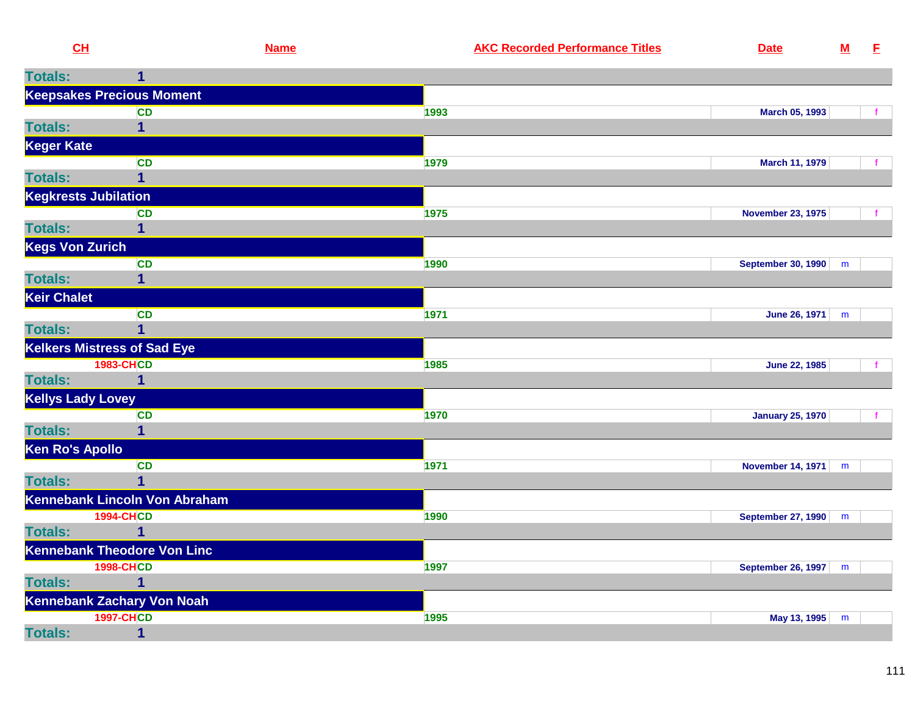| CH | Name | AKC Recorded Performance Titles | Date | M | F |
|---|---|---|---|---|---|
| **Totals:** | **1** | | | | |
| **Keepsakes Precious Moment** | | | | | |
| | CD | 1993 | March 05, 1993 | | f |
| **Totals:** | **1** | | | | |
| **Keger Kate** | | | | | |
| | CD | 1979 | March 11, 1979 | | f |
| **Totals:** | **1** | | | | |
| **Kegkrests Jubilation** | | | | | |
| | CD | 1975 | November 23, 1975 | | f |
| **Totals:** | **1** | | | | |
| **Kegs Von Zurich** | | | | | |
| | CD | 1990 | September 30, 1990 | m | |
| **Totals:** | **1** | | | | |
| **Keir Chalet** | | | | | |
| | CD | 1971 | June 26, 1971 | m | |
| **Totals:** | **1** | | | | |
| **Kelkers Mistress of Sad Eye** | | | | | |
| 1983-CH | CD | 1985 | June 22, 1985 | | f |
| **Totals:** | **1** | | | | |
| **Kellys Lady Lovey** | | | | | |
| | CD | 1970 | January 25, 1970 | | f |
| **Totals:** | **1** | | | | |
| **Ken Ro's Apollo** | | | | | |
| | CD | 1971 | November 14, 1971 | m | |
| **Totals:** | **1** | | | | |
| **Kennebank Lincoln Von Abraham** | | | | | |
| 1994-CH | CD | 1990 | September 27, 1990 | m | |
| **Totals:** | **1** | | | | |
| **Kennebank Theodore Von Linc** | | | | | |
| 1998-CH | CD | 1997 | September 26, 1997 | m | |
| **Totals:** | **1** | | | | |
| **Kennebank Zachary Von Noah** | | | | | |
| 1997-CH | CD | 1995 | May 13, 1995 | m | |
| **Totals:** | **1** | | | | |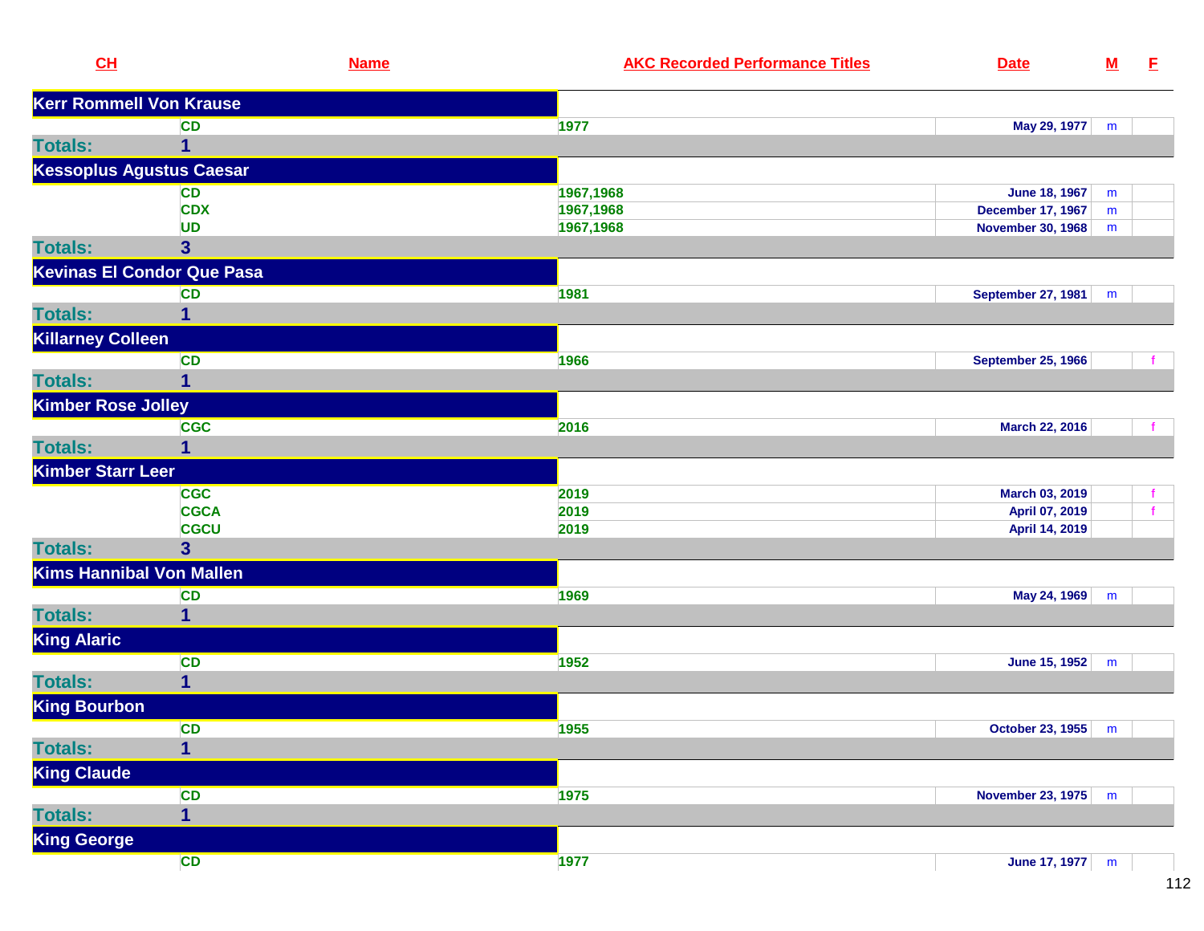| CH | Name | AKC Recorded Performance Titles | Date | M | F |
|---|---|---|---|---|---|
| **Kerr Rommell Von Krause** | | | | | |
| | CD | 1977 | May 29, 1977 | m | |
| **Totals:** | **1** | | | | |
| **Kessoplus Agustus Caesar** | | | | | |
| | CD | 1967,1968 | June 18, 1967 | m | |
| | CDX | 1967,1968 | December 17, 1967 | m | |
| | UD | 1967,1968 | November 30, 1968 | m | |
| **Totals:** | **3** | | | | |
| **Kevinas El Condor Que Pasa** | | | | | |
| | CD | 1981 | September 27, 1981 | m | |
| **Totals:** | **1** | | | | |
| **Killarney Colleen** | | | | | |
| | CD | 1966 | September 25, 1966 | | f |
| **Totals:** | **1** | | | | |
| **Kimber Rose Jolley** | | | | | |
| | CGC | 2016 | March 22, 2016 | | f |
| **Totals:** | **1** | | | | |
| **Kimber Starr Leer** | | | | | |
| | CGC | 2019 | March 03, 2019 | | f |
| | CGCA | 2019 | April 07, 2019 | | f |
| | CGCU | 2019 | April 14, 2019 | | |
| **Totals:** | **3** | | | | |
| **Kims Hannibal Von Mallen** | | | | | |
| | CD | 1969 | May 24, 1969 | m | |
| **Totals:** | **1** | | | | |
| **King Alaric** | | | | | |
| | CD | 1952 | June 15, 1952 | m | |
| **Totals:** | **1** | | | | |
| **King Bourbon** | | | | | |
| | CD | 1955 | October 23, 1955 | m | |
| **Totals:** | **1** | | | | |
| **King Claude** | | | | | |
| | CD | 1975 | November 23, 1975 | m | |
| **Totals:** | **1** | | | | |
| **King George** | | | | | |
| | CD | 1977 | June 17, 1977 | m | |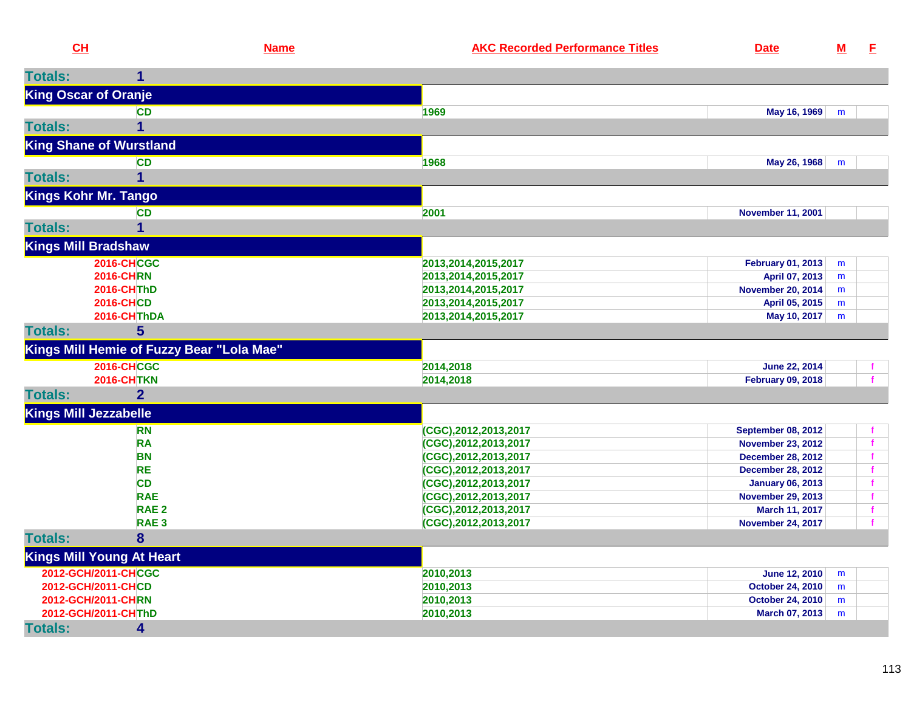| CH | Name | AKC Recorded Performance Titles | Date | M | F |
|---|---|---|---|---|---|
| Totals: | 1 | | | | |
| King Oscar of Oranje | | | | | |
| | CD | 1969 | May 16, 1969 | m | |
| Totals: | 1 | | | | |
| King Shane of Wurstland | | | | | |
| | CD | 1968 | May 26, 1968 | m | |
| Totals: | 1 | | | | |
| Kings Kohr Mr. Tango | | | | | |
| | CD | 2001 | November 11, 2001 | | |
| Totals: | 1 | | | | |
| Kings Mill Bradshaw | | | | | |
| 2016-CH | CGC | 2013,2014,2015,2017 | February 01, 2013 | m | |
| 2016-CH | RN | 2013,2014,2015,2017 | April 07, 2013 | m | |
| 2016-CH | ThD | 2013,2014,2015,2017 | November 20, 2014 | m | |
| 2016-CH | CD | 2013,2014,2015,2017 | April 05, 2015 | m | |
| 2016-CH | ThDA | 2013,2014,2015,2017 | May 10, 2017 | m | |
| Totals: | 5 | | | | |
| Kings Mill Hemie of Fuzzy Bear "Lola Mae" | | | | | |
| 2016-CH | CGC | 2014,2018 | June 22, 2014 | | f |
| 2016-CH | TKN | 2014,2018 | February 09, 2018 | | f |
| Totals: | 2 | | | | |
| Kings Mill Jezzabelle | | | | | |
| | RN | (CGC),2012,2013,2017 | September 08, 2012 | | f |
| | RA | (CGC),2012,2013,2017 | November 23, 2012 | | f |
| | BN | (CGC),2012,2013,2017 | December 28, 2012 | | f |
| | RE | (CGC),2012,2013,2017 | December 28, 2012 | | f |
| | CD | (CGC),2012,2013,2017 | January 06, 2013 | | f |
| | RAE | (CGC),2012,2013,2017 | November 29, 2013 | | f |
| | RAE 2 | (CGC),2012,2013,2017 | March 11, 2017 | | f |
| | RAE 3 | (CGC),2012,2013,2017 | November 24, 2017 | | f |
| Totals: | 8 | | | | |
| Kings Mill Young At Heart | | | | | |
| 2012-GCH/2011-CH | CGC | 2010,2013 | June 12, 2010 | m | |
| 2012-GCH/2011-CH | CD | 2010,2013 | October 24, 2010 | m | |
| 2012-GCH/2011-CH | RN | 2010,2013 | October 24, 2010 | m | |
| 2012-GCH/2011-CH | ThD | 2010,2013 | March 07, 2013 | m | |
| Totals: | 4 | | | | |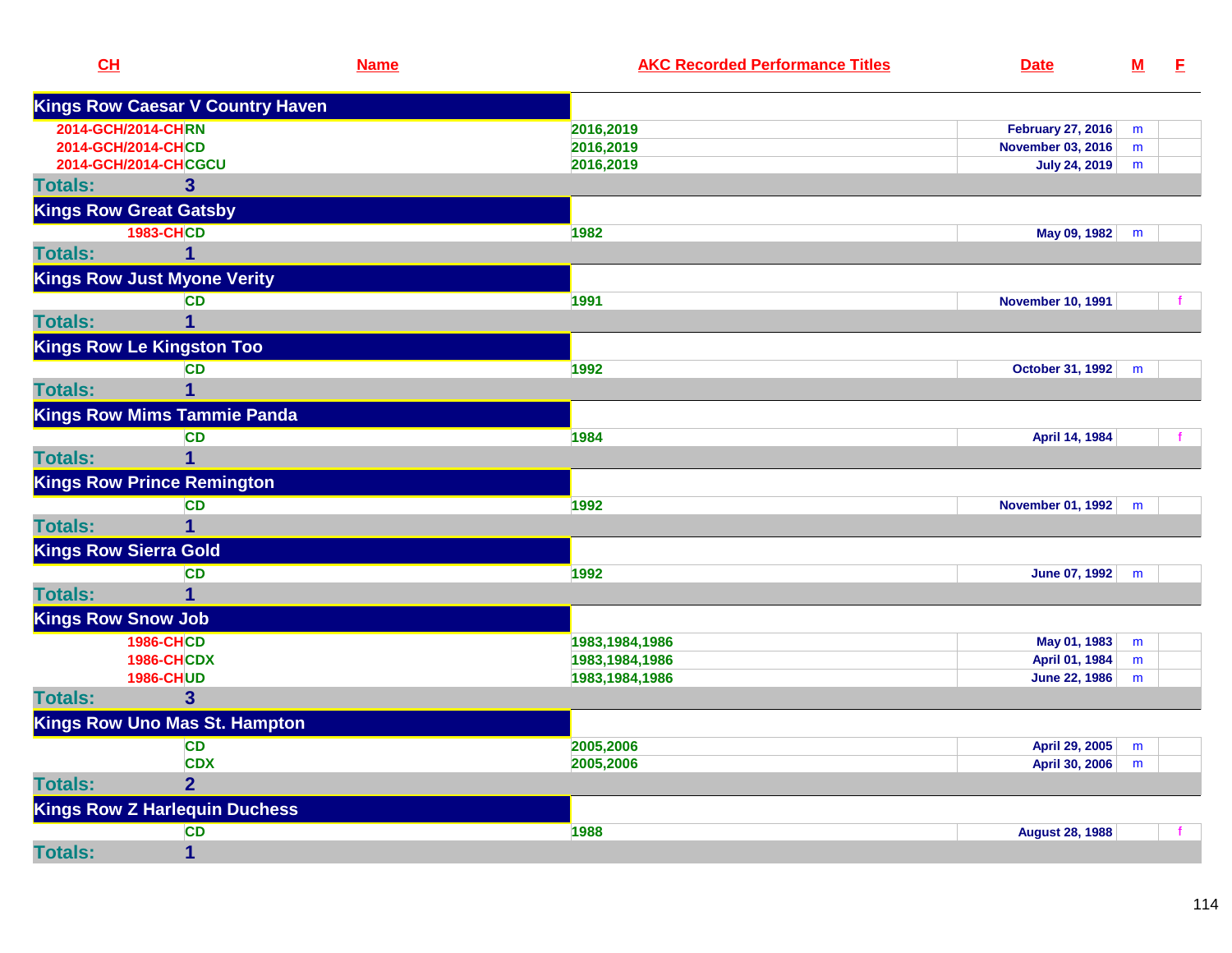| CH | Name | AKC Recorded Performance Titles | Date | M | F |
|---|---|---|---|---|---|
| **Kings Row Caesar V Country Haven** | | | | | |
| 2014-GCH/2014-CH | RN | 2016,2019 | February 27, 2016 | m | |
| 2014-GCH/2014-CH | CD | 2016,2019 | November 03, 2016 | m | |
| 2014-GCH/2014-CH | CGCU | 2016,2019 | July 24, 2019 | m | |
| **Totals:** | **3** | | | | |
| **Kings Row Great Gatsby** | | | | | |
| 1983-CH | CD | 1982 | May 09, 1982 | m | |
| **Totals:** | **1** | | | | |
| **Kings Row Just Myone Verity** | | | | | |
| | CD | 1991 | November 10, 1991 | | f |
| **Totals:** | **1** | | | | |
| **Kings Row Le Kingston Too** | | | | | |
| | CD | 1992 | October 31, 1992 | m | |
| **Totals:** | **1** | | | | |
| **Kings Row Mims Tammie Panda** | | | | | |
| | CD | 1984 | April 14, 1984 | | f |
| **Totals:** | **1** | | | | |
| **Kings Row Prince Remington** | | | | | |
| | CD | 1992 | November 01, 1992 | m | |
| **Totals:** | **1** | | | | |
| **Kings Row Sierra Gold** | | | | | |
| | CD | 1992 | June 07, 1992 | m | |
| **Totals:** | **1** | | | | |
| **Kings Row Snow Job** | | | | | |
| 1986-CH | CD | 1983,1984,1986 | May 01, 1983 | m | |
| 1986-CH | CDX | 1983,1984,1986 | April 01, 1984 | m | |
| 1986-CH | UD | 1983,1984,1986 | June 22, 1986 | m | |
| **Totals:** | **3** | | | | |
| **Kings Row Uno Mas St. Hampton** | | | | | |
| | CD | 2005,2006 | April 29, 2005 | m | |
| | CDX | 2005,2006 | April 30, 2006 | m | |
| **Totals:** | **2** | | | | |
| **Kings Row Z Harlequin Duchess** | | | | | |
| | CD | 1988 | August 28, 1988 | | f |
| **Totals:** | **1** | | | | |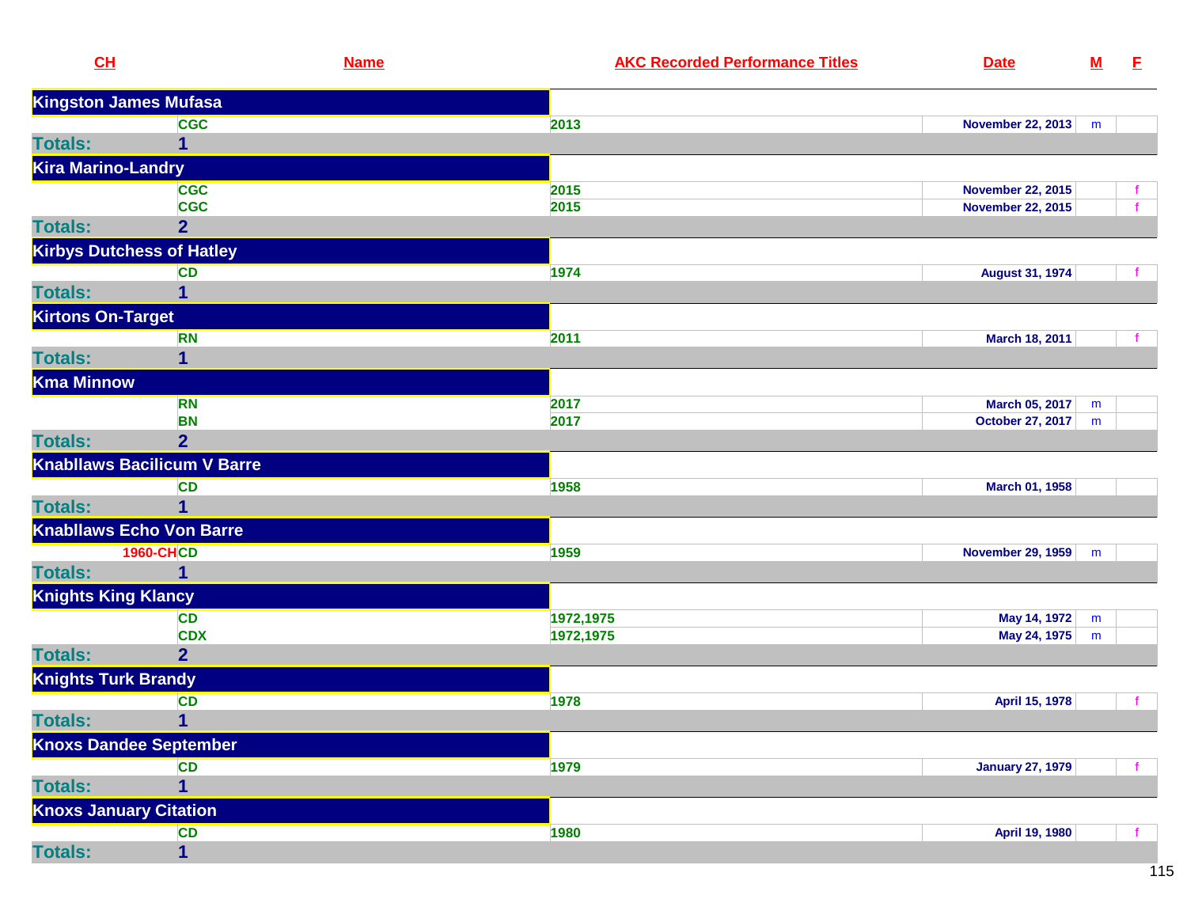| CH | Name | AKC Recorded Performance Titles | Date | M | F |
|---|---|---|---|---|---|
| **Kingston James Mufasa** | | | | | |
| | CGC | 2013 | November 22, 2013 | m | |
| **Totals:** | 1 | | | | |
| **Kira Marino-Landry** | | | | | |
| | CGC | 2015 | November 22, 2015 | | f |
| | CGC | 2015 | November 22, 2015 | | f |
| **Totals:** | 2 | | | | |
| **Kirbys Dutchess of Hatley** | | | | | |
| | CD | 1974 | August 31, 1974 | | f |
| **Totals:** | 1 | | | | |
| **Kirtons On-Target** | | | | | |
| | RN | 2011 | March 18, 2011 | | f |
| **Totals:** | 1 | | | | |
| **Kma Minnow** | | | | | |
| | RN | 2017 | March 05, 2017 | m | |
| | BN | 2017 | October 27, 2017 | m | |
| **Totals:** | 2 | | | | |
| **Knabllaws Bacilicum V Barre** | | | | | |
| | CD | 1958 | March 01, 1958 | | |
| **Totals:** | 1 | | | | |
| **Knabllaws Echo Von Barre** | | | | | |
| 1960-CH | CD | 1959 | November 29, 1959 | m | |
| **Totals:** | 1 | | | | |
| **Knights King Klancy** | | | | | |
| | CD | 1972,1975 | May 14, 1972 | m | |
| | CDX | 1972,1975 | May 24, 1975 | m | |
| **Totals:** | 2 | | | | |
| **Knights Turk Brandy** | | | | | |
| | CD | 1978 | April 15, 1978 | | f |
| **Totals:** | 1 | | | | |
| **Knoxs Dandee September** | | | | | |
| | CD | 1979 | January 27, 1979 | | f |
| **Totals:** | 1 | | | | |
| **Knoxs January Citation** | | | | | |
| | CD | 1980 | April 19, 1980 | | f |
| **Totals:** | 1 | | | | |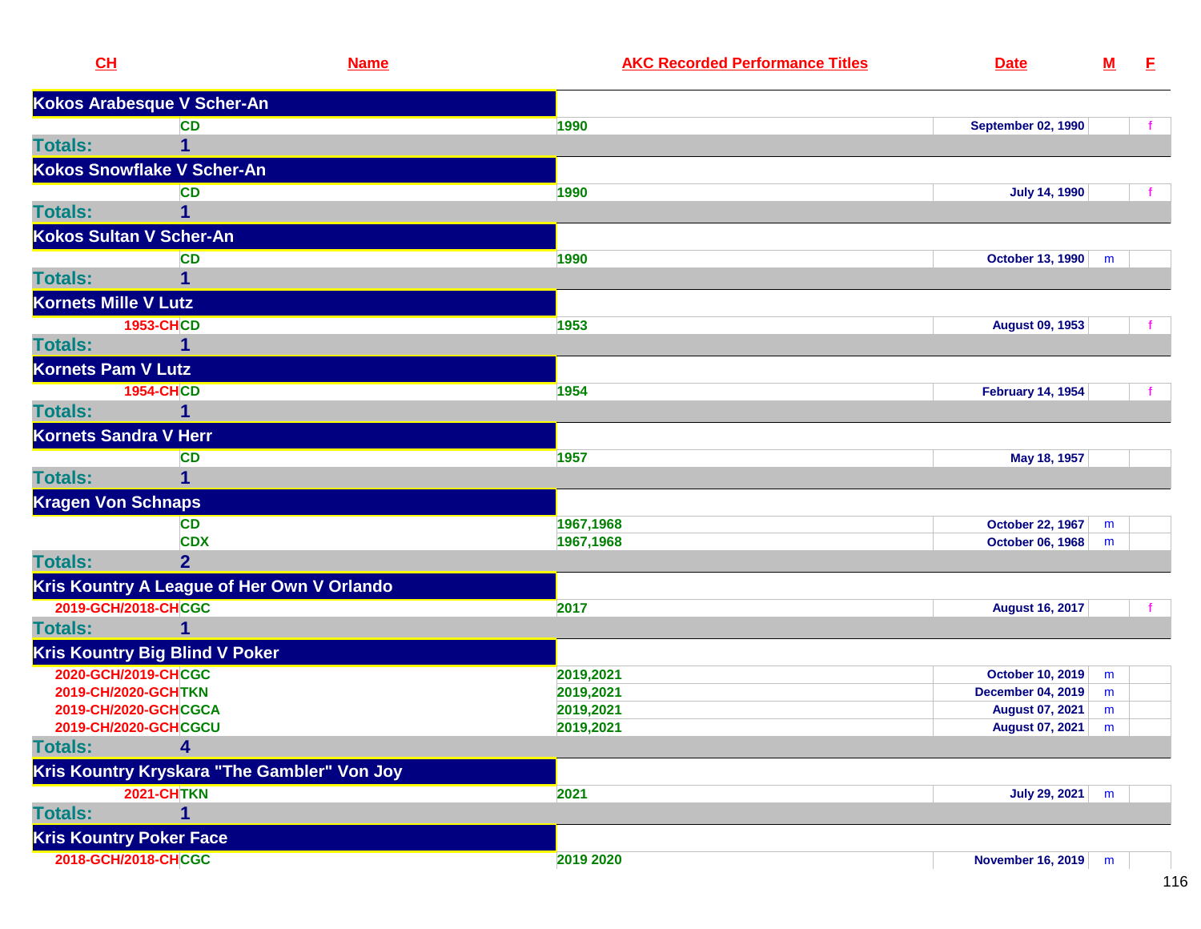| CH | Name | AKC Recorded Performance Titles | Date | M | F |
|---|---|---|---|---|---|
| **Kokos Arabesque V Scher-An** | | | | | |
| | CD | 1990 | September 02, 1990 | | f |
| **Totals:** | 1 | | | | |
| **Kokos Snowflake V Scher-An** | | | | | |
| | CD | 1990 | July 14, 1990 | | f |
| **Totals:** | 1 | | | | |
| **Kokos Sultan V Scher-An** | | | | | |
| | CD | 1990 | October 13, 1990 | m | |
| **Totals:** | 1 | | | | |
| **Kornets Mille V Lutz** | | | | | |
| 1953-CH | CD | 1953 | August 09, 1953 | | f |
| **Totals:** | 1 | | | | |
| **Kornets Pam V Lutz** | | | | | |
| 1954-CH | CD | 1954 | February 14, 1954 | | f |
| **Totals:** | 1 | | | | |
| **Kornets Sandra V Herr** | | | | | |
| | CD | 1957 | May 18, 1957 | | |
| **Totals:** | 1 | | | | |
| **Kragen Von Schnaps** | | | | | |
| | CD | 1967,1968 | October 22, 1967 | m | |
| | CDX | 1967,1968 | October 06, 1968 | m | |
| **Totals:** | 2 | | | | |
| **Kris Kountry A League of Her Own V Orlando** | | | | | |
| 2019-GCH/2018-CH | CGC | 2017 | August 16, 2017 | | f |
| **Totals:** | 1 | | | | |
| **Kris Kountry Big Blind V Poker** | | | | | |
| 2020-GCH/2019-CH | CGC | 2019,2021 | October 10, 2019 | m | |
| 2019-CH/2020-GCH | TKN | 2019,2021 | December 04, 2019 | m | |
| 2019-CH/2020-GCH | CGCA | 2019,2021 | August 07, 2021 | m | |
| 2019-CH/2020-GCH | CGCU | 2019,2021 | August 07, 2021 | m | |
| **Totals:** | 4 | | | | |
| **Kris Kountry Kryskara "The Gambler" Von Joy** | | | | | |
| 2021-CH | TKN | 2021 | July 29, 2021 | m | |
| **Totals:** | 1 | | | | |
| **Kris Kountry Poker Face** | | | | | |
| 2018-GCH/2018-CH | CGC | 2019 2020 | November 16, 2019 | m | |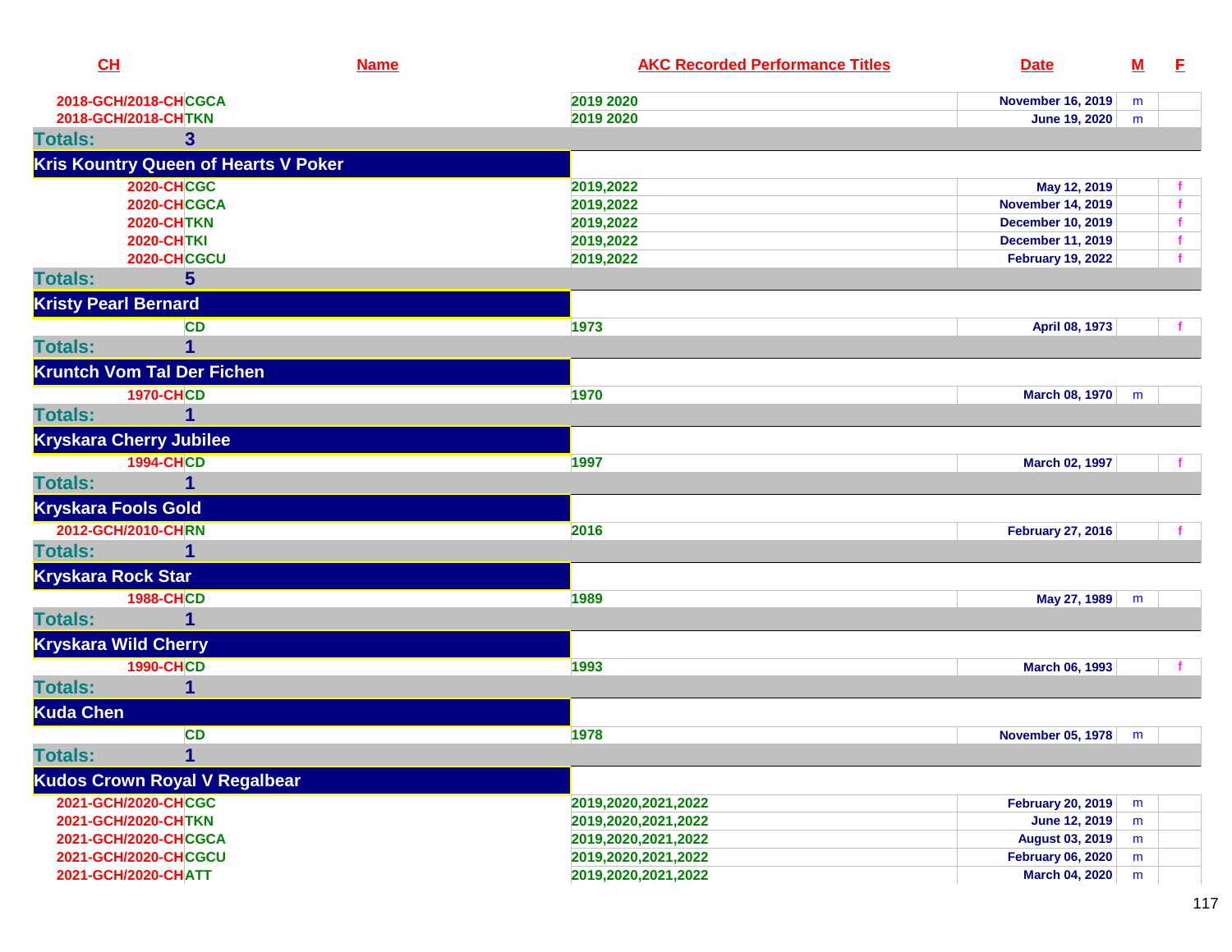| CH | Name | AKC Recorded Performance Titles | Date | M | F |
|---|---|---|---|---|---|
| 2018-GCH/2018-CH | CGCA | 2019 2020 | November 16, 2019 | m | |
| 2018-GCH/2018-CH | TKN | 2019 2020 | June 19, 2020 | m | |
| **Totals:** | **3** | | | | |
| **Kris Kountry Queen of Hearts V Poker** | | | | | |
| 2020-CH | CGC | 2019,2022 | May 12, 2019 | | f |
| 2020-CH | CGCA | 2019,2022 | November 14, 2019 | | f |
| 2020-CH | TKN | 2019,2022 | December 10, 2019 | | f |
| 2020-CH | TKI | 2019,2022 | December 11, 2019 | | f |
| 2020-CH | CGCU | 2019,2022 | February 19, 2022 | | f |
| **Totals:** | **5** | | | | |
| **Kristy Pearl Bernard** | | | | | |
| | CD | 1973 | April 08, 1973 | | f |
| **Totals:** | **1** | | | | |
| **Kruntch Vom Tal Der Fichen** | | | | | |
| 1970-CH | CD | 1970 | March 08, 1970 | m | |
| **Totals:** | **1** | | | | |
| **Kryskara Cherry Jubilee** | | | | | |
| 1994-CH | CD | 1997 | March 02, 1997 | | f |
| **Totals:** | **1** | | | | |
| **Kryskara Fools Gold** | | | | | |
| 2012-GCH/2010-CH | RN | 2016 | February 27, 2016 | | f |
| **Totals:** | **1** | | | | |
| **Kryskara Rock Star** | | | | | |
| 1988-CH | CD | 1989 | May 27, 1989 | m | |
| **Totals:** | **1** | | | | |
| **Kryskara Wild Cherry** | | | | | |
| 1990-CH | CD | 1993 | March 06, 1993 | | f |
| **Totals:** | **1** | | | | |
| **Kuda Chen** | | | | | |
| | CD | 1978 | November 05, 1978 | m | |
| **Totals:** | **1** | | | | |
| **Kudos Crown Royal V Regalbear** | | | | | |
| 2021-GCH/2020-CH | CGC | 2019,2020,2021,2022 | February 20, 2019 | m | |
| 2021-GCH/2020-CH | TKN | 2019,2020,2021,2022 | June 12, 2019 | m | |
| 2021-GCH/2020-CH | CGCA | 2019,2020,2021,2022 | August 03, 2019 | m | |
| 2021-GCH/2020-CH | CGCU | 2019,2020,2021,2022 | February 06, 2020 | m | |
| 2021-GCH/2020-CH | ATT | 2019,2020,2021,2022 | March 04, 2020 | m | |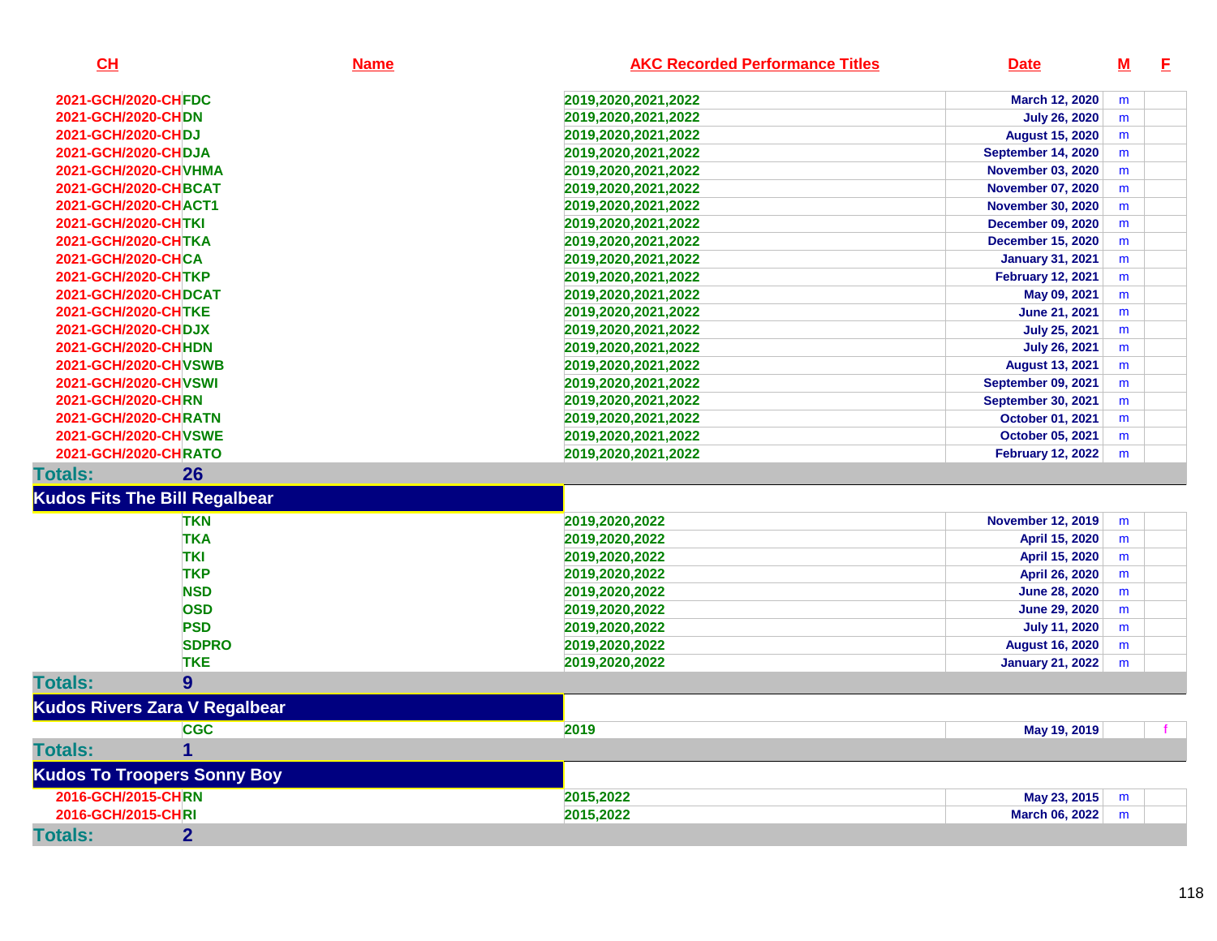| CH | Name | AKC Recorded Performance Titles | Date | M | F |
|---|---|---|---|---|---|
| 2021-GCH/2020-CH | FDC | 2019,2020,2021,2022 | March 12, 2020 | m | |
| 2021-GCH/2020-CH | DN | 2019,2020,2021,2022 | July 26, 2020 | m | |
| 2021-GCH/2020-CH | DJ | 2019,2020,2021,2022 | August 15, 2020 | m | |
| 2021-GCH/2020-CH | DJA | 2019,2020,2021,2022 | September 14, 2020 | m | |
| 2021-GCH/2020-CH | VHMA | 2019,2020,2021,2022 | November 03, 2020 | m | |
| 2021-GCH/2020-CH | BCAT | 2019,2020,2021,2022 | November 07, 2020 | m | |
| 2021-GCH/2020-CH | ACT1 | 2019,2020,2021,2022 | November 30, 2020 | m | |
| 2021-GCH/2020-CH | TKI | 2019,2020,2021,2022 | December 09, 2020 | m | |
| 2021-GCH/2020-CH | TKA | 2019,2020,2021,2022 | December 15, 2020 | m | |
| 2021-GCH/2020-CH | CA | 2019,2020,2021,2022 | January 31, 2021 | m | |
| 2021-GCH/2020-CH | TKP | 2019,2020,2021,2022 | February 12, 2021 | m | |
| 2021-GCH/2020-CH | DCAT | 2019,2020,2021,2022 | May 09, 2021 | m | |
| 2021-GCH/2020-CH | TKE | 2019,2020,2021,2022 | June 21, 2021 | m | |
| 2021-GCH/2020-CH | DJX | 2019,2020,2021,2022 | July 25, 2021 | m | |
| 2021-GCH/2020-CH | HDN | 2019,2020,2021,2022 | July 26, 2021 | m | |
| 2021-GCH/2020-CH | VSWB | 2019,2020,2021,2022 | August 13, 2021 | m | |
| 2021-GCH/2020-CH | VSWI | 2019,2020,2021,2022 | September 09, 2021 | m | |
| 2021-GCH/2020-CH | RN | 2019,2020,2021,2022 | September 30, 2021 | m | |
| 2021-GCH/2020-CH | RATN | 2019,2020,2021,2022 | October 01, 2021 | m | |
| 2021-GCH/2020-CH | VSWE | 2019,2020,2021,2022 | October 05, 2021 | m | |
| 2021-GCH/2020-CH | RATO | 2019,2020,2021,2022 | February 12, 2022 | m | |
| **Totals:** | **26** | | | | |
| **Kudos Fits The Bill Regalbear** | | | | | |
| | TKN | 2019,2020,2022 | November 12, 2019 | m | |
| | TKA | 2019,2020,2022 | April 15, 2020 | m | |
| | TKI | 2019,2020,2022 | April 15, 2020 | m | |
| | TKP | 2019,2020,2022 | April 26, 2020 | m | |
| | NSD | 2019,2020,2022 | June 28, 2020 | m | |
| | OSD | 2019,2020,2022 | June 29, 2020 | m | |
| | PSD | 2019,2020,2022 | July 11, 2020 | m | |
| | SDPRO | 2019,2020,2022 | August 16, 2020 | m | |
| | TKE | 2019,2020,2022 | January 21, 2022 | m | |
| **Totals:** | **9** | | | | |
| **Kudos Rivers Zara V Regalbear** | | | | | |
| | CGC | 2019 | May 19, 2019 | | f |
| **Totals:** | **1** | | | | |
| **Kudos To Troopers Sonny Boy** | | | | | |
| 2016-GCH/2015-CH | RN | 2015,2022 | May 23, 2015 | m | |
| 2016-GCH/2015-CH | RI | 2015,2022 | March 06, 2022 | m | |
| **Totals:** | **2** | | | | |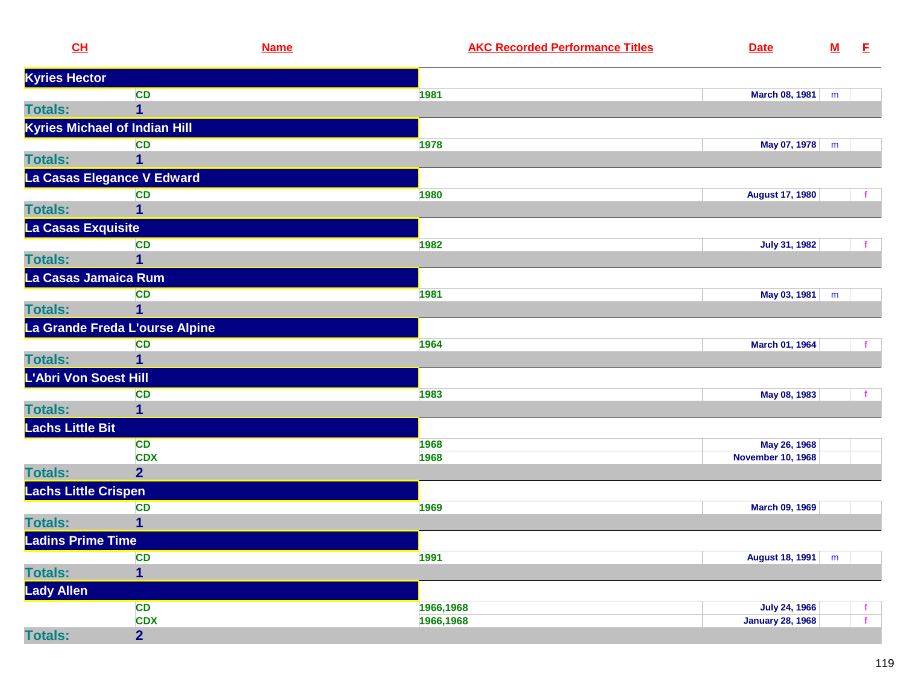| CH | Name | AKC Recorded Performance Titles | Date | M | F |
|---|---|---|---|---|---|
| **Kyries Hector** | | | | | |
| | CD | 1981 | March 08, 1981 | m | |
| **Totals:** | 1 | | | | |
| **Kyries Michael of Indian Hill** | | | | | |
| | CD | 1978 | May 07, 1978 | m | |
| **Totals:** | 1 | | | | |
| **La Casas Elegance V Edward** | | | | | |
| | CD | 1980 | August 17, 1980 | | f |
| **Totals:** | 1 | | | | |
| **La Casas Exquisite** | | | | | |
| | CD | 1982 | July 31, 1982 | | f |
| **Totals:** | 1 | | | | |
| **La Casas Jamaica Rum** | | | | | |
| | CD | 1981 | May 03, 1981 | m | |
| **Totals:** | 1 | | | | |
| **La Grande Freda L'ourse Alpine** | | | | | |
| | CD | 1964 | March 01, 1964 | | f |
| **Totals:** | 1 | | | | |
| **L'Abri Von Soest Hill** | | | | | |
| | CD | 1983 | May 08, 1983 | | f |
| **Totals:** | 1 | | | | |
| **Lachs Little Bit** | | | | | |
| | CD | 1968 | May 26, 1968 | | |
| | CDX | 1968 | November 10, 1968 | | |
| **Totals:** | 2 | | | | |
| **Lachs Little Crispen** | | | | | |
| | CD | 1969 | March 09, 1969 | | |
| **Totals:** | 1 | | | | |
| **Ladins Prime Time** | | | | | |
| | CD | 1991 | August 18, 1991 | m | |
| **Totals:** | 1 | | | | |
| **Lady Allen** | | | | | |
| | CD | 1966,1968 | July 24, 1966 | | f |
| | CDX | 1966,1968 | January 28, 1968 | | f |
| **Totals:** | 2 | | | | |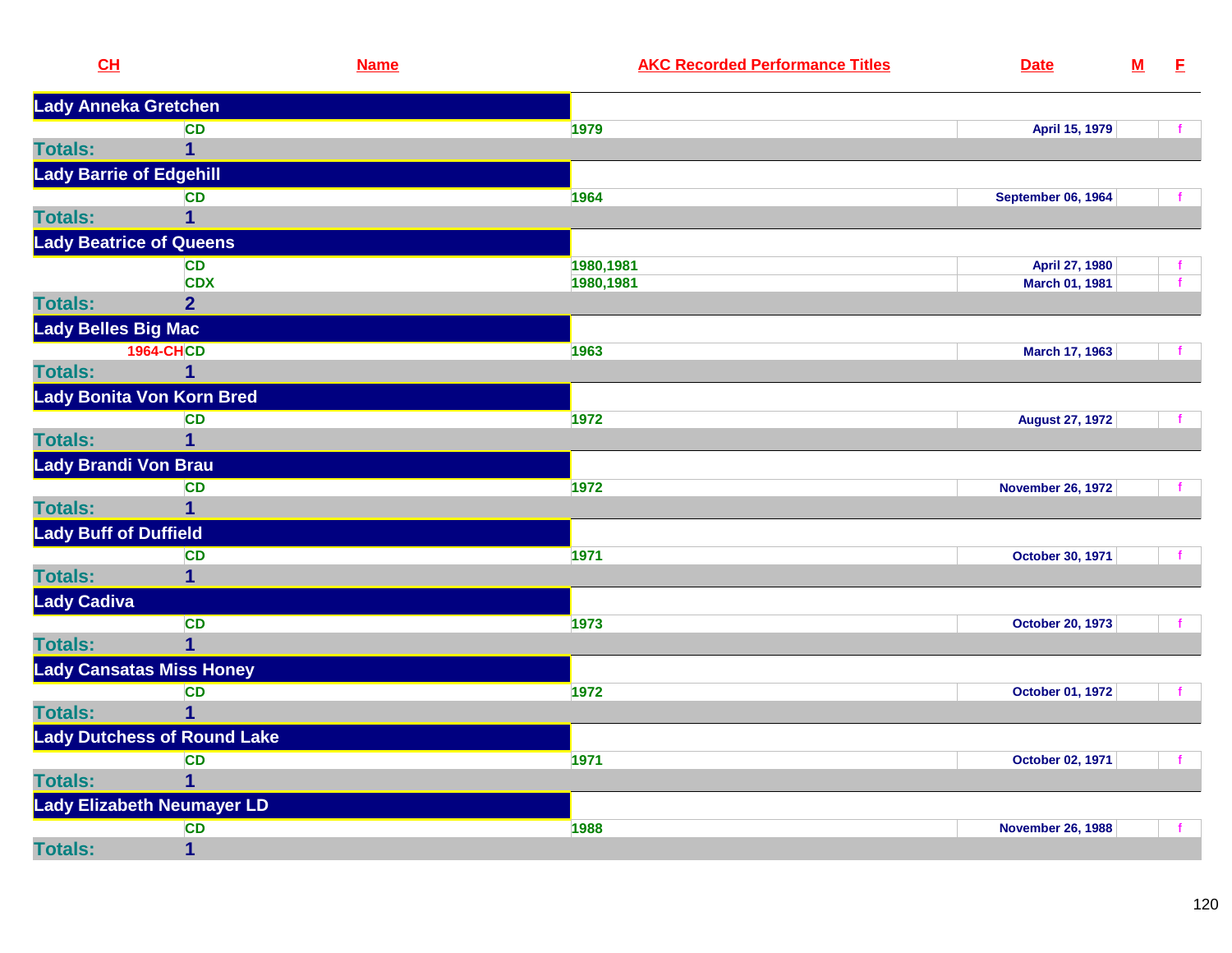| CH | Name | AKC Recorded Performance Titles | Date | M | F |
|---|---|---|---|---|---|
| **Lady Anneka Gretchen** | | | | | |
| | CD | 1979 | April 15, 1979 | | f |
| **Totals:** | **1** | | | | |
| **Lady Barrie of Edgehill** | | | | | |
| | CD | 1964 | September 06, 1964 | | f |
| **Totals:** | **1** | | | | |
| **Lady Beatrice of Queens** | | | | | |
| | CD | 1980,1981 | April 27, 1980 | | f |
| | CDX | 1980,1981 | March 01, 1981 | | f |
| **Totals:** | **2** | | | | |
| **Lady Belles Big Mac** | | | | | |
| 1964-CH | CD | 1963 | March 17, 1963 | | f |
| **Totals:** | **1** | | | | |
| **Lady Bonita Von Korn Bred** | | | | | |
| | CD | 1972 | August 27, 1972 | | f |
| **Totals:** | **1** | | | | |
| **Lady Brandi Von Brau** | | | | | |
| | CD | 1972 | November 26, 1972 | | f |
| **Totals:** | **1** | | | | |
| **Lady Buff of Duffield** | | | | | |
| | CD | 1971 | October 30, 1971 | | f |
| **Totals:** | **1** | | | | |
| **Lady Cadiva** | | | | | |
| | CD | 1973 | October 20, 1973 | | f |
| **Totals:** | **1** | | | | |
| **Lady Cansatas Miss Honey** | | | | | |
| | CD | 1972 | October 01, 1972 | | f |
| **Totals:** | **1** | | | | |
| **Lady Dutchess of Round Lake** | | | | | |
| | CD | 1971 | October 02, 1971 | | f |
| **Totals:** | **1** | | | | |
| **Lady Elizabeth Neumayer LD** | | | | | |
| | CD | 1988 | November 26, 1988 | | f |
| **Totals:** | **1** | | | | |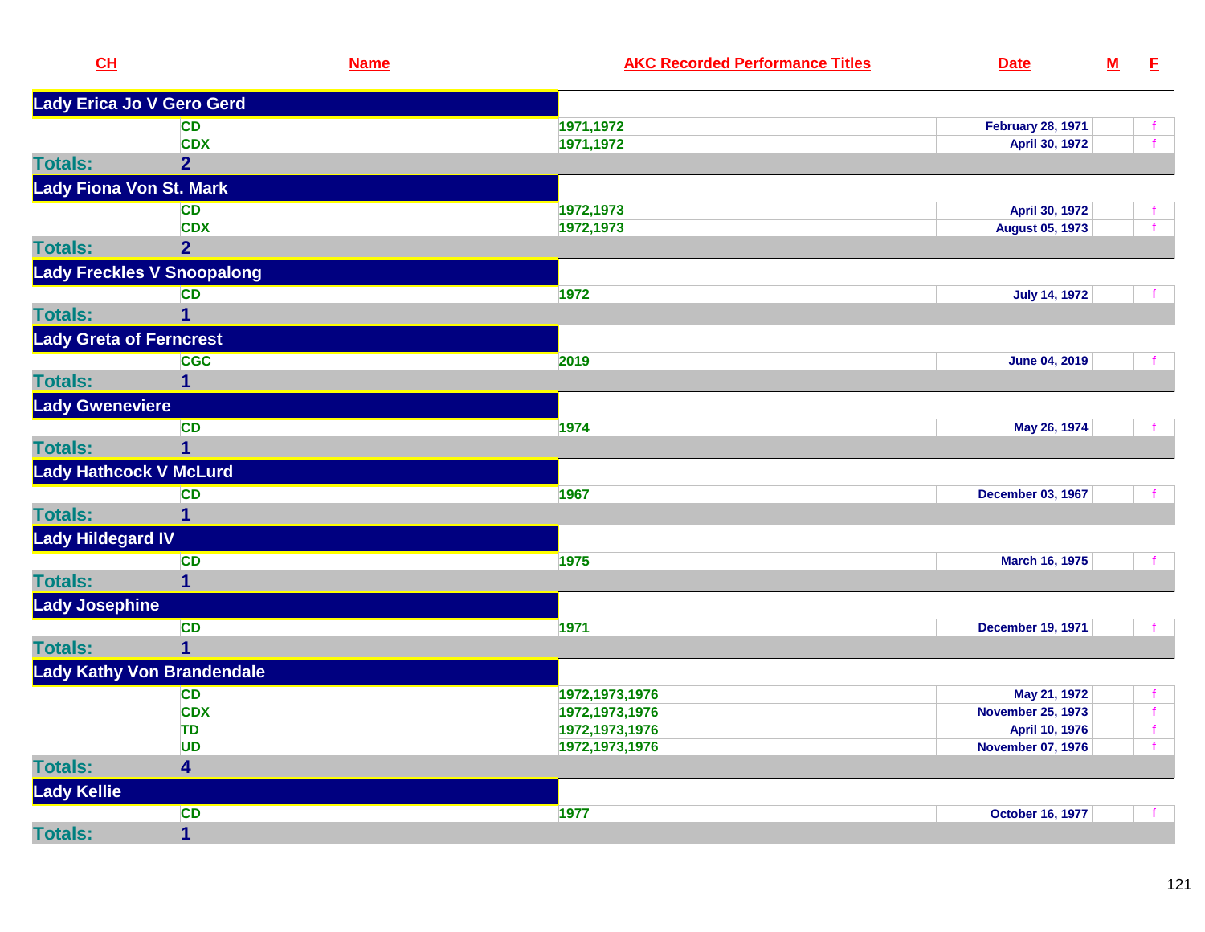| CH | Name | AKC Recorded Performance Titles | Date | M | F |
|---|---|---|---|---|---|
| **Lady Erica Jo V Gero Gerd** | | | | | |
| | CD | 1971,1972 | February 28, 1971 | | f |
| | CDX | 1971,1972 | April 30, 1972 | | f |
| **Totals:** | **2** | | | | |
| **Lady Fiona Von St. Mark** | | | | | |
| | CD | 1972,1973 | April 30, 1972 | | f |
| | CDX | 1972,1973 | August 05, 1973 | | f |
| **Totals:** | **2** | | | | |
| **Lady Freckles V Snoopalong** | | | | | |
| | CD | 1972 | July 14, 1972 | | f |
| **Totals:** | **1** | | | | |
| **Lady Greta of Ferncrest** | | | | | |
| | CGC | 2019 | June 04, 2019 | | f |
| **Totals:** | **1** | | | | |
| **Lady Gweneviere** | | | | | |
| | CD | 1974 | May 26, 1974 | | f |
| **Totals:** | **1** | | | | |
| **Lady Hathcock V McLurd** | | | | | |
| | CD | 1967 | December 03, 1967 | | f |
| **Totals:** | **1** | | | | |
| **Lady Hildegard IV** | | | | | |
| | CD | 1975 | March 16, 1975 | | f |
| **Totals:** | **1** | | | | |
| **Lady Josephine** | | | | | |
| | CD | 1971 | December 19, 1971 | | f |
| **Totals:** | **1** | | | | |
| **Lady Kathy Von Brandendale** | | | | | |
| | CD | 1972,1973,1976 | May 21, 1972 | | f |
| | CDX | 1972,1973,1976 | November 25, 1973 | | f |
| | TD | 1972,1973,1976 | April 10, 1976 | | f |
| | UD | 1972,1973,1976 | November 07, 1976 | | f |
| **Totals:** | **4** | | | | |
| **Lady Kellie** | | | | | |
| | CD | 1977 | October 16, 1977 | | f |
| **Totals:** | **1** | | | | |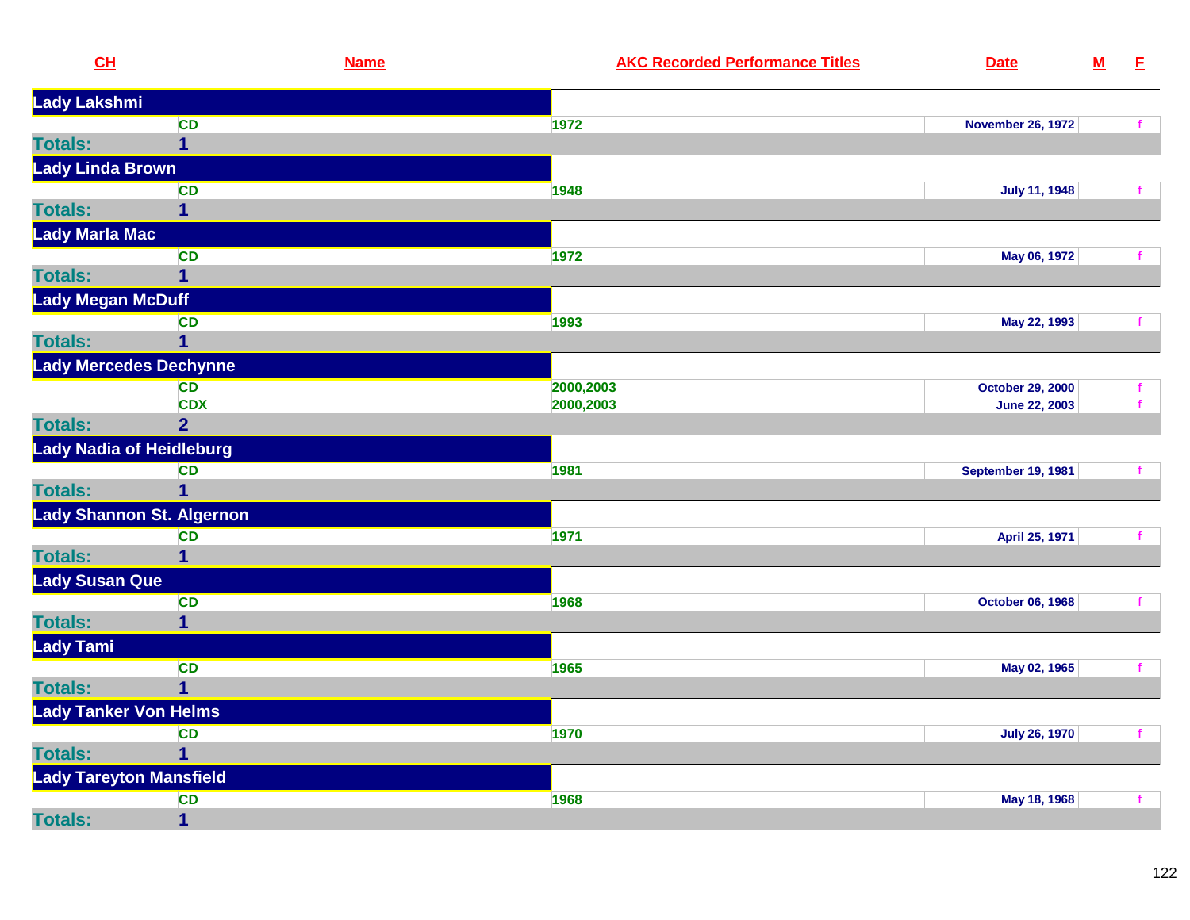| CH | Name | AKC Recorded Performance Titles | Date | M | F |
|---|---|---|---|---|---|
| **Lady Lakshmi** | | | | | |
| | CD | 1972 | November 26, 1972 | | f |
| **Totals:** | **1** | | | | |
| **Lady Linda Brown** | | | | | |
| | CD | 1948 | July 11, 1948 | | f |
| **Totals:** | **1** | | | | |
| **Lady Marla Mac** | | | | | |
| | CD | 1972 | May 06, 1972 | | f |
| **Totals:** | **1** | | | | |
| **Lady Megan McDuff** | | | | | |
| | CD | 1993 | May 22, 1993 | | f |
| **Totals:** | **1** | | | | |
| **Lady Mercedes Dechynne** | | | | | |
| | CD | 2000,2003 | October 29, 2000 | | f |
| | CDX | 2000,2003 | June 22, 2003 | | f |
| **Totals:** | **2** | | | | |
| **Lady Nadia of Heidleburg** | | | | | |
| | CD | 1981 | September 19, 1981 | | f |
| **Totals:** | **1** | | | | |
| **Lady Shannon St. Algernon** | | | | | |
| | CD | 1971 | April 25, 1971 | | f |
| **Totals:** | **1** | | | | |
| **Lady Susan Que** | | | | | |
| | CD | 1968 | October 06, 1968 | | f |
| **Totals:** | **1** | | | | |
| **Lady Tami** | | | | | |
| | CD | 1965 | May 02, 1965 | | f |
| **Totals:** | **1** | | | | |
| **Lady Tanker Von Helms** | | | | | |
| | CD | 1970 | July 26, 1970 | | f |
| **Totals:** | **1** | | | | |
| **Lady Tareyton Mansfield** | | | | | |
| | CD | 1968 | May 18, 1968 | | f |
| **Totals:** | **1** | | | | |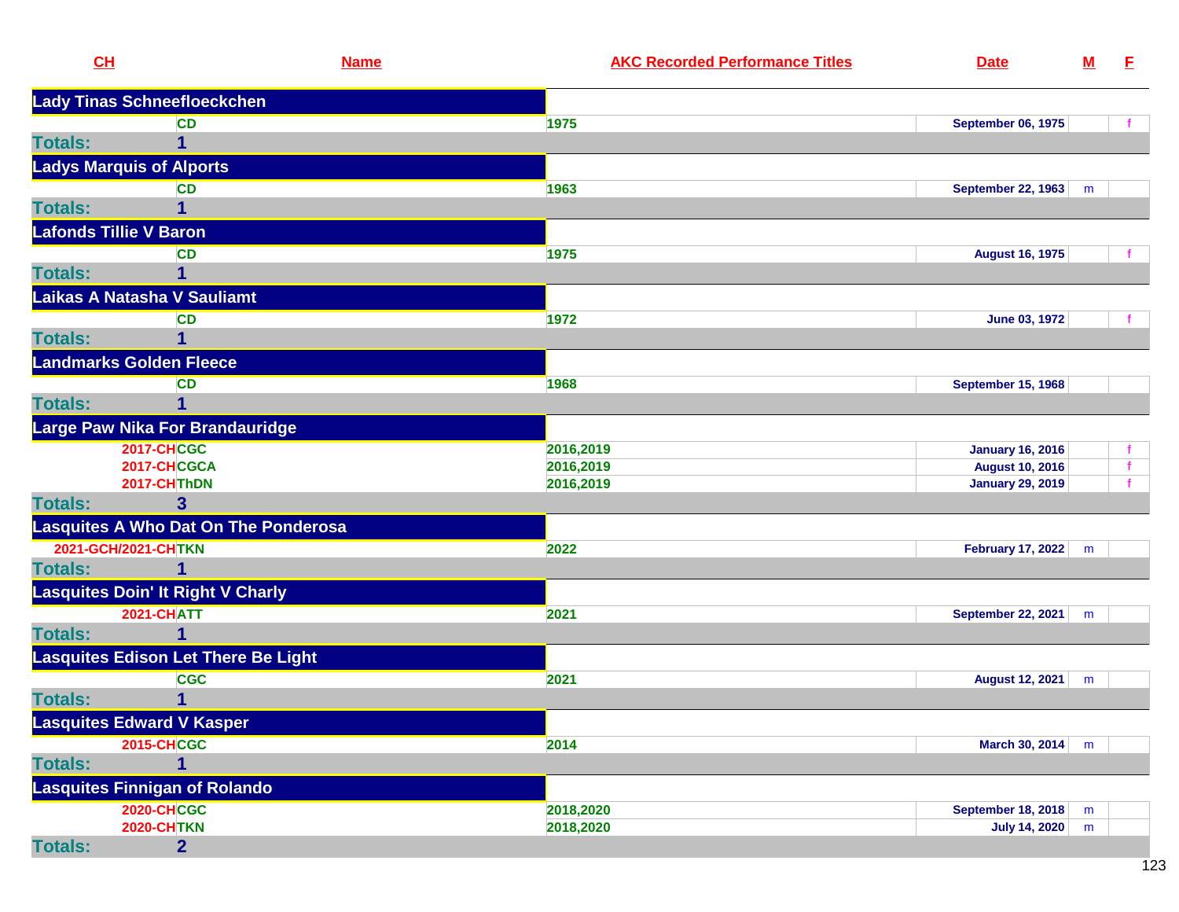| CH | Name | AKC Recorded Performance Titles | Date | M | F |
|---|---|---|---|---|---|
| **Lady Tinas Schneefloeckchen** | | | | | |
| | CD | 1975 | September 06, 1975 | | f |
| **Totals:** | 1 | | | | |
| **Ladys Marquis of Alports** | | | | | |
| | CD | 1963 | September 22, 1963 | m | |
| **Totals:** | 1 | | | | |
| **Lafonds Tillie V Baron** | | | | | |
| | CD | 1975 | August 16, 1975 | | f |
| **Totals:** | 1 | | | | |
| **Laikas A Natasha V Sauliamt** | | | | | |
| | CD | 1972 | June 03, 1972 | | f |
| **Totals:** | 1 | | | | |
| **Landmarks Golden Fleece** | | | | | |
| | CD | 1968 | September 15, 1968 | | |
| **Totals:** | 1 | | | | |
| **Large Paw Nika For Brandauridge** | | | | | |
| 2017-CH | CGC | 2016,2019 | January 16, 2016 | | f |
| 2017-CH | CGCA | 2016,2019 | August 10, 2016 | | f |
| 2017-CH | ThDN | 2016,2019 | January 29, 2019 | | f |
| **Totals:** | 3 | | | | |
| **Lasquites A Who Dat On The Ponderosa** | | | | | |
| 2021-GCH/2021-CH | TKN | 2022 | February 17, 2022 | m | |
| **Totals:** | 1 | | | | |
| **Lasquites Doin' It Right V Charly** | | | | | |
| 2021-CH | ATT | 2021 | September 22, 2021 | m | |
| **Totals:** | 1 | | | | |
| **Lasquites Edison Let There Be Light** | | | | | |
| | CGC | 2021 | August 12, 2021 | m | |
| **Totals:** | 1 | | | | |
| **Lasquites Edward V Kasper** | | | | | |
| 2015-CH | CGC | 2014 | March 30, 2014 | m | |
| **Totals:** | 1 | | | | |
| **Lasquites Finnigan of Rolando** | | | | | |
| 2020-CH | CGC | 2018,2020 | September 18, 2018 | m | |
| 2020-CH | TKN | 2018,2020 | July 14, 2020 | m | |
| **Totals:** | 2 | | | | |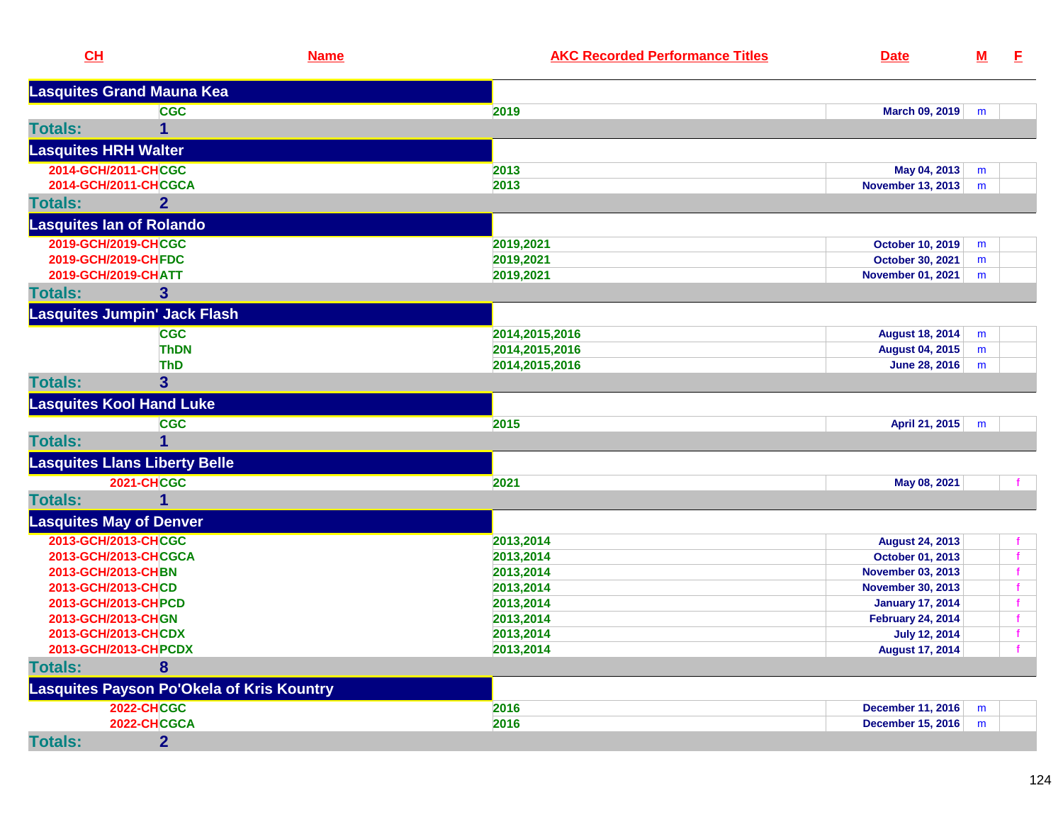| CH | Name | AKC Recorded Performance Titles | Date | M | F |
|---|---|---|---|---|---|
| **Lasquites Grand Mauna Kea** | | | | | |
| | CGC | 2019 | March 09, 2019 | m | |
| **Totals:** | 1 | | | | |
| **Lasquites HRH Walter** | | | | | |
| 2014-GCH/2011-CH | CGC | 2013 | May 04, 2013 | m | |
| 2014-GCH/2011-CH | CGCA | 2013 | November 13, 2013 | m | |
| **Totals:** | 2 | | | | |
| **Lasquites Ian of Rolando** | | | | | |
| 2019-GCH/2019-CH | CGC | 2019,2021 | October 10, 2019 | m | |
| 2019-GCH/2019-CH | FDC | 2019,2021 | October 30, 2021 | m | |
| 2019-GCH/2019-CH | ATT | 2019,2021 | November 01, 2021 | m | |
| **Totals:** | 3 | | | | |
| **Lasquites Jumpin' Jack Flash** | | | | | |
| | CGC | 2014,2015,2016 | August 18, 2014 | m | |
| | ThDN | 2014,2015,2016 | August 04, 2015 | m | |
| | ThD | 2014,2015,2016 | June 28, 2016 | m | |
| **Totals:** | 3 | | | | |
| **Lasquites Kool Hand Luke** | | | | | |
| | CGC | 2015 | April 21, 2015 | m | |
| **Totals:** | 1 | | | | |
| **Lasquites Llans Liberty Belle** | | | | | |
| 2021-CH | CGC | 2021 | May 08, 2021 | | f |
| **Totals:** | 1 | | | | |
| **Lasquites May of Denver** | | | | | |
| 2013-GCH/2013-CH | CGC | 2013,2014 | August 24, 2013 | | f |
| 2013-GCH/2013-CH | CGCA | 2013,2014 | October 01, 2013 | | f |
| 2013-GCH/2013-CH | BN | 2013,2014 | November 03, 2013 | | f |
| 2013-GCH/2013-CH | CD | 2013,2014 | November 30, 2013 | | f |
| 2013-GCH/2013-CH | PCD | 2013,2014 | January 17, 2014 | | f |
| 2013-GCH/2013-CH | GN | 2013,2014 | February 24, 2014 | | f |
| 2013-GCH/2013-CH | CDX | 2013,2014 | July 12, 2014 | | f |
| 2013-GCH/2013-CH | PCDX | 2013,2014 | August 17, 2014 | | f |
| **Totals:** | 8 | | | | |
| **Lasquites Payson Po'Okela of Kris Kountry** | | | | | |
| 2022-CH | CGC | 2016 | December 11, 2016 | m | |
| 2022-CH | CGCA | 2016 | December 15, 2016 | m | |
| **Totals:** | 2 | | | | |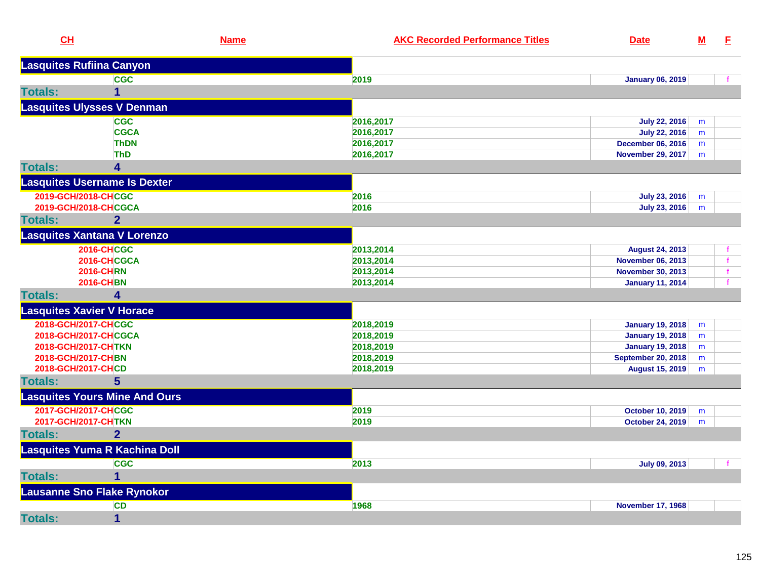| CH | Name | AKC Recorded Performance Titles | Date | M | F |
|---|---|---|---|---|---|
| **Lasquites Rufiina Canyon** | | | | | |
| | CGC | 2019 | January 06, 2019 | | f |
| **Totals:** | 1 | | | | |
| **Lasquites Ulysses V Denman** | | | | | |
| | CGC | 2016,2017 | July 22, 2016 | m | |
| | CGCA | 2016,2017 | July 22, 2016 | m | |
| | ThDN | 2016,2017 | December 06, 2016 | m | |
| | ThD | 2016,2017 | November 29, 2017 | m | |
| **Totals:** | 4 | | | | |
| **Lasquites Username Is Dexter** | | | | | |
| 2019-GCH/2018-CH | CGC | 2016 | July 23, 2016 | m | |
| 2019-GCH/2018-CH | CGCA | 2016 | July 23, 2016 | m | |
| **Totals:** | 2 | | | | |
| **Lasquites Xantana V Lorenzo** | | | | | |
| 2016-CH | CGC | 2013,2014 | August 24, 2013 | | f |
| 2016-CH | CGCA | 2013,2014 | November 06, 2013 | | f |
| 2016-CH | RN | 2013,2014 | November 30, 2013 | | f |
| 2016-CH | BN | 2013,2014 | January 11, 2014 | | f |
| **Totals:** | 4 | | | | |
| **Lasquites Xavier V Horace** | | | | | |
| 2018-GCH/2017-CH | CGC | 2018,2019 | January 19, 2018 | m | |
| 2018-GCH/2017-CH | CGCA | 2018,2019 | January 19, 2018 | m | |
| 2018-GCH/2017-CH | TKN | 2018,2019 | January 19, 2018 | m | |
| 2018-GCH/2017-CH | BN | 2018,2019 | September 20, 2018 | m | |
| 2018-GCH/2017-CH | CD | 2018,2019 | August 15, 2019 | m | |
| **Totals:** | 5 | | | | |
| **Lasquites Yours Mine And Ours** | | | | | |
| 2017-GCH/2017-CH | CGC | 2019 | October 10, 2019 | m | |
| 2017-GCH/2017-CH | TKN | 2019 | October 24, 2019 | m | |
| **Totals:** | 2 | | | | |
| **Lasquites Yuma R Kachina Doll** | | | | | |
| | CGC | 2013 | July 09, 2013 | | f |
| **Totals:** | 1 | | | | |
| **Lausanne Sno Flake Rynokor** | | | | | |
| | CD | 1968 | November 17, 1968 | | |
| **Totals:** | 1 | | | | |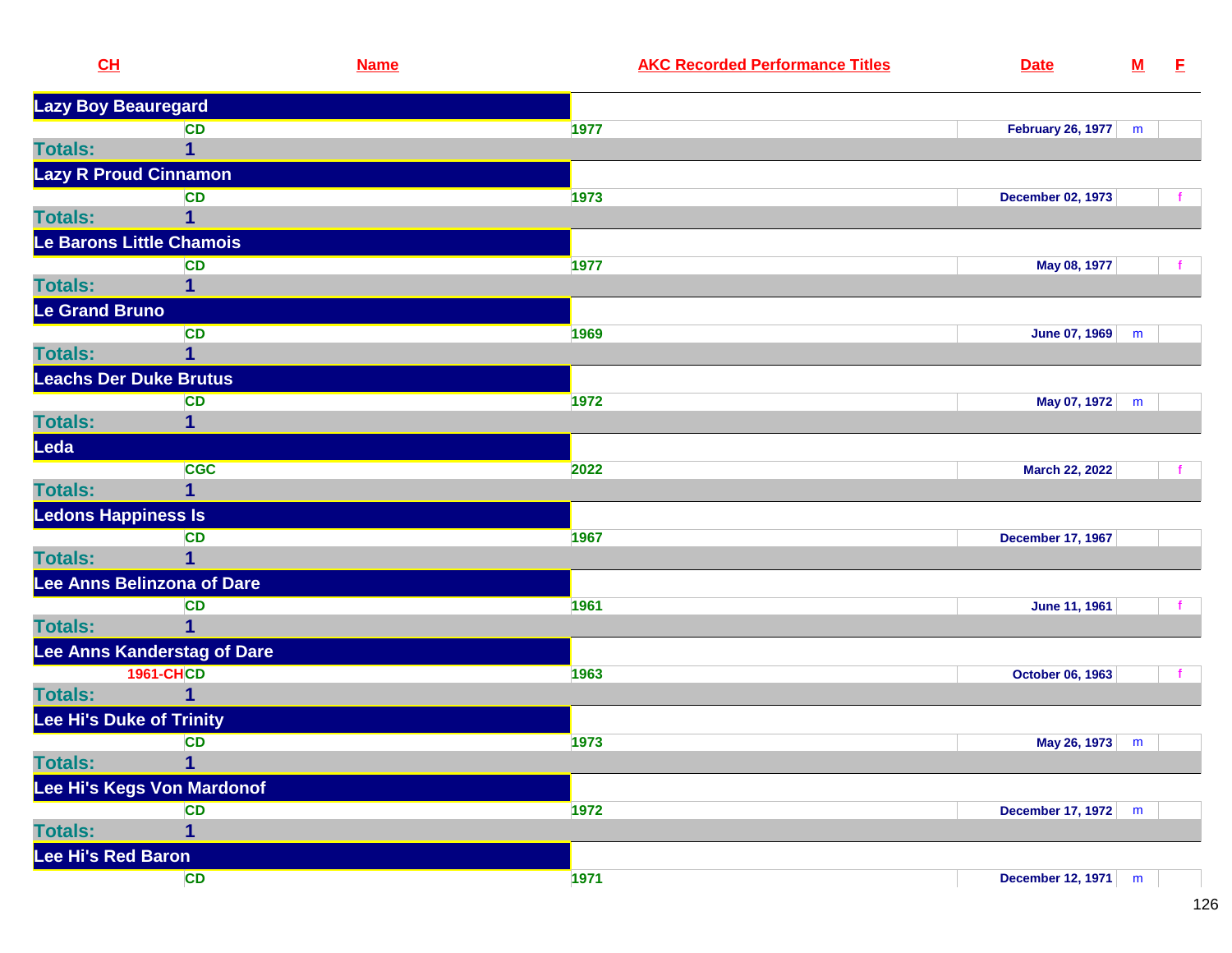| CH | Name | AKC Recorded Performance Titles | Date | M | F |
|---|---|---|---|---|---|
| **Lazy Boy Beauregard** | | | | | |
| | CD | 1977 | February 26, 1977 | m | |
| Totals: | 1 | | | | |
| **Lazy R Proud Cinnamon** | | | | | |
| | CD | 1973 | December 02, 1973 | | f |
| Totals: | 1 | | | | |
| **Le Barons Little Chamois** | | | | | |
| | CD | 1977 | May 08, 1977 | | f |
| Totals: | 1 | | | | |
| **Le Grand Bruno** | | | | | |
| | CD | 1969 | June 07, 1969 | m | |
| Totals: | 1 | | | | |
| **Leachs Der Duke Brutus** | | | | | |
| | CD | 1972 | May 07, 1972 | m | |
| Totals: | 1 | | | | |
| **Leda** | | | | | |
| | CGC | 2022 | March 22, 2022 | | f |
| Totals: | 1 | | | | |
| **Ledons Happiness Is** | | | | | |
| | CD | 1967 | December 17, 1967 | | |
| Totals: | 1 | | | | |
| **Lee Anns Belinzona of Dare** | | | | | |
| | CD | 1961 | June 11, 1961 | | f |
| Totals: | 1 | | | | |
| **Lee Anns Kanderstag of Dare** | | | | | |
| 1961-CH | CD | 1963 | October 06, 1963 | | f |
| Totals: | 1 | | | | |
| **Lee Hi's Duke of Trinity** | | | | | |
| | CD | 1973 | May 26, 1973 | m | |
| Totals: | 1 | | | | |
| **Lee Hi's Kegs Von Mardonof** | | | | | |
| | CD | 1972 | December 17, 1972 | m | |
| Totals: | 1 | | | | |
| **Lee Hi's Red Baron** | | | | | |
| | CD | 1971 | December 12, 1971 | m | |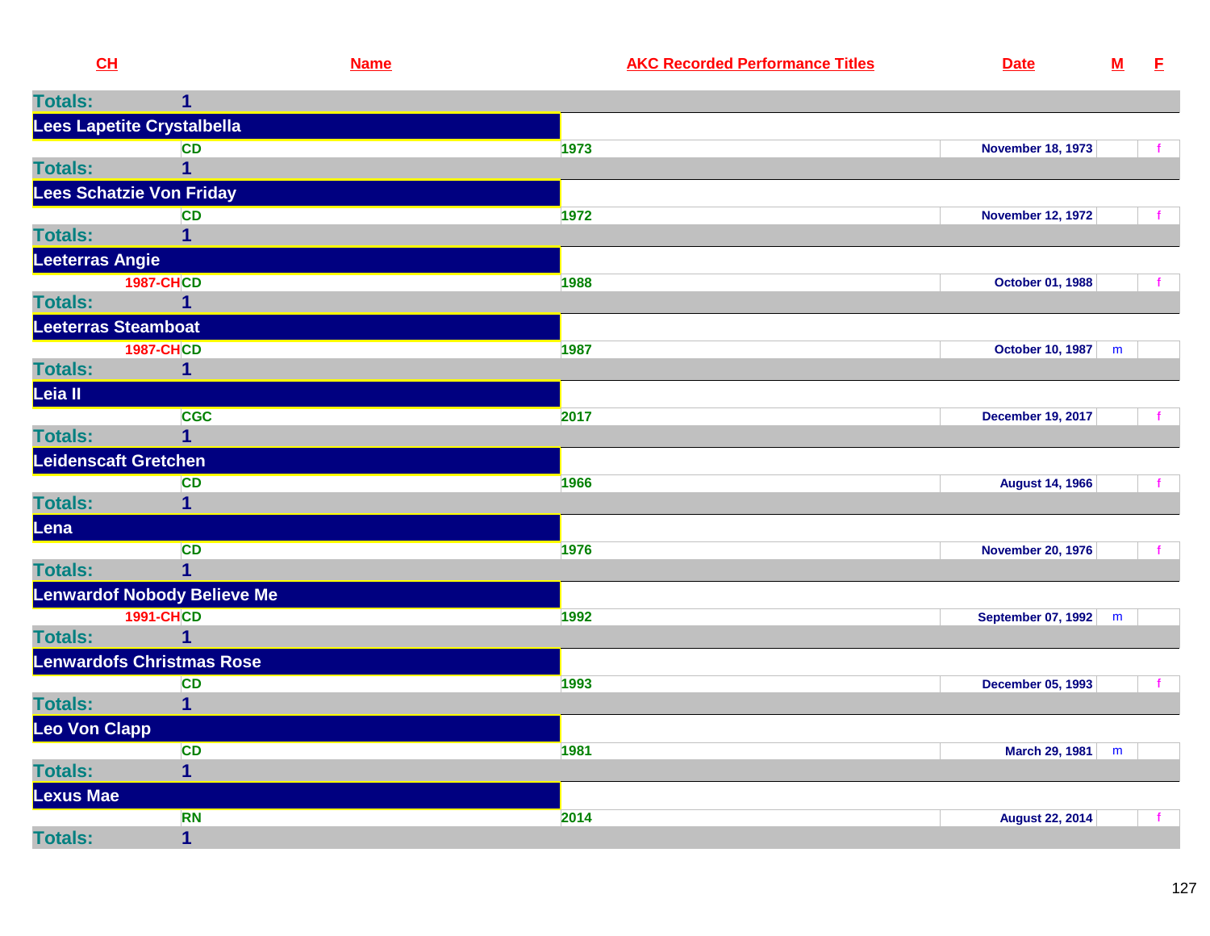| CH | Name | AKC Recorded Performance Titles | Date | M | F |
|---|---|---|---|---|---|
| **Totals:** | **1** | | | | |
| **Lees Lapetite Crystalbella** | | | | | |
| | CD | 1973 | November 18, 1973 | | f |
| **Totals:** | **1** | | | | |
| **Lees Schatzie Von Friday** | | | | | |
| | CD | 1972 | November 12, 1972 | | f |
| **Totals:** | **1** | | | | |
| **Leeterras Angie** | | | | | |
| 1987-CH | CD | 1988 | October 01, 1988 | | f |
| **Totals:** | **1** | | | | |
| **Leeterras Steamboat** | | | | | |
| 1987-CH | CD | 1987 | October 10, 1987 | m | |
| **Totals:** | **1** | | | | |
| **Leia II** | | | | | |
| | CGC | 2017 | December 19, 2017 | | f |
| **Totals:** | **1** | | | | |
| **Leidenscaft Gretchen** | | | | | |
| | CD | 1966 | August 14, 1966 | | f |
| **Totals:** | **1** | | | | |
| **Lena** | | | | | |
| | CD | 1976 | November 20, 1976 | | f |
| **Totals:** | **1** | | | | |
| **Lenwardof Nobody Believe Me** | | | | | |
| 1991-CH | CD | 1992 | September 07, 1992 | m | |
| **Totals:** | **1** | | | | |
| **Lenwardofs Christmas Rose** | | | | | |
| | CD | 1993 | December 05, 1993 | | f |
| **Totals:** | **1** | | | | |
| **Leo Von Clapp** | | | | | |
| | CD | 1981 | March 29, 1981 | m | |
| **Totals:** | **1** | | | | |
| **Lexus Mae** | | | | | |
| | RN | 2014 | August 22, 2014 | | f |
| **Totals:** | **1** | | | | |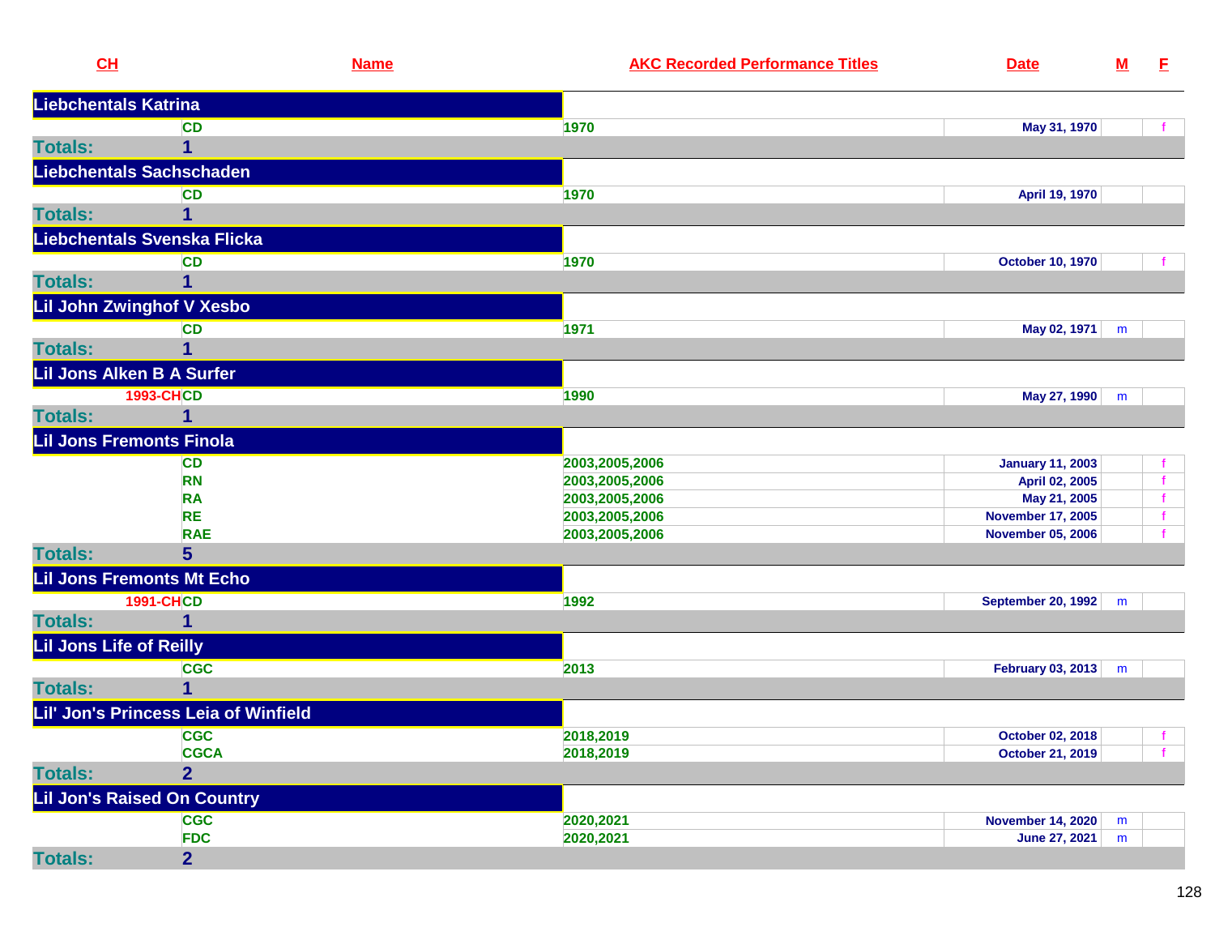| CH | Name | AKC Recorded Performance Titles | Date | M | F |
|---|---|---|---|---|---|
| **Liebchentals Katrina** | | | | | |
| | CD | 1970 | May 31, 1970 | | f |
| **Totals:** | 1 | | | | |
| **Liebchentals Sachschaden** | | | | | |
| | CD | 1970 | April 19, 1970 | | |
| **Totals:** | 1 | | | | |
| **Liebchentals Svenska Flicka** | | | | | |
| | CD | 1970 | October 10, 1970 | | f |
| **Totals:** | 1 | | | | |
| **Lil John Zwinghof V Xesbo** | | | | | |
| | CD | 1971 | May 02, 1971 | m | |
| **Totals:** | 1 | | | | |
| **Lil Jons Alken B A Surfer** | | | | | |
| 1993-CH | CD | 1990 | May 27, 1990 | m | |
| **Totals:** | 1 | | | | |
| **Lil Jons Fremonts Finola** | | | | | |
| | CD | 2003,2005,2006 | January 11, 2003 | | f |
| | RN | 2003,2005,2006 | April 02, 2005 | | f |
| | RA | 2003,2005,2006 | May 21, 2005 | | f |
| | RE | 2003,2005,2006 | November 17, 2005 | | f |
| | RAE | 2003,2005,2006 | November 05, 2006 | | f |
| **Totals:** | 5 | | | | |
| **Lil Jons Fremonts Mt Echo** | | | | | |
| 1991-CH | CD | 1992 | September 20, 1992 | m | |
| **Totals:** | 1 | | | | |
| **Lil Jons Life of Reilly** | | | | | |
| | CGC | 2013 | February 03, 2013 | m | |
| **Totals:** | 1 | | | | |
| **Lil' Jon's Princess Leia of Winfield** | | | | | |
| | CGC | 2018,2019 | October 02, 2018 | | f |
| | CGCA | 2018,2019 | October 21, 2019 | | f |
| **Totals:** | 2 | | | | |
| **Lil Jon's Raised On Country** | | | | | |
| | CGC | 2020,2021 | November 14, 2020 | m | |
| | FDC | 2020,2021 | June 27, 2021 | m | |
| **Totals:** | 2 | | | | |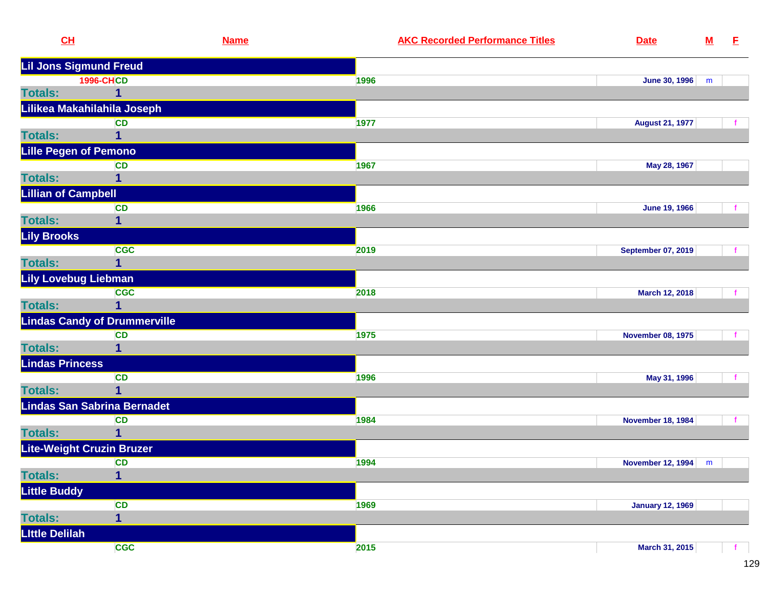| CH | Name | AKC Recorded Performance Titles | Date | M | F |
|---|---|---|---|---|---|
| **Lil Jons Sigmund Freud** | | | | | |
| 1996-CH | CD | 1996 | June 30, 1996 | m | |
| Totals: | 1 | | | | |
| **Lilikea Makahilahila Joseph** | | | | | |
| | CD | 1977 | August 21, 1977 | | f |
| Totals: | 1 | | | | |
| **Lille Pegen of Pemono** | | | | | |
| | CD | 1967 | May 28, 1967 | | |
| Totals: | 1 | | | | |
| **Lillian of Campbell** | | | | | |
| | CD | 1966 | June 19, 1966 | | f |
| Totals: | 1 | | | | |
| **Lily Brooks** | | | | | |
| | CGC | 2019 | September 07, 2019 | | f |
| Totals: | 1 | | | | |
| **Lily Lovebug Liebman** | | | | | |
| | CGC | 2018 | March 12, 2018 | | f |
| Totals: | 1 | | | | |
| **Lindas Candy of Drummerville** | | | | | |
| | CD | 1975 | November 08, 1975 | | f |
| Totals: | 1 | | | | |
| **Lindas Princess** | | | | | |
| | CD | 1996 | May 31, 1996 | | f |
| Totals: | 1 | | | | |
| **Lindas San Sabrina Bernadet** | | | | | |
| | CD | 1984 | November 18, 1984 | | f |
| Totals: | 1 | | | | |
| **Lite-Weight Cruzin Bruzer** | | | | | |
| | CD | 1994 | November 12, 1994 | m | |
| Totals: | 1 | | | | |
| **Little Buddy** | | | | | |
| | CD | 1969 | January 12, 1969 | | |
| Totals: | 1 | | | | |
| **LIttle Delilah** | | | | | |
| | CGC | 2015 | March 31, 2015 | | f |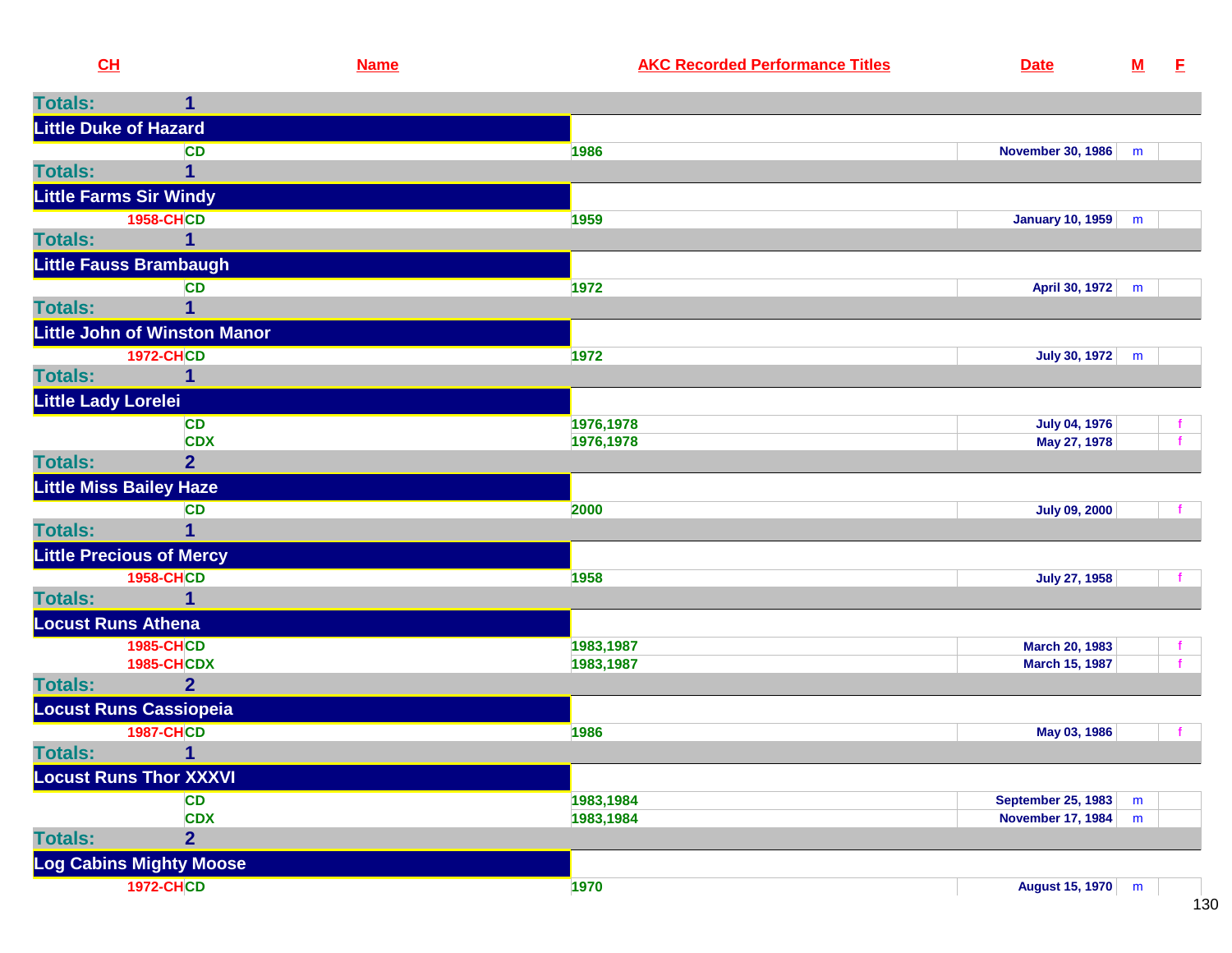| CH | Name | AKC Recorded Performance Titles | Date | M | F |
|---|---|---|---|---|---|
| **Totals:** | **1** | | | | |
| **Little Duke of Hazard** | | | | | |
| | CD | 1986 | November 30, 1986 | m | |
| **Totals:** | **1** | | | | |
| **Little Farms Sir Windy** | | | | | |
| 1958-CH | CD | 1959 | January 10, 1959 | m | |
| **Totals:** | **1** | | | | |
| **Little Fauss Brambaugh** | | | | | |
| | CD | 1972 | April 30, 1972 | m | |
| **Totals:** | **1** | | | | |
| **Little John of Winston Manor** | | | | | |
| 1972-CH | CD | 1972 | July 30, 1972 | m | |
| **Totals:** | **1** | | | | |
| **Little Lady Lorelei** | | | | | |
| | CD | 1976,1978 | July 04, 1976 | | f |
| | CDX | 1976,1978 | May 27, 1978 | | f |
| **Totals:** | **2** | | | | |
| **Little Miss Bailey Haze** | | | | | |
| | CD | 2000 | July 09, 2000 | | f |
| **Totals:** | **1** | | | | |
| **Little Precious of Mercy** | | | | | |
| 1958-CH | CD | 1958 | July 27, 1958 | | f |
| **Totals:** | **1** | | | | |
| **Locust Runs Athena** | | | | | |
| 1985-CH | CD | 1983,1987 | March 20, 1983 | | f |
| 1985-CH | CDX | 1983,1987 | March 15, 1987 | | f |
| **Totals:** | **2** | | | | |
| **Locust Runs Cassiopeia** | | | | | |
| 1987-CH | CD | 1986 | May 03, 1986 | | f |
| **Totals:** | **1** | | | | |
| **Locust Runs Thor XXXVI** | | | | | |
| | CD | 1983,1984 | September 25, 1983 | m | |
| | CDX | 1983,1984 | November 17, 1984 | m | |
| **Totals:** | **2** | | | | |
| **Log Cabins Mighty Moose** | | | | | |
| 1972-CH | CD | 1970 | August 15, 1970 | m | |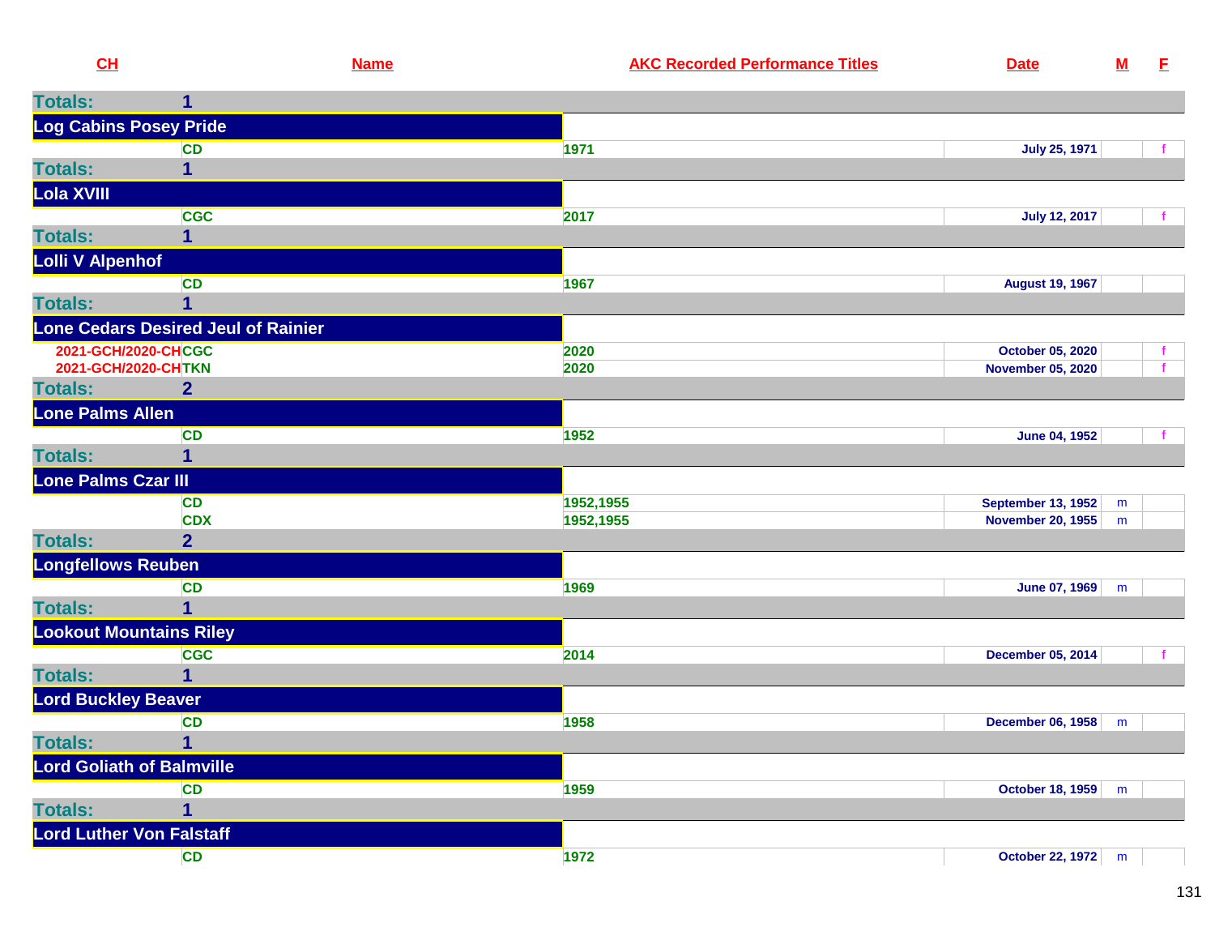| CH | Name | AKC Recorded Performance Titles | Date | M | F |
|---|---|---|---|---|---|
| **Totals:** | **1** | | | | |
| **Log Cabins Posey Pride** | | | | | |
| | CD | 1971 | July 25, 1971 | | f |
| **Totals:** | **1** | | | | |
| **Lola XVIII** | | | | | |
| | CGC | 2017 | July 12, 2017 | | f |
| **Totals:** | **1** | | | | |
| **Lolli V Alpenhof** | | | | | |
| | CD | 1967 | August 19, 1967 | | |
| **Totals:** | **1** | | | | |
| **Lone Cedars Desired Jeul of Rainier** | | | | | |
| 2021-GCH/2020-CH | CGC | 2020 | October 05, 2020 | | f |
| 2021-GCH/2020-CH | TKN | 2020 | November 05, 2020 | | f |
| **Totals:** | **2** | | | | |
| **Lone Palms Allen** | | | | | |
| | CD | 1952 | June 04, 1952 | | f |
| **Totals:** | **1** | | | | |
| **Lone Palms Czar III** | | | | | |
| | CD | 1952,1955 | September 13, 1952 | m | |
| | CDX | 1952,1955 | November 20, 1955 | m | |
| **Totals:** | **2** | | | | |
| **Longfellows Reuben** | | | | | |
| | CD | 1969 | June 07, 1969 | m | |
| **Totals:** | **1** | | | | |
| **Lookout Mountains Riley** | | | | | |
| | CGC | 2014 | December 05, 2014 | | f |
| **Totals:** | **1** | | | | |
| **Lord Buckley Beaver** | | | | | |
| | CD | 1958 | December 06, 1958 | m | |
| **Totals:** | **1** | | | | |
| **Lord Goliath of Balmville** | | | | | |
| | CD | 1959 | October 18, 1959 | m | |
| **Totals:** | **1** | | | | |
| **Lord Luther Von Falstaff** | | | | | |
| | CD | 1972 | October 22, 1972 | m | |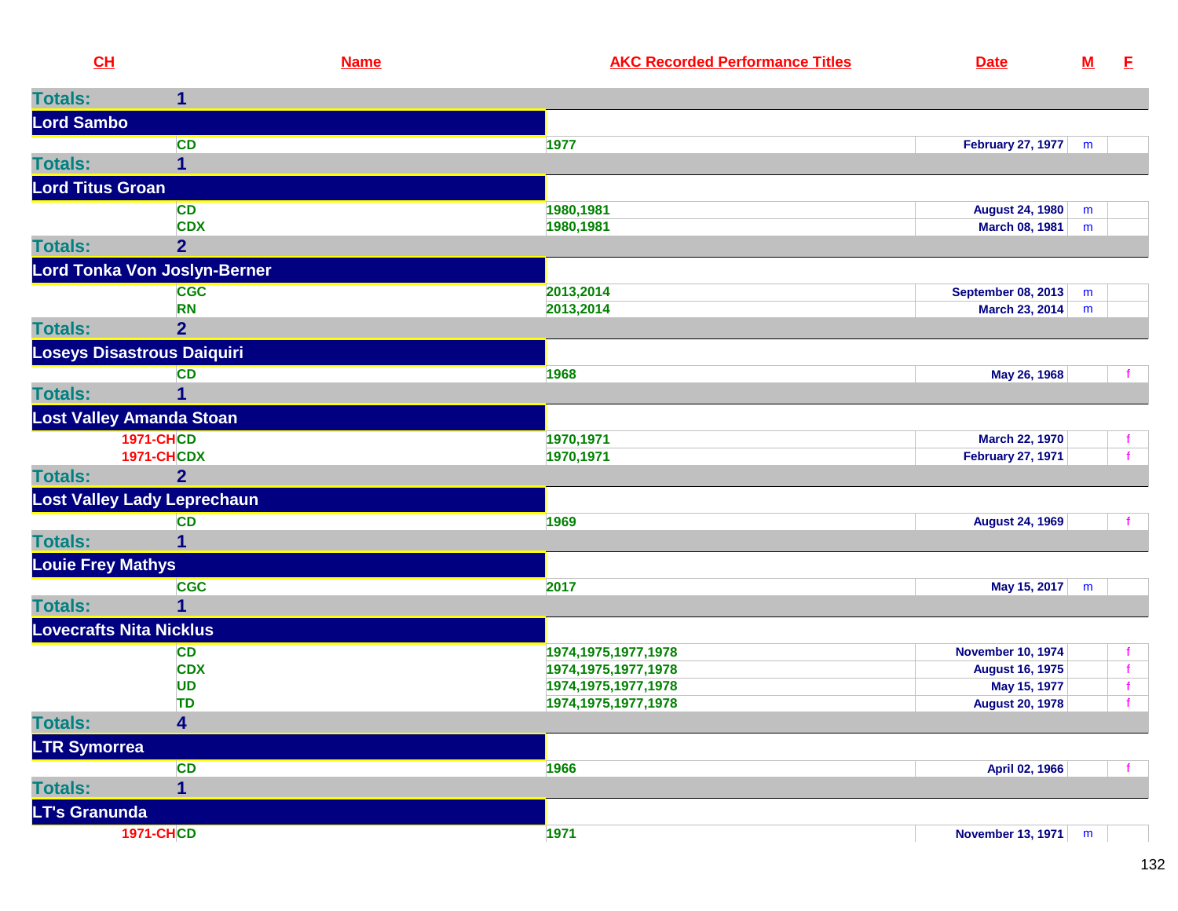| CH | Name | AKC Recorded Performance Titles | Date | M | F |
|---|---|---|---|---|---|
| Totals: | 1 | | | | |
| Lord Sambo | | | | | |
| | CD | 1977 | February 27, 1977 | m | |
| Totals: | 1 | | | | |
| Lord Titus Groan | | | | | |
| | CD | 1980,1981 | August 24, 1980 | m | |
| | CDX | 1980,1981 | March 08, 1981 | m | |
| Totals: | 2 | | | | |
| Lord Tonka Von Joslyn-Berner | | | | | |
| | CGC | 2013,2014 | September 08, 2013 | m | |
| | RN | 2013,2014 | March 23, 2014 | m | |
| Totals: | 2 | | | | |
| Loseys Disastrous Daiquiri | | | | | |
| | CD | 1968 | May 26, 1968 | | f |
| Totals: | 1 | | | | |
| Lost Valley Amanda Stoan | | | | | |
| 1971-CH | CD | 1970,1971 | March 22, 1970 | | f |
| 1971-CH | CDX | 1970,1971 | February 27, 1971 | | f |
| Totals: | 2 | | | | |
| Lost Valley Lady Leprechaun | | | | | |
| | CD | 1969 | August 24, 1969 | | f |
| Totals: | 1 | | | | |
| Louie Frey Mathys | | | | | |
| | CGC | 2017 | May 15, 2017 | m | |
| Totals: | 1 | | | | |
| Lovecrafts Nita Nicklus | | | | | |
| | CD | 1974,1975,1977,1978 | November 10, 1974 | | f |
| | CDX | 1974,1975,1977,1978 | August 16, 1975 | | f |
| | UD | 1974,1975,1977,1978 | May 15, 1977 | | f |
| | TD | 1974,1975,1977,1978 | August 20, 1978 | | f |
| Totals: | 4 | | | | |
| LTR Symorrea | | | | | |
| | CD | 1966 | April 02, 1966 | | f |
| Totals: | 1 | | | | |
| LT's Granunda | | | | | |
| 1971-CH | CD | 1971 | November 13, 1971 | m | |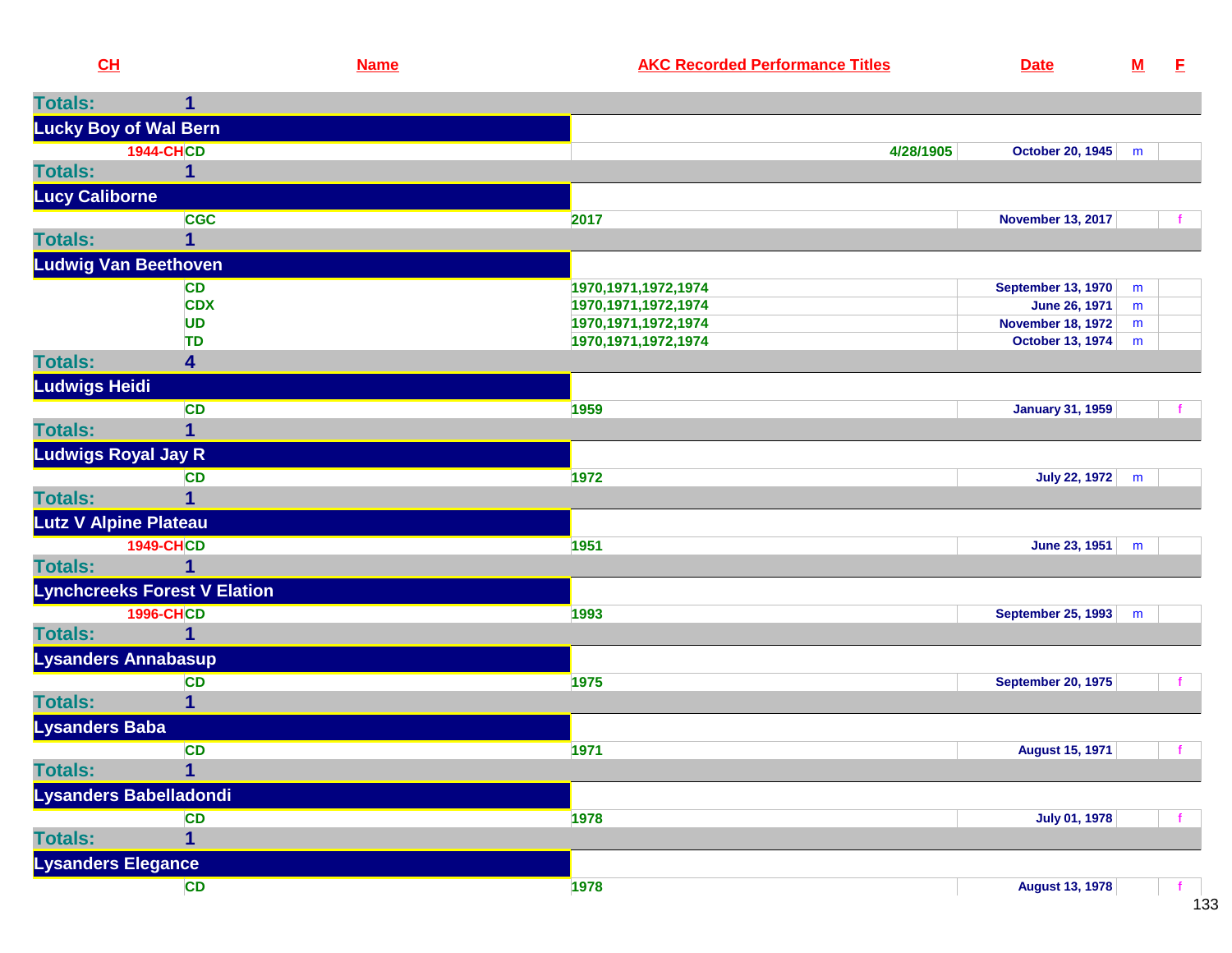| CH | Name | AKC Recorded Performance Titles | Date | M | F |
|---|---|---|---|---|---|
| **Totals:** | **1** | | | | |
| **Lucky Boy of Wal Bern** | | | | | |
| 1944-CH | CD | 4/28/1905 | October 20, 1945 | m | |
| **Totals:** | **1** | | | | |
| **Lucy Caliborne** | | | | | |
| | CGC | 2017 | November 13, 2017 | | f |
| **Totals:** | **1** | | | | |
| **Ludwig Van Beethoven** | | | | | |
| | CD | 1970,1971,1972,1974 | September 13, 1970 | m | |
| | CDX | 1970,1971,1972,1974 | June 26, 1971 | m | |
| | UD | 1970,1971,1972,1974 | November 18, 1972 | m | |
| | TD | 1970,1971,1972,1974 | October 13, 1974 | m | |
| **Totals:** | **4** | | | | |
| **Ludwigs Heidi** | | | | | |
| | CD | 1959 | January 31, 1959 | | f |
| **Totals:** | **1** | | | | |
| **Ludwigs Royal Jay R** | | | | | |
| | CD | 1972 | July 22, 1972 | m | |
| **Totals:** | **1** | | | | |
| **Lutz V Alpine Plateau** | | | | | |
| 1949-CH | CD | 1951 | June 23, 1951 | m | |
| **Totals:** | **1** | | | | |
| **Lynchcreeks Forest V Elation** | | | | | |
| 1996-CH | CD | 1993 | September 25, 1993 | m | |
| **Totals:** | **1** | | | | |
| **Lysanders Annabasup** | | | | | |
| | CD | 1975 | September 20, 1975 | | f |
| **Totals:** | **1** | | | | |
| **Lysanders Baba** | | | | | |
| | CD | 1971 | August 15, 1971 | | f |
| **Totals:** | **1** | | | | |
| **Lysanders Babelladondi** | | | | | |
| | CD | 1978 | July 01, 1978 | | f |
| **Totals:** | **1** | | | | |
| **Lysanders Elegance** | | | | | |
| | CD | 1978 | August 13, 1978 | | f |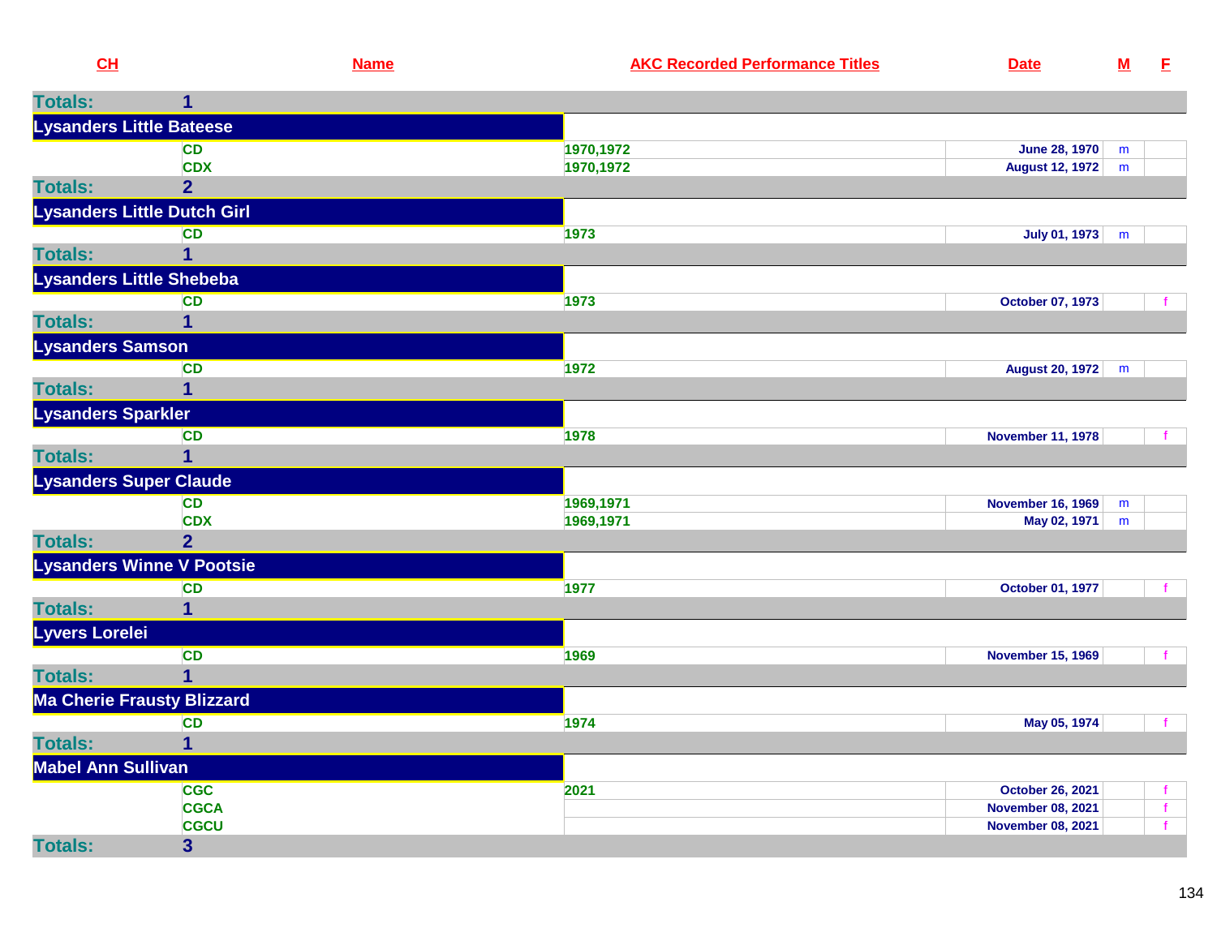| CH | Name | AKC Recorded Performance Titles | Date | M | F |
|---|---|---|---|---|---|
| **Totals:** | **1** | | | | |
| **Lysanders Little Bateese** | | | | | |
| | CD | 1970,1972 | June 28, 1970 | m | |
| | CDX | 1970,1972 | August 12, 1972 | m | |
| **Totals:** | **2** | | | | |
| **Lysanders Little Dutch Girl** | | | | | |
| | CD | 1973 | July 01, 1973 | m | |
| **Totals:** | **1** | | | | |
| **Lysanders Little Shebeba** | | | | | |
| | CD | 1973 | October 07, 1973 | | f |
| **Totals:** | **1** | | | | |
| **Lysanders Samson** | | | | | |
| | CD | 1972 | August 20, 1972 | m | |
| **Totals:** | **1** | | | | |
| **Lysanders Sparkler** | | | | | |
| | CD | 1978 | November 11, 1978 | | f |
| **Totals:** | **1** | | | | |
| **Lysanders Super Claude** | | | | | |
| | CD | 1969,1971 | November 16, 1969 | m | |
| | CDX | 1969,1971 | May 02, 1971 | m | |
| **Totals:** | **2** | | | | |
| **Lysanders Winne V Pootsie** | | | | | |
| | CD | 1977 | October 01, 1977 | | f |
| **Totals:** | **1** | | | | |
| **Lyvers Lorelei** | | | | | |
| | CD | 1969 | November 15, 1969 | | f |
| **Totals:** | **1** | | | | |
| **Ma Cherie Frausty Blizzard** | | | | | |
| | CD | 1974 | May 05, 1974 | | f |
| **Totals:** | **1** | | | | |
| **Mabel Ann Sullivan** | | | | | |
| | CGC | 2021 | October 26, 2021 | | f |
| | CGCA | | November 08, 2021 | | f |
| | CGCU | | November 08, 2021 | | f |
| **Totals:** | **3** | | | | |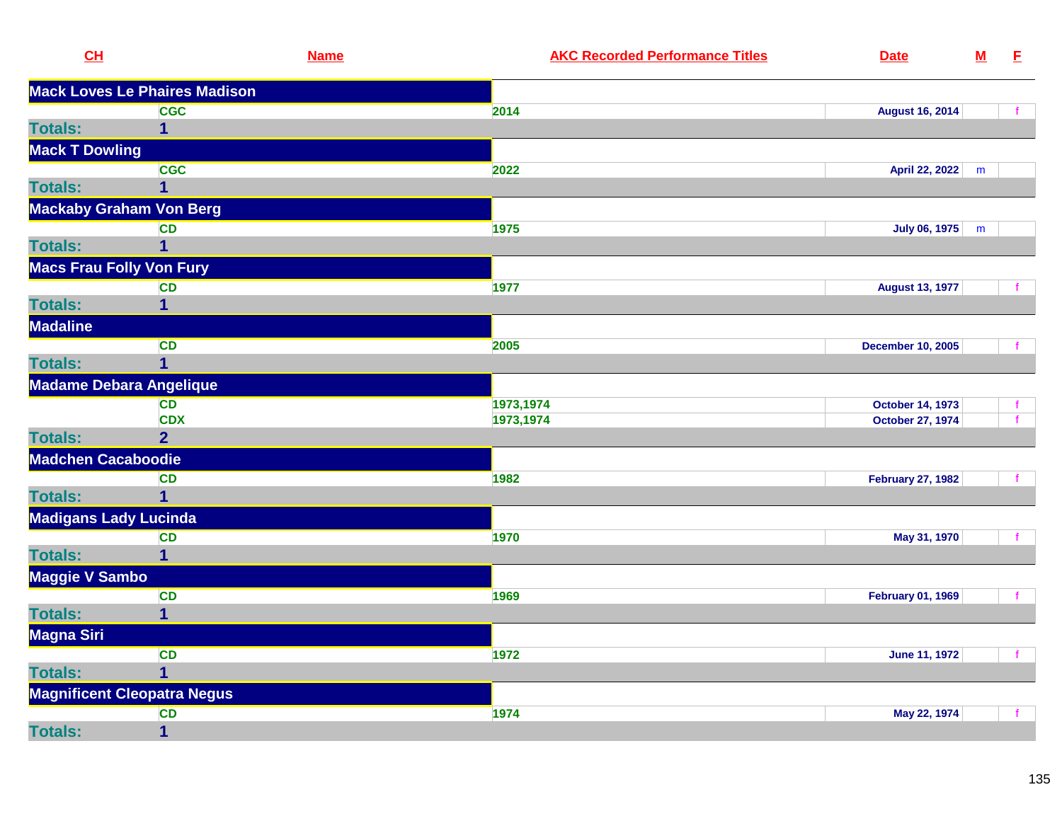| CH | Name | AKC Recorded Performance Titles | Date | M | F |
|---|---|---|---|---|---|
| **Mack Loves Le Phaires Madison** | | | | | |
| | CGC | 2014 | August 16, 2014 | | f |
| **Totals:** | **1** | | | | |
| **Mack T Dowling** | | | | | |
| | CGC | 2022 | April 22, 2022 | m | |
| **Totals:** | **1** | | | | |
| **Mackaby Graham Von Berg** | | | | | |
| | CD | 1975 | July 06, 1975 | m | |
| **Totals:** | **1** | | | | |
| **Macs Frau Folly Von Fury** | | | | | |
| | CD | 1977 | August 13, 1977 | | f |
| **Totals:** | **1** | | | | |
| **Madaline** | | | | | |
| | CD | 2005 | December 10, 2005 | | f |
| **Totals:** | **1** | | | | |
| **Madame Debara Angelique** | | | | | |
| | CD | 1973,1974 | October 14, 1973 | | f |
| | CDX | 1973,1974 | October 27, 1974 | | f |
| **Totals:** | **2** | | | | |
| **Madchen Cacaboodie** | | | | | |
| | CD | 1982 | February 27, 1982 | | f |
| **Totals:** | **1** | | | | |
| **Madigans Lady Lucinda** | | | | | |
| | CD | 1970 | May 31, 1970 | | f |
| **Totals:** | **1** | | | | |
| **Maggie V Sambo** | | | | | |
| | CD | 1969 | February 01, 1969 | | f |
| **Totals:** | **1** | | | | |
| **Magna Siri** | | | | | |
| | CD | 1972 | June 11, 1972 | | f |
| **Totals:** | **1** | | | | |
| **Magnificent Cleopatra Negus** | | | | | |
| | CD | 1974 | May 22, 1974 | | f |
| **Totals:** | **1** | | | | |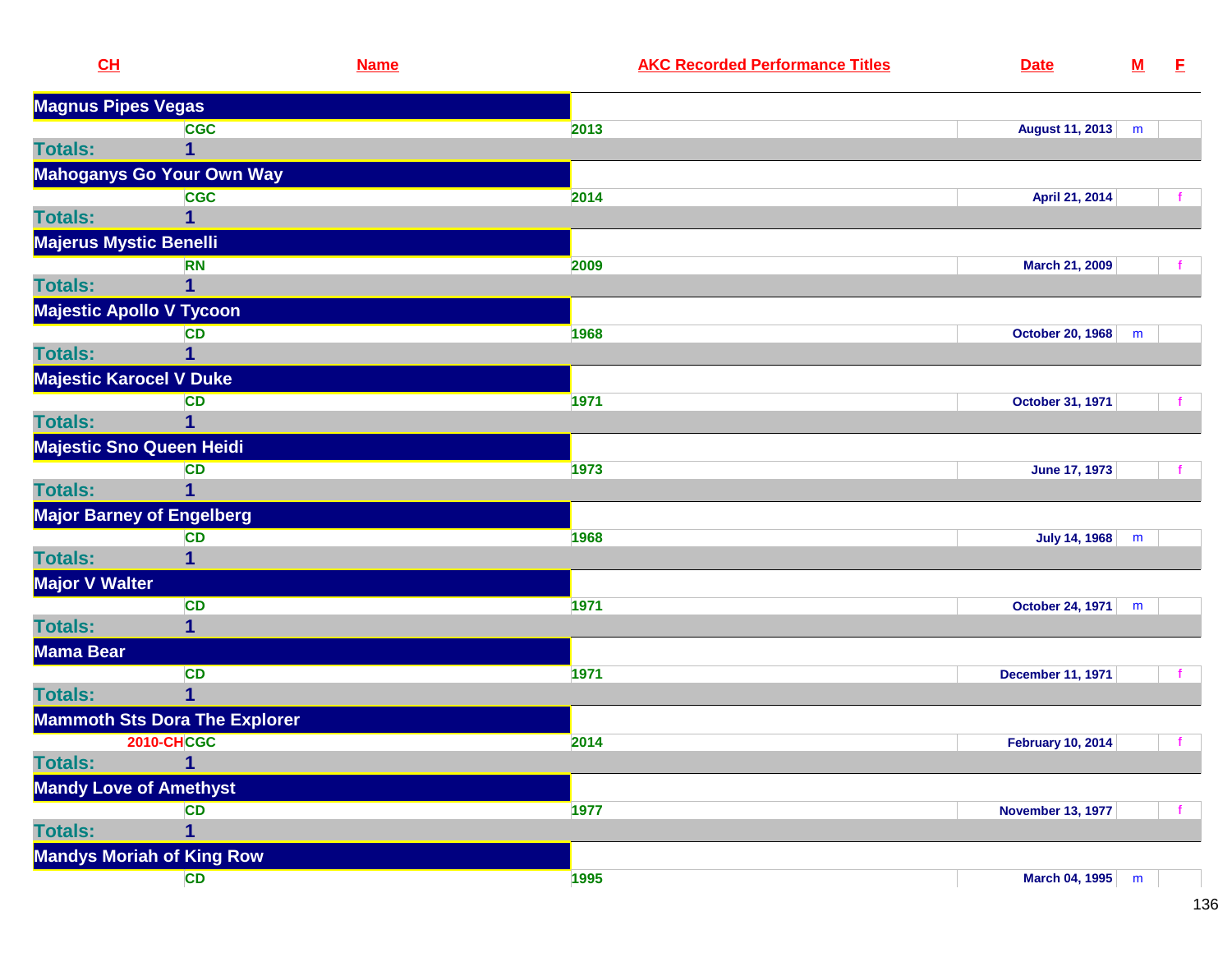| CH | Name | AKC Recorded Performance Titles | Date | M | F |
|---|---|---|---|---|---|
| **Magnus Pipes Vegas** | | | | | |
| | CGC | 2013 | August 11, 2013 | m | |
| Totals: | 1 | | | | |
| **Mahoganys Go Your Own Way** | | | | | |
| | CGC | 2014 | April 21, 2014 | | f |
| Totals: | 1 | | | | |
| **Majerus Mystic Benelli** | | | | | |
| | RN | 2009 | March 21, 2009 | | f |
| Totals: | 1 | | | | |
| **Majestic Apollo V Tycoon** | | | | | |
| | CD | 1968 | October 20, 1968 | m | |
| Totals: | 1 | | | | |
| **Majestic Karocel V Duke** | | | | | |
| | CD | 1971 | October 31, 1971 | | f |
| Totals: | 1 | | | | |
| **Majestic Sno Queen Heidi** | | | | | |
| | CD | 1973 | June 17, 1973 | | f |
| Totals: | 1 | | | | |
| **Major Barney of Engelberg** | | | | | |
| | CD | 1968 | July 14, 1968 | m | |
| Totals: | 1 | | | | |
| **Major V Walter** | | | | | |
| | CD | 1971 | October 24, 1971 | m | |
| Totals: | 1 | | | | |
| **Mama Bear** | | | | | |
| | CD | 1971 | December 11, 1971 | | f |
| Totals: | 1 | | | | |
| **Mammoth Sts Dora The Explorer** | | | | | |
| 2010-CH | CGC | 2014 | February 10, 2014 | | f |
| Totals: | 1 | | | | |
| **Mandy Love of Amethyst** | | | | | |
| | CD | 1977 | November 13, 1977 | | f |
| Totals: | 1 | | | | |
| **Mandys Moriah of King Row** | | | | | |
| | CD | 1995 | March 04, 1995 | m | |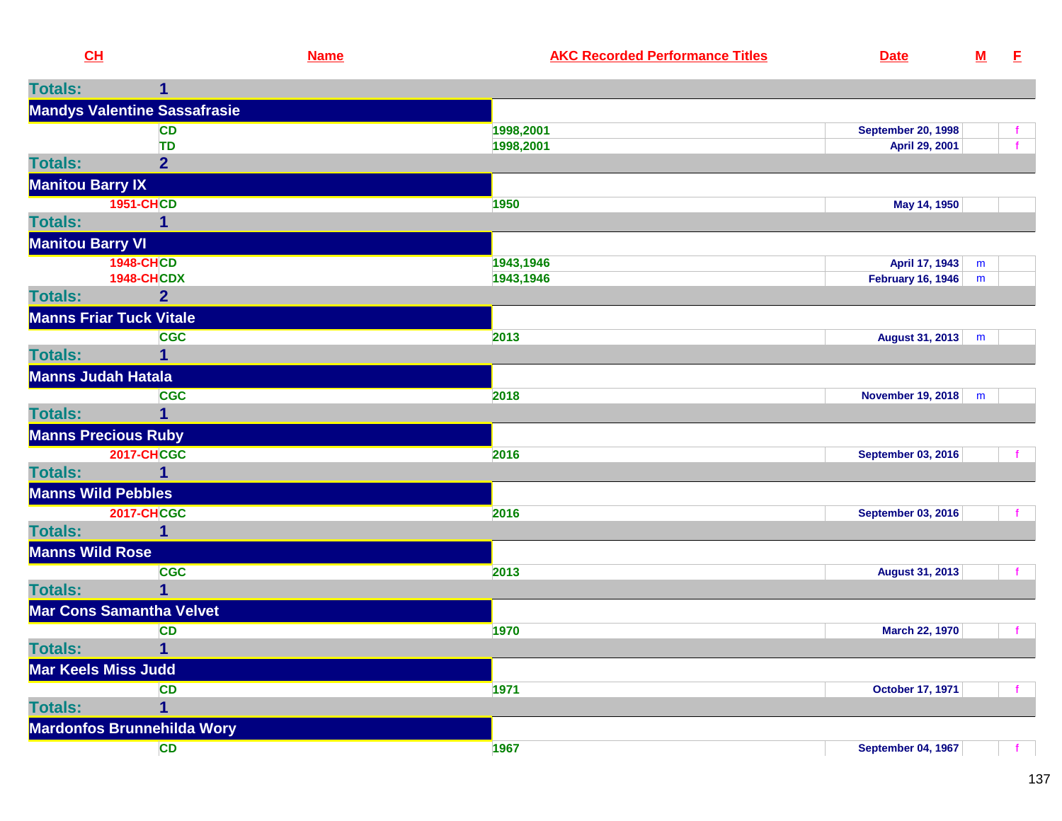| CH | Name | AKC Recorded Performance Titles | Date | M | F |
|---|---|---|---|---|---|
| **Totals:** | **1** | | | | |
| **Mandys Valentine Sassafrasie** | | | | | |
| | CD | 1998,2001 | September 20, 1998 | | f |
| | TD | 1998,2001 | April 29, 2001 | | f |
| **Totals:** | **2** | | | | |
| **Manitou Barry IX** | | | | | |
| 1951-CH | CD | 1950 | May 14, 1950 | | |
| **Totals:** | **1** | | | | |
| **Manitou Barry VI** | | | | | |
| 1948-CH | CD | 1943,1946 | April 17, 1943 | m | |
| 1948-CH | CDX | 1943,1946 | February 16, 1946 | m | |
| **Totals:** | **2** | | | | |
| **Manns Friar Tuck Vitale** | | | | | |
| | CGC | 2013 | August 31, 2013 | m | |
| **Totals:** | **1** | | | | |
| **Manns Judah Hatala** | | | | | |
| | CGC | 2018 | November 19, 2018 | m | |
| **Totals:** | **1** | | | | |
| **Manns Precious Ruby** | | | | | |
| 2017-CH | CGC | 2016 | September 03, 2016 | | f |
| **Totals:** | **1** | | | | |
| **Manns Wild Pebbles** | | | | | |
| 2017-CH | CGC | 2016 | September 03, 2016 | | f |
| **Totals:** | **1** | | | | |
| **Manns Wild Rose** | | | | | |
| | CGC | 2013 | August 31, 2013 | | f |
| **Totals:** | **1** | | | | |
| **Mar Cons Samantha Velvet** | | | | | |
| | CD | 1970 | March 22, 1970 | | f |
| **Totals:** | **1** | | | | |
| **Mar Keels Miss Judd** | | | | | |
| | CD | 1971 | October 17, 1971 | | f |
| **Totals:** | **1** | | | | |
| **Mardonfos Brunnehilda Wory** | | | | | |
| | CD | 1967 | September 04, 1967 | | f |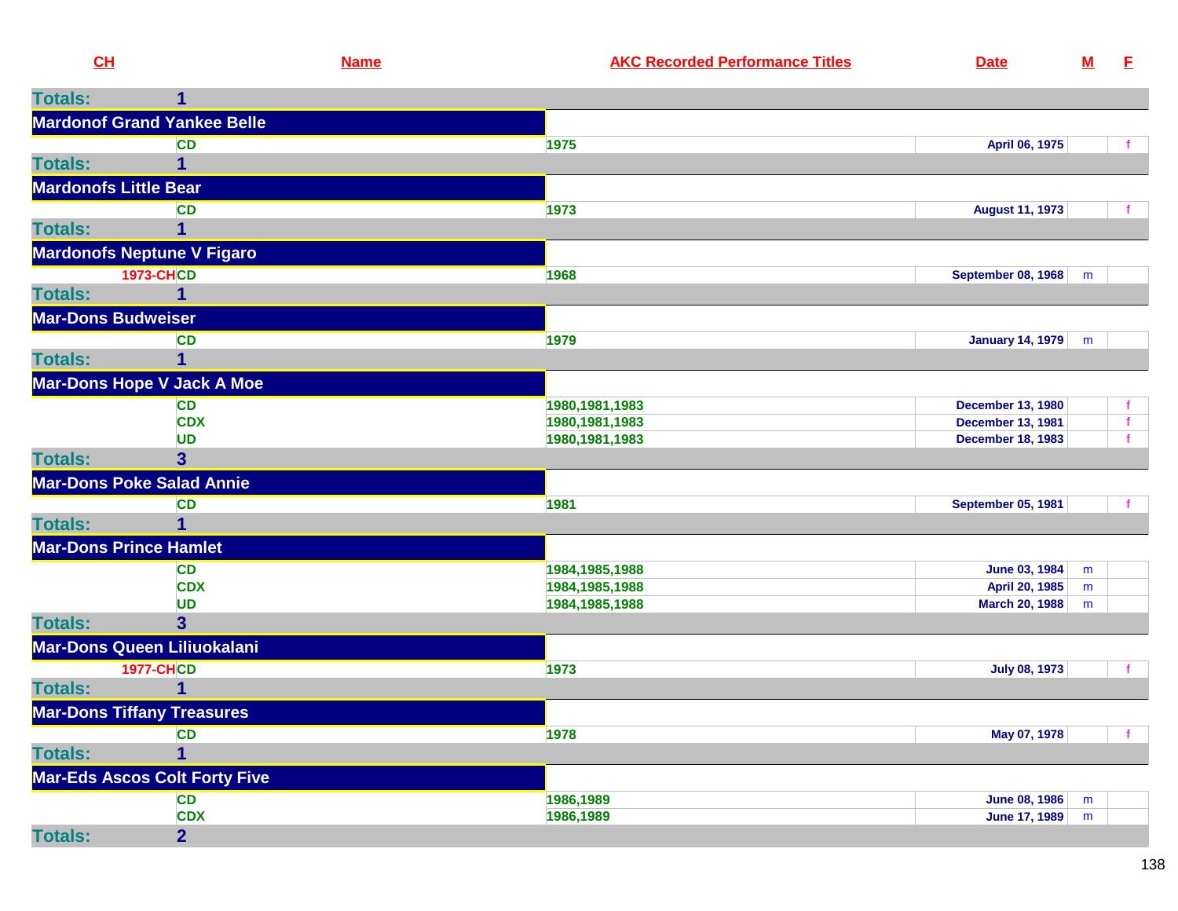| CH | Name | AKC Recorded Performance Titles | Date | M | F |
|---|---|---|---|---|---|
| **Totals:** | **1** | | | | |
| **Mardonof Grand Yankee Belle** | | | | | |
| | CD | 1975 | April 06, 1975 | | f |
| **Totals:** | **1** | | | | |
| **Mardonofs Little Bear** | | | | | |
| | CD | 1973 | August 11, 1973 | | f |
| **Totals:** | **1** | | | | |
| **Mardonofs Neptune V Figaro** | | | | | |
| 1973-CH | CD | 1968 | September 08, 1968 | m | |
| **Totals:** | **1** | | | | |
| **Mar-Dons Budweiser** | | | | | |
| | CD | 1979 | January 14, 1979 | m | |
| **Totals:** | **1** | | | | |
| **Mar-Dons Hope V Jack A Moe** | | | | | |
| | CD | 1980,1981,1983 | December 13, 1980 | | f |
| | CDX | 1980,1981,1983 | December 13, 1981 | | f |
| | UD | 1980,1981,1983 | December 18, 1983 | | f |
| **Totals:** | **3** | | | | |
| **Mar-Dons Poke Salad Annie** | | | | | |
| | CD | 1981 | September 05, 1981 | | f |
| **Totals:** | **1** | | | | |
| **Mar-Dons Prince Hamlet** | | | | | |
| | CD | 1984,1985,1988 | June 03, 1984 | m | |
| | CDX | 1984,1985,1988 | April 20, 1985 | m | |
| | UD | 1984,1985,1988 | March 20, 1988 | m | |
| **Totals:** | **3** | | | | |
| **Mar-Dons Queen Liliuokalani** | | | | | |
| 1977-CH | CD | 1973 | July 08, 1973 | | f |
| **Totals:** | **1** | | | | |
| **Mar-Dons Tiffany Treasures** | | | | | |
| | CD | 1978 | May 07, 1978 | | f |
| **Totals:** | **1** | | | | |
| **Mar-Eds Ascos Colt Forty Five** | | | | | |
| | CD | 1986,1989 | June 08, 1986 | m | |
| | CDX | 1986,1989 | June 17, 1989 | m | |
| **Totals:** | **2** | | | | |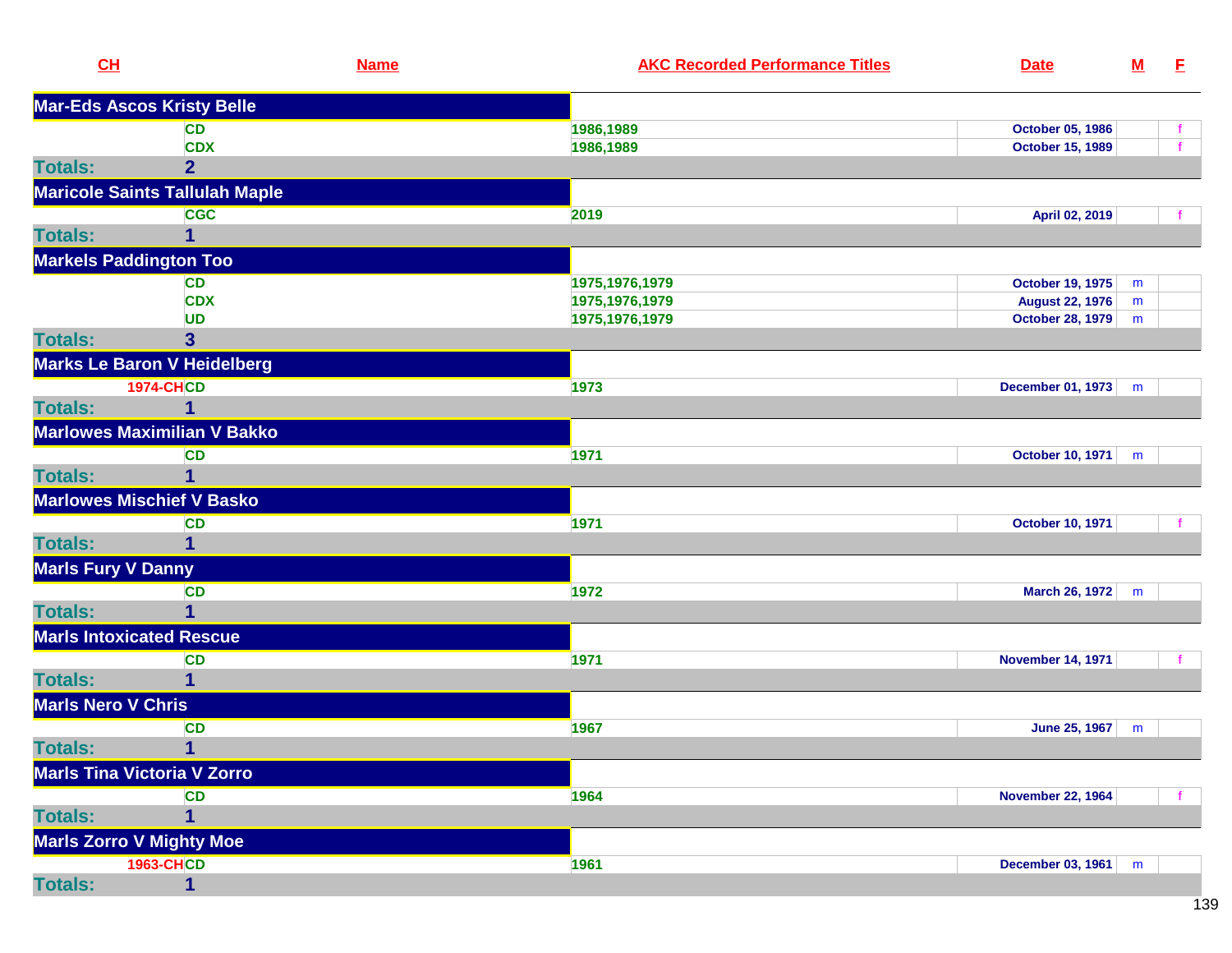| CH | Name | AKC Recorded Performance Titles | Date | M | F |
|---|---|---|---|---|---|
| **Mar-Eds Ascos Kristy Belle** | | | | | |
| | CD | 1986,1989 | October 05, 1986 | | f |
| | CDX | 1986,1989 | October 15, 1989 | | f |
| **Totals:** | **2** | | | | |
| **Maricole Saints Tallulah Maple** | | | | | |
| | CGC | 2019 | April 02, 2019 | | f |
| **Totals:** | **1** | | | | |
| **Markels Paddington Too** | | | | | |
| | CD | 1975,1976,1979 | October 19, 1975 | m | |
| | CDX | 1975,1976,1979 | August 22, 1976 | m | |
| | UD | 1975,1976,1979 | October 28, 1979 | m | |
| **Totals:** | **3** | | | | |
| **Marks Le Baron V Heidelberg** | | | | | |
| 1974-CH | CD | 1973 | December 01, 1973 | m | |
| **Totals:** | **1** | | | | |
| **Marlowes Maximilian V Bakko** | | | | | |
| | CD | 1971 | October 10, 1971 | m | |
| **Totals:** | **1** | | | | |
| **Marlowes Mischief V Basko** | | | | | |
| | CD | 1971 | October 10, 1971 | | f |
| **Totals:** | **1** | | | | |
| **Marls Fury V Danny** | | | | | |
| | CD | 1972 | March 26, 1972 | m | |
| **Totals:** | **1** | | | | |
| **Marls Intoxicated Rescue** | | | | | |
| | CD | 1971 | November 14, 1971 | | f |
| **Totals:** | **1** | | | | |
| **Marls Nero V Chris** | | | | | |
| | CD | 1967 | June 25, 1967 | m | |
| **Totals:** | **1** | | | | |
| **Marls Tina Victoria V Zorro** | | | | | |
| | CD | 1964 | November 22, 1964 | | f |
| **Totals:** | **1** | | | | |
| **Marls Zorro V Mighty Moe** | | | | | |
| 1963-CH | CD | 1961 | December 03, 1961 | m | |
| **Totals:** | **1** | | | | |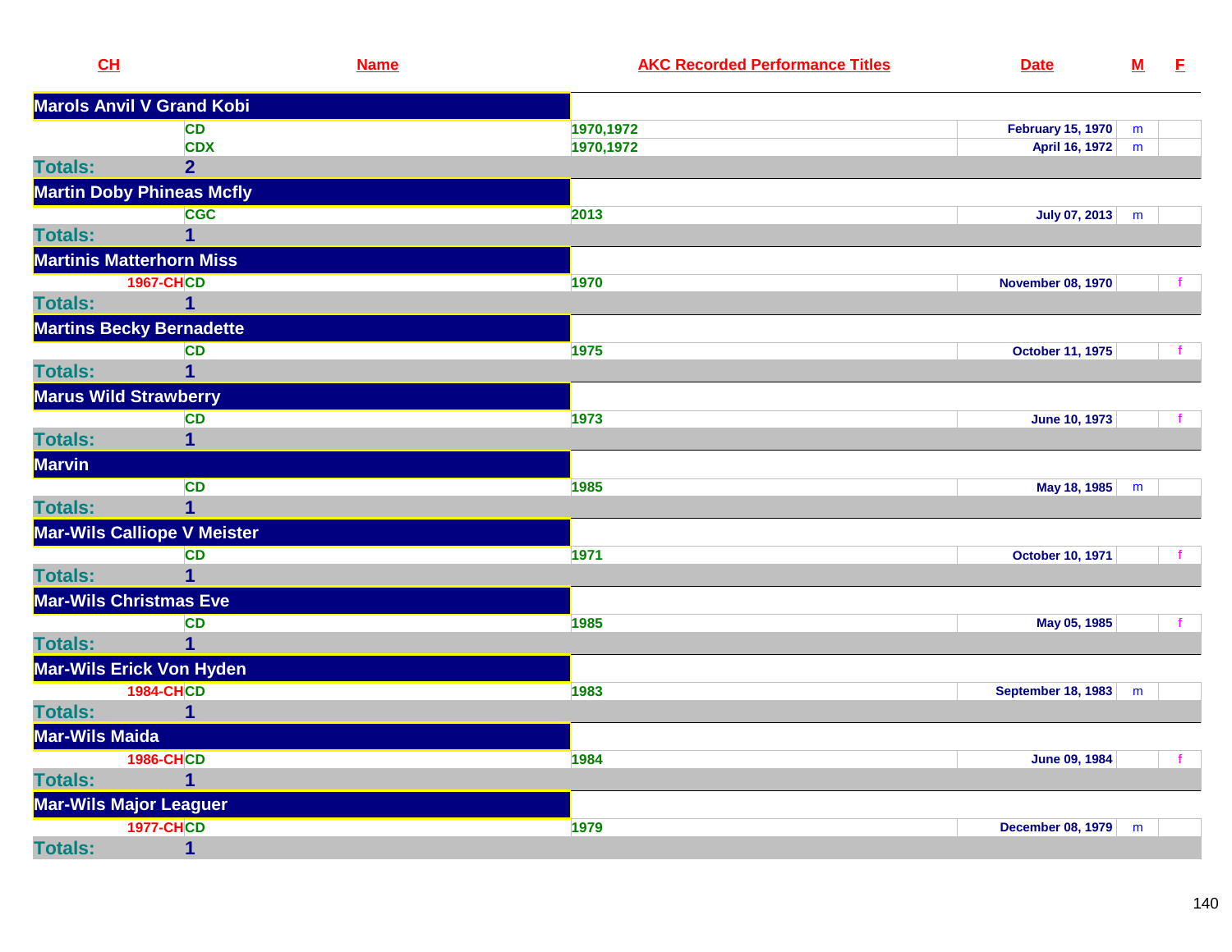| CH | Name | AKC Recorded Performance Titles | Date | M | F |
|---|---|---|---|---|---|
| **Marols Anvil V Grand Kobi** | | | | | |
| | CD | 1970,1972 | February 15, 1970 | m | |
| | CDX | 1970,1972 | April 16, 1972 | m | |
| **Totals:** | **2** | | | | |
| **Martin Doby Phineas Mcfly** | | | | | |
| | CGC | 2013 | July 07, 2013 | m | |
| **Totals:** | **1** | | | | |
| **Martinis Matterhorn Miss** | | | | | |
| 1967-CH | CD | 1970 | November 08, 1970 | | f |
| **Totals:** | **1** | | | | |
| **Martins Becky Bernadette** | | | | | |
| | CD | 1975 | October 11, 1975 | | f |
| **Totals:** | **1** | | | | |
| **Marus Wild Strawberry** | | | | | |
| | CD | 1973 | June 10, 1973 | | f |
| **Totals:** | **1** | | | | |
| **Marvin** | | | | | |
| | CD | 1985 | May 18, 1985 | m | |
| **Totals:** | **1** | | | | |
| **Mar-Wils Calliope V Meister** | | | | | |
| | CD | 1971 | October 10, 1971 | | f |
| **Totals:** | **1** | | | | |
| **Mar-Wils Christmas Eve** | | | | | |
| | CD | 1985 | May 05, 1985 | | f |
| **Totals:** | **1** | | | | |
| **Mar-Wils Erick Von Hyden** | | | | | |
| 1984-CH | CD | 1983 | September 18, 1983 | m | |
| **Totals:** | **1** | | | | |
| **Mar-Wils Maida** | | | | | |
| 1986-CH | CD | 1984 | June 09, 1984 | | f |
| **Totals:** | **1** | | | | |
| **Mar-Wils Major Leaguer** | | | | | |
| 1977-CH | CD | 1979 | December 08, 1979 | m | |
| **Totals:** | **1** | | | | |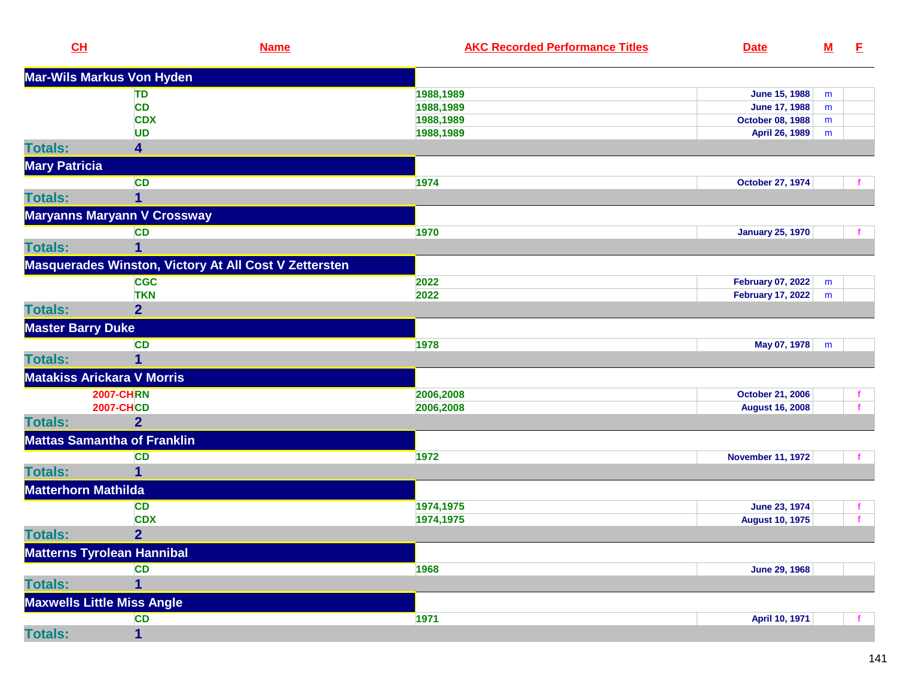| CH | Name | AKC Recorded Performance Titles | Date | M | F |
|---|---|---|---|---|---|
| **Mar-Wils Markus Von Hyden** | | | | | |
| | TD | 1988,1989 | June 15, 1988 | m | |
| | CD | 1988,1989 | June 17, 1988 | m | |
| | CDX | 1988,1989 | October 08, 1988 | m | |
| | UD | 1988,1989 | April 26, 1989 | m | |
| **Totals:** | **4** | | | | |
| **Mary Patricia** | | | | | |
| | CD | 1974 | October 27, 1974 | | f |
| **Totals:** | **1** | | | | |
| **Maryanns Maryann V Crossway** | | | | | |
| | CD | 1970 | January 25, 1970 | | f |
| **Totals:** | **1** | | | | |
| **Masquerades Winston, Victory At All Cost V Zettersten** | | | | | |
| | CGC | 2022 | February 07, 2022 | m | |
| | TKN | 2022 | February 17, 2022 | m | |
| **Totals:** | **2** | | | | |
| **Master Barry Duke** | | | | | |
| | CD | 1978 | May 07, 1978 | m | |
| **Totals:** | **1** | | | | |
| **Matakiss Arickara V Morris** | | | | | |
| 2007-CH | RN | 2006,2008 | October 21, 2006 | | f |
| 2007-CH | CD | 2006,2008 | August 16, 2008 | | f |
| **Totals:** | **2** | | | | |
| **Mattas Samantha of Franklin** | | | | | |
| | CD | 1972 | November 11, 1972 | | f |
| **Totals:** | **1** | | | | |
| **Matterhorn Mathilda** | | | | | |
| | CD | 1974,1975 | June 23, 1974 | | f |
| | CDX | 1974,1975 | August 10, 1975 | | f |
| **Totals:** | **2** | | | | |
| **Matterns Tyrolean Hannibal** | | | | | |
| | CD | 1968 | June 29, 1968 | | |
| **Totals:** | **1** | | | | |
| **Maxwells Little Miss Angle** | | | | | |
| | CD | 1971 | April 10, 1971 | | f |
| **Totals:** | **1** | | | | |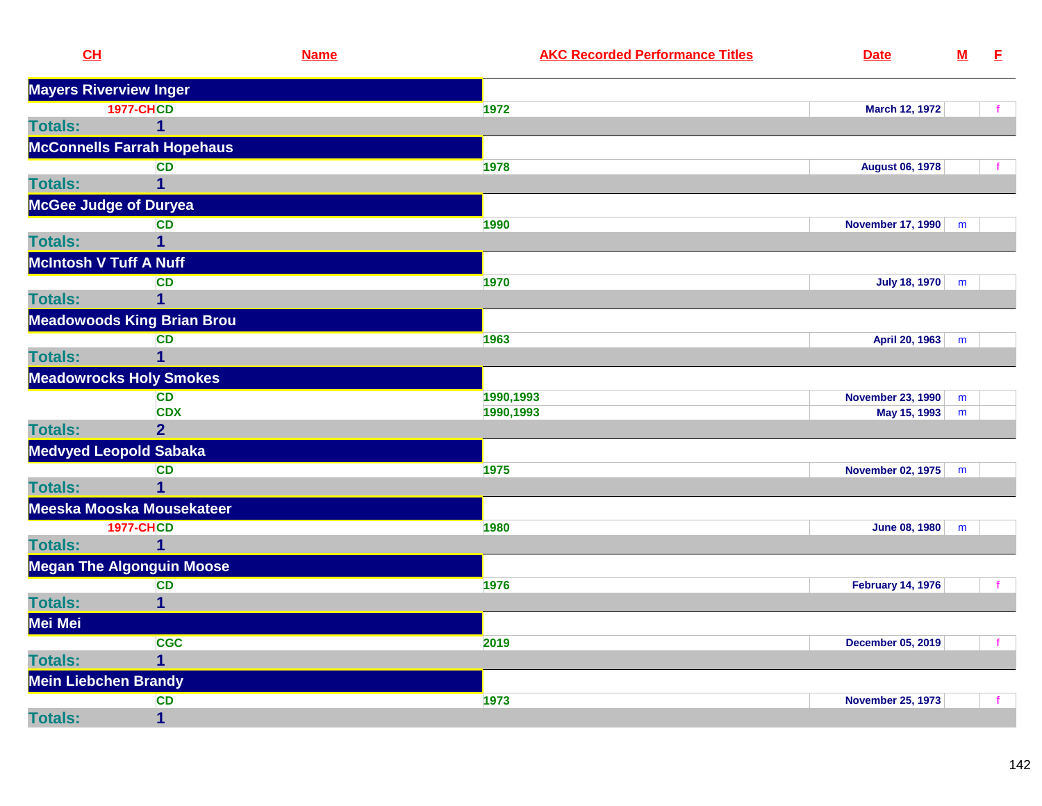| CH | Name | AKC Recorded Performance Titles | Date | M | F |
|---|---|---|---|---|---|
| **Mayers Riverview Inger** | | | | | |
| 1977-CH | CD | 1972 | March 12, 1972 | | f |
| **Totals:** | 1 | | | | |
| **McConnells Farrah Hopehaus** | | | | | |
| | CD | 1978 | August 06, 1978 | | f |
| **Totals:** | 1 | | | | |
| **McGee Judge of Duryea** | | | | | |
| | CD | 1990 | November 17, 1990 | m | |
| **Totals:** | 1 | | | | |
| **McIntosh V Tuff A Nuff** | | | | | |
| | CD | 1970 | July 18, 1970 | m | |
| **Totals:** | 1 | | | | |
| **Meadowoods King Brian Brou** | | | | | |
| | CD | 1963 | April 20, 1963 | m | |
| **Totals:** | 1 | | | | |
| **Meadowrocks Holy Smokes** | | | | | |
| | CD | 1990,1993 | November 23, 1990 | m | |
| | CDX | 1990,1993 | May 15, 1993 | m | |
| **Totals:** | 2 | | | | |
| **Medvyed Leopold Sabaka** | | | | | |
| | CD | 1975 | November 02, 1975 | m | |
| **Totals:** | 1 | | | | |
| **Meeska Mooska Mousekateer** | | | | | |
| 1977-CH | CD | 1980 | June 08, 1980 | m | |
| **Totals:** | 1 | | | | |
| **Megan The Algonguin Moose** | | | | | |
| | CD | 1976 | February 14, 1976 | | f |
| **Totals:** | 1 | | | | |
| **Mei Mei** | | | | | |
| | CGC | 2019 | December 05, 2019 | | f |
| **Totals:** | 1 | | | | |
| **Mein Liebchen Brandy** | | | | | |
| | CD | 1973 | November 25, 1973 | | f |
| **Totals:** | 1 | | | | |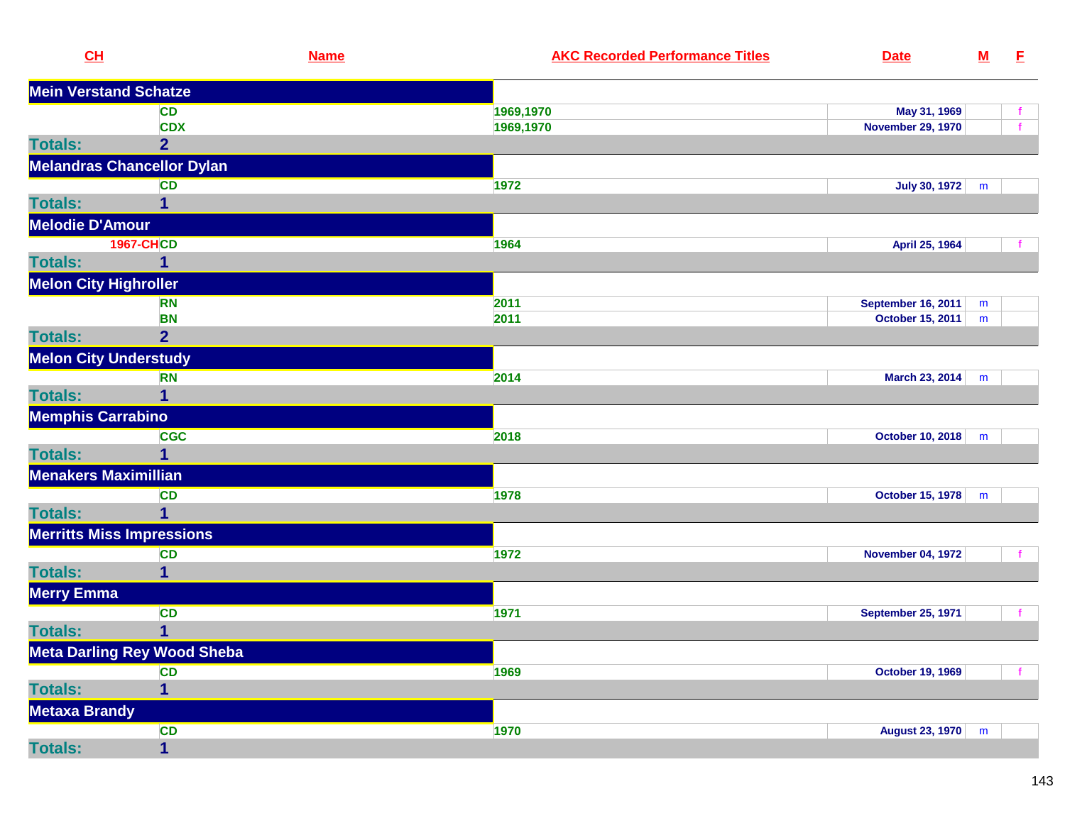| CH | Name | AKC Recorded Performance Titles | Date | M | F |
|---|---|---|---|---|---|
| **Mein Verstand Schatze** | | | | | |
| | CD | 1969,1970 | May 31, 1969 | | f |
| | CDX | 1969,1970 | November 29, 1970 | | f |
| **Totals:** | **2** | | | | |
| **Melandras Chancellor Dylan** | | | | | |
| | CD | 1972 | July 30, 1972 | m | |
| **Totals:** | **1** | | | | |
| **Melodie D'Amour** | | | | | |
| 1967-CH | CD | 1964 | April 25, 1964 | | f |
| **Totals:** | **1** | | | | |
| **Melon City Highroller** | | | | | |
| | RN | 2011 | September 16, 2011 | m | |
| | BN | 2011 | October 15, 2011 | m | |
| **Totals:** | **2** | | | | |
| **Melon City Understudy** | | | | | |
| | RN | 2014 | March 23, 2014 | m | |
| **Totals:** | **1** | | | | |
| **Memphis Carrabino** | | | | | |
| | CGC | 2018 | October 10, 2018 | m | |
| **Totals:** | **1** | | | | |
| **Menakers Maximillian** | | | | | |
| | CD | 1978 | October 15, 1978 | m | |
| **Totals:** | **1** | | | | |
| **Merritts Miss Impressions** | | | | | |
| | CD | 1972 | November 04, 1972 | | f |
| **Totals:** | **1** | | | | |
| **Merry Emma** | | | | | |
| | CD | 1971 | September 25, 1971 | | f |
| **Totals:** | **1** | | | | |
| **Meta Darling Rey Wood Sheba** | | | | | |
| | CD | 1969 | October 19, 1969 | | f |
| **Totals:** | **1** | | | | |
| **Metaxa Brandy** | | | | | |
| | CD | 1970 | August 23, 1970 | m | |
| **Totals:** | **1** | | | | |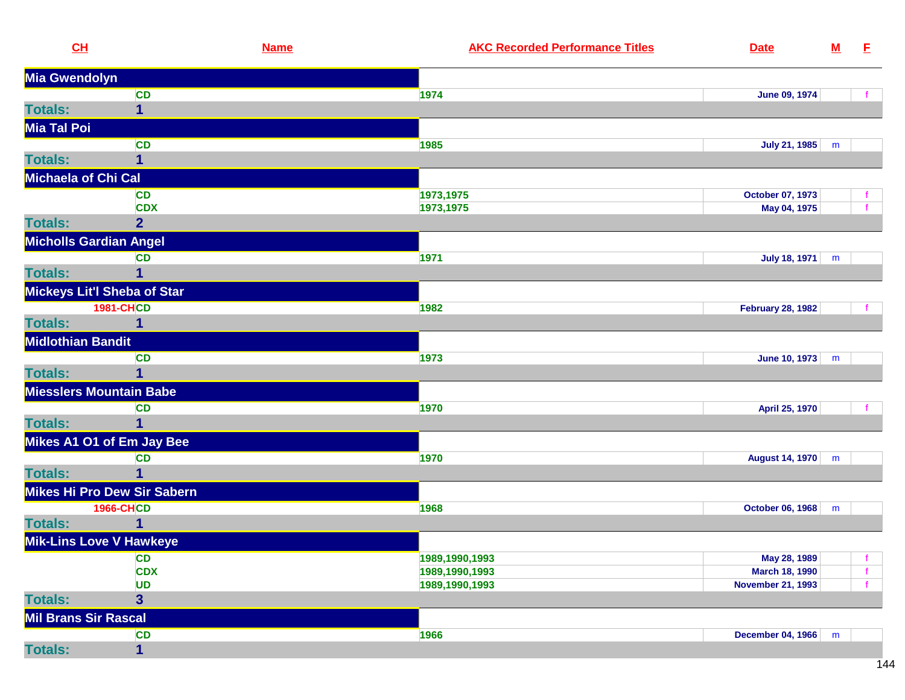| CH | Name | AKC Recorded Performance Titles | Date | M | F |
|---|---|---|---|---|---|
| **Mia Gwendolyn** | | | | | |
| | CD | 1974 | June 09, 1974 | | f |
| **Totals:** | 1 | | | | |
| **Mia Tal Poi** | | | | | |
| | CD | 1985 | July 21, 1985 | m | |
| **Totals:** | 1 | | | | |
| **Michaela of Chi Cal** | | | | | |
| | CD | 1973,1975 | October 07, 1973 | | f |
| | CDX | 1973,1975 | May 04, 1975 | | f |
| **Totals:** | 2 | | | | |
| **Micholls Gardian Angel** | | | | | |
| | CD | 1971 | July 18, 1971 | m | |
| **Totals:** | 1 | | | | |
| **Mickeys Lit'l Sheba of Star** | | | | | |
| 1981-CH | CD | 1982 | February 28, 1982 | | f |
| **Totals:** | 1 | | | | |
| **Midlothian Bandit** | | | | | |
| | CD | 1973 | June 10, 1973 | m | |
| **Totals:** | 1 | | | | |
| **Miesslers Mountain Babe** | | | | | |
| | CD | 1970 | April 25, 1970 | | f |
| **Totals:** | 1 | | | | |
| **Mikes A1 O1 of Em Jay Bee** | | | | | |
| | CD | 1970 | August 14, 1970 | m | |
| **Totals:** | 1 | | | | |
| **Mikes Hi Pro Dew Sir Sabern** | | | | | |
| 1966-CH | CD | 1968 | October 06, 1968 | m | |
| **Totals:** | 1 | | | | |
| **Mik-Lins Love V Hawkeye** | | | | | |
| | CD | 1989,1990,1993 | May 28, 1989 | | f |
| | CDX | 1989,1990,1993 | March 18, 1990 | | f |
| | UD | 1989,1990,1993 | November 21, 1993 | | f |
| **Totals:** | 3 | | | | |
| **Mil Brans Sir Rascal** | | | | | |
| | CD | 1966 | December 04, 1966 | m | |
| **Totals:** | 1 | | | | |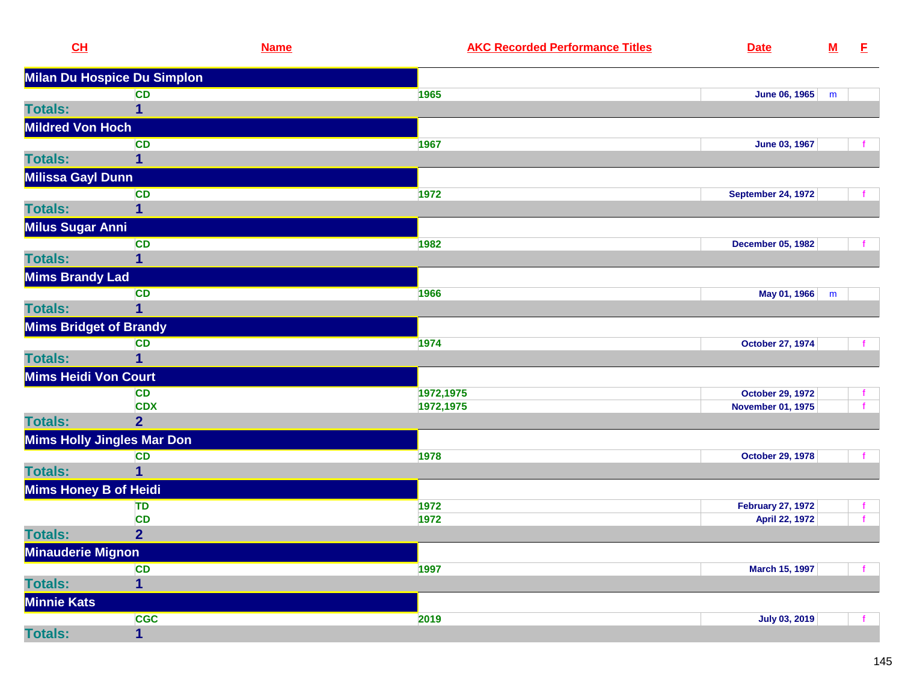| CH | Name | AKC Recorded Performance Titles | Date | M | F |
|---|---|---|---|---|---|
| **Milan Du Hospice Du Simplon** | | | | | |
| | CD | 1965 | June 06, 1965 | m | |
| **Totals:** | 1 | | | | |
| **Mildred Von Hoch** | | | | | |
| | CD | 1967 | June 03, 1967 | | f |
| **Totals:** | 1 | | | | |
| **Milissa Gayl Dunn** | | | | | |
| | CD | 1972 | September 24, 1972 | | f |
| **Totals:** | 1 | | | | |
| **Milus Sugar Anni** | | | | | |
| | CD | 1982 | December 05, 1982 | | f |
| **Totals:** | 1 | | | | |
| **Mims Brandy Lad** | | | | | |
| | CD | 1966 | May 01, 1966 | m | |
| **Totals:** | 1 | | | | |
| **Mims Bridget of Brandy** | | | | | |
| | CD | 1974 | October 27, 1974 | | f |
| **Totals:** | 1 | | | | |
| **Mims Heidi Von Court** | | | | | |
| | CD | 1972,1975 | October 29, 1972 | | f |
| | CDX | 1972,1975 | November 01, 1975 | | f |
| **Totals:** | 2 | | | | |
| **Mims Holly Jingles Mar Don** | | | | | |
| | CD | 1978 | October 29, 1978 | | f |
| **Totals:** | 1 | | | | |
| **Mims Honey B of Heidi** | | | | | |
| | TD | 1972 | February 27, 1972 | | f |
| | CD | 1972 | April 22, 1972 | | f |
| **Totals:** | 2 | | | | |
| **Minauderie Mignon** | | | | | |
| | CD | 1997 | March 15, 1997 | | f |
| **Totals:** | 1 | | | | |
| **Minnie Kats** | | | | | |
| | CGC | 2019 | July 03, 2019 | | f |
| **Totals:** | 1 | | | | |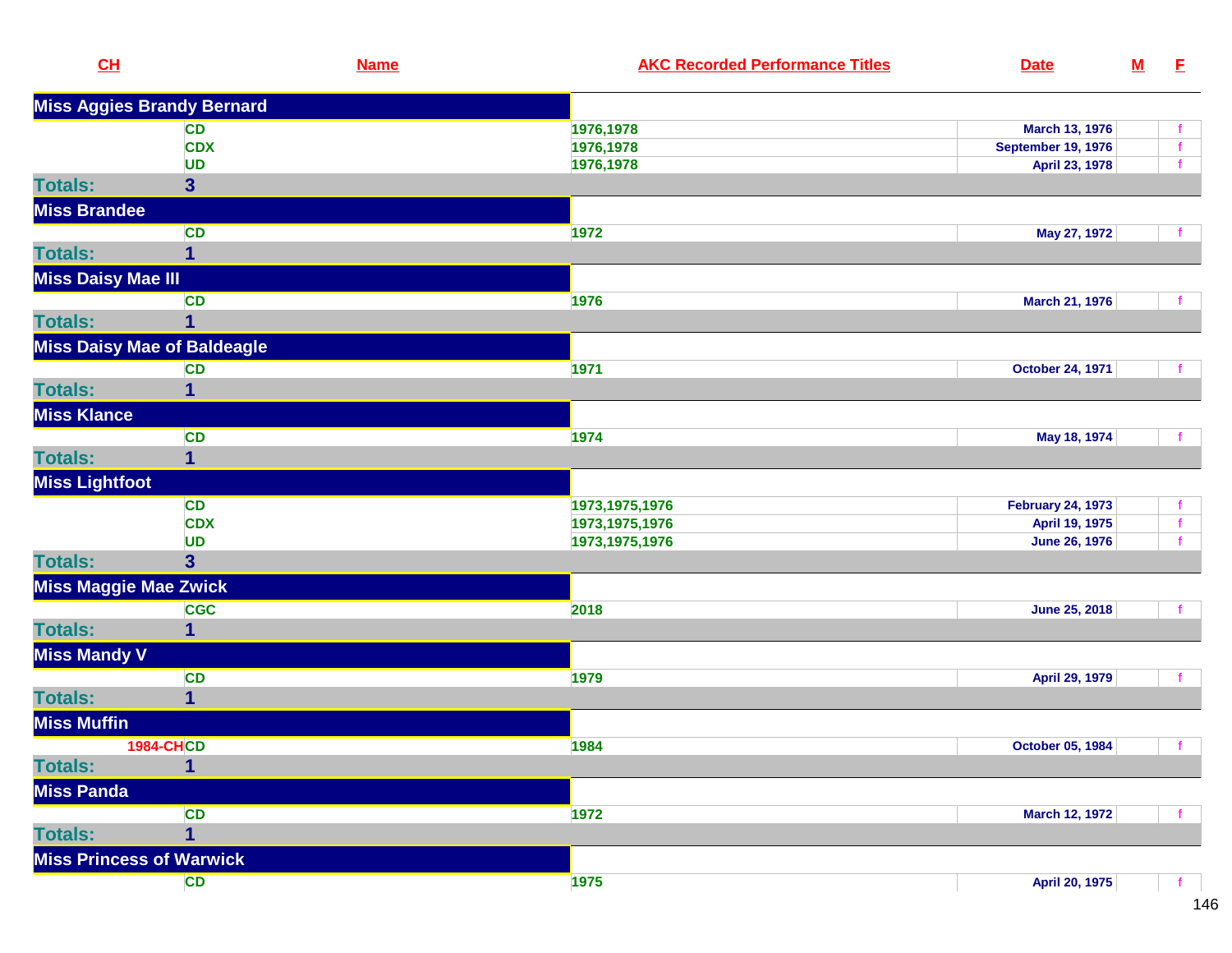| CH | Name | AKC Recorded Performance Titles | Date | M | F |
|---|---|---|---|---|---|
| **Miss Aggies Brandy Bernard** | | | | | |
| | CD | 1976,1978 | March 13, 1976 | | f |
| | CDX | 1976,1978 | September 19, 1976 | | f |
| | UD | 1976,1978 | April 23, 1978 | | f |
| **Totals:** | **3** | | | | |
| **Miss Brandee** | | | | | |
| | CD | 1972 | May 27, 1972 | | f |
| **Totals:** | **1** | | | | |
| **Miss Daisy Mae III** | | | | | |
| | CD | 1976 | March 21, 1976 | | f |
| **Totals:** | **1** | | | | |
| **Miss Daisy Mae of Baldeagle** | | | | | |
| | CD | 1971 | October 24, 1971 | | f |
| **Totals:** | **1** | | | | |
| **Miss Klance** | | | | | |
| | CD | 1974 | May 18, 1974 | | f |
| **Totals:** | **1** | | | | |
| **Miss Lightfoot** | | | | | |
| | CD | 1973,1975,1976 | February 24, 1973 | | f |
| | CDX | 1973,1975,1976 | April 19, 1975 | | f |
| | UD | 1973,1975,1976 | June 26, 1976 | | f |
| **Totals:** | **3** | | | | |
| **Miss Maggie Mae Zwick** | | | | | |
| | CGC | 2018 | June 25, 2018 | | f |
| **Totals:** | **1** | | | | |
| **Miss Mandy V** | | | | | |
| | CD | 1979 | April 29, 1979 | | f |
| **Totals:** | **1** | | | | |
| **Miss Muffin** | | | | | |
| 1984-CH | CD | 1984 | October 05, 1984 | | f |
| **Totals:** | **1** | | | | |
| **Miss Panda** | | | | | |
| | CD | 1972 | March 12, 1972 | | f |
| **Totals:** | **1** | | | | |
| **Miss Princess of Warwick** | | | | | |
| | CD | 1975 | April 20, 1975 | | f |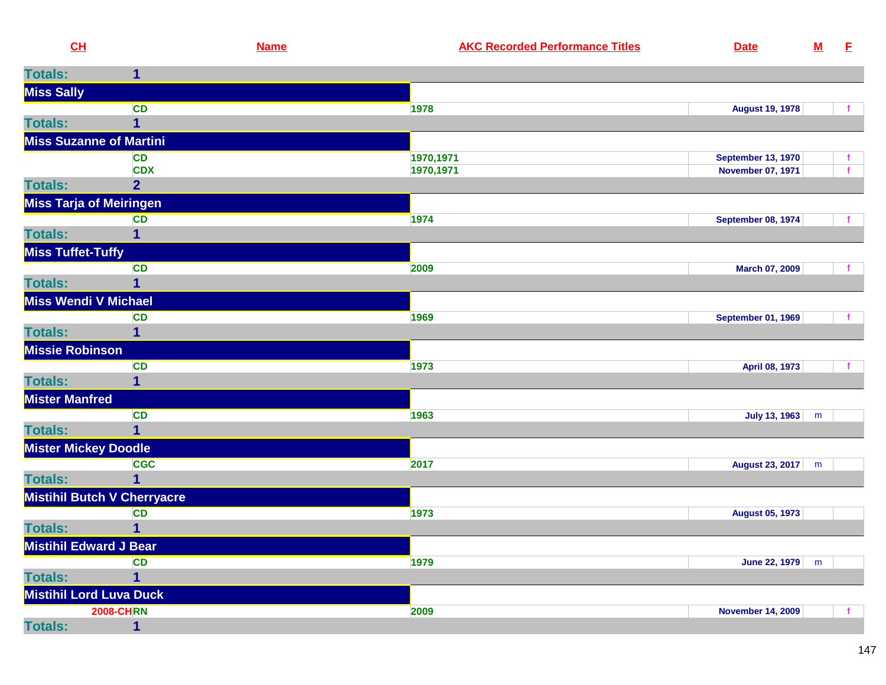| CH | Name | AKC Recorded Performance Titles | Date | M | F |
|---|---|---|---|---|---|
| **Totals:** | **1** | | | | |
| **Miss Sally** | | | | | |
| | CD | 1978 | August 19, 1978 | | f |
| **Totals:** | **1** | | | | |
| **Miss Suzanne of Martini** | | | | | |
| | CD | 1970,1971 | September 13, 1970 | | f |
| | CDX | 1970,1971 | November 07, 1971 | | f |
| **Totals:** | **2** | | | | |
| **Miss Tarja of Meiringen** | | | | | |
| | CD | 1974 | September 08, 1974 | | f |
| **Totals:** | **1** | | | | |
| **Miss Tuffet-Tuffy** | | | | | |
| | CD | 2009 | March 07, 2009 | | f |
| **Totals:** | **1** | | | | |
| **Miss Wendi V Michael** | | | | | |
| | CD | 1969 | September 01, 1969 | | f |
| **Totals:** | **1** | | | | |
| **Missie Robinson** | | | | | |
| | CD | 1973 | April 08, 1973 | | f |
| **Totals:** | **1** | | | | |
| **Mister Manfred** | | | | | |
| | CD | 1963 | July 13, 1963 | m | |
| **Totals:** | **1** | | | | |
| **Mister Mickey Doodle** | | | | | |
| | CGC | 2017 | August 23, 2017 | m | |
| **Totals:** | **1** | | | | |
| **Mistihil Butch V Cherryacre** | | | | | |
| | CD | 1973 | August 05, 1973 | | |
| **Totals:** | **1** | | | | |
| **Mistihil Edward J Bear** | | | | | |
| | CD | 1979 | June 22, 1979 | m | |
| **Totals:** | **1** | | | | |
| **Mistihil Lord Luva Duck** | | | | | |
| 2008-CH | RN | 2009 | November 14, 2009 | | f |
| **Totals:** | **1** | | | | |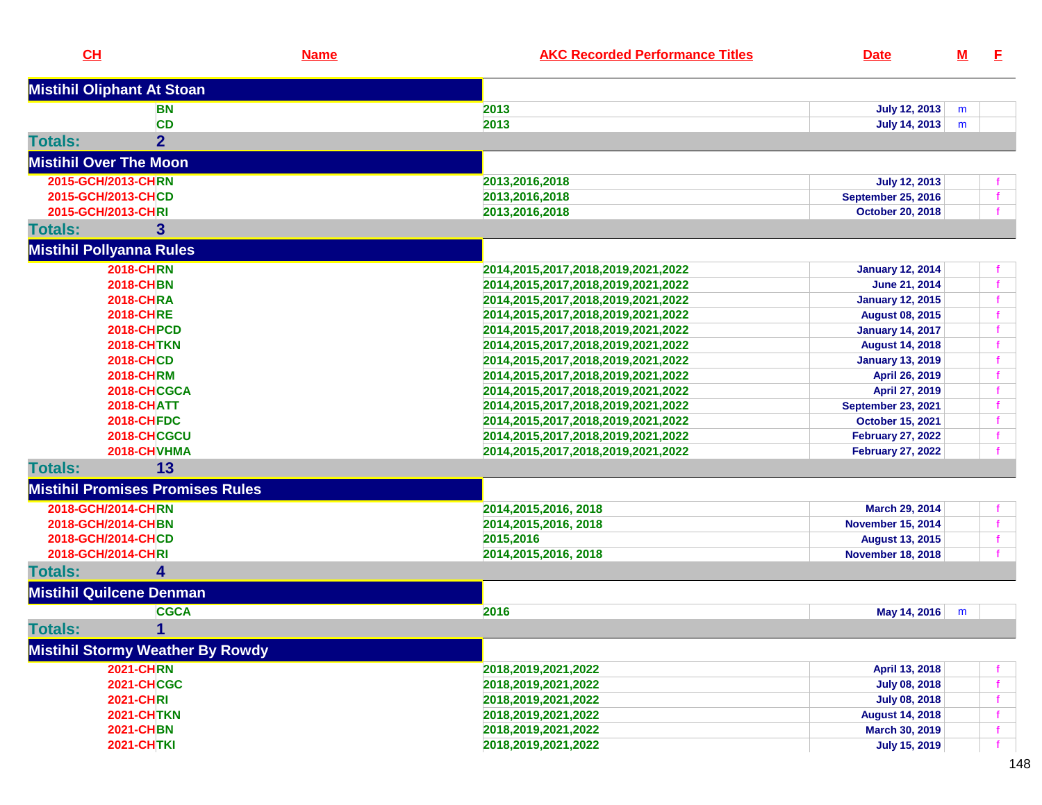| CH | Name | AKC Recorded Performance Titles | Date | M | F |
|---|---|---|---|---|---|
| **Mistihil Oliphant At Stoan** | | | | | |
| | BN | 2013 | July 12, 2013 | m | |
| | CD | 2013 | July 14, 2013 | m | |
| **Totals:** | **2** | | | | |
| **Mistihil Over The Moon** | | | | | |
| 2015-GCH/2013-CH | RN | 2013,2016,2018 | July 12, 2013 | | f |
| 2015-GCH/2013-CH | CD | 2013,2016,2018 | September 25, 2016 | | f |
| 2015-GCH/2013-CH | RI | 2013,2016,2018 | October 20, 2018 | | f |
| **Totals:** | **3** | | | | |
| **Mistihil Pollyanna Rules** | | | | | |
| 2018-CH | RN | 2014,2015,2017,2018,2019,2021,2022 | January 12, 2014 | | f |
| 2018-CH | BN | 2014,2015,2017,2018,2019,2021,2022 | June 21, 2014 | | f |
| 2018-CH | RA | 2014,2015,2017,2018,2019,2021,2022 | January 12, 2015 | | f |
| 2018-CH | RE | 2014,2015,2017,2018,2019,2021,2022 | August 08, 2015 | | f |
| 2018-CH | PCD | 2014,2015,2017,2018,2019,2021,2022 | January 14, 2017 | | f |
| 2018-CH | TKN | 2014,2015,2017,2018,2019,2021,2022 | August 14, 2018 | | f |
| 2018-CH | CD | 2014,2015,2017,2018,2019,2021,2022 | January 13, 2019 | | f |
| 2018-CH | RM | 2014,2015,2017,2018,2019,2021,2022 | April 26, 2019 | | f |
| 2018-CH | CGCA | 2014,2015,2017,2018,2019,2021,2022 | April 27, 2019 | | f |
| 2018-CH | ATT | 2014,2015,2017,2018,2019,2021,2022 | September 23, 2021 | | f |
| 2018-CH | FDC | 2014,2015,2017,2018,2019,2021,2022 | October 15, 2021 | | f |
| 2018-CH | CGCU | 2014,2015,2017,2018,2019,2021,2022 | February 27, 2022 | | f |
| 2018-CH | VHMA | 2014,2015,2017,2018,2019,2021,2022 | February 27, 2022 | | f |
| **Totals:** | **13** | | | | |
| **Mistihil Promises Promises Rules** | | | | | |
| 2018-GCH/2014-CH | RN | 2014,2015,2016, 2018 | March 29, 2014 | | f |
| 2018-GCH/2014-CH | BN | 2014,2015,2016, 2018 | November 15, 2014 | | f |
| 2018-GCH/2014-CH | CD | 2015,2016 | August 13, 2015 | | f |
| 2018-GCH/2014-CH | RI | 2014,2015,2016, 2018 | November 18, 2018 | | f |
| **Totals:** | **4** | | | | |
| **Mistihil Quilcene Denman** | | | | | |
| | CGCA | 2016 | May 14, 2016 | m | |
| **Totals:** | **1** | | | | |
| **Mistihil Stormy Weather By Rowdy** | | | | | |
| 2021-CH | RN | 2018,2019,2021,2022 | April 13, 2018 | | f |
| 2021-CH | CGC | 2018,2019,2021,2022 | July 08, 2018 | | f |
| 2021-CH | RI | 2018,2019,2021,2022 | July 08, 2018 | | f |
| 2021-CH | TKN | 2018,2019,2021,2022 | August 14, 2018 | | f |
| 2021-CH | BN | 2018,2019,2021,2022 | March 30, 2019 | | f |
| 2021-CH | TKI | 2018,2019,2021,2022 | July 15, 2019 | | f |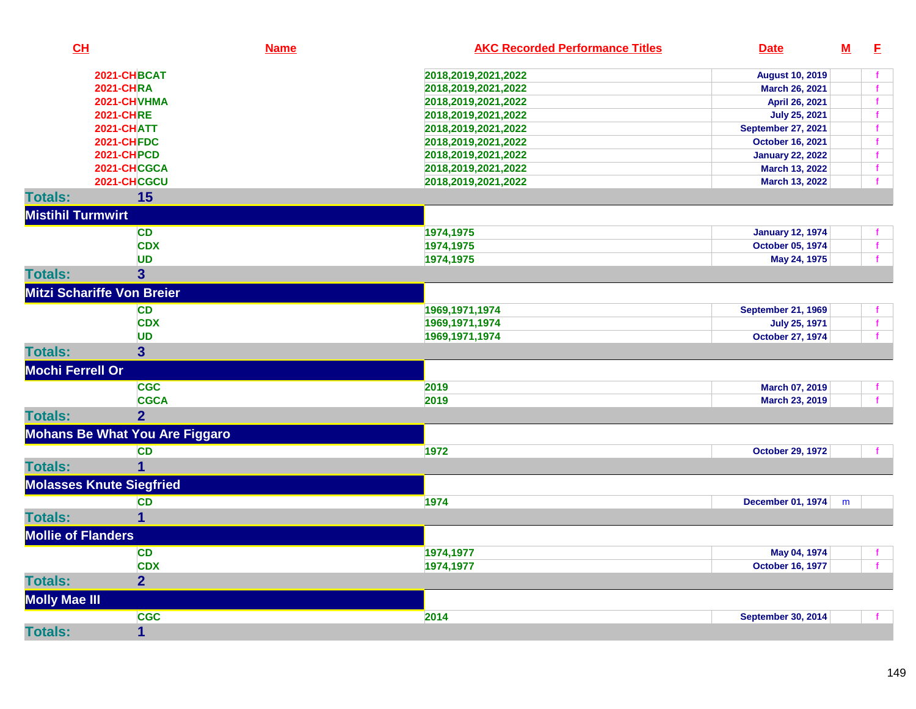| CH | Name | AKC Recorded Performance Titles | Date | M | F |
|---|---|---|---|---|---|
| 2021-CH | BCAT | 2018,2019,2021,2022 | August 10, 2019 | | f |
| 2021-CH | RA | 2018,2019,2021,2022 | March 26, 2021 | | f |
| 2021-CH | VHMA | 2018,2019,2021,2022 | April 26, 2021 | | f |
| 2021-CH | RE | 2018,2019,2021,2022 | July 25, 2021 | | f |
| 2021-CH | ATT | 2018,2019,2021,2022 | September 27, 2021 | | f |
| 2021-CH | FDC | 2018,2019,2021,2022 | October 16, 2021 | | f |
| 2021-CH | PCD | 2018,2019,2021,2022 | January 22, 2022 | | f |
| 2021-CH | CGCA | 2018,2019,2021,2022 | March 13, 2022 | | f |
| 2021-CH | CGCU | 2018,2019,2021,2022 | March 13, 2022 | | f |
| **Totals:** | **15** | | | | |
| **Mistihil Turmwirt** | | | | | |
| | CD | 1974,1975 | January 12, 1974 | | f |
| | CDX | 1974,1975 | October 05, 1974 | | f |
| | UD | 1974,1975 | May 24, 1975 | | f |
| **Totals:** | **3** | | | | |
| **Mitzi Schariffe Von Breier** | | | | | |
| | CD | 1969,1971,1974 | September 21, 1969 | | f |
| | CDX | 1969,1971,1974 | July 25, 1971 | | f |
| | UD | 1969,1971,1974 | October 27, 1974 | | f |
| **Totals:** | **3** | | | | |
| **Mochi Ferrell Or** | | | | | |
| | CGC | 2019 | March 07, 2019 | | f |
| | CGCA | 2019 | March 23, 2019 | | f |
| **Totals:** | **2** | | | | |
| **Mohans Be What You Are Figgaro** | | | | | |
| | CD | 1972 | October 29, 1972 | | f |
| **Totals:** | **1** | | | | |
| **Molasses Knute Siegfried** | | | | | |
| | CD | 1974 | December 01, 1974 | m | |
| **Totals:** | **1** | | | | |
| **Mollie of Flanders** | | | | | |
| | CD | 1974,1977 | May 04, 1974 | | f |
| | CDX | 1974,1977 | October 16, 1977 | | f |
| **Totals:** | **2** | | | | |
| **Molly Mae III** | | | | | |
| | CGC | 2014 | September 30, 2014 | | f |
| **Totals:** | **1** | | | | |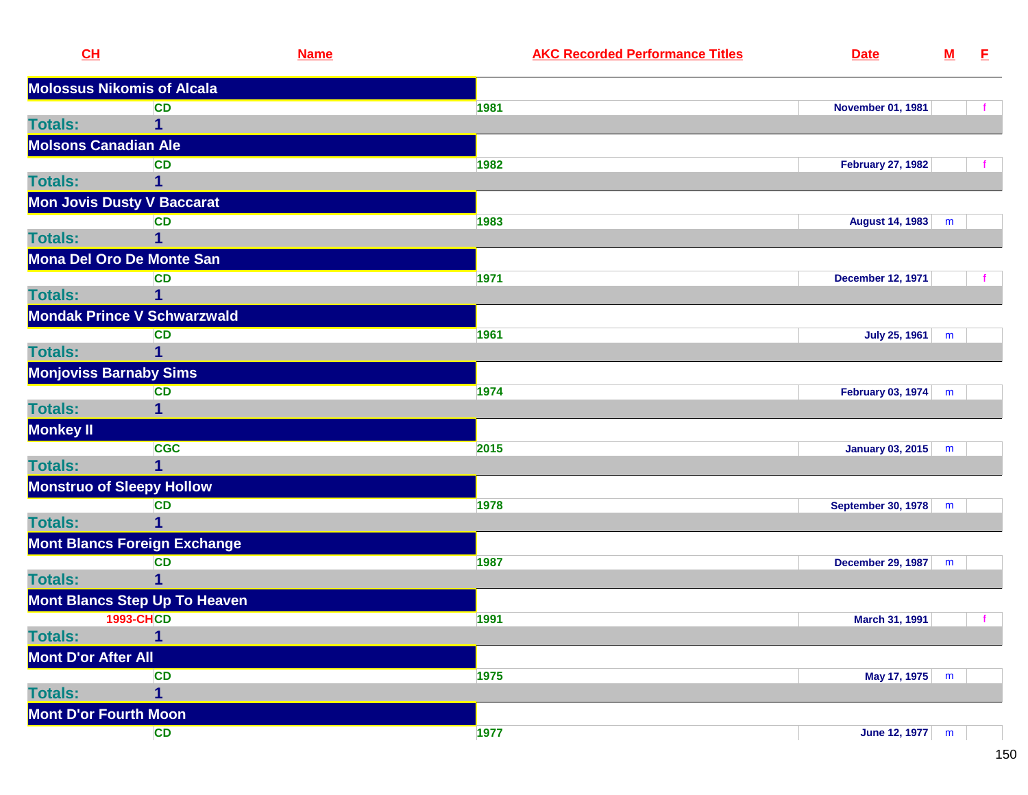| CH | Name | AKC Recorded Performance Titles | Date | M | F |
|---|---|---|---|---|---|
| **Molossus Nikomis of Alcala** | | | | | |
| | CD | 1981 | November 01, 1981 | | f |
| **Totals:** | 1 | | | | |
| **Molsons Canadian Ale** | | | | | |
| | CD | 1982 | February 27, 1982 | | f |
| **Totals:** | 1 | | | | |
| **Mon Jovis Dusty V Baccarat** | | | | | |
| | CD | 1983 | August 14, 1983 | m | |
| **Totals:** | 1 | | | | |
| **Mona Del Oro De Monte San** | | | | | |
| | CD | 1971 | December 12, 1971 | | f |
| **Totals:** | 1 | | | | |
| **Mondak Prince V Schwarzwald** | | | | | |
| | CD | 1961 | July 25, 1961 | m | |
| **Totals:** | 1 | | | | |
| **Monjoviss Barnaby Sims** | | | | | |
| | CD | 1974 | February 03, 1974 | m | |
| **Totals:** | 1 | | | | |
| **Monkey II** | | | | | |
| | CGC | 2015 | January 03, 2015 | m | |
| **Totals:** | 1 | | | | |
| **Monstruo of Sleepy Hollow** | | | | | |
| | CD | 1978 | September 30, 1978 | m | |
| **Totals:** | 1 | | | | |
| **Mont Blancs Foreign Exchange** | | | | | |
| | CD | 1987 | December 29, 1987 | m | |
| **Totals:** | 1 | | | | |
| **Mont Blancs Step Up To Heaven** | | | | | |
| 1993-CH | CD | 1991 | March 31, 1991 | | f |
| **Totals:** | 1 | | | | |
| **Mont D'or After All** | | | | | |
| | CD | 1975 | May 17, 1975 | m | |
| **Totals:** | 1 | | | | |
| **Mont D'or Fourth Moon** | | | | | |
| | CD | 1977 | June 12, 1977 | m | |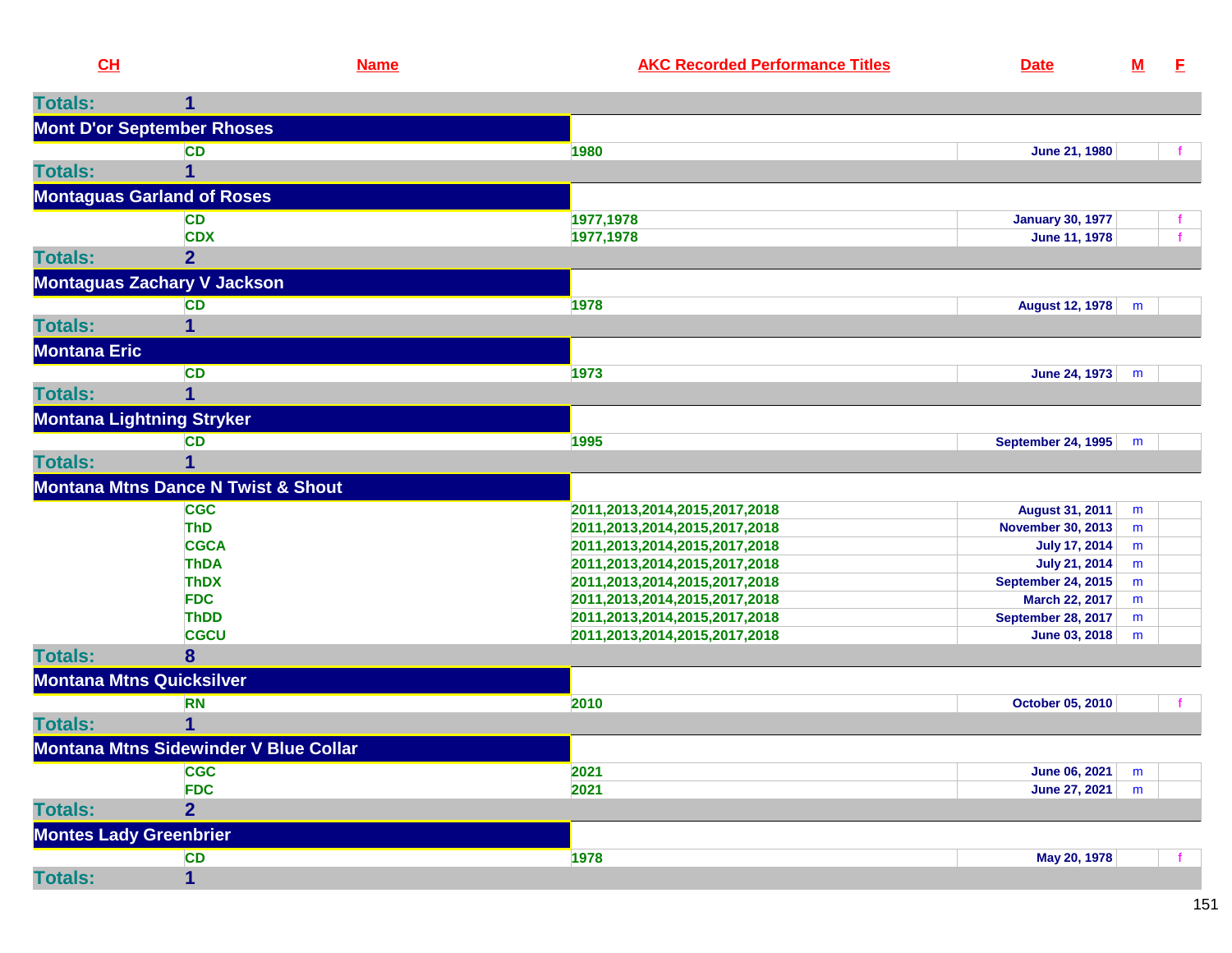| CH | Name | AKC Recorded Performance Titles | Date | M | F |
|---|---|---|---|---|---|
| **Totals:** | **1** | | | | |
| **Mont D'or September Rhoses** | | | | | |
| | CD | 1980 | June 21, 1980 | | f |
| **Totals:** | **1** | | | | |
| **Montaguas Garland of Roses** | | | | | |
| | CD | 1977,1978 | January 30, 1977 | | f |
| | CDX | 1977,1978 | June 11, 1978 | | f |
| **Totals:** | **2** | | | | |
| **Montaguas Zachary V Jackson** | | | | | |
| | CD | 1978 | August 12, 1978 | m | |
| **Totals:** | **1** | | | | |
| **Montana Eric** | | | | | |
| | CD | 1973 | June 24, 1973 | m | |
| **Totals:** | **1** | | | | |
| **Montana Lightning Stryker** | | | | | |
| | CD | 1995 | September 24, 1995 | m | |
| **Totals:** | **1** | | | | |
| **Montana Mtns Dance N Twist & Shout** | | | | | |
| | CGC | 2011,2013,2014,2015,2017,2018 | August 31, 2011 | m | |
| | ThD | 2011,2013,2014,2015,2017,2018 | November 30, 2013 | m | |
| | CGCA | 2011,2013,2014,2015,2017,2018 | July 17, 2014 | m | |
| | ThDA | 2011,2013,2014,2015,2017,2018 | July 21, 2014 | m | |
| | ThDX | 2011,2013,2014,2015,2017,2018 | September 24, 2015 | m | |
| | FDC | 2011,2013,2014,2015,2017,2018 | March 22, 2017 | m | |
| | ThDD | 2011,2013,2014,2015,2017,2018 | September 28, 2017 | m | |
| | CGCU | 2011,2013,2014,2015,2017,2018 | June 03, 2018 | m | |
| **Totals:** | **8** | | | | |
| **Montana Mtns Quicksilver** | | | | | |
| | RN | 2010 | October 05, 2010 | | f |
| **Totals:** | **1** | | | | |
| **Montana Mtns Sidewinder V Blue Collar** | | | | | |
| | CGC | 2021 | June 06, 2021 | m | |
| | FDC | 2021 | June 27, 2021 | m | |
| **Totals:** | **2** | | | | |
| **Montes Lady Greenbrier** | | | | | |
| | CD | 1978 | May 20, 1978 | | f |
| **Totals:** | **1** | | | | |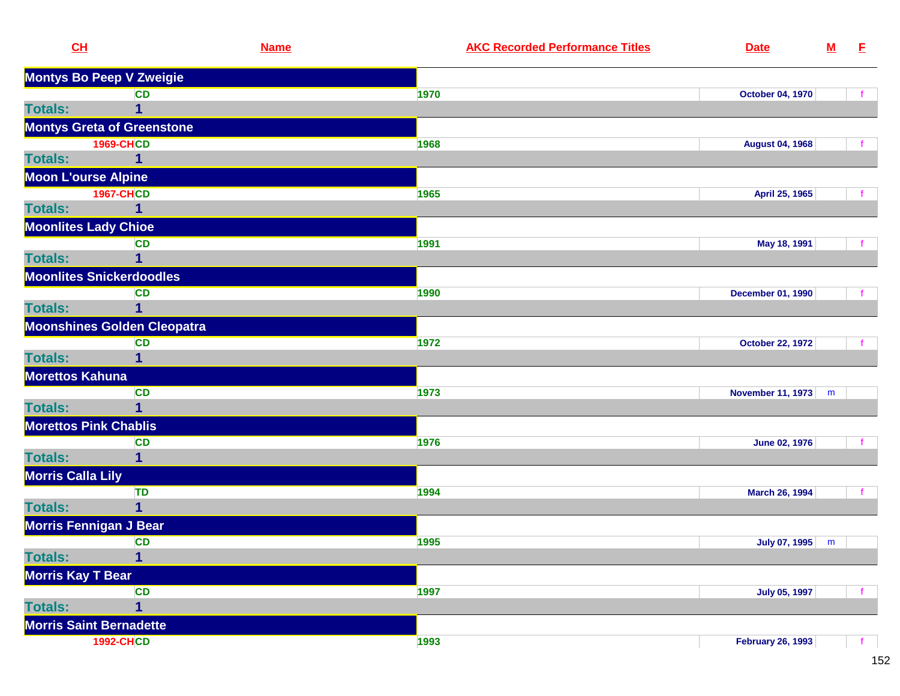| CH | Name | AKC Recorded Performance Titles | Date | M | F |
|---|---|---|---|---|---|
| **Montys Bo Peep V Zweigie** | | | | | |
| | CD | 1970 | October 04, 1970 | | f |
| **Totals:** | 1 | | | | |
| **Montys Greta of Greenstone** | | | | | |
| 1969-CH | CD | 1968 | August 04, 1968 | | f |
| **Totals:** | 1 | | | | |
| **Moon L'ourse Alpine** | | | | | |
| 1967-CH | CD | 1965 | April 25, 1965 | | f |
| **Totals:** | 1 | | | | |
| **Moonlites Lady Chioe** | | | | | |
| | CD | 1991 | May 18, 1991 | | f |
| **Totals:** | 1 | | | | |
| **Moonlites Snickerdoodles** | | | | | |
| | CD | 1990 | December 01, 1990 | | f |
| **Totals:** | 1 | | | | |
| **Moonshines Golden Cleopatra** | | | | | |
| | CD | 1972 | October 22, 1972 | | f |
| **Totals:** | 1 | | | | |
| **Morettos Kahuna** | | | | | |
| | CD | 1973 | November 11, 1973 | m | |
| **Totals:** | 1 | | | | |
| **Morettos Pink Chablis** | | | | | |
| | CD | 1976 | June 02, 1976 | | f |
| **Totals:** | 1 | | | | |
| **Morris Calla Lily** | | | | | |
| | TD | 1994 | March 26, 1994 | | f |
| **Totals:** | 1 | | | | |
| **Morris Fennigan J Bear** | | | | | |
| | CD | 1995 | July 07, 1995 | m | |
| **Totals:** | 1 | | | | |
| **Morris Kay T Bear** | | | | | |
| | CD | 1997 | July 05, 1997 | | f |
| **Totals:** | 1 | | | | |
| **Morris Saint Bernadette** | | | | | |
| 1992-CH | CD | 1993 | February 26, 1993 | | f |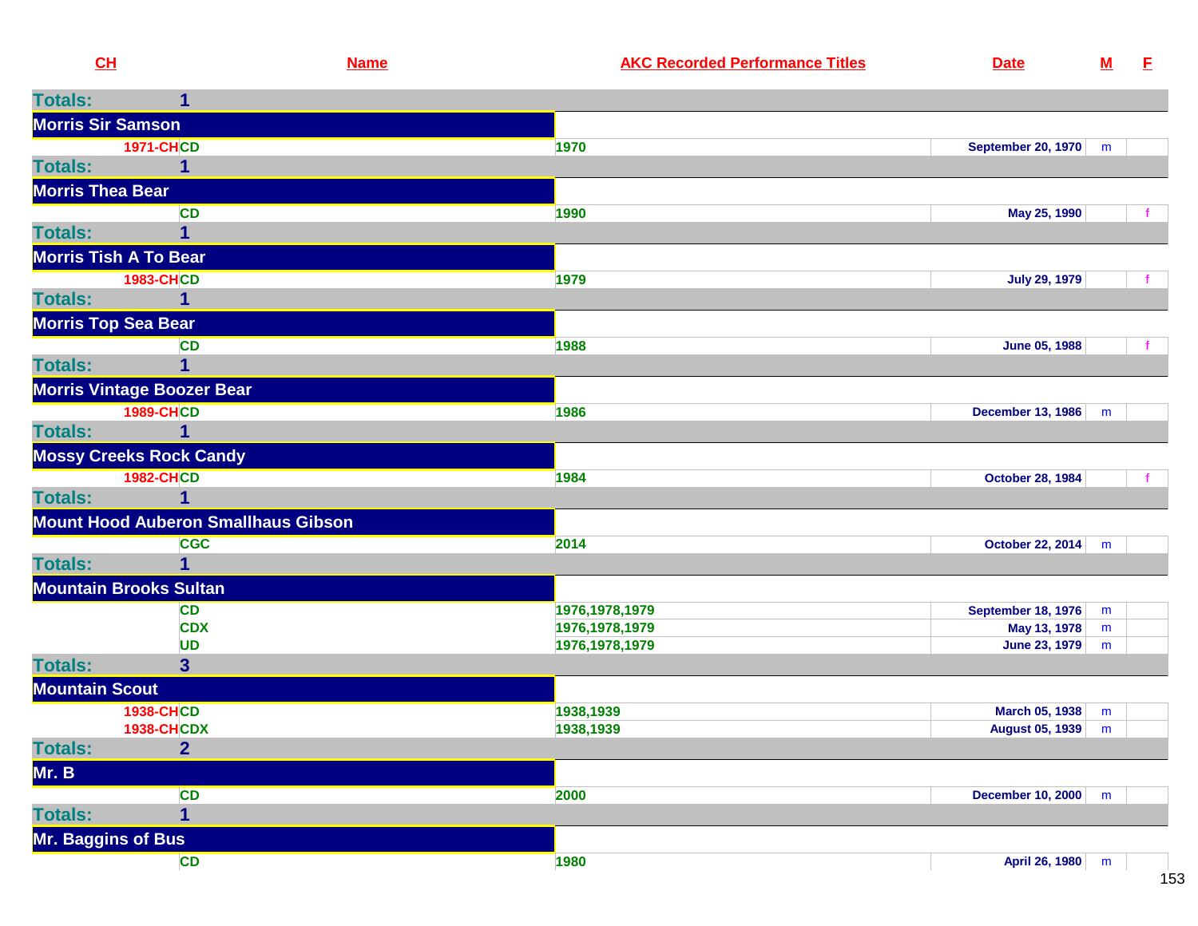| CH | Name | AKC Recorded Performance Titles | Date | M | F |
|---|---|---|---|---|---|
| **Totals:** | **1** | | | | |
| **Morris Sir Samson** | | | | | |
| 1971-CH | CD | 1970 | September 20, 1970 | m | |
| **Totals:** | **1** | | | | |
| **Morris Thea Bear** | | | | | |
| | CD | 1990 | May 25, 1990 | | f |
| **Totals:** | **1** | | | | |
| **Morris Tish A To Bear** | | | | | |
| 1983-CH | CD | 1979 | July 29, 1979 | | f |
| **Totals:** | **1** | | | | |
| **Morris Top Sea Bear** | | | | | |
| | CD | 1988 | June 05, 1988 | | f |
| **Totals:** | **1** | | | | |
| **Morris Vintage Boozer Bear** | | | | | |
| 1989-CH | CD | 1986 | December 13, 1986 | m | |
| **Totals:** | **1** | | | | |
| **Mossy Creeks Rock Candy** | | | | | |
| 1982-CH | CD | 1984 | October 28, 1984 | | f |
| **Totals:** | **1** | | | | |
| **Mount Hood Auberon Smallhaus Gibson** | | | | | |
| | CGC | 2014 | October 22, 2014 | m | |
| **Totals:** | **1** | | | | |
| **Mountain Brooks Sultan** | | | | | |
| | CD | 1976,1978,1979 | September 18, 1976 | m | |
| | CDX | 1976,1978,1979 | May 13, 1978 | m | |
| | UD | 1976,1978,1979 | June 23, 1979 | m | |
| **Totals:** | **3** | | | | |
| **Mountain Scout** | | | | | |
| 1938-CH | CD | 1938,1939 | March 05, 1938 | m | |
| 1938-CH | CDX | 1938,1939 | August 05, 1939 | m | |
| **Totals:** | **2** | | | | |
| **Mr. B** | | | | | |
| | CD | 2000 | December 10, 2000 | m | |
| **Totals:** | **1** | | | | |
| **Mr. Baggins of Bus** | | | | | |
| | CD | 1980 | April 26, 1980 | m | |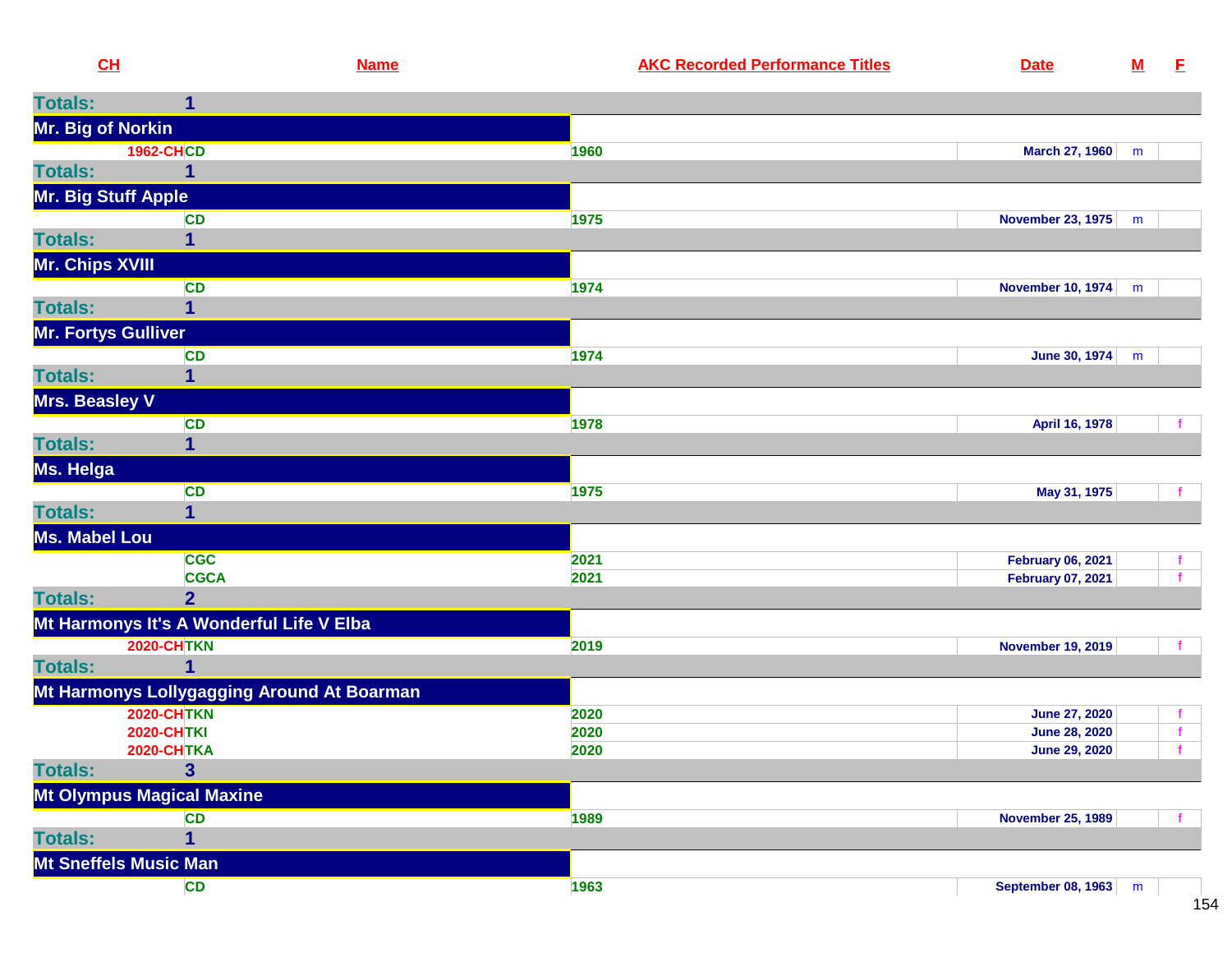| CH | Name | AKC Recorded Performance Titles | Date | M | F |
|---|---|---|---|---|---|
| **Totals:** | **1** | | | | |
| **Mr. Big of Norkin** | | | | | |
| 1962-CH | CD | 1960 | March 27, 1960 | m | |
| **Totals:** | **1** | | | | |
| **Mr. Big Stuff Apple** | | | | | |
| | CD | 1975 | November 23, 1975 | m | |
| **Totals:** | **1** | | | | |
| **Mr. Chips XVIII** | | | | | |
| | CD | 1974 | November 10, 1974 | m | |
| **Totals:** | **1** | | | | |
| **Mr. Fortys Gulliver** | | | | | |
| | CD | 1974 | June 30, 1974 | m | |
| **Totals:** | **1** | | | | |
| **Mrs. Beasley V** | | | | | |
| | CD | 1978 | April 16, 1978 | | f |
| **Totals:** | **1** | | | | |
| **Ms. Helga** | | | | | |
| | CD | 1975 | May 31, 1975 | | f |
| **Totals:** | **1** | | | | |
| **Ms. Mabel Lou** | | | | | |
| | CGC | 2021 | February 06, 2021 | | f |
| | CGCA | 2021 | February 07, 2021 | | f |
| **Totals:** | **2** | | | | |
| **Mt Harmonys It's A Wonderful Life V Elba** | | | | | |
| 2020-CH | TKN | 2019 | November 19, 2019 | | f |
| **Totals:** | **1** | | | | |
| **Mt Harmonys Lollygagging Around At Boarman** | | | | | |
| 2020-CH | TKN | 2020 | June 27, 2020 | | f |
| 2020-CH | TKI | 2020 | June 28, 2020 | | f |
| 2020-CH | TKA | 2020 | June 29, 2020 | | f |
| **Totals:** | **3** | | | | |
| **Mt Olympus Magical Maxine** | | | | | |
| | CD | 1989 | November 25, 1989 | | f |
| **Totals:** | **1** | | | | |
| **Mt Sneffels Music Man** | | | | | |
| | CD | 1963 | September 08, 1963 | m | |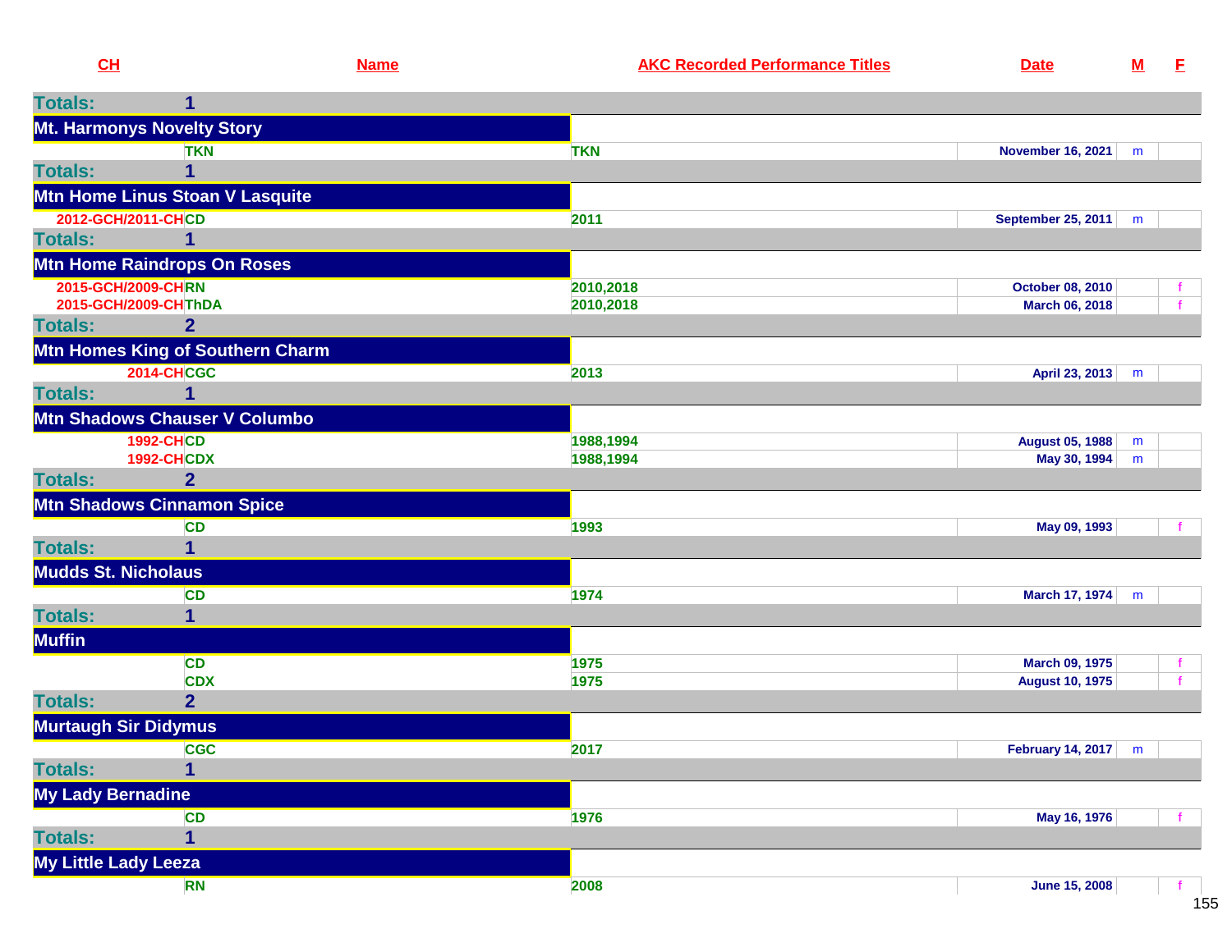| CH | Name | AKC Recorded Performance Titles | Date | M | F |
|---|---|---|---|---|---|
| **Totals:** | **1** | | | | |
| **Mt. Harmonys Novelty Story** | | | | | |
| | TKN | TKN | November 16, 2021 | m | |
| **Totals:** | **1** | | | | |
| **Mtn Home Linus Stoan V Lasquite** | | | | | |
| 2012-GCH/2011-CH | CD | 2011 | September 25, 2011 | m | |
| **Totals:** | **1** | | | | |
| **Mtn Home Raindrops On Roses** | | | | | |
| 2015-GCH/2009-CH | RN | 2010,2018 | October 08, 2010 | | f |
| 2015-GCH/2009-CH | ThDA | 2010,2018 | March 06, 2018 | | f |
| **Totals:** | **2** | | | | |
| **Mtn Homes King of Southern Charm** | | | | | |
| 2014-CH | CGC | 2013 | April 23, 2013 | m | |
| **Totals:** | **1** | | | | |
| **Mtn Shadows Chauser V Columbo** | | | | | |
| 1992-CH | CD | 1988,1994 | August 05, 1988 | m | |
| 1992-CH | CDX | 1988,1994 | May 30, 1994 | m | |
| **Totals:** | **2** | | | | |
| **Mtn Shadows Cinnamon Spice** | | | | | |
| | CD | 1993 | May 09, 1993 | | f |
| **Totals:** | **1** | | | | |
| **Mudds St. Nicholaus** | | | | | |
| | CD | 1974 | March 17, 1974 | m | |
| **Totals:** | **1** | | | | |
| **Muffin** | | | | | |
| | CD | 1975 | March 09, 1975 | | f |
| | CDX | 1975 | August 10, 1975 | | f |
| **Totals:** | **2** | | | | |
| **Murtaugh Sir Didymus** | | | | | |
| | CGC | 2017 | February 14, 2017 | m | |
| **Totals:** | **1** | | | | |
| **My Lady Bernadine** | | | | | |
| | CD | 1976 | May 16, 1976 | | f |
| **Totals:** | **1** | | | | |
| **My Little Lady Leeza** | | | | | |
| | RN | 2008 | June 15, 2008 | | f |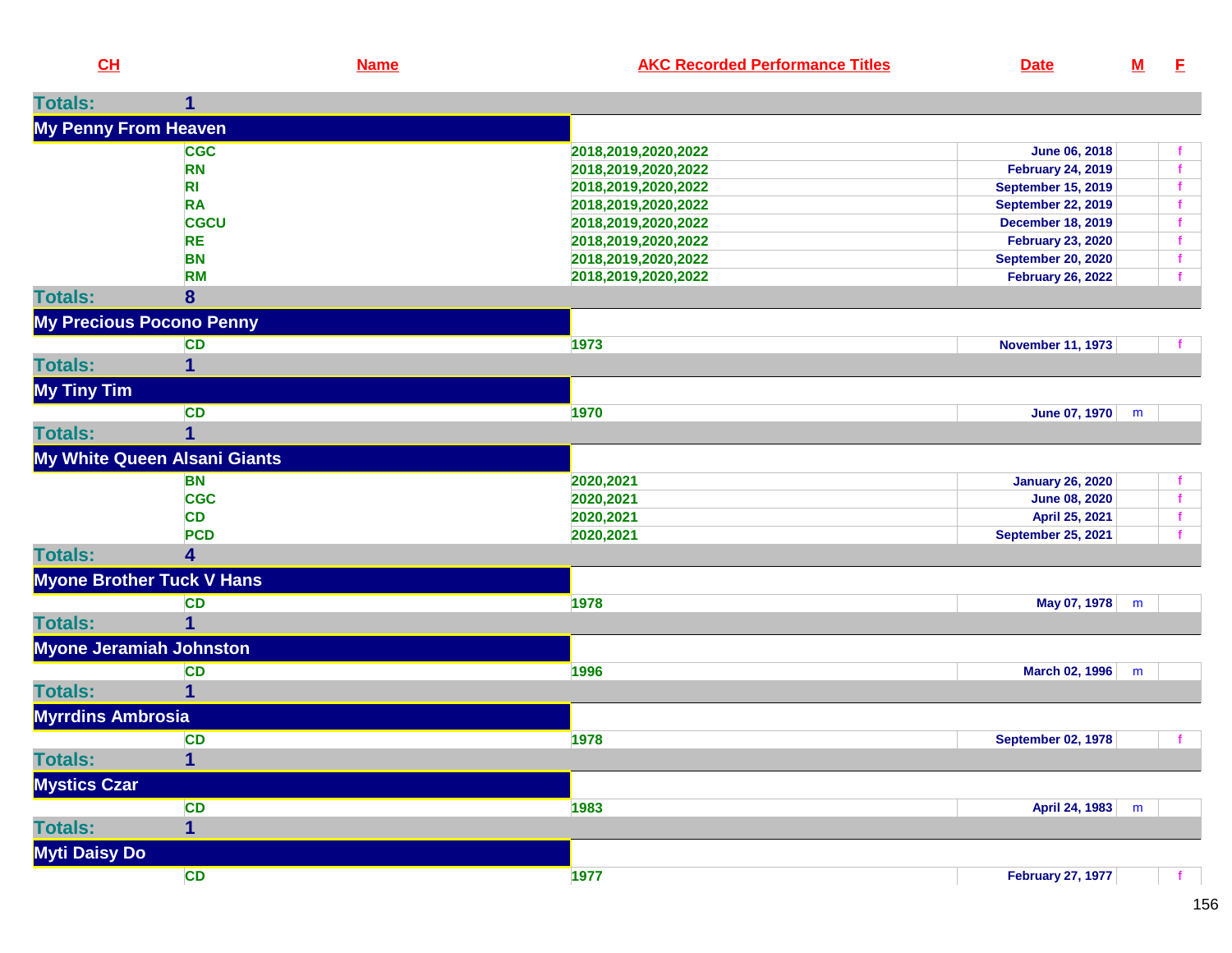| CH | Name | AKC Recorded Performance Titles | Date | M | F |
|---|---|---|---|---|---|
| **Totals:** | **1** | | | | |
| **My Penny From Heaven** | | | | | |
| | CGC | 2018,2019,2020,2022 | June 06, 2018 | | f |
| | RN | 2018,2019,2020,2022 | February 24, 2019 | | f |
| | RI | 2018,2019,2020,2022 | September 15, 2019 | | f |
| | RA | 2018,2019,2020,2022 | September 22, 2019 | | f |
| | CGCU | 2018,2019,2020,2022 | December 18, 2019 | | f |
| | RE | 2018,2019,2020,2022 | February 23, 2020 | | f |
| | BN | 2018,2019,2020,2022 | September 20, 2020 | | f |
| | RM | 2018,2019,2020,2022 | February 26, 2022 | | f |
| **Totals:** | **8** | | | | |
| **My Precious Pocono Penny** | | | | | |
| | CD | 1973 | November 11, 1973 | | f |
| **Totals:** | **1** | | | | |
| **My Tiny Tim** | | | | | |
| | CD | 1970 | June 07, 1970 | m | |
| **Totals:** | **1** | | | | |
| **My White Queen Alsani Giants** | | | | | |
| | BN | 2020,2021 | January 26, 2020 | | f |
| | CGC | 2020,2021 | June 08, 2020 | | f |
| | CD | 2020,2021 | April 25, 2021 | | f |
| | PCD | 2020,2021 | September 25, 2021 | | f |
| **Totals:** | **4** | | | | |
| **Myone Brother Tuck V Hans** | | | | | |
| | CD | 1978 | May 07, 1978 | m | |
| **Totals:** | **1** | | | | |
| **Myone Jeramiah Johnston** | | | | | |
| | CD | 1996 | March 02, 1996 | m | |
| **Totals:** | **1** | | | | |
| **Myrrdins Ambrosia** | | | | | |
| | CD | 1978 | September 02, 1978 | | f |
| **Totals:** | **1** | | | | |
| **Mystics Czar** | | | | | |
| | CD | 1983 | April 24, 1983 | m | |
| **Totals:** | **1** | | | | |
| **Myti Daisy Do** | | | | | |
| | CD | 1977 | February 27, 1977 | | f |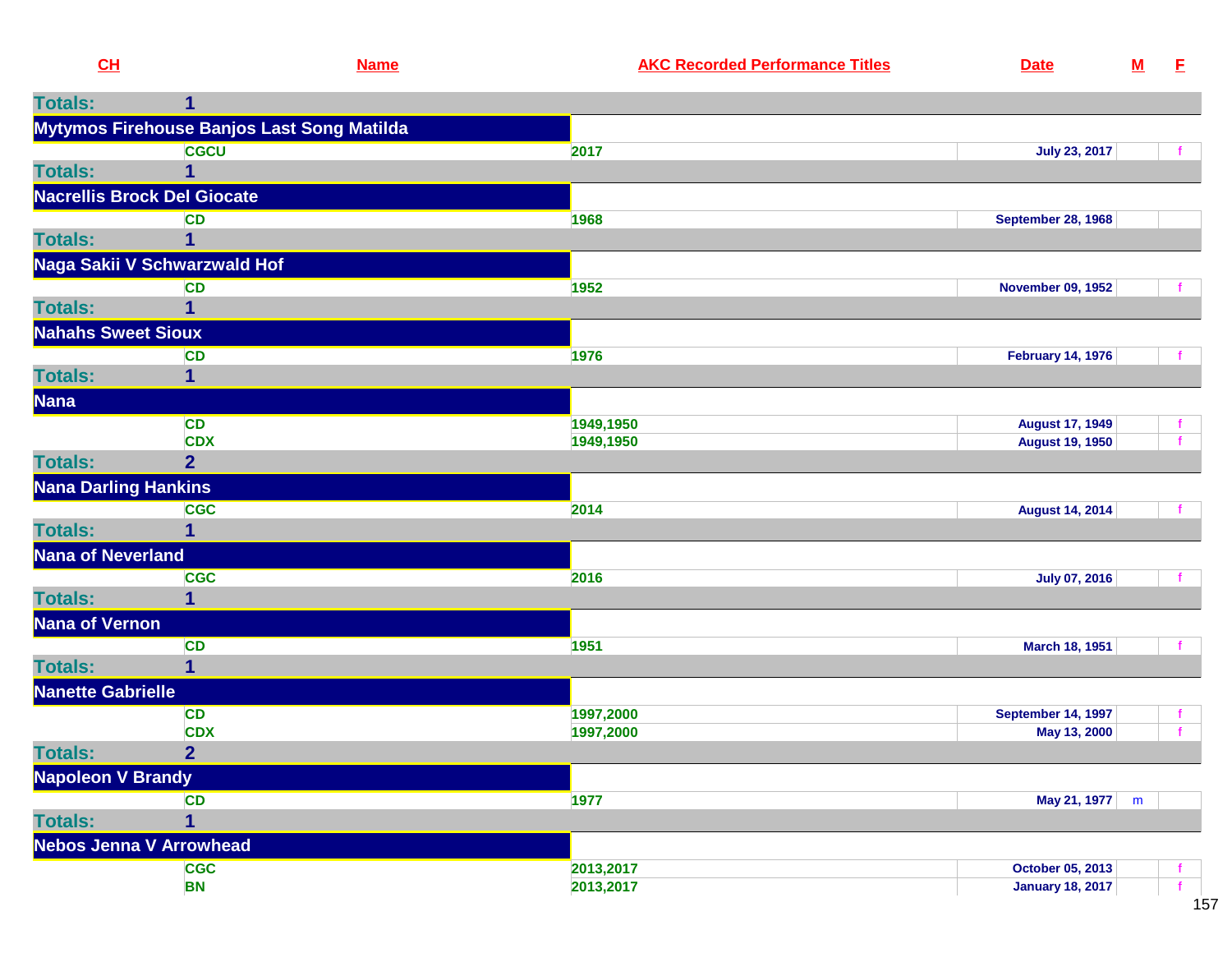| CH | Name | AKC Recorded Performance Titles | Date | M | F |
|---|---|---|---|---|---|
| **Totals:** | **1** | | | | |
| **Mytymos Firehouse Banjos Last Song Matilda** | | | | | |
| | CGCU | 2017 | July 23, 2017 | | f |
| **Totals:** | **1** | | | | |
| **Nacrellis Brock Del Giocate** | | | | | |
| | CD | 1968 | September 28, 1968 | | |
| **Totals:** | **1** | | | | |
| **Naga Sakii V Schwarzwald Hof** | | | | | |
| | CD | 1952 | November 09, 1952 | | f |
| **Totals:** | **1** | | | | |
| **Nahahs Sweet Sioux** | | | | | |
| | CD | 1976 | February 14, 1976 | | f |
| **Totals:** | **1** | | | | |
| **Nana** | | | | | |
| | CD | 1949,1950 | August 17, 1949 | | f |
| | CDX | 1949,1950 | August 19, 1950 | | f |
| **Totals:** | **2** | | | | |
| **Nana Darling Hankins** | | | | | |
| | CGC | 2014 | August 14, 2014 | | f |
| **Totals:** | **1** | | | | |
| **Nana of Neverland** | | | | | |
| | CGC | 2016 | July 07, 2016 | | f |
| **Totals:** | **1** | | | | |
| **Nana of Vernon** | | | | | |
| | CD | 1951 | March 18, 1951 | | f |
| **Totals:** | **1** | | | | |
| **Nanette Gabrielle** | | | | | |
| | CD | 1997,2000 | September 14, 1997 | | f |
| | CDX | 1997,2000 | May 13, 2000 | | f |
| **Totals:** | **2** | | | | |
| **Napoleon V Brandy** | | | | | |
| | CD | 1977 | May 21, 1977 | m | |
| **Totals:** | **1** | | | | |
| **Nebos Jenna V Arrowhead** | | | | | |
| | CGC | 2013,2017 | October 05, 2013 | | f |
| | BN | 2013,2017 | January 18, 2017 | | f |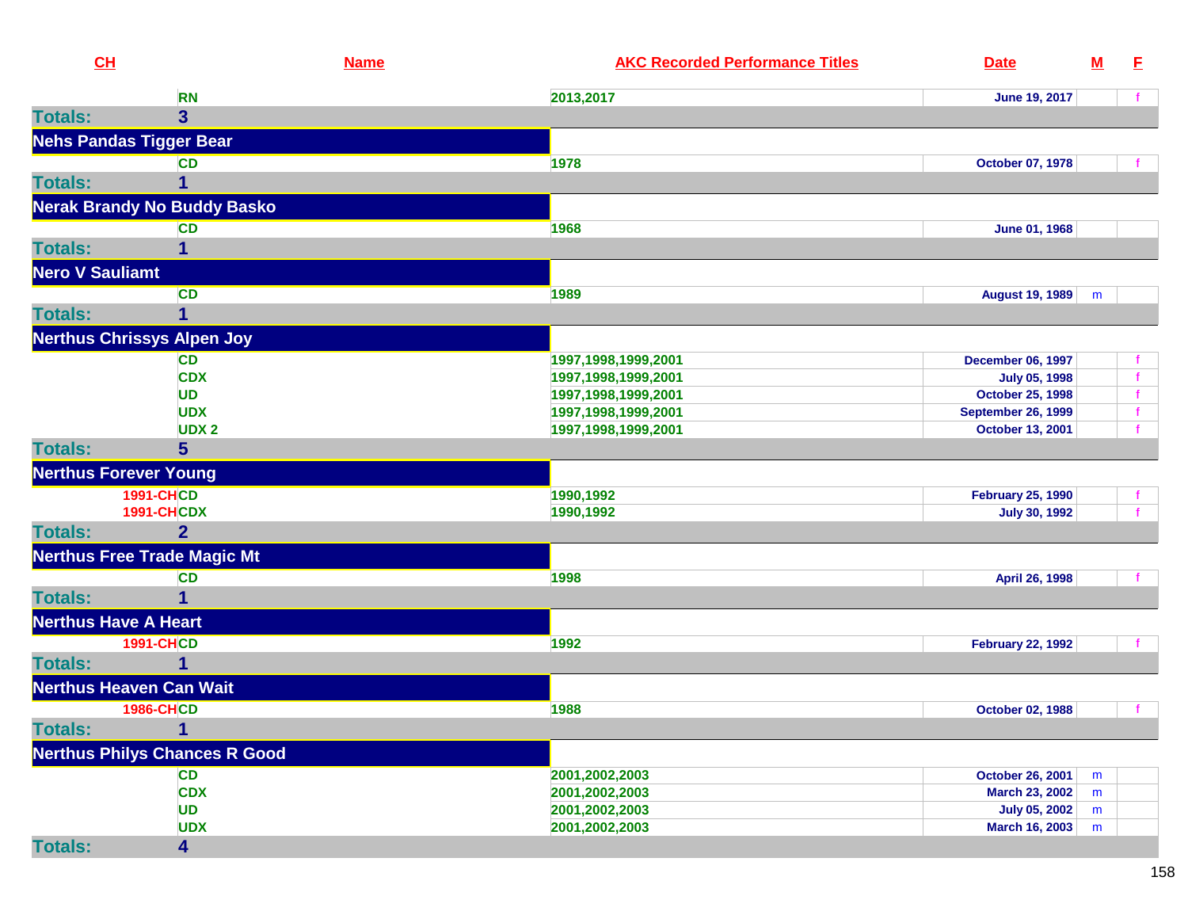| CH | Name | AKC Recorded Performance Titles | Date | M | F |
|---|---|---|---|---|---|
| | RN | 2013,2017 | June 19, 2017 | | f |
| Totals: | 3 | | | | |
| **Nehs Pandas Tigger Bear** | | | | | |
| | CD | 1978 | October 07, 1978 | | f |
| Totals: | 1 | | | | |
| **Nerak Brandy No Buddy Basko** | | | | | |
| | CD | 1968 | June 01, 1968 | | |
| Totals: | 1 | | | | |
| **Nero V Sauliamt** | | | | | |
| | CD | 1989 | August 19, 1989 | m | |
| Totals: | 1 | | | | |
| **Nerthus Chrissys Alpen Joy** | | | | | |
| | CD | 1997,1998,1999,2001 | December 06, 1997 | | f |
| | CDX | 1997,1998,1999,2001 | July 05, 1998 | | f |
| | UD | 1997,1998,1999,2001 | October 25, 1998 | | f |
| | UDX | 1997,1998,1999,2001 | September 26, 1999 | | f |
| | UDX 2 | 1997,1998,1999,2001 | October 13, 2001 | | f |
| Totals: | 5 | | | | |
| **Nerthus Forever Young** | | | | | |
| 1991-CH | CD | 1990,1992 | February 25, 1990 | | f |
| 1991-CH | CDX | 1990,1992 | July 30, 1992 | | f |
| Totals: | 2 | | | | |
| **Nerthus Free Trade Magic Mt** | | | | | |
| | CD | 1998 | April 26, 1998 | | f |
| Totals: | 1 | | | | |
| **Nerthus Have A Heart** | | | | | |
| 1991-CH | CD | 1992 | February 22, 1992 | | f |
| Totals: | 1 | | | | |
| **Nerthus Heaven Can Wait** | | | | | |
| 1986-CH | CD | 1988 | October 02, 1988 | | f |
| Totals: | 1 | | | | |
| **Nerthus Philys Chances R Good** | | | | | |
| | CD | 2001,2002,2003 | October 26, 2001 | m | |
| | CDX | 2001,2002,2003 | March 23, 2002 | m | |
| | UD | 2001,2002,2003 | July 05, 2002 | m | |
| | UDX | 2001,2002,2003 | March 16, 2003 | m | |
| Totals: | 4 | | | | |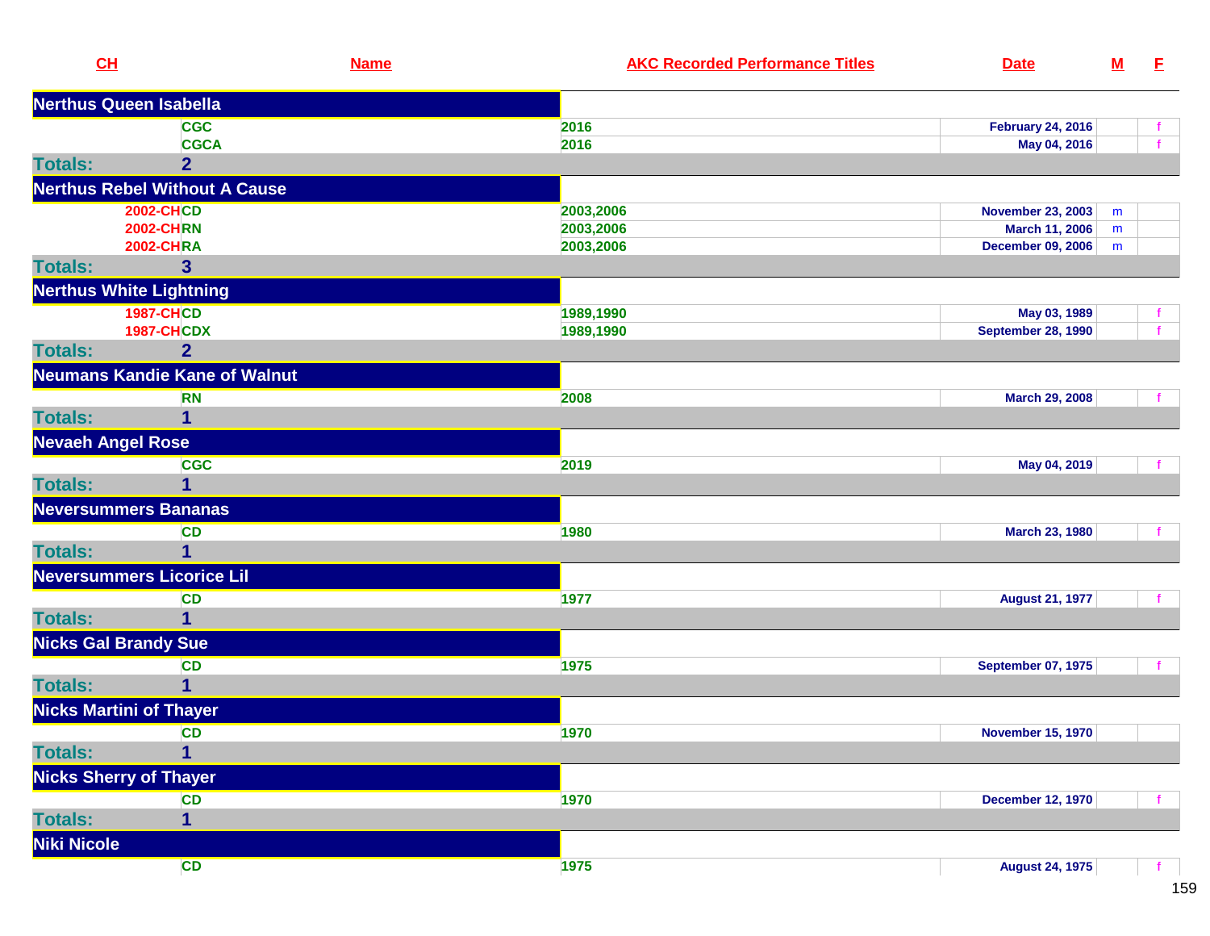| CH | Name | AKC Recorded Performance Titles | Date | M | F |
|---|---|---|---|---|---|
| **Nerthus Queen Isabella** | | | | | |
| | CGC | 2016 | February 24, 2016 | | f |
| | CGCA | 2016 | May 04, 2016 | | f |
| **Totals:** | **2** | | | | |
| **Nerthus Rebel Without A Cause** | | | | | |
| 2002-CH | CD | 2003,2006 | November 23, 2003 | m | |
| 2002-CH | RN | 2003,2006 | March 11, 2006 | m | |
| 2002-CH | RA | 2003,2006 | December 09, 2006 | m | |
| **Totals:** | **3** | | | | |
| **Nerthus White Lightning** | | | | | |
| 1987-CH | CD | 1989,1990 | May 03, 1989 | | f |
| 1987-CH | CDX | 1989,1990 | September 28, 1990 | | f |
| **Totals:** | **2** | | | | |
| **Neumans Kandie Kane of Walnut** | | | | | |
| | RN | 2008 | March 29, 2008 | | f |
| **Totals:** | **1** | | | | |
| **Nevaeh Angel Rose** | | | | | |
| | CGC | 2019 | May 04, 2019 | | f |
| **Totals:** | **1** | | | | |
| **Neversummers Bananas** | | | | | |
| | CD | 1980 | March 23, 1980 | | f |
| **Totals:** | **1** | | | | |
| **Neversummers Licorice Lil** | | | | | |
| | CD | 1977 | August 21, 1977 | | f |
| **Totals:** | **1** | | | | |
| **Nicks Gal Brandy Sue** | | | | | |
| | CD | 1975 | September 07, 1975 | | f |
| **Totals:** | **1** | | | | |
| **Nicks Martini of Thayer** | | | | | |
| | CD | 1970 | November 15, 1970 | | |
| **Totals:** | **1** | | | | |
| **Nicks Sherry of Thayer** | | | | | |
| | CD | 1970 | December 12, 1970 | | f |
| **Totals:** | **1** | | | | |
| **Niki Nicole** | | | | | |
| | CD | 1975 | August 24, 1975 | | f |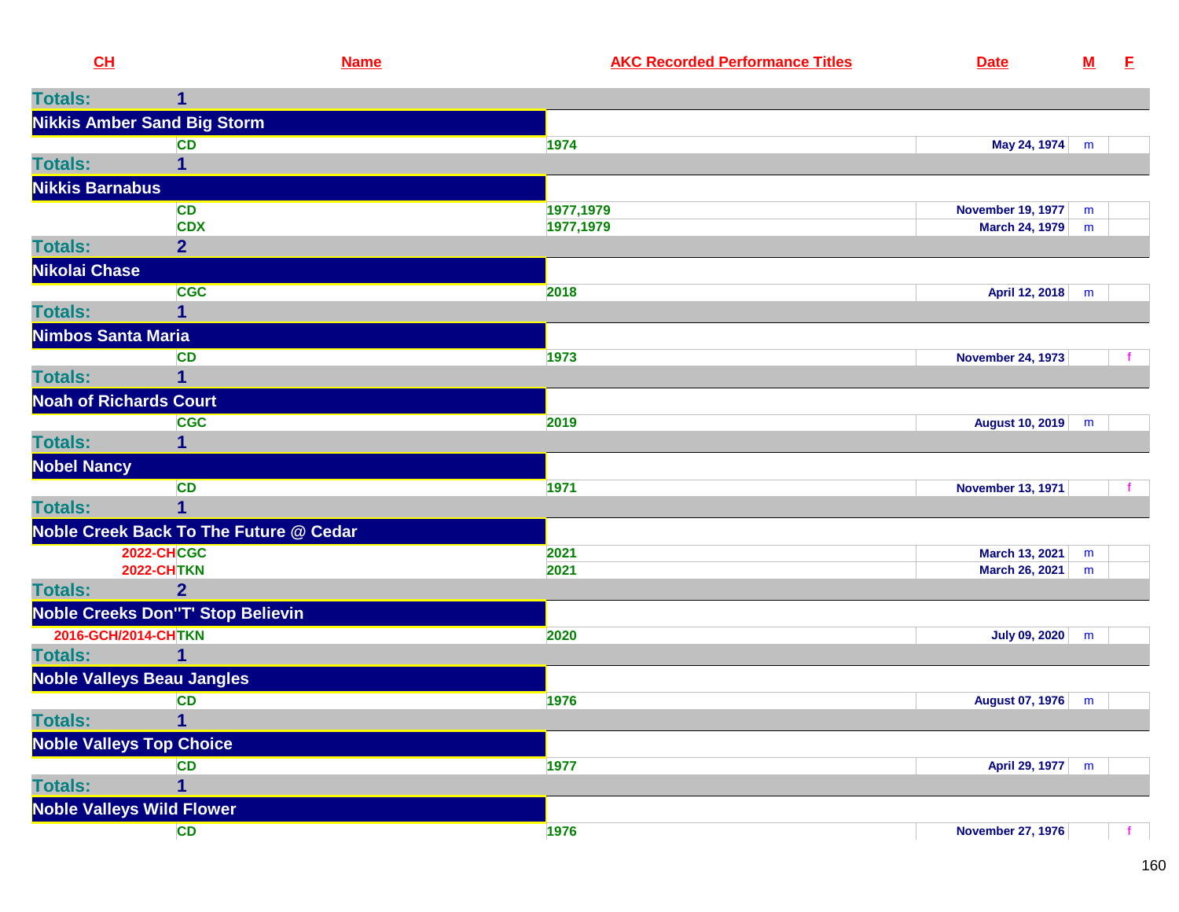| CH | Name | AKC Recorded Performance Titles | Date | M | F |
|---|---|---|---|---|---|
| **Totals:** | **1** | | | | |
| **Nikkis Amber Sand Big Storm** | | | | | |
| | CD | 1974 | May 24, 1974 | m | |
| **Totals:** | **1** | | | | |
| **Nikkis Barnabus** | | | | | |
| | CD | 1977,1979 | November 19, 1977 | m | |
| | CDX | 1977,1979 | March 24, 1979 | m | |
| **Totals:** | **2** | | | | |
| **Nikolai Chase** | | | | | |
| | CGC | 2018 | April 12, 2018 | m | |
| **Totals:** | **1** | | | | |
| **Nimbos Santa Maria** | | | | | |
| | CD | 1973 | November 24, 1973 | | f |
| **Totals:** | **1** | | | | |
| **Noah of Richards Court** | | | | | |
| | CGC | 2019 | August 10, 2019 | m | |
| **Totals:** | **1** | | | | |
| **Nobel Nancy** | | | | | |
| | CD | 1971 | November 13, 1971 | | f |
| **Totals:** | **1** | | | | |
| **Noble Creek Back To The Future @ Cedar** | | | | | |
| 2022-CH | CGC | 2021 | March 13, 2021 | m | |
| 2022-CH | TKN | 2021 | March 26, 2021 | m | |
| **Totals:** | **2** | | | | |
| **Noble Creeks Don"T' Stop Believin** | | | | | |
| 2016-GCH/2014-CH | TKN | 2020 | July 09, 2020 | m | |
| **Totals:** | **1** | | | | |
| **Noble Valleys Beau Jangles** | | | | | |
| | CD | 1976 | August 07, 1976 | m | |
| **Totals:** | **1** | | | | |
| **Noble Valleys Top Choice** | | | | | |
| | CD | 1977 | April 29, 1977 | m | |
| **Totals:** | **1** | | | | |
| **Noble Valleys Wild Flower** | | | | | |
| | CD | 1976 | November 27, 1976 | | f |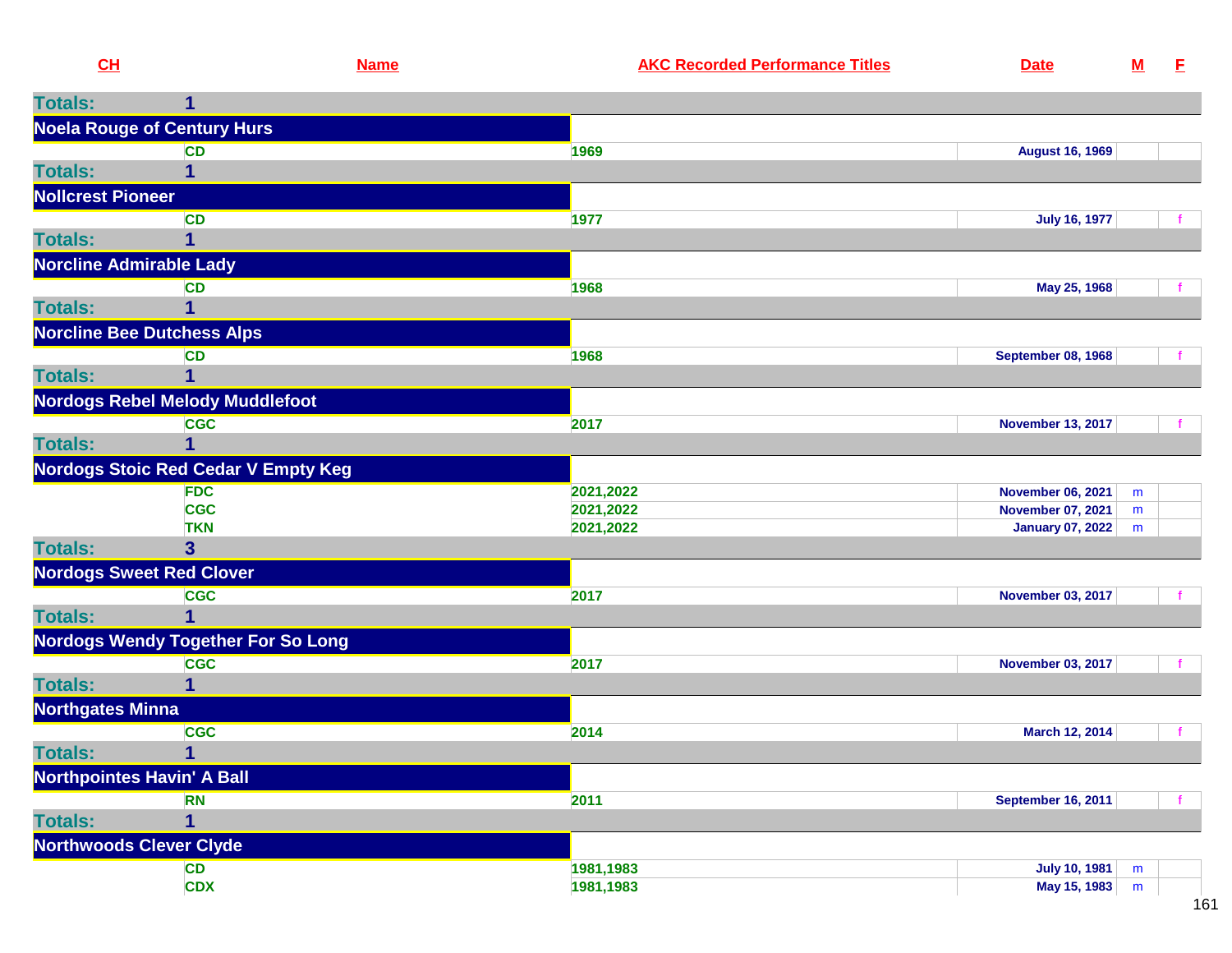| CH | Name | AKC Recorded Performance Titles | Date | M | F |
|---|---|---|---|---|---|
| Totals: | 1 | | | | |
| Noela Rouge of Century Hurs | | | | | |
| | CD | 1969 | August 16, 1969 | | |
| Totals: | 1 | | | | |
| Nollcrest Pioneer | | | | | |
| | CD | 1977 | July 16, 1977 | | f |
| Totals: | 1 | | | | |
| Norcline Admirable Lady | | | | | |
| | CD | 1968 | May 25, 1968 | | f |
| Totals: | 1 | | | | |
| Norcline Bee Dutchess Alps | | | | | |
| | CD | 1968 | September 08, 1968 | | f |
| Totals: | 1 | | | | |
| Nordogs Rebel Melody Muddlefoot | | | | | |
| | CGC | 2017 | November 13, 2017 | | f |
| Totals: | 1 | | | | |
| Nordogs Stoic Red Cedar V Empty Keg | | | | | |
| | FDC | 2021,2022 | November 06, 2021 | m | |
| | CGC | 2021,2022 | November 07, 2021 | m | |
| | TKN | 2021,2022 | January 07, 2022 | m | |
| Totals: | 3 | | | | |
| Nordogs Sweet Red Clover | | | | | |
| | CGC | 2017 | November 03, 2017 | | f |
| Totals: | 1 | | | | |
| Nordogs Wendy Together For So Long | | | | | |
| | CGC | 2017 | November 03, 2017 | | f |
| Totals: | 1 | | | | |
| Northgates Minna | | | | | |
| | CGC | 2014 | March 12, 2014 | | f |
| Totals: | 1 | | | | |
| Northpointes Havin' A Ball | | | | | |
| | RN | 2011 | September 16, 2011 | | f |
| Totals: | 1 | | | | |
| Northwoods Clever Clyde | | | | | |
| | CD | 1981,1983 | July 10, 1981 | m | |
| | CDX | 1981,1983 | May 15, 1983 | m | |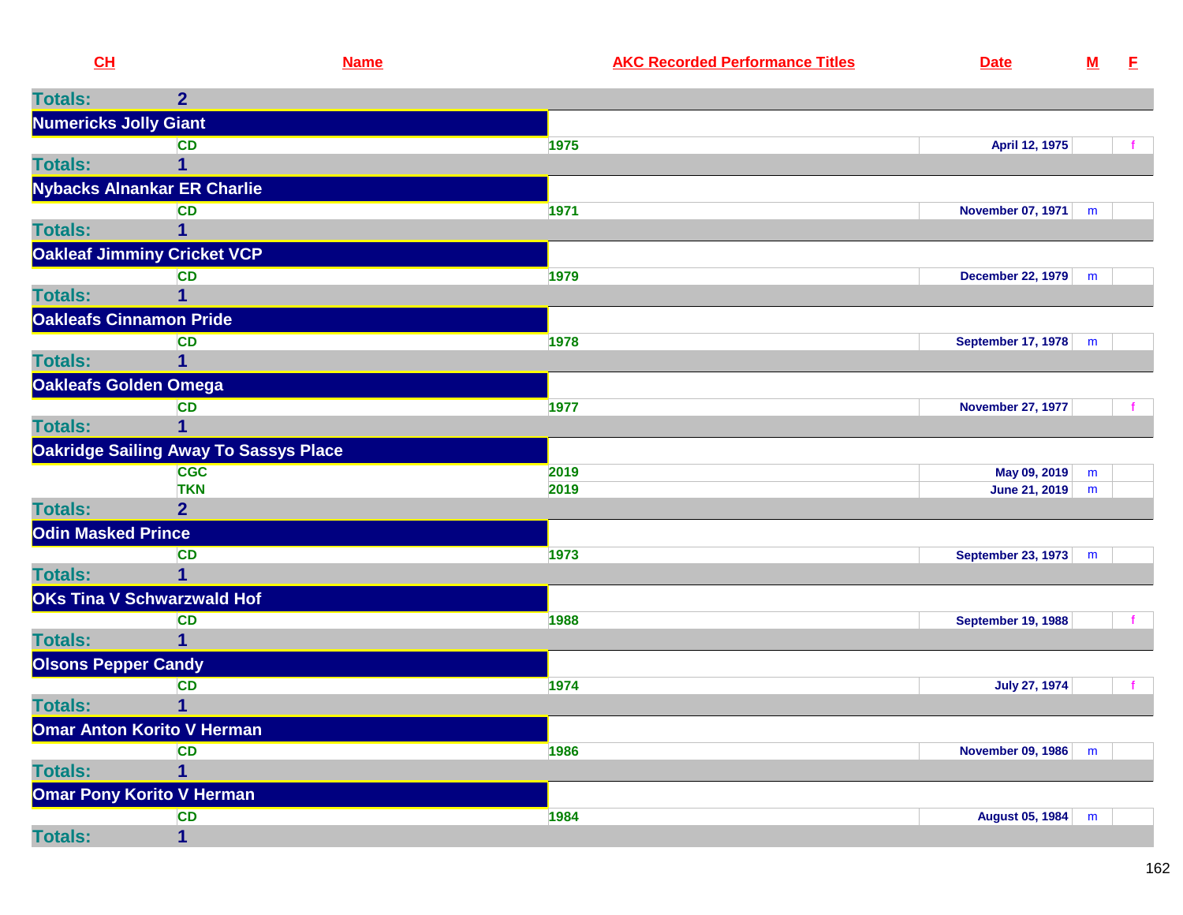| CH | Name | AKC Recorded Performance Titles | Date | M | F |
|---|---|---|---|---|---|
| Totals: | 2 | | | | |
| Numericks Jolly Giant | | | | | |
| | CD | 1975 | April 12, 1975 | | f |
| Totals: | 1 | | | | |
| Nybacks Alnankar ER Charlie | | | | | |
| | CD | 1971 | November 07, 1971 | m | |
| Totals: | 1 | | | | |
| Oakleaf Jimminy Cricket VCP | | | | | |
| | CD | 1979 | December 22, 1979 | m | |
| Totals: | 1 | | | | |
| Oakleafs Cinnamon Pride | | | | | |
| | CD | 1978 | September 17, 1978 | m | |
| Totals: | 1 | | | | |
| Oakleafs Golden Omega | | | | | |
| | CD | 1977 | November 27, 1977 | | f |
| Totals: | 1 | | | | |
| Oakridge Sailing Away To Sassys Place | | | | | |
| | CGC | 2019 | May 09, 2019 | m | |
| | TKN | 2019 | June 21, 2019 | m | |
| Totals: | 2 | | | | |
| Odin Masked Prince | | | | | |
| | CD | 1973 | September 23, 1973 | m | |
| Totals: | 1 | | | | |
| OKs Tina V Schwarzwald Hof | | | | | |
| | CD | 1988 | September 19, 1988 | | f |
| Totals: | 1 | | | | |
| Olsons Pepper Candy | | | | | |
| | CD | 1974 | July 27, 1974 | | f |
| Totals: | 1 | | | | |
| Omar Anton Korito V Herman | | | | | |
| | CD | 1986 | November 09, 1986 | m | |
| Totals: | 1 | | | | |
| Omar Pony Korito V Herman | | | | | |
| | CD | 1984 | August 05, 1984 | m | |
| Totals: | 1 | | | | |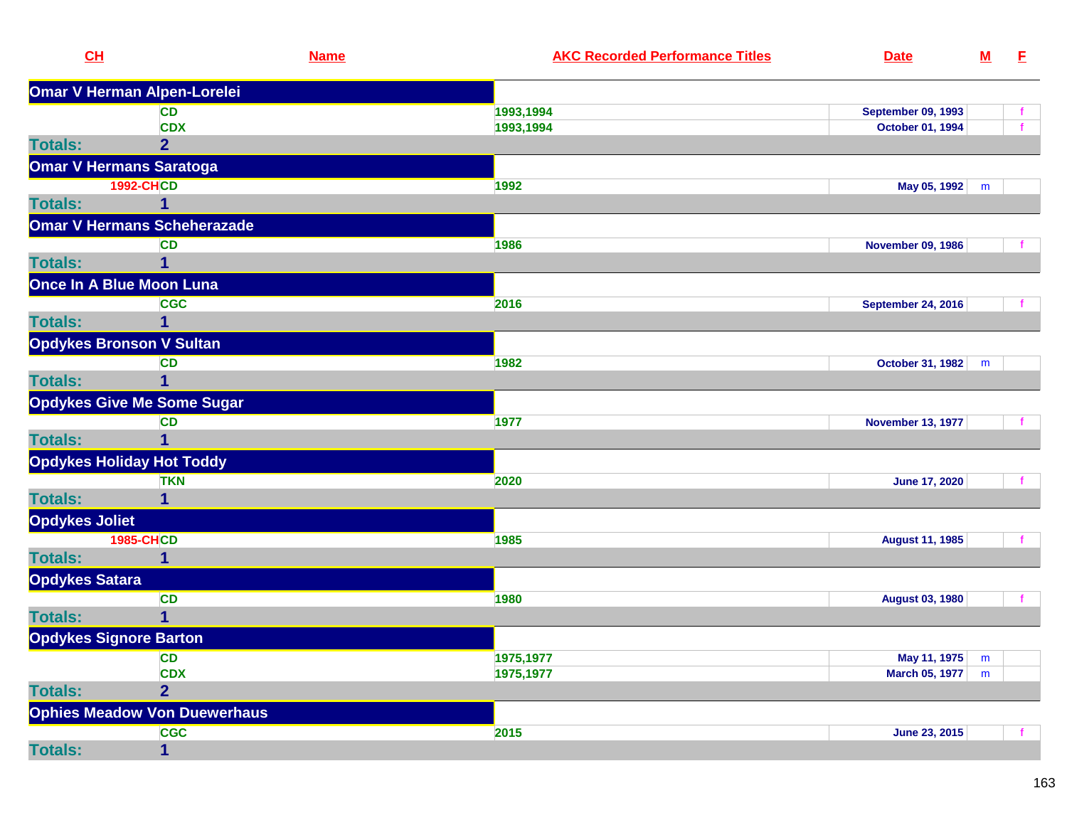| CH | Name | AKC Recorded Performance Titles | Date | M | F |
|---|---|---|---|---|---|
| **Omar V Herman Alpen-Lorelei** | | | | | |
| | CD | 1993,1994 | September 09, 1993 | | f |
| | CDX | 1993,1994 | October 01, 1994 | | f |
| **Totals:** | **2** | | | | |
| **Omar V Hermans Saratoga** | | | | | |
| 1992-CH | CD | 1992 | May 05, 1992 | m | |
| **Totals:** | **1** | | | | |
| **Omar V Hermans Scheherazade** | | | | | |
| | CD | 1986 | November 09, 1986 | | f |
| **Totals:** | **1** | | | | |
| **Once In A Blue Moon Luna** | | | | | |
| | CGC | 2016 | September 24, 2016 | | f |
| **Totals:** | **1** | | | | |
| **Opdykes Bronson V Sultan** | | | | | |
| | CD | 1982 | October 31, 1982 | m | |
| **Totals:** | **1** | | | | |
| **Opdykes Give Me Some Sugar** | | | | | |
| | CD | 1977 | November 13, 1977 | | f |
| **Totals:** | **1** | | | | |
| **Opdykes Holiday Hot Toddy** | | | | | |
| | TKN | 2020 | June 17, 2020 | | f |
| **Totals:** | **1** | | | | |
| **Opdykes Joliet** | | | | | |
| 1985-CH | CD | 1985 | August 11, 1985 | | f |
| **Totals:** | **1** | | | | |
| **Opdykes Satara** | | | | | |
| | CD | 1980 | August 03, 1980 | | f |
| **Totals:** | **1** | | | | |
| **Opdykes Signore Barton** | | | | | |
| | CD | 1975,1977 | May 11, 1975 | m | |
| | CDX | 1975,1977 | March 05, 1977 | m | |
| **Totals:** | **2** | | | | |
| **Ophies Meadow Von Duewerhaus** | | | | | |
| | CGC | 2015 | June 23, 2015 | | f |
| **Totals:** | **1** | | | | |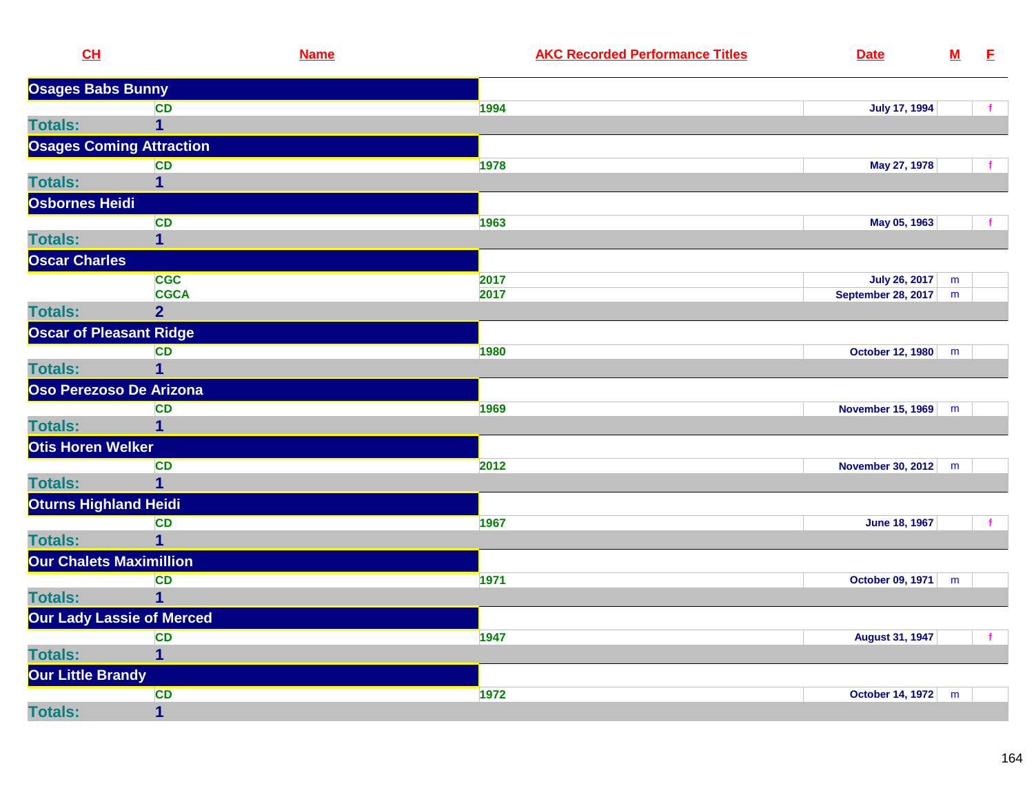| CH | Name | AKC Recorded Performance Titles | Date | M | F |
|---|---|---|---|---|---|
| **Osages Babs Bunny** | | | | | |
| | CD | 1994 | July 17, 1994 | | f |
| **Totals:** | 1 | | | | |
| **Osages Coming Attraction** | | | | | |
| | CD | 1978 | May 27, 1978 | | f |
| **Totals:** | 1 | | | | |
| **Osbornes Heidi** | | | | | |
| | CD | 1963 | May 05, 1963 | | f |
| **Totals:** | 1 | | | | |
| **Oscar Charles** | | | | | |
| | CGC | 2017 | July 26, 2017 | m | |
| | CGCA | 2017 | September 28, 2017 | m | |
| **Totals:** | 2 | | | | |
| **Oscar of Pleasant Ridge** | | | | | |
| | CD | 1980 | October 12, 1980 | m | |
| **Totals:** | 1 | | | | |
| **Oso Perezoso De Arizona** | | | | | |
| | CD | 1969 | November 15, 1969 | m | |
| **Totals:** | 1 | | | | |
| **Otis Horen Welker** | | | | | |
| | CD | 2012 | November 30, 2012 | m | |
| **Totals:** | 1 | | | | |
| **Oturns Highland Heidi** | | | | | |
| | CD | 1967 | June 18, 1967 | | f |
| **Totals:** | 1 | | | | |
| **Our Chalets Maximillion** | | | | | |
| | CD | 1971 | October 09, 1971 | m | |
| **Totals:** | 1 | | | | |
| **Our Lady Lassie of Merced** | | | | | |
| | CD | 1947 | August 31, 1947 | | f |
| **Totals:** | 1 | | | | |
| **Our Little Brandy** | | | | | |
| | CD | 1972 | October 14, 1972 | m | |
| **Totals:** | 1 | | | | |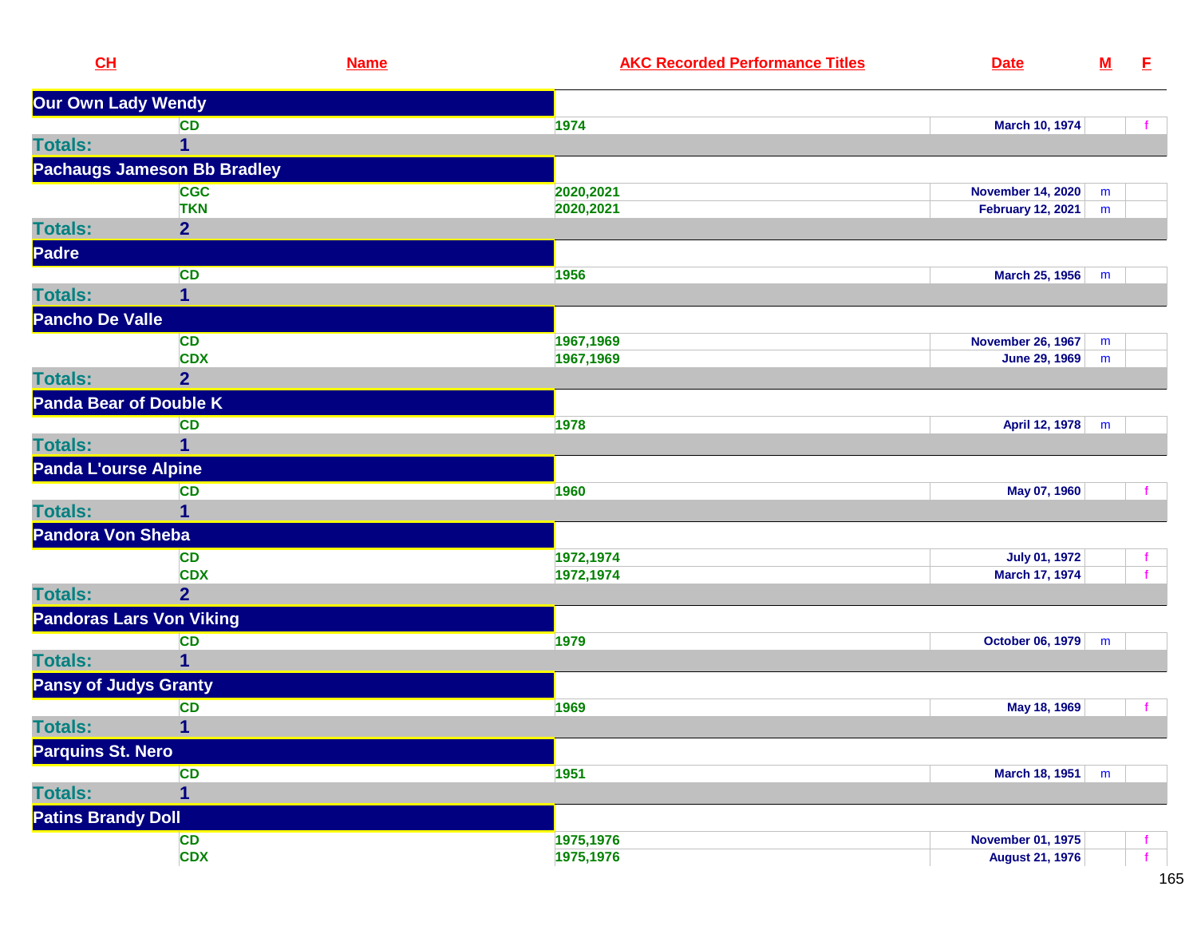| CH | Name | AKC Recorded Performance Titles | Date | M | F |
|---|---|---|---|---|---|
| **Our Own Lady Wendy** | | | | | |
| | CD | 1974 | March 10, 1974 | | f |
| **Totals:** | 1 | | | | |
| **Pachaugs Jameson Bb Bradley** | | | | | |
| | CGC | 2020,2021 | November 14, 2020 | m | |
| | TKN | 2020,2021 | February 12, 2021 | m | |
| **Totals:** | 2 | | | | |
| **Padre** | | | | | |
| | CD | 1956 | March 25, 1956 | m | |
| **Totals:** | 1 | | | | |
| **Pancho De Valle** | | | | | |
| | CD | 1967,1969 | November 26, 1967 | m | |
| | CDX | 1967,1969 | June 29, 1969 | m | |
| **Totals:** | 2 | | | | |
| **Panda Bear of Double K** | | | | | |
| | CD | 1978 | April 12, 1978 | m | |
| **Totals:** | 1 | | | | |
| **Panda L'ourse Alpine** | | | | | |
| | CD | 1960 | May 07, 1960 | | f |
| **Totals:** | 1 | | | | |
| **Pandora Von Sheba** | | | | | |
| | CD | 1972,1974 | July 01, 1972 | | f |
| | CDX | 1972,1974 | March 17, 1974 | | f |
| **Totals:** | 2 | | | | |
| **Pandoras Lars Von Viking** | | | | | |
| | CD | 1979 | October 06, 1979 | m | |
| **Totals:** | 1 | | | | |
| **Pansy of Judys Granty** | | | | | |
| | CD | 1969 | May 18, 1969 | | f |
| **Totals:** | 1 | | | | |
| **Parquins St. Nero** | | | | | |
| | CD | 1951 | March 18, 1951 | m | |
| **Totals:** | 1 | | | | |
| **Patins Brandy Doll** | | | | | |
| | CD | 1975,1976 | November 01, 1975 | | f |
| | CDX | 1975,1976 | August 21, 1976 | | f |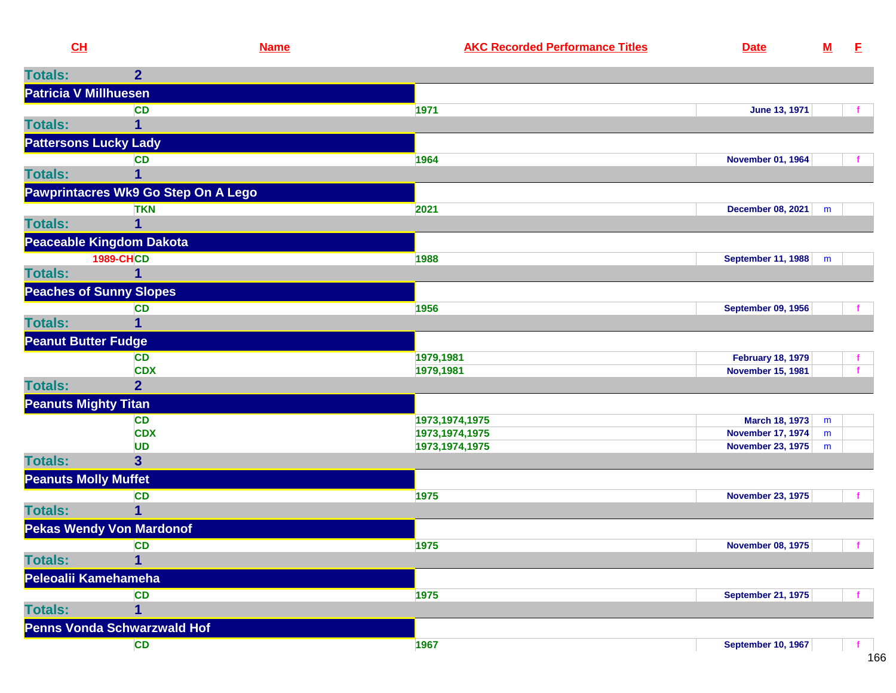| CH | Name | AKC Recorded Performance Titles | Date | M | F |
|---|---|---|---|---|---|
| **Totals:** | **2** | | | | |
| **Patricia V Millhuesen** | | | | | |
| | CD | 1971 | June 13, 1971 | | f |
| **Totals:** | **1** | | | | |
| **Pattersons Lucky Lady** | | | | | |
| | CD | 1964 | November 01, 1964 | | f |
| **Totals:** | **1** | | | | |
| **Pawprintacres Wk9 Go Step On A Lego** | | | | | |
| | TKN | 2021 | December 08, 2021 | m | |
| **Totals:** | **1** | | | | |
| **Peaceable Kingdom Dakota** | | | | | |
| 1989-CH | CD | 1988 | September 11, 1988 | m | |
| **Totals:** | **1** | | | | |
| **Peaches of Sunny Slopes** | | | | | |
| | CD | 1956 | September 09, 1956 | | f |
| **Totals:** | **1** | | | | |
| **Peanut Butter Fudge** | | | | | |
| | CD | 1979,1981 | February 18, 1979 | | f |
| | CDX | 1979,1981 | November 15, 1981 | | f |
| **Totals:** | **2** | | | | |
| **Peanuts Mighty Titan** | | | | | |
| | CD | 1973,1974,1975 | March 18, 1973 | m | |
| | CDX | 1973,1974,1975 | November 17, 1974 | m | |
| | UD | 1973,1974,1975 | November 23, 1975 | m | |
| **Totals:** | **3** | | | | |
| **Peanuts Molly Muffet** | | | | | |
| | CD | 1975 | November 23, 1975 | | f |
| **Totals:** | **1** | | | | |
| **Pekas Wendy Von Mardonof** | | | | | |
| | CD | 1975 | November 08, 1975 | | f |
| **Totals:** | **1** | | | | |
| **Peleoalii Kamehameha** | | | | | |
| | CD | 1975 | September 21, 1975 | | f |
| **Totals:** | **1** | | | | |
| **Penns Vonda Schwarzwald Hof** | | | | | |
| | CD | 1967 | September 10, 1967 | | f |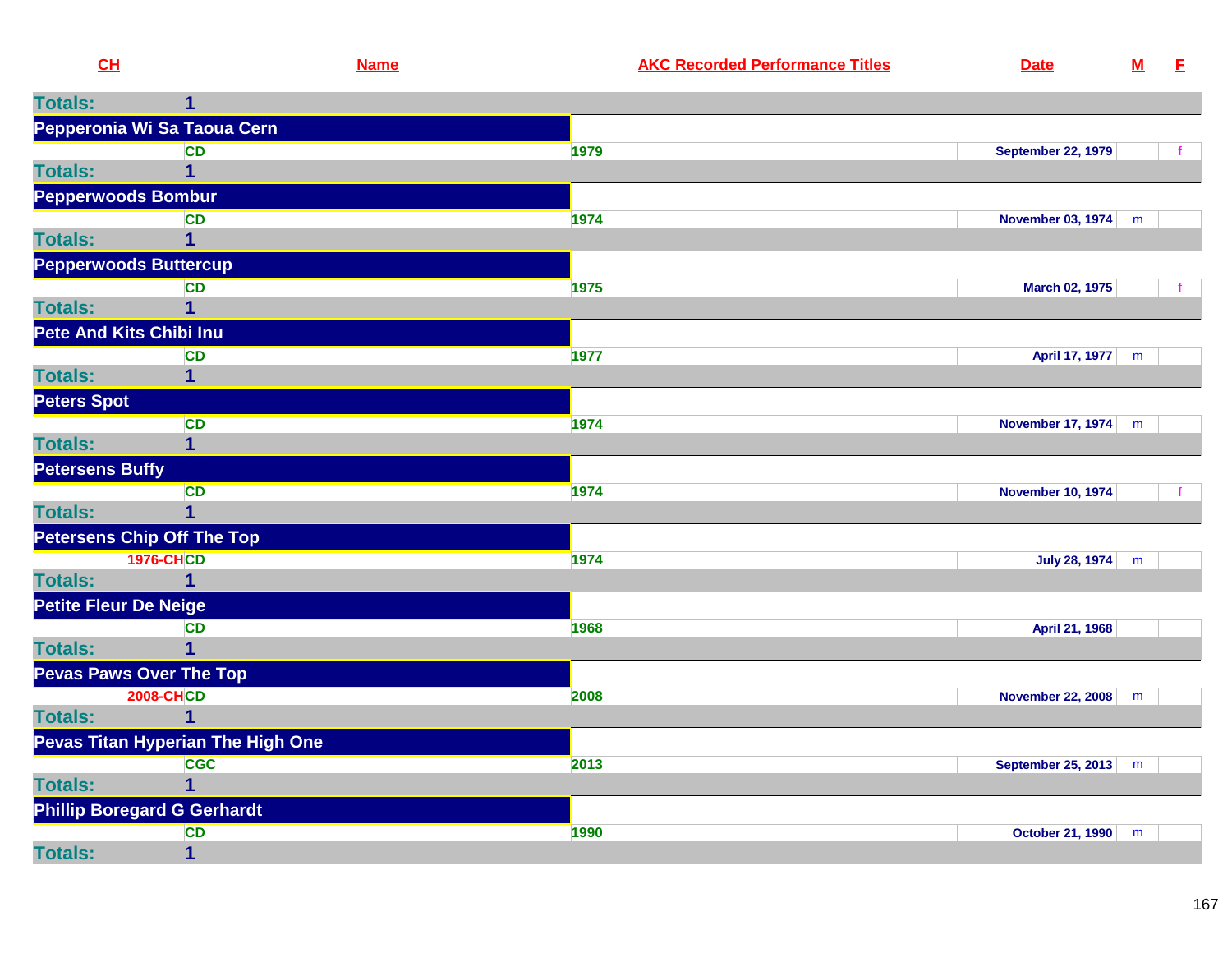| CH | Name | AKC Recorded Performance Titles | Date | M | F |
|---|---|---|---|---|---|
| **Totals:** | **1** | | | | |
| **Pepperonia Wi Sa Taoua Cern** | | | | | |
| | CD | 1979 | September 22, 1979 | | f |
| **Totals:** | **1** | | | | |
| **Pepperwoods Bombur** | | | | | |
| | CD | 1974 | November 03, 1974 | m | |
| **Totals:** | **1** | | | | |
| **Pepperwoods Buttercup** | | | | | |
| | CD | 1975 | March 02, 1975 | | f |
| **Totals:** | **1** | | | | |
| **Pete And Kits Chibi Inu** | | | | | |
| | CD | 1977 | April 17, 1977 | m | |
| **Totals:** | **1** | | | | |
| **Peters Spot** | | | | | |
| | CD | 1974 | November 17, 1974 | m | |
| **Totals:** | **1** | | | | |
| **Petersens Buffy** | | | | | |
| | CD | 1974 | November 10, 1974 | | f |
| **Totals:** | **1** | | | | |
| **Petersens Chip Off The Top** | | | | | |
| 1976-CH | CD | 1974 | July 28, 1974 | m | |
| **Totals:** | **1** | | | | |
| **Petite Fleur De Neige** | | | | | |
| | CD | 1968 | April 21, 1968 | | |
| **Totals:** | **1** | | | | |
| **Pevas Paws Over The Top** | | | | | |
| 2008-CH | CD | 2008 | November 22, 2008 | m | |
| **Totals:** | **1** | | | | |
| **Pevas Titan Hyperian The High One** | | | | | |
| | CGC | 2013 | September 25, 2013 | m | |
| **Totals:** | **1** | | | | |
| **Phillip Boregard G Gerhardt** | | | | | |
| | CD | 1990 | October 21, 1990 | m | |
| **Totals:** | **1** | | | | |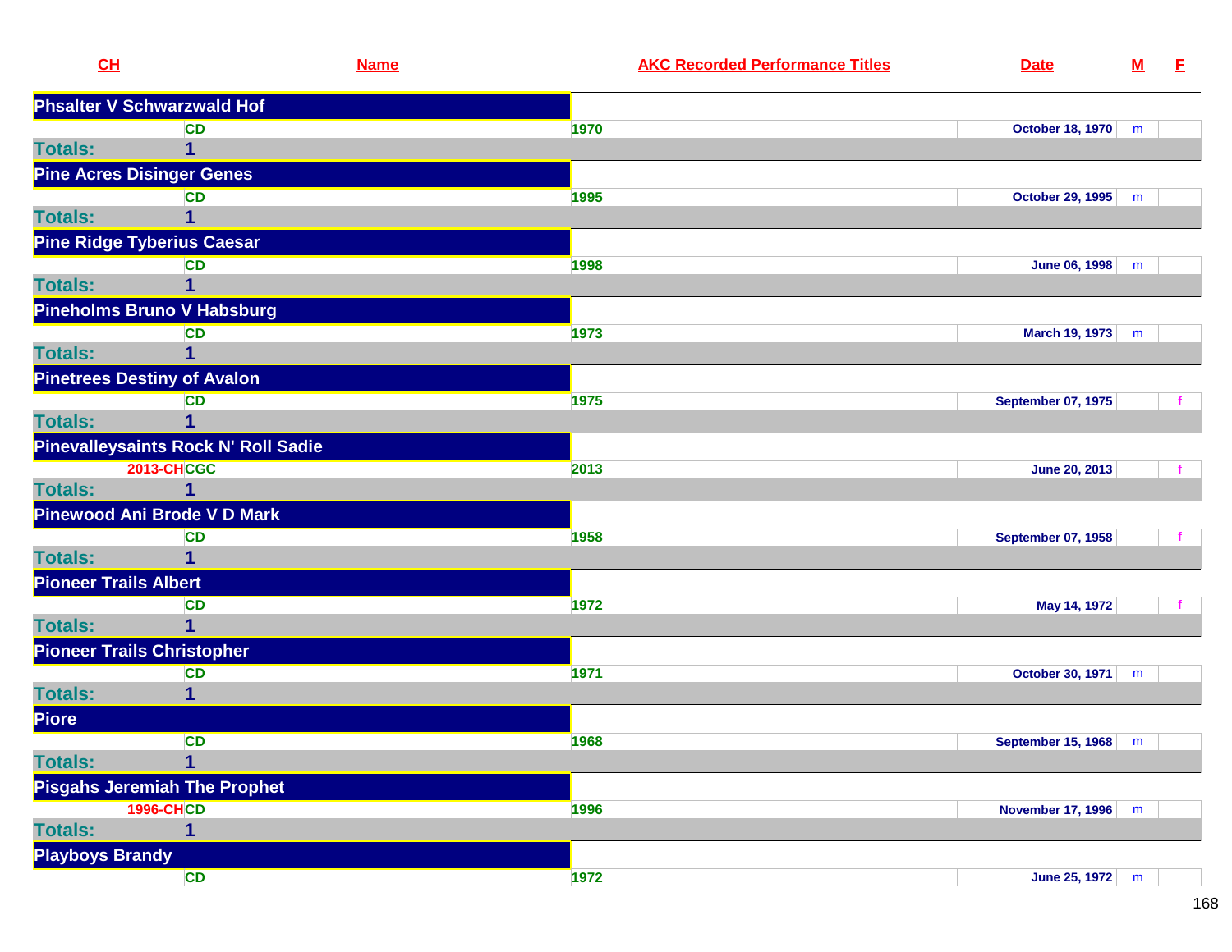| CH | Name | AKC Recorded Performance Titles | Date | M | F |
|---|---|---|---|---|---|
| **Phsalter V Schwarzwald Hof** | | | | | |
| | CD | 1970 | October 18, 1970 | m | |
| Totals: | 1 | | | | |
| **Pine Acres Disinger Genes** | | | | | |
| | CD | 1995 | October 29, 1995 | m | |
| Totals: | 1 | | | | |
| **Pine Ridge Tyberius Caesar** | | | | | |
| | CD | 1998 | June 06, 1998 | m | |
| Totals: | 1 | | | | |
| **Pineholms Bruno V Habsburg** | | | | | |
| | CD | 1973 | March 19, 1973 | m | |
| Totals: | 1 | | | | |
| **Pinetrees Destiny of Avalon** | | | | | |
| | CD | 1975 | September 07, 1975 | | f |
| Totals: | 1 | | | | |
| **Pinevalleysaints Rock N' Roll Sadie** | | | | | |
| 2013-CH | CGC | 2013 | June 20, 2013 | | f |
| Totals: | 1 | | | | |
| **Pinewood Ani Brode V D Mark** | | | | | |
| | CD | 1958 | September 07, 1958 | | f |
| Totals: | 1 | | | | |
| **Pioneer Trails Albert** | | | | | |
| | CD | 1972 | May 14, 1972 | | f |
| Totals: | 1 | | | | |
| **Pioneer Trails Christopher** | | | | | |
| | CD | 1971 | October 30, 1971 | m | |
| Totals: | 1 | | | | |
| **Piore** | | | | | |
| | CD | 1968 | September 15, 1968 | m | |
| Totals: | 1 | | | | |
| **Pisgahs Jeremiah The Prophet** | | | | | |
| 1996-CH | CD | 1996 | November 17, 1996 | m | |
| Totals: | 1 | | | | |
| **Playboys Brandy** | | | | | |
| | CD | 1972 | June 25, 1972 | m | |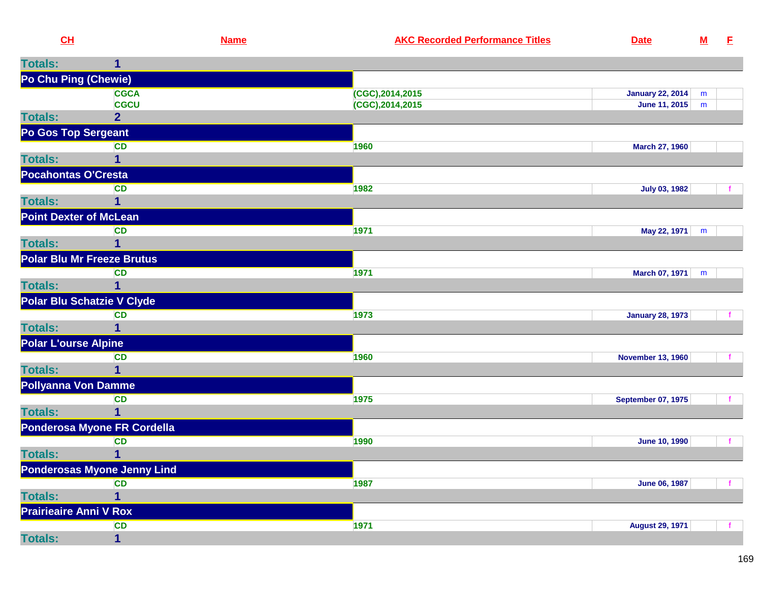| CH | Name | AKC Recorded Performance Titles | Date | M | F |
|---|---|---|---|---|---|
| Totals: | 1 | | | | |
| Po Chu Ping (Chewie) | | | | | |
| | CGCA | (CGC),2014,2015 | January 22, 2014 | m | |
| | CGCU | (CGC),2014,2015 | June 11, 2015 | m | |
| Totals: | 2 | | | | |
| Po Gos Top Sergeant | | | | | |
| | CD | 1960 | March 27, 1960 | | |
| Totals: | 1 | | | | |
| Pocahontas O'Cresta | | | | | |
| | CD | 1982 | July 03, 1982 | | f |
| Totals: | 1 | | | | |
| Point Dexter of McLean | | | | | |
| | CD | 1971 | May 22, 1971 | m | |
| Totals: | 1 | | | | |
| Polar Blu Mr Freeze Brutus | | | | | |
| | CD | 1971 | March 07, 1971 | m | |
| Totals: | 1 | | | | |
| Polar Blu Schatzie V Clyde | | | | | |
| | CD | 1973 | January 28, 1973 | | f |
| Totals: | 1 | | | | |
| Polar L'ourse Alpine | | | | | |
| | CD | 1960 | November 13, 1960 | | f |
| Totals: | 1 | | | | |
| Pollyanna Von Damme | | | | | |
| | CD | 1975 | September 07, 1975 | | f |
| Totals: | 1 | | | | |
| Ponderosa Myone FR Cordella | | | | | |
| | CD | 1990 | June 10, 1990 | | f |
| Totals: | 1 | | | | |
| Ponderosas Myone Jenny Lind | | | | | |
| | CD | 1987 | June 06, 1987 | | f |
| Totals: | 1 | | | | |
| Prairieaire Anni V Rox | | | | | |
| | CD | 1971 | August 29, 1971 | | f |
| Totals: | 1 | | | | |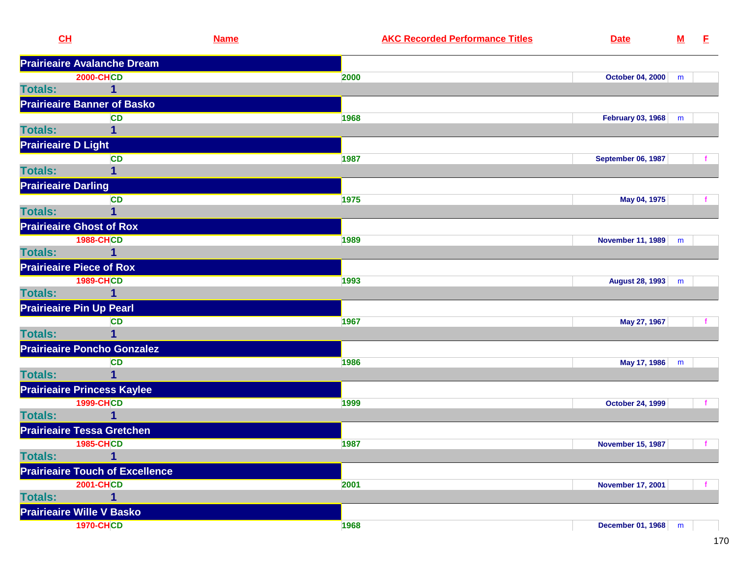| CH | Name | AKC Recorded Performance Titles | Date | M | F |
|---|---|---|---|---|---|
| **Prairieaire Avalanche Dream** | | | | | |
| 2000-CH | CD | 2000 | October 04, 2000 | m | |
| Totals: | 1 | | | | |
| **Prairieaire Banner of Basko** | | | | | |
| | CD | 1968 | February 03, 1968 | m | |
| Totals: | 1 | | | | |
| **Prairieaire D Light** | | | | | |
| | CD | 1987 | September 06, 1987 | | f |
| Totals: | 1 | | | | |
| **Prairieaire Darling** | | | | | |
| | CD | 1975 | May 04, 1975 | | f |
| Totals: | 1 | | | | |
| **Prairieaire Ghost of Rox** | | | | | |
| 1988-CH | CD | 1989 | November 11, 1989 | m | |
| Totals: | 1 | | | | |
| **Prairieaire Piece of Rox** | | | | | |
| 1989-CH | CD | 1993 | August 28, 1993 | m | |
| Totals: | 1 | | | | |
| **Prairieaire Pin Up Pearl** | | | | | |
| | CD | 1967 | May 27, 1967 | | f |
| Totals: | 1 | | | | |
| **Prairieaire Poncho Gonzalez** | | | | | |
| | CD | 1986 | May 17, 1986 | m | |
| Totals: | 1 | | | | |
| **Prairieaire Princess Kaylee** | | | | | |
| 1999-CH | CD | 1999 | October 24, 1999 | | f |
| Totals: | 1 | | | | |
| **Prairieaire Tessa Gretchen** | | | | | |
| 1985-CH | CD | 1987 | November 15, 1987 | | f |
| Totals: | 1 | | | | |
| **Prairieaire Touch of Excellence** | | | | | |
| 2001-CH | CD | 2001 | November 17, 2001 | | f |
| Totals: | 1 | | | | |
| **Prairieaire Wille V Basko** | | | | | |
| 1970-CH | CD | 1968 | December 01, 1968 | m | |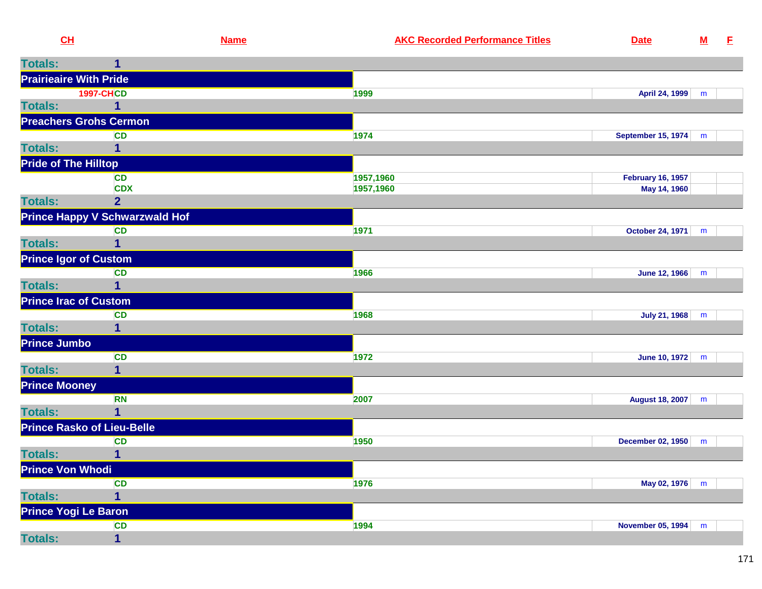| CH | Name | AKC Recorded Performance Titles | Date | M | F |
|---|---|---|---|---|---|
| **Totals:** | **1** | | | | |
| **Prairieaire With Pride** | | | | | |
| 1997-CH | CD | 1999 | April 24, 1999 | m | |
| **Totals:** | **1** | | | | |
| **Preachers Grohs Cermon** | | | | | |
| | CD | 1974 | September 15, 1974 | m | |
| **Totals:** | **1** | | | | |
| **Pride of The Hilltop** | | | | | |
| | CD | 1957,1960 | February 16, 1957 | | |
| | CDX | 1957,1960 | May 14, 1960 | | |
| **Totals:** | **2** | | | | |
| **Prince Happy V Schwarzwald Hof** | | | | | |
| | CD | 1971 | October 24, 1971 | m | |
| **Totals:** | **1** | | | | |
| **Prince Igor of Custom** | | | | | |
| | CD | 1966 | June 12, 1966 | m | |
| **Totals:** | **1** | | | | |
| **Prince Irac of Custom** | | | | | |
| | CD | 1968 | July 21, 1968 | m | |
| **Totals:** | **1** | | | | |
| **Prince Jumbo** | | | | | |
| | CD | 1972 | June 10, 1972 | m | |
| **Totals:** | **1** | | | | |
| **Prince Mooney** | | | | | |
| | RN | 2007 | August 18, 2007 | m | |
| **Totals:** | **1** | | | | |
| **Prince Rasko of Lieu-Belle** | | | | | |
| | CD | 1950 | December 02, 1950 | m | |
| **Totals:** | **1** | | | | |
| **Prince Von Whodi** | | | | | |
| | CD | 1976 | May 02, 1976 | m | |
| **Totals:** | **1** | | | | |
| **Prince Yogi Le Baron** | | | | | |
| | CD | 1994 | November 05, 1994 | m | |
| **Totals:** | **1** | | | | |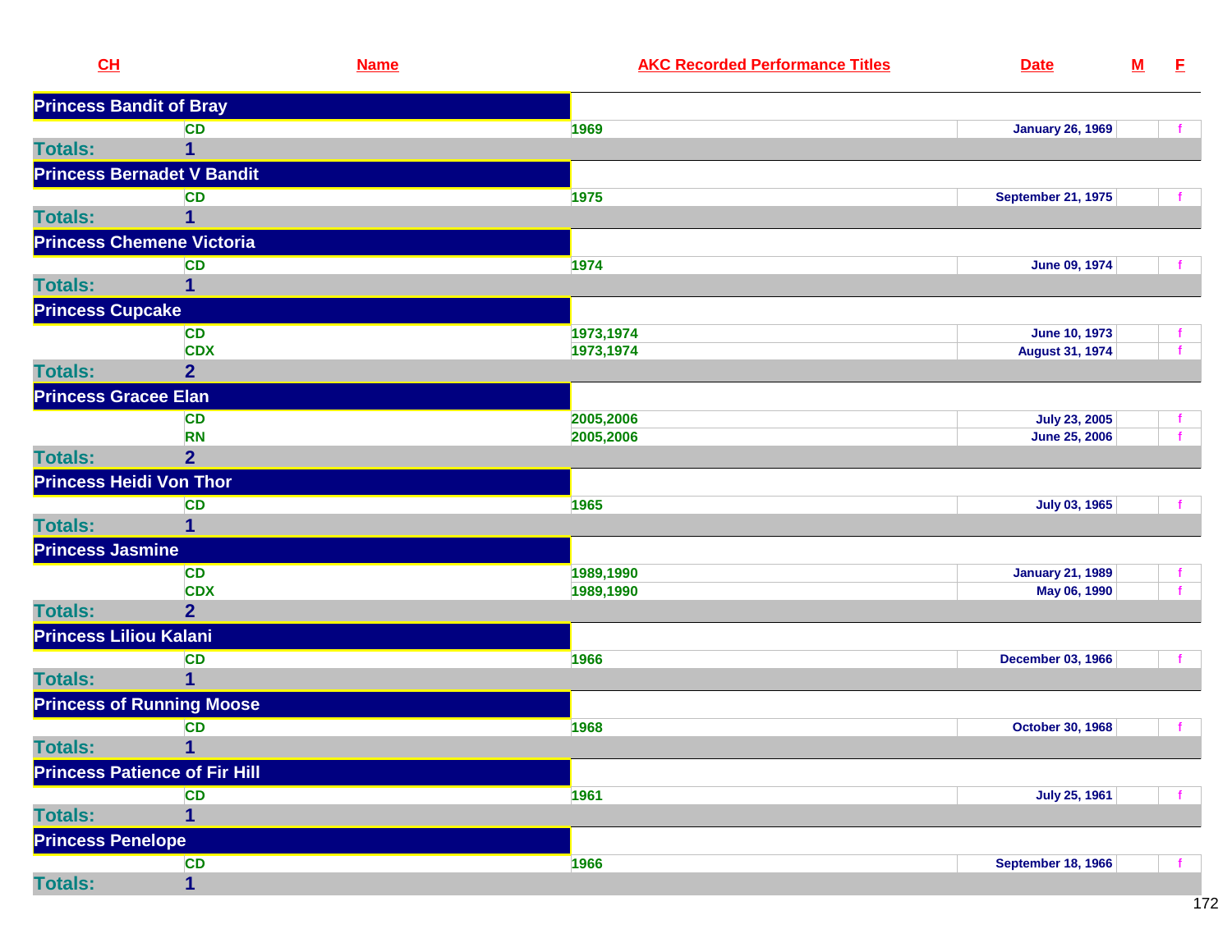| CH | Name | AKC Recorded Performance Titles | Date | M | F |
|---|---|---|---|---|---|
| **Princess Bandit of Bray** | | | | | |
| | CD | 1969 | January 26, 1969 | | f |
| **Totals:** | 1 | | | | |
| **Princess Bernadet V Bandit** | | | | | |
| | CD | 1975 | September 21, 1975 | | f |
| **Totals:** | 1 | | | | |
| **Princess Chemene Victoria** | | | | | |
| | CD | 1974 | June 09, 1974 | | f |
| **Totals:** | 1 | | | | |
| **Princess Cupcake** | | | | | |
| | CD | 1973,1974 | June 10, 1973 | | f |
| | CDX | 1973,1974 | August 31, 1974 | | f |
| **Totals:** | 2 | | | | |
| **Princess Gracee Elan** | | | | | |
| | CD | 2005,2006 | July 23, 2005 | | f |
| | RN | 2005,2006 | June 25, 2006 | | f |
| **Totals:** | 2 | | | | |
| **Princess Heidi Von Thor** | | | | | |
| | CD | 1965 | July 03, 1965 | | f |
| **Totals:** | 1 | | | | |
| **Princess Jasmine** | | | | | |
| | CD | 1989,1990 | January 21, 1989 | | f |
| | CDX | 1989,1990 | May 06, 1990 | | f |
| **Totals:** | 2 | | | | |
| **Princess Liliou Kalani** | | | | | |
| | CD | 1966 | December 03, 1966 | | f |
| **Totals:** | 1 | | | | |
| **Princess of Running Moose** | | | | | |
| | CD | 1968 | October 30, 1968 | | f |
| **Totals:** | 1 | | | | |
| **Princess Patience of Fir Hill** | | | | | |
| | CD | 1961 | July 25, 1961 | | f |
| **Totals:** | 1 | | | | |
| **Princess Penelope** | | | | | |
| | CD | 1966 | September 18, 1966 | | f |
| **Totals:** | 1 | | | | |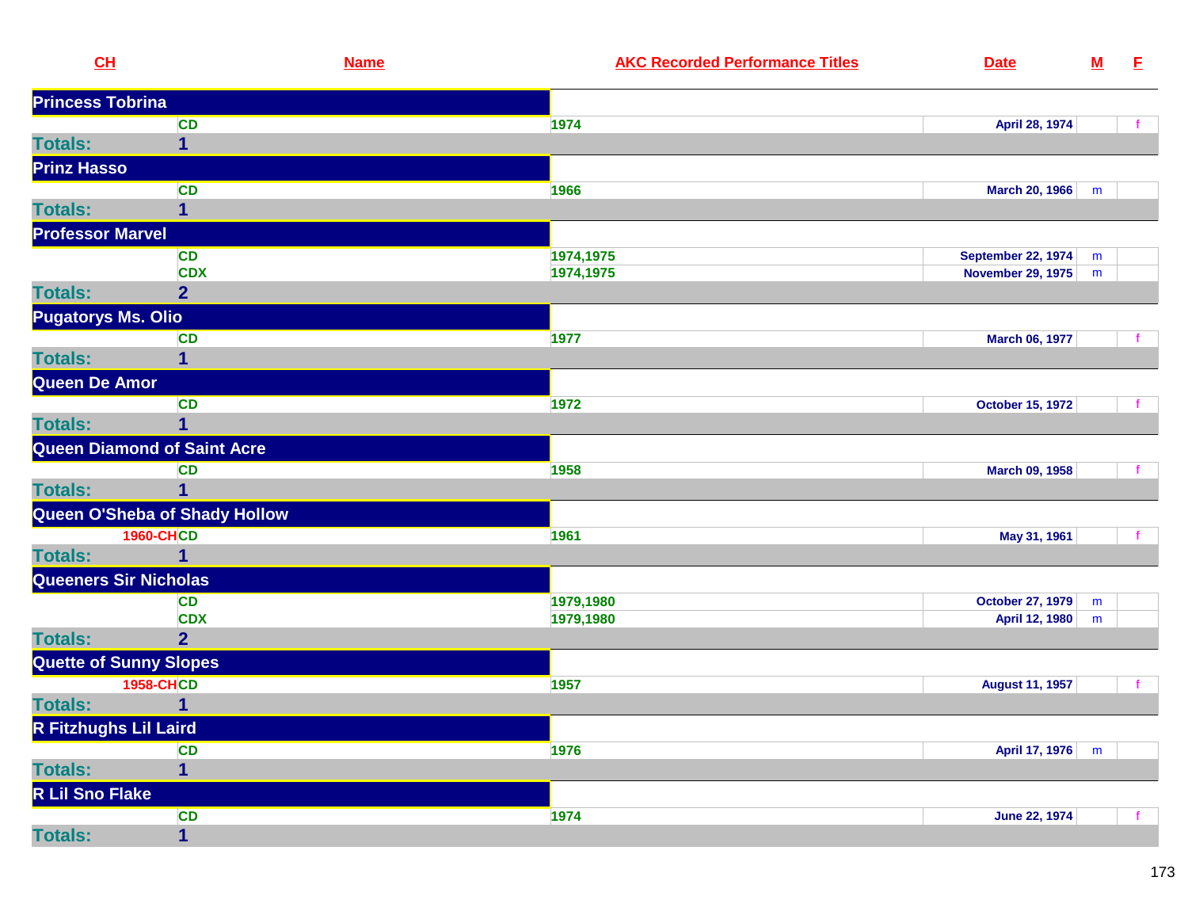| CH | Name | AKC Recorded Performance Titles | Date | M | F |
|---|---|---|---|---|---|
| **Princess Tobrina** | | | | | |
| | CD | 1974 | April 28, 1974 | | f |
| **Totals:** | 1 | | | | |
| **Prinz Hasso** | | | | | |
| | CD | 1966 | March 20, 1966 | m | |
| **Totals:** | 1 | | | | |
| **Professor Marvel** | | | | | |
| | CD | 1974,1975 | September 22, 1974 | m | |
| | CDX | 1974,1975 | November 29, 1975 | m | |
| **Totals:** | 2 | | | | |
| **Pugatorys Ms. Olio** | | | | | |
| | CD | 1977 | March 06, 1977 | | f |
| **Totals:** | 1 | | | | |
| **Queen De Amor** | | | | | |
| | CD | 1972 | October 15, 1972 | | f |
| **Totals:** | 1 | | | | |
| **Queen Diamond of Saint Acre** | | | | | |
| | CD | 1958 | March 09, 1958 | | f |
| **Totals:** | 1 | | | | |
| **Queen O'Sheba of Shady Hollow** | | | | | |
| 1960-CH | CD | 1961 | May 31, 1961 | | f |
| **Totals:** | 1 | | | | |
| **Queeners Sir Nicholas** | | | | | |
| | CD | 1979,1980 | October 27, 1979 | m | |
| | CDX | 1979,1980 | April 12, 1980 | m | |
| **Totals:** | 2 | | | | |
| **Quette of Sunny Slopes** | | | | | |
| 1958-CH | CD | 1957 | August 11, 1957 | | f |
| **Totals:** | 1 | | | | |
| **R Fitzhughs Lil Laird** | | | | | |
| | CD | 1976 | April 17, 1976 | m | |
| **Totals:** | 1 | | | | |
| **R Lil Sno Flake** | | | | | |
| | CD | 1974 | June 22, 1974 | | f |
| **Totals:** | 1 | | | | |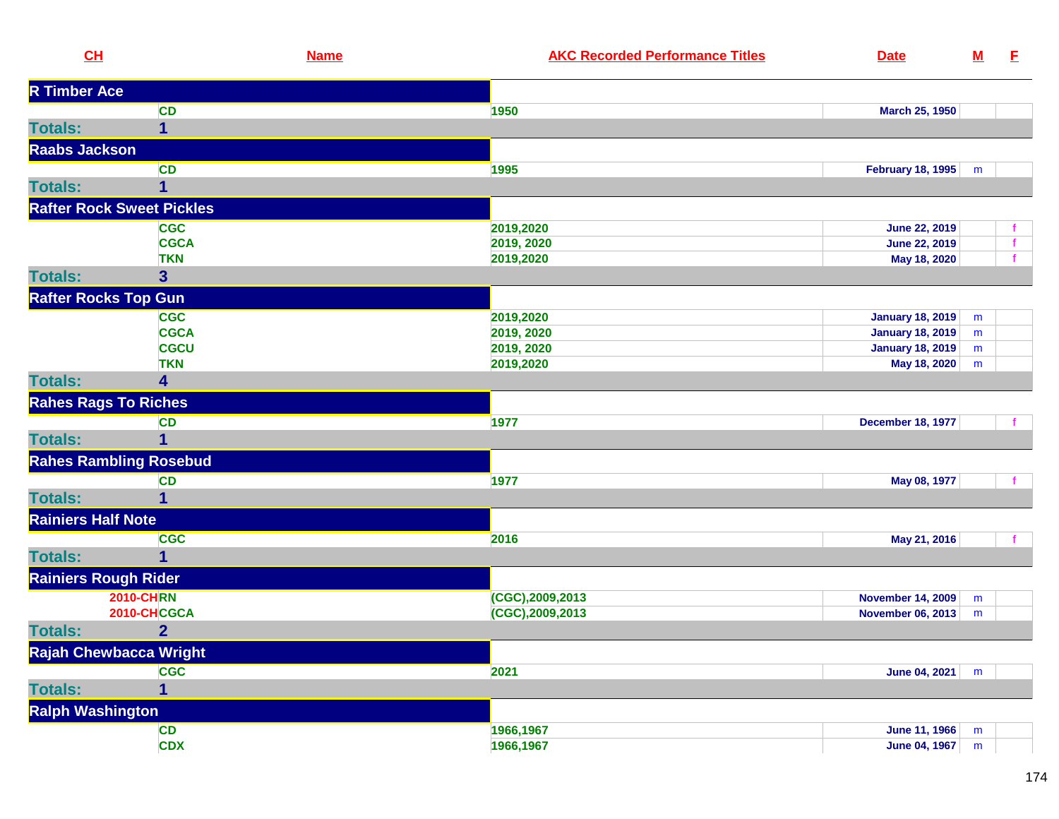| CH | Name | AKC Recorded Performance Titles | Date | M | F |
|---|---|---|---|---|---|
| **R Timber Ace** | | | | | |
| | CD | 1950 | March 25, 1950 | | |
| **Totals:** | 1 | | | | |
| **Raabs Jackson** | | | | | |
| | CD | 1995 | February 18, 1995 | m | |
| **Totals:** | 1 | | | | |
| **Rafter Rock Sweet Pickles** | | | | | |
| | CGC | 2019,2020 | June 22, 2019 | | f |
| | CGCA | 2019, 2020 | June 22, 2019 | | f |
| | TKN | 2019,2020 | May 18, 2020 | | f |
| **Totals:** | 3 | | | | |
| **Rafter Rocks Top Gun** | | | | | |
| | CGC | 2019,2020 | January 18, 2019 | m | |
| | CGCA | 2019, 2020 | January 18, 2019 | m | |
| | CGCU | 2019, 2020 | January 18, 2019 | m | |
| | TKN | 2019,2020 | May 18, 2020 | m | |
| **Totals:** | 4 | | | | |
| **Rahes Rags To Riches** | | | | | |
| | CD | 1977 | December 18, 1977 | | f |
| **Totals:** | 1 | | | | |
| **Rahes Rambling Rosebud** | | | | | |
| | CD | 1977 | May 08, 1977 | | f |
| **Totals:** | 1 | | | | |
| **Rainiers Half Note** | | | | | |
| | CGC | 2016 | May 21, 2016 | | f |
| **Totals:** | 1 | | | | |
| **Rainiers Rough Rider** | | | | | |
| 2010-CH | RN | (CGC),2009,2013 | November 14, 2009 | m | |
| 2010-CH | CGCA | (CGC),2009,2013 | November 06, 2013 | m | |
| **Totals:** | 2 | | | | |
| **Rajah Chewbacca Wright** | | | | | |
| | CGC | 2021 | June 04, 2021 | m | |
| **Totals:** | 1 | | | | |
| **Ralph Washington** | | | | | |
| | CD | 1966,1967 | June 11, 1966 | m | |
| | CDX | 1966,1967 | June 04, 1967 | m | |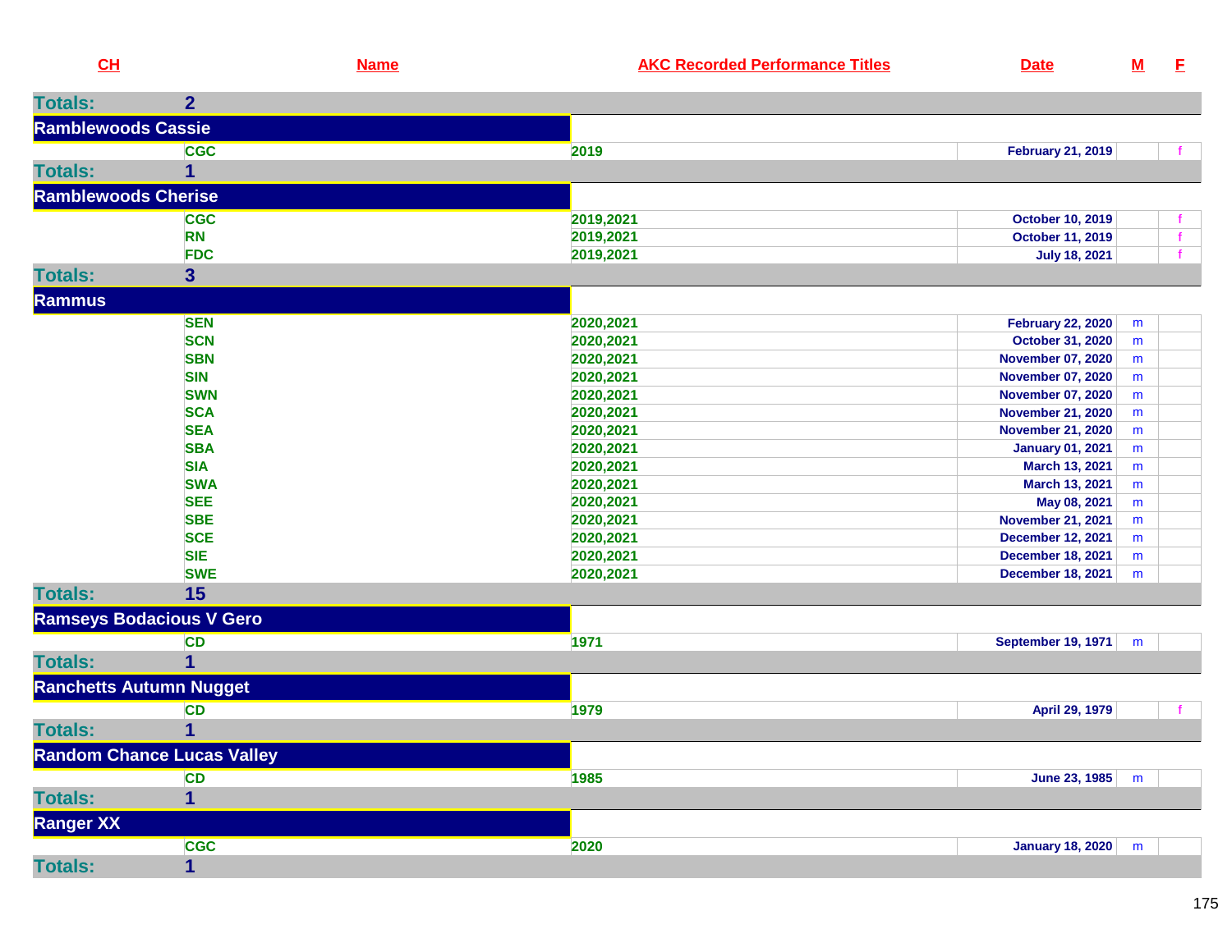| CH | Name | AKC Recorded Performance Titles | Date | M | F |
|---|---|---|---|---|---|
| **Totals:** | **2** | | | | |
| **Ramblewoods Cassie** | | | | | |
| | CGC | 2019 | February 21, 2019 | | f |
| **Totals:** | **1** | | | | |
| **Ramblewoods Cherise** | | | | | |
| | CGC | 2019,2021 | October 10, 2019 | | f |
| | RN | 2019,2021 | October 11, 2019 | | f |
| | FDC | 2019,2021 | July 18, 2021 | | f |
| **Totals:** | **3** | | | | |
| **Rammus** | | | | | |
| | SEN | 2020,2021 | February 22, 2020 | m | |
| | SCN | 2020,2021 | October 31, 2020 | m | |
| | SBN | 2020,2021 | November 07, 2020 | m | |
| | SIN | 2020,2021 | November 07, 2020 | m | |
| | SWN | 2020,2021 | November 07, 2020 | m | |
| | SCA | 2020,2021 | November 21, 2020 | m | |
| | SEA | 2020,2021 | November 21, 2020 | m | |
| | SBA | 2020,2021 | January 01, 2021 | m | |
| | SIA | 2020,2021 | March 13, 2021 | m | |
| | SWA | 2020,2021 | March 13, 2021 | m | |
| | SEE | 2020,2021 | May 08, 2021 | m | |
| | SBE | 2020,2021 | November 21, 2021 | m | |
| | SCE | 2020,2021 | December 12, 2021 | m | |
| | SIE | 2020,2021 | December 18, 2021 | m | |
| | SWE | 2020,2021 | December 18, 2021 | m | |
| **Totals:** | **15** | | | | |
| **Ramseys Bodacious V Gero** | | | | | |
| | CD | 1971 | September 19, 1971 | m | |
| **Totals:** | **1** | | | | |
| **Ranchetts Autumn Nugget** | | | | | |
| | CD | 1979 | April 29, 1979 | | f |
| **Totals:** | **1** | | | | |
| **Random Chance Lucas Valley** | | | | | |
| | CD | 1985 | June 23, 1985 | m | |
| **Totals:** | **1** | | | | |
| **Ranger XX** | | | | | |
| | CGC | 2020 | January 18, 2020 | m | |
| **Totals:** | **1** | | | | |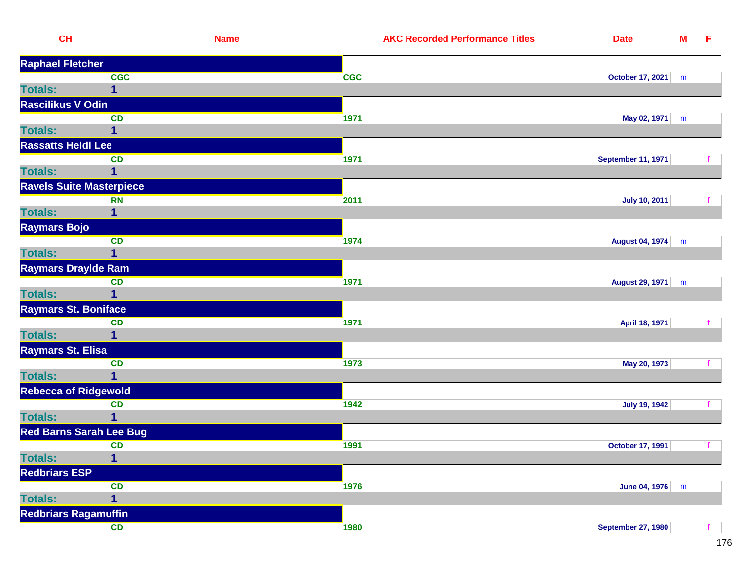| CH | Name | AKC Recorded Performance Titles | Date | M | F |
|---|---|---|---|---|---|
| **Raphael Fletcher** | | | | | |
| | CGC | CGC | October 17, 2021 | m | |
| Totals: | 1 | | | | |
| **Rascilikus V Odin** | | | | | |
| | CD | 1971 | May 02, 1971 | m | |
| Totals: | 1 | | | | |
| **Rassatts Heidi Lee** | | | | | |
| | CD | 1971 | September 11, 1971 | | f |
| Totals: | 1 | | | | |
| **Ravels Suite Masterpiece** | | | | | |
| | RN | 2011 | July 10, 2011 | | f |
| Totals: | 1 | | | | |
| **Raymars Bojo** | | | | | |
| | CD | 1974 | August 04, 1974 | m | |
| Totals: | 1 | | | | |
| **Raymars Draylde Ram** | | | | | |
| | CD | 1971 | August 29, 1971 | m | |
| Totals: | 1 | | | | |
| **Raymars St. Boniface** | | | | | |
| | CD | 1971 | April 18, 1971 | | f |
| Totals: | 1 | | | | |
| **Raymars St. Elisa** | | | | | |
| | CD | 1973 | May 20, 1973 | | f |
| Totals: | 1 | | | | |
| **Rebecca of Ridgewold** | | | | | |
| | CD | 1942 | July 19, 1942 | | f |
| Totals: | 1 | | | | |
| **Red Barns Sarah Lee Bug** | | | | | |
| | CD | 1991 | October 17, 1991 | | f |
| Totals: | 1 | | | | |
| **Redbriars ESP** | | | | | |
| | CD | 1976 | June 04, 1976 | m | |
| Totals: | 1 | | | | |
| **Redbriars Ragamuffin** | | | | | |
| | CD | 1980 | September 27, 1980 | | f |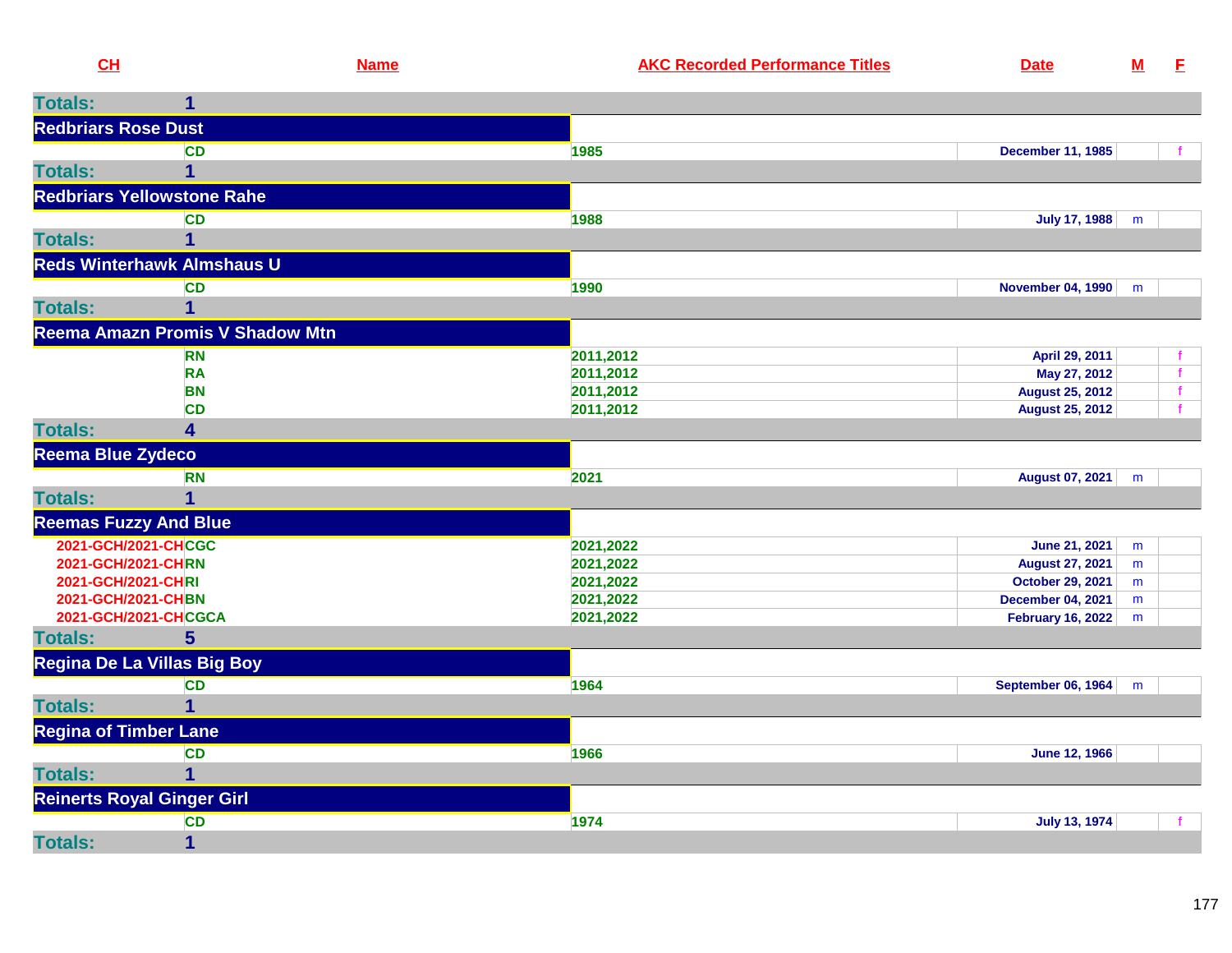| CH | Name | AKC Recorded Performance Titles | Date | M | F |
|---|---|---|---|---|---|
| **Totals:** | **1** | | | | |
| **Redbriars Rose Dust** | | | | | |
| | CD | 1985 | December 11, 1985 | | f |
| **Totals:** | **1** | | | | |
| **Redbriars Yellowstone Rahe** | | | | | |
| | CD | 1988 | July 17, 1988 | m | |
| **Totals:** | **1** | | | | |
| **Reds Winterhawk Almshaus U** | | | | | |
| | CD | 1990 | November 04, 1990 | m | |
| **Totals:** | **1** | | | | |
| **Reema Amazn Promis V Shadow Mtn** | | | | | |
| | RN | 2011,2012 | April 29, 2011 | | f |
| | RA | 2011,2012 | May 27, 2012 | | f |
| | BN | 2011,2012 | August 25, 2012 | | f |
| | CD | 2011,2012 | August 25, 2012 | | f |
| **Totals:** | **4** | | | | |
| **Reema Blue Zydeco** | | | | | |
| | RN | 2021 | August 07, 2021 | m | |
| **Totals:** | **1** | | | | |
| **Reemas Fuzzy And Blue** | | | | | |
| 2021-GCH/2021-CH | CGC | 2021,2022 | June 21, 2021 | m | |
| 2021-GCH/2021-CH | RN | 2021,2022 | August 27, 2021 | m | |
| 2021-GCH/2021-CH | RI | 2021,2022 | October 29, 2021 | m | |
| 2021-GCH/2021-CH | BN | 2021,2022 | December 04, 2021 | m | |
| 2021-GCH/2021-CH | CGCA | 2021,2022 | February 16, 2022 | m | |
| **Totals:** | **5** | | | | |
| **Regina De La Villas Big Boy** | | | | | |
| | CD | 1964 | September 06, 1964 | m | |
| **Totals:** | **1** | | | | |
| **Regina of Timber Lane** | | | | | |
| | CD | 1966 | June 12, 1966 | | |
| **Totals:** | **1** | | | | |
| **Reinerts Royal Ginger Girl** | | | | | |
| | CD | 1974 | July 13, 1974 | | f |
| **Totals:** | **1** | | | | |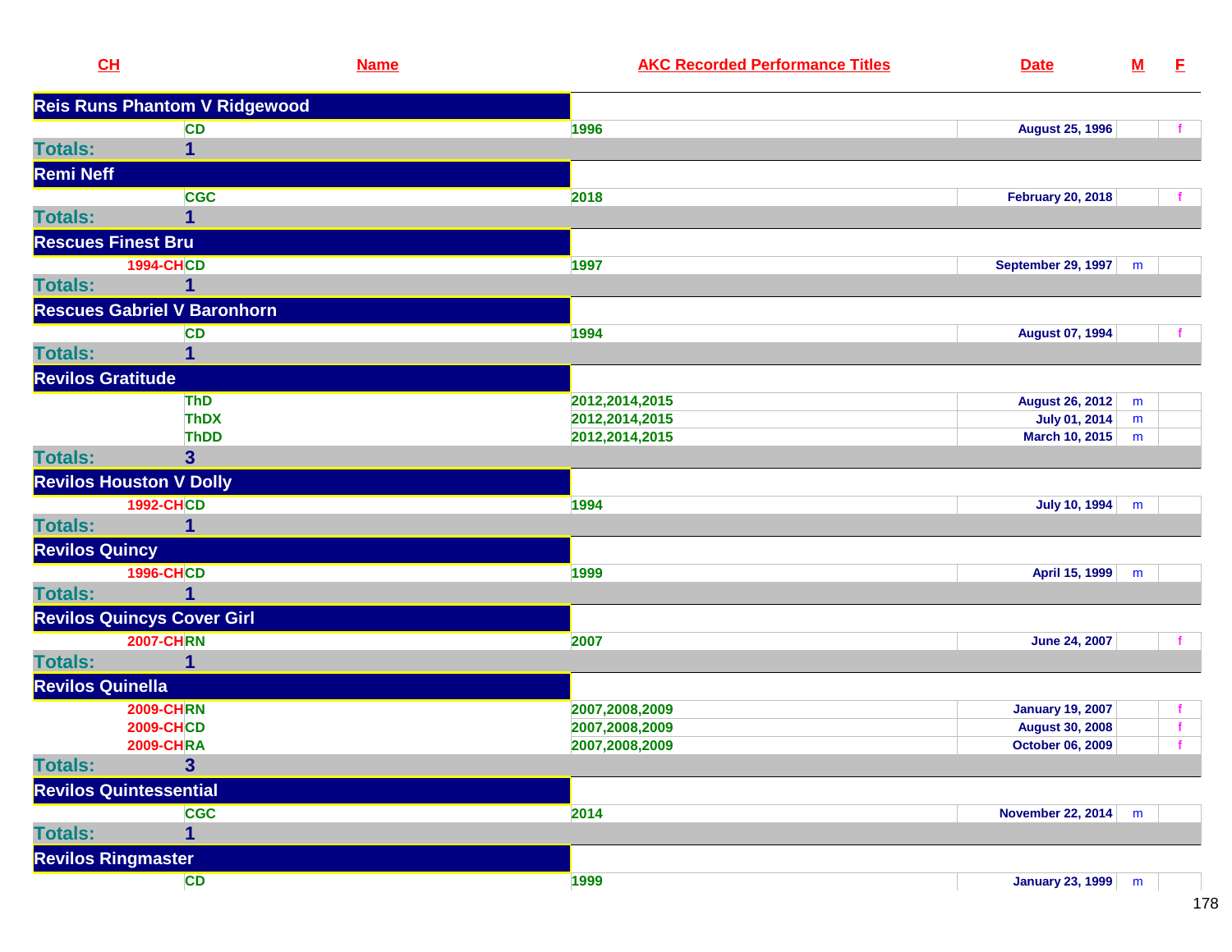| CH | Name | AKC Recorded Performance Titles | Date | M | F |
|---|---|---|---|---|---|
| **Reis Runs Phantom V Ridgewood** | | | | | |
| | CD | 1996 | August 25, 1996 | | f |
| **Totals:** | 1 | | | | |
| **Remi Neff** | | | | | |
| | CGC | 2018 | February 20, 2018 | | f |
| **Totals:** | 1 | | | | |
| **Rescues Finest Bru** | | | | | |
| 1994-CH | CD | 1997 | September 29, 1997 | m | |
| **Totals:** | 1 | | | | |
| **Rescues Gabriel V Baronhorn** | | | | | |
| | CD | 1994 | August 07, 1994 | | f |
| **Totals:** | 1 | | | | |
| **Revilos Gratitude** | | | | | |
| | ThD | 2012,2014,2015 | August 26, 2012 | m | |
| | ThDX | 2012,2014,2015 | July 01, 2014 | m | |
| | ThDD | 2012,2014,2015 | March 10, 2015 | m | |
| **Totals:** | 3 | | | | |
| **Revilos Houston V Dolly** | | | | | |
| 1992-CH | CD | 1994 | July 10, 1994 | m | |
| **Totals:** | 1 | | | | |
| **Revilos Quincy** | | | | | |
| 1996-CH | CD | 1999 | April 15, 1999 | m | |
| **Totals:** | 1 | | | | |
| **Revilos Quincys Cover Girl** | | | | | |
| 2007-CH | RN | 2007 | June 24, 2007 | | f |
| **Totals:** | 1 | | | | |
| **Revilos Quinella** | | | | | |
| 2009-CH | RN | 2007,2008,2009 | January 19, 2007 | | f |
| 2009-CH | CD | 2007,2008,2009 | August 30, 2008 | | f |
| 2009-CH | RA | 2007,2008,2009 | October 06, 2009 | | f |
| **Totals:** | 3 | | | | |
| **Revilos Quintessential** | | | | | |
| | CGC | 2014 | November 22, 2014 | m | |
| **Totals:** | 1 | | | | |
| **Revilos Ringmaster** | | | | | |
| | CD | 1999 | January 23, 1999 | m | |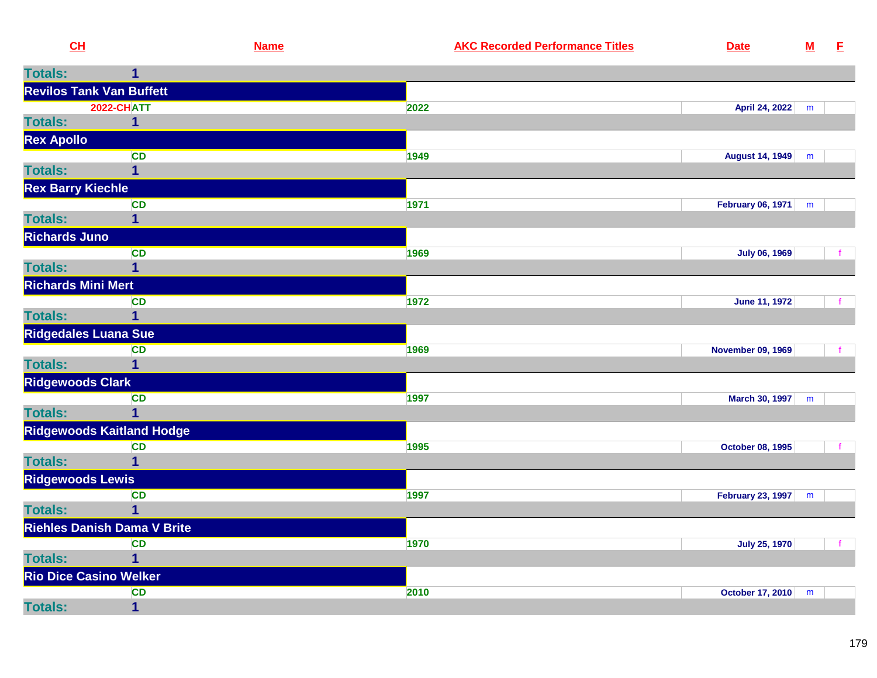| CH | Name | AKC Recorded Performance Titles | Date | M | F |
|---|---|---|---|---|---|
| **Totals:** | **1** | | | | |
| **Revilos Tank Van Buffett** | | | | | |
| 2022-CH | ATT | 2022 | April 24, 2022 | m | |
| **Totals:** | **1** | | | | |
| **Rex Apollo** | | | | | |
| | CD | 1949 | August 14, 1949 | m | |
| **Totals:** | **1** | | | | |
| **Rex Barry Kiechle** | | | | | |
| | CD | 1971 | February 06, 1971 | m | |
| **Totals:** | **1** | | | | |
| **Richards Juno** | | | | | |
| | CD | 1969 | July 06, 1969 | | f |
| **Totals:** | **1** | | | | |
| **Richards Mini Mert** | | | | | |
| | CD | 1972 | June 11, 1972 | | f |
| **Totals:** | **1** | | | | |
| **Ridgedales Luana Sue** | | | | | |
| | CD | 1969 | November 09, 1969 | | f |
| **Totals:** | **1** | | | | |
| **Ridgewoods Clark** | | | | | |
| | CD | 1997 | March 30, 1997 | m | |
| **Totals:** | **1** | | | | |
| **Ridgewoods Kaitland Hodge** | | | | | |
| | CD | 1995 | October 08, 1995 | | f |
| **Totals:** | **1** | | | | |
| **Ridgewoods Lewis** | | | | | |
| | CD | 1997 | February 23, 1997 | m | |
| **Totals:** | **1** | | | | |
| **Riehles Danish Dama V Brite** | | | | | |
| | CD | 1970 | July 25, 1970 | | f |
| **Totals:** | **1** | | | | |
| **Rio Dice Casino Welker** | | | | | |
| | CD | 2010 | October 17, 2010 | m | |
| **Totals:** | **1** | | | | |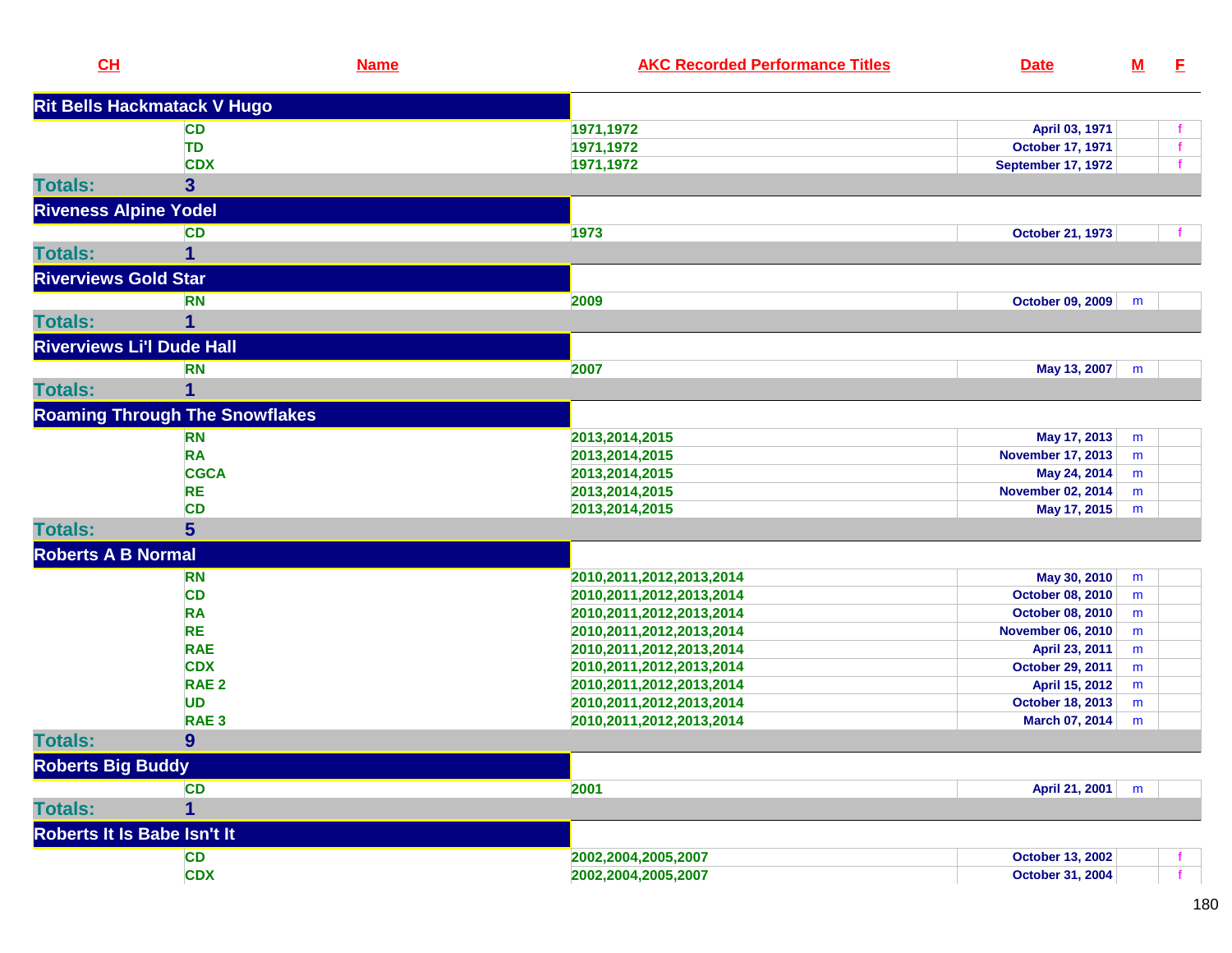| CH | Name | AKC Recorded Performance Titles | Date | M | F |
|---|---|---|---|---|---|
| **Rit Bells Hackmatack V Hugo** | | | | | |
| | CD | 1971,1972 | April 03, 1971 | | f |
| | TD | 1971,1972 | October 17, 1971 | | f |
| | CDX | 1971,1972 | September 17, 1972 | | f |
| **Totals:** | **3** | | | | |
| **Riveness Alpine Yodel** | | | | | |
| | CD | 1973 | October 21, 1973 | | f |
| **Totals:** | **1** | | | | |
| **Riverviews Gold Star** | | | | | |
| | RN | 2009 | October 09, 2009 | m | |
| **Totals:** | **1** | | | | |
| **Riverviews Li'l Dude Hall** | | | | | |
| | RN | 2007 | May 13, 2007 | m | |
| **Totals:** | **1** | | | | |
| **Roaming Through The Snowflakes** | | | | | |
| | RN | 2013,2014,2015 | May 17, 2013 | m | |
| | RA | 2013,2014,2015 | November 17, 2013 | m | |
| | CGCA | 2013,2014,2015 | May 24, 2014 | m | |
| | RE | 2013,2014,2015 | November 02, 2014 | m | |
| | CD | 2013,2014,2015 | May 17, 2015 | m | |
| **Totals:** | **5** | | | | |
| **Roberts A B Normal** | | | | | |
| | RN | 2010,2011,2012,2013,2014 | May 30, 2010 | m | |
| | CD | 2010,2011,2012,2013,2014 | October 08, 2010 | m | |
| | RA | 2010,2011,2012,2013,2014 | October 08, 2010 | m | |
| | RE | 2010,2011,2012,2013,2014 | November 06, 2010 | m | |
| | RAE | 2010,2011,2012,2013,2014 | April 23, 2011 | m | |
| | CDX | 2010,2011,2012,2013,2014 | October 29, 2011 | m | |
| | RAE 2 | 2010,2011,2012,2013,2014 | April 15, 2012 | m | |
| | UD | 2010,2011,2012,2013,2014 | October 18, 2013 | m | |
| | RAE 3 | 2010,2011,2012,2013,2014 | March 07, 2014 | m | |
| **Totals:** | **9** | | | | |
| **Roberts Big Buddy** | | | | | |
| | CD | 2001 | April 21, 2001 | m | |
| **Totals:** | **1** | | | | |
| **Roberts It Is Babe Isn't It** | | | | | |
| | CD | 2002,2004,2005,2007 | October 13, 2002 | | f |
| | CDX | 2002,2004,2005,2007 | October 31, 2004 | | f |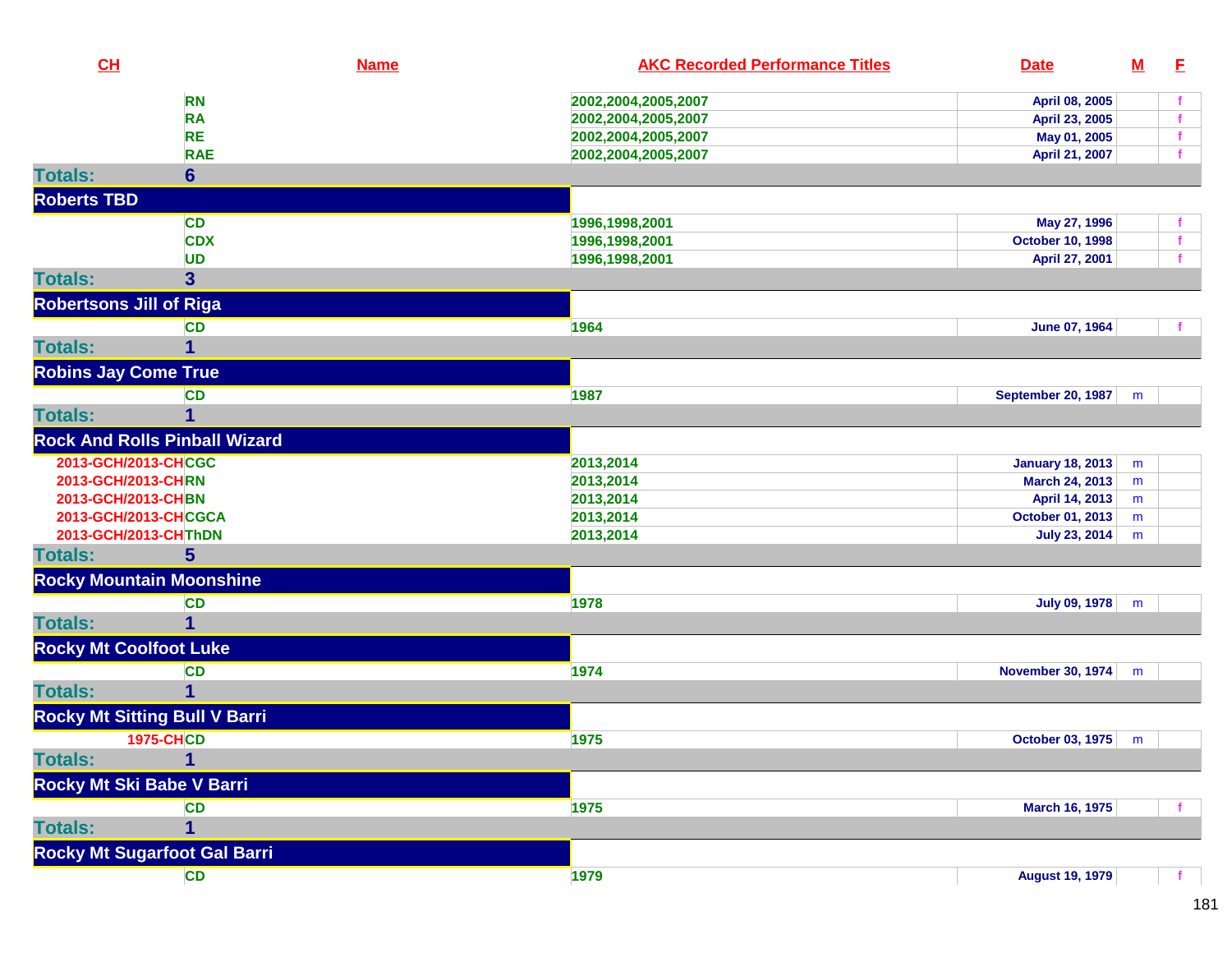| CH | Name | AKC Recorded Performance Titles | Date | M | F |
|---|---|---|---|---|---|
| | RN | 2002,2004,2005,2007 | April 08, 2005 | | f |
| | RA | 2002,2004,2005,2007 | April 23, 2005 | | f |
| | RE | 2002,2004,2005,2007 | May 01, 2005 | | f |
| | RAE | 2002,2004,2005,2007 | April 21, 2007 | | f |
| **Totals:** | **6** | | | | |
| **Roberts TBD** | | | | | |
| | CD | 1996,1998,2001 | May 27, 1996 | | f |
| | CDX | 1996,1998,2001 | October 10, 1998 | | f |
| | UD | 1996,1998,2001 | April 27, 2001 | | f |
| **Totals:** | **3** | | | | |
| **Robertsons Jill of Riga** | | | | | |
| | CD | 1964 | June 07, 1964 | | f |
| **Totals:** | **1** | | | | |
| **Robins Jay Come True** | | | | | |
| | CD | 1987 | September 20, 1987 | m | |
| **Totals:** | **1** | | | | |
| **Rock And Rolls Pinball Wizard** | | | | | |
| 2013-GCH/2013-CH | CGC | 2013,2014 | January 18, 2013 | m | |
| 2013-GCH/2013-CH | RN | 2013,2014 | March 24, 2013 | m | |
| 2013-GCH/2013-CH | BN | 2013,2014 | April 14, 2013 | m | |
| 2013-GCH/2013-CH | CGCA | 2013,2014 | October 01, 2013 | m | |
| 2013-GCH/2013-CH | ThDN | 2013,2014 | July 23, 2014 | m | |
| **Totals:** | **5** | | | | |
| **Rocky Mountain Moonshine** | | | | | |
| | CD | 1978 | July 09, 1978 | m | |
| **Totals:** | **1** | | | | |
| **Rocky Mt Coolfoot Luke** | | | | | |
| | CD | 1974 | November 30, 1974 | m | |
| **Totals:** | **1** | | | | |
| **Rocky Mt Sitting Bull V Barri** | | | | | |
| 1975-CH | CD | 1975 | October 03, 1975 | m | |
| **Totals:** | **1** | | | | |
| **Rocky Mt Ski Babe V Barri** | | | | | |
| | CD | 1975 | March 16, 1975 | | f |
| **Totals:** | **1** | | | | |
| **Rocky Mt Sugarfoot Gal Barri** | | | | | |
| | CD | 1979 | August 19, 1979 | | f |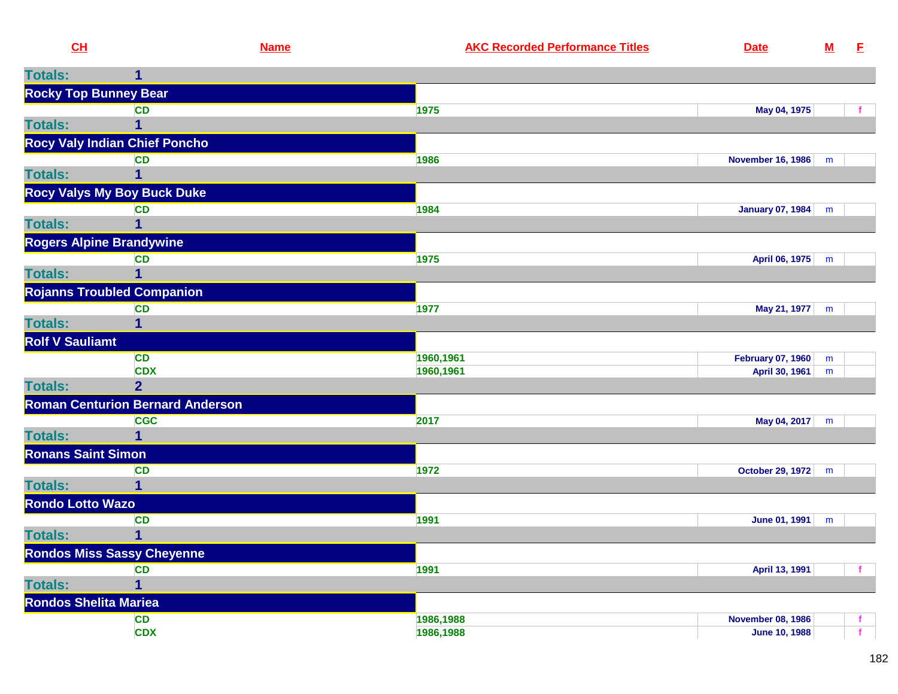| CH | Name | AKC Recorded Performance Titles | Date | M | F |
|---|---|---|---|---|---|
| **Totals:** | **1** | | | | |
| **Rocky Top Bunney Bear** | | | | | |
| | CD | 1975 | May 04, 1975 | | f |
| **Totals:** | **1** | | | | |
| **Rocy Valy Indian Chief Poncho** | | | | | |
| | CD | 1986 | November 16, 1986 | m | |
| **Totals:** | **1** | | | | |
| **Rocy Valys My Boy Buck Duke** | | | | | |
| | CD | 1984 | January 07, 1984 | m | |
| **Totals:** | **1** | | | | |
| **Rogers Alpine Brandywine** | | | | | |
| | CD | 1975 | April 06, 1975 | m | |
| **Totals:** | **1** | | | | |
| **Rojanns Troubled Companion** | | | | | |
| | CD | 1977 | May 21, 1977 | m | |
| **Totals:** | **1** | | | | |
| **Rolf V Sauliamt** | | | | | |
| | CD | 1960,1961 | February 07, 1960 | m | |
| | CDX | 1960,1961 | April 30, 1961 | m | |
| **Totals:** | **2** | | | | |
| **Roman Centurion Bernard Anderson** | | | | | |
| | CGC | 2017 | May 04, 2017 | m | |
| **Totals:** | **1** | | | | |
| **Ronans Saint Simon** | | | | | |
| | CD | 1972 | October 29, 1972 | m | |
| **Totals:** | **1** | | | | |
| **Rondo Lotto Wazo** | | | | | |
| | CD | 1991 | June 01, 1991 | m | |
| **Totals:** | **1** | | | | |
| **Rondos Miss Sassy Cheyenne** | | | | | |
| | CD | 1991 | April 13, 1991 | | f |
| **Totals:** | **1** | | | | |
| **Rondos Shelita Mariea** | | | | | |
| | CD | 1986,1988 | November 08, 1986 | | f |
| | CDX | 1986,1988 | June 10, 1988 | | f |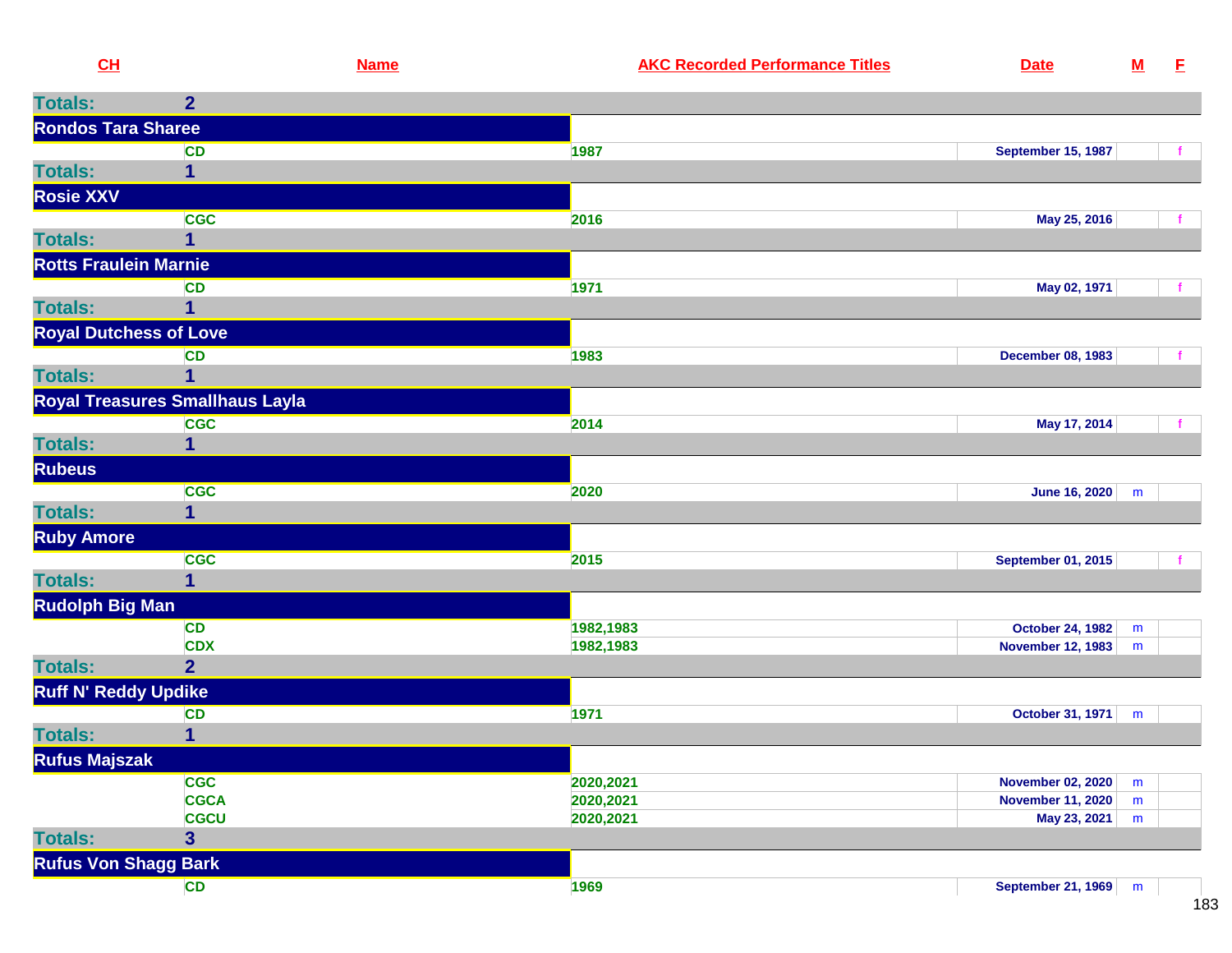| CH | Name | AKC Recorded Performance Titles | Date | M | F |
|---|---|---|---|---|---|
| **Totals:** | **2** | | | | |
| **Rondos Tara Sharee** | | | | | |
| | CD | 1987 | September 15, 1987 | | f |
| **Totals:** | **1** | | | | |
| **Rosie XXV** | | | | | |
| | CGC | 2016 | May 25, 2016 | | f |
| **Totals:** | **1** | | | | |
| **Rotts Fraulein Marnie** | | | | | |
| | CD | 1971 | May 02, 1971 | | f |
| **Totals:** | **1** | | | | |
| **Royal Dutchess of Love** | | | | | |
| | CD | 1983 | December 08, 1983 | | f |
| **Totals:** | **1** | | | | |
| **Royal Treasures Smallhaus Layla** | | | | | |
| | CGC | 2014 | May 17, 2014 | | f |
| **Totals:** | **1** | | | | |
| **Rubeus** | | | | | |
| | CGC | 2020 | June 16, 2020 | m | |
| **Totals:** | **1** | | | | |
| **Ruby Amore** | | | | | |
| | CGC | 2015 | September 01, 2015 | | f |
| **Totals:** | **1** | | | | |
| **Rudolph Big Man** | | | | | |
| | CD | 1982,1983 | October 24, 1982 | m | |
| | CDX | 1982,1983 | November 12, 1983 | m | |
| **Totals:** | **2** | | | | |
| **Ruff N' Reddy Updike** | | | | | |
| | CD | 1971 | October 31, 1971 | m | |
| **Totals:** | **1** | | | | |
| **Rufus Majszak** | | | | | |
| | CGC | 2020,2021 | November 02, 2020 | m | |
| | CGCA | 2020,2021 | November 11, 2020 | m | |
| | CGCU | 2020,2021 | May 23, 2021 | m | |
| **Totals:** | **3** | | | | |
| **Rufus Von Shagg Bark** | | | | | |
| | CD | 1969 | September 21, 1969 | m | |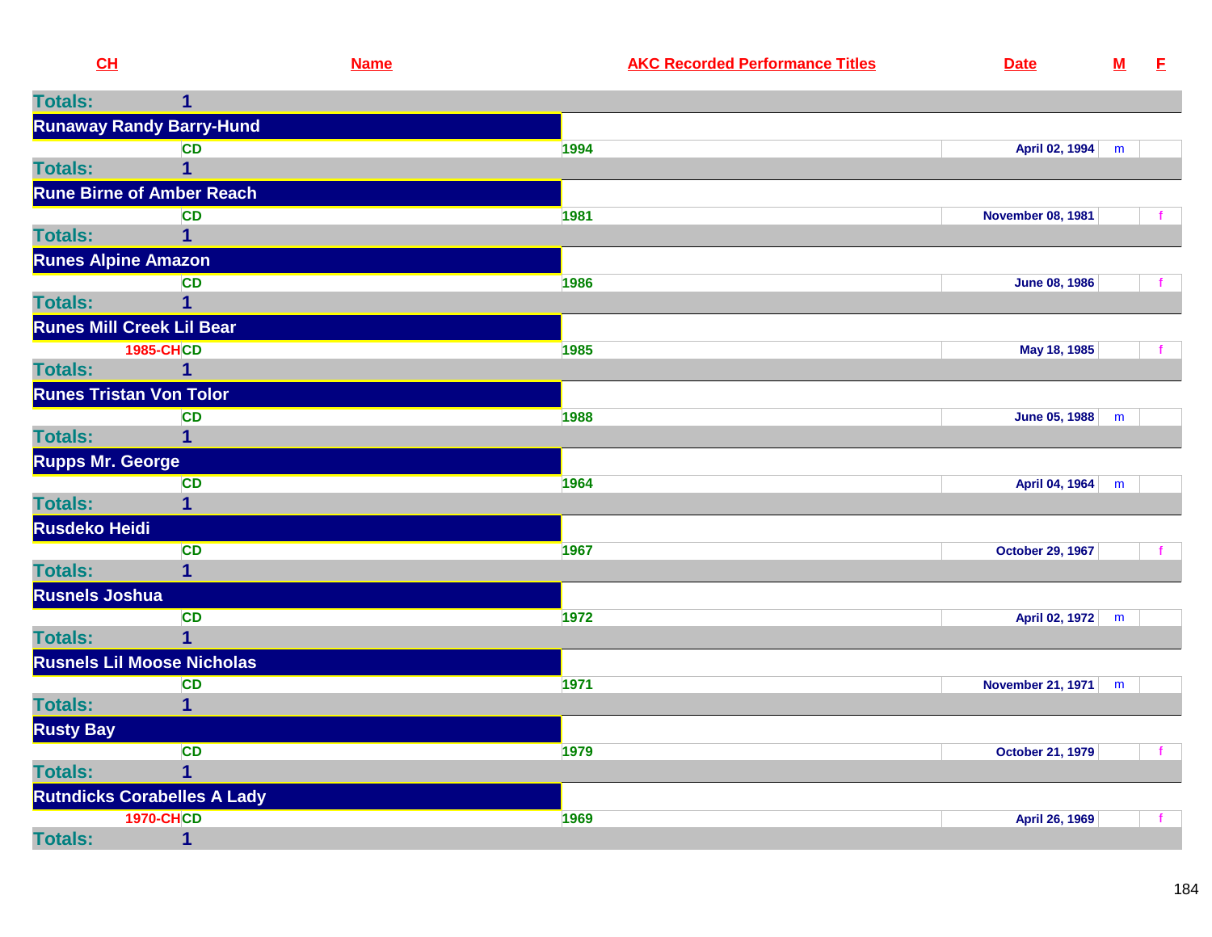| CH | Name | AKC Recorded Performance Titles | Date | M | F |
|---|---|---|---|---|---|
| **Totals:** | **1** | | | | |
| **Runaway Randy Barry-Hund** | | | | | |
| | CD | 1994 | April 02, 1994 | m | |
| **Totals:** | **1** | | | | |
| **Rune Birne of Amber Reach** | | | | | |
| | CD | 1981 | November 08, 1981 | | f |
| **Totals:** | **1** | | | | |
| **Runes Alpine Amazon** | | | | | |
| | CD | 1986 | June 08, 1986 | | f |
| **Totals:** | **1** | | | | |
| **Runes Mill Creek Lil Bear** | | | | | |
| 1985-CH | CD | 1985 | May 18, 1985 | | f |
| **Totals:** | **1** | | | | |
| **Runes Tristan Von Tolor** | | | | | |
| | CD | 1988 | June 05, 1988 | m | |
| **Totals:** | **1** | | | | |
| **Rupps Mr. George** | | | | | |
| | CD | 1964 | April 04, 1964 | m | |
| **Totals:** | **1** | | | | |
| **Rusdeko Heidi** | | | | | |
| | CD | 1967 | October 29, 1967 | | f |
| **Totals:** | **1** | | | | |
| **Rusnels Joshua** | | | | | |
| | CD | 1972 | April 02, 1972 | m | |
| **Totals:** | **1** | | | | |
| **Rusnels Lil Moose Nicholas** | | | | | |
| | CD | 1971 | November 21, 1971 | m | |
| **Totals:** | **1** | | | | |
| **Rusty Bay** | | | | | |
| | CD | 1979 | October 21, 1979 | | f |
| **Totals:** | **1** | | | | |
| **Rutndicks Corabelles A Lady** | | | | | |
| 1970-CH | CD | 1969 | April 26, 1969 | | f |
| **Totals:** | **1** | | | | |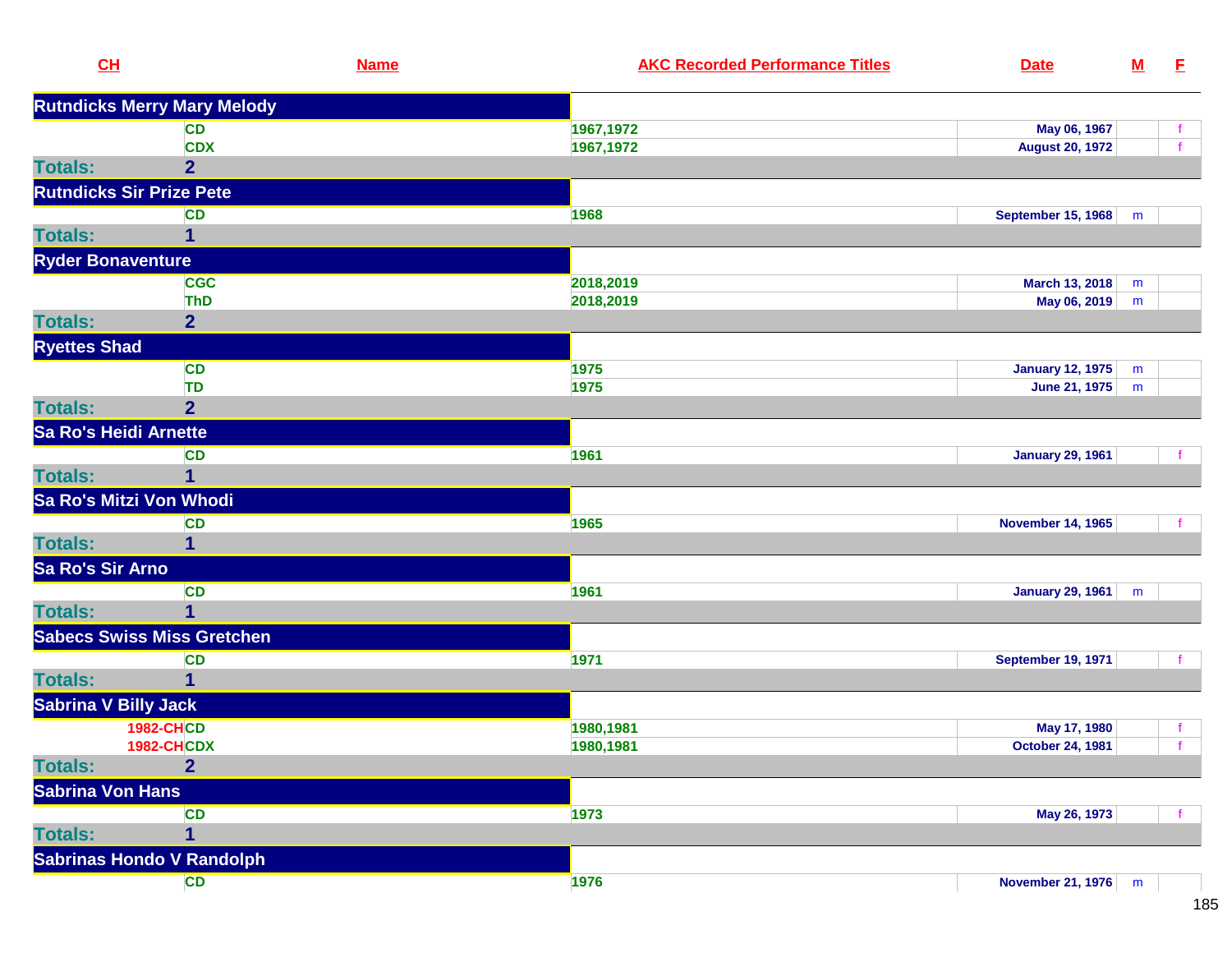| CH | Name | AKC Recorded Performance Titles | Date | M | F |
|---|---|---|---|---|---|
| **Rutndicks Merry Mary Melody** | | | | | |
| | CD | 1967,1972 | May 06, 1967 | | f |
| | CDX | 1967,1972 | August 20, 1972 | | f |
| **Totals:** | **2** | | | | |
| **Rutndicks Sir Prize Pete** | | | | | |
| | CD | 1968 | September 15, 1968 | m | |
| **Totals:** | **1** | | | | |
| **Ryder Bonaventure** | | | | | |
| | CGC | 2018,2019 | March 13, 2018 | m | |
| | ThD | 2018,2019 | May 06, 2019 | m | |
| **Totals:** | **2** | | | | |
| **Ryettes Shad** | | | | | |
| | CD | 1975 | January 12, 1975 | m | |
| | TD | 1975 | June 21, 1975 | m | |
| **Totals:** | **2** | | | | |
| **Sa Ro's Heidi Arnette** | | | | | |
| | CD | 1961 | January 29, 1961 | | f |
| **Totals:** | **1** | | | | |
| **Sa Ro's Mitzi Von Whodi** | | | | | |
| | CD | 1965 | November 14, 1965 | | f |
| **Totals:** | **1** | | | | |
| **Sa Ro's Sir Arno** | | | | | |
| | CD | 1961 | January 29, 1961 | m | |
| **Totals:** | **1** | | | | |
| **Sabecs Swiss Miss Gretchen** | | | | | |
| | CD | 1971 | September 19, 1971 | | f |
| **Totals:** | **1** | | | | |
| **Sabrina V Billy Jack** | | | | | |
| 1982-CH | CD | 1980,1981 | May 17, 1980 | | f |
| 1982-CH | CDX | 1980,1981 | October 24, 1981 | | f |
| **Totals:** | **2** | | | | |
| **Sabrina Von Hans** | | | | | |
| | CD | 1973 | May 26, 1973 | | f |
| **Totals:** | **1** | | | | |
| **Sabrinas Hondo V Randolph** | | | | | |
| | CD | 1976 | November 21, 1976 | m | |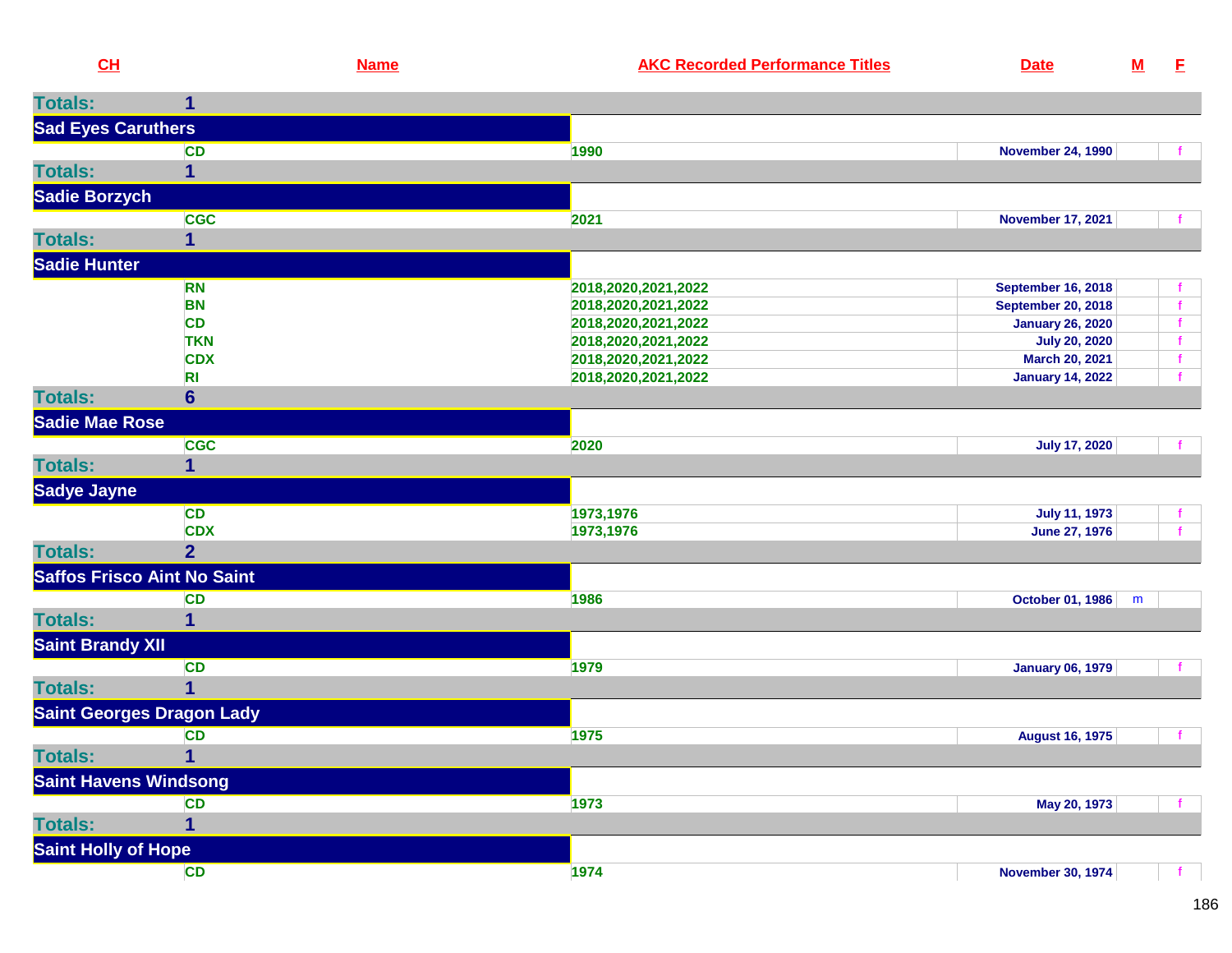| CH | Name | AKC Recorded Performance Titles | Date | M | F |
|---|---|---|---|---|---|
| **Totals:** | **1** | | | | |
| **Sad Eyes Caruthers** | | | | | |
| | CD | 1990 | November 24, 1990 | | f |
| **Totals:** | **1** | | | | |
| **Sadie Borzych** | | | | | |
| | CGC | 2021 | November 17, 2021 | | f |
| **Totals:** | **1** | | | | |
| **Sadie Hunter** | | | | | |
| | RN | 2018,2020,2021,2022 | September 16, 2018 | | f |
| | BN | 2018,2020,2021,2022 | September 20, 2018 | | f |
| | CD | 2018,2020,2021,2022 | January 26, 2020 | | f |
| | TKN | 2018,2020,2021,2022 | July 20, 2020 | | f |
| | CDX | 2018,2020,2021,2022 | March 20, 2021 | | f |
| | RI | 2018,2020,2021,2022 | January 14, 2022 | | f |
| **Totals:** | **6** | | | | |
| **Sadie Mae Rose** | | | | | |
| | CGC | 2020 | July 17, 2020 | | f |
| **Totals:** | **1** | | | | |
| **Sadye Jayne** | | | | | |
| | CD | 1973,1976 | July 11, 1973 | | f |
| | CDX | 1973,1976 | June 27, 1976 | | f |
| **Totals:** | **2** | | | | |
| **Saffos Frisco Aint No Saint** | | | | | |
| | CD | 1986 | October 01, 1986 | m | |
| **Totals:** | **1** | | | | |
| **Saint Brandy XII** | | | | | |
| | CD | 1979 | January 06, 1979 | | f |
| **Totals:** | **1** | | | | |
| **Saint Georges Dragon Lady** | | | | | |
| | CD | 1975 | August 16, 1975 | | f |
| **Totals:** | **1** | | | | |
| **Saint Havens Windsong** | | | | | |
| | CD | 1973 | May 20, 1973 | | f |
| **Totals:** | **1** | | | | |
| **Saint Holly of Hope** | | | | | |
| | CD | 1974 | November 30, 1974 | | f |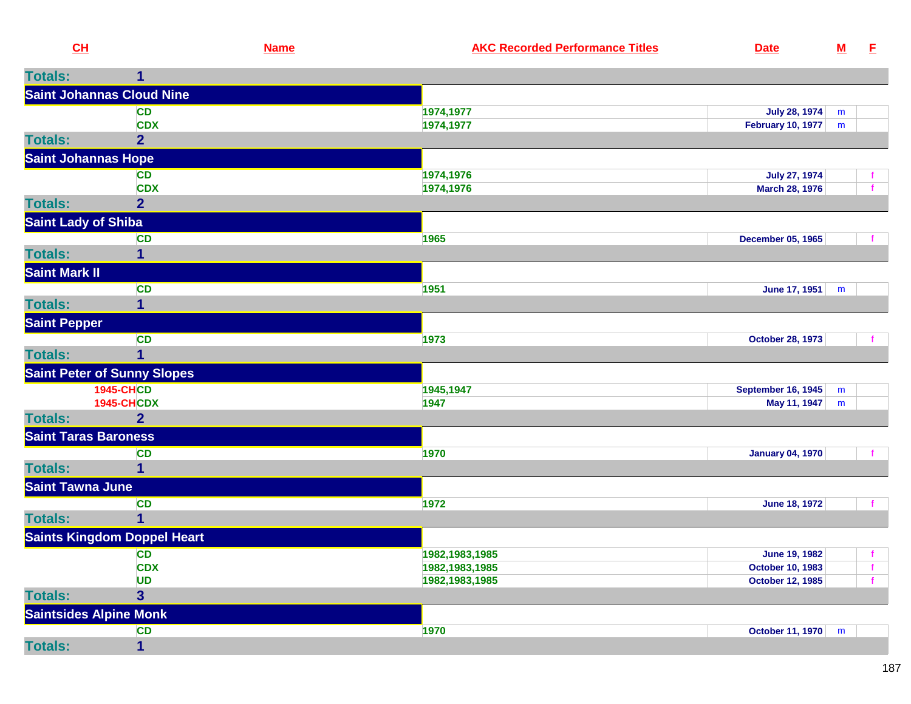| CH | Name | AKC Recorded Performance Titles | Date | M | F |
|---|---|---|---|---|---|
| **Totals:** | **1** | | | | |
| **Saint Johannas Cloud Nine** | | | | | |
| | CD | 1974,1977 | July 28, 1974 | m | |
| | CDX | 1974,1977 | February 10, 1977 | m | |
| **Totals:** | **2** | | | | |
| **Saint Johannas Hope** | | | | | |
| | CD | 1974,1976 | July 27, 1974 | | f |
| | CDX | 1974,1976 | March 28, 1976 | | f |
| **Totals:** | **2** | | | | |
| **Saint Lady of Shiba** | | | | | |
| | CD | 1965 | December 05, 1965 | | f |
| **Totals:** | **1** | | | | |
| **Saint Mark II** | | | | | |
| | CD | 1951 | June 17, 1951 | m | |
| **Totals:** | **1** | | | | |
| **Saint Pepper** | | | | | |
| | CD | 1973 | October 28, 1973 | | f |
| **Totals:** | **1** | | | | |
| **Saint Peter of Sunny Slopes** | | | | | |
| 1945-CH | CD | 1945,1947 | September 16, 1945 | m | |
| 1945-CH | CDX | 1947 | May 11, 1947 | m | |
| **Totals:** | **2** | | | | |
| **Saint Taras Baroness** | | | | | |
| | CD | 1970 | January 04, 1970 | | f |
| **Totals:** | **1** | | | | |
| **Saint Tawna June** | | | | | |
| | CD | 1972 | June 18, 1972 | | f |
| **Totals:** | **1** | | | | |
| **Saints Kingdom Doppel Heart** | | | | | |
| | CD | 1982,1983,1985 | June 19, 1982 | | f |
| | CDX | 1982,1983,1985 | October 10, 1983 | | f |
| | UD | 1982,1983,1985 | October 12, 1985 | | f |
| **Totals:** | **3** | | | | |
| **Saintsides Alpine Monk** | | | | | |
| | CD | 1970 | October 11, 1970 | m | |
| **Totals:** | **1** | | | | |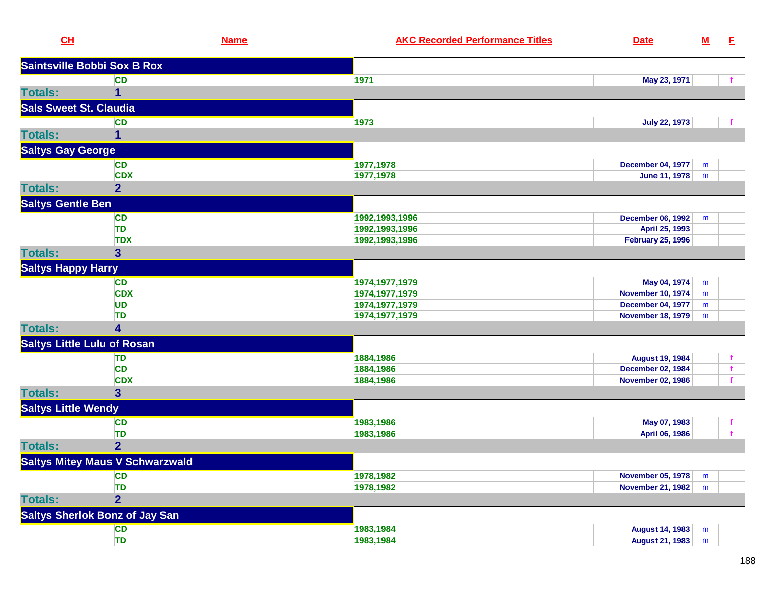| CH | Name | AKC Recorded Performance Titles | Date | M | F |
|---|---|---|---|---|---|
| **Saintsville Bobbi Sox B Rox** | | | | | |
| | CD | 1971 | May 23, 1971 | | f |
| **Totals:** | 1 | | | | |
| **Sals Sweet St. Claudia** | | | | | |
| | CD | 1973 | July 22, 1973 | | f |
| **Totals:** | 1 | | | | |
| **Saltys Gay George** | | | | | |
| | CD | 1977,1978 | December 04, 1977 | m | |
| | CDX | 1977,1978 | June 11, 1978 | m | |
| **Totals:** | 2 | | | | |
| **Saltys Gentle Ben** | | | | | |
| | CD | 1992,1993,1996 | December 06, 1992 | m | |
| | TD | 1992,1993,1996 | April 25, 1993 | | |
| | TDX | 1992,1993,1996 | February 25, 1996 | | |
| **Totals:** | 3 | | | | |
| **Saltys Happy Harry** | | | | | |
| | CD | 1974,1977,1979 | May 04, 1974 | m | |
| | CDX | 1974,1977,1979 | November 10, 1974 | m | |
| | UD | 1974,1977,1979 | December 04, 1977 | m | |
| | TD | 1974,1977,1979 | November 18, 1979 | m | |
| **Totals:** | 4 | | | | |
| **Saltys Little Lulu of Rosan** | | | | | |
| | TD | 1884,1986 | August 19, 1984 | | f |
| | CD | 1884,1986 | December 02, 1984 | | f |
| | CDX | 1884,1986 | November 02, 1986 | | f |
| **Totals:** | 3 | | | | |
| **Saltys Little Wendy** | | | | | |
| | CD | 1983,1986 | May 07, 1983 | | f |
| | TD | 1983,1986 | April 06, 1986 | | f |
| **Totals:** | 2 | | | | |
| **Saltys Mitey Maus V Schwarzwald** | | | | | |
| | CD | 1978,1982 | November 05, 1978 | m | |
| | TD | 1978,1982 | November 21, 1982 | m | |
| **Totals:** | 2 | | | | |
| **Saltys Sherlok Bonz of Jay San** | | | | | |
| | CD | 1983,1984 | August 14, 1983 | m | |
| | TD | 1983,1984 | August 21, 1983 | m | |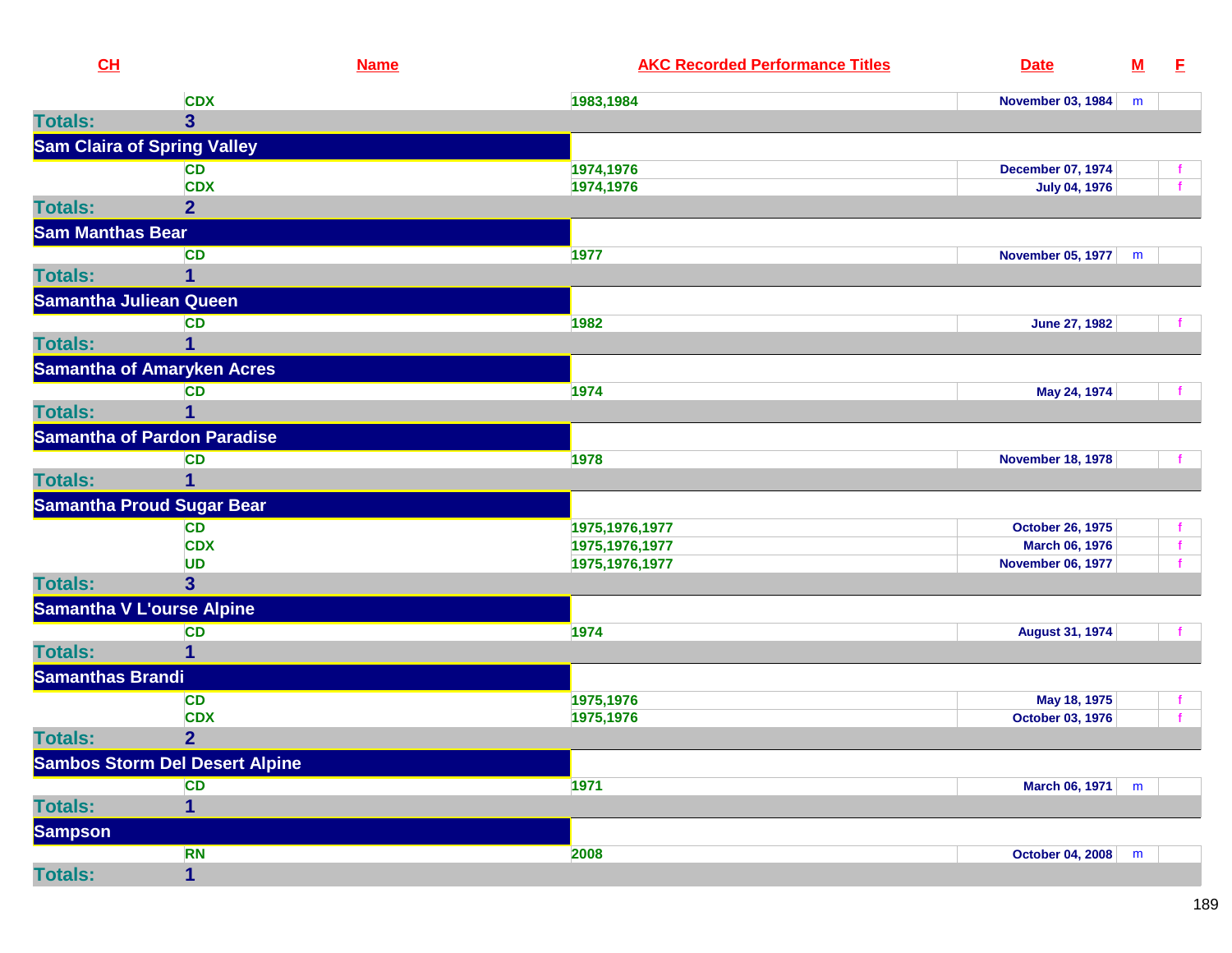| CH | Name | AKC Recorded Performance Titles | Date | M | F |
|---|---|---|---|---|---|
| | CDX | 1983,1984 | November 03, 1984 | m | |
| Totals: | 3 | | | | |
| Sam Claira of Spring Valley | | | | | |
| | CD | 1974,1976 | December 07, 1974 | | f |
| | CDX | 1974,1976 | July 04, 1976 | | f |
| Totals: | 2 | | | | |
| Sam Manthas Bear | | | | | |
| | CD | 1977 | November 05, 1977 | m | |
| Totals: | 1 | | | | |
| Samantha Juliean Queen | | | | | |
| | CD | 1982 | June 27, 1982 | | f |
| Totals: | 1 | | | | |
| Samantha of Amaryken Acres | | | | | |
| | CD | 1974 | May 24, 1974 | | f |
| Totals: | 1 | | | | |
| Samantha of Pardon Paradise | | | | | |
| | CD | 1978 | November 18, 1978 | | f |
| Totals: | 1 | | | | |
| Samantha Proud Sugar Bear | | | | | |
| | CD | 1975,1976,1977 | October 26, 1975 | | f |
| | CDX | 1975,1976,1977 | March 06, 1976 | | f |
| | UD | 1975,1976,1977 | November 06, 1977 | | f |
| Totals: | 3 | | | | |
| Samantha V L'ourse Alpine | | | | | |
| | CD | 1974 | August 31, 1974 | | f |
| Totals: | 1 | | | | |
| Samanthas Brandi | | | | | |
| | CD | 1975,1976 | May 18, 1975 | | f |
| | CDX | 1975,1976 | October 03, 1976 | | f |
| Totals: | 2 | | | | |
| Sambos Storm Del Desert Alpine | | | | | |
| | CD | 1971 | March 06, 1971 | m | |
| Totals: | 1 | | | | |
| Sampson | | | | | |
| | RN | 2008 | October 04, 2008 | m | |
| Totals: | 1 | | | | |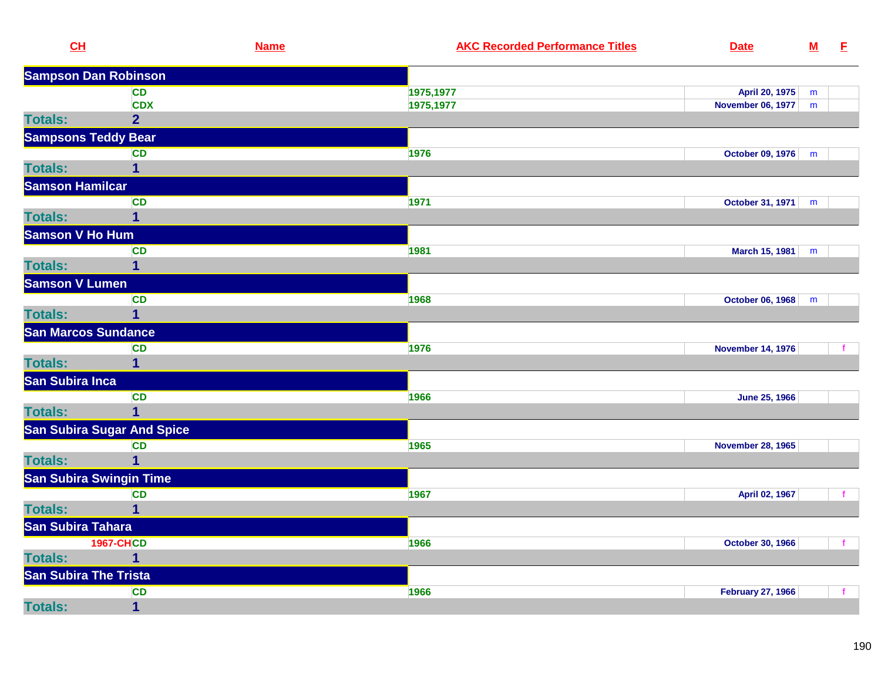| CH | Name | AKC Recorded Performance Titles | Date | M | F |
|---|---|---|---|---|---|
| **Sampson Dan Robinson** | | | | | |
| | CD | 1975,1977 | April 20, 1975 | m | |
| | CDX | 1975,1977 | November 06, 1977 | m | |
| **Totals:** | **2** | | | | |
| **Sampsons Teddy Bear** | | | | | |
| | CD | 1976 | October 09, 1976 | m | |
| **Totals:** | **1** | | | | |
| **Samson Hamilcar** | | | | | |
| | CD | 1971 | October 31, 1971 | m | |
| **Totals:** | **1** | | | | |
| **Samson V Ho Hum** | | | | | |
| | CD | 1981 | March 15, 1981 | m | |
| **Totals:** | **1** | | | | |
| **Samson V Lumen** | | | | | |
| | CD | 1968 | October 06, 1968 | m | |
| **Totals:** | **1** | | | | |
| **San Marcos Sundance** | | | | | |
| | CD | 1976 | November 14, 1976 | | f |
| **Totals:** | **1** | | | | |
| **San Subira Inca** | | | | | |
| | CD | 1966 | June 25, 1966 | | |
| **Totals:** | **1** | | | | |
| **San Subira Sugar And Spice** | | | | | |
| | CD | 1965 | November 28, 1965 | | |
| **Totals:** | **1** | | | | |
| **San Subira Swingin Time** | | | | | |
| | CD | 1967 | April 02, 1967 | | f |
| **Totals:** | **1** | | | | |
| **San Subira Tahara** | | | | | |
| 1967-CH | CD | 1966 | October 30, 1966 | | f |
| **Totals:** | **1** | | | | |
| **San Subira The Trista** | | | | | |
| | CD | 1966 | February 27, 1966 | | f |
| **Totals:** | **1** | | | | |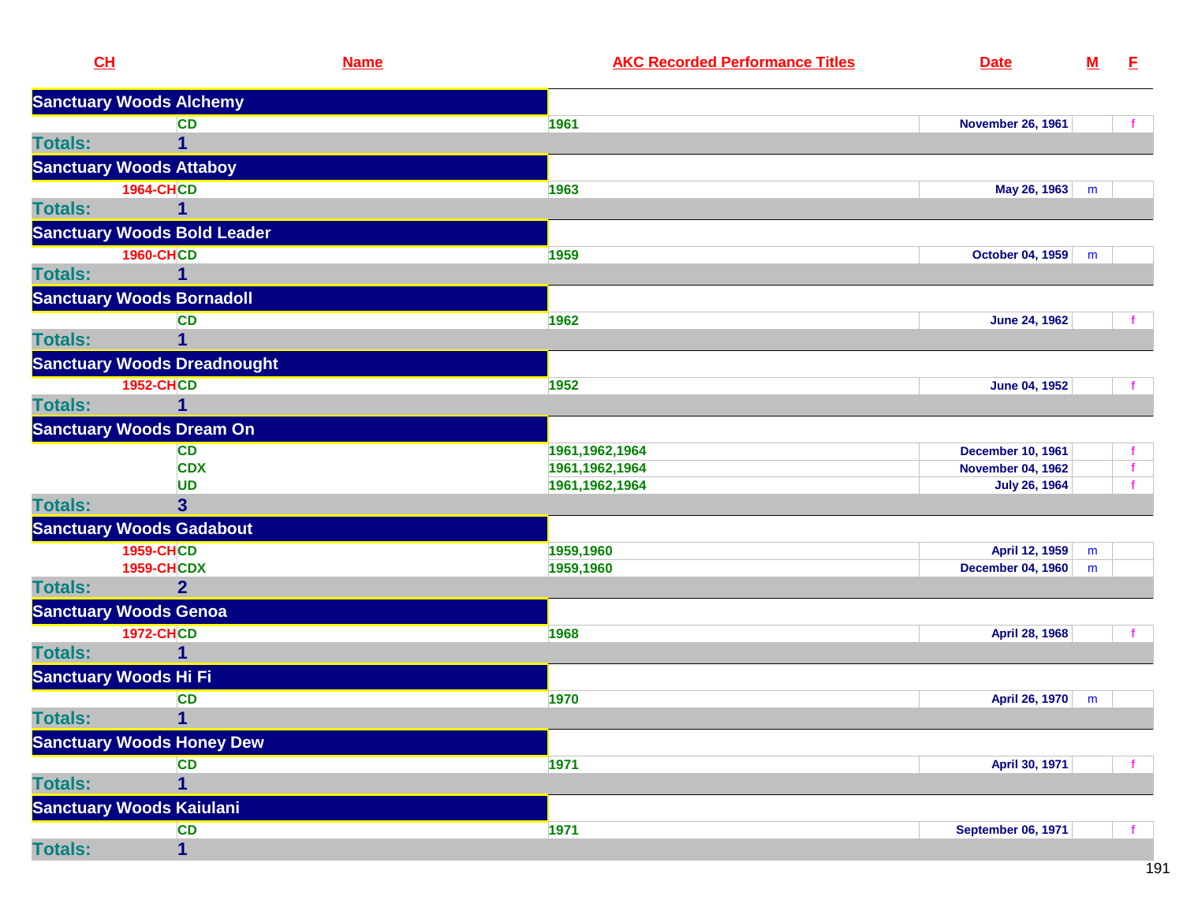| CH | Name | AKC Recorded Performance Titles | Date | M | F |
|---|---|---|---|---|---|
| **Sanctuary Woods Alchemy** | | | | | |
| | CD | 1961 | November 26, 1961 | | f |
| **Totals:** | 1 | | | | |
| **Sanctuary Woods Attaboy** | | | | | |
| 1964-CH | CD | 1963 | May 26, 1963 | m | |
| **Totals:** | 1 | | | | |
| **Sanctuary Woods Bold Leader** | | | | | |
| 1960-CH | CD | 1959 | October 04, 1959 | m | |
| **Totals:** | 1 | | | | |
| **Sanctuary Woods Bornadoll** | | | | | |
| | CD | 1962 | June 24, 1962 | | f |
| **Totals:** | 1 | | | | |
| **Sanctuary Woods Dreadnought** | | | | | |
| 1952-CH | CD | 1952 | June 04, 1952 | | f |
| **Totals:** | 1 | | | | |
| **Sanctuary Woods Dream On** | | | | | |
| | CD | 1961,1962,1964 | December 10, 1961 | | f |
| | CDX | 1961,1962,1964 | November 04, 1962 | | f |
| | UD | 1961,1962,1964 | July 26, 1964 | | f |
| **Totals:** | 3 | | | | |
| **Sanctuary Woods Gadabout** | | | | | |
| 1959-CH | CD | 1959,1960 | April 12, 1959 | m | |
| 1959-CH | CDX | 1959,1960 | December 04, 1960 | m | |
| **Totals:** | 2 | | | | |
| **Sanctuary Woods Genoa** | | | | | |
| 1972-CH | CD | 1968 | April 28, 1968 | | f |
| **Totals:** | 1 | | | | |
| **Sanctuary Woods Hi Fi** | | | | | |
| | CD | 1970 | April 26, 1970 | m | |
| **Totals:** | 1 | | | | |
| **Sanctuary Woods Honey Dew** | | | | | |
| | CD | 1971 | April 30, 1971 | | f |
| **Totals:** | 1 | | | | |
| **Sanctuary Woods Kaiulani** | | | | | |
| | CD | 1971 | September 06, 1971 | | f |
| **Totals:** | 1 | | | | |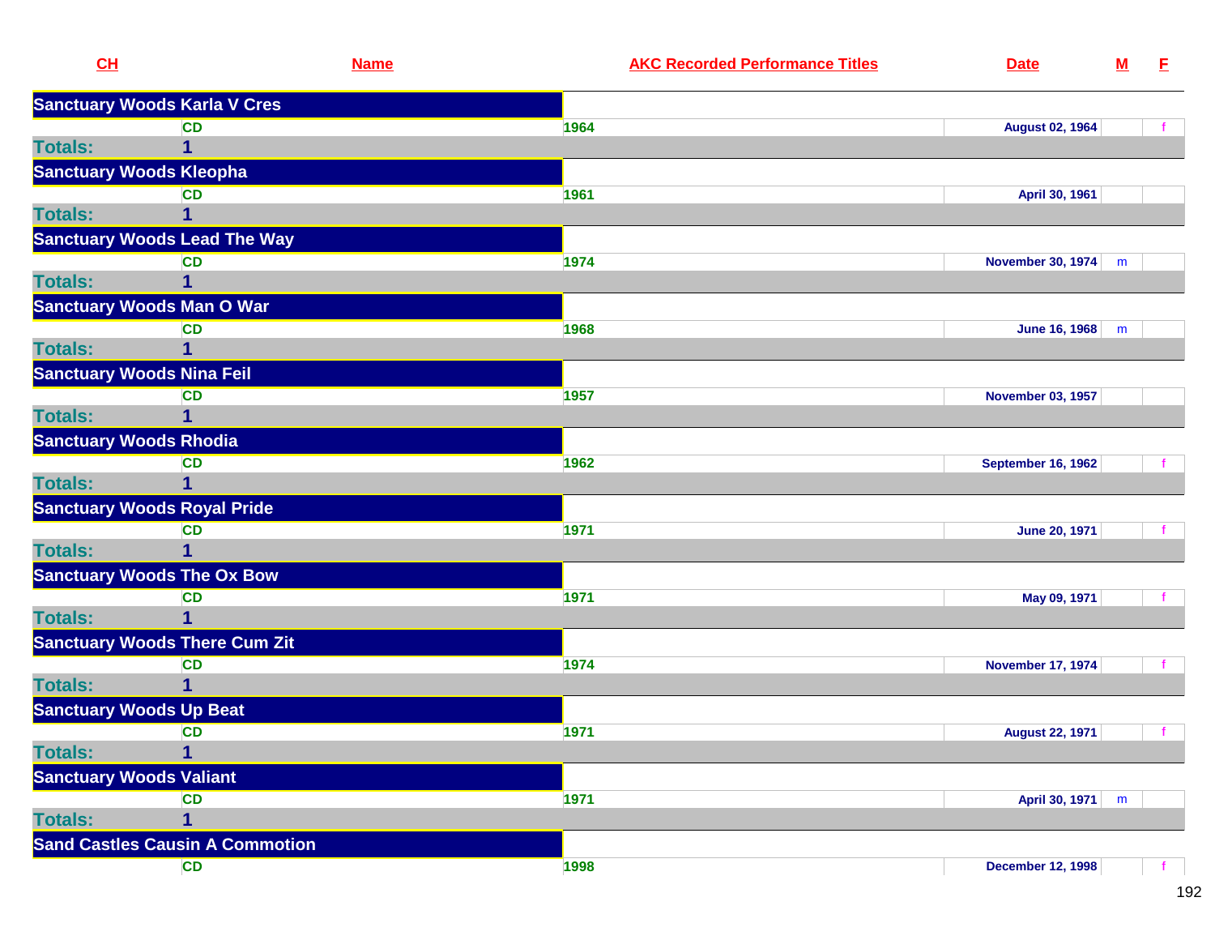| CH | Name | AKC Recorded Performance Titles | Date | M | F |
|---|---|---|---|---|---|
| **Sanctuary Woods Karla V Cres** | | | | | |
| | CD | 1964 | August 02, 1964 | | f |
| **Totals:** | 1 | | | | |
| **Sanctuary Woods Kleopha** | | | | | |
| | CD | 1961 | April 30, 1961 | | |
| **Totals:** | 1 | | | | |
| **Sanctuary Woods Lead The Way** | | | | | |
| | CD | 1974 | November 30, 1974 | m | |
| **Totals:** | 1 | | | | |
| **Sanctuary Woods Man O War** | | | | | |
| | CD | 1968 | June 16, 1968 | m | |
| **Totals:** | 1 | | | | |
| **Sanctuary Woods Nina Feil** | | | | | |
| | CD | 1957 | November 03, 1957 | | |
| **Totals:** | 1 | | | | |
| **Sanctuary Woods Rhodia** | | | | | |
| | CD | 1962 | September 16, 1962 | | f |
| **Totals:** | 1 | | | | |
| **Sanctuary Woods Royal Pride** | | | | | |
| | CD | 1971 | June 20, 1971 | | f |
| **Totals:** | 1 | | | | |
| **Sanctuary Woods The Ox Bow** | | | | | |
| | CD | 1971 | May 09, 1971 | | f |
| **Totals:** | 1 | | | | |
| **Sanctuary Woods There Cum Zit** | | | | | |
| | CD | 1974 | November 17, 1974 | | f |
| **Totals:** | 1 | | | | |
| **Sanctuary Woods Up Beat** | | | | | |
| | CD | 1971 | August 22, 1971 | | f |
| **Totals:** | 1 | | | | |
| **Sanctuary Woods Valiant** | | | | | |
| | CD | 1971 | April 30, 1971 | m | |
| **Totals:** | 1 | | | | |
| **Sand Castles Causin A Commotion** | | | | | |
| | CD | 1998 | December 12, 1998 | | f |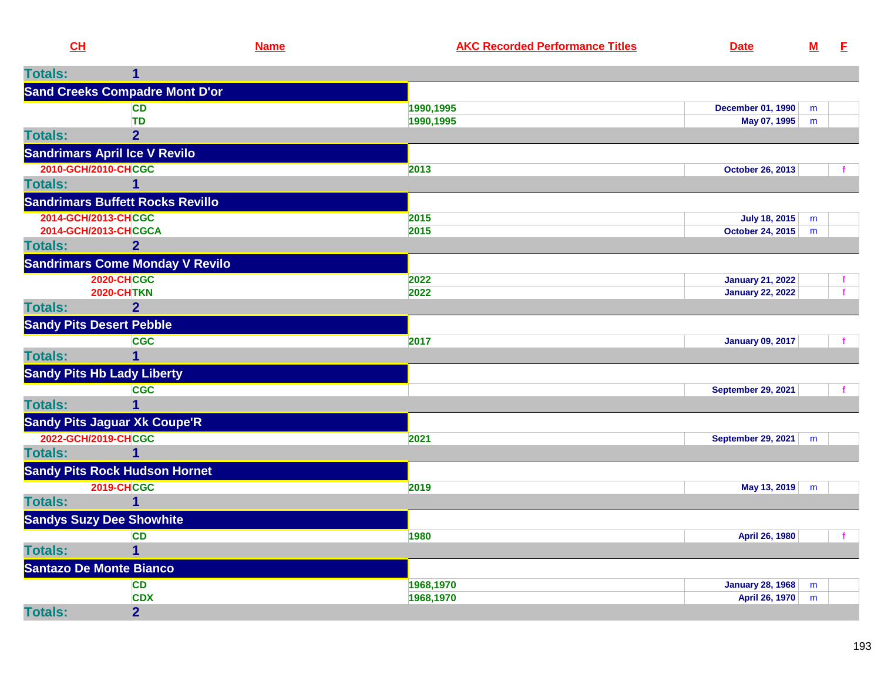| CH | Name | AKC Recorded Performance Titles | Date | M | F |
|---|---|---|---|---|---|
| **Totals:** | **1** | | | | |
| **Sand Creeks Compadre Mont D'or** | | | | | |
| | CD | 1990,1995 | December 01, 1990 | m | |
| | TD | 1990,1995 | May 07, 1995 | m | |
| **Totals:** | **2** | | | | |
| **Sandrimars April Ice V Revilo** | | | | | |
| 2010-GCH/2010-CH | CGC | 2013 | October 26, 2013 | | f |
| **Totals:** | **1** | | | | |
| **Sandrimars Buffett Rocks Revillo** | | | | | |
| 2014-GCH/2013-CH | CGC | 2015 | July 18, 2015 | m | |
| 2014-GCH/2013-CH | CGCA | 2015 | October 24, 2015 | m | |
| **Totals:** | **2** | | | | |
| **Sandrimars Come Monday V Revilo** | | | | | |
| 2020-CH | CGC | 2022 | January 21, 2022 | | f |
| 2020-CH | TKN | 2022 | January 22, 2022 | | f |
| **Totals:** | **2** | | | | |
| **Sandy Pits Desert Pebble** | | | | | |
| | CGC | 2017 | January 09, 2017 | | f |
| **Totals:** | **1** | | | | |
| **Sandy Pits Hb Lady Liberty** | | | | | |
| | CGC | | September 29, 2021 | | f |
| **Totals:** | **1** | | | | |
| **Sandy Pits Jaguar Xk Coupe'R** | | | | | |
| 2022-GCH/2019-CH | CGC | 2021 | September 29, 2021 | m | |
| **Totals:** | **1** | | | | |
| **Sandy Pits Rock Hudson Hornet** | | | | | |
| 2019-CH | CGC | 2019 | May 13, 2019 | m | |
| **Totals:** | **1** | | | | |
| **Sandys Suzy Dee Showhite** | | | | | |
| | CD | 1980 | April 26, 1980 | | f |
| **Totals:** | **1** | | | | |
| **Santazo De Monte Bianco** | | | | | |
| | CD | 1968,1970 | January 28, 1968 | m | |
| | CDX | 1968,1970 | April 26, 1970 | m | |
| **Totals:** | **2** | | | | |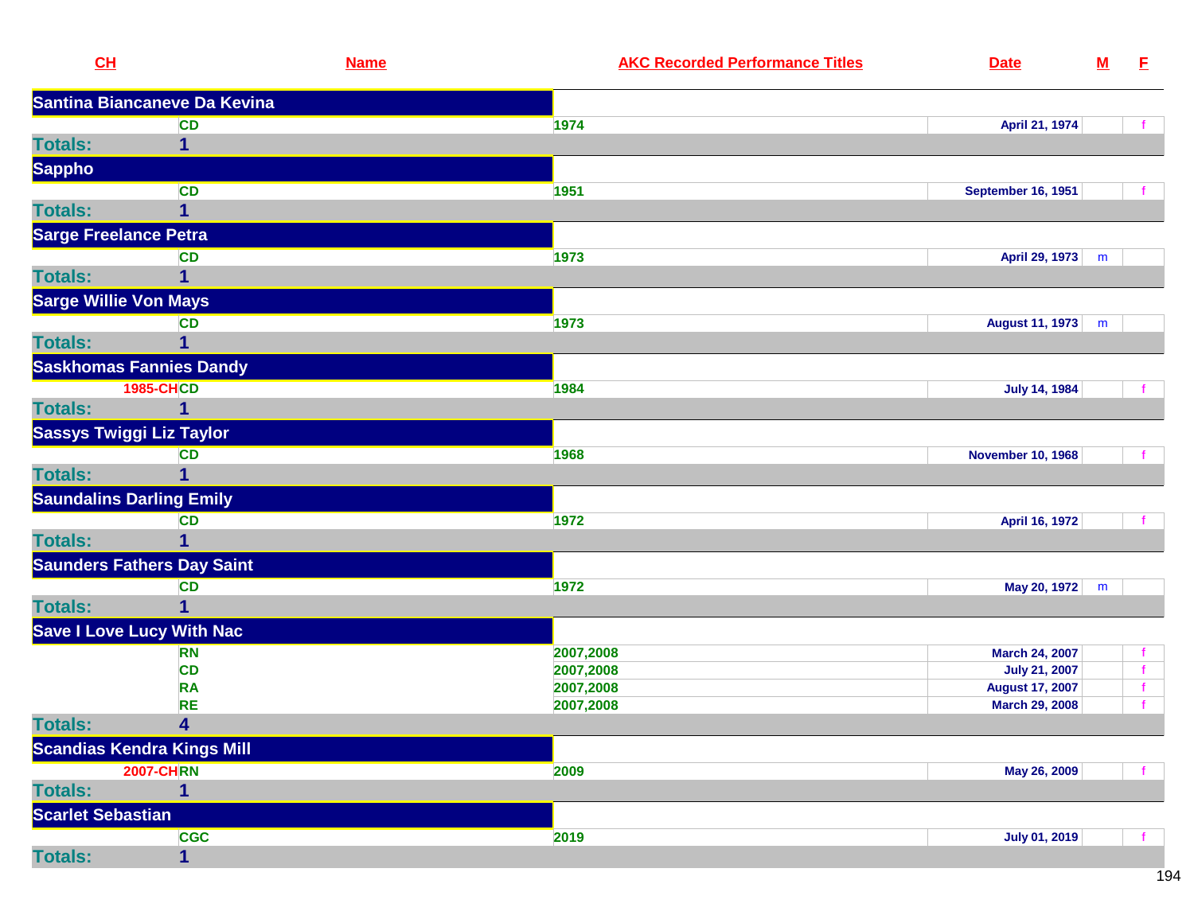| CH | Name | AKC Recorded Performance Titles | Date | M | F |
|---|---|---|---|---|---|
| **Santina Biancaneve Da Kevina** | | | | | |
| | CD | 1974 | April 21, 1974 | | f |
| **Totals:** | **1** | | | | |
| **Sappho** | | | | | |
| | CD | 1951 | September 16, 1951 | | f |
| **Totals:** | **1** | | | | |
| **Sarge Freelance Petra** | | | | | |
| | CD | 1973 | April 29, 1973 | m | |
| **Totals:** | **1** | | | | |
| **Sarge Willie Von Mays** | | | | | |
| | CD | 1973 | August 11, 1973 | m | |
| **Totals:** | **1** | | | | |
| **Saskhomas Fannies Dandy** | | | | | |
| 1985-CH | CD | 1984 | July 14, 1984 | | f |
| **Totals:** | **1** | | | | |
| **Sassys Twiggi Liz Taylor** | | | | | |
| | CD | 1968 | November 10, 1968 | | f |
| **Totals:** | **1** | | | | |
| **Saundalins Darling Emily** | | | | | |
| | CD | 1972 | April 16, 1972 | | f |
| **Totals:** | **1** | | | | |
| **Saunders Fathers Day Saint** | | | | | |
| | CD | 1972 | May 20, 1972 | m | |
| **Totals:** | **1** | | | | |
| **Save I Love Lucy With Nac** | | | | | |
| | RN | 2007,2008 | March 24, 2007 | | f |
| | CD | 2007,2008 | July 21, 2007 | | f |
| | RA | 2007,2008 | August 17, 2007 | | f |
| | RE | 2007,2008 | March 29, 2008 | | f |
| **Totals:** | **4** | | | | |
| **Scandias Kendra Kings Mill** | | | | | |
| 2007-CH | RN | 2009 | May 26, 2009 | | f |
| **Totals:** | **1** | | | | |
| **Scarlet Sebastian** | | | | | |
| | CGC | 2019 | July 01, 2019 | | f |
| **Totals:** | **1** | | | | |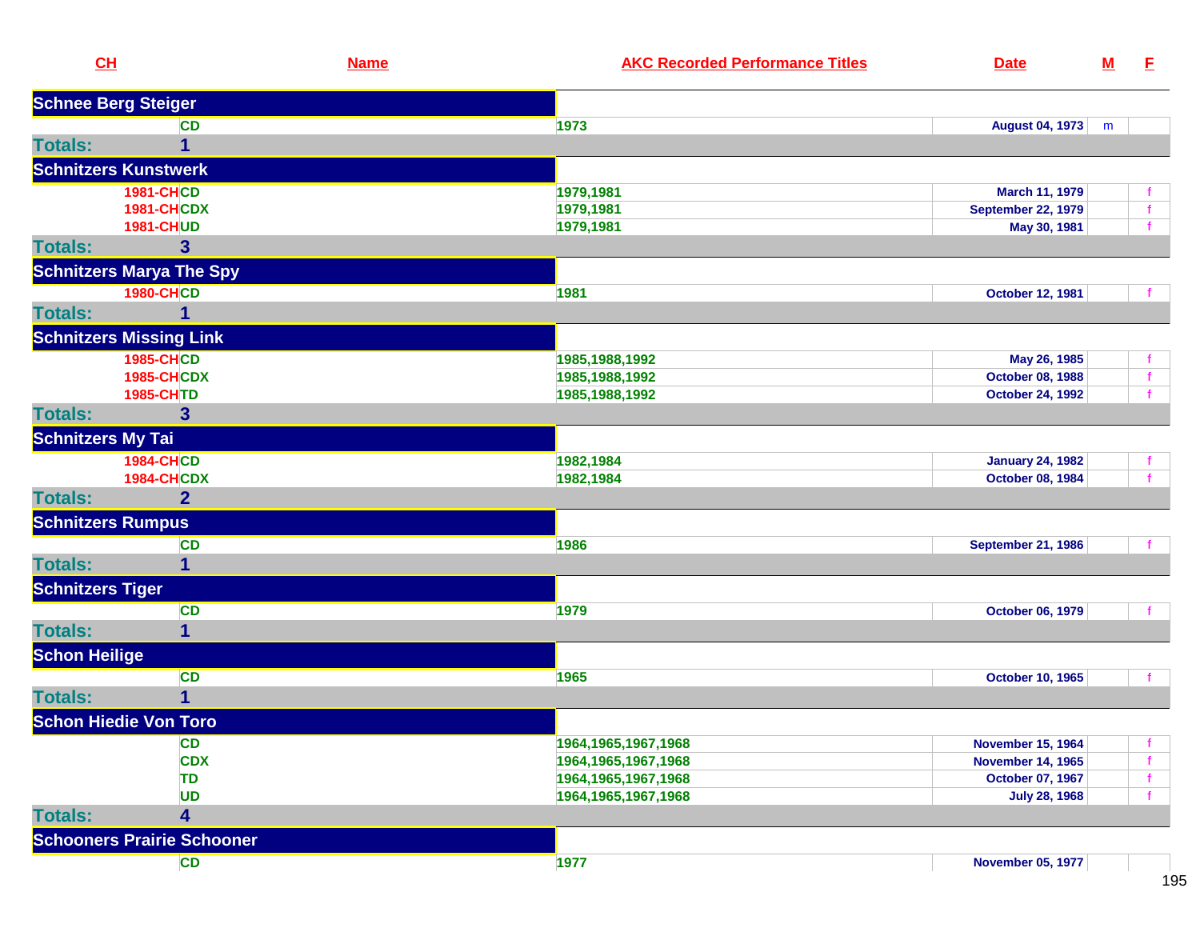| CH | Name | AKC Recorded Performance Titles | Date | M | F |
|---|---|---|---|---|---|
| **Schnee Berg Steiger** | | | | | |
| | CD | 1973 | August 04, 1973 | m | |
| **Totals:** | 1 | | | | |
| **Schnitzers Kunstwerk** | | | | | |
| 1981-CH | CD | 1979,1981 | March 11, 1979 | | f |
| 1981-CH | CDX | 1979,1981 | September 22, 1979 | | f |
| 1981-CH | UD | 1979,1981 | May 30, 1981 | | f |
| **Totals:** | 3 | | | | |
| **Schnitzers Marya The Spy** | | | | | |
| 1980-CH | CD | 1981 | October 12, 1981 | | f |
| **Totals:** | 1 | | | | |
| **Schnitzers Missing Link** | | | | | |
| 1985-CH | CD | 1985,1988,1992 | May 26, 1985 | | f |
| 1985-CH | CDX | 1985,1988,1992 | October 08, 1988 | | f |
| 1985-CH | TD | 1985,1988,1992 | October 24, 1992 | | f |
| **Totals:** | 3 | | | | |
| **Schnitzers My Tai** | | | | | |
| 1984-CH | CD | 1982,1984 | January 24, 1982 | | f |
| 1984-CH | CDX | 1982,1984 | October 08, 1984 | | f |
| **Totals:** | 2 | | | | |
| **Schnitzers Rumpus** | | | | | |
| | CD | 1986 | September 21, 1986 | | f |
| **Totals:** | 1 | | | | |
| **Schnitzers Tiger** | | | | | |
| | CD | 1979 | October 06, 1979 | | f |
| **Totals:** | 1 | | | | |
| **Schon Heilige** | | | | | |
| | CD | 1965 | October 10, 1965 | | f |
| **Totals:** | 1 | | | | |
| **Schon Hiedie Von Toro** | | | | | |
| | CD | 1964,1965,1967,1968 | November 15, 1964 | | f |
| | CDX | 1964,1965,1967,1968 | November 14, 1965 | | f |
| | TD | 1964,1965,1967,1968 | October 07, 1967 | | f |
| | UD | 1964,1965,1967,1968 | July 28, 1968 | | f |
| **Totals:** | 4 | | | | |
| **Schooners Prairie Schooner** | | | | | |
| | CD | 1977 | November 05, 1977 | | |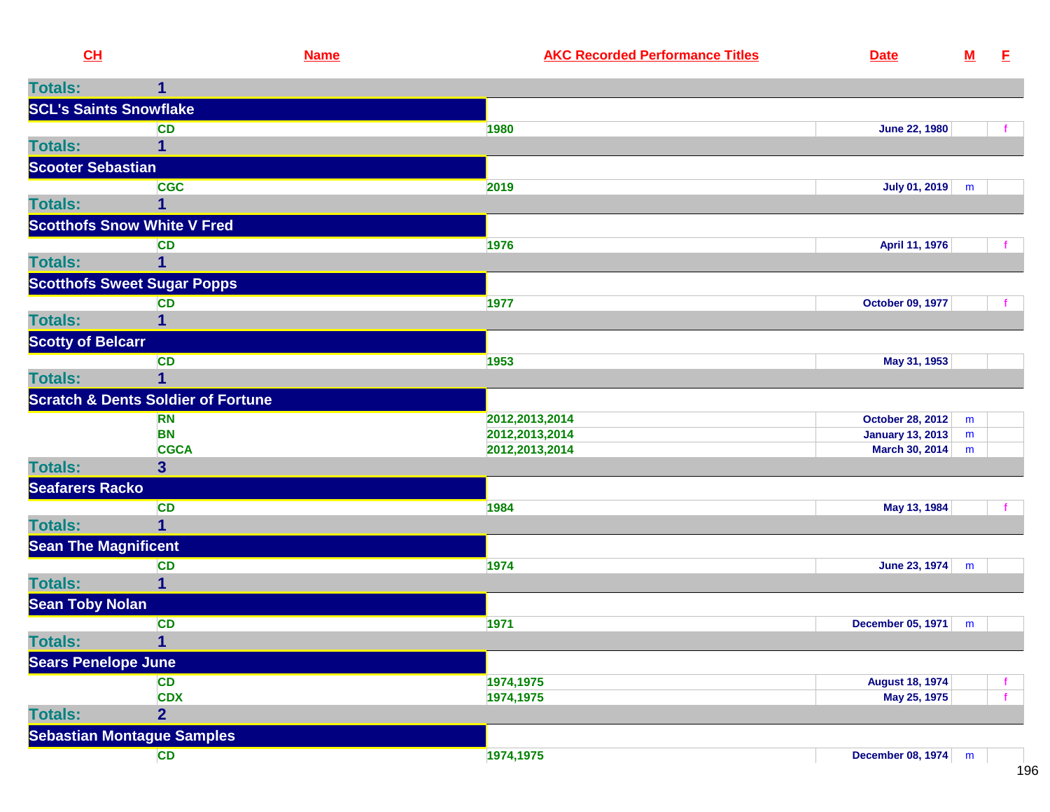| CH | Name | AKC Recorded Performance Titles | Date | M | F |
|---|---|---|---|---|---|
| Totals: | 1 | | | | |
| SCL's Saints Snowflake | | | | | |
| | CD | 1980 | June 22, 1980 | | f |
| Totals: | 1 | | | | |
| Scooter Sebastian | | | | | |
| | CGC | 2019 | July 01, 2019 | m | |
| Totals: | 1 | | | | |
| Scotthofs Snow White V Fred | | | | | |
| | CD | 1976 | April 11, 1976 | | f |
| Totals: | 1 | | | | |
| Scotthofs Sweet Sugar Popps | | | | | |
| | CD | 1977 | October 09, 1977 | | f |
| Totals: | 1 | | | | |
| Scotty of Belcarr | | | | | |
| | CD | 1953 | May 31, 1953 | | |
| Totals: | 1 | | | | |
| Scratch & Dents Soldier of Fortune | | | | | |
| | RN | 2012,2013,2014 | October 28, 2012 | m | |
| | BN | 2012,2013,2014 | January 13, 2013 | m | |
| | CGCA | 2012,2013,2014 | March 30, 2014 | m | |
| Totals: | 3 | | | | |
| Seafarers Racko | | | | | |
| | CD | 1984 | May 13, 1984 | | f |
| Totals: | 1 | | | | |
| Sean The Magnificent | | | | | |
| | CD | 1974 | June 23, 1974 | m | |
| Totals: | 1 | | | | |
| Sean Toby Nolan | | | | | |
| | CD | 1971 | December 05, 1971 | m | |
| Totals: | 1 | | | | |
| Sears Penelope June | | | | | |
| | CD | 1974,1975 | August 18, 1974 | | f |
| | CDX | 1974,1975 | May 25, 1975 | | f |
| Totals: | 2 | | | | |
| Sebastian Montague Samples | | | | | |
| | CD | 1974,1975 | December 08, 1974 | m | |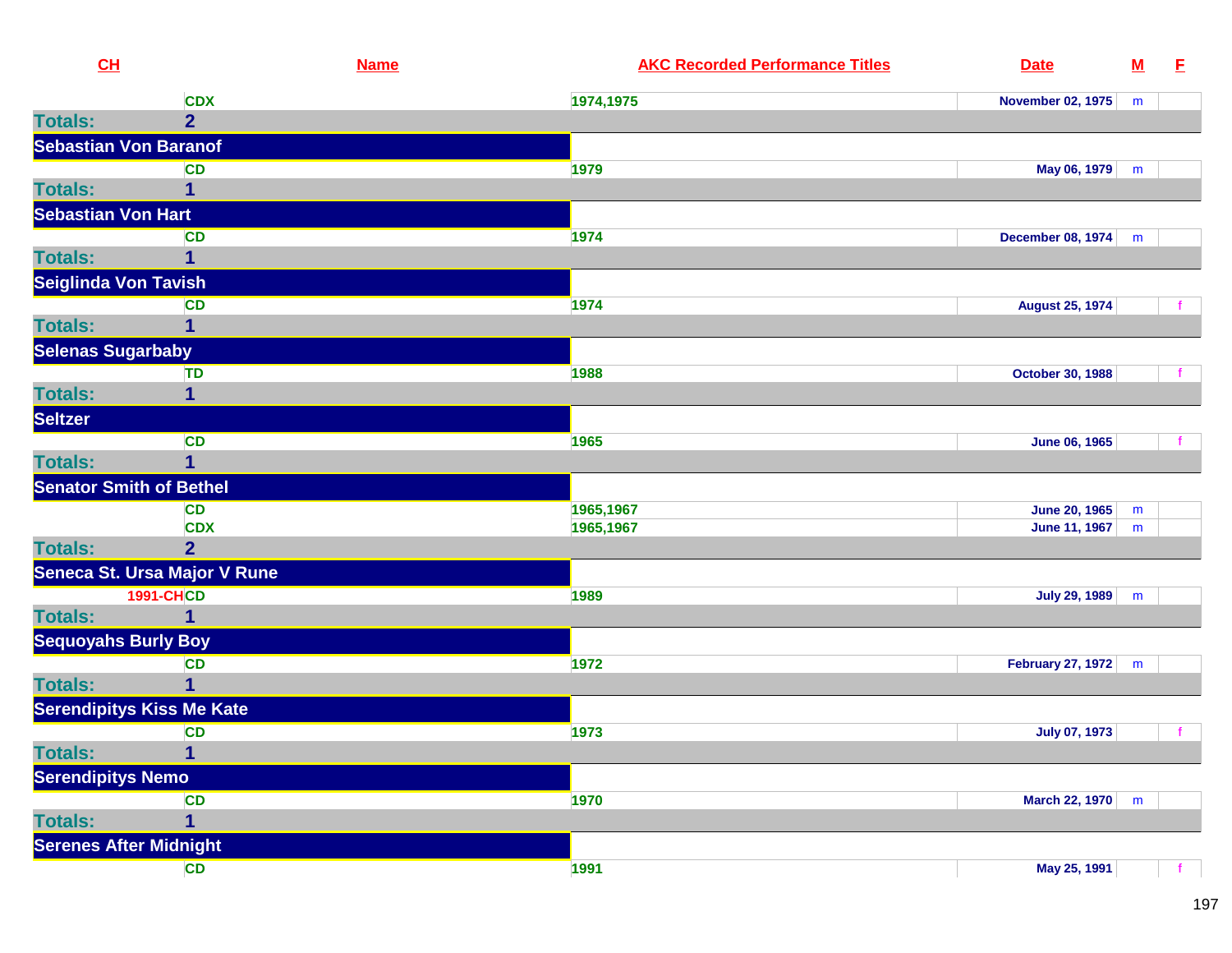| CH | Name | AKC Recorded Performance Titles | Date | M | F |
|---|---|---|---|---|---|
| | CDX | 1974,1975 | November 02, 1975 | m | |
| **Totals:** | **2** | | | | |
| **Sebastian Von Baranof** | | | | | |
| | CD | 1979 | May 06, 1979 | m | |
| **Totals:** | **1** | | | | |
| **Sebastian Von Hart** | | | | | |
| | CD | 1974 | December 08, 1974 | m | |
| **Totals:** | **1** | | | | |
| **Seiglinda Von Tavish** | | | | | |
| | CD | 1974 | August 25, 1974 | | f |
| **Totals:** | **1** | | | | |
| **Selenas Sugarbaby** | | | | | |
| | TD | 1988 | October 30, 1988 | | f |
| **Totals:** | **1** | | | | |
| **Seltzer** | | | | | |
| | CD | 1965 | June 06, 1965 | | f |
| **Totals:** | **1** | | | | |
| **Senator Smith of Bethel** | | | | | |
| | CD | 1965,1967 | June 20, 1965 | m | |
| | CDX | 1965,1967 | June 11, 1967 | m | |
| **Totals:** | **2** | | | | |
| **Seneca St. Ursa Major V Rune** | | | | | |
| 1991-CH | CD | 1989 | July 29, 1989 | m | |
| **Totals:** | **1** | | | | |
| **Sequoyahs Burly Boy** | | | | | |
| | CD | 1972 | February 27, 1972 | m | |
| **Totals:** | **1** | | | | |
| **Serendipitys Kiss Me Kate** | | | | | |
| | CD | 1973 | July 07, 1973 | | f |
| **Totals:** | **1** | | | | |
| **Serendipitys Nemo** | | | | | |
| | CD | 1970 | March 22, 1970 | m | |
| **Totals:** | **1** | | | | |
| **Serenes After Midnight** | | | | | |
| | CD | 1991 | May 25, 1991 | | f |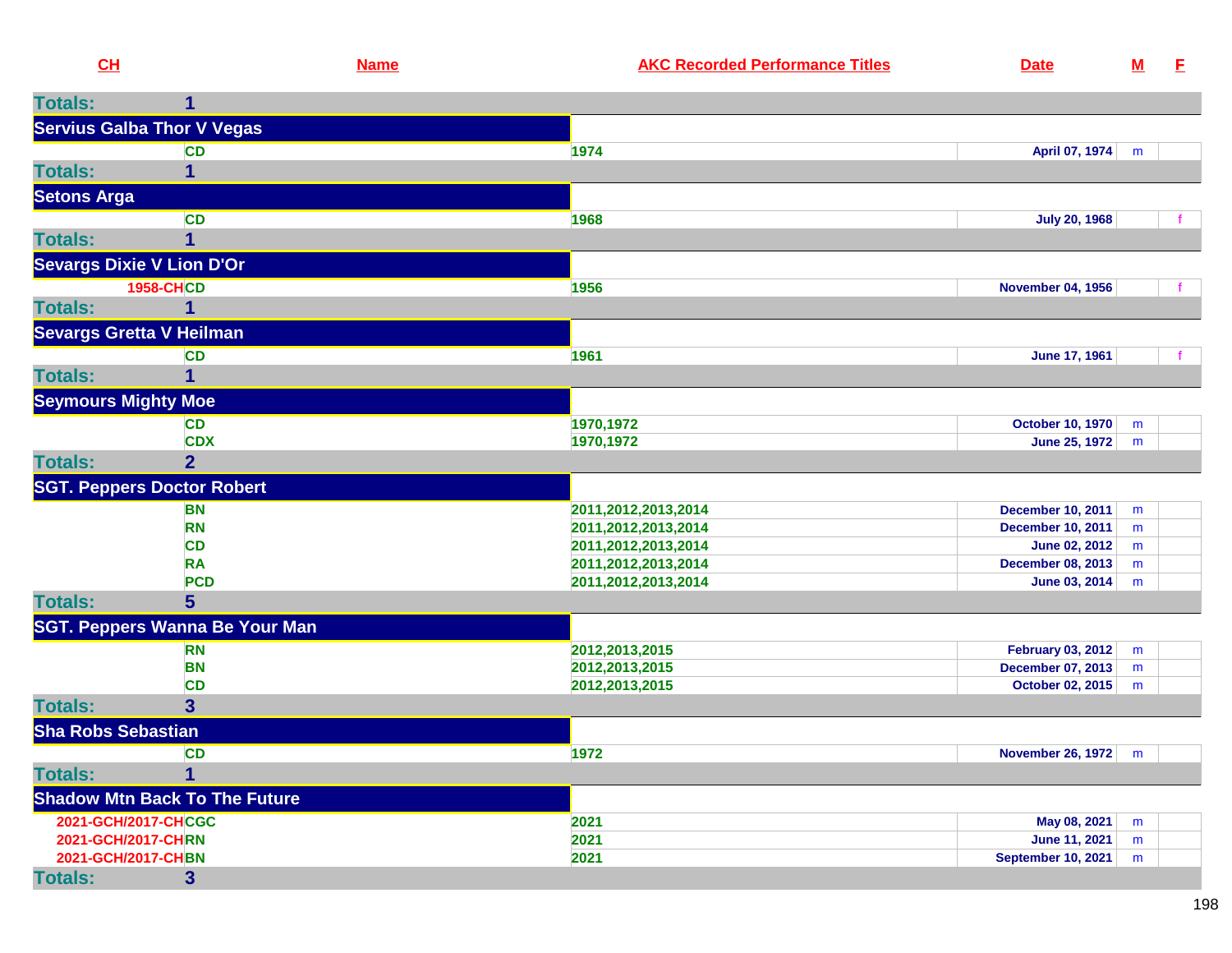| CH | Name | AKC Recorded Performance Titles | Date | M | F |
|---|---|---|---|---|---|
| **Totals:** | **1** | | | | |
| **Servius Galba Thor V Vegas** | | | | | |
| | CD | 1974 | April 07, 1974 | m | |
| **Totals:** | **1** | | | | |
| **Setons Arga** | | | | | |
| | CD | 1968 | July 20, 1968 | | f |
| **Totals:** | **1** | | | | |
| **Sevargs Dixie V Lion D'Or** | | | | | |
| 1958-CH | CD | 1956 | November 04, 1956 | | f |
| **Totals:** | **1** | | | | |
| **Sevargs Gretta V Heilman** | | | | | |
| | CD | 1961 | June 17, 1961 | | f |
| **Totals:** | **1** | | | | |
| **Seymours Mighty Moe** | | | | | |
| | CD | 1970,1972 | October 10, 1970 | m | |
| | CDX | 1970,1972 | June 25, 1972 | m | |
| **Totals:** | **2** | | | | |
| **SGT. Peppers Doctor Robert** | | | | | |
| | BN | 2011,2012,2013,2014 | December 10, 2011 | m | |
| | RN | 2011,2012,2013,2014 | December 10, 2011 | m | |
| | CD | 2011,2012,2013,2014 | June 02, 2012 | m | |
| | RA | 2011,2012,2013,2014 | December 08, 2013 | m | |
| | PCD | 2011,2012,2013,2014 | June 03, 2014 | m | |
| **Totals:** | **5** | | | | |
| **SGT. Peppers Wanna Be Your Man** | | | | | |
| | RN | 2012,2013,2015 | February 03, 2012 | m | |
| | BN | 2012,2013,2015 | December 07, 2013 | m | |
| | CD | 2012,2013,2015 | October 02, 2015 | m | |
| **Totals:** | **3** | | | | |
| **Sha Robs Sebastian** | | | | | |
| | CD | 1972 | November 26, 1972 | m | |
| **Totals:** | **1** | | | | |
| **Shadow Mtn Back To The Future** | | | | | |
| 2021-GCH/2017-CH | CGC | 2021 | May 08, 2021 | m | |
| 2021-GCH/2017-CH | RN | 2021 | June 11, 2021 | m | |
| 2021-GCH/2017-CH | BN | 2021 | September 10, 2021 | m | |
| **Totals:** | **3** | | | | |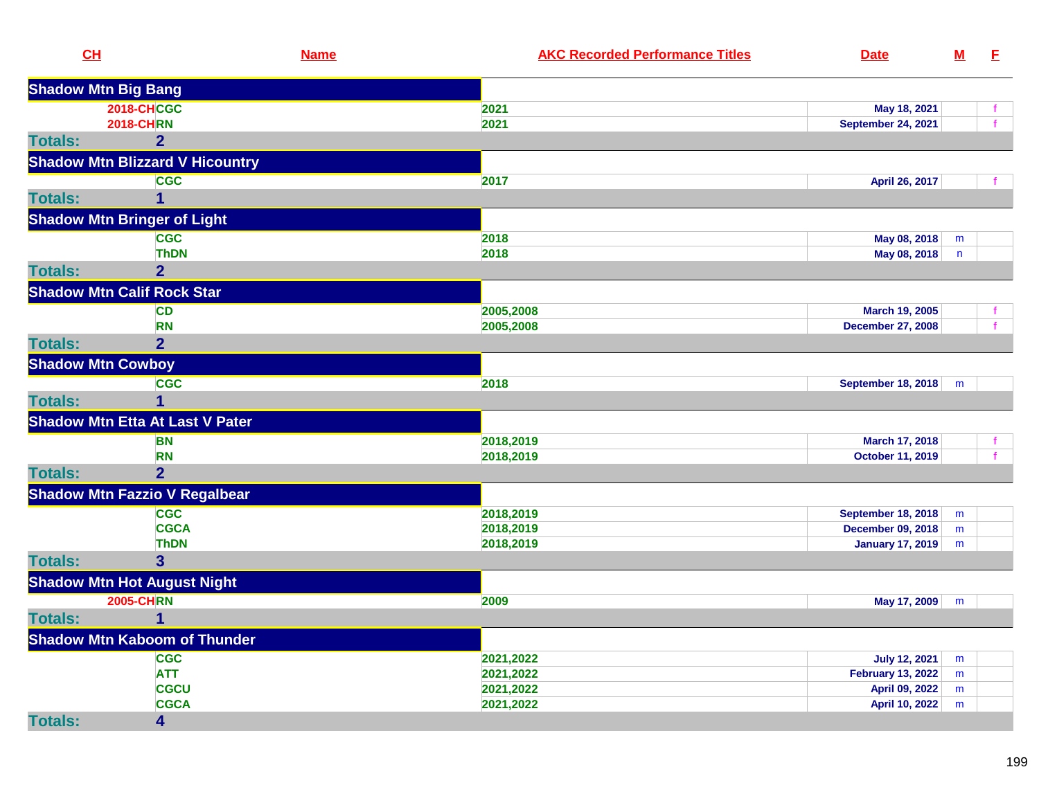| CH | Name | AKC Recorded Performance Titles | Date | M | F |
|---|---|---|---|---|---|
| **Shadow Mtn Big Bang** | | | | | |
| 2018-CH | CGC | 2021 | May 18, 2021 | | f |
| 2018-CH | RN | 2021 | September 24, 2021 | | f |
| **Totals:** | **2** | | | | |
| **Shadow Mtn Blizzard V Hicountry** | | | | | |
| | CGC | 2017 | April 26, 2017 | | f |
| **Totals:** | **1** | | | | |
| **Shadow Mtn Bringer of Light** | | | | | |
| | CGC | 2018 | May 08, 2018 | m | |
| | ThDN | 2018 | May 08, 2018 | n | |
| **Totals:** | **2** | | | | |
| **Shadow Mtn Calif Rock Star** | | | | | |
| | CD | 2005,2008 | March 19, 2005 | | f |
| | RN | 2005,2008 | December 27, 2008 | | f |
| **Totals:** | **2** | | | | |
| **Shadow Mtn Cowboy** | | | | | |
| | CGC | 2018 | September 18, 2018 | m | |
| **Totals:** | **1** | | | | |
| **Shadow Mtn Etta At Last V Pater** | | | | | |
| | BN | 2018,2019 | March 17, 2018 | | f |
| | RN | 2018,2019 | October 11, 2019 | | f |
| **Totals:** | **2** | | | | |
| **Shadow Mtn Fazzio V Regalbear** | | | | | |
| | CGC | 2018,2019 | September 18, 2018 | m | |
| | CGCA | 2018,2019 | December 09, 2018 | m | |
| | ThDN | 2018,2019 | January 17, 2019 | m | |
| **Totals:** | **3** | | | | |
| **Shadow Mtn Hot August Night** | | | | | |
| 2005-CH | RN | 2009 | May 17, 2009 | m | |
| **Totals:** | **1** | | | | |
| **Shadow Mtn Kaboom of Thunder** | | | | | |
| | CGC | 2021,2022 | July 12, 2021 | m | |
| | ATT | 2021,2022 | February 13, 2022 | m | |
| | CGCU | 2021,2022 | April 09, 2022 | m | |
| | CGCA | 2021,2022 | April 10, 2022 | m | |
| **Totals:** | **4** | | | | |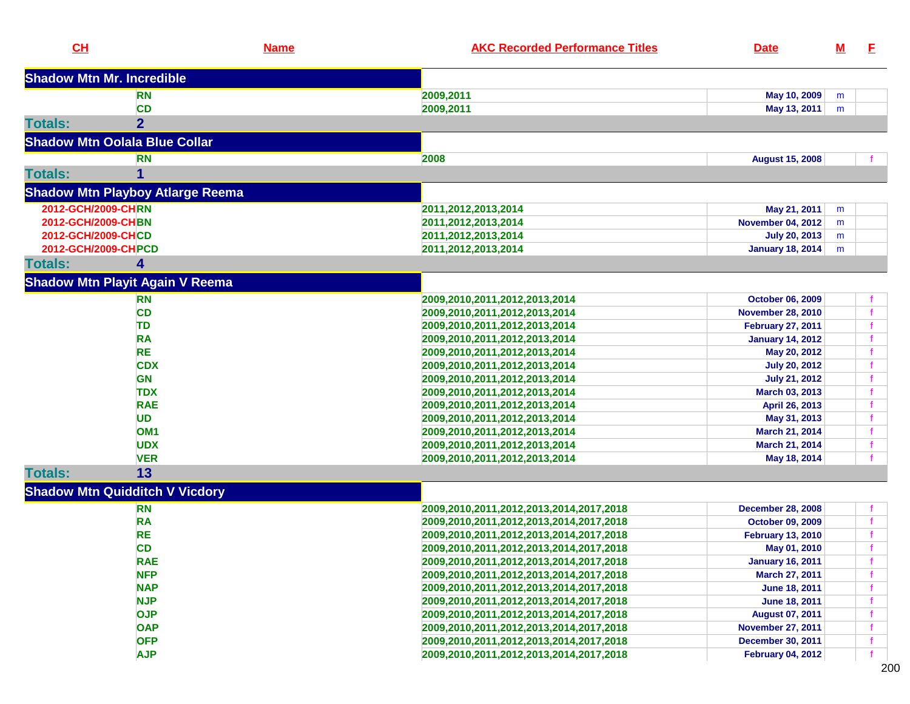| CH | Name | AKC Recorded Performance Titles | Date | M | F |
|---|---|---|---|---|---|
| **Shadow Mtn Mr. Incredible** | | | | | |
| | RN | 2009,2011 | May 10, 2009 | m | |
| | CD | 2009,2011 | May 13, 2011 | m | |
| **Totals:** | **2** | | | | |
| **Shadow Mtn Oolala Blue Collar** | | | | | |
| | RN | 2008 | August 15, 2008 | | f |
| **Totals:** | **1** | | | | |
| **Shadow Mtn Playboy Atlarge Reema** | | | | | |
| 2012-GCH/2009-CH | RN | 2011,2012,2013,2014 | May 21, 2011 | m | |
| 2012-GCH/2009-CH | BN | 2011,2012,2013,2014 | November 04, 2012 | m | |
| 2012-GCH/2009-CH | CD | 2011,2012,2013,2014 | July 20, 2013 | m | |
| 2012-GCH/2009-CH | PCD | 2011,2012,2013,2014 | January 18, 2014 | m | |
| **Totals:** | **4** | | | | |
| **Shadow Mtn Playit Again V Reema** | | | | | |
| | RN | 2009,2010,2011,2012,2013,2014 | October 06, 2009 | | f |
| | CD | 2009,2010,2011,2012,2013,2014 | November 28, 2010 | | f |
| | TD | 2009,2010,2011,2012,2013,2014 | February 27, 2011 | | f |
| | RA | 2009,2010,2011,2012,2013,2014 | January 14, 2012 | | f |
| | RE | 2009,2010,2011,2012,2013,2014 | May 20, 2012 | | f |
| | CDX | 2009,2010,2011,2012,2013,2014 | July 20, 2012 | | f |
| | GN | 2009,2010,2011,2012,2013,2014 | July 21, 2012 | | f |
| | TDX | 2009,2010,2011,2012,2013,2014 | March 03, 2013 | | f |
| | RAE | 2009,2010,2011,2012,2013,2014 | April 26, 2013 | | f |
| | UD | 2009,2010,2011,2012,2013,2014 | May 31, 2013 | | f |
| | OM1 | 2009,2010,2011,2012,2013,2014 | March 21, 2014 | | f |
| | UDX | 2009,2010,2011,2012,2013,2014 | March 21, 2014 | | f |
| | VER | 2009,2010,2011,2012,2013,2014 | May 18, 2014 | | f |
| **Totals:** | **13** | | | | |
| **Shadow Mtn Quidditch V Vicdory** | | | | | |
| | RN | 2009,2010,2011,2012,2013,2014,2017,2018 | December 28, 2008 | | f |
| | RA | 2009,2010,2011,2012,2013,2014,2017,2018 | October 09, 2009 | | f |
| | RE | 2009,2010,2011,2012,2013,2014,2017,2018 | February 13, 2010 | | f |
| | CD | 2009,2010,2011,2012,2013,2014,2017,2018 | May 01, 2010 | | f |
| | RAE | 2009,2010,2011,2012,2013,2014,2017,2018 | January 16, 2011 | | f |
| | NFP | 2009,2010,2011,2012,2013,2014,2017,2018 | March 27, 2011 | | f |
| | NAP | 2009,2010,2011,2012,2013,2014,2017,2018 | June 18, 2011 | | f |
| | NJP | 2009,2010,2011,2012,2013,2014,2017,2018 | June 18, 2011 | | f |
| | OJP | 2009,2010,2011,2012,2013,2014,2017,2018 | August 07, 2011 | | f |
| | OAP | 2009,2010,2011,2012,2013,2014,2017,2018 | November 27, 2011 | | f |
| | OFP | 2009,2010,2011,2012,2013,2014,2017,2018 | December 30, 2011 | | f |
| | AJP | 2009,2010,2011,2012,2013,2014,2017,2018 | February 04, 2012 | | f |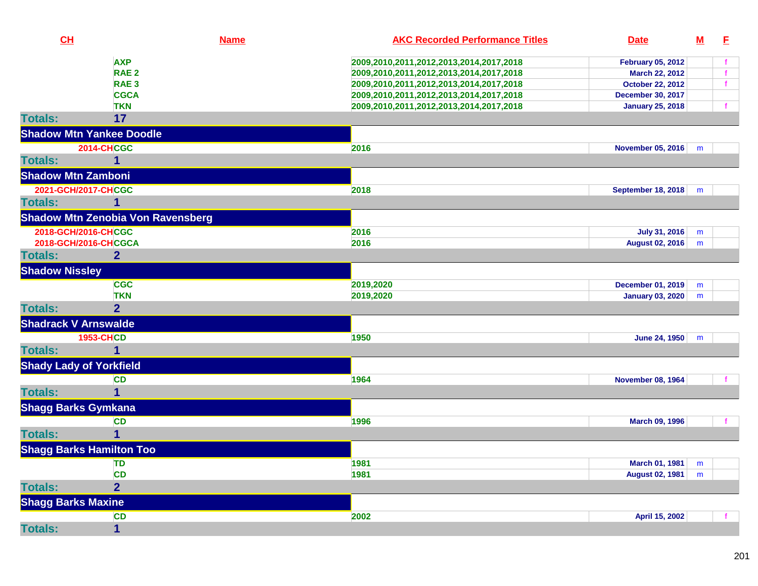| CH | Name | AKC Recorded Performance Titles | Date | M | F |
|---|---|---|---|---|---|
| | AXP | 2009,2010,2011,2012,2013,2014,2017,2018 | February 05, 2012 | | f |
| | RAE 2 | 2009,2010,2011,2012,2013,2014,2017,2018 | March 22, 2012 | | f |
| | RAE 3 | 2009,2010,2011,2012,2013,2014,2017,2018 | October 22, 2012 | | f |
| | CGCA | 2009,2010,2011,2012,2013,2014,2017,2018 | December 30, 2017 | | |
| | TKN | 2009,2010,2011,2012,2013,2014,2017,2018 | January 25, 2018 | | f |
| **Totals:** | **17** | | | | |
| **Shadow Mtn Yankee Doodle** | | | | | |
| 2014-CH | CGC | 2016 | November 05, 2016 | m | |
| **Totals:** | **1** | | | | |
| **Shadow Mtn Zamboni** | | | | | |
| 2021-GCH/2017-CH | CGC | 2018 | September 18, 2018 | m | |
| **Totals:** | **1** | | | | |
| **Shadow Mtn Zenobia Von Ravensberg** | | | | | |
| 2018-GCH/2016-CH | CGC | 2016 | July 31, 2016 | m | |
| 2018-GCH/2016-CH | CGCA | 2016 | August 02, 2016 | m | |
| **Totals:** | **2** | | | | |
| **Shadow Nissley** | | | | | |
| | CGC | 2019,2020 | December 01, 2019 | m | |
| | TKN | 2019,2020 | January 03, 2020 | m | |
| **Totals:** | **2** | | | | |
| **Shadrack V Arnswalde** | | | | | |
| 1953-CH | CD | 1950 | June 24, 1950 | m | |
| **Totals:** | **1** | | | | |
| **Shady Lady of Yorkfield** | | | | | |
| | CD | 1964 | November 08, 1964 | | f |
| **Totals:** | **1** | | | | |
| **Shagg Barks Gymkana** | | | | | |
| | CD | 1996 | March 09, 1996 | | f |
| **Totals:** | **1** | | | | |
| **Shagg Barks Hamilton Too** | | | | | |
| | TD | 1981 | March 01, 1981 | m | |
| | CD | 1981 | August 02, 1981 | m | |
| **Totals:** | **2** | | | | |
| **Shagg Barks Maxine** | | | | | |
| | CD | 2002 | April 15, 2002 | | f |
| **Totals:** | **1** | | | | |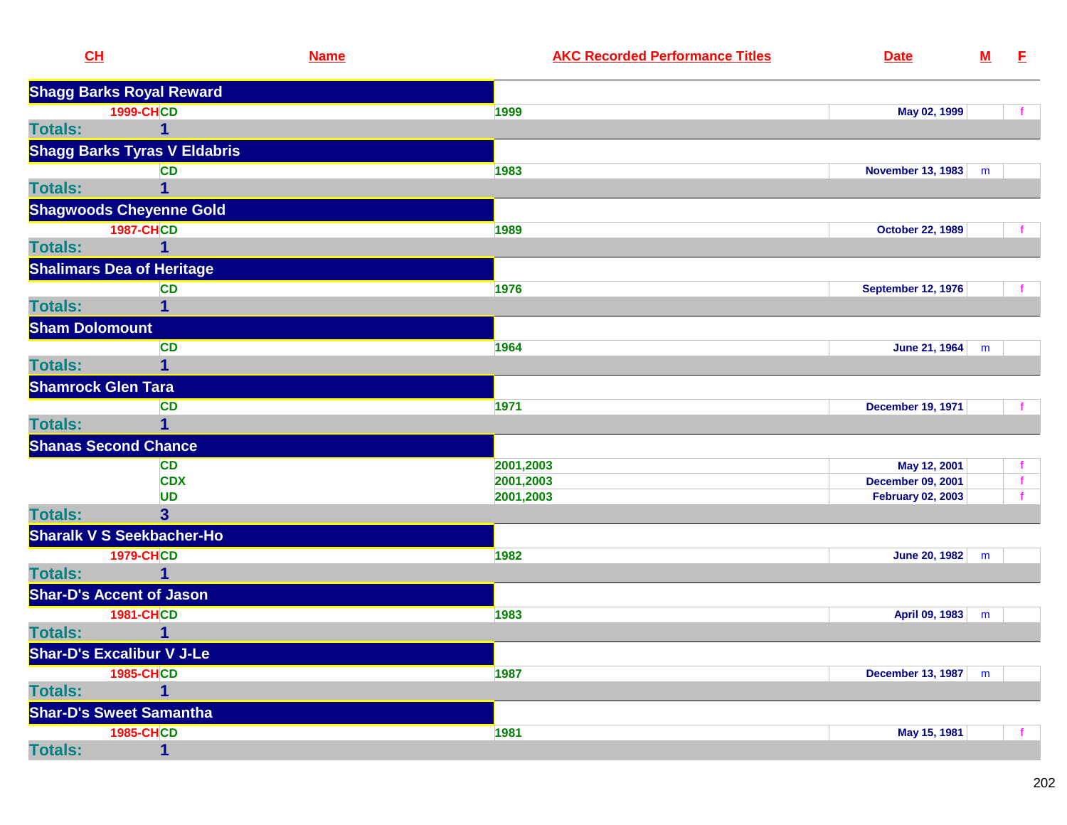| CH | Name | AKC Recorded Performance Titles | Date | M | F |
|---|---|---|---|---|---|
| **Shagg Barks Royal Reward** | | | | | |
| 1999-CH | CD | 1999 | May 02, 1999 | | f |
| **Totals:** | 1 | | | | |
| **Shagg Barks Tyras V Eldabris** | | | | | |
| | CD | 1983 | November 13, 1983 | m | |
| **Totals:** | 1 | | | | |
| **Shagwoods Cheyenne Gold** | | | | | |
| 1987-CH | CD | 1989 | October 22, 1989 | | f |
| **Totals:** | 1 | | | | |
| **Shalimars Dea of Heritage** | | | | | |
| | CD | 1976 | September 12, 1976 | | f |
| **Totals:** | 1 | | | | |
| **Sham Dolomount** | | | | | |
| | CD | 1964 | June 21, 1964 | m | |
| **Totals:** | 1 | | | | |
| **Shamrock Glen Tara** | | | | | |
| | CD | 1971 | December 19, 1971 | | f |
| **Totals:** | 1 | | | | |
| **Shanas Second Chance** | | | | | |
| | CD | 2001,2003 | May 12, 2001 | | f |
| | CDX | 2001,2003 | December 09, 2001 | | f |
| | UD | 2001,2003 | February 02, 2003 | | f |
| **Totals:** | 3 | | | | |
| **Sharalk V S Seekbacher-Ho** | | | | | |
| 1979-CH | CD | 1982 | June 20, 1982 | m | |
| **Totals:** | 1 | | | | |
| **Shar-D's Accent of Jason** | | | | | |
| 1981-CH | CD | 1983 | April 09, 1983 | m | |
| **Totals:** | 1 | | | | |
| **Shar-D's Excalibur V J-Le** | | | | | |
| 1985-CH | CD | 1987 | December 13, 1987 | m | |
| **Totals:** | 1 | | | | |
| **Shar-D's Sweet Samantha** | | | | | |
| 1985-CH | CD | 1981 | May 15, 1981 | | f |
| **Totals:** | 1 | | | | |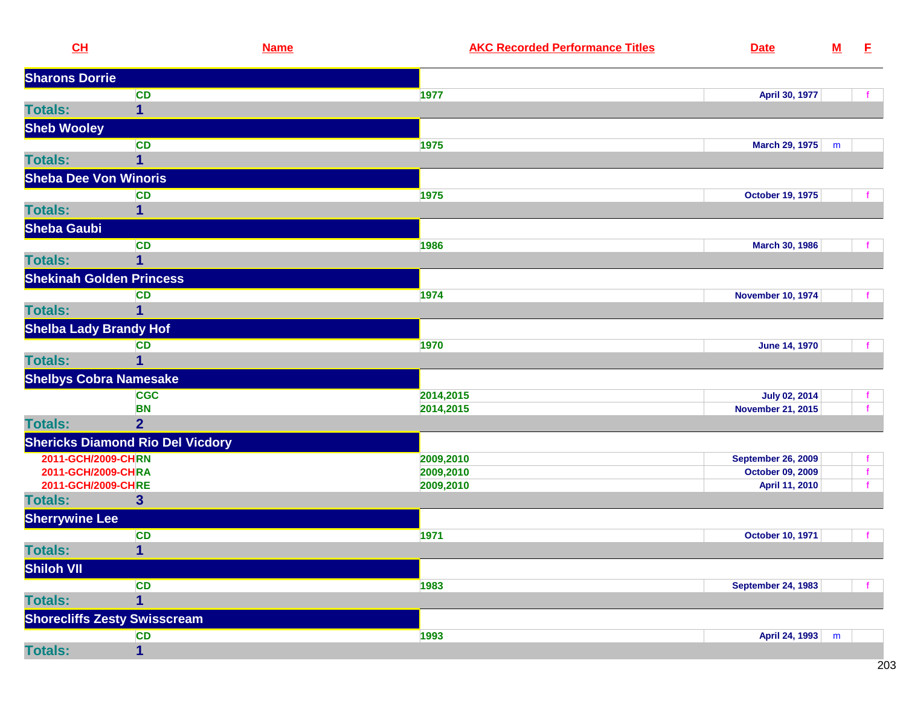| CH | Name | AKC Recorded Performance Titles | Date | M | F |
|---|---|---|---|---|---|
| **Sharons Dorrie** | | | | | |
| | CD | 1977 | April 30, 1977 | | f |
| **Totals:** | **1** | | | | |
| **Sheb Wooley** | | | | | |
| | CD | 1975 | March 29, 1975 | m | |
| **Totals:** | **1** | | | | |
| **Sheba Dee Von Winoris** | | | | | |
| | CD | 1975 | October 19, 1975 | | f |
| **Totals:** | **1** | | | | |
| **Sheba Gaubi** | | | | | |
| | CD | 1986 | March 30, 1986 | | f |
| **Totals:** | **1** | | | | |
| **Shekinah Golden Princess** | | | | | |
| | CD | 1974 | November 10, 1974 | | f |
| **Totals:** | **1** | | | | |
| **Shelba Lady Brandy Hof** | | | | | |
| | CD | 1970 | June 14, 1970 | | f |
| **Totals:** | **1** | | | | |
| **Shelbys Cobra Namesake** | | | | | |
| | CGC | 2014,2015 | July 02, 2014 | | f |
| | BN | 2014,2015 | November 21, 2015 | | f |
| **Totals:** | **2** | | | | |
| **Shericks Diamond Rio Del Vicdory** | | | | | |
| 2011-GCH/2009-CH | RN | 2009,2010 | September 26, 2009 | | f |
| 2011-GCH/2009-CH | RA | 2009,2010 | October 09, 2009 | | f |
| 2011-GCH/2009-CH | RE | 2009,2010 | April 11, 2010 | | f |
| **Totals:** | **3** | | | | |
| **Sherrywine Lee** | | | | | |
| | CD | 1971 | October 10, 1971 | | f |
| **Totals:** | **1** | | | | |
| **Shiloh VII** | | | | | |
| | CD | 1983 | September 24, 1983 | | f |
| **Totals:** | **1** | | | | |
| **Shorecliffs Zesty Swisscream** | | | | | |
| | CD | 1993 | April 24, 1993 | m | |
| **Totals:** | **1** | | | | |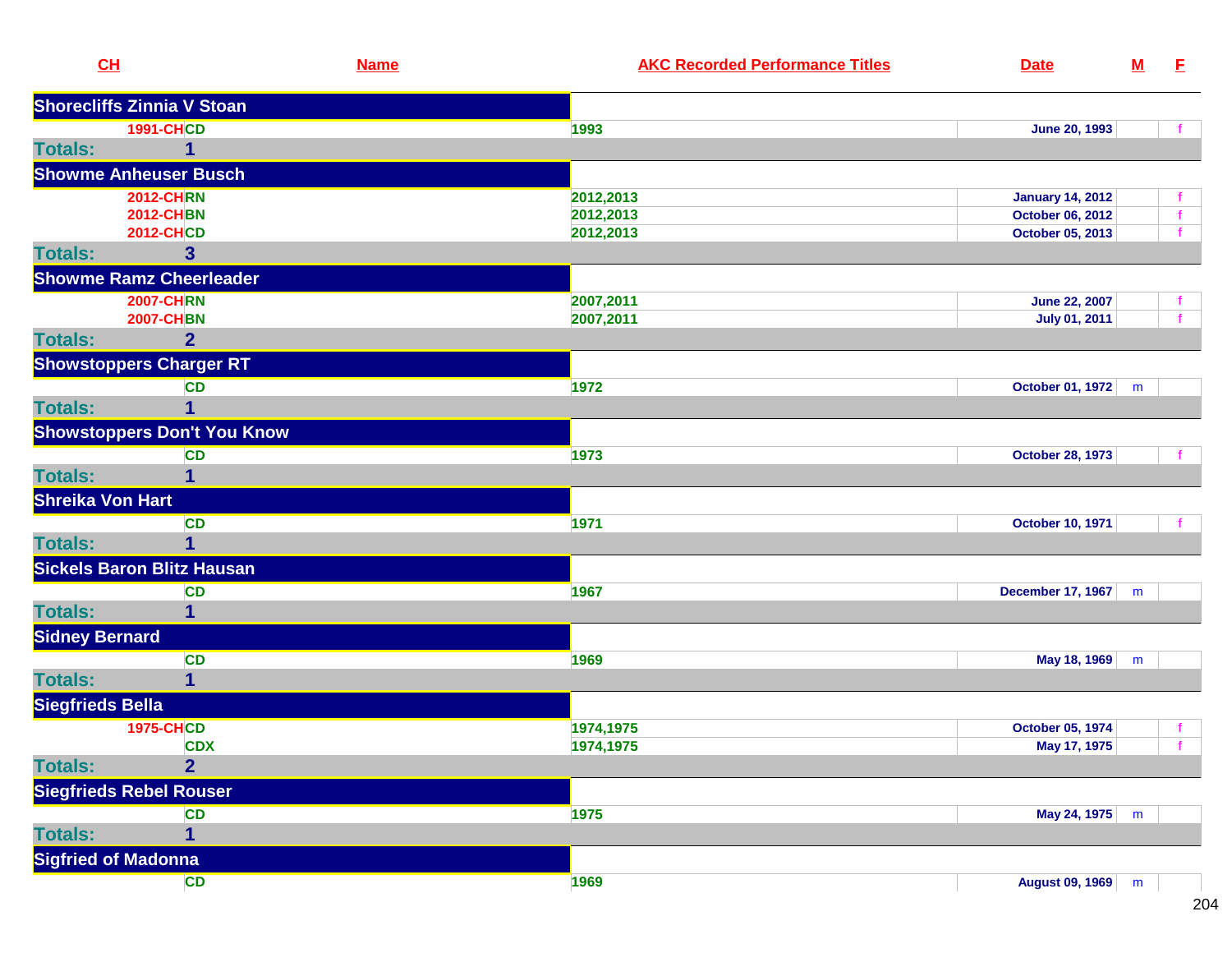| CH | Name | AKC Recorded Performance Titles | Date | M | F |
|---|---|---|---|---|---|
| **Shorecliffs Zinnia V Stoan** | | | | | |
| 1991-CH | CD | 1993 | June 20, 1993 | | f |
| **Totals:** | 1 | | | | |
| **Showme Anheuser Busch** | | | | | |
| 2012-CH | RN | 2012,2013 | January 14, 2012 | | f |
| 2012-CH | BN | 2012,2013 | October 06, 2012 | | f |
| 2012-CH | CD | 2012,2013 | October 05, 2013 | | f |
| **Totals:** | 3 | | | | |
| **Showme Ramz Cheerleader** | | | | | |
| 2007-CH | RN | 2007,2011 | June 22, 2007 | | f |
| 2007-CH | BN | 2007,2011 | July 01, 2011 | | f |
| **Totals:** | 2 | | | | |
| **Showstoppers Charger RT** | | | | | |
| | CD | 1972 | October 01, 1972 | m | |
| **Totals:** | 1 | | | | |
| **Showstoppers Don't You Know** | | | | | |
| | CD | 1973 | October 28, 1973 | | f |
| **Totals:** | 1 | | | | |
| **Shreika Von Hart** | | | | | |
| | CD | 1971 | October 10, 1971 | | f |
| **Totals:** | 1 | | | | |
| **Sickels Baron Blitz Hausan** | | | | | |
| | CD | 1967 | December 17, 1967 | m | |
| **Totals:** | 1 | | | | |
| **Sidney Bernard** | | | | | |
| | CD | 1969 | May 18, 1969 | m | |
| **Totals:** | 1 | | | | |
| **Siegfrieds Bella** | | | | | |
| 1975-CH | CD | 1974,1975 | October 05, 1974 | | f |
| | CDX | 1974,1975 | May 17, 1975 | | f |
| **Totals:** | 2 | | | | |
| **Siegfrieds Rebel Rouser** | | | | | |
| | CD | 1975 | May 24, 1975 | m | |
| **Totals:** | 1 | | | | |
| **Sigfried of Madonna** | | | | | |
| | CD | 1969 | August 09, 1969 | m | |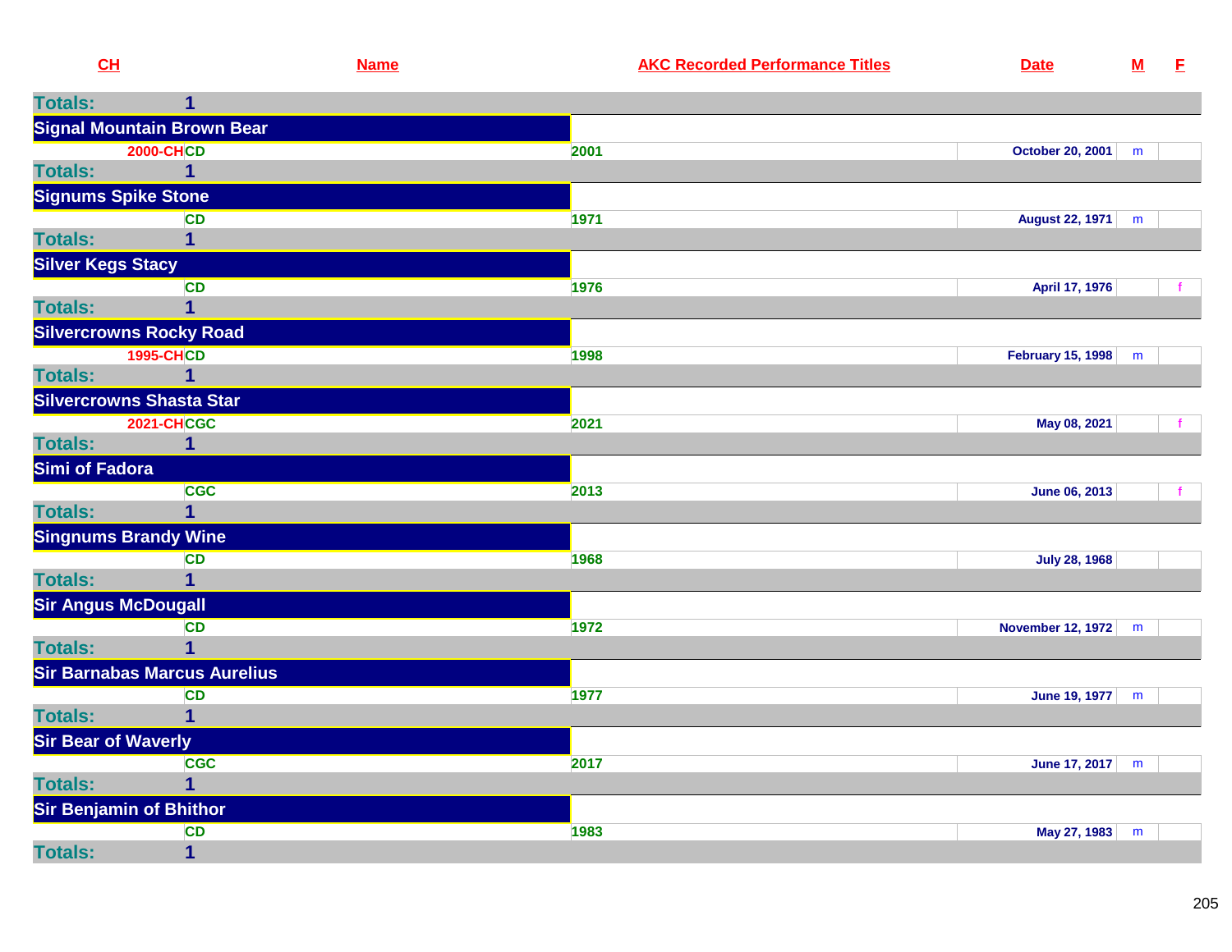| CH | Name | AKC Recorded Performance Titles | Date | M | F |
|---|---|---|---|---|---|
| **Totals:** | **1** | | | | |
| **Signal Mountain Brown Bear** | | | | | |
| 2000-CH | CD | 2001 | October 20, 2001 | m | |
| **Totals:** | **1** | | | | |
| **Signums Spike Stone** | | | | | |
| | CD | 1971 | August 22, 1971 | m | |
| **Totals:** | **1** | | | | |
| **Silver Kegs Stacy** | | | | | |
| | CD | 1976 | April 17, 1976 | | f |
| **Totals:** | **1** | | | | |
| **Silvercrowns Rocky Road** | | | | | |
| 1995-CH | CD | 1998 | February 15, 1998 | m | |
| **Totals:** | **1** | | | | |
| **Silvercrowns Shasta Star** | | | | | |
| 2021-CH | CGC | 2021 | May 08, 2021 | | f |
| **Totals:** | **1** | | | | |
| **Simi of Fadora** | | | | | |
| | CGC | 2013 | June 06, 2013 | | f |
| **Totals:** | **1** | | | | |
| **Singnums Brandy Wine** | | | | | |
| | CD | 1968 | July 28, 1968 | | |
| **Totals:** | **1** | | | | |
| **Sir Angus McDougall** | | | | | |
| | CD | 1972 | November 12, 1972 | m | |
| **Totals:** | **1** | | | | |
| **Sir Barnabas Marcus Aurelius** | | | | | |
| | CD | 1977 | June 19, 1977 | m | |
| **Totals:** | **1** | | | | |
| **Sir Bear of Waverly** | | | | | |
| | CGC | 2017 | June 17, 2017 | m | |
| **Totals:** | **1** | | | | |
| **Sir Benjamin of Bhithor** | | | | | |
| | CD | 1983 | May 27, 1983 | m | |
| **Totals:** | **1** | | | | |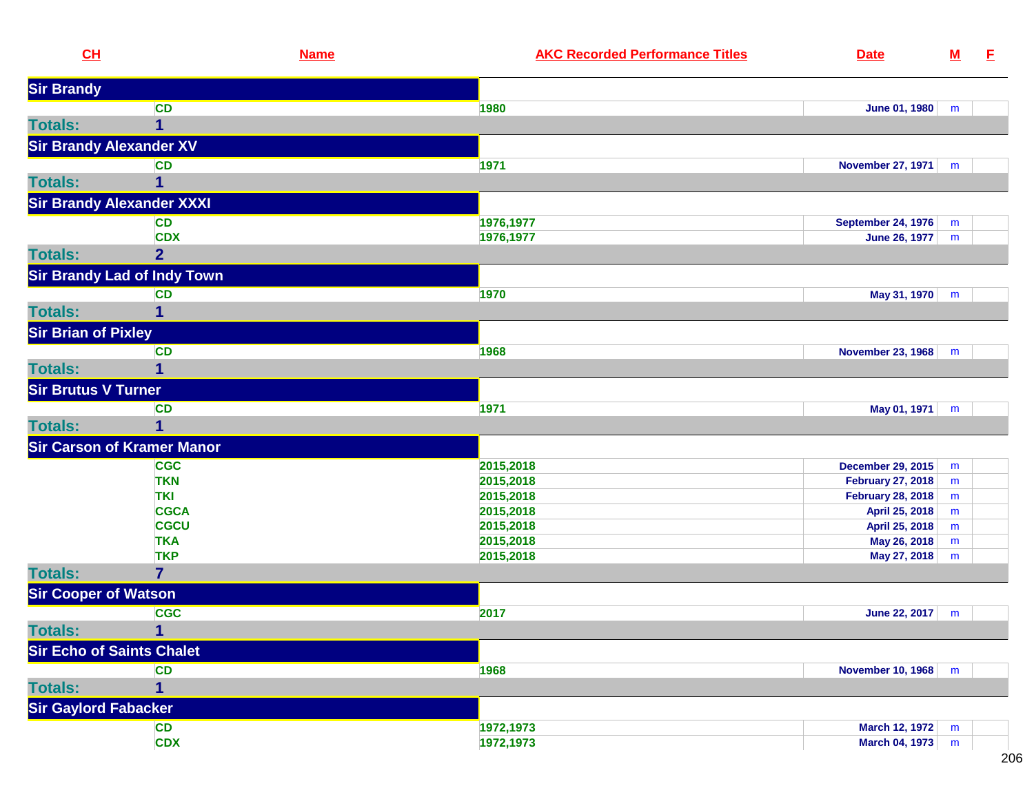| CH | Name | AKC Recorded Performance Titles | Date | M | F |
|---|---|---|---|---|---|
| **Sir Brandy** | | | | | |
| | CD | 1980 | June 01, 1980 | m | |
| **Totals:** | 1 | | | | |
| **Sir Brandy Alexander XV** | | | | | |
| | CD | 1971 | November 27, 1971 | m | |
| **Totals:** | 1 | | | | |
| **Sir Brandy Alexander XXXI** | | | | | |
| | CD | 1976,1977 | September 24, 1976 | m | |
| | CDX | 1976,1977 | June 26, 1977 | m | |
| **Totals:** | 2 | | | | |
| **Sir Brandy Lad of Indy Town** | | | | | |
| | CD | 1970 | May 31, 1970 | m | |
| **Totals:** | 1 | | | | |
| **Sir Brian of Pixley** | | | | | |
| | CD | 1968 | November 23, 1968 | m | |
| **Totals:** | 1 | | | | |
| **Sir Brutus V Turner** | | | | | |
| | CD | 1971 | May 01, 1971 | m | |
| **Totals:** | 1 | | | | |
| **Sir Carson of Kramer Manor** | | | | | |
| | CGC | 2015,2018 | December 29, 2015 | m | |
| | TKN | 2015,2018 | February 27, 2018 | m | |
| | TKI | 2015,2018 | February 28, 2018 | m | |
| | CGCA | 2015,2018 | April 25, 2018 | m | |
| | CGCU | 2015,2018 | April 25, 2018 | m | |
| | TKA | 2015,2018 | May 26, 2018 | m | |
| | TKP | 2015,2018 | May 27, 2018 | m | |
| **Totals:** | 7 | | | | |
| **Sir Cooper of Watson** | | | | | |
| | CGC | 2017 | June 22, 2017 | m | |
| **Totals:** | 1 | | | | |
| **Sir Echo of Saints Chalet** | | | | | |
| | CD | 1968 | November 10, 1968 | m | |
| **Totals:** | 1 | | | | |
| **Sir Gaylord Fabacker** | | | | | |
| | CD | 1972,1973 | March 12, 1972 | m | |
| | CDX | 1972,1973 | March 04, 1973 | m | |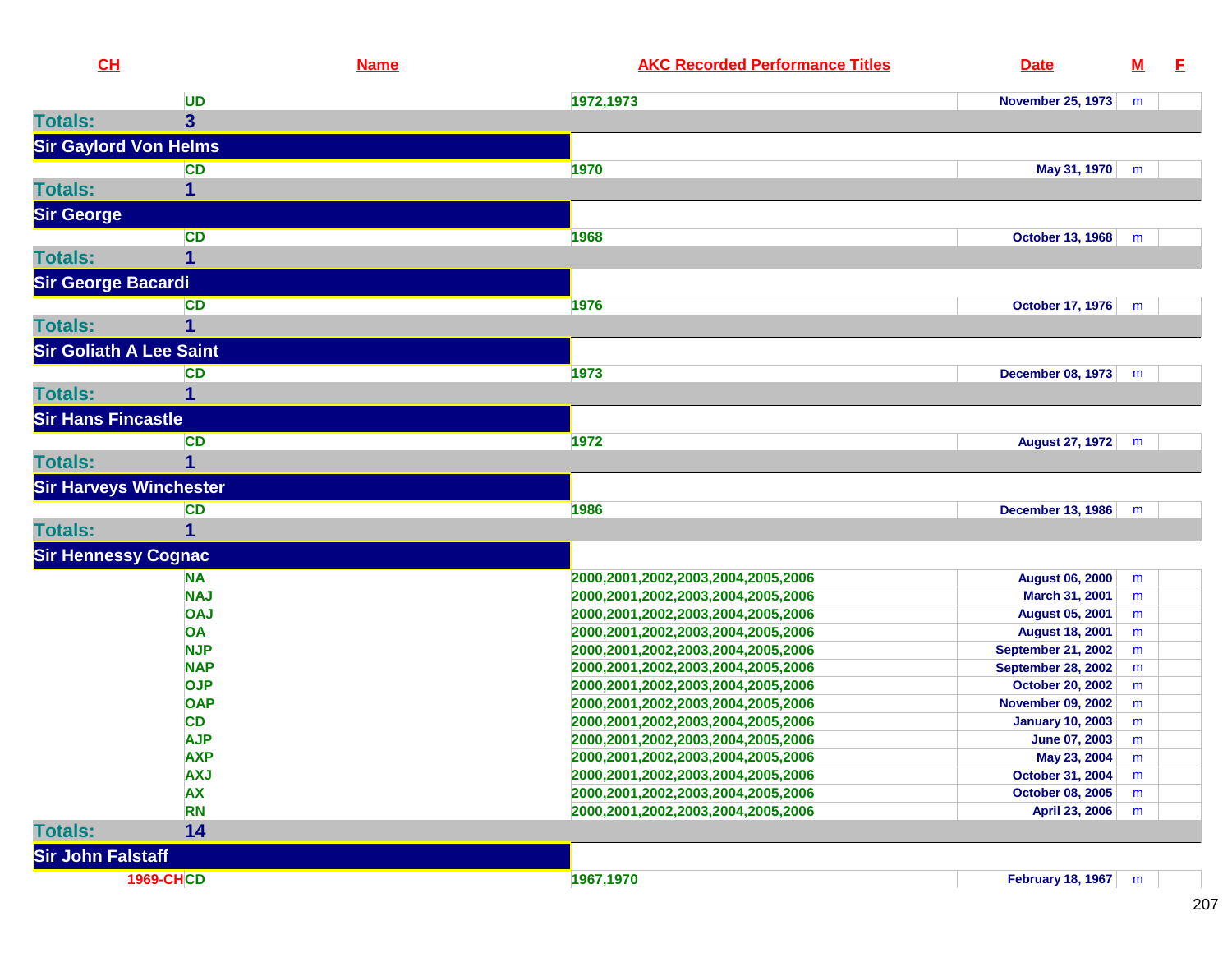| CH | Name | AKC Recorded Performance Titles | Date | M | F |
|---|---|---|---|---|---|
| | UD | 1972,1973 | November 25, 1973 | m | |
| **Totals:** | **3** | | | | |
| **Sir Gaylord Von Helms** | | | | | |
| | CD | 1970 | May 31, 1970 | m | |
| **Totals:** | **1** | | | | |
| **Sir George** | | | | | |
| | CD | 1968 | October 13, 1968 | m | |
| **Totals:** | **1** | | | | |
| **Sir George Bacardi** | | | | | |
| | CD | 1976 | October 17, 1976 | m | |
| **Totals:** | **1** | | | | |
| **Sir Goliath A Lee Saint** | | | | | |
| | CD | 1973 | December 08, 1973 | m | |
| **Totals:** | **1** | | | | |
| **Sir Hans Fincastle** | | | | | |
| | CD | 1972 | August 27, 1972 | m | |
| **Totals:** | **1** | | | | |
| **Sir Harveys Winchester** | | | | | |
| | CD | 1986 | December 13, 1986 | m | |
| **Totals:** | **1** | | | | |
| **Sir Hennessy Cognac** | | | | | |
| | NA | 2000,2001,2002,2003,2004,2005,2006 | August 06, 2000 | m | |
| | NAJ | 2000,2001,2002,2003,2004,2005,2006 | March 31, 2001 | m | |
| | OAJ | 2000,2001,2002,2003,2004,2005,2006 | August 05, 2001 | m | |
| | OA | 2000,2001,2002,2003,2004,2005,2006 | August 18, 2001 | m | |
| | NJP | 2000,2001,2002,2003,2004,2005,2006 | September 21, 2002 | m | |
| | NAP | 2000,2001,2002,2003,2004,2005,2006 | September 28, 2002 | m | |
| | OJP | 2000,2001,2002,2003,2004,2005,2006 | October 20, 2002 | m | |
| | OAP | 2000,2001,2002,2003,2004,2005,2006 | November 09, 2002 | m | |
| | CD | 2000,2001,2002,2003,2004,2005,2006 | January 10, 2003 | m | |
| | AJP | 2000,2001,2002,2003,2004,2005,2006 | June 07, 2003 | m | |
| | AXP | 2000,2001,2002,2003,2004,2005,2006 | May 23, 2004 | m | |
| | AXJ | 2000,2001,2002,2003,2004,2005,2006 | October 31, 2004 | m | |
| | AX | 2000,2001,2002,2003,2004,2005,2006 | October 08, 2005 | m | |
| | RN | 2000,2001,2002,2003,2004,2005,2006 | April 23, 2006 | m | |
| **Totals:** | **14** | | | | |
| **Sir John Falstaff** | | | | | |
| 1969-CH | CD | 1967,1970 | February 18, 1967 | m | |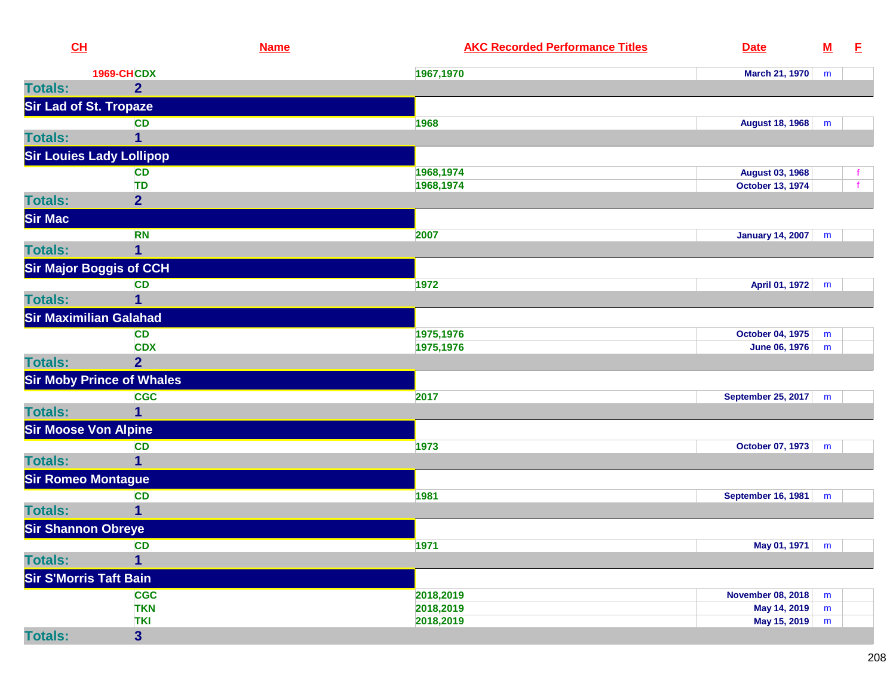| CH | Name | AKC Recorded Performance Titles | Date | M | F |
|---|---|---|---|---|---|
| 1969-CH | CDX | 1967,1970 | March 21, 1970 | m | |
| **Totals:** | **2** | | | | |
| **Sir Lad of St. Tropaze** | | | | | |
| | CD | 1968 | August 18, 1968 | m | |
| **Totals:** | **1** | | | | |
| **Sir Louies Lady Lollipop** | | | | | |
| | CD | 1968,1974 | August 03, 1968 | | f |
| | TD | 1968,1974 | October 13, 1974 | | f |
| **Totals:** | **2** | | | | |
| **Sir Mac** | | | | | |
| | RN | 2007 | January 14, 2007 | m | |
| **Totals:** | **1** | | | | |
| **Sir Major Boggis of CCH** | | | | | |
| | CD | 1972 | April 01, 1972 | m | |
| **Totals:** | **1** | | | | |
| **Sir Maximilian Galahad** | | | | | |
| | CD | 1975,1976 | October 04, 1975 | m | |
| | CDX | 1975,1976 | June 06, 1976 | m | |
| **Totals:** | **2** | | | | |
| **Sir Moby Prince of Whales** | | | | | |
| | CGC | 2017 | September 25, 2017 | m | |
| **Totals:** | **1** | | | | |
| **Sir Moose Von Alpine** | | | | | |
| | CD | 1973 | October 07, 1973 | m | |
| **Totals:** | **1** | | | | |
| **Sir Romeo Montague** | | | | | |
| | CD | 1981 | September 16, 1981 | m | |
| **Totals:** | **1** | | | | |
| **Sir Shannon Obreye** | | | | | |
| | CD | 1971 | May 01, 1971 | m | |
| **Totals:** | **1** | | | | |
| **Sir S'Morris Taft Bain** | | | | | |
| | CGC | 2018,2019 | November 08, 2018 | m | |
| | TKN | 2018,2019 | May 14, 2019 | m | |
| | TKI | 2018,2019 | May 15, 2019 | m | |
| **Totals:** | **3** | | | | |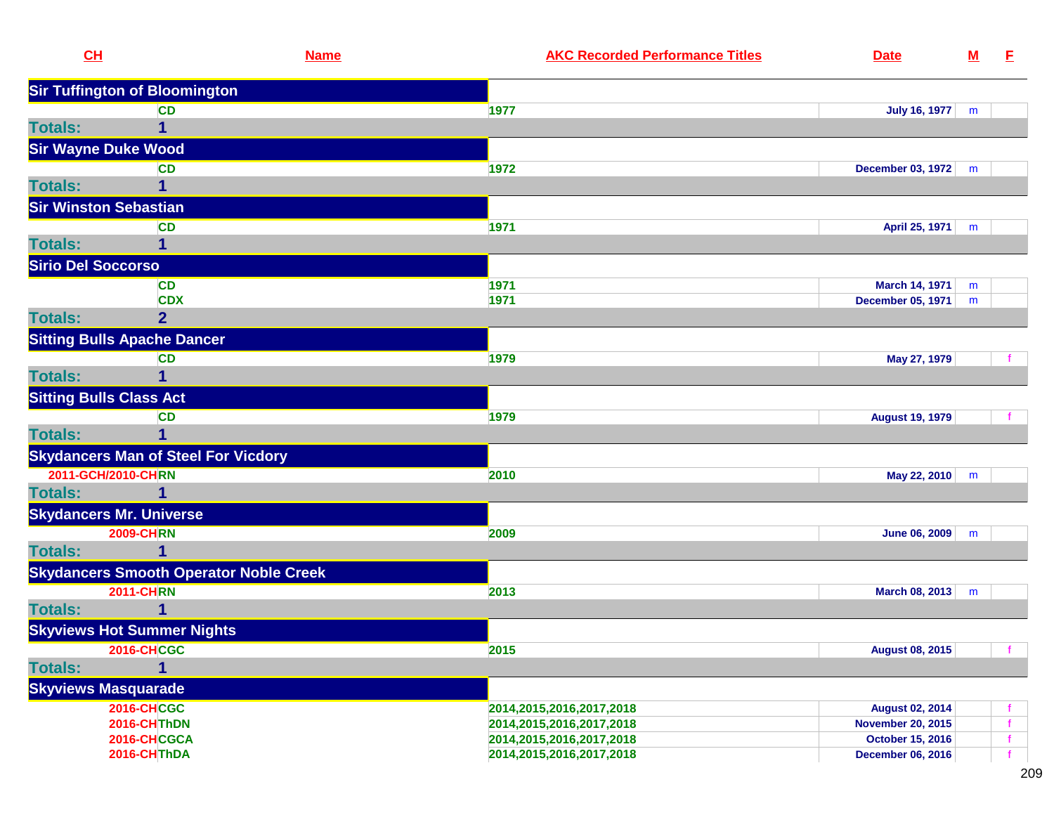| CH | Name | AKC Recorded Performance Titles | Date | M | F |
|---|---|---|---|---|---|
| **Sir Tuffington of Bloomington** | | | | | |
| | CD | 1977 | July 16, 1977 | m | |
| **Totals:** | **1** | | | | |
| **Sir Wayne Duke Wood** | | | | | |
| | CD | 1972 | December 03, 1972 | m | |
| **Totals:** | **1** | | | | |
| **Sir Winston Sebastian** | | | | | |
| | CD | 1971 | April 25, 1971 | m | |
| **Totals:** | **1** | | | | |
| **Sirio Del Soccorso** | | | | | |
| | CD | 1971 | March 14, 1971 | m | |
| | CDX | 1971 | December 05, 1971 | m | |
| **Totals:** | **2** | | | | |
| **Sitting Bulls Apache Dancer** | | | | | |
| | CD | 1979 | May 27, 1979 | | f |
| **Totals:** | **1** | | | | |
| **Sitting Bulls Class Act** | | | | | |
| | CD | 1979 | August 19, 1979 | | f |
| **Totals:** | **1** | | | | |
| **Skydancers Man of Steel For Vicdory** | | | | | |
| 2011-GCH/2010-CH | RN | 2010 | May 22, 2010 | m | |
| **Totals:** | **1** | | | | |
| **Skydancers Mr. Universe** | | | | | |
| 2009-CH | RN | 2009 | June 06, 2009 | m | |
| **Totals:** | **1** | | | | |
| **Skydancers Smooth Operator Noble Creek** | | | | | |
| 2011-CH | RN | 2013 | March 08, 2013 | m | |
| **Totals:** | **1** | | | | |
| **Skyviews Hot Summer Nights** | | | | | |
| 2016-CH | CGC | 2015 | August 08, 2015 | | f |
| **Totals:** | **1** | | | | |
| **Skyviews Masquarade** | | | | | |
| 2016-CH | CGC | 2014,2015,2016,2017,2018 | August 02, 2014 | | f |
| 2016-CH | ThDN | 2014,2015,2016,2017,2018 | November 20, 2015 | | f |
| 2016-CH | CGCA | 2014,2015,2016,2017,2018 | October 15, 2016 | | f |
| 2016-CH | ThDA | 2014,2015,2016,2017,2018 | December 06, 2016 | | f |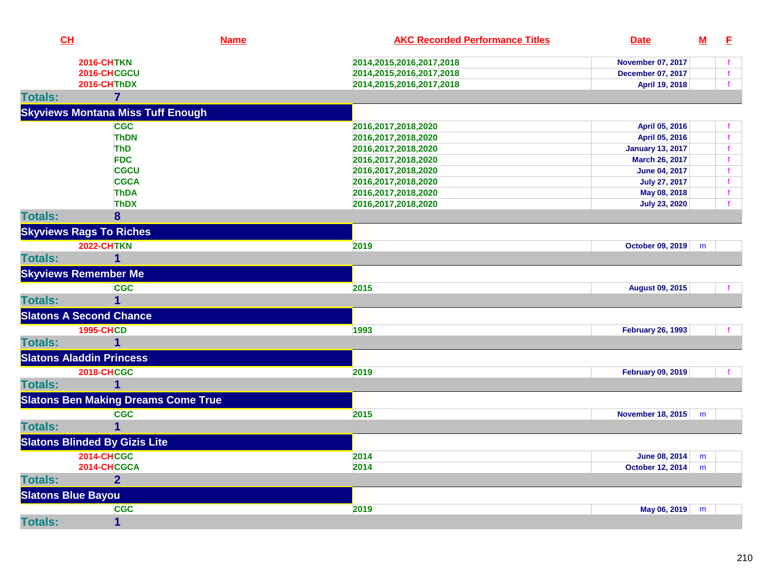| CH | Name | AKC Recorded Performance Titles | Date | M | F |
|---|---|---|---|---|---|
| 2016-CH | TKN | 2014,2015,2016,2017,2018 | November 07, 2017 | | f |
| 2016-CH | CGCU | 2014,2015,2016,2017,2018 | December 07, 2017 | | f |
| 2016-CH | ThDX | 2014,2015,2016,2017,2018 | April 19, 2018 | | f |
| **Totals:** | **7** | | | | |
| **Skyviews Montana Miss Tuff Enough** | | | | | |
| | CGC | 2016,2017,2018,2020 | April 05, 2016 | | f |
| | ThDN | 2016,2017,2018,2020 | April 05, 2016 | | f |
| | ThD | 2016,2017,2018,2020 | January 13, 2017 | | f |
| | FDC | 2016,2017,2018,2020 | March 26, 2017 | | f |
| | CGCU | 2016,2017,2018,2020 | June 04, 2017 | | f |
| | CGCA | 2016,2017,2018,2020 | July 27, 2017 | | f |
| | ThDA | 2016,2017,2018,2020 | May 08, 2018 | | f |
| | ThDX | 2016,2017,2018,2020 | July 23, 2020 | | f |
| **Totals:** | **8** | | | | |
| **Skyviews Rags To Riches** | | | | | |
| 2022-CH | TKN | 2019 | October 09, 2019 | m | |
| **Totals:** | **1** | | | | |
| **Skyviews Remember Me** | | | | | |
| | CGC | 2015 | August 09, 2015 | | f |
| **Totals:** | **1** | | | | |
| **Slatons A Second Chance** | | | | | |
| 1995-CH | CD | 1993 | February 26, 1993 | | f |
| **Totals:** | **1** | | | | |
| **Slatons Aladdin Princess** | | | | | |
| 2018-CH | CGC | 2019 | February 09, 2019 | | f |
| **Totals:** | **1** | | | | |
| **Slatons Ben Making Dreams Come True** | | | | | |
| | CGC | 2015 | November 18, 2015 | m | |
| **Totals:** | **1** | | | | |
| **Slatons Blinded By Gizis Lite** | | | | | |
| 2014-CH | CGC | 2014 | June 08, 2014 | m | |
| 2014-CH | CGCA | 2014 | October 12, 2014 | m | |
| **Totals:** | **2** | | | | |
| **Slatons Blue Bayou** | | | | | |
| | CGC | 2019 | May 06, 2019 | m | |
| **Totals:** | **1** | | | | |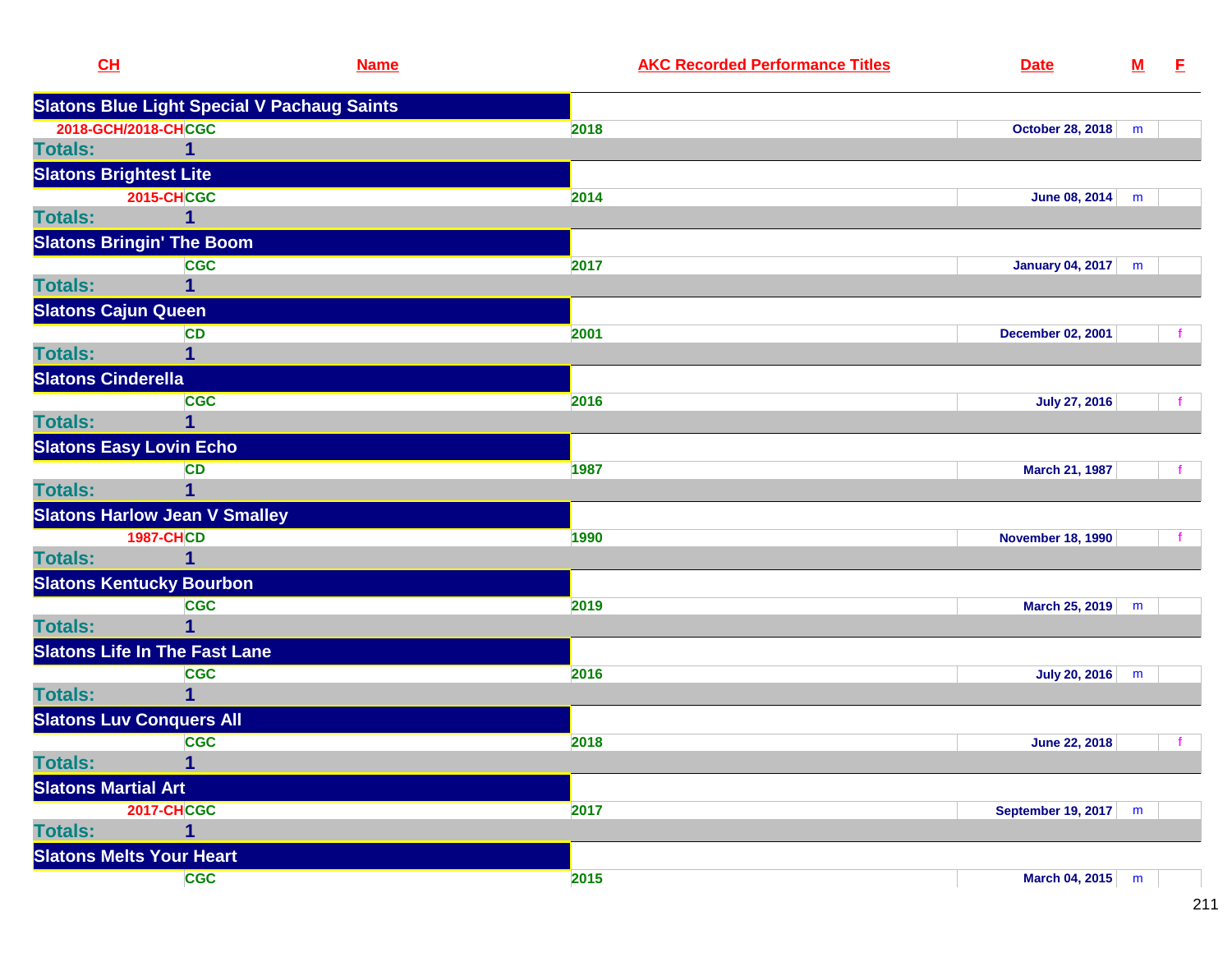| CH | Name | AKC Recorded Performance Titles | Date | M | F |
|---|---|---|---|---|---|
| **Slatons Blue Light Special V Pachaug Saints** | | | | | |
| 2018-GCH/2018-CH | CGC | 2018 | October 28, 2018 | m | |
| Totals: | 1 | | | | |
| **Slatons Brightest Lite** | | | | | |
| 2015-CH | CGC | 2014 | June 08, 2014 | m | |
| Totals: | 1 | | | | |
| **Slatons Bringin' The Boom** | | | | | |
| | CGC | 2017 | January 04, 2017 | m | |
| Totals: | 1 | | | | |
| **Slatons Cajun Queen** | | | | | |
| | CD | 2001 | December 02, 2001 | | f |
| Totals: | 1 | | | | |
| **Slatons Cinderella** | | | | | |
| | CGC | 2016 | July 27, 2016 | | f |
| Totals: | 1 | | | | |
| **Slatons Easy Lovin Echo** | | | | | |
| | CD | 1987 | March 21, 1987 | | f |
| Totals: | 1 | | | | |
| **Slatons Harlow Jean V Smalley** | | | | | |
| 1987-CH | CD | 1990 | November 18, 1990 | | f |
| Totals: | 1 | | | | |
| **Slatons Kentucky Bourbon** | | | | | |
| | CGC | 2019 | March 25, 2019 | m | |
| Totals: | 1 | | | | |
| **Slatons Life In The Fast Lane** | | | | | |
| | CGC | 2016 | July 20, 2016 | m | |
| Totals: | 1 | | | | |
| **Slatons Luv Conquers All** | | | | | |
| | CGC | 2018 | June 22, 2018 | | f |
| Totals: | 1 | | | | |
| **Slatons Martial Art** | | | | | |
| 2017-CH | CGC | 2017 | September 19, 2017 | m | |
| Totals: | 1 | | | | |
| **Slatons Melts Your Heart** | | | | | |
| | CGC | 2015 | March 04, 2015 | m | |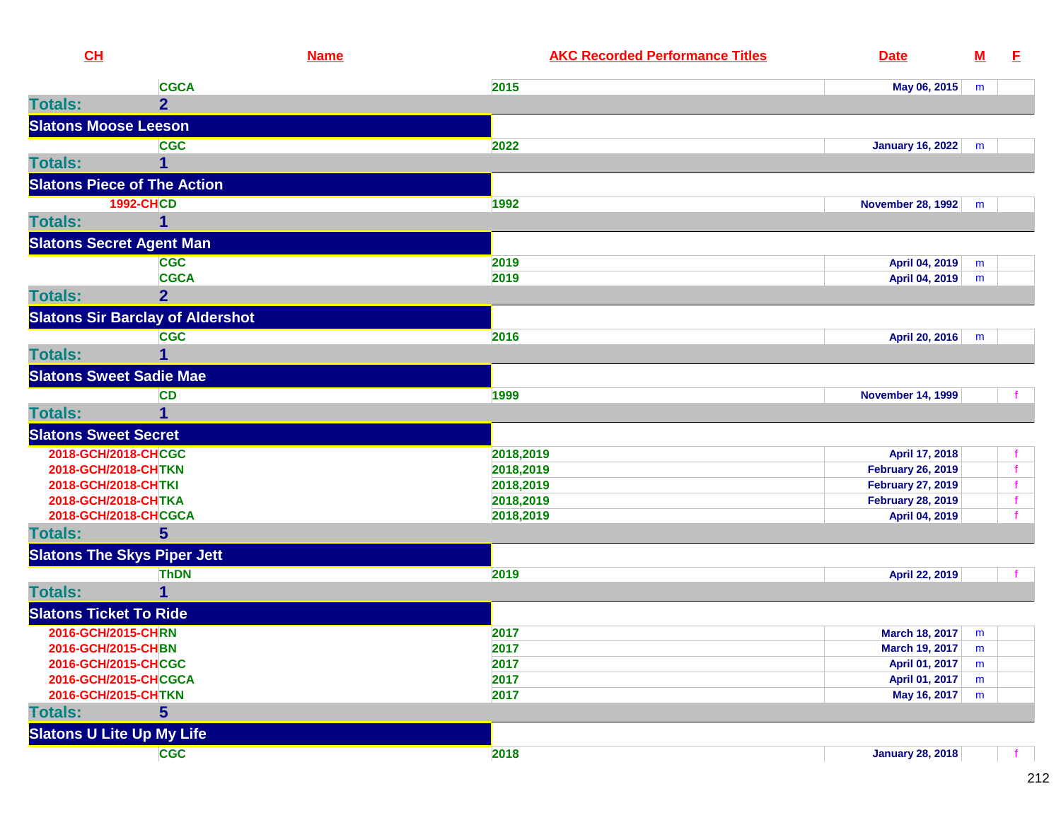| CH | Name | AKC Recorded Performance Titles | Date | M | F |
|---|---|---|---|---|---|
| | CGCA | 2015 | May 06, 2015 | m | |
| **Totals:** | **2** | | | | |
| **Slatons Moose Leeson** | | | | | |
| | CGC | 2022 | January 16, 2022 | m | |
| **Totals:** | **1** | | | | |
| **Slatons Piece of The Action** | | | | | |
| 1992-CH | CD | 1992 | November 28, 1992 | m | |
| **Totals:** | **1** | | | | |
| **Slatons Secret Agent Man** | | | | | |
| | CGC | 2019 | April 04, 2019 | m | |
| | CGCA | 2019 | April 04, 2019 | m | |
| **Totals:** | **2** | | | | |
| **Slatons Sir Barclay of Aldershot** | | | | | |
| | CGC | 2016 | April 20, 2016 | m | |
| **Totals:** | **1** | | | | |
| **Slatons Sweet Sadie Mae** | | | | | |
| | CD | 1999 | November 14, 1999 | | f |
| **Totals:** | **1** | | | | |
| **Slatons Sweet Secret** | | | | | |
| 2018-GCH/2018-CH | CGC | 2018,2019 | April 17, 2018 | | f |
| 2018-GCH/2018-CH | TKN | 2018,2019 | February 26, 2019 | | f |
| 2018-GCH/2018-CH | TKI | 2018,2019 | February 27, 2019 | | f |
| 2018-GCH/2018-CH | TKA | 2018,2019 | February 28, 2019 | | f |
| 2018-GCH/2018-CH | CGCA | 2018,2019 | April 04, 2019 | | f |
| **Totals:** | **5** | | | | |
| **Slatons The Skys Piper Jett** | | | | | |
| | ThDN | 2019 | April 22, 2019 | | f |
| **Totals:** | **1** | | | | |
| **Slatons Ticket To Ride** | | | | | |
| 2016-GCH/2015-CH | RN | 2017 | March 18, 2017 | m | |
| 2016-GCH/2015-CH | BN | 2017 | March 19, 2017 | m | |
| 2016-GCH/2015-CH | CGC | 2017 | April 01, 2017 | m | |
| 2016-GCH/2015-CH | CGCA | 2017 | April 01, 2017 | m | |
| 2016-GCH/2015-CH | TKN | 2017 | May 16, 2017 | m | |
| **Totals:** | **5** | | | | |
| **Slatons U Lite Up My Life** | | | | | |
| | CGC | 2018 | January 28, 2018 | | f |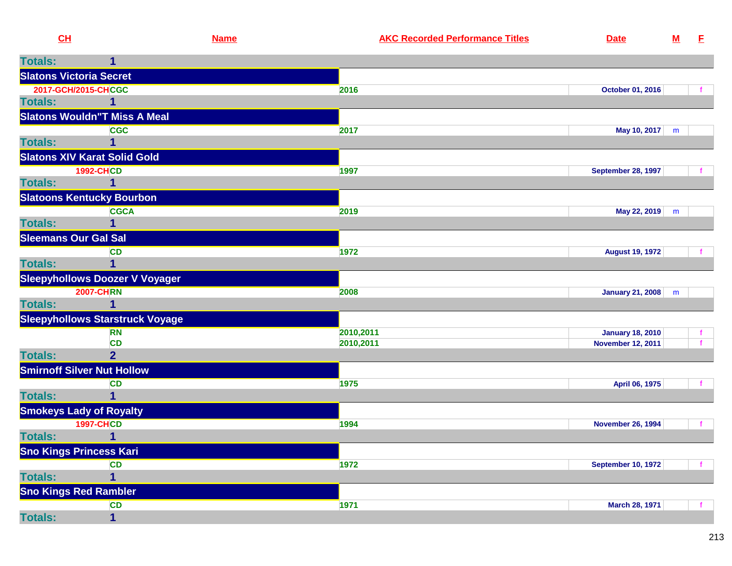| CH | Name | AKC Recorded Performance Titles | Date | M | F |
|---|---|---|---|---|---|
| **Totals:** | **1** | | | | |
| **Slatons Victoria Secret** | | | | | |
| 2017-GCH/2015-CH | CGC | 2016 | October 01, 2016 | | f |
| **Totals:** | **1** | | | | |
| **Slatons Wouldn"T Miss A Meal** | | | | | |
| | CGC | 2017 | May 10, 2017 | m | |
| **Totals:** | **1** | | | | |
| **Slatons XIV Karat Solid Gold** | | | | | |
| 1992-CH | CD | 1997 | September 28, 1997 | | f |
| **Totals:** | **1** | | | | |
| **Slatoons Kentucky Bourbon** | | | | | |
| | CGCA | 2019 | May 22, 2019 | m | |
| **Totals:** | **1** | | | | |
| **Sleemans Our Gal Sal** | | | | | |
| | CD | 1972 | August 19, 1972 | | f |
| **Totals:** | **1** | | | | |
| **Sleepyhollows Doozer V Voyager** | | | | | |
| 2007-CH | RN | 2008 | January 21, 2008 | m | |
| **Totals:** | **1** | | | | |
| **Sleepyhollows Starstruck Voyage** | | | | | |
| | RN | 2010,2011 | January 18, 2010 | | f |
| | CD | 2010,2011 | November 12, 2011 | | f |
| **Totals:** | **2** | | | | |
| **Smirnoff Silver Nut Hollow** | | | | | |
| | CD | 1975 | April 06, 1975 | | f |
| **Totals:** | **1** | | | | |
| **Smokeys Lady of Royalty** | | | | | |
| 1997-CH | CD | 1994 | November 26, 1994 | | f |
| **Totals:** | **1** | | | | |
| **Sno Kings Princess Kari** | | | | | |
| | CD | 1972 | September 10, 1972 | | f |
| **Totals:** | **1** | | | | |
| **Sno Kings Red Rambler** | | | | | |
| | CD | 1971 | March 28, 1971 | | f |
| **Totals:** | **1** | | | | |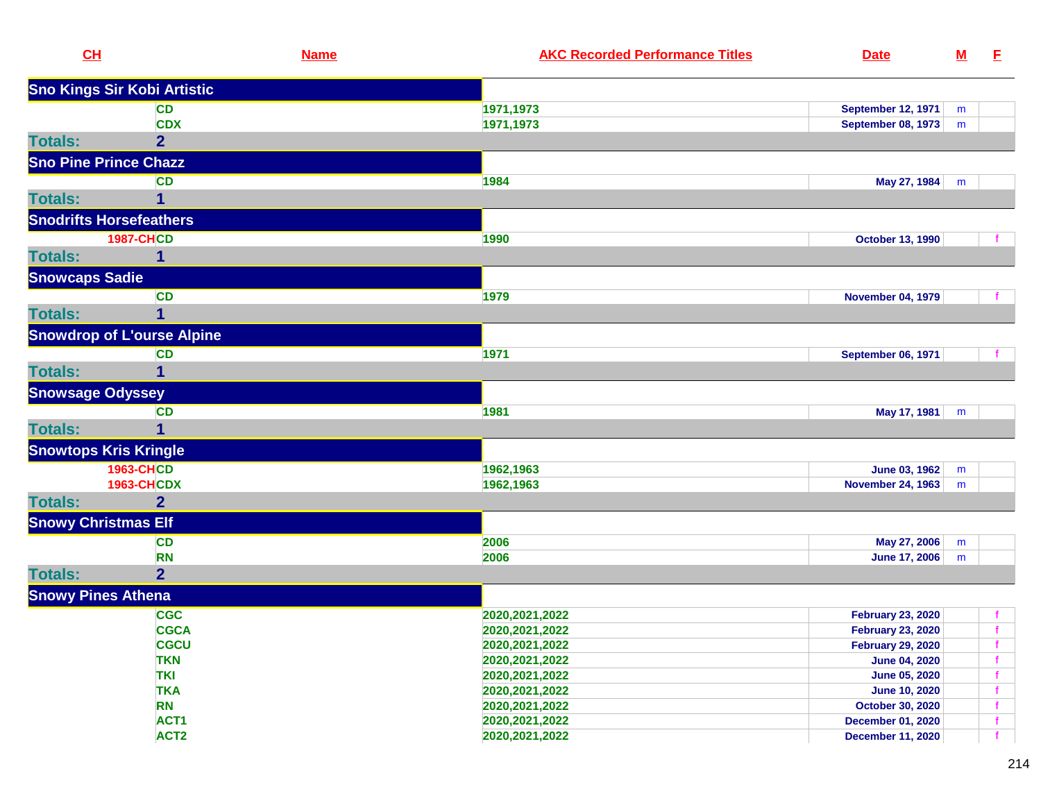| CH | Name | AKC Recorded Performance Titles | Date | M | F |
|---|---|---|---|---|---|
| **Sno Kings Sir Kobi Artistic** | | | | | |
| | CD | 1971,1973 | September 12, 1971 | m | |
| | CDX | 1971,1973 | September 08, 1973 | m | |
| **Totals:** | **2** | | | | |
| **Sno Pine Prince Chazz** | | | | | |
| | CD | 1984 | May 27, 1984 | m | |
| **Totals:** | **1** | | | | |
| **Snodrifts Horsefeathers** | | | | | |
| 1987-CH | CD | 1990 | October 13, 1990 | | f |
| **Totals:** | **1** | | | | |
| **Snowcaps Sadie** | | | | | |
| | CD | 1979 | November 04, 1979 | | f |
| **Totals:** | **1** | | | | |
| **Snowdrop of L'ourse Alpine** | | | | | |
| | CD | 1971 | September 06, 1971 | | f |
| **Totals:** | **1** | | | | |
| **Snowsage Odyssey** | | | | | |
| | CD | 1981 | May 17, 1981 | m | |
| **Totals:** | **1** | | | | |
| **Snowtops Kris Kringle** | | | | | |
| 1963-CH | CD | 1962,1963 | June 03, 1962 | m | |
| 1963-CH | CDX | 1962,1963 | November 24, 1963 | m | |
| **Totals:** | **2** | | | | |
| **Snowy Christmas Elf** | | | | | |
| | CD | 2006 | May 27, 2006 | m | |
| | RN | 2006 | June 17, 2006 | m | |
| **Totals:** | **2** | | | | |
| **Snowy Pines Athena** | | | | | |
| | CGC | 2020,2021,2022 | February 23, 2020 | | f |
| | CGCA | 2020,2021,2022 | February 23, 2020 | | f |
| | CGCU | 2020,2021,2022 | February 29, 2020 | | f |
| | TKN | 2020,2021,2022 | June 04, 2020 | | f |
| | TKI | 2020,2021,2022 | June 05, 2020 | | f |
| | TKA | 2020,2021,2022 | June 10, 2020 | | f |
| | RN | 2020,2021,2022 | October 30, 2020 | | f |
| | ACT1 | 2020,2021,2022 | December 01, 2020 | | f |
| | ACT2 | 2020,2021,2022 | December 11, 2020 | | f |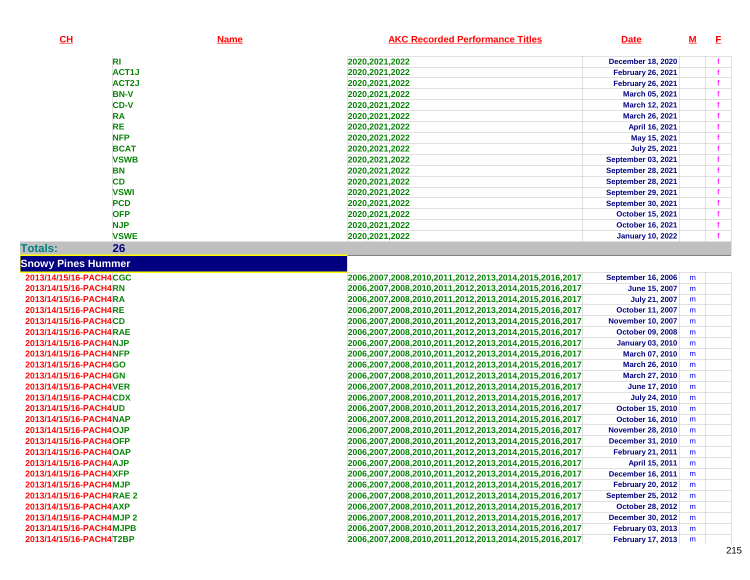| CH | Name | AKC Recorded Performance Titles | Date | M | F |
|---|---|---|---|---|---|
| | RI | 2020,2021,2022 | December 18, 2020 | | f |
| | ACT1J | 2020,2021,2022 | February 26, 2021 | | f |
| | ACT2J | 2020,2021,2022 | February 26, 2021 | | f |
| | BN-V | 2020,2021,2022 | March 05, 2021 | | f |
| | CD-V | 2020,2021,2022 | March 12, 2021 | | f |
| | RA | 2020,2021,2022 | March 26, 2021 | | f |
| | RE | 2020,2021,2022 | April 16, 2021 | | f |
| | NFP | 2020,2021,2022 | May 15, 2021 | | f |
| | BCAT | 2020,2021,2022 | July 25, 2021 | | f |
| | VSWB | 2020,2021,2022 | September 03, 2021 | | f |
| | BN | 2020,2021,2022 | September 28, 2021 | | f |
| | CD | 2020,2021,2022 | September 28, 2021 | | f |
| | VSWI | 2020,2021,2022 | September 29, 2021 | | f |
| | PCD | 2020,2021,2022 | September 30, 2021 | | f |
| | OFP | 2020,2021,2022 | October 15, 2021 | | f |
| | NJP | 2020,2021,2022 | October 16, 2021 | | f |
| | VSWE | 2020,2021,2022 | January 10, 2022 | | f |
| **Totals:** | **26** | | | | |
| **Snowy Pines Hummer** | | | | | |
| 2013/14/15/16-PACH4 | CGC | 2006,2007,2008,2010,2011,2012,2013,2014,2015,2016,2017 | September 16, 2006 | m | |
| 2013/14/15/16-PACH4 | RN | 2006,2007,2008,2010,2011,2012,2013,2014,2015,2016,2017 | June 15, 2007 | m | |
| 2013/14/15/16-PACH4 | RA | 2006,2007,2008,2010,2011,2012,2013,2014,2015,2016,2017 | July 21, 2007 | m | |
| 2013/14/15/16-PACH4 | RE | 2006,2007,2008,2010,2011,2012,2013,2014,2015,2016,2017 | October 11, 2007 | m | |
| 2013/14/15/16-PACH4 | CD | 2006,2007,2008,2010,2011,2012,2013,2014,2015,2016,2017 | November 10, 2007 | m | |
| 2013/14/15/16-PACH4 | RAE | 2006,2007,2008,2010,2011,2012,2013,2014,2015,2016,2017 | October 09, 2008 | m | |
| 2013/14/15/16-PACH4 | NJP | 2006,2007,2008,2010,2011,2012,2013,2014,2015,2016,2017 | January 03, 2010 | m | |
| 2013/14/15/16-PACH4 | NFP | 2006,2007,2008,2010,2011,2012,2013,2014,2015,2016,2017 | March 07, 2010 | m | |
| 2013/14/15/16-PACH4 | GO | 2006,2007,2008,2010,2011,2012,2013,2014,2015,2016,2017 | March 26, 2010 | m | |
| 2013/14/15/16-PACH4 | GN | 2006,2007,2008,2010,2011,2012,2013,2014,2015,2016,2017 | March 27, 2010 | m | |
| 2013/14/15/16-PACH4 | VER | 2006,2007,2008,2010,2011,2012,2013,2014,2015,2016,2017 | June 17, 2010 | m | |
| 2013/14/15/16-PACH4 | CDX | 2006,2007,2008,2010,2011,2012,2013,2014,2015,2016,2017 | July 24, 2010 | m | |
| 2013/14/15/16-PACH4 | UD | 2006,2007,2008,2010,2011,2012,2013,2014,2015,2016,2017 | October 15, 2010 | m | |
| 2013/14/15/16-PACH4 | NAP | 2006,2007,2008,2010,2011,2012,2013,2014,2015,2016,2017 | October 16, 2010 | m | |
| 2013/14/15/16-PACH4 | OJP | 2006,2007,2008,2010,2011,2012,2013,2014,2015,2016,2017 | November 28, 2010 | m | |
| 2013/14/15/16-PACH4 | OFP | 2006,2007,2008,2010,2011,2012,2013,2014,2015,2016,2017 | December 31, 2010 | m | |
| 2013/14/15/16-PACH4 | OAP | 2006,2007,2008,2010,2011,2012,2013,2014,2015,2016,2017 | February 21, 2011 | m | |
| 2013/14/15/16-PACH4 | AJP | 2006,2007,2008,2010,2011,2012,2013,2014,2015,2016,2017 | April 15, 2011 | m | |
| 2013/14/15/16-PACH4 | XFP | 2006,2007,2008,2010,2011,2012,2013,2014,2015,2016,2017 | December 16, 2011 | m | |
| 2013/14/15/16-PACH4 | MJP | 2006,2007,2008,2010,2011,2012,2013,2014,2015,2016,2017 | February 20, 2012 | m | |
| 2013/14/15/16-PACH4 | RAE 2 | 2006,2007,2008,2010,2011,2012,2013,2014,2015,2016,2017 | September 25, 2012 | m | |
| 2013/14/15/16-PACH4 | AXP | 2006,2007,2008,2010,2011,2012,2013,2014,2015,2016,2017 | October 28, 2012 | m | |
| 2013/14/15/16-PACH4 | MJP 2 | 2006,2007,2008,2010,2011,2012,2013,2014,2015,2016,2017 | December 30, 2012 | m | |
| 2013/14/15/16-PACH4 | MJPB | 2006,2007,2008,2010,2011,2012,2013,2014,2015,2016,2017 | February 03, 2013 | m | |
| 2013/14/15/16-PACH4 | T2BP | 2006,2007,2008,2010,2011,2012,2013,2014,2015,2016,2017 | February 17, 2013 | m | |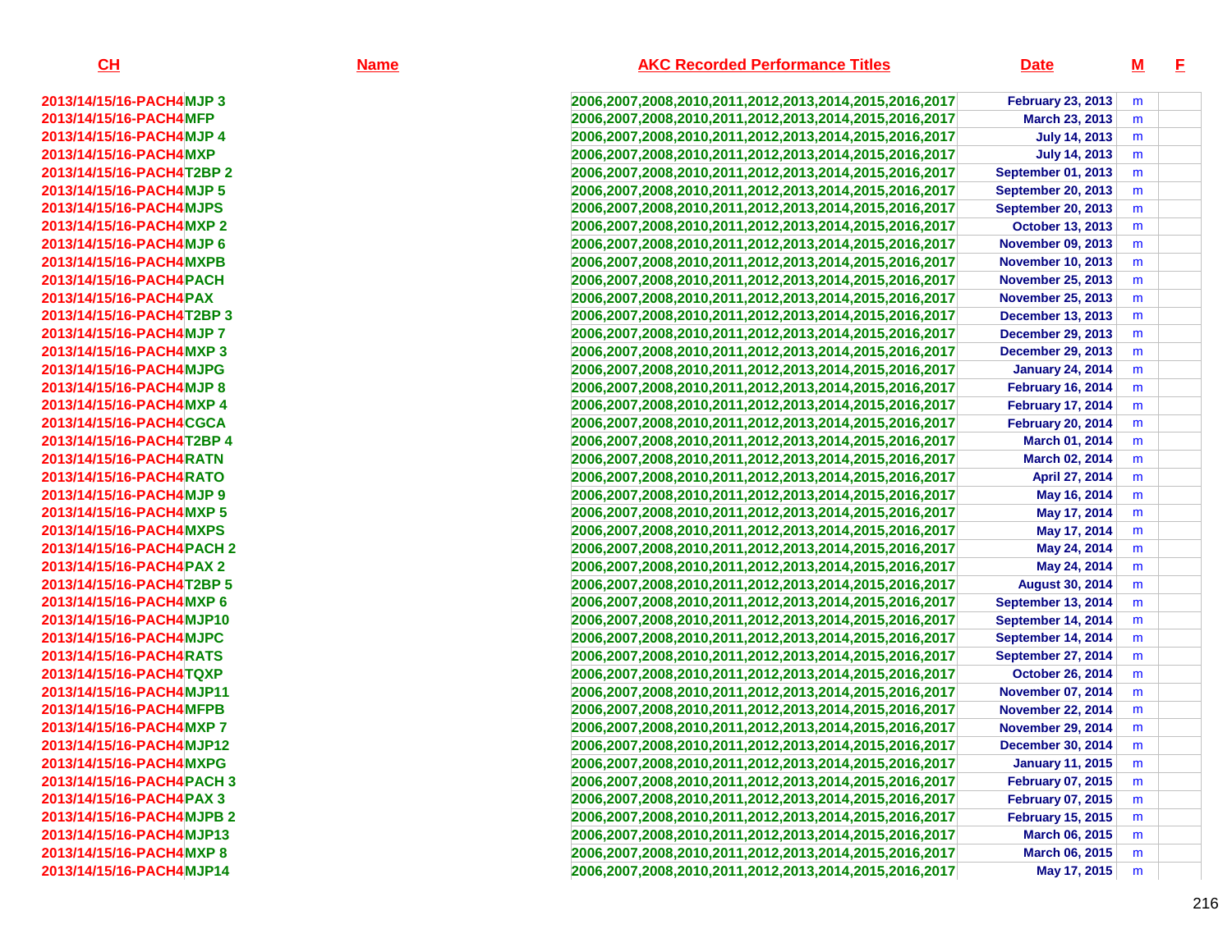| CH | Name | AKC Recorded Performance Titles | Date | M | F |
|---|---|---|---|---|---|
| 2013/14/15/16-PACH4MJP 3 | | 2006,2007,2008,2010,2011,2012,2013,2014,2015,2016,2017 | February 23, 2013 | m | |
| 2013/14/15/16-PACH4MFP | | 2006,2007,2008,2010,2011,2012,2013,2014,2015,2016,2017 | March 23, 2013 | m | |
| 2013/14/15/16-PACH4MJP 4 | | 2006,2007,2008,2010,2011,2012,2013,2014,2015,2016,2017 | July 14, 2013 | m | |
| 2013/14/15/16-PACH4MXP | | 2006,2007,2008,2010,2011,2012,2013,2014,2015,2016,2017 | July 14, 2013 | m | |
| 2013/14/15/16-PACH4T2BP 2 | | 2006,2007,2008,2010,2011,2012,2013,2014,2015,2016,2017 | September 01, 2013 | m | |
| 2013/14/15/16-PACH4MJP 5 | | 2006,2007,2008,2010,2011,2012,2013,2014,2015,2016,2017 | September 20, 2013 | m | |
| 2013/14/15/16-PACH4MJPS | | 2006,2007,2008,2010,2011,2012,2013,2014,2015,2016,2017 | September 20, 2013 | m | |
| 2013/14/15/16-PACH4MXP 2 | | 2006,2007,2008,2010,2011,2012,2013,2014,2015,2016,2017 | October 13, 2013 | m | |
| 2013/14/15/16-PACH4MJP 6 | | 2006,2007,2008,2010,2011,2012,2013,2014,2015,2016,2017 | November 09, 2013 | m | |
| 2013/14/15/16-PACH4MXPB | | 2006,2007,2008,2010,2011,2012,2013,2014,2015,2016,2017 | November 10, 2013 | m | |
| 2013/14/15/16-PACH4PACH | | 2006,2007,2008,2010,2011,2012,2013,2014,2015,2016,2017 | November 25, 2013 | m | |
| 2013/14/15/16-PACH4PAX | | 2006,2007,2008,2010,2011,2012,2013,2014,2015,2016,2017 | November 25, 2013 | m | |
| 2013/14/15/16-PACH4T2BP 3 | | 2006,2007,2008,2010,2011,2012,2013,2014,2015,2016,2017 | December 13, 2013 | m | |
| 2013/14/15/16-PACH4MJP 7 | | 2006,2007,2008,2010,2011,2012,2013,2014,2015,2016,2017 | December 29, 2013 | m | |
| 2013/14/15/16-PACH4MXP 3 | | 2006,2007,2008,2010,2011,2012,2013,2014,2015,2016,2017 | December 29, 2013 | m | |
| 2013/14/15/16-PACH4MJPG | | 2006,2007,2008,2010,2011,2012,2013,2014,2015,2016,2017 | January 24, 2014 | m | |
| 2013/14/15/16-PACH4MJP 8 | | 2006,2007,2008,2010,2011,2012,2013,2014,2015,2016,2017 | February 16, 2014 | m | |
| 2013/14/15/16-PACH4MXP 4 | | 2006,2007,2008,2010,2011,2012,2013,2014,2015,2016,2017 | February 17, 2014 | m | |
| 2013/14/15/16-PACH4CGCA | | 2006,2007,2008,2010,2011,2012,2013,2014,2015,2016,2017 | February 20, 2014 | m | |
| 2013/14/15/16-PACH4T2BP 4 | | 2006,2007,2008,2010,2011,2012,2013,2014,2015,2016,2017 | March 01, 2014 | m | |
| 2013/14/15/16-PACH4RATN | | 2006,2007,2008,2010,2011,2012,2013,2014,2015,2016,2017 | March 02, 2014 | m | |
| 2013/14/15/16-PACH4RATO | | 2006,2007,2008,2010,2011,2012,2013,2014,2015,2016,2017 | April 27, 2014 | m | |
| 2013/14/15/16-PACH4MJP 9 | | 2006,2007,2008,2010,2011,2012,2013,2014,2015,2016,2017 | May 16, 2014 | m | |
| 2013/14/15/16-PACH4MXP 5 | | 2006,2007,2008,2010,2011,2012,2013,2014,2015,2016,2017 | May 17, 2014 | m | |
| 2013/14/15/16-PACH4MXPS | | 2006,2007,2008,2010,2011,2012,2013,2014,2015,2016,2017 | May 17, 2014 | m | |
| 2013/14/15/16-PACH4PACH 2 | | 2006,2007,2008,2010,2011,2012,2013,2014,2015,2016,2017 | May 24, 2014 | m | |
| 2013/14/15/16-PACH4PAX 2 | | 2006,2007,2008,2010,2011,2012,2013,2014,2015,2016,2017 | May 24, 2014 | m | |
| 2013/14/15/16-PACH4T2BP 5 | | 2006,2007,2008,2010,2011,2012,2013,2014,2015,2016,2017 | August 30, 2014 | m | |
| 2013/14/15/16-PACH4MXP 6 | | 2006,2007,2008,2010,2011,2012,2013,2014,2015,2016,2017 | September 13, 2014 | m | |
| 2013/14/15/16-PACH4MJP10 | | 2006,2007,2008,2010,2011,2012,2013,2014,2015,2016,2017 | September 14, 2014 | m | |
| 2013/14/15/16-PACH4MJPC | | 2006,2007,2008,2010,2011,2012,2013,2014,2015,2016,2017 | September 14, 2014 | m | |
| 2013/14/15/16-PACH4RATS | | 2006,2007,2008,2010,2011,2012,2013,2014,2015,2016,2017 | September 27, 2014 | m | |
| 2013/14/15/16-PACH4TQXP | | 2006,2007,2008,2010,2011,2012,2013,2014,2015,2016,2017 | October 26, 2014 | m | |
| 2013/14/15/16-PACH4MJP11 | | 2006,2007,2008,2010,2011,2012,2013,2014,2015,2016,2017 | November 07, 2014 | m | |
| 2013/14/15/16-PACH4MFPB | | 2006,2007,2008,2010,2011,2012,2013,2014,2015,2016,2017 | November 22, 2014 | m | |
| 2013/14/15/16-PACH4MXP 7 | | 2006,2007,2008,2010,2011,2012,2013,2014,2015,2016,2017 | November 29, 2014 | m | |
| 2013/14/15/16-PACH4MJP12 | | 2006,2007,2008,2010,2011,2012,2013,2014,2015,2016,2017 | December 30, 2014 | m | |
| 2013/14/15/16-PACH4MXPG | | 2006,2007,2008,2010,2011,2012,2013,2014,2015,2016,2017 | January 11, 2015 | m | |
| 2013/14/15/16-PACH4PACH 3 | | 2006,2007,2008,2010,2011,2012,2013,2014,2015,2016,2017 | February 07, 2015 | m | |
| 2013/14/15/16-PACH4PAX 3 | | 2006,2007,2008,2010,2011,2012,2013,2014,2015,2016,2017 | February 07, 2015 | m | |
| 2013/14/15/16-PACH4MJPB 2 | | 2006,2007,2008,2010,2011,2012,2013,2014,2015,2016,2017 | February 15, 2015 | m | |
| 2013/14/15/16-PACH4MJP13 | | 2006,2007,2008,2010,2011,2012,2013,2014,2015,2016,2017 | March 06, 2015 | m | |
| 2013/14/15/16-PACH4MXP 8 | | 2006,2007,2008,2010,2011,2012,2013,2014,2015,2016,2017 | March 06, 2015 | m | |
| 2013/14/15/16-PACH4MJP14 | | 2006,2007,2008,2010,2011,2012,2013,2014,2015,2016,2017 | May 17, 2015 | m | |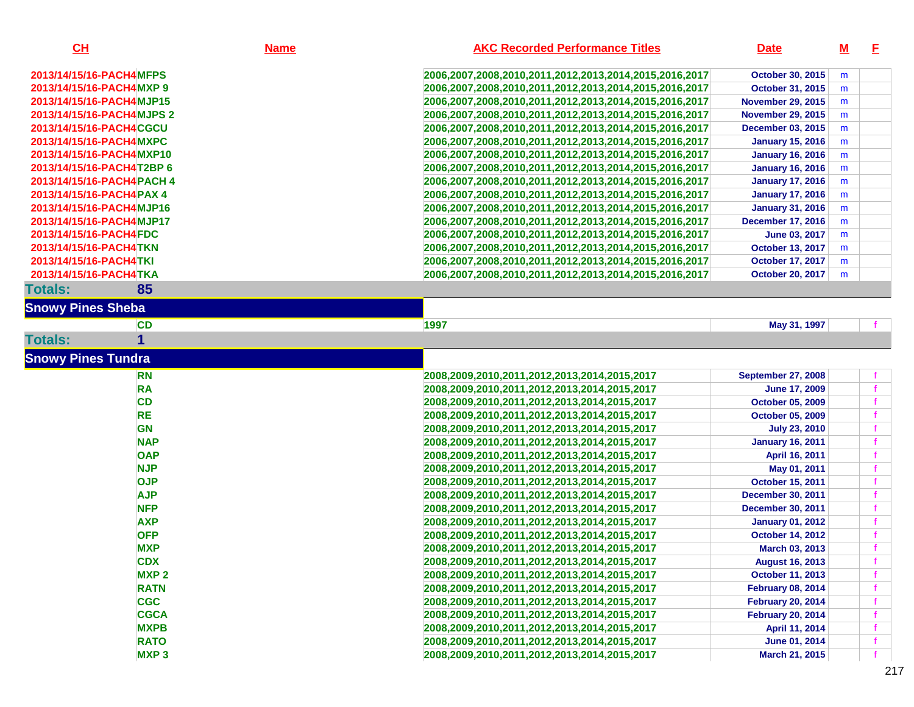| CH | Name | AKC Recorded Performance Titles | Date | M | F |
|---|---|---|---|---|---|
| 2013/14/15/16-PACH4 | MFPS | 2006,2007,2008,2010,2011,2012,2013,2014,2015,2016,2017 | October 30, 2015 | m | |
| 2013/14/15/16-PACH4 | MXP 9 | 2006,2007,2008,2010,2011,2012,2013,2014,2015,2016,2017 | October 31, 2015 | m | |
| 2013/14/15/16-PACH4 | MJP15 | 2006,2007,2008,2010,2011,2012,2013,2014,2015,2016,2017 | November 29, 2015 | m | |
| 2013/14/15/16-PACH4 | MJPS 2 | 2006,2007,2008,2010,2011,2012,2013,2014,2015,2016,2017 | November 29, 2015 | m | |
| 2013/14/15/16-PACH4 | CGCU | 2006,2007,2008,2010,2011,2012,2013,2014,2015,2016,2017 | December 03, 2015 | m | |
| 2013/14/15/16-PACH4 | MXPC | 2006,2007,2008,2010,2011,2012,2013,2014,2015,2016,2017 | January 15, 2016 | m | |
| 2013/14/15/16-PACH4 | MXP10 | 2006,2007,2008,2010,2011,2012,2013,2014,2015,2016,2017 | January 16, 2016 | m | |
| 2013/14/15/16-PACH4 | T2BP 6 | 2006,2007,2008,2010,2011,2012,2013,2014,2015,2016,2017 | January 16, 2016 | m | |
| 2013/14/15/16-PACH4 | PACH 4 | 2006,2007,2008,2010,2011,2012,2013,2014,2015,2016,2017 | January 17, 2016 | m | |
| 2013/14/15/16-PACH4 | PAX 4 | 2006,2007,2008,2010,2011,2012,2013,2014,2015,2016,2017 | January 17, 2016 | m | |
| 2013/14/15/16-PACH4 | MJP16 | 2006,2007,2008,2010,2011,2012,2013,2014,2015,2016,2017 | January 31, 2016 | m | |
| 2013/14/15/16-PACH4 | MJP17 | 2006,2007,2008,2010,2011,2012,2013,2014,2015,2016,2017 | December 17, 2016 | m | |
| 2013/14/15/16-PACH4 | FDC | 2006,2007,2008,2010,2011,2012,2013,2014,2015,2016,2017 | June 03, 2017 | m | |
| 2013/14/15/16-PACH4 | TKN | 2006,2007,2008,2010,2011,2012,2013,2014,2015,2016,2017 | October 13, 2017 | m | |
| 2013/14/15/16-PACH4 | TKI | 2006,2007,2008,2010,2011,2012,2013,2014,2015,2016,2017 | October 17, 2017 | m | |
| 2013/14/15/16-PACH4 | TKA | 2006,2007,2008,2010,2011,2012,2013,2014,2015,2016,2017 | October 20, 2017 | m | |
| **Totals:** | **85** | | | | |
| **Snowy Pines Sheba** | | | | | |
| | CD | 1997 | May 31, 1997 | | f |
| **Totals:** | **1** | | | | |
| **Snowy Pines Tundra** | | | | | |
| | RN | 2008,2009,2010,2011,2012,2013,2014,2015,2017 | September 27, 2008 | | f |
| | RA | 2008,2009,2010,2011,2012,2013,2014,2015,2017 | June 17, 2009 | | f |
| | CD | 2008,2009,2010,2011,2012,2013,2014,2015,2017 | October 05, 2009 | | f |
| | RE | 2008,2009,2010,2011,2012,2013,2014,2015,2017 | October 05, 2009 | | f |
| | GN | 2008,2009,2010,2011,2012,2013,2014,2015,2017 | July 23, 2010 | | f |
| | NAP | 2008,2009,2010,2011,2012,2013,2014,2015,2017 | January 16, 2011 | | f |
| | OAP | 2008,2009,2010,2011,2012,2013,2014,2015,2017 | April 16, 2011 | | f |
| | NJP | 2008,2009,2010,2011,2012,2013,2014,2015,2017 | May 01, 2011 | | f |
| | OJP | 2008,2009,2010,2011,2012,2013,2014,2015,2017 | October 15, 2011 | | f |
| | AJP | 2008,2009,2010,2011,2012,2013,2014,2015,2017 | December 30, 2011 | | f |
| | NFP | 2008,2009,2010,2011,2012,2013,2014,2015,2017 | December 30, 2011 | | f |
| | AXP | 2008,2009,2010,2011,2012,2013,2014,2015,2017 | January 01, 2012 | | f |
| | OFP | 2008,2009,2010,2011,2012,2013,2014,2015,2017 | October 14, 2012 | | f |
| | MXP | 2008,2009,2010,2011,2012,2013,2014,2015,2017 | March 03, 2013 | | f |
| | CDX | 2008,2009,2010,2011,2012,2013,2014,2015,2017 | August 16, 2013 | | f |
| | MXP 2 | 2008,2009,2010,2011,2012,2013,2014,2015,2017 | October 11, 2013 | | f |
| | RATN | 2008,2009,2010,2011,2012,2013,2014,2015,2017 | February 08, 2014 | | f |
| | CGC | 2008,2009,2010,2011,2012,2013,2014,2015,2017 | February 20, 2014 | | f |
| | CGCA | 2008,2009,2010,2011,2012,2013,2014,2015,2017 | February 20, 2014 | | f |
| | MXPB | 2008,2009,2010,2011,2012,2013,2014,2015,2017 | April 11, 2014 | | f |
| | RATO | 2008,2009,2010,2011,2012,2013,2014,2015,2017 | June 01, 2014 | | f |
| | MXP 3 | 2008,2009,2010,2011,2012,2013,2014,2015,2017 | March 21, 2015 | | f |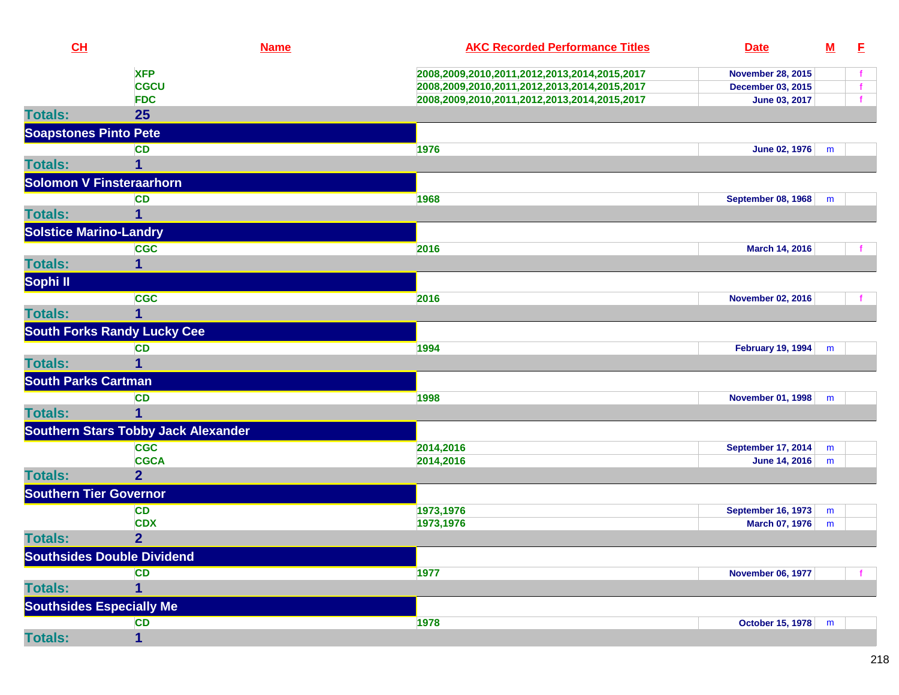| CH | Name | AKC Recorded Performance Titles | Date | M | F |
|---|---|---|---|---|---|
| | XFP | 2008,2009,2010,2011,2012,2013,2014,2015,2017 | November 28, 2015 | | f |
| | CGCU | 2008,2009,2010,2011,2012,2013,2014,2015,2017 | December 03, 2015 | | f |
| | FDC | 2008,2009,2010,2011,2012,2013,2014,2015,2017 | June 03, 2017 | | f |
| **Totals:** | **25** | | | | |
| **Soapstones Pinto Pete** | | | | | |
| | CD | 1976 | June 02, 1976 | m | |
| **Totals:** | **1** | | | | |
| **Solomon V Finsteraarhorn** | | | | | |
| | CD | 1968 | September 08, 1968 | m | |
| **Totals:** | **1** | | | | |
| **Solstice Marino-Landry** | | | | | |
| | CGC | 2016 | March 14, 2016 | | f |
| **Totals:** | **1** | | | | |
| **Sophi II** | | | | | |
| | CGC | 2016 | November 02, 2016 | | f |
| **Totals:** | **1** | | | | |
| **South Forks Randy Lucky Cee** | | | | | |
| | CD | 1994 | February 19, 1994 | m | |
| **Totals:** | **1** | | | | |
| **South Parks Cartman** | | | | | |
| | CD | 1998 | November 01, 1998 | m | |
| **Totals:** | **1** | | | | |
| **Southern Stars Tobby Jack Alexander** | | | | | |
| | CGC | 2014,2016 | September 17, 2014 | m | |
| | CGCA | 2014,2016 | June 14, 2016 | m | |
| **Totals:** | **2** | | | | |
| **Southern Tier Governor** | | | | | |
| | CD | 1973,1976 | September 16, 1973 | m | |
| | CDX | 1973,1976 | March 07, 1976 | m | |
| **Totals:** | **2** | | | | |
| **Southsides Double Dividend** | | | | | |
| | CD | 1977 | November 06, 1977 | | f |
| **Totals:** | **1** | | | | |
| **Southsides Especially Me** | | | | | |
| | CD | 1978 | October 15, 1978 | m | |
| **Totals:** | **1** | | | | |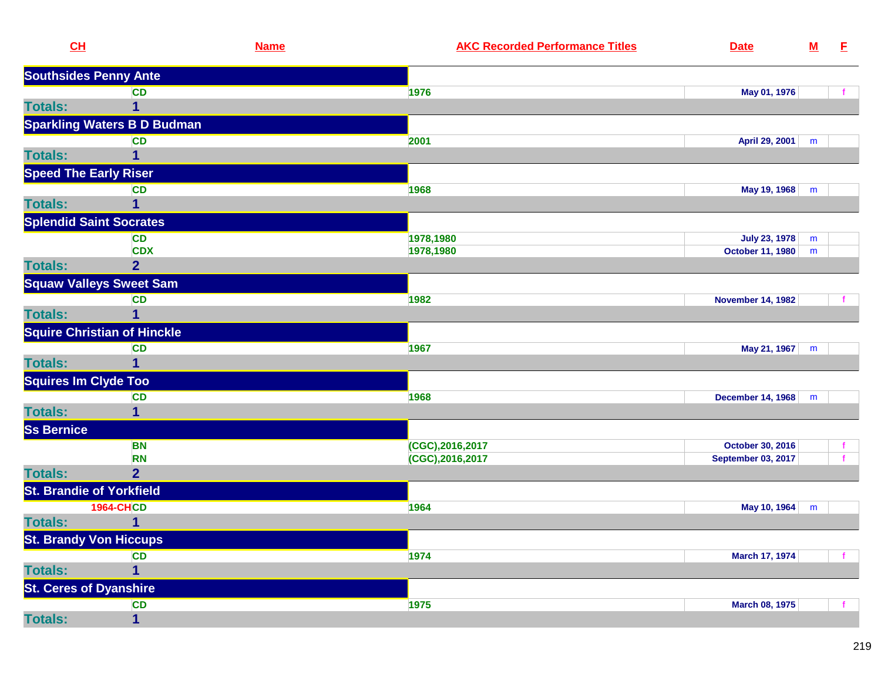| CH | Name | AKC Recorded Performance Titles | Date | M | F |
|---|---|---|---|---|---|
| **Southsides Penny Ante** | | | | | |
| | CD | 1976 | May 01, 1976 | | f |
| **Totals:** | 1 | | | | |
| **Sparkling Waters B D Budman** | | | | | |
| | CD | 2001 | April 29, 2001 | m | |
| **Totals:** | 1 | | | | |
| **Speed The Early Riser** | | | | | |
| | CD | 1968 | May 19, 1968 | m | |
| **Totals:** | 1 | | | | |
| **Splendid Saint Socrates** | | | | | |
| | CD | 1978,1980 | July 23, 1978 | m | |
| | CDX | 1978,1980 | October 11, 1980 | m | |
| **Totals:** | 2 | | | | |
| **Squaw Valleys Sweet Sam** | | | | | |
| | CD | 1982 | November 14, 1982 | | f |
| **Totals:** | 1 | | | | |
| **Squire Christian of Hinckle** | | | | | |
| | CD | 1967 | May 21, 1967 | m | |
| **Totals:** | 1 | | | | |
| **Squires Im Clyde Too** | | | | | |
| | CD | 1968 | December 14, 1968 | m | |
| **Totals:** | 1 | | | | |
| **Ss Bernice** | | | | | |
| | BN | (CGC),2016,2017 | October 30, 2016 | | f |
| | RN | (CGC),2016,2017 | September 03, 2017 | | f |
| **Totals:** | 2 | | | | |
| **St. Brandie of Yorkfield** | | | | | |
| 1964-CH | CD | 1964 | May 10, 1964 | m | |
| **Totals:** | 1 | | | | |
| **St. Brandy Von Hiccups** | | | | | |
| | CD | 1974 | March 17, 1974 | | f |
| **Totals:** | 1 | | | | |
| **St. Ceres of Dyanshire** | | | | | |
| | CD | 1975 | March 08, 1975 | | f |
| **Totals:** | 1 | | | | |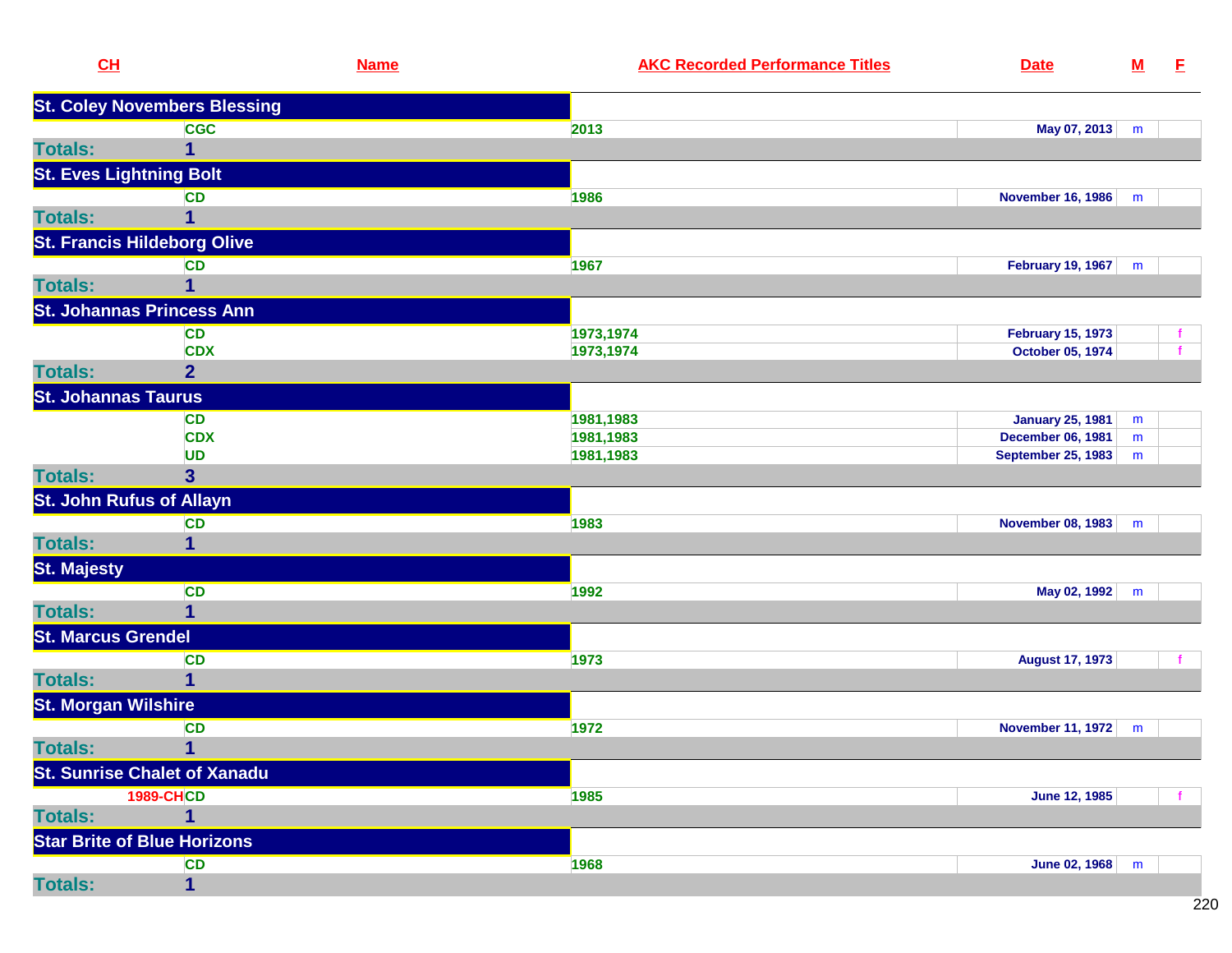| CH | Name | AKC Recorded Performance Titles | Date | M | F |
|---|---|---|---|---|---|
| **St. Coley Novembers Blessing** | | | | | |
| | CGC | 2013 | May 07, 2013 | m | |
| Totals: | 1 | | | | |
| **St. Eves Lightning Bolt** | | | | | |
| | CD | 1986 | November 16, 1986 | m | |
| Totals: | 1 | | | | |
| **St. Francis Hildeborg Olive** | | | | | |
| | CD | 1967 | February 19, 1967 | m | |
| Totals: | 1 | | | | |
| **St. Johannas Princess Ann** | | | | | |
| | CD | 1973,1974 | February 15, 1973 | | f |
| | CDX | 1973,1974 | October 05, 1974 | | f |
| Totals: | 2 | | | | |
| **St. Johannas Taurus** | | | | | |
| | CD | 1981,1983 | January 25, 1981 | m | |
| | CDX | 1981,1983 | December 06, 1981 | m | |
| | UD | 1981,1983 | September 25, 1983 | m | |
| Totals: | 3 | | | | |
| **St. John Rufus of Allayn** | | | | | |
| | CD | 1983 | November 08, 1983 | m | |
| Totals: | 1 | | | | |
| **St. Majesty** | | | | | |
| | CD | 1992 | May 02, 1992 | m | |
| Totals: | 1 | | | | |
| **St. Marcus Grendel** | | | | | |
| | CD | 1973 | August 17, 1973 | | f |
| Totals: | 1 | | | | |
| **St. Morgan Wilshire** | | | | | |
| | CD | 1972 | November 11, 1972 | m | |
| Totals: | 1 | | | | |
| **St. Sunrise Chalet of Xanadu** | | | | | |
| 1989-CH | CD | 1985 | June 12, 1985 | | f |
| Totals: | 1 | | | | |
| **Star Brite of Blue Horizons** | | | | | |
| | CD | 1968 | June 02, 1968 | m | |
| Totals: | 1 | | | | |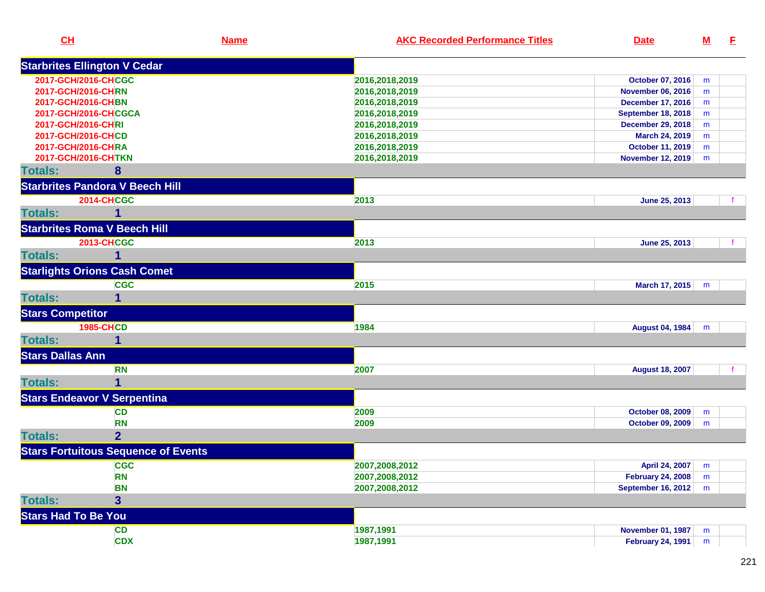| CH | Name | AKC Recorded Performance Titles | Date | M | F |
|---|---|---|---|---|---|
| **Starbrites Ellington V Cedar** | | | | | |
| 2017-GCH/2016-CH | CGC | 2016,2018,2019 | October 07, 2016 | m | |
| 2017-GCH/2016-CH | RN | 2016,2018,2019 | November 06, 2016 | m | |
| 2017-GCH/2016-CH | BN | 2016,2018,2019 | December 17, 2016 | m | |
| 2017-GCH/2016-CH | CGCA | 2016,2018,2019 | September 18, 2018 | m | |
| 2017-GCH/2016-CH | RI | 2016,2018,2019 | December 29, 2018 | m | |
| 2017-GCH/2016-CH | CD | 2016,2018,2019 | March 24, 2019 | m | |
| 2017-GCH/2016-CH | RA | 2016,2018,2019 | October 11, 2019 | m | |
| 2017-GCH/2016-CH | TKN | 2016,2018,2019 | November 12, 2019 | m | |
| **Totals:** | **8** | | | | |
| **Starbrites Pandora V Beech Hill** | | | | | |
| 2014-CH | CGC | 2013 | June 25, 2013 | | f |
| **Totals:** | **1** | | | | |
| **Starbrites Roma V Beech Hill** | | | | | |
| 2013-CH | CGC | 2013 | June 25, 2013 | | f |
| **Totals:** | **1** | | | | |
| **Starlights Orions Cash Comet** | | | | | |
| | CGC | 2015 | March 17, 2015 | m | |
| **Totals:** | **1** | | | | |
| **Stars Competitor** | | | | | |
| 1985-CH | CD | 1984 | August 04, 1984 | m | |
| **Totals:** | **1** | | | | |
| **Stars Dallas Ann** | | | | | |
| | RN | 2007 | August 18, 2007 | | f |
| **Totals:** | **1** | | | | |
| **Stars Endeavor V Serpentina** | | | | | |
| | CD | 2009 | October 08, 2009 | m | |
| | RN | 2009 | October 09, 2009 | m | |
| **Totals:** | **2** | | | | |
| **Stars Fortuitous Sequence of Events** | | | | | |
| | CGC | 2007,2008,2012 | April 24, 2007 | m | |
| | RN | 2007,2008,2012 | February 24, 2008 | m | |
| | BN | 2007,2008,2012 | September 16, 2012 | m | |
| **Totals:** | **3** | | | | |
| **Stars Had To Be You** | | | | | |
| | CD | 1987,1991 | November 01, 1987 | m | |
| | CDX | 1987,1991 | February 24, 1991 | m | |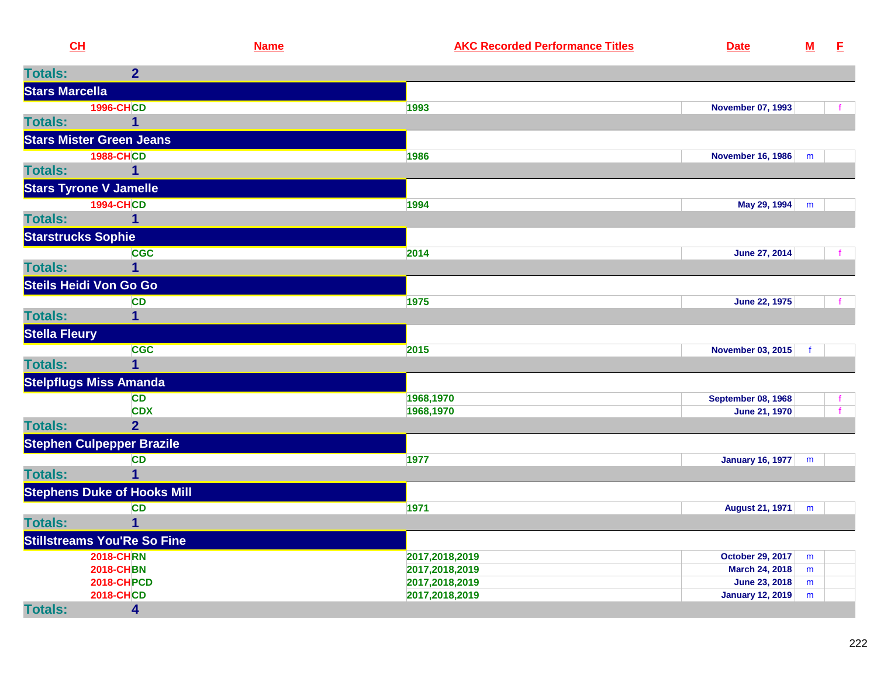| CH | Name | AKC Recorded Performance Titles | Date | M | F |
|---|---|---|---|---|---|
| **Totals:** | **2** | | | | |
| **Stars Marcella** | | | | | |
| 1996-CH | CD | 1993 | November 07, 1993 | | f |
| **Totals:** | **1** | | | | |
| **Stars Mister Green Jeans** | | | | | |
| 1988-CH | CD | 1986 | November 16, 1986 | m | |
| **Totals:** | **1** | | | | |
| **Stars Tyrone V Jamelle** | | | | | |
| 1994-CH | CD | 1994 | May 29, 1994 | m | |
| **Totals:** | **1** | | | | |
| **Starstrucks Sophie** | | | | | |
| | CGC | 2014 | June 27, 2014 | | f |
| **Totals:** | **1** | | | | |
| **Steils Heidi Von Go Go** | | | | | |
| | CD | 1975 | June 22, 1975 | | f |
| **Totals:** | **1** | | | | |
| **Stella Fleury** | | | | | |
| | CGC | 2015 | November 03, 2015 | f | |
| **Totals:** | **1** | | | | |
| **Stelpflugs Miss Amanda** | | | | | |
| | CD | 1968,1970 | September 08, 1968 | | f |
| | CDX | 1968,1970 | June 21, 1970 | | f |
| **Totals:** | **2** | | | | |
| **Stephen Culpepper Brazile** | | | | | |
| | CD | 1977 | January 16, 1977 | m | |
| **Totals:** | **1** | | | | |
| **Stephens Duke of Hooks Mill** | | | | | |
| | CD | 1971 | August 21, 1971 | m | |
| **Totals:** | **1** | | | | |
| **Stillstreams You'Re So Fine** | | | | | |
| 2018-CH | RN | 2017,2018,2019 | October 29, 2017 | m | |
| 2018-CH | BN | 2017,2018,2019 | March 24, 2018 | m | |
| 2018-CH | PCD | 2017,2018,2019 | June 23, 2018 | m | |
| 2018-CH | CD | 2017,2018,2019 | January 12, 2019 | m | |
| **Totals:** | **4** | | | | |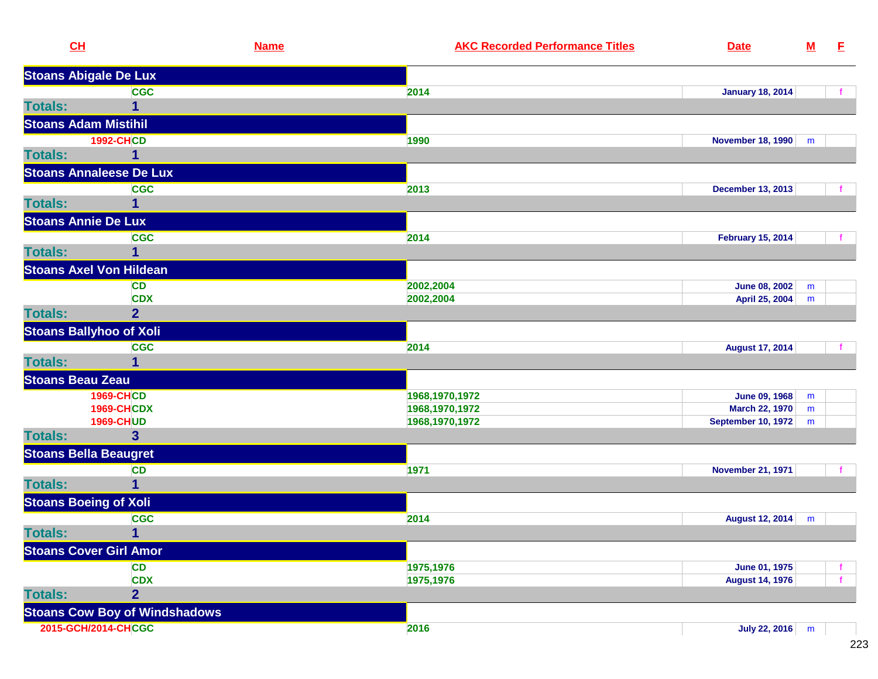| CH | Name | AKC Recorded Performance Titles | Date | M | F |
|---|---|---|---|---|---|
| **Stoans Abigale De Lux** | | | | | |
| | CGC | 2014 | January 18, 2014 | | f |
| **Totals:** | 1 | | | | |
| **Stoans Adam Mistihil** | | | | | |
| 1992-CH | CD | 1990 | November 18, 1990 | m | |
| **Totals:** | 1 | | | | |
| **Stoans Annaleese De Lux** | | | | | |
| | CGC | 2013 | December 13, 2013 | | f |
| **Totals:** | 1 | | | | |
| **Stoans Annie De Lux** | | | | | |
| | CGC | 2014 | February 15, 2014 | | f |
| **Totals:** | 1 | | | | |
| **Stoans Axel Von Hildean** | | | | | |
| | CD | 2002,2004 | June 08, 2002 | m | |
| | CDX | 2002,2004 | April 25, 2004 | m | |
| **Totals:** | 2 | | | | |
| **Stoans Ballyhoo of Xoli** | | | | | |
| | CGC | 2014 | August 17, 2014 | | f |
| **Totals:** | 1 | | | | |
| **Stoans Beau Zeau** | | | | | |
| 1969-CH | CD | 1968,1970,1972 | June 09, 1968 | m | |
| 1969-CH | CDX | 1968,1970,1972 | March 22, 1970 | m | |
| 1969-CH | UD | 1968,1970,1972 | September 10, 1972 | m | |
| **Totals:** | 3 | | | | |
| **Stoans Bella Beaugret** | | | | | |
| | CD | 1971 | November 21, 1971 | | f |
| **Totals:** | 1 | | | | |
| **Stoans Boeing of Xoli** | | | | | |
| | CGC | 2014 | August 12, 2014 | m | |
| **Totals:** | 1 | | | | |
| **Stoans Cover Girl Amor** | | | | | |
| | CD | 1975,1976 | June 01, 1975 | | f |
| | CDX | 1975,1976 | August 14, 1976 | | f |
| **Totals:** | 2 | | | | |
| **Stoans Cow Boy of Windshadows** | | | | | |
| 2015-GCH/2014-CH | CGC | 2016 | July 22, 2016 | m | |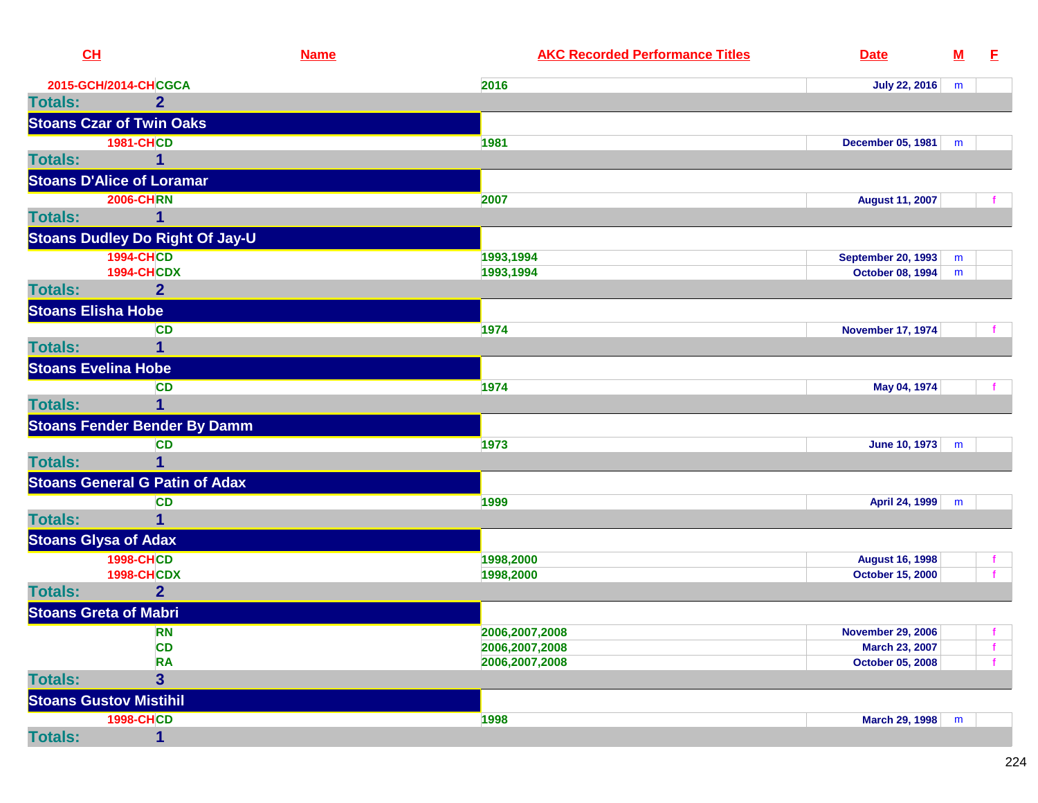| CH | Name | AKC Recorded Performance Titles | Date | M | F |
|---|---|---|---|---|---|
| 2015-GCH/2014-CH | CGCA | 2016 | July 22, 2016 | m | |
| **Totals:** | **2** | | | | |
| **Stoans Czar of Twin Oaks** | | | | | |
| 1981-CH | CD | 1981 | December 05, 1981 | m | |
| **Totals:** | **1** | | | | |
| **Stoans D'Alice of Loramar** | | | | | |
| 2006-CH | RN | 2007 | August 11, 2007 | | f |
| **Totals:** | **1** | | | | |
| **Stoans Dudley Do Right Of Jay-U** | | | | | |
| 1994-CH | CD | 1993,1994 | September 20, 1993 | m | |
| 1994-CH | CDX | 1993,1994 | October 08, 1994 | m | |
| **Totals:** | **2** | | | | |
| **Stoans Elisha Hobe** | | | | | |
| | CD | 1974 | November 17, 1974 | | f |
| **Totals:** | **1** | | | | |
| **Stoans Evelina Hobe** | | | | | |
| | CD | 1974 | May 04, 1974 | | f |
| **Totals:** | **1** | | | | |
| **Stoans Fender Bender By Damm** | | | | | |
| | CD | 1973 | June 10, 1973 | m | |
| **Totals:** | **1** | | | | |
| **Stoans General G Patin of Adax** | | | | | |
| | CD | 1999 | April 24, 1999 | m | |
| **Totals:** | **1** | | | | |
| **Stoans Glysa of Adax** | | | | | |
| 1998-CH | CD | 1998,2000 | August 16, 1998 | | f |
| 1998-CH | CDX | 1998,2000 | October 15, 2000 | | f |
| **Totals:** | **2** | | | | |
| **Stoans Greta of Mabri** | | | | | |
| | RN | 2006,2007,2008 | November 29, 2006 | | f |
| | CD | 2006,2007,2008 | March 23, 2007 | | f |
| | RA | 2006,2007,2008 | October 05, 2008 | | f |
| **Totals:** | **3** | | | | |
| **Stoans Gustov Mistihil** | | | | | |
| 1998-CH | CD | 1998 | March 29, 1998 | m | |
| **Totals:** | **1** | | | | |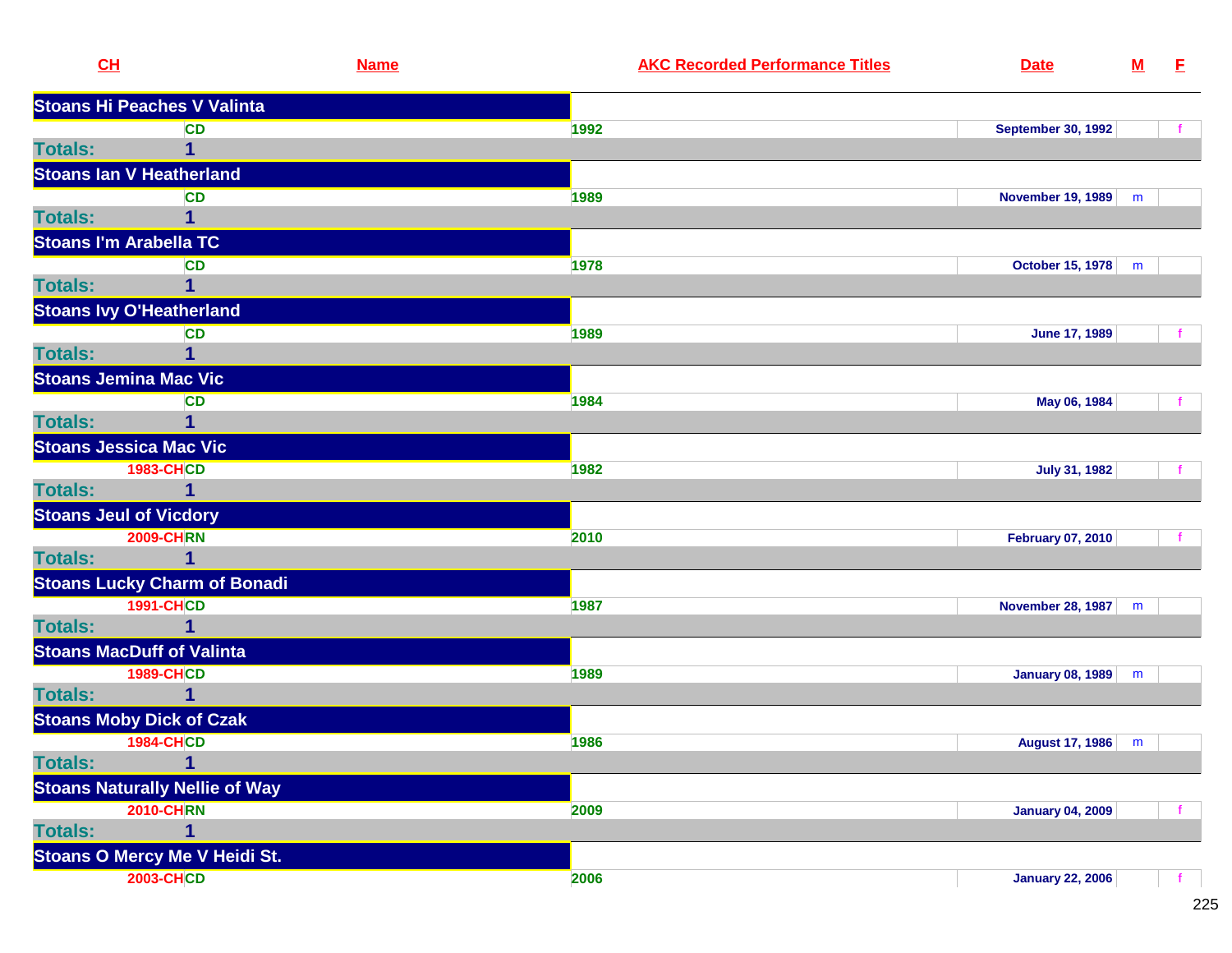| CH | Name | AKC Recorded Performance Titles | Date | M | F |
|---|---|---|---|---|---|
| **Stoans Hi Peaches V Valinta** | | | | | |
| | CD | 1992 | September 30, 1992 | | f |
| **Totals:** | 1 | | | | |
| **Stoans Ian V Heatherland** | | | | | |
| | CD | 1989 | November 19, 1989 | m | |
| **Totals:** | 1 | | | | |
| **Stoans I'm Arabella TC** | | | | | |
| | CD | 1978 | October 15, 1978 | m | |
| **Totals:** | 1 | | | | |
| **Stoans Ivy O'Heatherland** | | | | | |
| | CD | 1989 | June 17, 1989 | | f |
| **Totals:** | 1 | | | | |
| **Stoans Jemina Mac Vic** | | | | | |
| | CD | 1984 | May 06, 1984 | | f |
| **Totals:** | 1 | | | | |
| **Stoans Jessica Mac Vic** | | | | | |
| 1983-CH | CD | 1982 | July 31, 1982 | | f |
| **Totals:** | 1 | | | | |
| **Stoans Jeul of Vicdory** | | | | | |
| 2009-CH | RN | 2010 | February 07, 2010 | | f |
| **Totals:** | 1 | | | | |
| **Stoans Lucky Charm of Bonadi** | | | | | |
| 1991-CH | CD | 1987 | November 28, 1987 | m | |
| **Totals:** | 1 | | | | |
| **Stoans MacDuff of Valinta** | | | | | |
| 1989-CH | CD | 1989 | January 08, 1989 | m | |
| **Totals:** | 1 | | | | |
| **Stoans Moby Dick of Czak** | | | | | |
| 1984-CH | CD | 1986 | August 17, 1986 | m | |
| **Totals:** | 1 | | | | |
| **Stoans Naturally Nellie of Way** | | | | | |
| 2010-CH | RN | 2009 | January 04, 2009 | | f |
| **Totals:** | 1 | | | | |
| **Stoans O Mercy Me V Heidi St.** | | | | | |
| 2003-CH | CD | 2006 | January 22, 2006 | | f |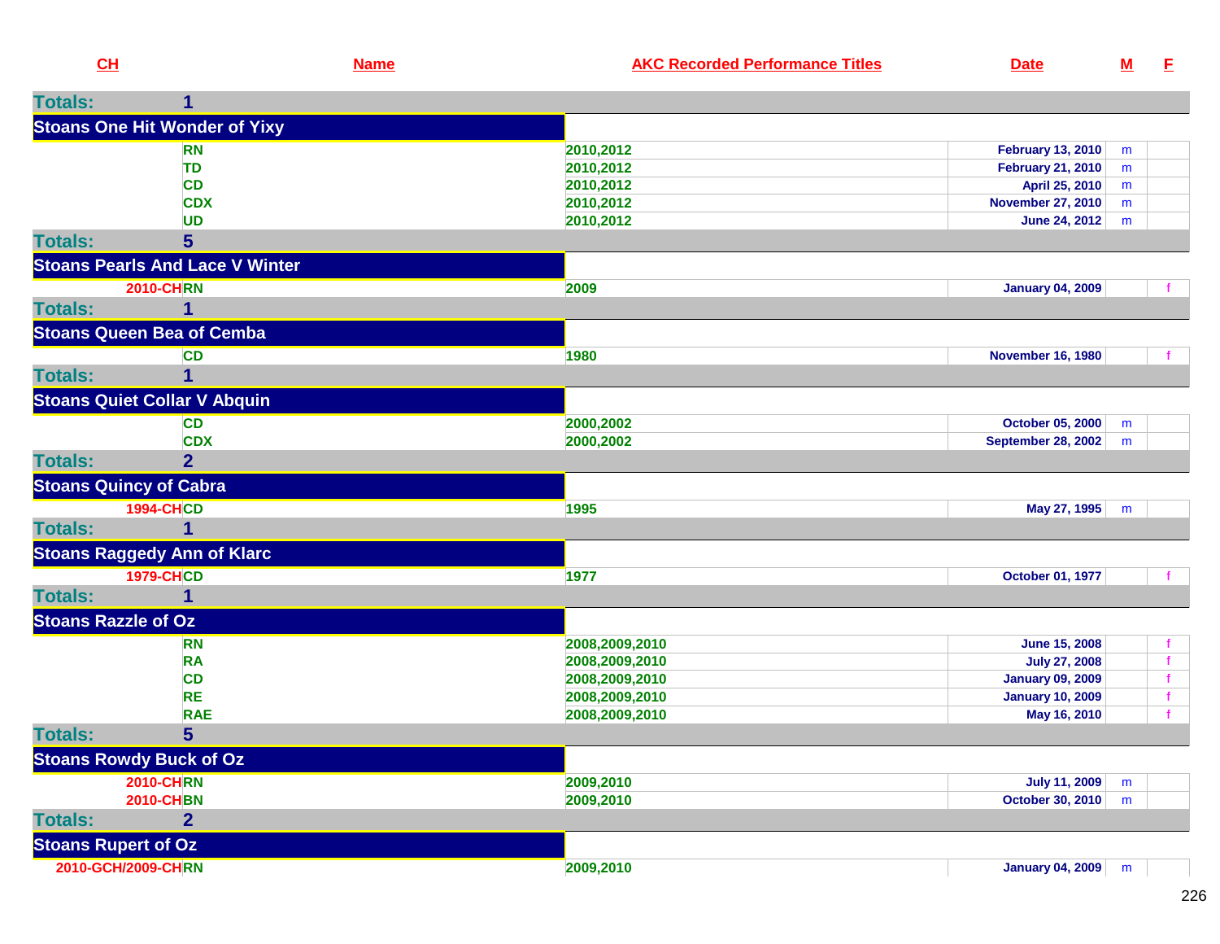| CH | Name | AKC Recorded Performance Titles | Date | M | F |
|---|---|---|---|---|---|
| **Totals:** | **1** | | | | |
| **Stoans One Hit Wonder of Yixy** | | | | | |
| | RN | 2010,2012 | February 13, 2010 | m | |
| | TD | 2010,2012 | February 21, 2010 | m | |
| | CD | 2010,2012 | April 25, 2010 | m | |
| | CDX | 2010,2012 | November 27, 2010 | m | |
| | UD | 2010,2012 | June 24, 2012 | m | |
| **Totals:** | **5** | | | | |
| **Stoans Pearls And Lace V Winter** | | | | | |
| 2010-CH | RN | 2009 | January 04, 2009 | | f |
| **Totals:** | **1** | | | | |
| **Stoans Queen Bea of Cemba** | | | | | |
| | CD | 1980 | November 16, 1980 | | f |
| **Totals:** | **1** | | | | |
| **Stoans Quiet Collar V Abquin** | | | | | |
| | CD | 2000,2002 | October 05, 2000 | m | |
| | CDX | 2000,2002 | September 28, 2002 | m | |
| **Totals:** | **2** | | | | |
| **Stoans Quincy of Cabra** | | | | | |
| 1994-CH | CD | 1995 | May 27, 1995 | m | |
| **Totals:** | **1** | | | | |
| **Stoans Raggedy Ann of Klarc** | | | | | |
| 1979-CH | CD | 1977 | October 01, 1977 | | f |
| **Totals:** | **1** | | | | |
| **Stoans Razzle of Oz** | | | | | |
| | RN | 2008,2009,2010 | June 15, 2008 | | f |
| | RA | 2008,2009,2010 | July 27, 2008 | | f |
| | CD | 2008,2009,2010 | January 09, 2009 | | f |
| | RE | 2008,2009,2010 | January 10, 2009 | | f |
| | RAE | 2008,2009,2010 | May 16, 2010 | | f |
| **Totals:** | **5** | | | | |
| **Stoans Rowdy Buck of Oz** | | | | | |
| 2010-CH | RN | 2009,2010 | July 11, 2009 | m | |
| 2010-CH | BN | 2009,2010 | October 30, 2010 | m | |
| **Totals:** | **2** | | | | |
| **Stoans Rupert of Oz** | | | | | |
| 2010-GCH/2009-CH | RN | 2009,2010 | January 04, 2009 | m | |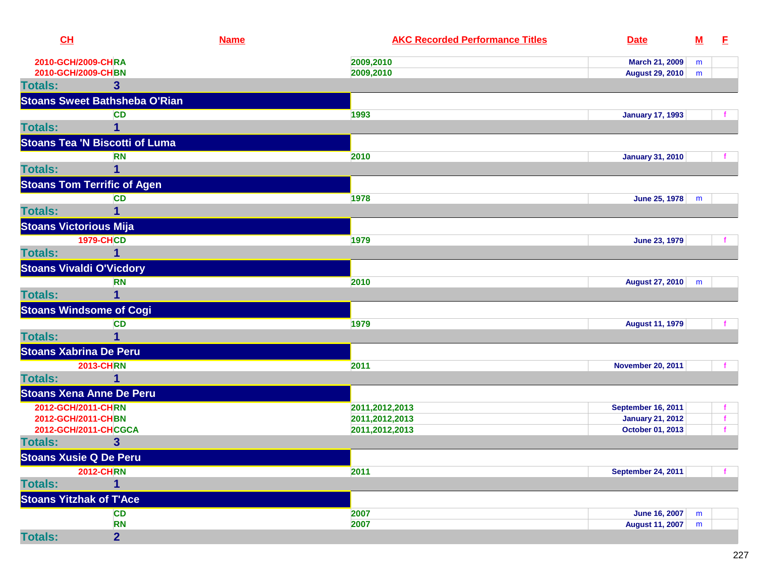| CH | Name | AKC Recorded Performance Titles | Date | M | F |
|---|---|---|---|---|---|
| 2010-GCH/2009-CH | RA | 2009,2010 | March 21, 2009 | m | |
| 2010-GCH/2009-CH | BN | 2009,2010 | August 29, 2010 | m | |
| **Totals:** | **3** | | | | |
| **Stoans Sweet Bathsheba O'Rian** | | | | | |
| | CD | 1993 | January 17, 1993 | | f |
| **Totals:** | **1** | | | | |
| **Stoans Tea 'N Biscotti of Luma** | | | | | |
| | RN | 2010 | January 31, 2010 | | f |
| **Totals:** | **1** | | | | |
| **Stoans Tom Terrific of Agen** | | | | | |
| | CD | 1978 | June 25, 1978 | m | |
| **Totals:** | **1** | | | | |
| **Stoans Victorious Mija** | | | | | |
| 1979-CH | CD | 1979 | June 23, 1979 | | f |
| **Totals:** | **1** | | | | |
| **Stoans Vivaldi O'Vicdory** | | | | | |
| | RN | 2010 | August 27, 2010 | m | |
| **Totals:** | **1** | | | | |
| **Stoans Windsome of Cogi** | | | | | |
| | CD | 1979 | August 11, 1979 | | f |
| **Totals:** | **1** | | | | |
| **Stoans Xabrina De Peru** | | | | | |
| 2013-CH | RN | 2011 | November 20, 2011 | | f |
| **Totals:** | **1** | | | | |
| **Stoans Xena Anne De Peru** | | | | | |
| 2012-GCH/2011-CH | RN | 2011,2012,2013 | September 16, 2011 | | f |
| 2012-GCH/2011-CH | BN | 2011,2012,2013 | January 21, 2012 | | f |
| 2012-GCH/2011-CH | CGCA | 2011,2012,2013 | October 01, 2013 | | f |
| **Totals:** | **3** | | | | |
| **Stoans Xusie Q De Peru** | | | | | |
| 2012-CH | RN | 2011 | September 24, 2011 | | f |
| **Totals:** | **1** | | | | |
| **Stoans Yitzhak of T'Ace** | | | | | |
| | CD | 2007 | June 16, 2007 | m | |
| | RN | 2007 | August 11, 2007 | m | |
| **Totals:** | **2** | | | | |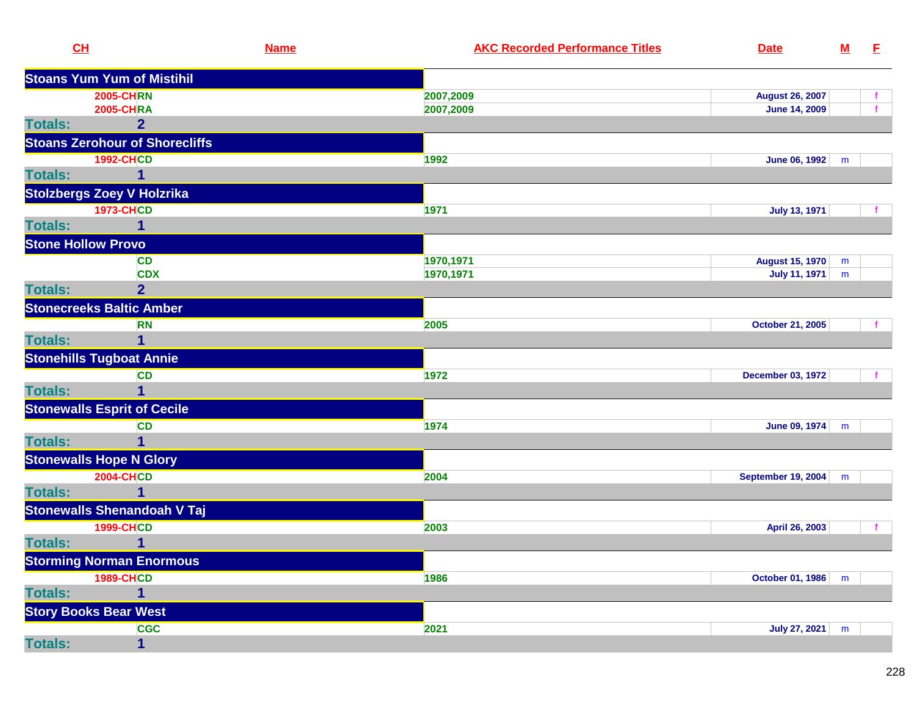| CH | Name | AKC Recorded Performance Titles | Date | M | F |
|---|---|---|---|---|---|
| **Stoans Yum Yum of Mistihil** | | | | | |
| 2005-CH | RN | 2007,2009 | August 26, 2007 | | f |
| 2005-CH | RA | 2007,2009 | June 14, 2009 | | f |
| **Totals:** | 2 | | | | |
| **Stoans Zerohour of Shorecliffs** | | | | | |
| 1992-CH | CD | 1992 | June 06, 1992 | m | |
| **Totals:** | 1 | | | | |
| **Stolzbergs Zoey V Holzrika** | | | | | |
| 1973-CH | CD | 1971 | July 13, 1971 | | f |
| **Totals:** | 1 | | | | |
| **Stone Hollow Provo** | | | | | |
| | CD | 1970,1971 | August 15, 1970 | m | |
| | CDX | 1970,1971 | July 11, 1971 | m | |
| **Totals:** | 2 | | | | |
| **Stonecreeks Baltic Amber** | | | | | |
| | RN | 2005 | October 21, 2005 | | f |
| **Totals:** | 1 | | | | |
| **Stonehills Tugboat Annie** | | | | | |
| | CD | 1972 | December 03, 1972 | | f |
| **Totals:** | 1 | | | | |
| **Stonewalls Esprit of Cecile** | | | | | |
| | CD | 1974 | June 09, 1974 | m | |
| **Totals:** | 1 | | | | |
| **Stonewalls Hope N Glory** | | | | | |
| 2004-CH | CD | 2004 | September 19, 2004 | m | |
| **Totals:** | 1 | | | | |
| **Stonewalls Shenandoah V Taj** | | | | | |
| 1999-CH | CD | 2003 | April 26, 2003 | | f |
| **Totals:** | 1 | | | | |
| **Storming Norman Enormous** | | | | | |
| 1989-CH | CD | 1986 | October 01, 1986 | m | |
| **Totals:** | 1 | | | | |
| **Story Books Bear West** | | | | | |
| | CGC | 2021 | July 27, 2021 | m | |
| **Totals:** | 1 | | | | |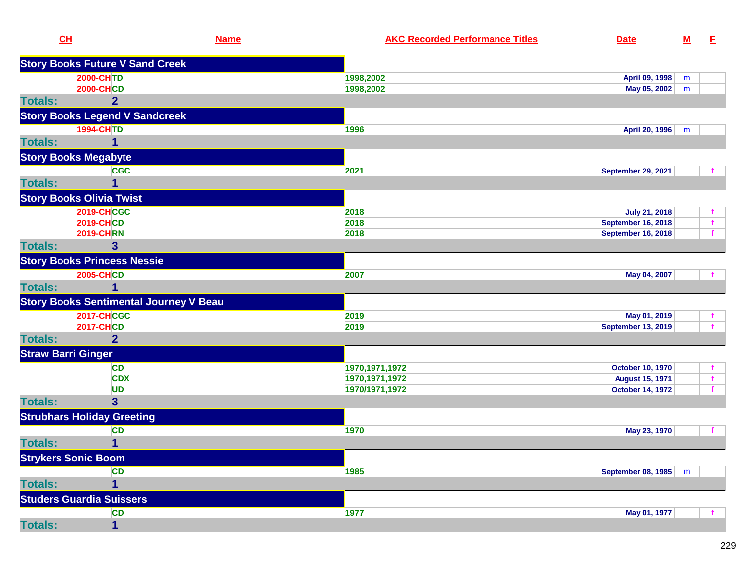| CH | Name | AKC Recorded Performance Titles | Date | M | F |
|---|---|---|---|---|---|
| **Story Books Future V Sand Creek** | | | | | |
| 2000-CH | TD | 1998,2002 | April 09, 1998 | m | |
| 2000-CH | CD | 1998,2002 | May 05, 2002 | m | |
| **Totals:** | **2** | | | | |
| **Story Books Legend V Sandcreek** | | | | | |
| 1994-CH | TD | 1996 | April 20, 1996 | m | |
| **Totals:** | **1** | | | | |
| **Story Books Megabyte** | | | | | |
| | CGC | 2021 | September 29, 2021 | | f |
| **Totals:** | **1** | | | | |
| **Story Books Olivia Twist** | | | | | |
| 2019-CH | CGC | 2018 | July 21, 2018 | | f |
| 2019-CH | CD | 2018 | September 16, 2018 | | f |
| 2019-CH | RN | 2018 | September 16, 2018 | | f |
| **Totals:** | **3** | | | | |
| **Story Books Princess Nessie** | | | | | |
| 2005-CH | CD | 2007 | May 04, 2007 | | f |
| **Totals:** | **1** | | | | |
| **Story Books Sentimental Journey V Beau** | | | | | |
| 2017-CH | CGC | 2019 | May 01, 2019 | | f |
| 2017-CH | CD | 2019 | September 13, 2019 | | f |
| **Totals:** | **2** | | | | |
| **Straw Barri Ginger** | | | | | |
| | CD | 1970,1971,1972 | October 10, 1970 | | f |
| | CDX | 1970,1971,1972 | August 15, 1971 | | f |
| | UD | 1970/1971,1972 | October 14, 1972 | | f |
| **Totals:** | **3** | | | | |
| **Strubhars Holiday Greeting** | | | | | |
| | CD | 1970 | May 23, 1970 | | f |
| **Totals:** | **1** | | | | |
| **Strykers Sonic Boom** | | | | | |
| | CD | 1985 | September 08, 1985 | m | |
| **Totals:** | **1** | | | | |
| **Studers Guardia Suissers** | | | | | |
| | CD | 1977 | May 01, 1977 | | f |
| **Totals:** | **1** | | | | |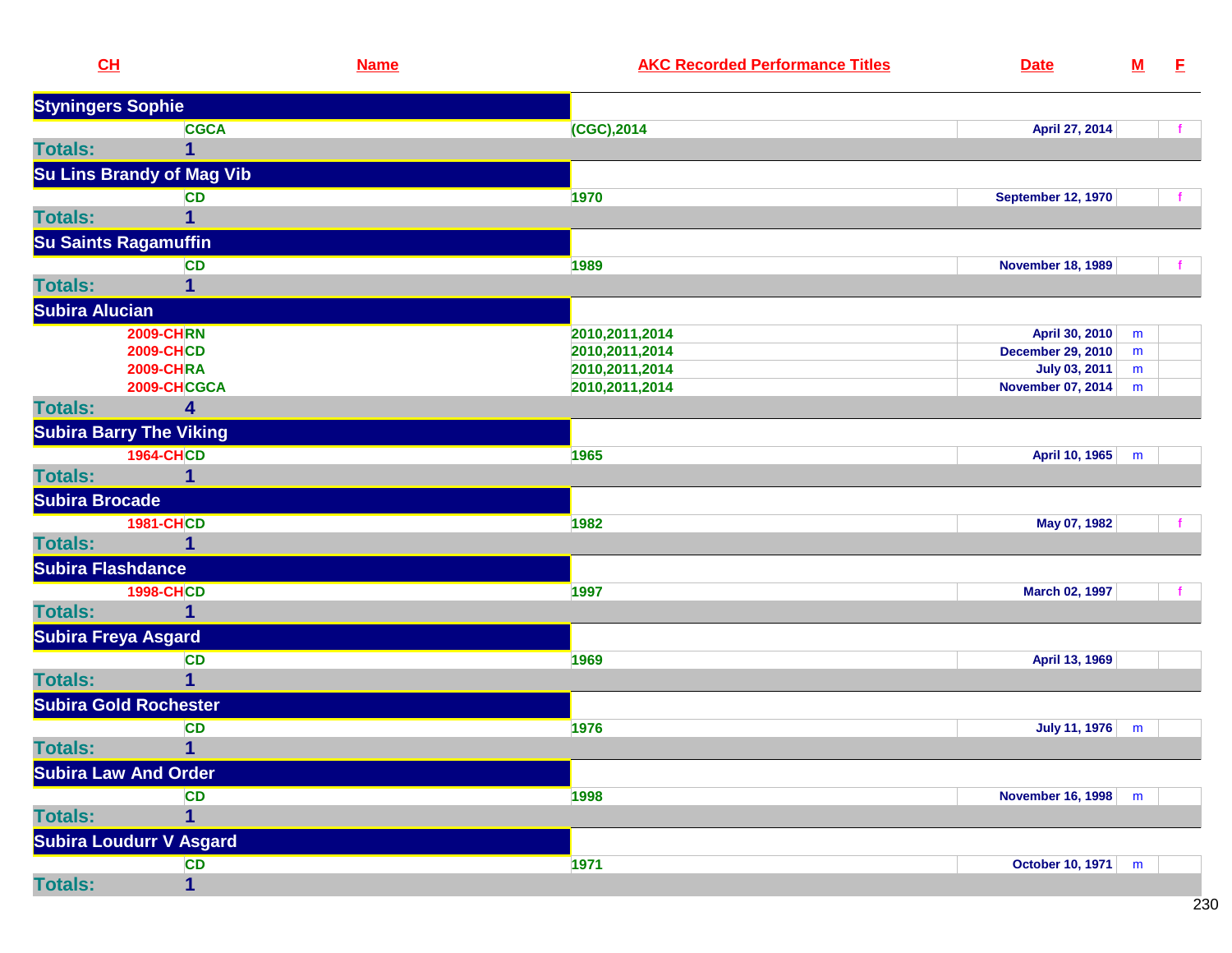| CH | Name | AKC Recorded Performance Titles | Date | M | F |
|---|---|---|---|---|---|
| **Styningers Sophie** | | | | | |
| | CGCA | (CGC),2014 | April 27, 2014 | | f |
| **Totals:** | 1 | | | | |
| **Su Lins Brandy of Mag Vib** | | | | | |
| | CD | 1970 | September 12, 1970 | | f |
| **Totals:** | 1 | | | | |
| **Su Saints Ragamuffin** | | | | | |
| | CD | 1989 | November 18, 1989 | | f |
| **Totals:** | 1 | | | | |
| **Subira Alucian** | | | | | |
| 2009-CH | RN | 2010,2011,2014 | April 30, 2010 | m | |
| 2009-CH | CD | 2010,2011,2014 | December 29, 2010 | m | |
| 2009-CH | RA | 2010,2011,2014 | July 03, 2011 | m | |
| 2009-CH | CGCA | 2010,2011,2014 | November 07, 2014 | m | |
| **Totals:** | 4 | | | | |
| **Subira Barry The Viking** | | | | | |
| 1964-CH | CD | 1965 | April 10, 1965 | m | |
| **Totals:** | 1 | | | | |
| **Subira Brocade** | | | | | |
| 1981-CH | CD | 1982 | May 07, 1982 | | f |
| **Totals:** | 1 | | | | |
| **Subira Flashdance** | | | | | |
| 1998-CH | CD | 1997 | March 02, 1997 | | f |
| **Totals:** | 1 | | | | |
| **Subira Freya Asgard** | | | | | |
| | CD | 1969 | April 13, 1969 | | |
| **Totals:** | 1 | | | | |
| **Subira Gold Rochester** | | | | | |
| | CD | 1976 | July 11, 1976 | m | |
| **Totals:** | 1 | | | | |
| **Subira Law And Order** | | | | | |
| | CD | 1998 | November 16, 1998 | m | |
| **Totals:** | 1 | | | | |
| **Subira Loudurr V Asgard** | | | | | |
| | CD | 1971 | October 10, 1971 | m | |
| **Totals:** | 1 | | | | |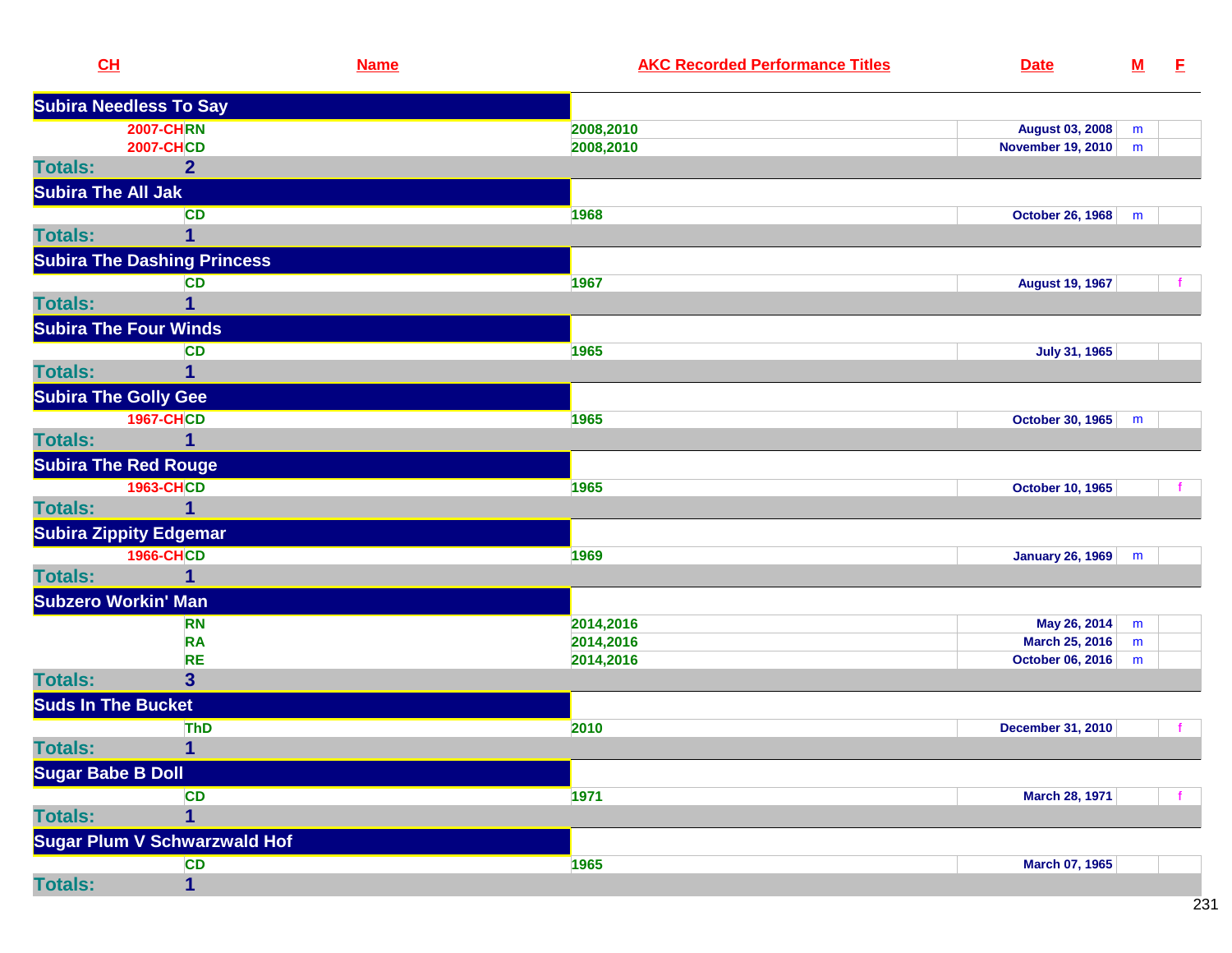| CH | Name | AKC Recorded Performance Titles | Date | M | F |
|---|---|---|---|---|---|
| **Subira Needless To Say** | | | | | |
| 2007-CH | RN | 2008,2010 | August 03, 2008 | m | |
| 2007-CH | CD | 2008,2010 | November 19, 2010 | m | |
| **Totals:** | **2** | | | | |
| **Subira The All Jak** | | | | | |
| | CD | 1968 | October 26, 1968 | m | |
| **Totals:** | **1** | | | | |
| **Subira The Dashing Princess** | | | | | |
| | CD | 1967 | August 19, 1967 | | f |
| **Totals:** | **1** | | | | |
| **Subira The Four Winds** | | | | | |
| | CD | 1965 | July 31, 1965 | | |
| **Totals:** | **1** | | | | |
| **Subira The Golly Gee** | | | | | |
| 1967-CH | CD | 1965 | October 30, 1965 | m | |
| **Totals:** | **1** | | | | |
| **Subira The Red Rouge** | | | | | |
| 1963-CH | CD | 1965 | October 10, 1965 | | f |
| **Totals:** | **1** | | | | |
| **Subira Zippity Edgemar** | | | | | |
| 1966-CH | CD | 1969 | January 26, 1969 | m | |
| **Totals:** | **1** | | | | |
| **Subzero Workin' Man** | | | | | |
| | RN | 2014,2016 | May 26, 2014 | m | |
| | RA | 2014,2016 | March 25, 2016 | m | |
| | RE | 2014,2016 | October 06, 2016 | m | |
| **Totals:** | **3** | | | | |
| **Suds In The Bucket** | | | | | |
| | ThD | 2010 | December 31, 2010 | | f |
| **Totals:** | **1** | | | | |
| **Sugar Babe B Doll** | | | | | |
| | CD | 1971 | March 28, 1971 | | f |
| **Totals:** | **1** | | | | |
| **Sugar Plum V Schwarzwald Hof** | | | | | |
| | CD | 1965 | March 07, 1965 | | |
| **Totals:** | **1** | | | | |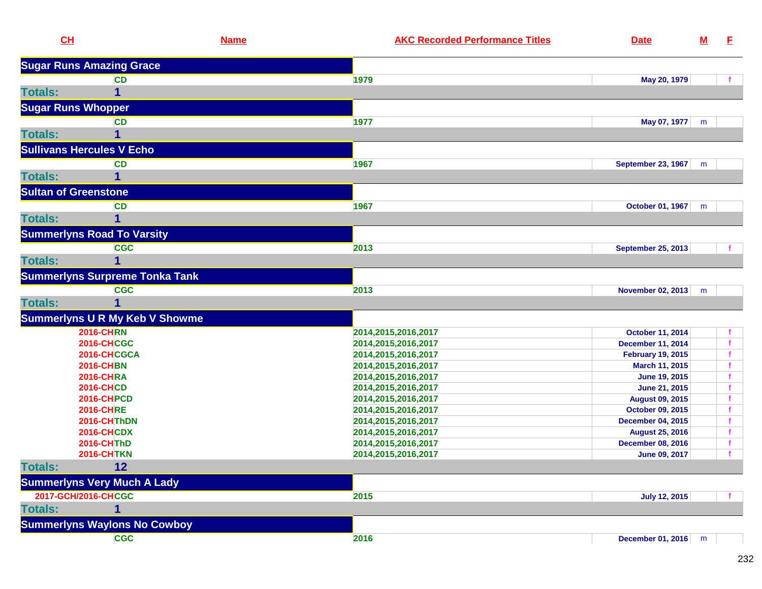| CH | Name | AKC Recorded Performance Titles | Date | M | F |
|---|---|---|---|---|---|
| **Sugar Runs Amazing Grace** | | | | | |
| | CD | 1979 | May 20, 1979 | | f |
| **Totals:** | 1 | | | | |
| **Sugar Runs Whopper** | | | | | |
| | CD | 1977 | May 07, 1977 | m | |
| **Totals:** | 1 | | | | |
| **Sullivans Hercules V Echo** | | | | | |
| | CD | 1967 | September 23, 1967 | m | |
| **Totals:** | 1 | | | | |
| **Sultan of Greenstone** | | | | | |
| | CD | 1967 | October 01, 1967 | m | |
| **Totals:** | 1 | | | | |
| **Summerlyns Road To Varsity** | | | | | |
| | CGC | 2013 | September 25, 2013 | | f |
| **Totals:** | 1 | | | | |
| **Summerlyns Surpreme Tonka Tank** | | | | | |
| | CGC | 2013 | November 02, 2013 | m | |
| **Totals:** | 1 | | | | |
| **Summerlyns U R My Keb V Showme** | | | | | |
| 2016-CH | RN | 2014,2015,2016,2017 | October 11, 2014 | | f |
| 2016-CH | CGC | 2014,2015,2016,2017 | December 11, 2014 | | f |
| 2016-CH | CGCA | 2014,2015,2016,2017 | February 19, 2015 | | f |
| 2016-CH | BN | 2014,2015,2016,2017 | March 11, 2015 | | f |
| 2016-CH | RA | 2014,2015,2016,2017 | June 19, 2015 | | f |
| 2016-CH | CD | 2014,2015,2016,2017 | June 21, 2015 | | f |
| 2016-CH | PCD | 2014,2015,2016,2017 | August 09, 2015 | | f |
| 2016-CH | RE | 2014,2015,2016,2017 | October 09, 2015 | | f |
| 2016-CH | ThDN | 2014,2015,2016,2017 | December 04, 2015 | | f |
| 2016-CH | CDX | 2014,2015,2016,2017 | August 25, 2016 | | f |
| 2016-CH | ThD | 2014,2015,2016,2017 | December 08, 2016 | | f |
| 2016-CH | TKN | 2014,2015,2016,2017 | June 09, 2017 | | f |
| **Totals:** | 12 | | | | |
| **Summerlyns Very Much A Lady** | | | | | |
| 2017-GCH/2016-CH | CGC | 2015 | July 12, 2015 | | f |
| **Totals:** | 1 | | | | |
| **Summerlyns Waylons No Cowboy** | | | | | |
| | CGC | 2016 | December 01, 2016 | m | |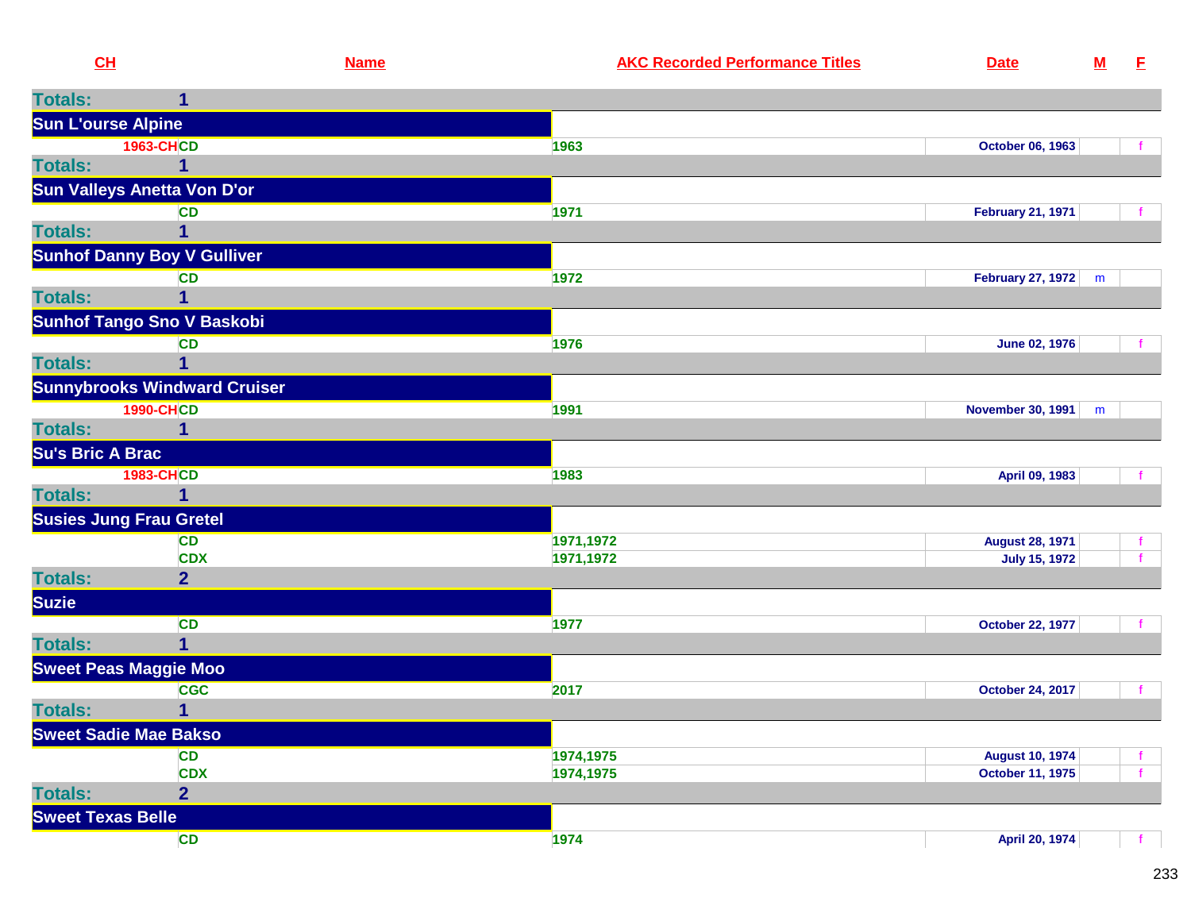| CH | Name | AKC Recorded Performance Titles | Date | M | F |
|---|---|---|---|---|---|
| **Totals:** | **1** | | | | |
| **Sun L'ourse Alpine** | | | | | |
| 1963-CH | CD | 1963 | October 06, 1963 | | f |
| **Totals:** | **1** | | | | |
| **Sun Valleys Anetta Von D'or** | | | | | |
| | CD | 1971 | February 21, 1971 | | f |
| **Totals:** | **1** | | | | |
| **Sunhof Danny Boy V Gulliver** | | | | | |
| | CD | 1972 | February 27, 1972 | m | |
| **Totals:** | **1** | | | | |
| **Sunhof Tango Sno V Baskobi** | | | | | |
| | CD | 1976 | June 02, 1976 | | f |
| **Totals:** | **1** | | | | |
| **Sunnybrooks Windward Cruiser** | | | | | |
| 1990-CH | CD | 1991 | November 30, 1991 | m | |
| **Totals:** | **1** | | | | |
| **Su's Bric A Brac** | | | | | |
| 1983-CH | CD | 1983 | April 09, 1983 | | f |
| **Totals:** | **1** | | | | |
| **Susies Jung Frau Gretel** | | | | | |
| | CD | 1971,1972 | August 28, 1971 | | f |
| | CDX | 1971,1972 | July 15, 1972 | | f |
| **Totals:** | **2** | | | | |
| **Suzie** | | | | | |
| | CD | 1977 | October 22, 1977 | | f |
| **Totals:** | **1** | | | | |
| **Sweet Peas Maggie Moo** | | | | | |
| | CGC | 2017 | October 24, 2017 | | f |
| **Totals:** | **1** | | | | |
| **Sweet Sadie Mae Bakso** | | | | | |
| | CD | 1974,1975 | August 10, 1974 | | f |
| | CDX | 1974,1975 | October 11, 1975 | | f |
| **Totals:** | **2** | | | | |
| **Sweet Texas Belle** | | | | | |
| | CD | 1974 | April 20, 1974 | | f |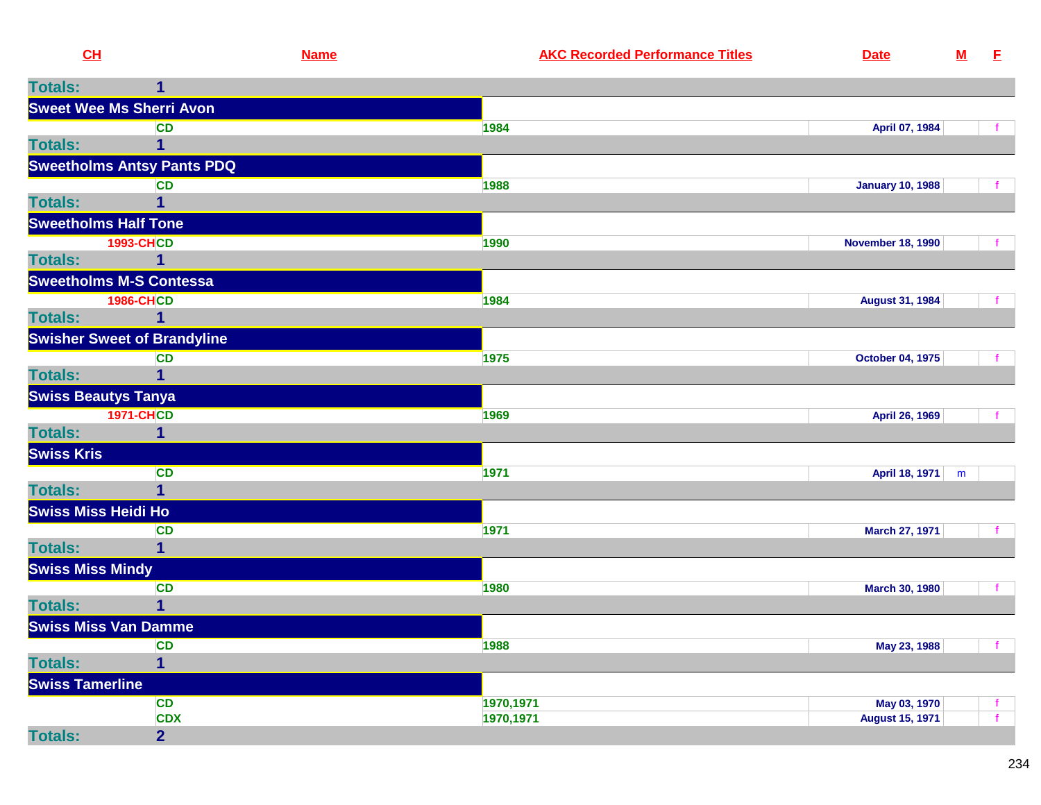| CH | Name | AKC Recorded Performance Titles | Date | M | F |
|---|---|---|---|---|---|
| **Totals:** | **1** | | | | |
| **Sweet Wee Ms Sherri Avon** | | | | | |
| | CD | 1984 | April 07, 1984 | | f |
| **Totals:** | **1** | | | | |
| **Sweetholms Antsy Pants PDQ** | | | | | |
| | CD | 1988 | January 10, 1988 | | f |
| **Totals:** | **1** | | | | |
| **Sweetholms Half Tone** | | | | | |
| 1993-CH | CD | 1990 | November 18, 1990 | | f |
| **Totals:** | **1** | | | | |
| **Sweetholms M-S Contessa** | | | | | |
| 1986-CH | CD | 1984 | August 31, 1984 | | f |
| **Totals:** | **1** | | | | |
| **Swisher Sweet of Brandyline** | | | | | |
| | CD | 1975 | October 04, 1975 | | f |
| **Totals:** | **1** | | | | |
| **Swiss Beautys Tanya** | | | | | |
| 1971-CH | CD | 1969 | April 26, 1969 | | f |
| **Totals:** | **1** | | | | |
| **Swiss Kris** | | | | | |
| | CD | 1971 | April 18, 1971 | m | |
| **Totals:** | **1** | | | | |
| **Swiss Miss Heidi Ho** | | | | | |
| | CD | 1971 | March 27, 1971 | | f |
| **Totals:** | **1** | | | | |
| **Swiss Miss Mindy** | | | | | |
| | CD | 1980 | March 30, 1980 | | f |
| **Totals:** | **1** | | | | |
| **Swiss Miss Van Damme** | | | | | |
| | CD | 1988 | May 23, 1988 | | f |
| **Totals:** | **1** | | | | |
| **Swiss Tamerline** | | | | | |
| | CD | 1970,1971 | May 03, 1970 | | f |
| | CDX | 1970,1971 | August 15, 1971 | | f |
| **Totals:** | **2** | | | | |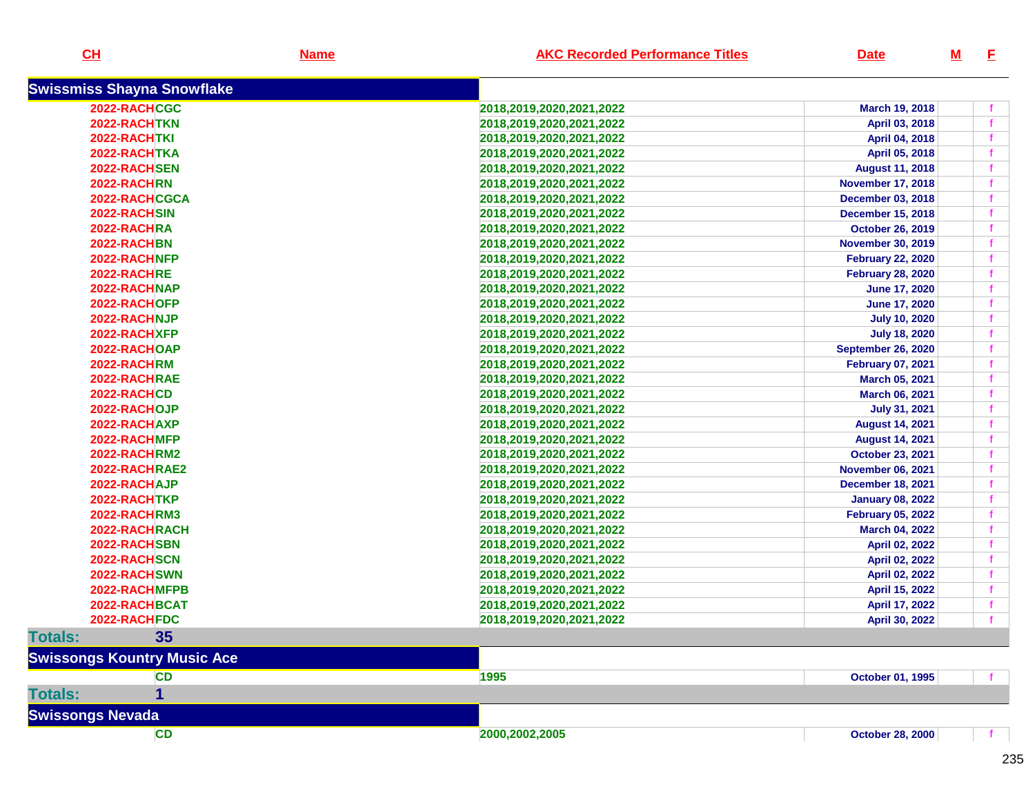| CH | Name | AKC Recorded Performance Titles | Date | M | F |
|---|---|---|---|---|---|
| **Swissmiss Shayna Snowflake** | | | | | |
| 2022-RACH | CGC | 2018,2019,2020,2021,2022 | March 19, 2018 | | f |
| 2022-RACH | TKN | 2018,2019,2020,2021,2022 | April 03, 2018 | | f |
| 2022-RACH | TKI | 2018,2019,2020,2021,2022 | April 04, 2018 | | f |
| 2022-RACH | TKA | 2018,2019,2020,2021,2022 | April 05, 2018 | | f |
| 2022-RACH | SEN | 2018,2019,2020,2021,2022 | August 11, 2018 | | f |
| 2022-RACH | RN | 2018,2019,2020,2021,2022 | November 17, 2018 | | f |
| 2022-RACH | CGCA | 2018,2019,2020,2021,2022 | December 03, 2018 | | f |
| 2022-RACH | SIN | 2018,2019,2020,2021,2022 | December 15, 2018 | | f |
| 2022-RACH | RA | 2018,2019,2020,2021,2022 | October 26, 2019 | | f |
| 2022-RACH | BN | 2018,2019,2020,2021,2022 | November 30, 2019 | | f |
| 2022-RACH | NFP | 2018,2019,2020,2021,2022 | February 22, 2020 | | f |
| 2022-RACH | RE | 2018,2019,2020,2021,2022 | February 28, 2020 | | f |
| 2022-RACH | NAP | 2018,2019,2020,2021,2022 | June 17, 2020 | | f |
| 2022-RACH | OFP | 2018,2019,2020,2021,2022 | June 17, 2020 | | f |
| 2022-RACH | NJP | 2018,2019,2020,2021,2022 | July 10, 2020 | | f |
| 2022-RACH | XFP | 2018,2019,2020,2021,2022 | July 18, 2020 | | f |
| 2022-RACH | OAP | 2018,2019,2020,2021,2022 | September 26, 2020 | | f |
| 2022-RACH | RM | 2018,2019,2020,2021,2022 | February 07, 2021 | | f |
| 2022-RACH | RAE | 2018,2019,2020,2021,2022 | March 05, 2021 | | f |
| 2022-RACH | CD | 2018,2019,2020,2021,2022 | March 06, 2021 | | f |
| 2022-RACH | OJP | 2018,2019,2020,2021,2022 | July 31, 2021 | | f |
| 2022-RACH | AXP | 2018,2019,2020,2021,2022 | August 14, 2021 | | f |
| 2022-RACH | MFP | 2018,2019,2020,2021,2022 | August 14, 2021 | | f |
| 2022-RACH | RM2 | 2018,2019,2020,2021,2022 | October 23, 2021 | | f |
| 2022-RACH | RAE2 | 2018,2019,2020,2021,2022 | November 06, 2021 | | f |
| 2022-RACH | AJP | 2018,2019,2020,2021,2022 | December 18, 2021 | | f |
| 2022-RACH | TKP | 2018,2019,2020,2021,2022 | January 08, 2022 | | f |
| 2022-RACH | RM3 | 2018,2019,2020,2021,2022 | February 05, 2022 | | f |
| 2022-RACH | RACH | 2018,2019,2020,2021,2022 | March 04, 2022 | | f |
| 2022-RACH | SBN | 2018,2019,2020,2021,2022 | April 02, 2022 | | f |
| 2022-RACH | SCN | 2018,2019,2020,2021,2022 | April 02, 2022 | | f |
| 2022-RACH | SWN | 2018,2019,2020,2021,2022 | April 02, 2022 | | f |
| 2022-RACH | MFPB | 2018,2019,2020,2021,2022 | April 15, 2022 | | f |
| 2022-RACH | BCAT | 2018,2019,2020,2021,2022 | April 17, 2022 | | f |
| 2022-RACH | FDC | 2018,2019,2020,2021,2022 | April 30, 2022 | | f |
| **Totals:** | **35** | | | | |
| **Swissongs Kountry Music Ace** | | | | | |
| | CD | 1995 | October 01, 1995 | | f |
| **Totals:** | **1** | | | | |
| **Swissongs Nevada** | | | | | |
| | CD | 2000,2002,2005 | October 28, 2000 | | f |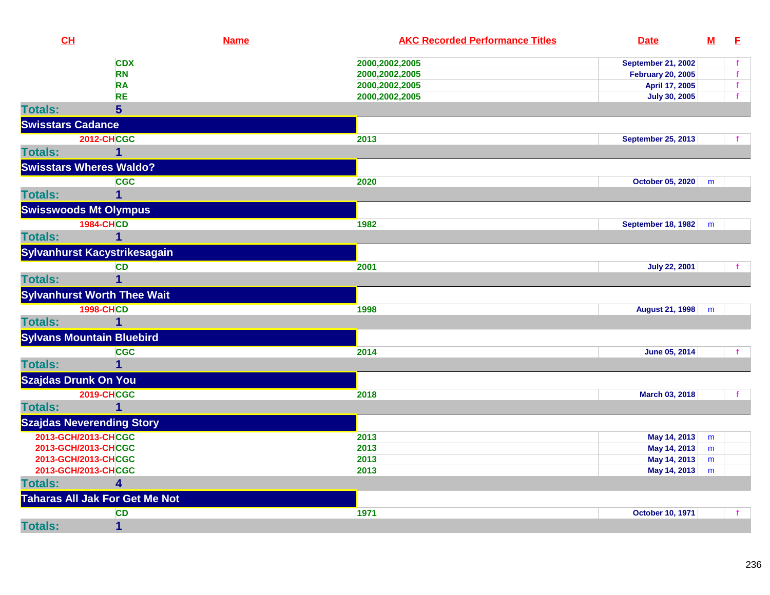| CH | Name | AKC Recorded Performance Titles | Date | M | F |
|---|---|---|---|---|---|
| | CDX | 2000,2002,2005 | September 21, 2002 | | f |
| | RN | 2000,2002,2005 | February 20, 2005 | | f |
| | RA | 2000,2002,2005 | April 17, 2005 | | f |
| | RE | 2000,2002,2005 | July 30, 2005 | | f |
| **Totals:** | **5** | | | | |
| **Swisstars Cadance** | | | | | |
| 2012-CH | CGC | 2013 | September 25, 2013 | | f |
| **Totals:** | **1** | | | | |
| **Swisstars Wheres Waldo?** | | | | | |
| | CGC | 2020 | October 05, 2020 | m | |
| **Totals:** | **1** | | | | |
| **Swisswoods Mt Olympus** | | | | | |
| 1984-CH | CD | 1982 | September 18, 1982 | m | |
| **Totals:** | **1** | | | | |
| **Sylvanhurst Kacystrikesagain** | | | | | |
| | CD | 2001 | July 22, 2001 | | f |
| **Totals:** | **1** | | | | |
| **Sylvanhurst Worth Thee Wait** | | | | | |
| 1998-CH | CD | 1998 | August 21, 1998 | m | |
| **Totals:** | **1** | | | | |
| **Sylvans Mountain Bluebird** | | | | | |
| | CGC | 2014 | June 05, 2014 | | f |
| **Totals:** | **1** | | | | |
| **Szajdas Drunk On You** | | | | | |
| 2019-CH | CGC | 2018 | March 03, 2018 | | f |
| **Totals:** | **1** | | | | |
| **Szajdas Neverending Story** | | | | | |
| 2013-GCH/2013-CH | CGC | 2013 | May 14, 2013 | m | |
| 2013-GCH/2013-CH | CGC | 2013 | May 14, 2013 | m | |
| 2013-GCH/2013-CH | CGC | 2013 | May 14, 2013 | m | |
| 2013-GCH/2013-CH | CGC | 2013 | May 14, 2013 | m | |
| **Totals:** | **4** | | | | |
| **Taharas All Jak For Get Me Not** | | | | | |
| | CD | 1971 | October 10, 1971 | | f |
| **Totals:** | **1** | | | | |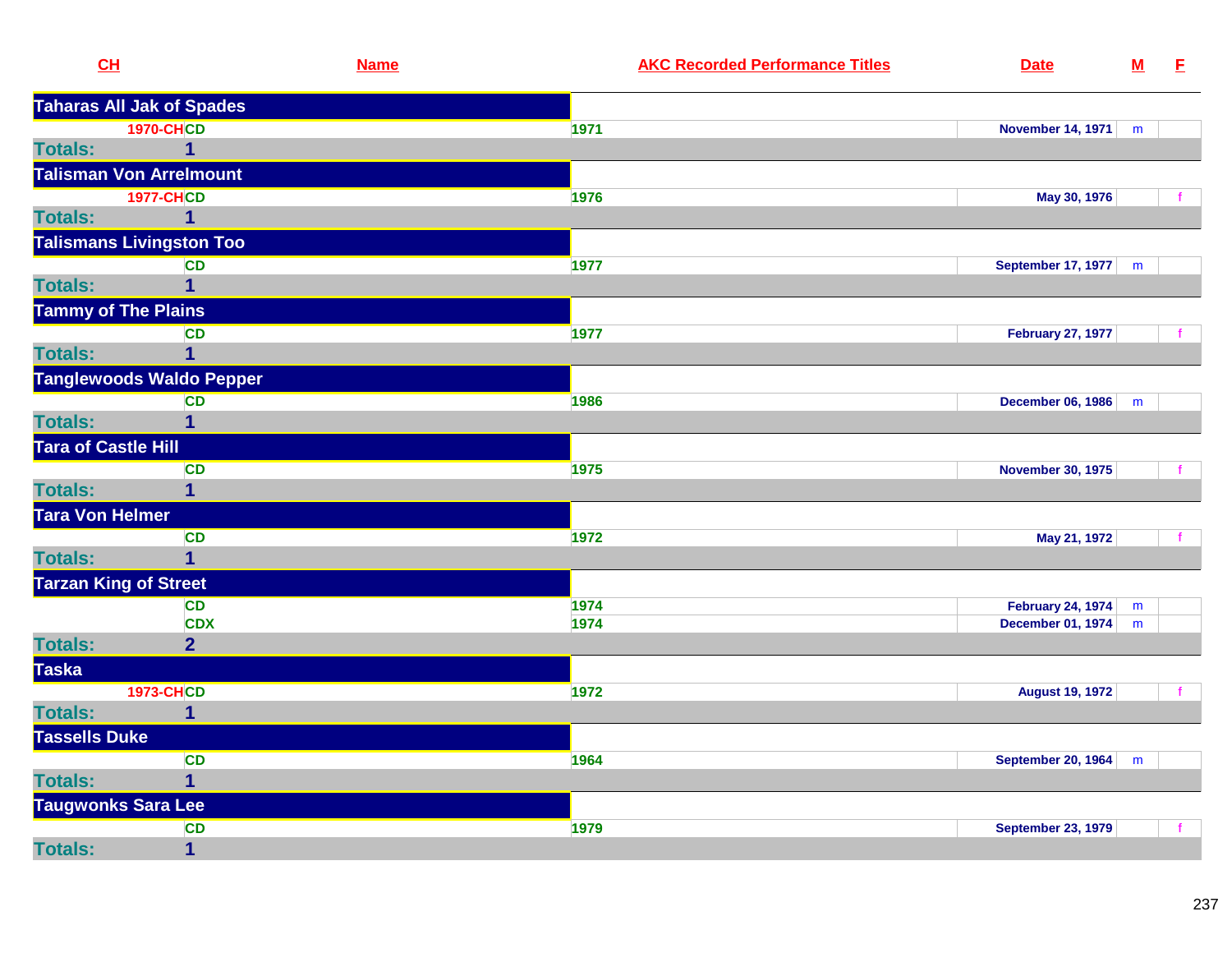| CH | Name | AKC Recorded Performance Titles | Date | M | F |
|---|---|---|---|---|---|
| **Taharas All Jak of Spades** | | | | | |
| 1970-CH | CD | 1971 | November 14, 1971 | m | |
| **Totals:** | 1 | | | | |
| **Talisman Von Arrelmount** | | | | | |
| 1977-CH | CD | 1976 | May 30, 1976 | | f |
| **Totals:** | 1 | | | | |
| **Talismans Livingston Too** | | | | | |
| | CD | 1977 | September 17, 1977 | m | |
| **Totals:** | 1 | | | | |
| **Tammy of The Plains** | | | | | |
| | CD | 1977 | February 27, 1977 | | f |
| **Totals:** | 1 | | | | |
| **Tanglewoods Waldo Pepper** | | | | | |
| | CD | 1986 | December 06, 1986 | m | |
| **Totals:** | 1 | | | | |
| **Tara of Castle Hill** | | | | | |
| | CD | 1975 | November 30, 1975 | | f |
| **Totals:** | 1 | | | | |
| **Tara Von Helmer** | | | | | |
| | CD | 1972 | May 21, 1972 | | f |
| **Totals:** | 1 | | | | |
| **Tarzan King of Street** | | | | | |
| | CD | 1974 | February 24, 1974 | m | |
| | CDX | 1974 | December 01, 1974 | m | |
| **Totals:** | 2 | | | | |
| **Taska** | | | | | |
| 1973-CH | CD | 1972 | August 19, 1972 | | f |
| **Totals:** | 1 | | | | |
| **Tassells Duke** | | | | | |
| | CD | 1964 | September 20, 1964 | m | |
| **Totals:** | 1 | | | | |
| **Taugwonks Sara Lee** | | | | | |
| | CD | 1979 | September 23, 1979 | | f |
| **Totals:** | 1 | | | | |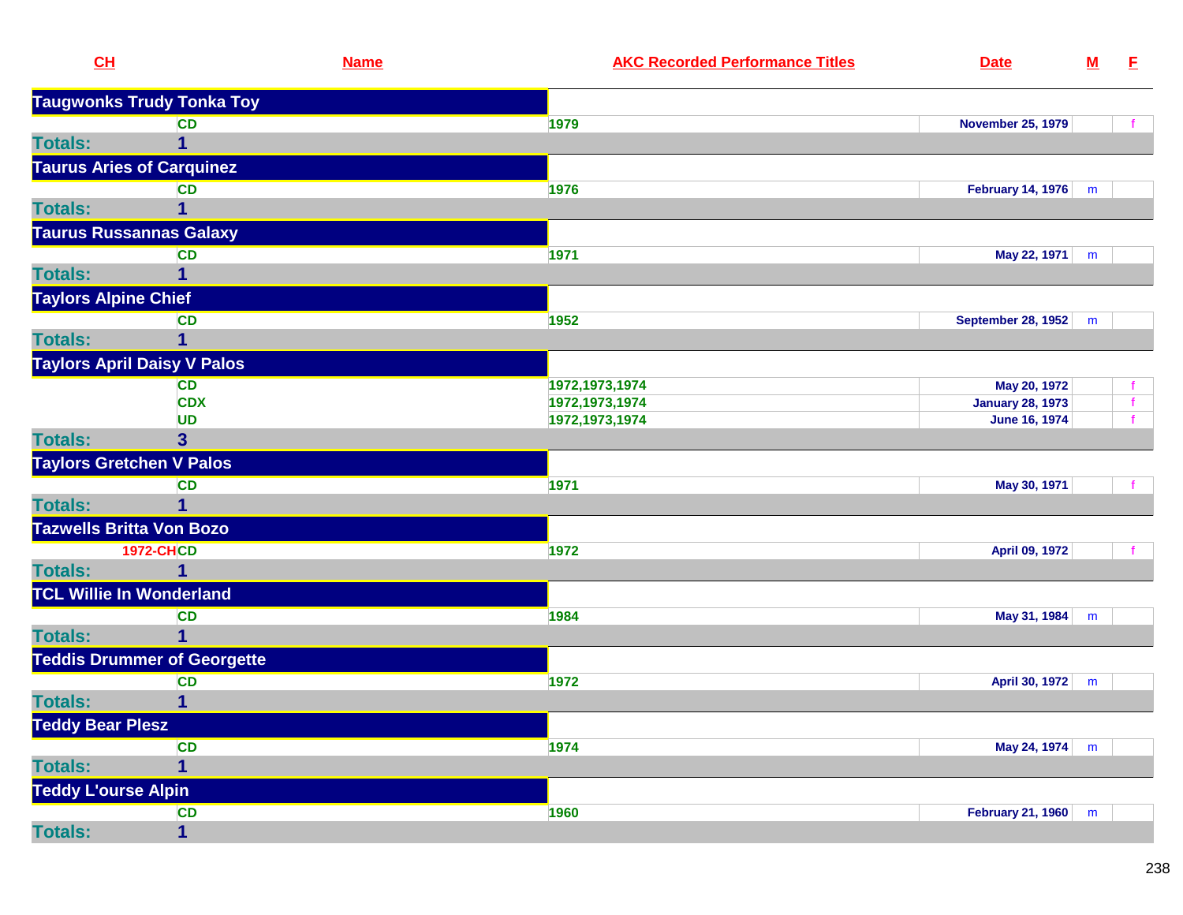| CH | Name | AKC Recorded Performance Titles | Date | M | F |
|---|---|---|---|---|---|
| **Taugwonks Trudy Tonka Toy** | | | | | |
| | CD | 1979 | November 25, 1979 | | f |
| **Totals:** | **1** | | | | |
| **Taurus Aries of Carquinez** | | | | | |
| | CD | 1976 | February 14, 1976 | m | |
| **Totals:** | **1** | | | | |
| **Taurus Russannas Galaxy** | | | | | |
| | CD | 1971 | May 22, 1971 | m | |
| **Totals:** | **1** | | | | |
| **Taylors Alpine Chief** | | | | | |
| | CD | 1952 | September 28, 1952 | m | |
| **Totals:** | **1** | | | | |
| **Taylors April Daisy V Palos** | | | | | |
| | CD | 1972,1973,1974 | May 20, 1972 | | f |
| | CDX | 1972,1973,1974 | January 28, 1973 | | f |
| | UD | 1972,1973,1974 | June 16, 1974 | | f |
| **Totals:** | **3** | | | | |
| **Taylors Gretchen V Palos** | | | | | |
| | CD | 1971 | May 30, 1971 | | f |
| **Totals:** | **1** | | | | |
| **Tazwells Britta Von Bozo** | | | | | |
| 1972-CH | CD | 1972 | April 09, 1972 | | f |
| **Totals:** | **1** | | | | |
| **TCL Willie In Wonderland** | | | | | |
| | CD | 1984 | May 31, 1984 | m | |
| **Totals:** | **1** | | | | |
| **Teddis Drummer of Georgette** | | | | | |
| | CD | 1972 | April 30, 1972 | m | |
| **Totals:** | **1** | | | | |
| **Teddy Bear Plesz** | | | | | |
| | CD | 1974 | May 24, 1974 | m | |
| **Totals:** | **1** | | | | |
| **Teddy L'ourse Alpin** | | | | | |
| | CD | 1960 | February 21, 1960 | m | |
| **Totals:** | **1** | | | | |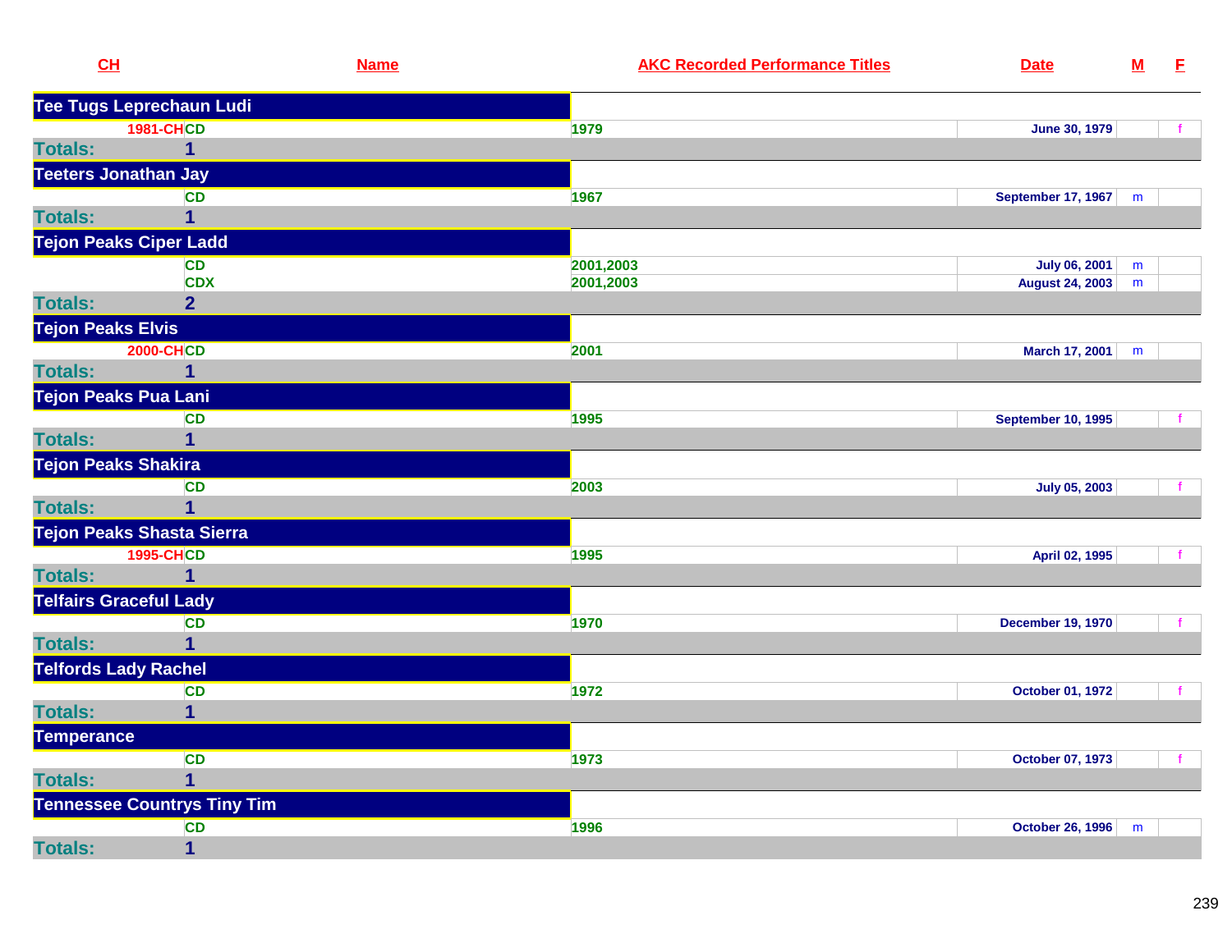| CH | Name | AKC Recorded Performance Titles | Date | M | F |
|---|---|---|---|---|---|
| **Tee Tugs Leprechaun Ludi** | | | | | |
| 1981-CH | CD | 1979 | June 30, 1979 | | f |
| **Totals:** | 1 | | | | |
| **Teeters Jonathan Jay** | | | | | |
| | CD | 1967 | September 17, 1967 | m | |
| **Totals:** | 1 | | | | |
| **Tejon Peaks Ciper Ladd** | | | | | |
| | CD | 2001,2003 | July 06, 2001 | m | |
| | CDX | 2001,2003 | August 24, 2003 | m | |
| **Totals:** | 2 | | | | |
| **Tejon Peaks Elvis** | | | | | |
| 2000-CH | CD | 2001 | March 17, 2001 | m | |
| **Totals:** | 1 | | | | |
| **Tejon Peaks Pua Lani** | | | | | |
| | CD | 1995 | September 10, 1995 | | f |
| **Totals:** | 1 | | | | |
| **Tejon Peaks Shakira** | | | | | |
| | CD | 2003 | July 05, 2003 | | f |
| **Totals:** | 1 | | | | |
| **Tejon Peaks Shasta Sierra** | | | | | |
| 1995-CH | CD | 1995 | April 02, 1995 | | f |
| **Totals:** | 1 | | | | |
| **Telfairs Graceful Lady** | | | | | |
| | CD | 1970 | December 19, 1970 | | f |
| **Totals:** | 1 | | | | |
| **Telfords Lady Rachel** | | | | | |
| | CD | 1972 | October 01, 1972 | | f |
| **Totals:** | 1 | | | | |
| **Temperance** | | | | | |
| | CD | 1973 | October 07, 1973 | | f |
| **Totals:** | 1 | | | | |
| **Tennessee Countrys Tiny Tim** | | | | | |
| | CD | 1996 | October 26, 1996 | m | |
| **Totals:** | 1 | | | | |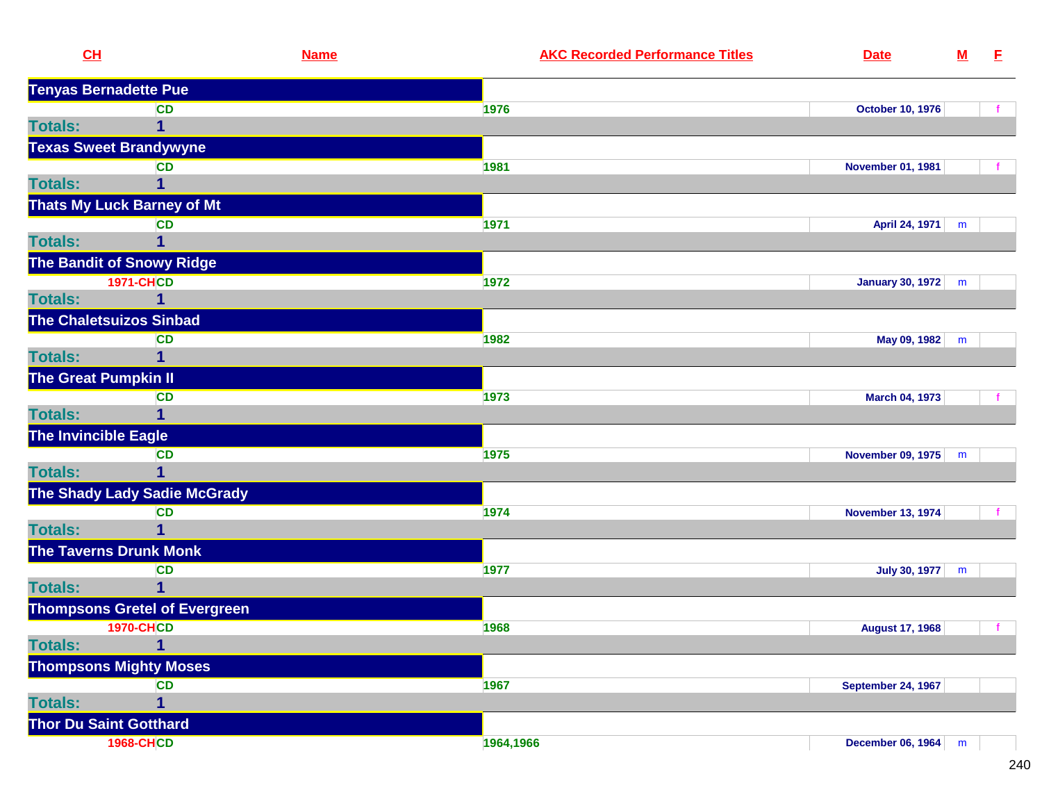| CH | Name | AKC Recorded Performance Titles | Date | M | F |
|---|---|---|---|---|---|
| **Tenyas Bernadette Pue** | | | | | |
| | CD | 1976 | October 10, 1976 | | f |
| **Totals:** | 1 | | | | |
| **Texas Sweet Brandywyne** | | | | | |
| | CD | 1981 | November 01, 1981 | | f |
| **Totals:** | 1 | | | | |
| **Thats My Luck Barney of Mt** | | | | | |
| | CD | 1971 | April 24, 1971 | m | |
| **Totals:** | 1 | | | | |
| **The Bandit of Snowy Ridge** | | | | | |
| 1971-CH | CD | 1972 | January 30, 1972 | m | |
| **Totals:** | 1 | | | | |
| **The Chaletsuizos Sinbad** | | | | | |
| | CD | 1982 | May 09, 1982 | m | |
| **Totals:** | 1 | | | | |
| **The Great Pumpkin II** | | | | | |
| | CD | 1973 | March 04, 1973 | | f |
| **Totals:** | 1 | | | | |
| **The Invincible Eagle** | | | | | |
| | CD | 1975 | November 09, 1975 | m | |
| **Totals:** | 1 | | | | |
| **The Shady Lady Sadie McGrady** | | | | | |
| | CD | 1974 | November 13, 1974 | | f |
| **Totals:** | 1 | | | | |
| **The Taverns Drunk Monk** | | | | | |
| | CD | 1977 | July 30, 1977 | m | |
| **Totals:** | 1 | | | | |
| **Thompsons Gretel of Evergreen** | | | | | |
| 1970-CH | CD | 1968 | August 17, 1968 | | f |
| **Totals:** | 1 | | | | |
| **Thompsons Mighty Moses** | | | | | |
| | CD | 1967 | September 24, 1967 | | |
| **Totals:** | 1 | | | | |
| **Thor Du Saint Gotthard** | | | | | |
| 1968-CH | CD | 1964,1966 | December 06, 1964 | m | |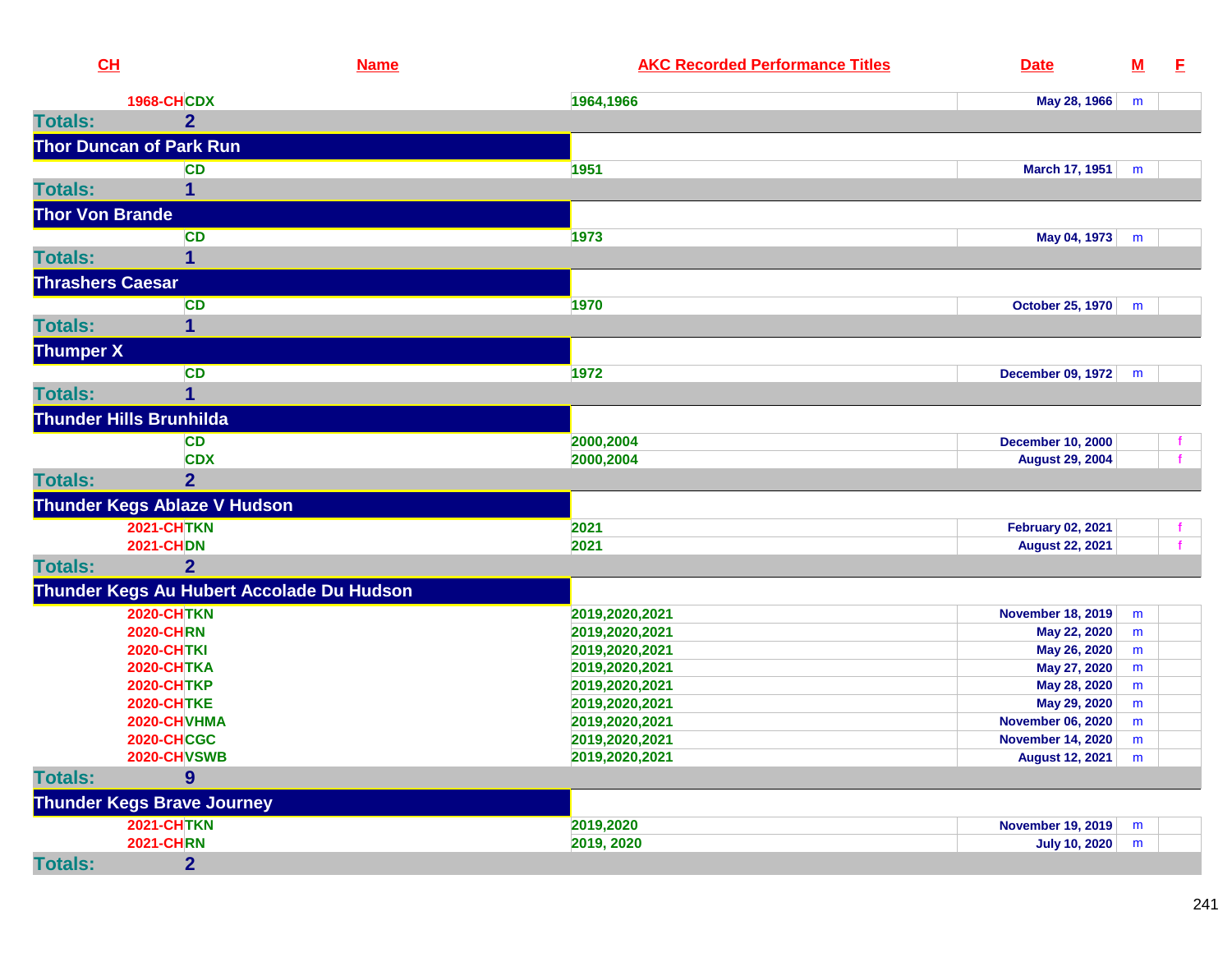| CH | Name | AKC Recorded Performance Titles | Date | M | F |
|---|---|---|---|---|---|
| 1968-CH | CDX | 1964,1966 | May 28, 1966 | m | |
| **Totals:** | **2** | | | | |
| **Thor Duncan of Park Run** | | | | | |
| | CD | 1951 | March 17, 1951 | m | |
| **Totals:** | **1** | | | | |
| **Thor Von Brande** | | | | | |
| | CD | 1973 | May 04, 1973 | m | |
| **Totals:** | **1** | | | | |
| **Thrashers Caesar** | | | | | |
| | CD | 1970 | October 25, 1970 | m | |
| **Totals:** | **1** | | | | |
| **Thumper X** | | | | | |
| | CD | 1972 | December 09, 1972 | m | |
| **Totals:** | **1** | | | | |
| **Thunder Hills Brunhilda** | | | | | |
| | CD | 2000,2004 | December 10, 2000 | | f |
| | CDX | 2000,2004 | August 29, 2004 | | f |
| **Totals:** | **2** | | | | |
| **Thunder Kegs Ablaze V Hudson** | | | | | |
| 2021-CH | TKN | 2021 | February 02, 2021 | | f |
| 2021-CH | DN | 2021 | August 22, 2021 | | f |
| **Totals:** | **2** | | | | |
| **Thunder Kegs Au Hubert Accolade Du Hudson** | | | | | |
| 2020-CH | TKN | 2019,2020,2021 | November 18, 2019 | m | |
| 2020-CH | RN | 2019,2020,2021 | May 22, 2020 | m | |
| 2020-CH | TKI | 2019,2020,2021 | May 26, 2020 | m | |
| 2020-CH | TKA | 2019,2020,2021 | May 27, 2020 | m | |
| 2020-CH | TKP | 2019,2020,2021 | May 28, 2020 | m | |
| 2020-CH | TKE | 2019,2020,2021 | May 29, 2020 | m | |
| 2020-CH | VHMA | 2019,2020,2021 | November 06, 2020 | m | |
| 2020-CH | CGC | 2019,2020,2021 | November 14, 2020 | m | |
| 2020-CH | VSWB | 2019,2020,2021 | August 12, 2021 | m | |
| **Totals:** | **9** | | | | |
| **Thunder Kegs Brave Journey** | | | | | |
| 2021-CH | TKN | 2019,2020 | November 19, 2019 | m | |
| 2021-CH | RN | 2019, 2020 | July 10, 2020 | m | |
| **Totals:** | **2** | | | | |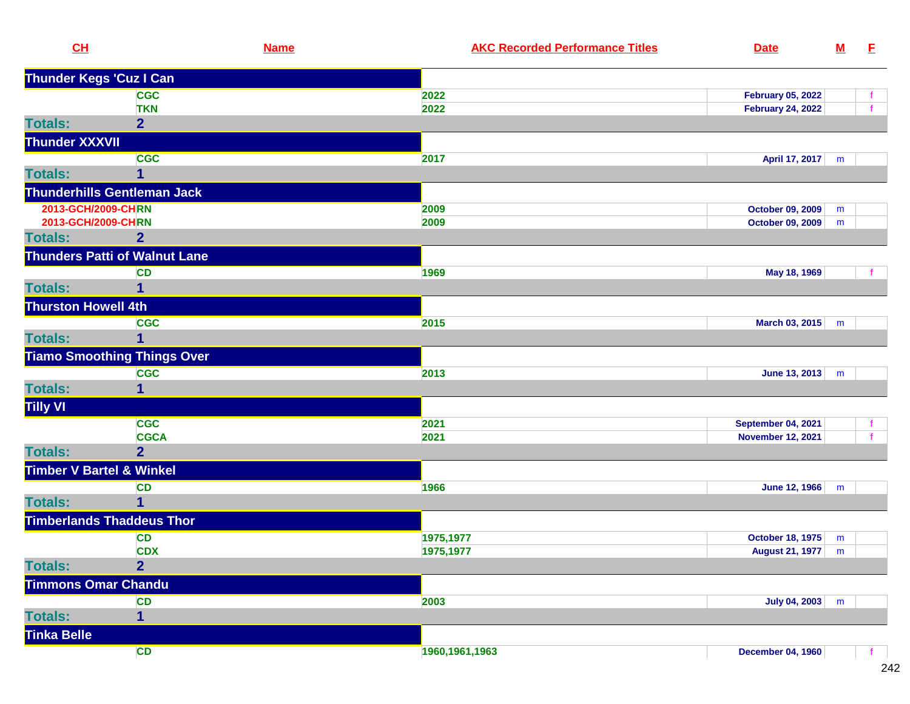| CH | Name | AKC Recorded Performance Titles | Date | M | F |
|---|---|---|---|---|---|
| **Thunder Kegs 'Cuz I Can** | | | | | |
| | CGC | 2022 | February 05, 2022 | | f |
| | TKN | 2022 | February 24, 2022 | | f |
| **Totals:** | **2** | | | | |
| **Thunder XXXVII** | | | | | |
| | CGC | 2017 | April 17, 2017 | m | |
| **Totals:** | **1** | | | | |
| **Thunderhills Gentleman Jack** | | | | | |
| 2013-GCH/2009-CH | RN | 2009 | October 09, 2009 | m | |
| 2013-GCH/2009-CH | RN | 2009 | October 09, 2009 | m | |
| **Totals:** | **2** | | | | |
| **Thunders Patti of Walnut Lane** | | | | | |
| | CD | 1969 | May 18, 1969 | | f |
| **Totals:** | **1** | | | | |
| **Thurston Howell 4th** | | | | | |
| | CGC | 2015 | March 03, 2015 | m | |
| **Totals:** | **1** | | | | |
| **Tiamo Smoothing Things Over** | | | | | |
| | CGC | 2013 | June 13, 2013 | m | |
| **Totals:** | **1** | | | | |
| **Tilly VI** | | | | | |
| | CGC | 2021 | September 04, 2021 | | f |
| | CGCA | 2021 | November 12, 2021 | | f |
| **Totals:** | **2** | | | | |
| **Timber V Bartel & Winkel** | | | | | |
| | CD | 1966 | June 12, 1966 | m | |
| **Totals:** | **1** | | | | |
| **Timberlands Thaddeus Thor** | | | | | |
| | CD | 1975,1977 | October 18, 1975 | m | |
| | CDX | 1975,1977 | August 21, 1977 | m | |
| **Totals:** | **2** | | | | |
| **Timmons Omar Chandu** | | | | | |
| | CD | 2003 | July 04, 2003 | m | |
| **Totals:** | **1** | | | | |
| **Tinka Belle** | | | | | |
| | CD | 1960,1961,1963 | December 04, 1960 | | f |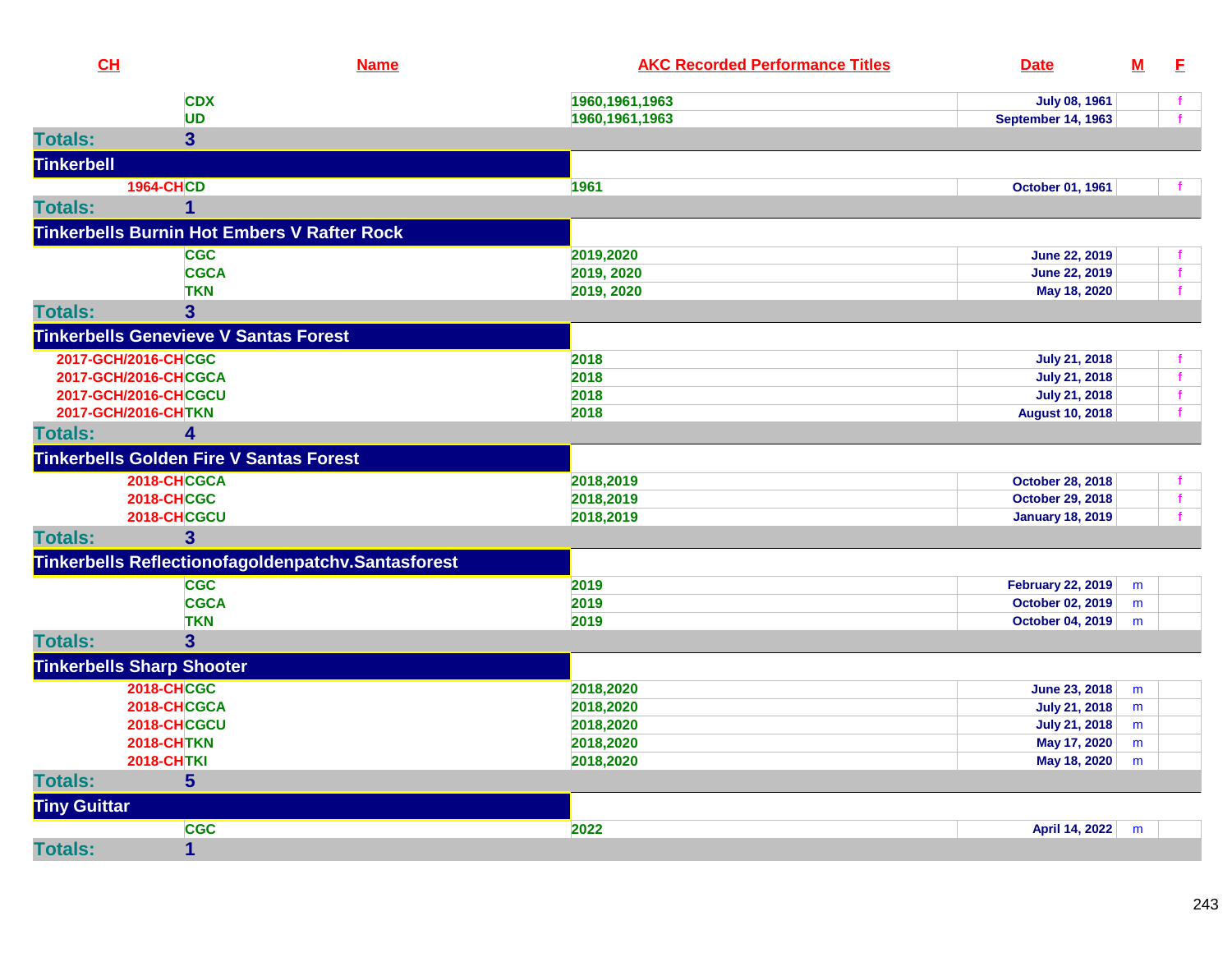| CH | Name | AKC Recorded Performance Titles | Date | M | F |
|---|---|---|---|---|---|
| | CDX | 1960,1961,1963 | July 08, 1961 | | f |
| | UD | 1960,1961,1963 | September 14, 1963 | | f |
| **Totals:** | **3** | | | | |
| **Tinkerbell** | | | | | |
| 1964-CH | CD | 1961 | October 01, 1961 | | f |
| **Totals:** | **1** | | | | |
| **Tinkerbells Burnin Hot Embers V Rafter Rock** | | | | | |
| | CGC | 2019,2020 | June 22, 2019 | | f |
| | CGCA | 2019, 2020 | June 22, 2019 | | f |
| | TKN | 2019, 2020 | May 18, 2020 | | f |
| **Totals:** | **3** | | | | |
| **Tinkerbells Genevieve V Santas Forest** | | | | | |
| 2017-GCH/2016-CH | CGC | 2018 | July 21, 2018 | | f |
| 2017-GCH/2016-CH | CGCA | 2018 | July 21, 2018 | | f |
| 2017-GCH/2016-CH | CGCU | 2018 | July 21, 2018 | | f |
| 2017-GCH/2016-CH | TKN | 2018 | August 10, 2018 | | f |
| **Totals:** | **4** | | | | |
| **Tinkerbells Golden Fire V Santas Forest** | | | | | |
| 2018-CH | CGCA | 2018,2019 | October 28, 2018 | | f |
| 2018-CH | CGC | 2018,2019 | October 29, 2018 | | f |
| 2018-CH | CGCU | 2018,2019 | January 18, 2019 | | f |
| **Totals:** | **3** | | | | |
| **Tinkerbells Reflectionofagoldenpatchv.Santasforest** | | | | | |
| | CGC | 2019 | February 22, 2019 | m | |
| | CGCA | 2019 | October 02, 2019 | m | |
| | TKN | 2019 | October 04, 2019 | m | |
| **Totals:** | **3** | | | | |
| **Tinkerbells Sharp Shooter** | | | | | |
| 2018-CH | CGC | 2018,2020 | June 23, 2018 | m | |
| 2018-CH | CGCA | 2018,2020 | July 21, 2018 | m | |
| 2018-CH | CGCU | 2018,2020 | July 21, 2018 | m | |
| 2018-CH | TKN | 2018,2020 | May 17, 2020 | m | |
| 2018-CH | TKI | 2018,2020 | May 18, 2020 | m | |
| **Totals:** | **5** | | | | |
| **Tiny Guittar** | | | | | |
| | CGC | 2022 | April 14, 2022 | m | |
| **Totals:** | **1** | | | | |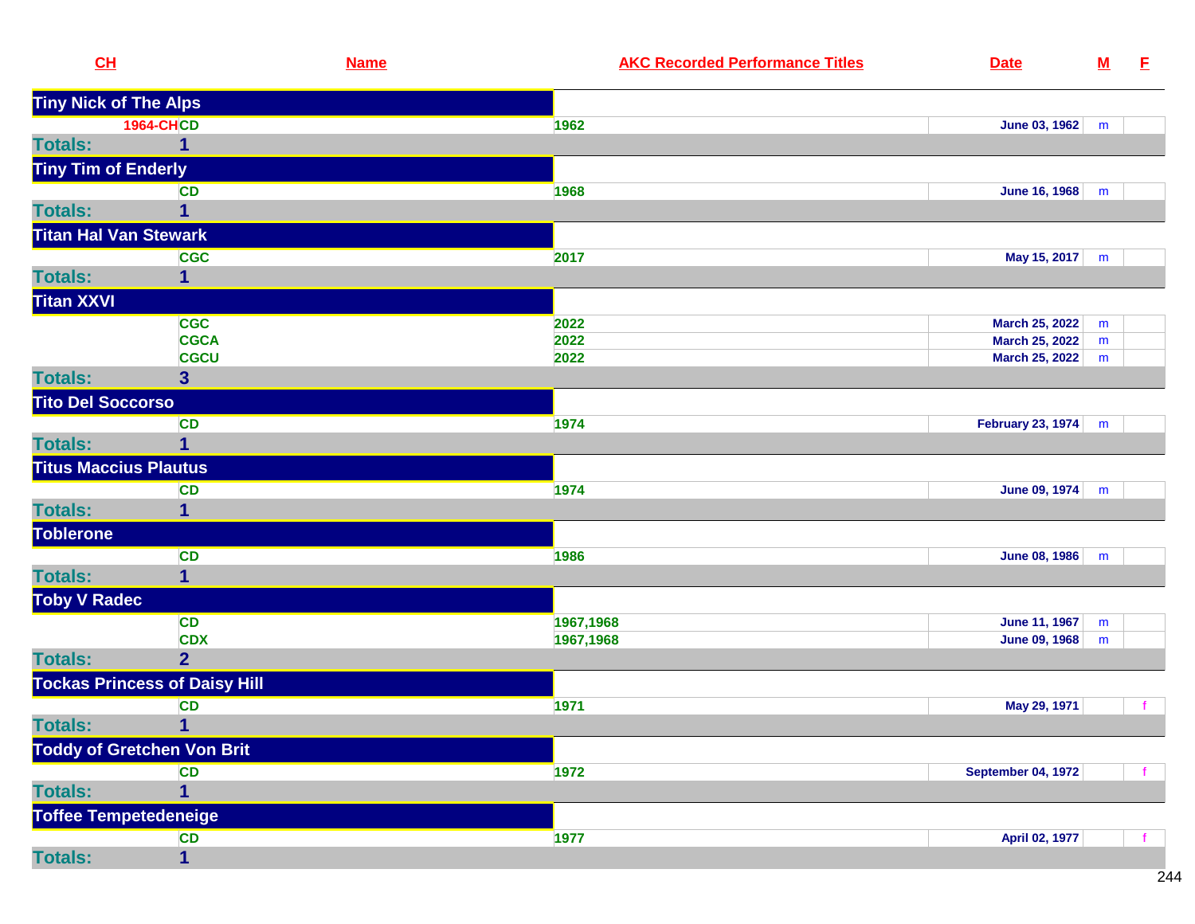| CH | Name | AKC Recorded Performance Titles | Date | M | F |
|---|---|---|---|---|---|
| **Tiny Nick of The Alps** | | | | | |
| 1964-CH | CD | 1962 | June 03, 1962 | m | |
| **Totals:** | 1 | | | | |
| **Tiny Tim of Enderly** | | | | | |
| | CD | 1968 | June 16, 1968 | m | |
| **Totals:** | 1 | | | | |
| **Titan Hal Van Stewark** | | | | | |
| | CGC | 2017 | May 15, 2017 | m | |
| **Totals:** | 1 | | | | |
| **Titan XXVI** | | | | | |
| | CGC | 2022 | March 25, 2022 | m | |
| | CGCA | 2022 | March 25, 2022 | m | |
| | CGCU | 2022 | March 25, 2022 | m | |
| **Totals:** | 3 | | | | |
| **Tito Del Soccorso** | | | | | |
| | CD | 1974 | February 23, 1974 | m | |
| **Totals:** | 1 | | | | |
| **Titus Maccius Plautus** | | | | | |
| | CD | 1974 | June 09, 1974 | m | |
| **Totals:** | 1 | | | | |
| **Toblerone** | | | | | |
| | CD | 1986 | June 08, 1986 | m | |
| **Totals:** | 1 | | | | |
| **Toby V Radec** | | | | | |
| | CD | 1967,1968 | June 11, 1967 | m | |
| | CDX | 1967,1968 | June 09, 1968 | m | |
| **Totals:** | 2 | | | | |
| **Tockas Princess of Daisy Hill** | | | | | |
| | CD | 1971 | May 29, 1971 | | f |
| **Totals:** | 1 | | | | |
| **Toddy of Gretchen Von Brit** | | | | | |
| | CD | 1972 | September 04, 1972 | | f |
| **Totals:** | 1 | | | | |
| **Toffee Tempetedeneige** | | | | | |
| | CD | 1977 | April 02, 1977 | | f |
| **Totals:** | 1 | | | | |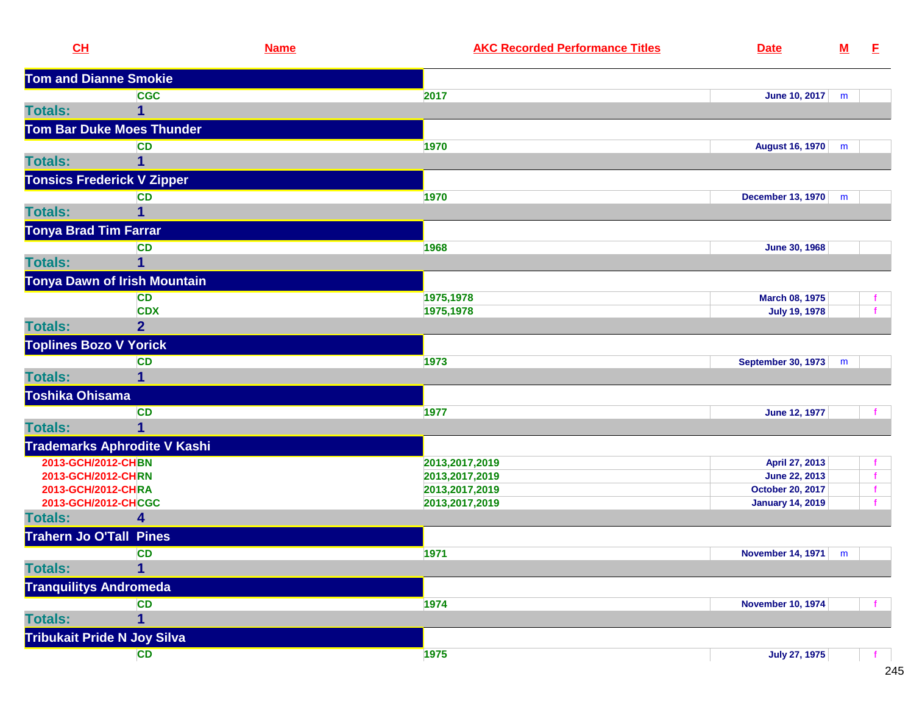| CH | Name | AKC Recorded Performance Titles | Date | M | F |
|---|---|---|---|---|---|
| **Tom and Dianne Smokie** | | | | | |
| | CGC | 2017 | June 10, 2017 | m | |
| **Totals:** | **1** | | | | |
| **Tom Bar Duke Moes Thunder** | | | | | |
| | CD | 1970 | August 16, 1970 | m | |
| **Totals:** | **1** | | | | |
| **Tonsics Frederick V Zipper** | | | | | |
| | CD | 1970 | December 13, 1970 | m | |
| **Totals:** | **1** | | | | |
| **Tonya Brad Tim Farrar** | | | | | |
| | CD | 1968 | June 30, 1968 | | |
| **Totals:** | **1** | | | | |
| **Tonya Dawn of Irish Mountain** | | | | | |
| | CD | 1975,1978 | March 08, 1975 | | f |
| | CDX | 1975,1978 | July 19, 1978 | | f |
| **Totals:** | **2** | | | | |
| **Toplines Bozo V Yorick** | | | | | |
| | CD | 1973 | September 30, 1973 | m | |
| **Totals:** | **1** | | | | |
| **Toshika Ohisama** | | | | | |
| | CD | 1977 | June 12, 1977 | | f |
| **Totals:** | **1** | | | | |
| **Trademarks Aphrodite V Kashi** | | | | | |
| 2013-GCH/2012-CH | BN | 2013,2017,2019 | April 27, 2013 | | f |
| 2013-GCH/2012-CH | RN | 2013,2017,2019 | June 22, 2013 | | f |
| 2013-GCH/2012-CH | RA | 2013,2017,2019 | October 20, 2017 | | f |
| 2013-GCH/2012-CH | CGC | 2013,2017,2019 | January 14, 2019 | | f |
| **Totals:** | **4** | | | | |
| **Trahern Jo O'Tall Pines** | | | | | |
| | CD | 1971 | November 14, 1971 | m | |
| **Totals:** | **1** | | | | |
| **Tranquilitys Andromeda** | | | | | |
| | CD | 1974 | November 10, 1974 | | f |
| **Totals:** | **1** | | | | |
| **Tribukait Pride N Joy Silva** | | | | | |
| | CD | 1975 | July 27, 1975 | | f |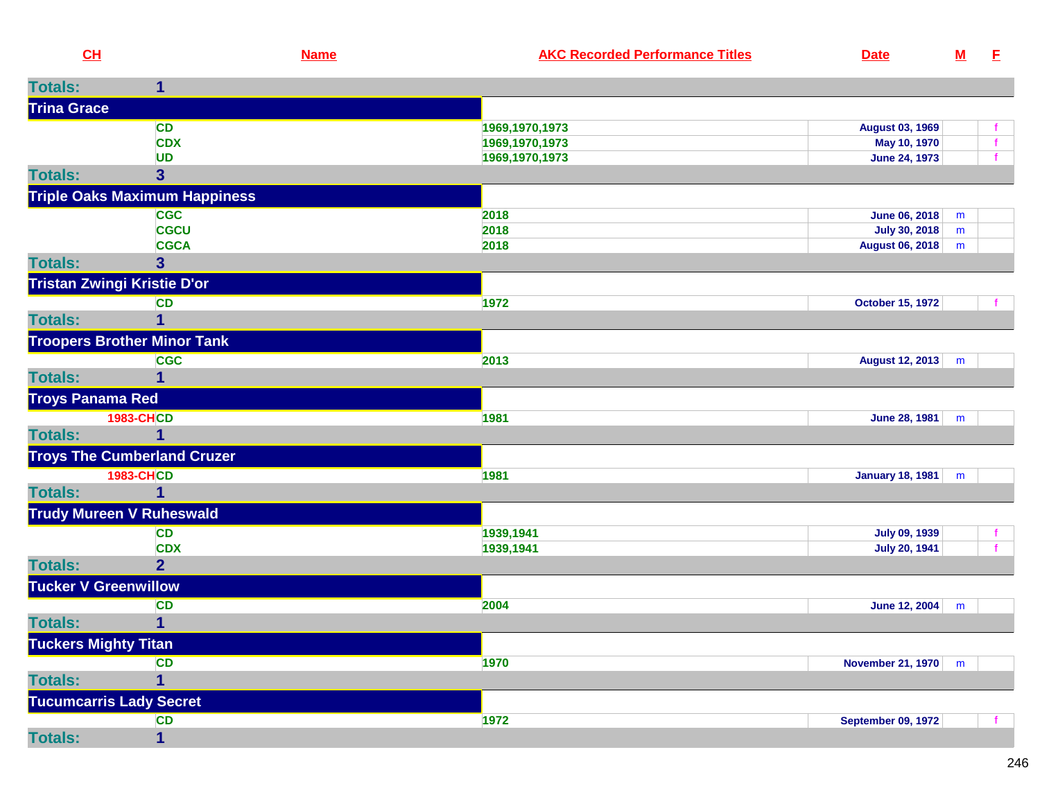| CH | Name | AKC Recorded Performance Titles | Date | M | F |
|---|---|---|---|---|---|
| **Totals:** | **1** | | | | |
| **Trina Grace** | | | | | |
| | CD | 1969,1970,1973 | August 03, 1969 | | f |
| | CDX | 1969,1970,1973 | May 10, 1970 | | f |
| | UD | 1969,1970,1973 | June 24, 1973 | | f |
| **Totals:** | **3** | | | | |
| **Triple Oaks Maximum Happiness** | | | | | |
| | CGC | 2018 | June 06, 2018 | m | |
| | CGCU | 2018 | July 30, 2018 | m | |
| | CGCA | 2018 | August 06, 2018 | m | |
| **Totals:** | **3** | | | | |
| **Tristan Zwingi Kristie D'or** | | | | | |
| | CD | 1972 | October 15, 1972 | | f |
| **Totals:** | **1** | | | | |
| **Troopers Brother Minor Tank** | | | | | |
| | CGC | 2013 | August 12, 2013 | m | |
| **Totals:** | **1** | | | | |
| **Troys Panama Red** | | | | | |
| 1983-CH | CD | 1981 | June 28, 1981 | m | |
| **Totals:** | **1** | | | | |
| **Troys The Cumberland Cruzer** | | | | | |
| 1983-CH | CD | 1981 | January 18, 1981 | m | |
| **Totals:** | **1** | | | | |
| **Trudy Mureen V Ruheswald** | | | | | |
| | CD | 1939,1941 | July 09, 1939 | | f |
| | CDX | 1939,1941 | July 20, 1941 | | f |
| **Totals:** | **2** | | | | |
| **Tucker V Greenwillow** | | | | | |
| | CD | 2004 | June 12, 2004 | m | |
| **Totals:** | **1** | | | | |
| **Tuckers Mighty Titan** | | | | | |
| | CD | 1970 | November 21, 1970 | m | |
| **Totals:** | **1** | | | | |
| **Tucumcarris Lady Secret** | | | | | |
| | CD | 1972 | September 09, 1972 | | f |
| **Totals:** | **1** | | | | |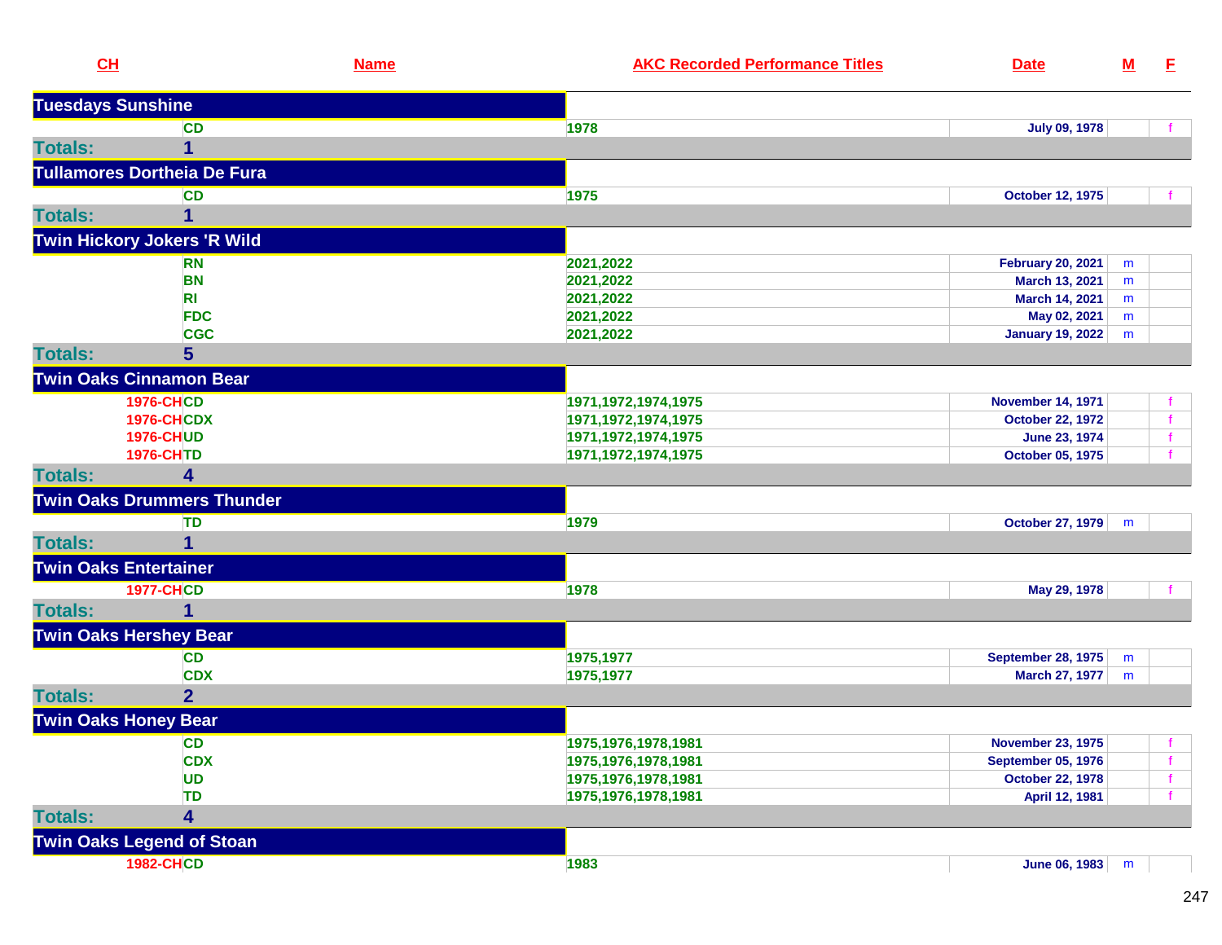| CH | Name | AKC Recorded Performance Titles | Date | M | F |
|---|---|---|---|---|---|
| **Tuesdays Sunshine** | | | | | |
| | CD | 1978 | July 09, 1978 | | f |
| **Totals:** | **1** | | | | |
| **Tullamores Dortheia De Fura** | | | | | |
| | CD | 1975 | October 12, 1975 | | f |
| **Totals:** | **1** | | | | |
| **Twin Hickory Jokers 'R Wild** | | | | | |
| | RN | 2021,2022 | February 20, 2021 | m | |
| | BN | 2021,2022 | March 13, 2021 | m | |
| | RI | 2021,2022 | March 14, 2021 | m | |
| | FDC | 2021,2022 | May 02, 2021 | m | |
| | CGC | 2021,2022 | January 19, 2022 | m | |
| **Totals:** | **5** | | | | |
| **Twin Oaks Cinnamon Bear** | | | | | |
| 1976-CH | CD | 1971,1972,1974,1975 | November 14, 1971 | | f |
| 1976-CH | CDX | 1971,1972,1974,1975 | October 22, 1972 | | f |
| 1976-CH | UD | 1971,1972,1974,1975 | June 23, 1974 | | f |
| 1976-CH | TD | 1971,1972,1974,1975 | October 05, 1975 | | f |
| **Totals:** | **4** | | | | |
| **Twin Oaks Drummers Thunder** | | | | | |
| | TD | 1979 | October 27, 1979 | m | |
| **Totals:** | **1** | | | | |
| **Twin Oaks Entertainer** | | | | | |
| 1977-CH | CD | 1978 | May 29, 1978 | | f |
| **Totals:** | **1** | | | | |
| **Twin Oaks Hershey Bear** | | | | | |
| | CD | 1975,1977 | September 28, 1975 | m | |
| | CDX | 1975,1977 | March 27, 1977 | m | |
| **Totals:** | **2** | | | | |
| **Twin Oaks Honey Bear** | | | | | |
| | CD | 1975,1976,1978,1981 | November 23, 1975 | | f |
| | CDX | 1975,1976,1978,1981 | September 05, 1976 | | f |
| | UD | 1975,1976,1978,1981 | October 22, 1978 | | f |
| | TD | 1975,1976,1978,1981 | April 12, 1981 | | f |
| **Totals:** | **4** | | | | |
| **Twin Oaks Legend of Stoan** | | | | | |
| 1982-CH | CD | 1983 | June 06, 1983 | m | |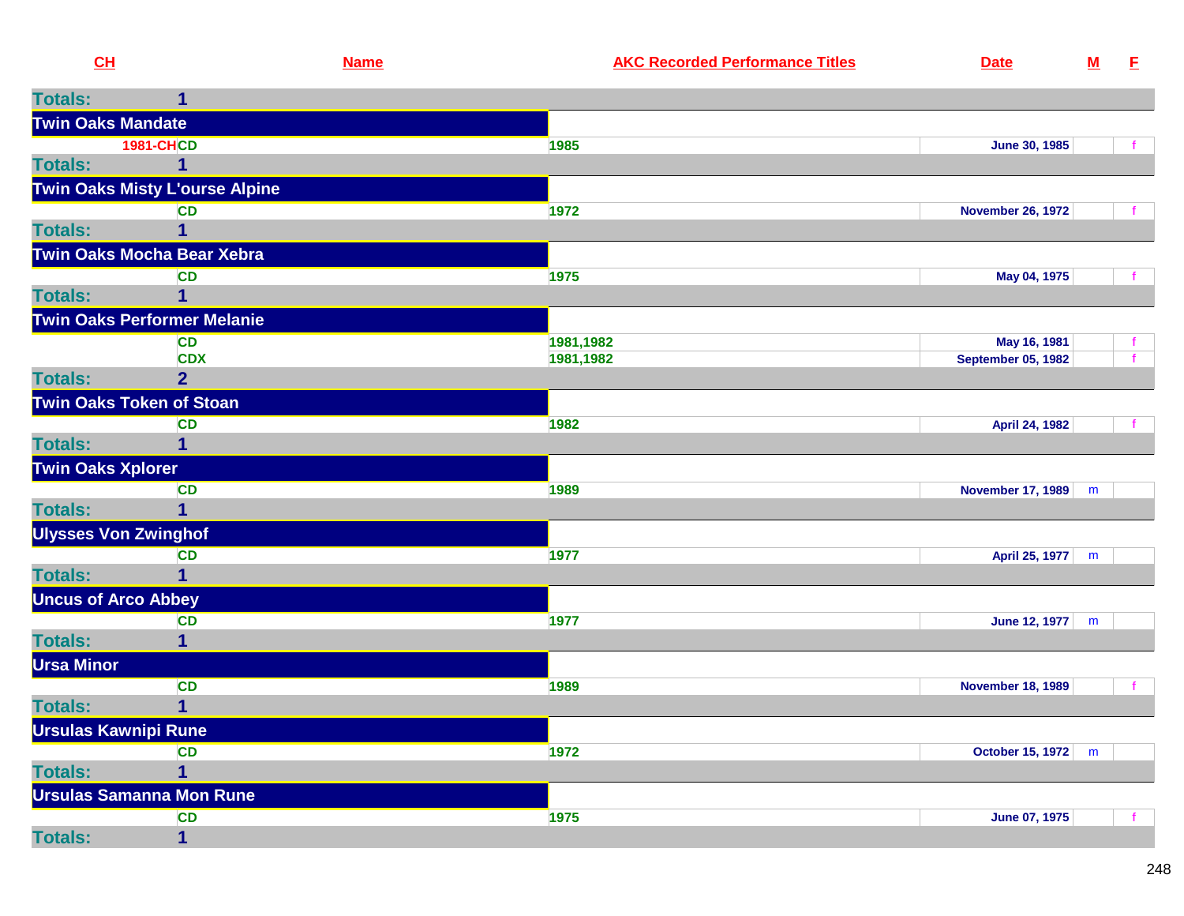| CH | Name | AKC Recorded Performance Titles | Date | M | F |
|---|---|---|---|---|---|
| **Totals:** | **1** | | | | |
| **Twin Oaks Mandate** | | | | | |
| 1981-CH | CD | 1985 | June 30, 1985 | | f |
| **Totals:** | **1** | | | | |
| **Twin Oaks Misty L'ourse Alpine** | | | | | |
| | CD | 1972 | November 26, 1972 | | f |
| **Totals:** | **1** | | | | |
| **Twin Oaks Mocha Bear Xebra** | | | | | |
| | CD | 1975 | May 04, 1975 | | f |
| **Totals:** | **1** | | | | |
| **Twin Oaks Performer Melanie** | | | | | |
| | CD | 1981,1982 | May 16, 1981 | | f |
| | CDX | 1981,1982 | September 05, 1982 | | f |
| **Totals:** | **2** | | | | |
| **Twin Oaks Token of Stoan** | | | | | |
| | CD | 1982 | April 24, 1982 | | f |
| **Totals:** | **1** | | | | |
| **Twin Oaks Xplorer** | | | | | |
| | CD | 1989 | November 17, 1989 | m | |
| **Totals:** | **1** | | | | |
| **Ulysses Von Zwinghof** | | | | | |
| | CD | 1977 | April 25, 1977 | m | |
| **Totals:** | **1** | | | | |
| **Uncus of Arco Abbey** | | | | | |
| | CD | 1977 | June 12, 1977 | m | |
| **Totals:** | **1** | | | | |
| **Ursa Minor** | | | | | |
| | CD | 1989 | November 18, 1989 | | f |
| **Totals:** | **1** | | | | |
| **Ursulas Kawnipi Rune** | | | | | |
| | CD | 1972 | October 15, 1972 | m | |
| **Totals:** | **1** | | | | |
| **Ursulas Samanna Mon Rune** | | | | | |
| | CD | 1975 | June 07, 1975 | | f |
| **Totals:** | **1** | | | | |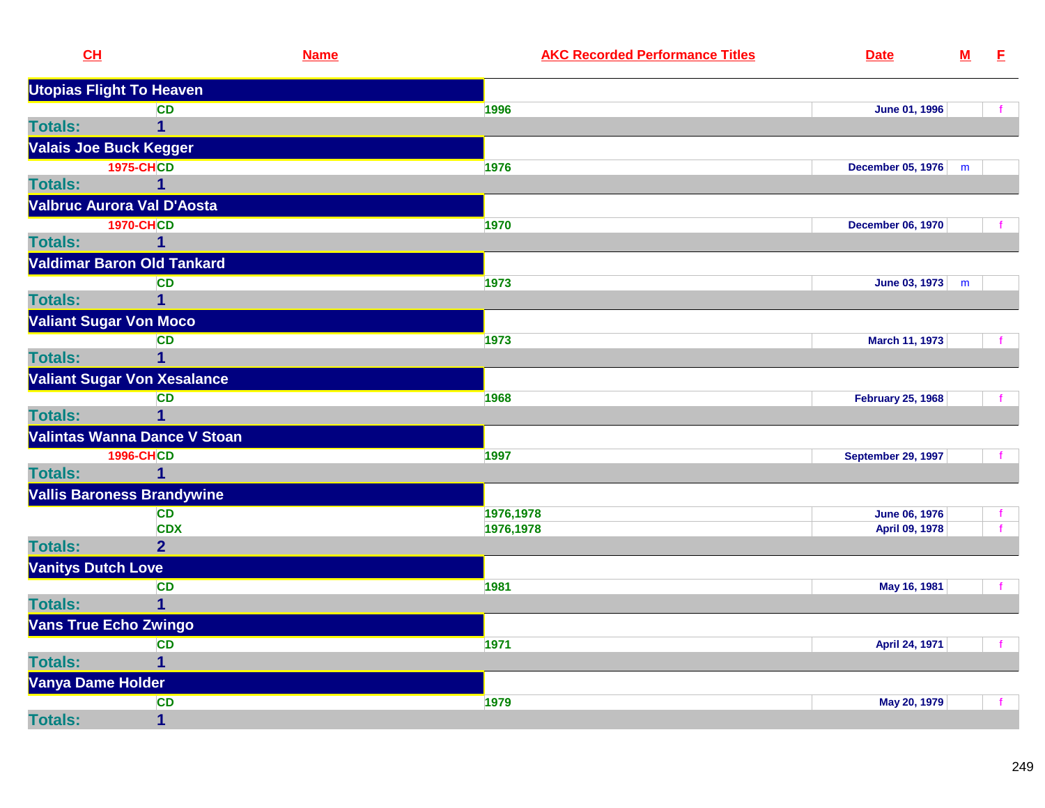| CH | Name | AKC Recorded Performance Titles | Date | M | F |
|---|---|---|---|---|---|
| **Utopias Flight To Heaven** | | | | | |
| | CD | 1996 | June 01, 1996 | | f |
| **Totals:** | **1** | | | | |
| **Valais Joe Buck Kegger** | | | | | |
| 1975-CH | CD | 1976 | December 05, 1976 | m | |
| **Totals:** | **1** | | | | |
| **Valbruc Aurora Val D'Aosta** | | | | | |
| 1970-CH | CD | 1970 | December 06, 1970 | | f |
| **Totals:** | **1** | | | | |
| **Valdimar Baron Old Tankard** | | | | | |
| | CD | 1973 | June 03, 1973 | m | |
| **Totals:** | **1** | | | | |
| **Valiant Sugar Von Moco** | | | | | |
| | CD | 1973 | March 11, 1973 | | f |
| **Totals:** | **1** | | | | |
| **Valiant Sugar Von Xesalance** | | | | | |
| | CD | 1968 | February 25, 1968 | | f |
| **Totals:** | **1** | | | | |
| **Valintas Wanna Dance V Stoan** | | | | | |
| 1996-CH | CD | 1997 | September 29, 1997 | | f |
| **Totals:** | **1** | | | | |
| **Vallis Baroness Brandywine** | | | | | |
| | CD | 1976,1978 | June 06, 1976 | | f |
| | CDX | 1976,1978 | April 09, 1978 | | f |
| **Totals:** | **2** | | | | |
| **Vanitys Dutch Love** | | | | | |
| | CD | 1981 | May 16, 1981 | | f |
| **Totals:** | **1** | | | | |
| **Vans True Echo Zwingo** | | | | | |
| | CD | 1971 | April 24, 1971 | | f |
| **Totals:** | **1** | | | | |
| **Vanya Dame Holder** | | | | | |
| | CD | 1979 | May 20, 1979 | | f |
| **Totals:** | **1** | | | | |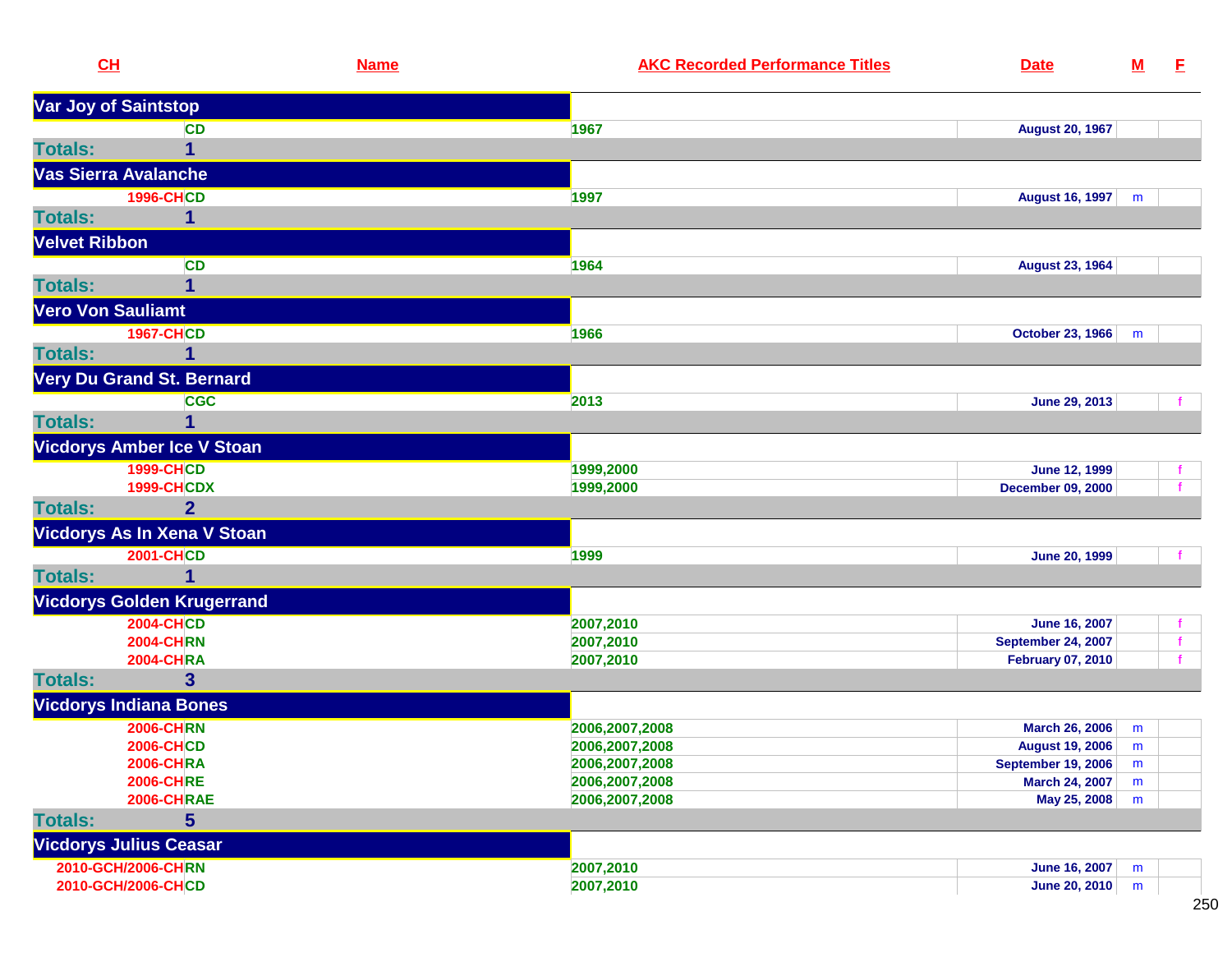| CH | Name | AKC Recorded Performance Titles | Date | M | F |
|---|---|---|---|---|---|
| **Var Joy of Saintstop** | | | | | |
| | CD | 1967 | August 20, 1967 | | |
| Totals: | 1 | | | | |
| **Vas Sierra Avalanche** | | | | | |
| 1996-CH | CD | 1997 | August 16, 1997 | m | |
| Totals: | 1 | | | | |
| **Velvet Ribbon** | | | | | |
| | CD | 1964 | August 23, 1964 | | |
| Totals: | 1 | | | | |
| **Vero Von Sauliamt** | | | | | |
| 1967-CH | CD | 1966 | October 23, 1966 | m | |
| Totals: | 1 | | | | |
| **Very Du Grand St. Bernard** | | | | | |
| | CGC | 2013 | June 29, 2013 | | f |
| Totals: | 1 | | | | |
| **Vicdorys Amber Ice V Stoan** | | | | | |
| 1999-CH | CD | 1999,2000 | June 12, 1999 | | f |
| 1999-CH | CDX | 1999,2000 | December 09, 2000 | | f |
| Totals: | 2 | | | | |
| **Vicdorys As In Xena V Stoan** | | | | | |
| 2001-CH | CD | 1999 | June 20, 1999 | | f |
| Totals: | 1 | | | | |
| **Vicdorys Golden Krugerrand** | | | | | |
| 2004-CH | CD | 2007,2010 | June 16, 2007 | | f |
| 2004-CH | RN | 2007,2010 | September 24, 2007 | | f |
| 2004-CH | RA | 2007,2010 | February 07, 2010 | | f |
| Totals: | 3 | | | | |
| **Vicdorys Indiana Bones** | | | | | |
| 2006-CH | RN | 2006,2007,2008 | March 26, 2006 | m | |
| 2006-CH | CD | 2006,2007,2008 | August 19, 2006 | m | |
| 2006-CH | RA | 2006,2007,2008 | September 19, 2006 | m | |
| 2006-CH | RE | 2006,2007,2008 | March 24, 2007 | m | |
| 2006-CH | RAE | 2006,2007,2008 | May 25, 2008 | m | |
| Totals: | 5 | | | | |
| **Vicdorys Julius Ceasar** | | | | | |
| 2010-GCH/2006-CH | RN | 2007,2010 | June 16, 2007 | m | |
| 2010-GCH/2006-CH | CD | 2007,2010 | June 20, 2010 | m | |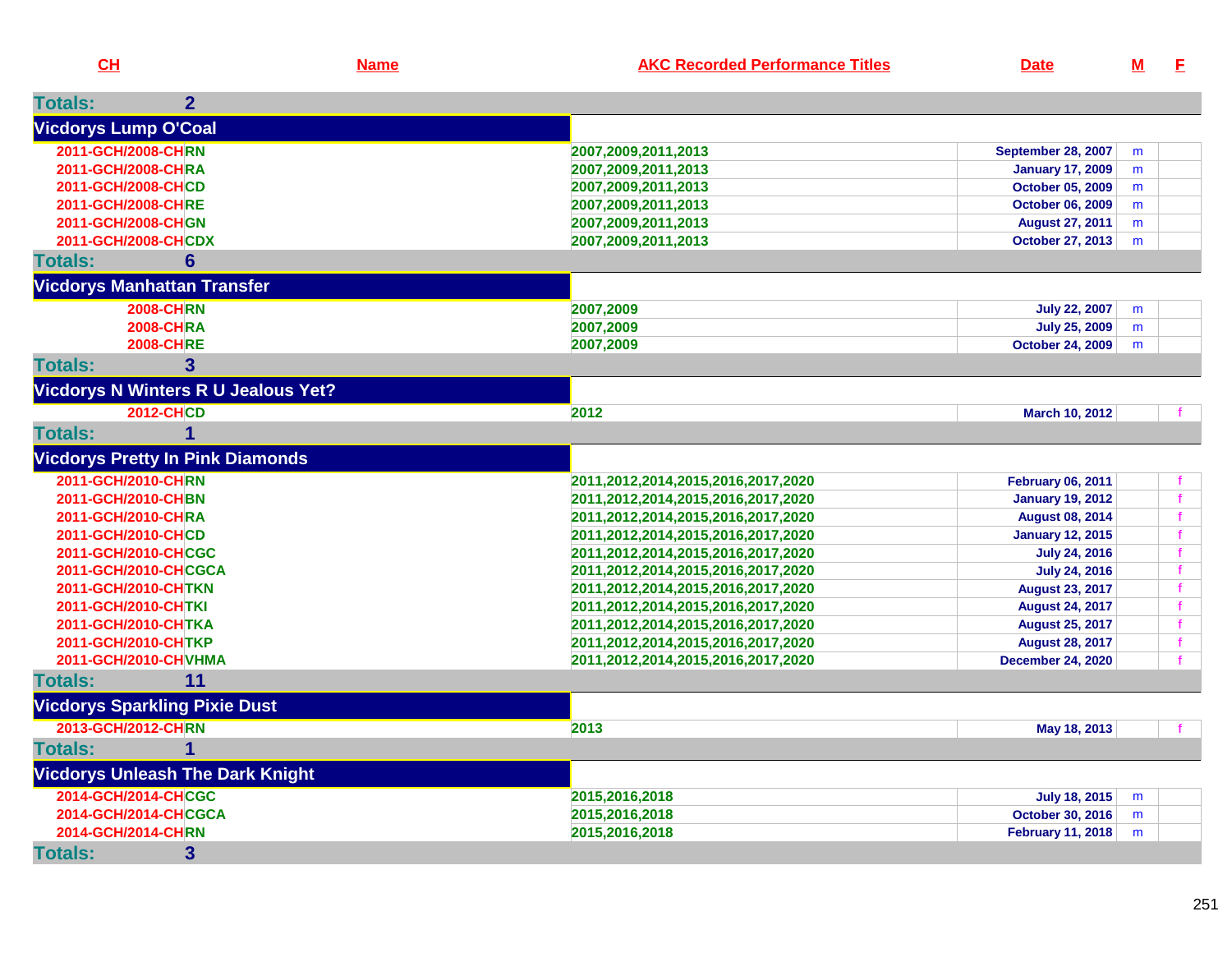| CH | Name | AKC Recorded Performance Titles | Date | M | F |
|---|---|---|---|---|---|
| **Totals:** | **2** | | | | |
| **Vicdorys Lump O'Coal** | | | | | |
| 2011-GCH/2008-CH | RN | 2007,2009,2011,2013 | September 28, 2007 | m | |
| 2011-GCH/2008-CH | RA | 2007,2009,2011,2013 | January 17, 2009 | m | |
| 2011-GCH/2008-CH | CD | 2007,2009,2011,2013 | October 05, 2009 | m | |
| 2011-GCH/2008-CH | RE | 2007,2009,2011,2013 | October 06, 2009 | m | |
| 2011-GCH/2008-CH | GN | 2007,2009,2011,2013 | August 27, 2011 | m | |
| 2011-GCH/2008-CH | CDX | 2007,2009,2011,2013 | October 27, 2013 | m | |
| **Totals:** | **6** | | | | |
| **Vicdorys Manhattan Transfer** | | | | | |
| 2008-CH | RN | 2007,2009 | July 22, 2007 | m | |
| 2008-CH | RA | 2007,2009 | July 25, 2009 | m | |
| 2008-CH | RE | 2007,2009 | October 24, 2009 | m | |
| **Totals:** | **3** | | | | |
| **Vicdorys N Winters R U Jealous Yet?** | | | | | |
| 2012-CH | CD | 2012 | March 10, 2012 | | f |
| **Totals:** | **1** | | | | |
| **Vicdorys Pretty In Pink Diamonds** | | | | | |
| 2011-GCH/2010-CH | RN | 2011,2012,2014,2015,2016,2017,2020 | February 06, 2011 | | f |
| 2011-GCH/2010-CH | BN | 2011,2012,2014,2015,2016,2017,2020 | January 19, 2012 | | f |
| 2011-GCH/2010-CH | RA | 2011,2012,2014,2015,2016,2017,2020 | August 08, 2014 | | f |
| 2011-GCH/2010-CH | CD | 2011,2012,2014,2015,2016,2017,2020 | January 12, 2015 | | f |
| 2011-GCH/2010-CH | CGC | 2011,2012,2014,2015,2016,2017,2020 | July 24, 2016 | | f |
| 2011-GCH/2010-CH | CGCA | 2011,2012,2014,2015,2016,2017,2020 | July 24, 2016 | | f |
| 2011-GCH/2010-CH | TKN | 2011,2012,2014,2015,2016,2017,2020 | August 23, 2017 | | f |
| 2011-GCH/2010-CH | TKI | 2011,2012,2014,2015,2016,2017,2020 | August 24, 2017 | | f |
| 2011-GCH/2010-CH | TKA | 2011,2012,2014,2015,2016,2017,2020 | August 25, 2017 | | f |
| 2011-GCH/2010-CH | TKP | 2011,2012,2014,2015,2016,2017,2020 | August 28, 2017 | | f |
| 2011-GCH/2010-CH | VHMA | 2011,2012,2014,2015,2016,2017,2020 | December 24, 2020 | | f |
| **Totals:** | **11** | | | | |
| **Vicdorys Sparkling Pixie Dust** | | | | | |
| 2013-GCH/2012-CH | RN | 2013 | May 18, 2013 | | f |
| **Totals:** | **1** | | | | |
| **Vicdorys Unleash The Dark Knight** | | | | | |
| 2014-GCH/2014-CH | CGC | 2015,2016,2018 | July 18, 2015 | m | |
| 2014-GCH/2014-CH | CGCA | 2015,2016,2018 | October 30, 2016 | m | |
| 2014-GCH/2014-CH | RN | 2015,2016,2018 | February 11, 2018 | m | |
| **Totals:** | **3** | | | | |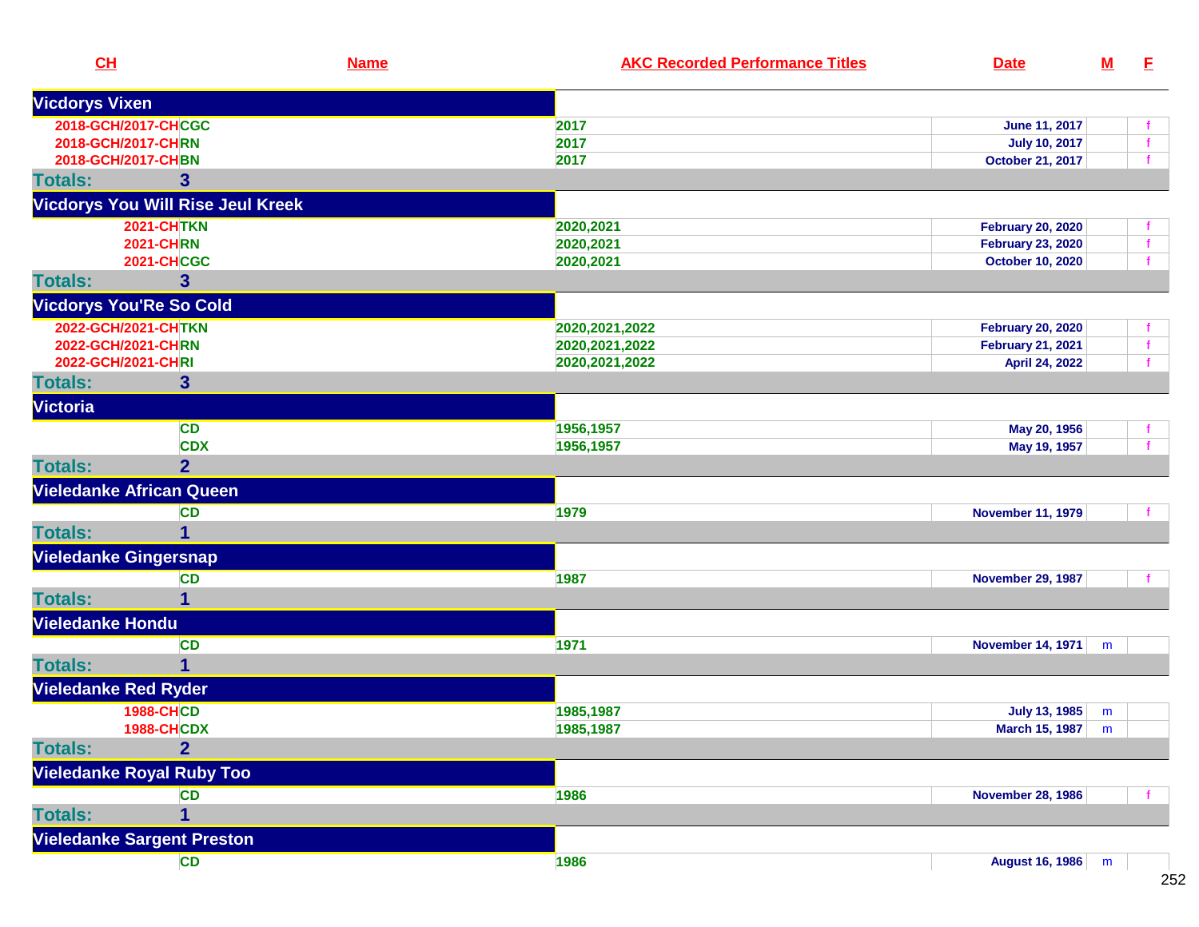| CH | Name | AKC Recorded Performance Titles | Date | M | F |
|---|---|---|---|---|---|
| **Vicdorys Vixen** | | | | | |
| 2018-GCH/2017-CH | CGC | 2017 | June 11, 2017 | | f |
| 2018-GCH/2017-CH | RN | 2017 | July 10, 2017 | | f |
| 2018-GCH/2017-CH | BN | 2017 | October 21, 2017 | | f |
| **Totals:** | **3** | | | | |
| **Vicdorys You Will Rise Jeul Kreek** | | | | | |
| 2021-CH | TKN | 2020,2021 | February 20, 2020 | | f |
| 2021-CH | RN | 2020,2021 | February 23, 2020 | | f |
| 2021-CH | CGC | 2020,2021 | October 10, 2020 | | f |
| **Totals:** | **3** | | | | |
| **Vicdorys You'Re So Cold** | | | | | |
| 2022-GCH/2021-CH | TKN | 2020,2021,2022 | February 20, 2020 | | f |
| 2022-GCH/2021-CH | RN | 2020,2021,2022 | February 21, 2021 | | f |
| 2022-GCH/2021-CH | RI | 2020,2021,2022 | April 24, 2022 | | f |
| **Totals:** | **3** | | | | |
| **Victoria** | | | | | |
| | CD | 1956,1957 | May 20, 1956 | | f |
| | CDX | 1956,1957 | May 19, 1957 | | f |
| **Totals:** | **2** | | | | |
| **Vieledanke African Queen** | | | | | |
| | CD | 1979 | November 11, 1979 | | f |
| **Totals:** | **1** | | | | |
| **Vieledanke Gingersnap** | | | | | |
| | CD | 1987 | November 29, 1987 | | f |
| **Totals:** | **1** | | | | |
| **Vieledanke Hondu** | | | | | |
| | CD | 1971 | November 14, 1971 | m | |
| **Totals:** | **1** | | | | |
| **Vieledanke Red Ryder** | | | | | |
| 1988-CH | CD | 1985,1987 | July 13, 1985 | m | |
| 1988-CH | CDX | 1985,1987 | March 15, 1987 | m | |
| **Totals:** | **2** | | | | |
| **Vieledanke Royal Ruby Too** | | | | | |
| | CD | 1986 | November 28, 1986 | | f |
| **Totals:** | **1** | | | | |
| **Vieledanke Sargent Preston** | | | | | |
| | CD | 1986 | August 16, 1986 | m | |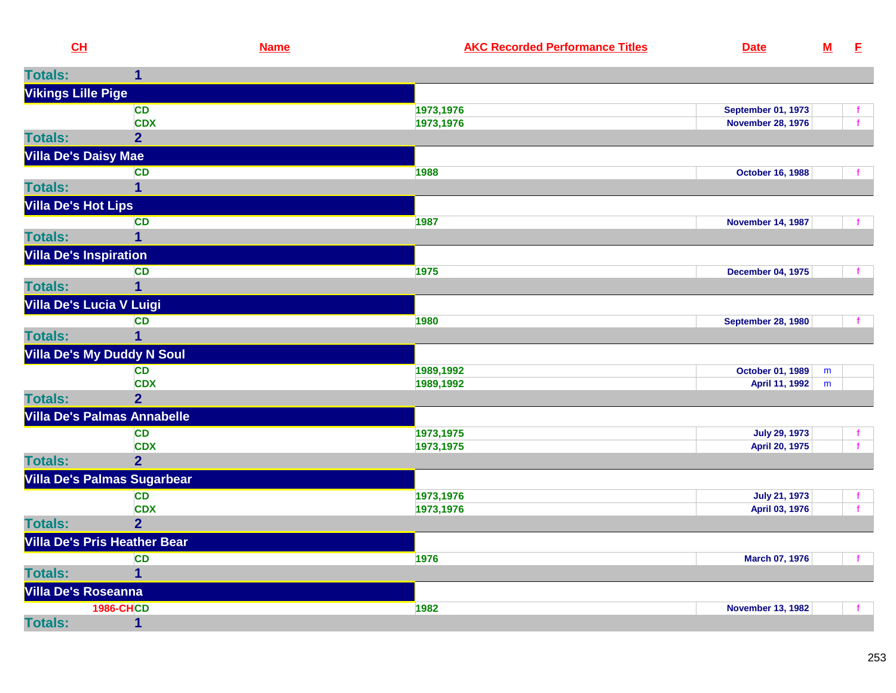| CH | Name | AKC Recorded Performance Titles | Date | M | F |
|---|---|---|---|---|---|
| **Totals:** | **1** | | | | |
| **Vikings Lille Pige** | | | | | |
| | CD | 1973,1976 | September 01, 1973 | | f |
| | CDX | 1973,1976 | November 28, 1976 | | f |
| **Totals:** | **2** | | | | |
| **Villa De's Daisy Mae** | | | | | |
| | CD | 1988 | October 16, 1988 | | f |
| **Totals:** | **1** | | | | |
| **Villa De's Hot Lips** | | | | | |
| | CD | 1987 | November 14, 1987 | | f |
| **Totals:** | **1** | | | | |
| **Villa De's Inspiration** | | | | | |
| | CD | 1975 | December 04, 1975 | | f |
| **Totals:** | **1** | | | | |
| **Villa De's Lucia V Luigi** | | | | | |
| | CD | 1980 | September 28, 1980 | | f |
| **Totals:** | **1** | | | | |
| **Villa De's My Duddy N Soul** | | | | | |
| | CD | 1989,1992 | October 01, 1989 | m | |
| | CDX | 1989,1992 | April 11, 1992 | m | |
| **Totals:** | **2** | | | | |
| **Villa De's Palmas Annabelle** | | | | | |
| | CD | 1973,1975 | July 29, 1973 | | f |
| | CDX | 1973,1975 | April 20, 1975 | | f |
| **Totals:** | **2** | | | | |
| **Villa De's Palmas Sugarbear** | | | | | |
| | CD | 1973,1976 | July 21, 1973 | | f |
| | CDX | 1973,1976 | April 03, 1976 | | f |
| **Totals:** | **2** | | | | |
| **Villa De's Pris Heather Bear** | | | | | |
| | CD | 1976 | March 07, 1976 | | f |
| **Totals:** | **1** | | | | |
| **Villa De's Roseanna** | | | | | |
| 1986-CH | CD | 1982 | November 13, 1982 | | f |
| **Totals:** | **1** | | | | |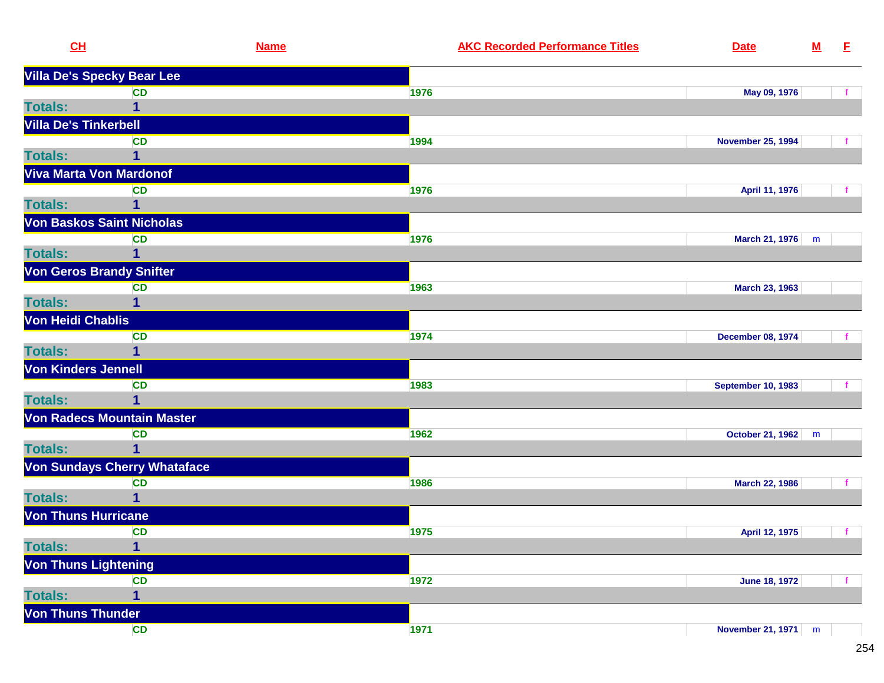| CH | Name | AKC Recorded Performance Titles | Date | M | F |
|---|---|---|---|---|---|
| **Villa De's Specky Bear Lee** | | | | | |
| | CD | 1976 | May 09, 1976 | | f |
| **Totals:** | **1** | | | | |
| **Villa De's Tinkerbell** | | | | | |
| | CD | 1994 | November 25, 1994 | | f |
| **Totals:** | **1** | | | | |
| **Viva Marta Von Mardonof** | | | | | |
| | CD | 1976 | April 11, 1976 | | f |
| **Totals:** | **1** | | | | |
| **Von Baskos Saint Nicholas** | | | | | |
| | CD | 1976 | March 21, 1976 | m | |
| **Totals:** | **1** | | | | |
| **Von Geros Brandy Snifter** | | | | | |
| | CD | 1963 | March 23, 1963 | | |
| **Totals:** | **1** | | | | |
| **Von Heidi Chablis** | | | | | |
| | CD | 1974 | December 08, 1974 | | f |
| **Totals:** | **1** | | | | |
| **Von Kinders Jennell** | | | | | |
| | CD | 1983 | September 10, 1983 | | f |
| **Totals:** | **1** | | | | |
| **Von Radecs Mountain Master** | | | | | |
| | CD | 1962 | October 21, 1962 | m | |
| **Totals:** | **1** | | | | |
| **Von Sundays Cherry Whataface** | | | | | |
| | CD | 1986 | March 22, 1986 | | f |
| **Totals:** | **1** | | | | |
| **Von Thuns Hurricane** | | | | | |
| | CD | 1975 | April 12, 1975 | | f |
| **Totals:** | **1** | | | | |
| **Von Thuns Lightening** | | | | | |
| | CD | 1972 | June 18, 1972 | | f |
| **Totals:** | **1** | | | | |
| **Von Thuns Thunder** | | | | | |
| | CD | 1971 | November 21, 1971 | m | |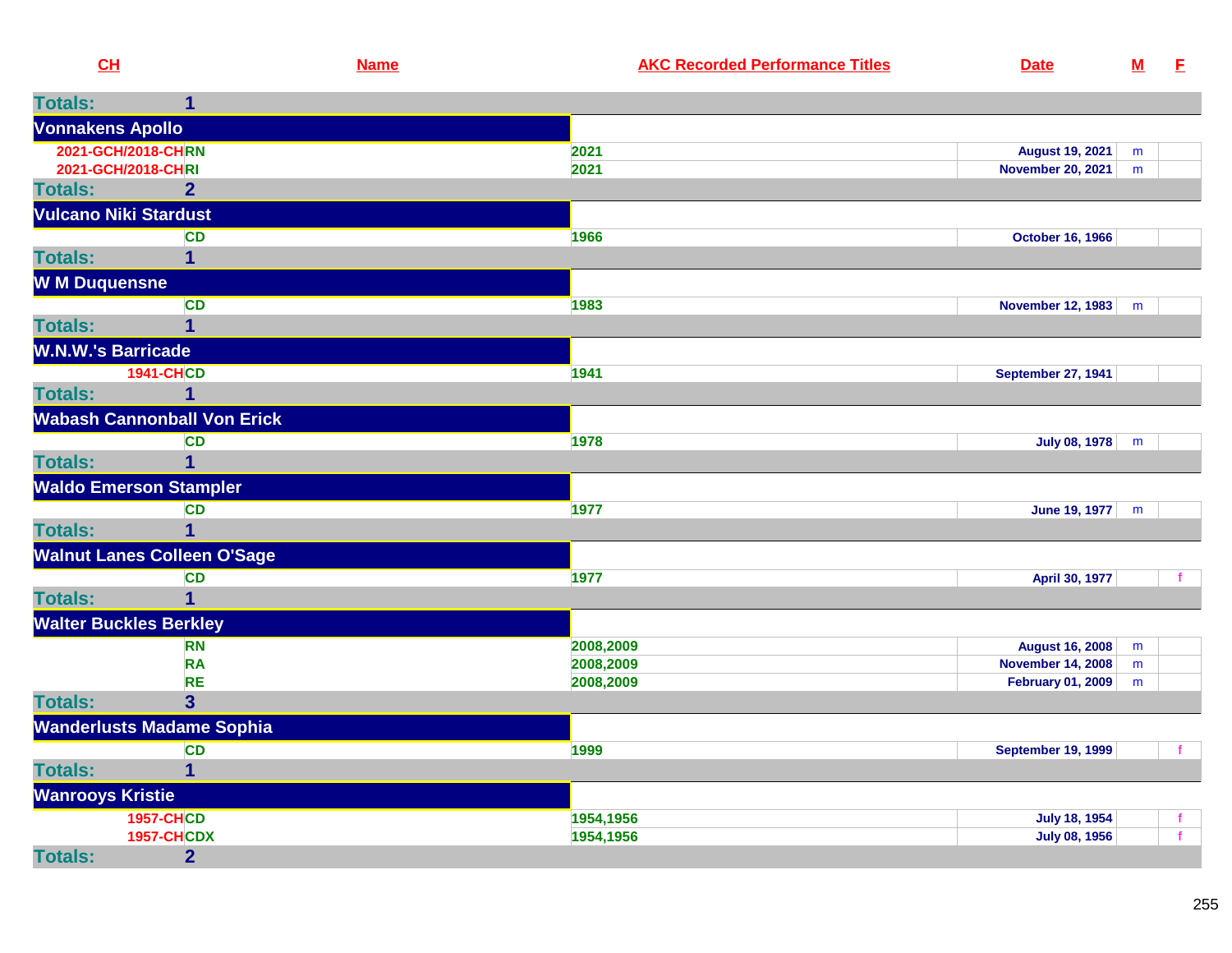| CH | Name | AKC Recorded Performance Titles | Date | M | F |
|---|---|---|---|---|---|
| **Totals:** | **1** | | | | |
| **Vonnakens Apollo** | | | | | |
| 2021-GCH/2018-CH | RN | 2021 | August 19, 2021 | m | |
| 2021-GCH/2018-CH | RI | 2021 | November 20, 2021 | m | |
| **Totals:** | **2** | | | | |
| **Vulcano Niki Stardust** | | | | | |
| | CD | 1966 | October 16, 1966 | | |
| **Totals:** | **1** | | | | |
| **W M Duquensne** | | | | | |
| | CD | 1983 | November 12, 1983 | m | |
| **Totals:** | **1** | | | | |
| **W.N.W.'s Barricade** | | | | | |
| 1941-CH | CD | 1941 | September 27, 1941 | | |
| **Totals:** | **1** | | | | |
| **Wabash Cannonball Von Erick** | | | | | |
| | CD | 1978 | July 08, 1978 | m | |
| **Totals:** | **1** | | | | |
| **Waldo Emerson Stampler** | | | | | |
| | CD | 1977 | June 19, 1977 | m | |
| **Totals:** | **1** | | | | |
| **Walnut Lanes Colleen O'Sage** | | | | | |
| | CD | 1977 | April 30, 1977 | | f |
| **Totals:** | **1** | | | | |
| **Walter Buckles Berkley** | | | | | |
| | RN | 2008,2009 | August 16, 2008 | m | |
| | RA | 2008,2009 | November 14, 2008 | m | |
| | RE | 2008,2009 | February 01, 2009 | m | |
| **Totals:** | **3** | | | | |
| **Wanderlusts Madame Sophia** | | | | | |
| | CD | 1999 | September 19, 1999 | | f |
| **Totals:** | **1** | | | | |
| **Wanrooys Kristie** | | | | | |
| 1957-CH | CD | 1954,1956 | July 18, 1954 | | f |
| 1957-CH | CDX | 1954,1956 | July 08, 1956 | | f |
| **Totals:** | **2** | | | | |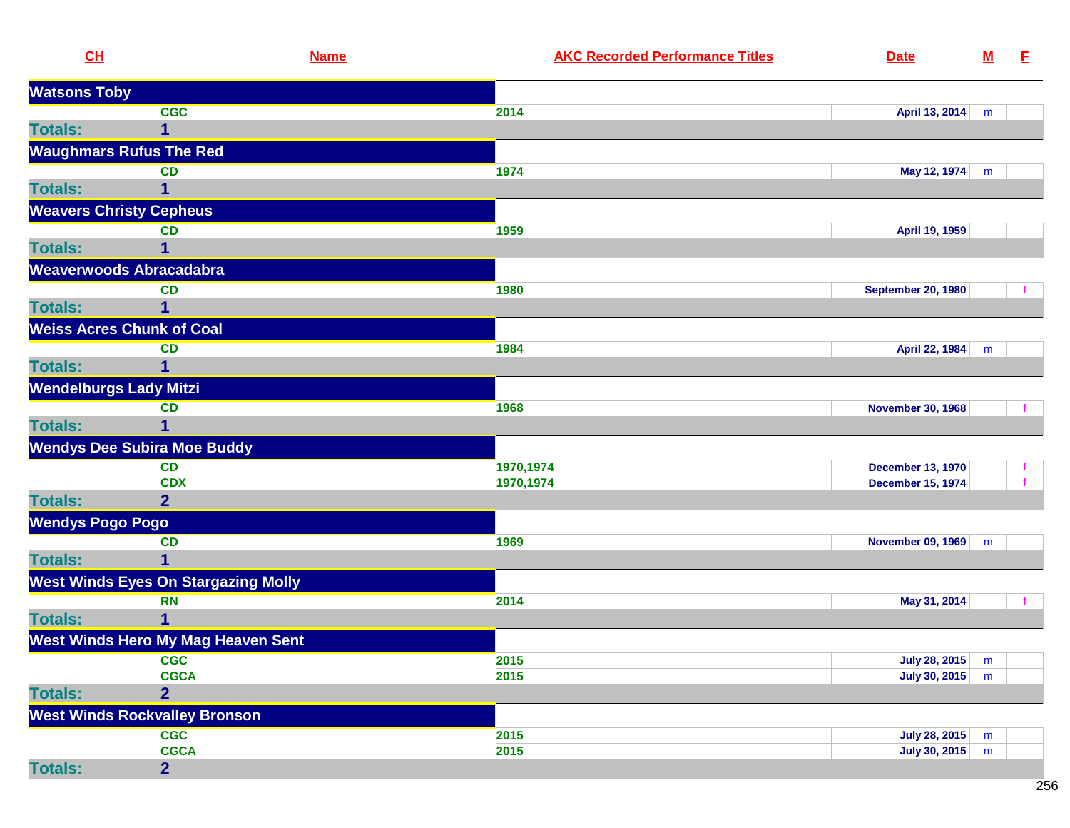| CH | Name | AKC Recorded Performance Titles | Date | M | F |
|---|---|---|---|---|---|
| **Watsons Toby** | | | | | |
| | CGC | 2014 | April 13, 2014 | m | |
| **Totals:** | **1** | | | | |
| **Waughmars Rufus The Red** | | | | | |
| | CD | 1974 | May 12, 1974 | m | |
| **Totals:** | **1** | | | | |
| **Weavers Christy Cepheus** | | | | | |
| | CD | 1959 | April 19, 1959 | | |
| **Totals:** | **1** | | | | |
| **Weaverwoods Abracadabra** | | | | | |
| | CD | 1980 | September 20, 1980 | | f |
| **Totals:** | **1** | | | | |
| **Weiss Acres Chunk of Coal** | | | | | |
| | CD | 1984 | April 22, 1984 | m | |
| **Totals:** | **1** | | | | |
| **Wendelburgs Lady Mitzi** | | | | | |
| | CD | 1968 | November 30, 1968 | | f |
| **Totals:** | **1** | | | | |
| **Wendys Dee Subira Moe Buddy** | | | | | |
| | CD | 1970,1974 | December 13, 1970 | | f |
| | CDX | 1970,1974 | December 15, 1974 | | f |
| **Totals:** | **2** | | | | |
| **Wendys Pogo Pogo** | | | | | |
| | CD | 1969 | November 09, 1969 | m | |
| **Totals:** | **1** | | | | |
| **West Winds Eyes On Stargazing Molly** | | | | | |
| | RN | 2014 | May 31, 2014 | | f |
| **Totals:** | **1** | | | | |
| **West Winds Hero My Mag Heaven Sent** | | | | | |
| | CGC | 2015 | July 28, 2015 | m | |
| | CGCA | 2015 | July 30, 2015 | m | |
| **Totals:** | **2** | | | | |
| **West Winds Rockvalley Bronson** | | | | | |
| | CGC | 2015 | July 28, 2015 | m | |
| | CGCA | 2015 | July 30, 2015 | m | |
| **Totals:** | **2** | | | | |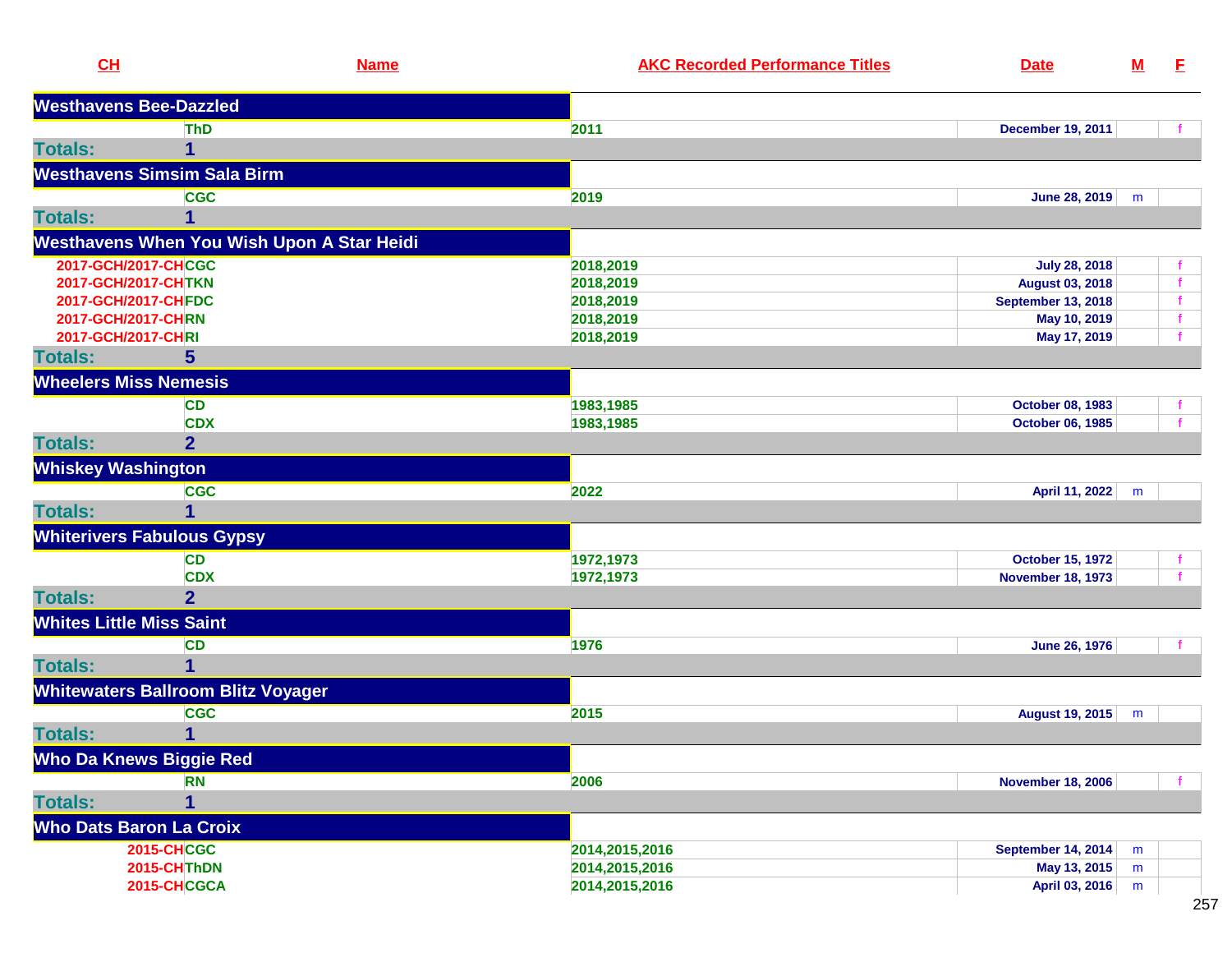| CH | Name | AKC Recorded Performance Titles | Date | M | F |
|---|---|---|---|---|---|
| **Westhavens Bee-Dazzled** | | | | | |
| | ThD | 2011 | December 19, 2011 | | f |
| **Totals:** | **1** | | | | |
| **Westhavens Simsim Sala Birm** | | | | | |
| | CGC | 2019 | June 28, 2019 | m | |
| **Totals:** | **1** | | | | |
| **Westhavens When You Wish Upon A Star Heidi** | | | | | |
| 2017-GCH/2017-CH | CGC | 2018,2019 | July 28, 2018 | | f |
| 2017-GCH/2017-CH | TKN | 2018,2019 | August 03, 2018 | | f |
| 2017-GCH/2017-CH | FDC | 2018,2019 | September 13, 2018 | | f |
| 2017-GCH/2017-CH | RN | 2018,2019 | May 10, 2019 | | f |
| 2017-GCH/2017-CH | RI | 2018,2019 | May 17, 2019 | | f |
| **Totals:** | **5** | | | | |
| **Wheelers Miss Nemesis** | | | | | |
| | CD | 1983,1985 | October 08, 1983 | | f |
| | CDX | 1983,1985 | October 06, 1985 | | f |
| **Totals:** | **2** | | | | |
| **Whiskey Washington** | | | | | |
| | CGC | 2022 | April 11, 2022 | m | |
| **Totals:** | **1** | | | | |
| **Whiterivers Fabulous Gypsy** | | | | | |
| | CD | 1972,1973 | October 15, 1972 | | f |
| | CDX | 1972,1973 | November 18, 1973 | | f |
| **Totals:** | **2** | | | | |
| **Whites Little Miss Saint** | | | | | |
| | CD | 1976 | June 26, 1976 | | f |
| **Totals:** | **1** | | | | |
| **Whitewaters Ballroom Blitz Voyager** | | | | | |
| | CGC | 2015 | August 19, 2015 | m | |
| **Totals:** | **1** | | | | |
| **Who Da Knews Biggie Red** | | | | | |
| | RN | 2006 | November 18, 2006 | | f |
| **Totals:** | **1** | | | | |
| **Who Dats Baron La Croix** | | | | | |
| 2015-CH | CGC | 2014,2015,2016 | September 14, 2014 | m | |
| 2015-CH | ThDN | 2014,2015,2016 | May 13, 2015 | m | |
| 2015-CH | CGCA | 2014,2015,2016 | April 03, 2016 | m | |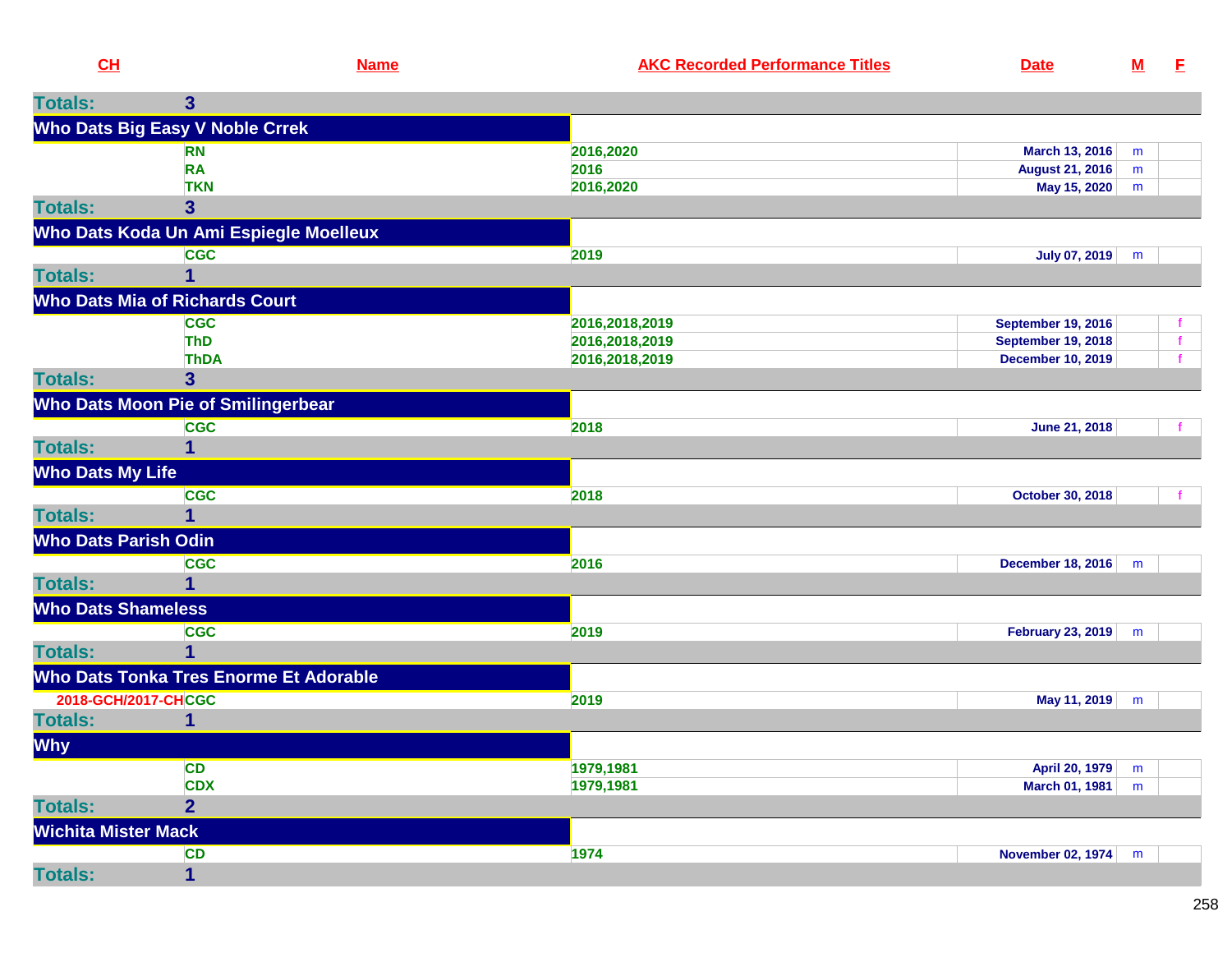| CH | Name | AKC Recorded Performance Titles | Date | M | F |
|---|---|---|---|---|---|
| **Totals:** | **3** | | | | |
| **Who Dats Big Easy V Noble Crrek** | | | | | |
| | RN | 2016,2020 | March 13, 2016 | m | |
| | RA | 2016 | August 21, 2016 | m | |
| | TKN | 2016,2020 | May 15, 2020 | m | |
| **Totals:** | **3** | | | | |
| **Who Dats Koda Un Ami Espiegle Moelleux** | | | | | |
| | CGC | 2019 | July 07, 2019 | m | |
| **Totals:** | **1** | | | | |
| **Who Dats Mia of Richards Court** | | | | | |
| | CGC | 2016,2018,2019 | September 19, 2016 | | f |
| | ThD | 2016,2018,2019 | September 19, 2018 | | f |
| | ThDA | 2016,2018,2019 | December 10, 2019 | | f |
| **Totals:** | **3** | | | | |
| **Who Dats Moon Pie of Smilingerbear** | | | | | |
| | CGC | 2018 | June 21, 2018 | | f |
| **Totals:** | **1** | | | | |
| **Who Dats My Life** | | | | | |
| | CGC | 2018 | October 30, 2018 | | f |
| **Totals:** | **1** | | | | |
| **Who Dats Parish Odin** | | | | | |
| | CGC | 2016 | December 18, 2016 | m | |
| **Totals:** | **1** | | | | |
| **Who Dats Shameless** | | | | | |
| | CGC | 2019 | February 23, 2019 | m | |
| **Totals:** | **1** | | | | |
| **Who Dats Tonka Tres Enorme Et Adorable** | | | | | |
| 2018-GCH/2017-CH | CGC | 2019 | May 11, 2019 | m | |
| **Totals:** | **1** | | | | |
| **Why** | | | | | |
| | CD | 1979,1981 | April 20, 1979 | m | |
| | CDX | 1979,1981 | March 01, 1981 | m | |
| **Totals:** | **2** | | | | |
| **Wichita Mister Mack** | | | | | |
| | CD | 1974 | November 02, 1974 | m | |
| **Totals:** | **1** | | | | |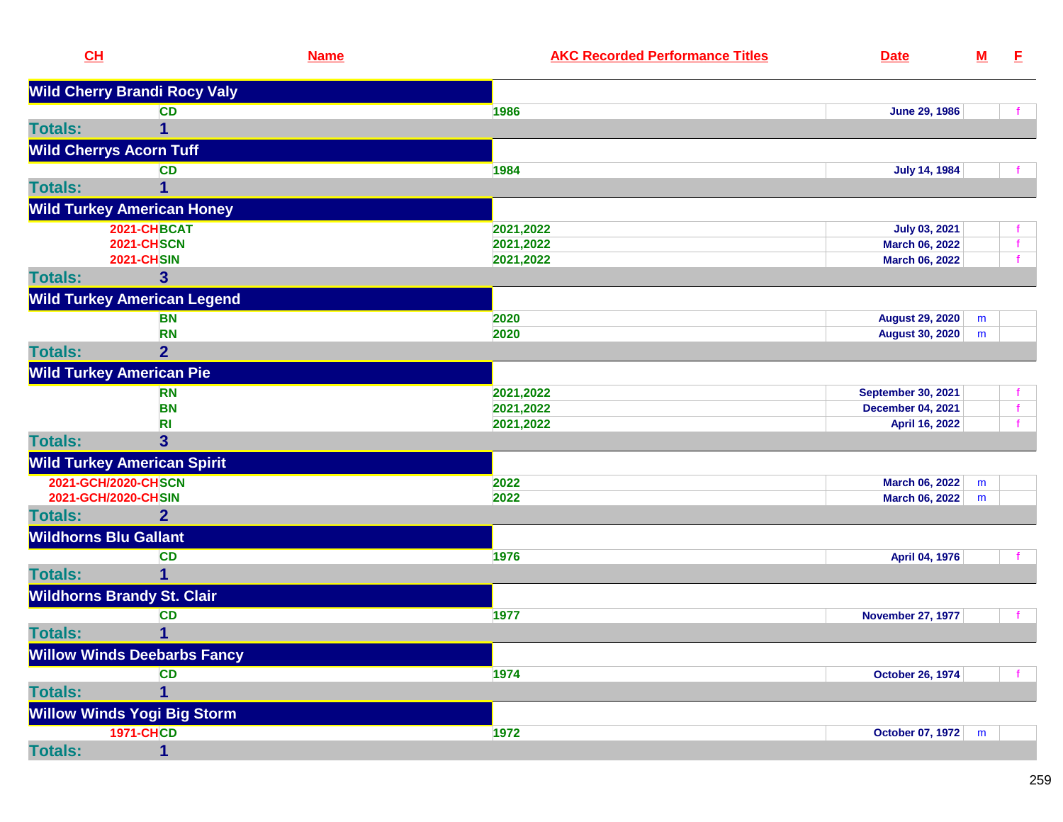| CH | Name | AKC Recorded Performance Titles | Date | M | F |
|---|---|---|---|---|---|
| **Wild Cherry Brandi Rocy Valy** | | | | | |
| | CD | 1986 | June 29, 1986 | | f |
| **Totals:** | 1 | | | | |
| **Wild Cherrys Acorn Tuff** | | | | | |
| | CD | 1984 | July 14, 1984 | | f |
| **Totals:** | 1 | | | | |
| **Wild Turkey American Honey** | | | | | |
| 2021-CH | BCAT | 2021,2022 | July 03, 2021 | | f |
| 2021-CH | SCN | 2021,2022 | March 06, 2022 | | f |
| 2021-CH | SIN | 2021,2022 | March 06, 2022 | | f |
| **Totals:** | 3 | | | | |
| **Wild Turkey American Legend** | | | | | |
| | BN | 2020 | August 29, 2020 | m | |
| | RN | 2020 | August 30, 2020 | m | |
| **Totals:** | 2 | | | | |
| **Wild Turkey American Pie** | | | | | |
| | RN | 2021,2022 | September 30, 2021 | | f |
| | BN | 2021,2022 | December 04, 2021 | | f |
| | RI | 2021,2022 | April 16, 2022 | | f |
| **Totals:** | 3 | | | | |
| **Wild Turkey American Spirit** | | | | | |
| 2021-GCH/2020-CH | SCN | 2022 | March 06, 2022 | m | |
| 2021-GCH/2020-CH | SIN | 2022 | March 06, 2022 | m | |
| **Totals:** | 2 | | | | |
| **Wildhorns Blu Gallant** | | | | | |
| | CD | 1976 | April 04, 1976 | | f |
| **Totals:** | 1 | | | | |
| **Wildhorns Brandy St. Clair** | | | | | |
| | CD | 1977 | November 27, 1977 | | f |
| **Totals:** | 1 | | | | |
| **Willow Winds Deebarbs Fancy** | | | | | |
| | CD | 1974 | October 26, 1974 | | f |
| **Totals:** | 1 | | | | |
| **Willow Winds Yogi Big Storm** | | | | | |
| 1971-CH | CD | 1972 | October 07, 1972 | m | |
| **Totals:** | 1 | | | | |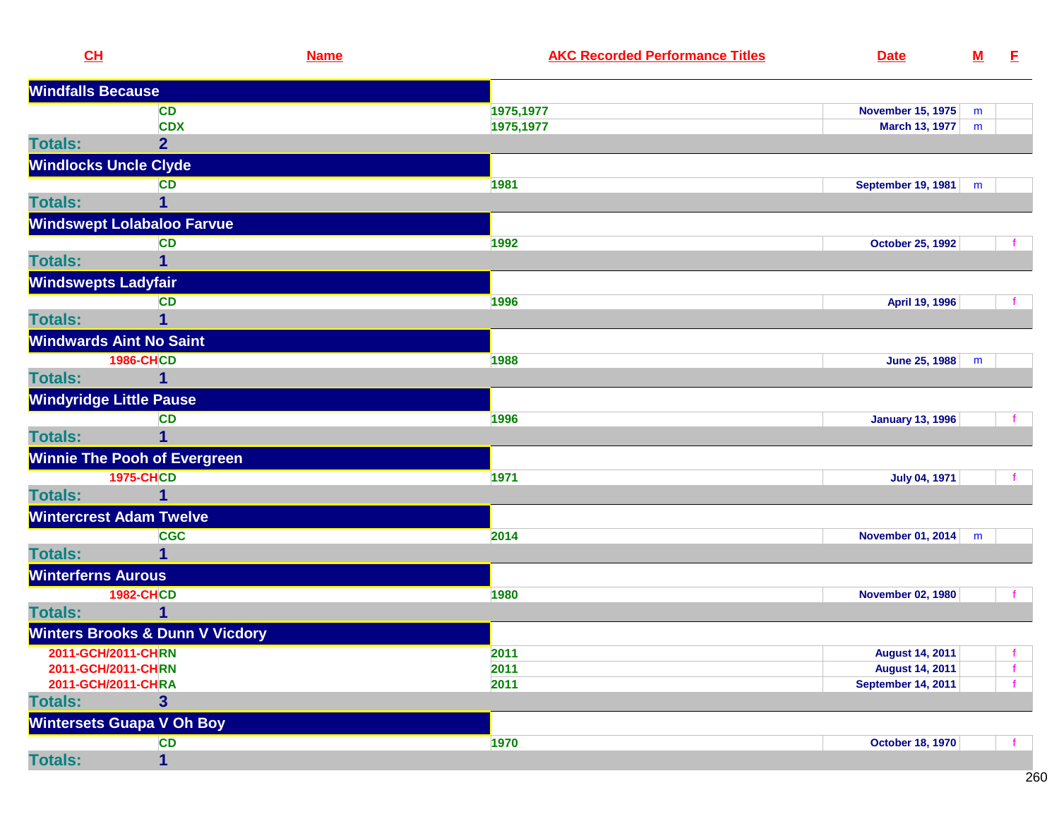| CH | Name | AKC Recorded Performance Titles | Date | M | F |
|---|---|---|---|---|---|
| **Windfalls Because** | | | | | |
| | CD | 1975,1977 | November 15, 1975 | m | |
| | CDX | 1975,1977 | March 13, 1977 | m | |
| **Totals:** | **2** | | | | |
| **Windlocks Uncle Clyde** | | | | | |
| | CD | 1981 | September 19, 1981 | m | |
| **Totals:** | **1** | | | | |
| **Windswept Lolabaloo Farvue** | | | | | |
| | CD | 1992 | October 25, 1992 | | f |
| **Totals:** | **1** | | | | |
| **Windswepts Ladyfair** | | | | | |
| | CD | 1996 | April 19, 1996 | | f |
| **Totals:** | **1** | | | | |
| **Windwards Aint No Saint** | | | | | |
| 1986-CH | CD | 1988 | June 25, 1988 | m | |
| **Totals:** | **1** | | | | |
| **Windyridge Little Pause** | | | | | |
| | CD | 1996 | January 13, 1996 | | f |
| **Totals:** | **1** | | | | |
| **Winnie The Pooh of Evergreen** | | | | | |
| 1975-CH | CD | 1971 | July 04, 1971 | | f |
| **Totals:** | **1** | | | | |
| **Wintercrest Adam Twelve** | | | | | |
| | CGC | 2014 | November 01, 2014 | m | |
| **Totals:** | **1** | | | | |
| **Winterferns Aurous** | | | | | |
| 1982-CH | CD | 1980 | November 02, 1980 | | f |
| **Totals:** | **1** | | | | |
| **Winters Brooks & Dunn V Vicdory** | | | | | |
| 2011-GCH/2011-CH | RN | 2011 | August 14, 2011 | | f |
| 2011-GCH/2011-CH | RN | 2011 | August 14, 2011 | | f |
| 2011-GCH/2011-CH | RA | 2011 | September 14, 2011 | | f |
| **Totals:** | **3** | | | | |
| **Wintersets Guapa V Oh Boy** | | | | | |
| | CD | 1970 | October 18, 1970 | | f |
| **Totals:** | **1** | | | | |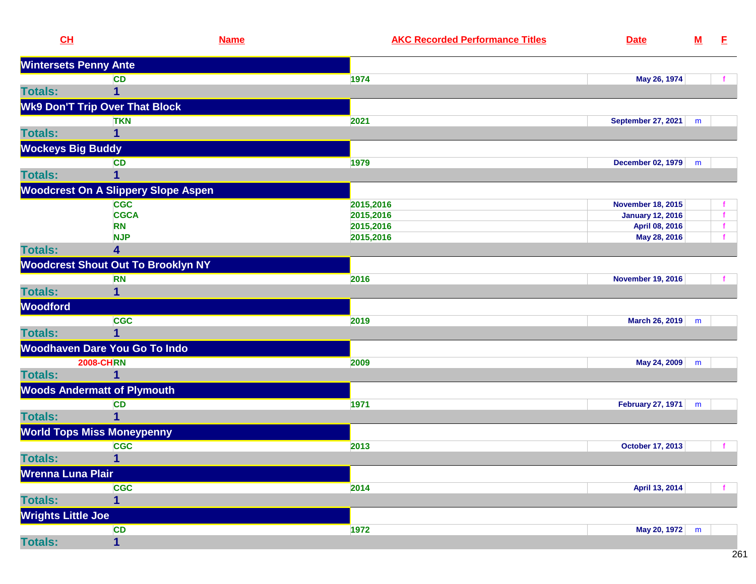| CH | Name | AKC Recorded Performance Titles | Date | M | F |
|---|---|---|---|---|---|
| **Wintersets Penny Ante** | | | | | |
| | CD | 1974 | May 26, 1974 | | f |
| **Totals:** | 1 | | | | |
| **Wk9 Don'T Trip Over That Block** | | | | | |
| | TKN | 2021 | September 27, 2021 | m | |
| **Totals:** | 1 | | | | |
| **Wockeys Big Buddy** | | | | | |
| | CD | 1979 | December 02, 1979 | m | |
| **Totals:** | 1 | | | | |
| **Woodcrest On A Slippery Slope Aspen** | | | | | |
| | CGC | 2015,2016 | November 18, 2015 | | f |
| | CGCA | 2015,2016 | January 12, 2016 | | f |
| | RN | 2015,2016 | April 08, 2016 | | f |
| | NJP | 2015,2016 | May 28, 2016 | | f |
| **Totals:** | 4 | | | | |
| **Woodcrest Shout Out To Brooklyn NY** | | | | | |
| | RN | 2016 | November 19, 2016 | | f |
| **Totals:** | 1 | | | | |
| **Woodford** | | | | | |
| | CGC | 2019 | March 26, 2019 | m | |
| **Totals:** | 1 | | | | |
| **Woodhaven Dare You Go To Indo** | | | | | |
| 2008-CH | RN | 2009 | May 24, 2009 | m | |
| **Totals:** | 1 | | | | |
| **Woods Andermatt of Plymouth** | | | | | |
| | CD | 1971 | February 27, 1971 | m | |
| **Totals:** | 1 | | | | |
| **World Tops Miss Moneypenny** | | | | | |
| | CGC | 2013 | October 17, 2013 | | f |
| **Totals:** | 1 | | | | |
| **Wrenna Luna Plair** | | | | | |
| | CGC | 2014 | April 13, 2014 | | f |
| **Totals:** | 1 | | | | |
| **Wrights Little Joe** | | | | | |
| | CD | 1972 | May 20, 1972 | m | |
| **Totals:** | 1 | | | | |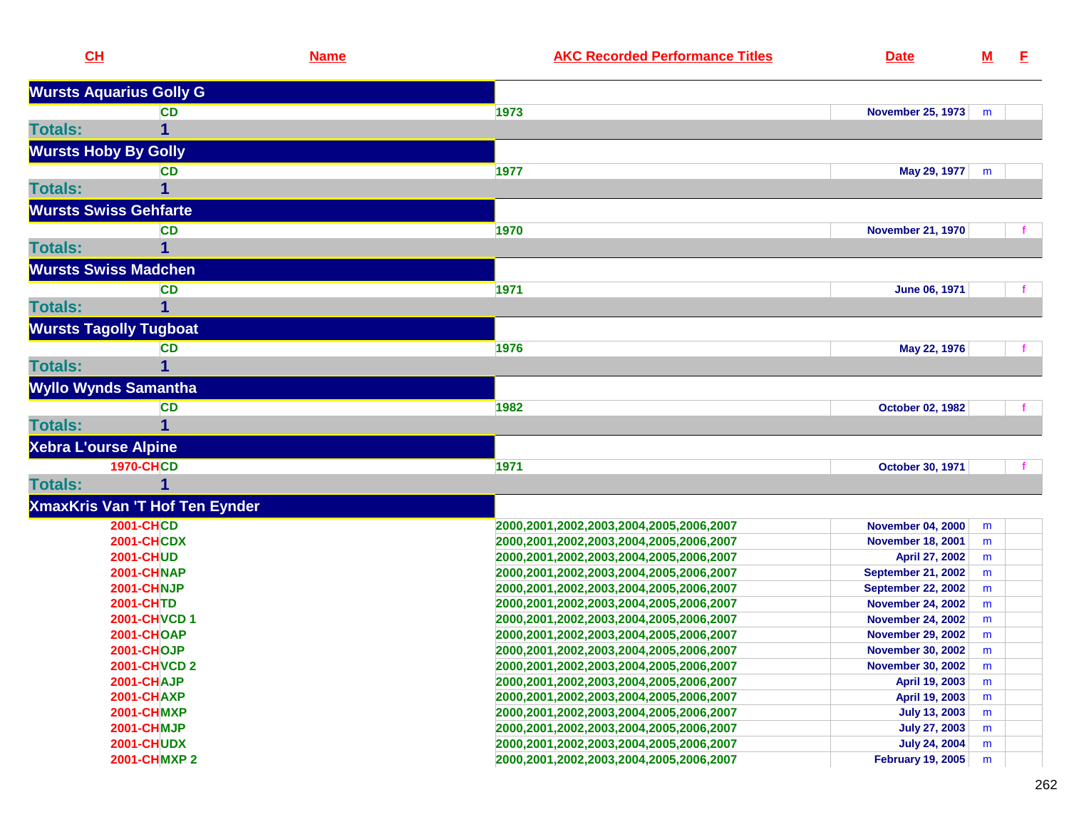| CH | Name | AKC Recorded Performance Titles | Date | M | F |
|---|---|---|---|---|---|
| **Wursts Aquarius Golly G** | | | | | |
| | CD | 1973 | November 25, 1973 | m | |
| **Totals:** | 1 | | | | |
| **Wursts Hoby By Golly** | | | | | |
| | CD | 1977 | May 29, 1977 | m | |
| **Totals:** | 1 | | | | |
| **Wursts Swiss Gehfarte** | | | | | |
| | CD | 1970 | November 21, 1970 | | f |
| **Totals:** | 1 | | | | |
| **Wursts Swiss Madchen** | | | | | |
| | CD | 1971 | June 06, 1971 | | f |
| **Totals:** | 1 | | | | |
| **Wursts Tagolly Tugboat** | | | | | |
| | CD | 1976 | May 22, 1976 | | f |
| **Totals:** | 1 | | | | |
| **Wyllo Wynds Samantha** | | | | | |
| | CD | 1982 | October 02, 1982 | | f |
| **Totals:** | 1 | | | | |
| **Xebra L'ourse Alpine** | | | | | |
| 1970-CH | CD | 1971 | October 30, 1971 | | f |
| **Totals:** | 1 | | | | |
| **XmaxKris Van 'T Hof Ten Eynder** | | | | | |
| 2001-CH | CD | 2000,2001,2002,2003,2004,2005,2006,2007 | November 04, 2000 | m | |
| 2001-CH | CDX | 2000,2001,2002,2003,2004,2005,2006,2007 | November 18, 2001 | m | |
| 2001-CH | UD | 2000,2001,2002,2003,2004,2005,2006,2007 | April 27, 2002 | m | |
| 2001-CH | NAP | 2000,2001,2002,2003,2004,2005,2006,2007 | September 21, 2002 | m | |
| 2001-CH | NJP | 2000,2001,2002,2003,2004,2005,2006,2007 | September 22, 2002 | m | |
| 2001-CH | TD | 2000,2001,2002,2003,2004,2005,2006,2007 | November 24, 2002 | m | |
| 2001-CH | VCD 1 | 2000,2001,2002,2003,2004,2005,2006,2007 | November 24, 2002 | m | |
| 2001-CH | OAP | 2000,2001,2002,2003,2004,2005,2006,2007 | November 29, 2002 | m | |
| 2001-CH | OJP | 2000,2001,2002,2003,2004,2005,2006,2007 | November 30, 2002 | m | |
| 2001-CH | VCD 2 | 2000,2001,2002,2003,2004,2005,2006,2007 | November 30, 2002 | m | |
| 2001-CH | AJP | 2000,2001,2002,2003,2004,2005,2006,2007 | April 19, 2003 | m | |
| 2001-CH | AXP | 2000,2001,2002,2003,2004,2005,2006,2007 | April 19, 2003 | m | |
| 2001-CH | MXP | 2000,2001,2002,2003,2004,2005,2006,2007 | July 13, 2003 | m | |
| 2001-CH | MJP | 2000,2001,2002,2003,2004,2005,2006,2007 | July 27, 2003 | m | |
| 2001-CH | UDX | 2000,2001,2002,2003,2004,2005,2006,2007 | July 24, 2004 | m | |
| 2001-CH | MXP 2 | 2000,2001,2002,2003,2004,2005,2006,2007 | February 19, 2005 | m | |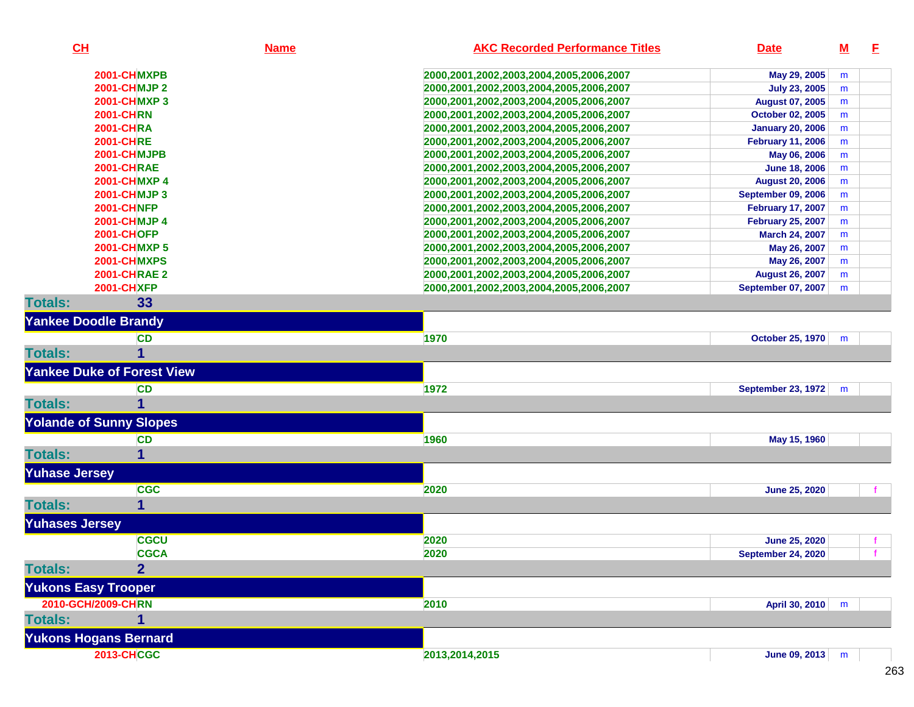| CH | Name | AKC Recorded Performance Titles | Date | M | F |
|---|---|---|---|---|---|
| 2001-CH | MXPB | 2000,2001,2002,2003,2004,2005,2006,2007 | May 29, 2005 | m | |
| 2001-CH | MJP 2 | 2000,2001,2002,2003,2004,2005,2006,2007 | July 23, 2005 | m | |
| 2001-CH | MXP 3 | 2000,2001,2002,2003,2004,2005,2006,2007 | August 07, 2005 | m | |
| 2001-CH | RN | 2000,2001,2002,2003,2004,2005,2006,2007 | October 02, 2005 | m | |
| 2001-CH | RA | 2000,2001,2002,2003,2004,2005,2006,2007 | January 20, 2006 | m | |
| 2001-CH | RE | 2000,2001,2002,2003,2004,2005,2006,2007 | February 11, 2006 | m | |
| 2001-CH | MJPB | 2000,2001,2002,2003,2004,2005,2006,2007 | May 06, 2006 | m | |
| 2001-CH | RAE | 2000,2001,2002,2003,2004,2005,2006,2007 | June 18, 2006 | m | |
| 2001-CH | MXP 4 | 2000,2001,2002,2003,2004,2005,2006,2007 | August 20, 2006 | m | |
| 2001-CH | MJP 3 | 2000,2001,2002,2003,2004,2005,2006,2007 | September 09, 2006 | m | |
| 2001-CH | NFP | 2000,2001,2002,2003,2004,2005,2006,2007 | February 17, 2007 | m | |
| 2001-CH | MJP 4 | 2000,2001,2002,2003,2004,2005,2006,2007 | February 25, 2007 | m | |
| 2001-CH | OFP | 2000,2001,2002,2003,2004,2005,2006,2007 | March 24, 2007 | m | |
| 2001-CH | MXP 5 | 2000,2001,2002,2003,2004,2005,2006,2007 | May 26, 2007 | m | |
| 2001-CH | MXPS | 2000,2001,2002,2003,2004,2005,2006,2007 | May 26, 2007 | m | |
| 2001-CH | RAE 2 | 2000,2001,2002,2003,2004,2005,2006,2007 | August 26, 2007 | m | |
| 2001-CH | XFP | 2000,2001,2002,2003,2004,2005,2006,2007 | September 07, 2007 | m | |
| **Totals:** | **33** | | | | |
| **Yankee Doodle Brandy** | | | | | |
| | CD | 1970 | October 25, 1970 | m | |
| **Totals:** | **1** | | | | |
| **Yankee Duke of Forest View** | | | | | |
| | CD | 1972 | September 23, 1972 | m | |
| **Totals:** | **1** | | | | |
| **Yolande of Sunny Slopes** | | | | | |
| | CD | 1960 | May 15, 1960 | | |
| **Totals:** | **1** | | | | |
| **Yuhase Jersey** | | | | | |
| | CGC | 2020 | June 25, 2020 | | f |
| **Totals:** | **1** | | | | |
| **Yuhases Jersey** | | | | | |
| | CGCU | 2020 | June 25, 2020 | | f |
| | CGCA | 2020 | September 24, 2020 | | f |
| **Totals:** | **2** | | | | |
| **Yukons Easy Trooper** | | | | | |
| 2010-GCH/2009-CH | RN | 2010 | April 30, 2010 | m | |
| **Totals:** | **1** | | | | |
| **Yukons Hogans Bernard** | | | | | |
| 2013-CH | CGC | 2013,2014,2015 | June 09, 2013 | m | |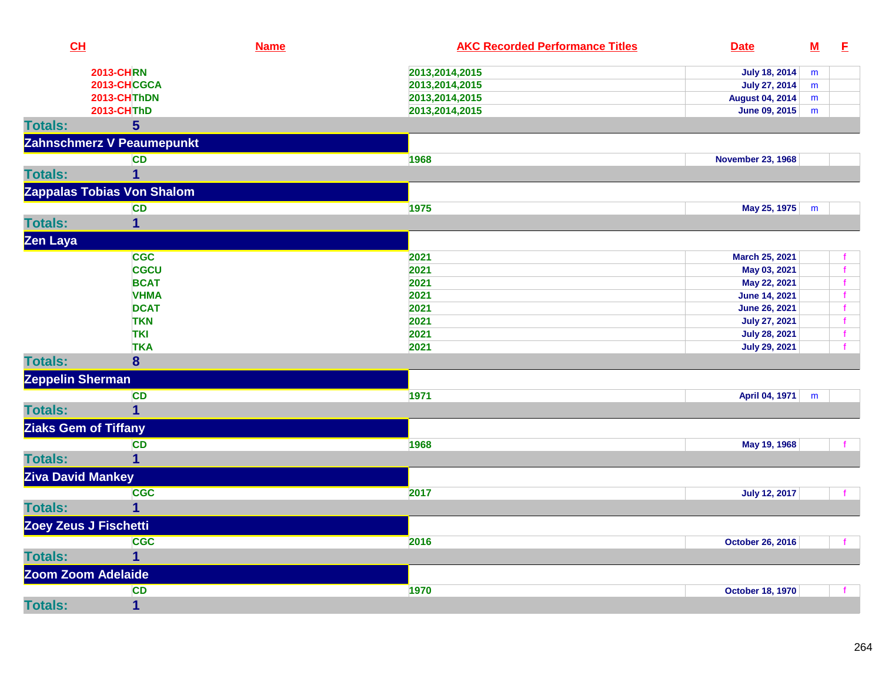| CH | Name | AKC Recorded Performance Titles | Date | M | F |
|---|---|---|---|---|---|
| 2013-CH | RN | 2013,2014,2015 | July 18, 2014 | m | |
| 2013-CH | CGCA | 2013,2014,2015 | July 27, 2014 | m | |
| 2013-CH | ThDN | 2013,2014,2015 | August 04, 2014 | m | |
| 2013-CH | ThD | 2013,2014,2015 | June 09, 2015 | m | |
| **Totals:** | **5** | | | | |
| **Zahnschmerz V Peaumepunkt** | | | | | |
| | CD | 1968 | November 23, 1968 | | |
| **Totals:** | **1** | | | | |
| **Zappalas Tobias Von Shalom** | | | | | |
| | CD | 1975 | May 25, 1975 | m | |
| **Totals:** | **1** | | | | |
| **Zen Laya** | | | | | |
| | CGC | 2021 | March 25, 2021 | | f |
| | CGCU | 2021 | May 03, 2021 | | f |
| | BCAT | 2021 | May 22, 2021 | | f |
| | VHMA | 2021 | June 14, 2021 | | f |
| | DCAT | 2021 | June 26, 2021 | | f |
| | TKN | 2021 | July 27, 2021 | | f |
| | TKI | 2021 | July 28, 2021 | | f |
| | TKA | 2021 | July 29, 2021 | | f |
| **Totals:** | **8** | | | | |
| **Zeppelin Sherman** | | | | | |
| | CD | 1971 | April 04, 1971 | m | |
| **Totals:** | **1** | | | | |
| **Ziaks Gem of Tiffany** | | | | | |
| | CD | 1968 | May 19, 1968 | | f |
| **Totals:** | **1** | | | | |
| **Ziva David Mankey** | | | | | |
| | CGC | 2017 | July 12, 2017 | | f |
| **Totals:** | **1** | | | | |
| **Zoey Zeus J Fischetti** | | | | | |
| | CGC | 2016 | October 26, 2016 | | f |
| **Totals:** | **1** | | | | |
| **Zoom Zoom Adelaide** | | | | | |
| | CD | 1970 | October 18, 1970 | | f |
| **Totals:** | **1** | | | | |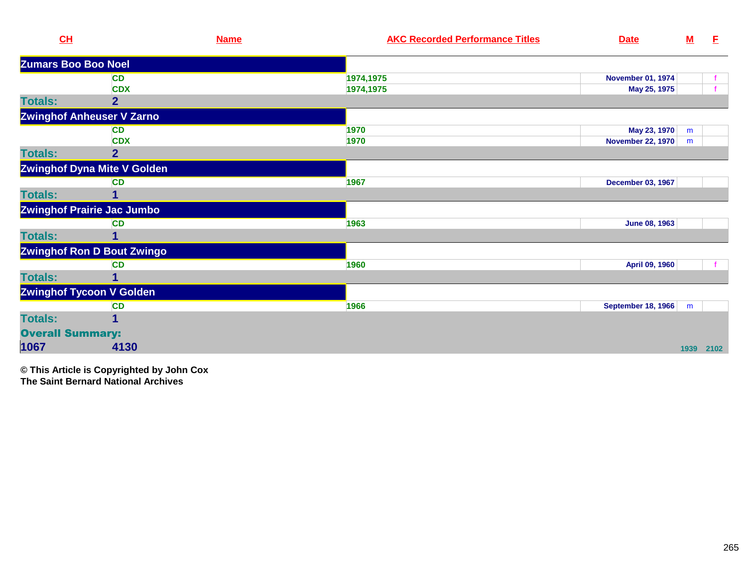| CH | Name | AKC Recorded Performance Titles | Date | M | F |
|---|---|---|---|---|---|
| **Zumars Boo Boo Noel** | | | | | |
| | CD | 1974,1975 | November 01, 1974 | | f |
| | CDX | 1974,1975 | May 25, 1975 | | f |
| **Totals:** | **2** | | | | |
| **Zwinghof Anheuser V Zarno** | | | | | |
| | CD | 1970 | May 23, 1970 | m | |
| | CDX | 1970 | November 22, 1970 | m | |
| **Totals:** | **2** | | | | |
| **Zwinghof Dyna Mite V Golden** | | | | | |
| | CD | 1967 | December 03, 1967 | | |
| **Totals:** | **1** | | | | |
| **Zwinghof Prairie Jac Jumbo** | | | | | |
| | CD | 1963 | June 08, 1963 | | |
| **Totals:** | **1** | | | | |
| **Zwinghof Ron D Bout Zwingo** | | | | | |
| | CD | 1960 | April 09, 1960 | | f |
| **Totals:** | **1** | | | | |
| **Zwinghof Tycoon V Golden** | | | | | |
| | CD | 1966 | September 18, 1966 | m | |
| **Totals:** | **1** | | | | |
| **Overall Summary:** | | | | | |
| **1067** | **4130** | | | 1939 | 2102 |

**© This Article is Copyrighted by John Cox**
**The Saint Bernard National Archives**